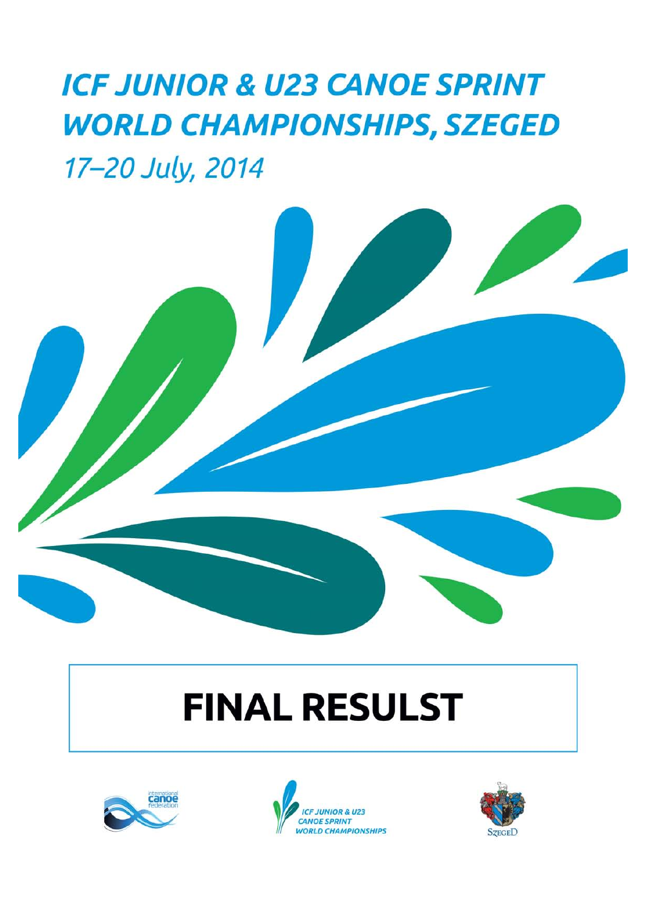# ICF JUNIOR & U23 CANOE SPRINT WORLD CHAMPIONSHIPS, SZEGED

*17–20 July, 2014*

# FINAL RESULST

ICF JUNIOR & U23 CANOE SPRINT WORLD CHAMPIONSHIPS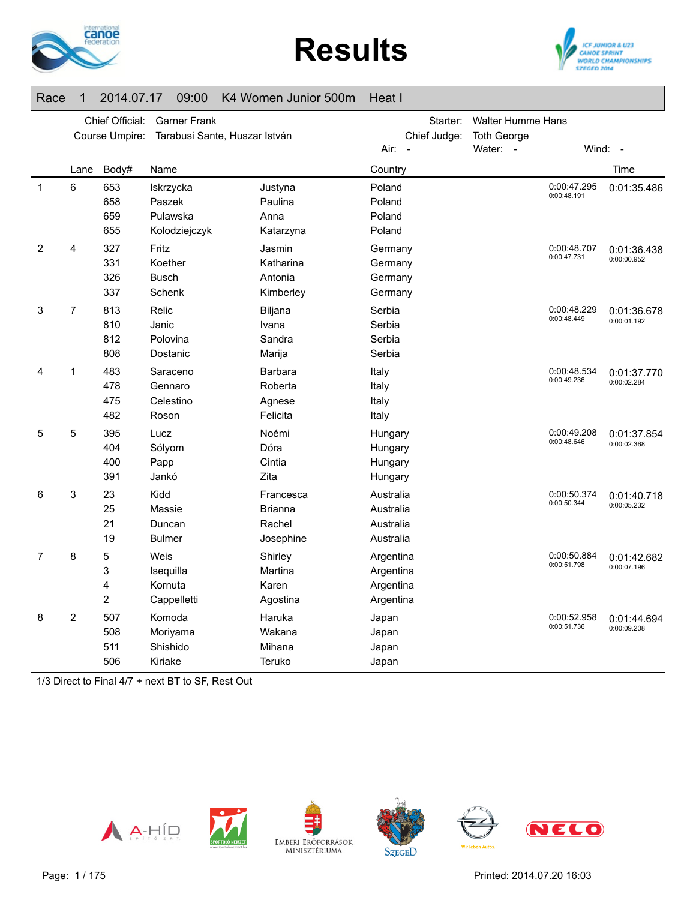# Results

| Race | 1 | 2014.07.17 | 09:00 | K4 Women Junior 500m | Heat I |
|---|---|---|---|---|---|

Chief Official: Garner Frank
Course Umpire: Tarabusi Sante, Huszar István
Starter: Walter Humme Hans
Chief Judge: Toth George
Air: -
Water: -
Wind: -

| | Lane | Body# | Name | | Country | | Time |
|---|---|---|---|---|---|---|---|
| 1 | 6 | 653 | Iskrzycka | Justyna | Poland | 0:00:47.295 | 0:01:35.486 |
| | | 658 | Paszek | Paulina | Poland | 0:00:48.191 | |
| | | 659 | Pulawska | Anna | Poland | | |
| | | 655 | Kolodziejczyk | Katarzyna | Poland | | |
| 2 | 4 | 327 | Fritz | Jasmin | Germany | 0:00:48.707 | 0:01:36.438 |
| | | 331 | Koether | Katharina | Germany | 0:00:47.731 | 0:00:00.952 |
| | | 326 | Busch | Antonia | Germany | | |
| | | 337 | Schenk | Kimberley | Germany | | |
| 3 | 7 | 813 | Relic | Biljana | Serbia | 0:00:48.229 | 0:01:36.678 |
| | | 810 | Janic | Ivana | Serbia | 0:00:48.449 | 0:00:01.192 |
| | | 812 | Polovina | Sandra | Serbia | | |
| | | 808 | Dostanic | Marija | Serbia | | |
| 4 | 1 | 483 | Saraceno | Barbara | Italy | 0:00:48.534 | 0:01:37.770 |
| | | 478 | Gennaro | Roberta | Italy | 0:00:49.236 | 0:00:02.284 |
| | | 475 | Celestino | Agnese | Italy | | |
| | | 482 | Roson | Felicita | Italy | | |
| 5 | 5 | 395 | Lucz | Noémi | Hungary | 0:00:49.208 | 0:01:37.854 |
| | | 404 | Sólyom | Dóra | Hungary | 0:00:48.646 | 0:00:02.368 |
| | | 400 | Papp | Cintia | Hungary | | |
| | | 391 | Jankó | Zita | Hungary | | |
| 6 | 3 | 23 | Kidd | Francesca | Australia | 0:00:50.374 | 0:01:40.718 |
| | | 25 | Massie | Brianna | Australia | 0:00:50.344 | 0:00:05.232 |
| | | 21 | Duncan | Rachel | Australia | | |
| | | 19 | Bulmer | Josephine | Australia | | |
| 7 | 8 | 5 | Weis | Shirley | Argentina | 0:00:50.884 | 0:01:42.682 |
| | | 3 | Isequilla | Martina | Argentina | 0:00:51.798 | 0:00:07.196 |
| | | 4 | Kornuta | Karen | Argentina | | |
| | | 2 | Cappelletti | Agostina | Argentina | | |
| 8 | 2 | 507 | Komoda | Haruka | Japan | 0:00:52.958 | 0:01:44.694 |
| | | 508 | Moriyama | Wakana | Japan | 0:00:51.736 | 0:00:09.208 |
| | | 511 | Shishido | Mihana | Japan | | |
| | | 506 | Kiriake | Teruko | Japan | | |

1/3 Direct to Final 4/7 + next BT to SF, Rest Out

Printed: 2014.07.20 16:03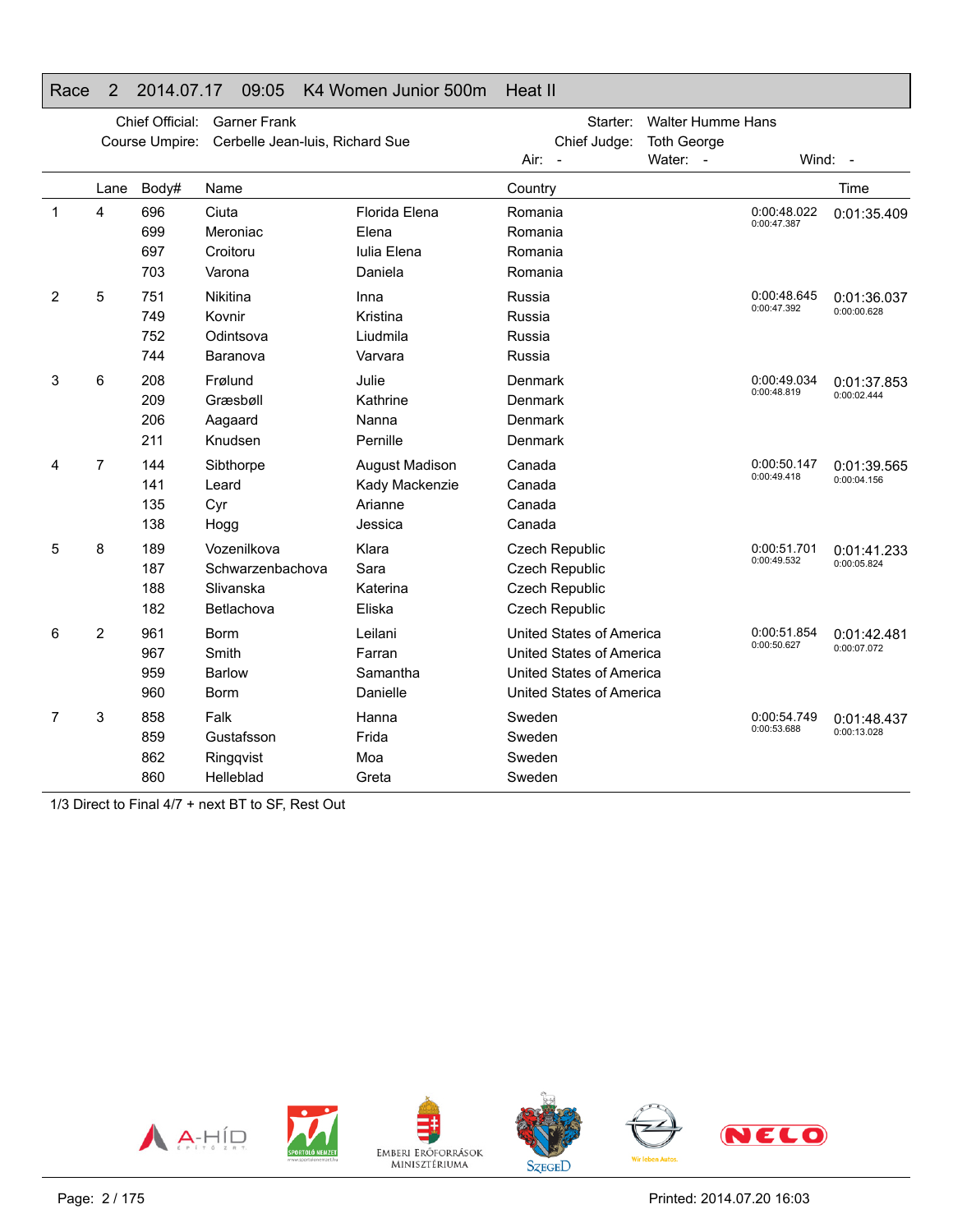## Race 2 2014.07.17 09:05 K4 Women Junior 500m Heat II

Chief Official: Garner Frank
Course Umpire: Cerbelle Jean-luis, Richard Sue
Starter: Walter Humme Hans
Chief Judge: Toth George
Air: - Water: - Wind: -

| | Lane | Body# | Name | | Country | | Time |
|---|---|---|---|---|---|---|---|
| 1 | 4 | 696 | Ciuta | Florida Elena | Romania | 0:00:48.022<br>0:00:47.387 | 0:01:35.409 |
| | | 699 | Meroniac | Elena | Romania | | |
| | | 697 | Croitoru | Iulia Elena | Romania | | |
| | | 703 | Varona | Daniela | Romania | | |
| 2 | 5 | 751 | Nikitina | Inna | Russia | 0:00:48.645<br>0:00:47.392 | 0:01:36.037<br>0:00:00.628 |
| | | 749 | Kovnir | Kristina | Russia | | |
| | | 752 | Odintsova | Liudmila | Russia | | |
| | | 744 | Baranova | Varvara | Russia | | |
| 3 | 6 | 208 | Frølund | Julie | Denmark | 0:00:49.034<br>0:00:48.819 | 0:01:37.853<br>0:00:02.444 |
| | | 209 | Græsbøll | Kathrine | Denmark | | |
| | | 206 | Aagaard | Nanna | Denmark | | |
| | | 211 | Knudsen | Pernille | Denmark | | |
| 4 | 7 | 144 | Sibthorpe | August Madison | Canada | 0:00:50.147<br>0:00:49.418 | 0:01:39.565<br>0:00:04.156 |
| | | 141 | Leard | Kady Mackenzie | Canada | | |
| | | 135 | Cyr | Arianne | Canada | | |
| | | 138 | Hogg | Jessica | Canada | | |
| 5 | 8 | 189 | Vozenilkova | Klara | Czech Republic | 0:00:51.701<br>0:00:49.532 | 0:01:41.233<br>0:00:05.824 |
| | | 187 | Schwarzenbachova | Sara | Czech Republic | | |
| | | 188 | Slivanska | Katerina | Czech Republic | | |
| | | 182 | Betlachova | Eliska | Czech Republic | | |
| 6 | 2 | 961 | Borm | Leilani | United States of America | 0:00:51.854<br>0:00:50.627 | 0:01:42.481<br>0:00:07.072 |
| | | 967 | Smith | Farran | United States of America | | |
| | | 959 | Barlow | Samantha | United States of America | | |
| | | 960 | Borm | Danielle | United States of America | | |
| 7 | 3 | 858 | Falk | Hanna | Sweden | 0:00:54.749<br>0:00:53.688 | 0:01:48.437<br>0:00:13.028 |
| | | 859 | Gustafsson | Frida | Sweden | | |
| | | 862 | Ringqvist | Moa | Sweden | | |
| | | 860 | Helleblad | Greta | Sweden | | |

1/3 Direct to Final 4/7 + next BT to SF, Rest Out

Printed: 2014.07.20 16:03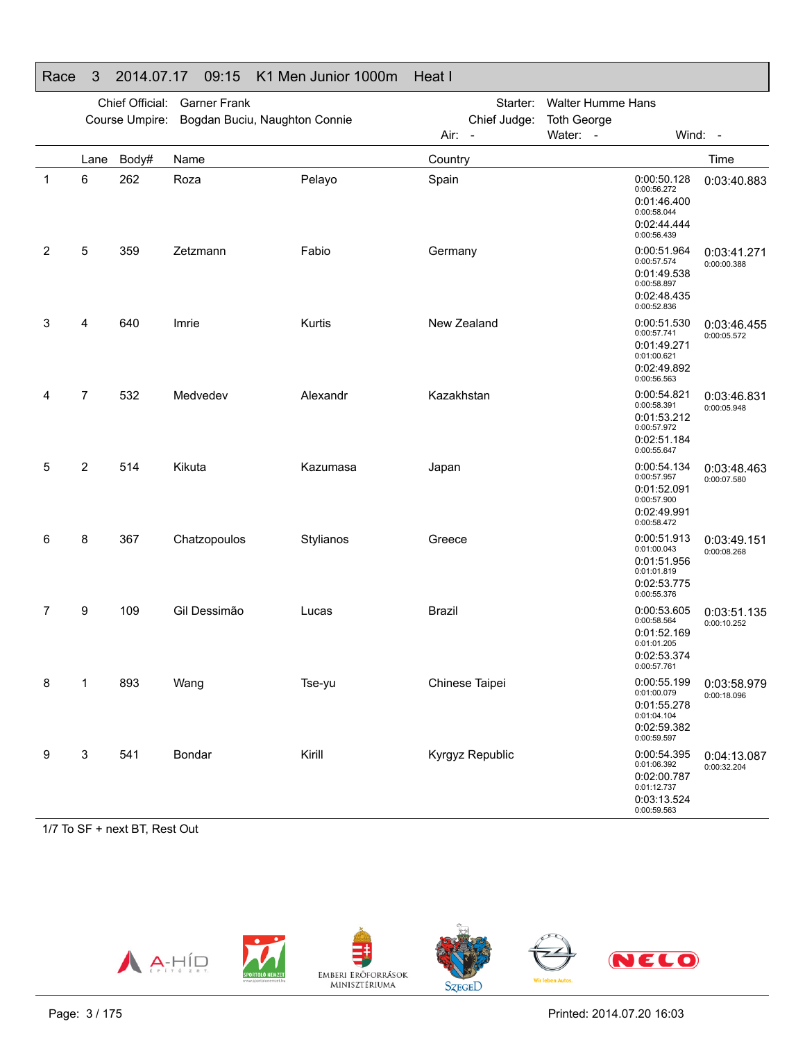## Race 3 2014.07.17 09:15 K1 Men Junior 1000m Heat I

Chief Official: Garner Frank
Course Umpire: Bogdan Buciu, Naughton Connie
Starter: Walter Humme Hans
Chief Judge: Toth George
Air: - Water: - Wind: -

| | Lane | Body# | Name | | Country | Splits | Time |
|---|---|---|---|---|---|---|---|
| 1 | 6 | 262 | Roza | Pelayo | Spain | 0:00:50.128 / 0:00:56.272 / 0:01:46.400 / 0:00:58.044 / 0:02:44.444 / 0:00:56.439 | 0:03:40.883 |
| 2 | 5 | 359 | Zetzmann | Fabio | Germany | 0:00:51.964 / 0:00:57.574 / 0:01:49.538 / 0:00:58.897 / 0:02:48.435 / 0:00:52.836 | 0:03:41.271 / 0:00:00.388 |
| 3 | 4 | 640 | Imrie | Kurtis | New Zealand | 0:00:51.530 / 0:00:57.741 / 0:01:49.271 / 0:01:00.621 / 0:02:49.892 / 0:00:56.563 | 0:03:46.455 / 0:00:05.572 |
| 4 | 7 | 532 | Medvedev | Alexandr | Kazakhstan | 0:00:54.821 / 0:00:58.391 / 0:01:53.212 / 0:00:57.972 / 0:02:51.184 / 0:00:55.647 | 0:03:46.831 / 0:00:05.948 |
| 5 | 2 | 514 | Kikuta | Kazumasa | Japan | 0:00:54.134 / 0:00:57.957 / 0:01:52.091 / 0:00:57.900 / 0:02:49.991 / 0:00:58.472 | 0:03:48.463 / 0:00:07.580 |
| 6 | 8 | 367 | Chatzopoulos | Stylianos | Greece | 0:00:51.913 / 0:01:00.043 / 0:01:51.956 / 0:01:01.819 / 0:02:53.775 / 0:00:55.376 | 0:03:49.151 / 0:00:08.268 |
| 7 | 9 | 109 | Gil Dessimão | Lucas | Brazil | 0:00:53.605 / 0:00:58.564 / 0:01:52.169 / 0:01:01.205 / 0:02:53.374 / 0:00:57.761 | 0:03:51.135 / 0:00:10.252 |
| 8 | 1 | 893 | Wang | Tse-yu | Chinese Taipei | 0:00:55.199 / 0:01:00.079 / 0:01:55.278 / 0:01:04.104 / 0:02:59.382 / 0:00:59.597 | 0:03:58.979 / 0:00:18.096 |
| 9 | 3 | 541 | Bondar | Kirill | Kyrgyz Republic | 0:00:54.395 / 0:01:06.392 / 0:02:00.787 / 0:01:12.737 / 0:03:13.524 / 0:00:59.563 | 0:04:13.087 / 0:00:32.204 |

1/7 To SF + next BT, Rest Out

A-HÍD ÉPÍTŐ ZRT. · SPORTOLÓ NEMZET · EMBERI ERŐFORRÁSOK MINISZTÉRIUMA · SZEGED · OPEL Wir leben Autos. · NELO

Printed: 2014.07.20 16:03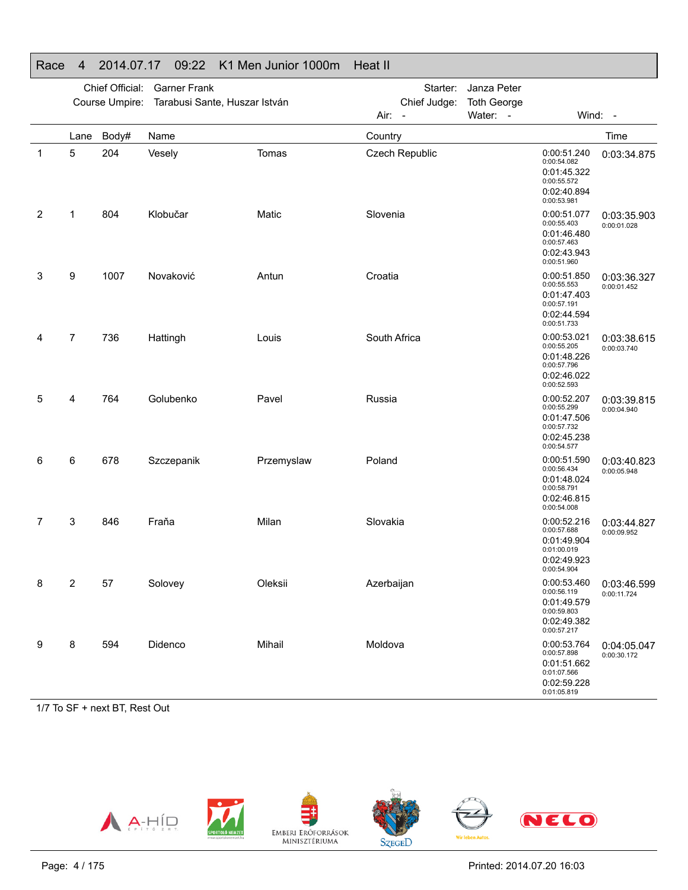## Race 4 2014.07.17 09:22 K1 Men Junior 1000m Heat II

Chief Official: Garner Frank
Course Umpire: Tarabusi Sante, Huszar István
Starter: Janza Peter
Chief Judge: Toth George
Air: - Water: - Wind: -

| | Lane | Body# | Name | | Country | Splits | Time |
|---|---|---|---|---|---|---|---|
| 1 | 5 | 204 | Vesely | Tomas | Czech Republic | 0:00:51.240 / 0:00:54.082 / 0:01:45.322 / 0:00:55.572 / 0:02:40.894 / 0:00:53.981 | 0:03:34.875 |
| 2 | 1 | 804 | Klobučar | Matic | Slovenia | 0:00:51.077 / 0:00:55.403 / 0:01:46.480 / 0:00:57.463 / 0:02:43.943 / 0:00:51.960 | 0:03:35.903 / 0:00:01.028 |
| 3 | 9 | 1007 | Novaković | Antun | Croatia | 0:00:51.850 / 0:00:55.553 / 0:01:47.403 / 0:00:57.191 / 0:02:44.594 / 0:00:51.733 | 0:03:36.327 / 0:00:01.452 |
| 4 | 7 | 736 | Hattingh | Louis | South Africa | 0:00:53.021 / 0:00:55.205 / 0:01:48.226 / 0:00:57.796 / 0:02:46.022 / 0:00:52.593 | 0:03:38.615 / 0:00:03.740 |
| 5 | 4 | 764 | Golubenko | Pavel | Russia | 0:00:52.207 / 0:00:55.299 / 0:01:47.506 / 0:00:57.732 / 0:02:45.238 / 0:00:54.577 | 0:03:39.815 / 0:00:04.940 |
| 6 | 6 | 678 | Szczepanik | Przemyslaw | Poland | 0:00:51.590 / 0:00:56.434 / 0:01:48.024 / 0:00:58.791 / 0:02:46.815 / 0:00:54.008 | 0:03:40.823 / 0:00:05.948 |
| 7 | 3 | 846 | Fraňa | Milan | Slovakia | 0:00:52.216 / 0:00:57.688 / 0:01:49.904 / 0:01:00.019 / 0:02:49.923 / 0:00:54.904 | 0:03:44.827 / 0:00:09.952 |
| 8 | 2 | 57 | Solovey | Oleksii | Azerbaijan | 0:00:53.460 / 0:00:56.119 / 0:01:49.579 / 0:00:59.803 / 0:02:49.382 / 0:00:57.217 | 0:03:46.599 / 0:00:11.724 |
| 9 | 8 | 594 | Didenco | Mihail | Moldova | 0:00:53.764 / 0:00:57.898 / 0:01:51.662 / 0:01:07.566 / 0:02:59.228 / 0:01:05.819 | 0:04:05.047 / 0:00:30.172 |

1/7 To SF + next BT, Rest Out

Printed: 2014.07.20 16:03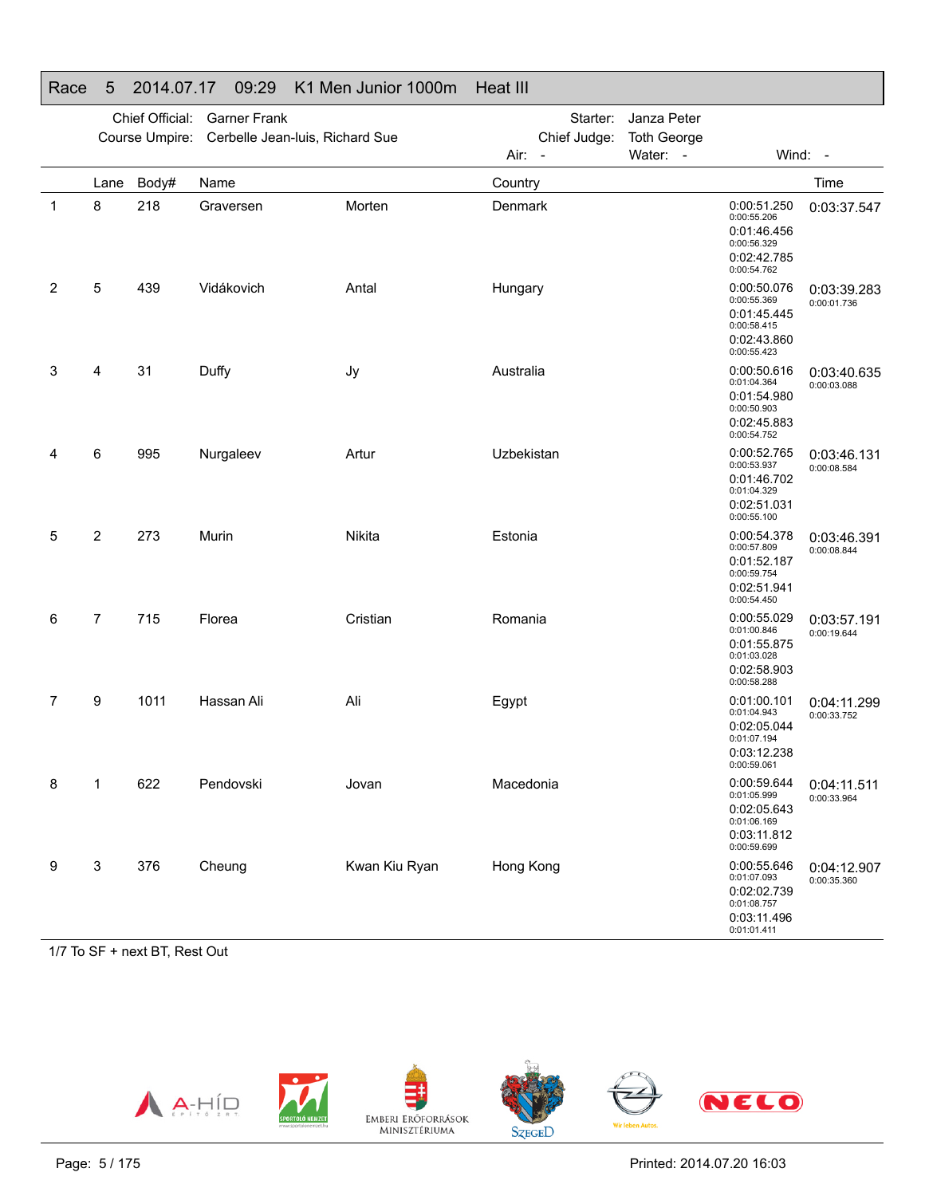## Race 5 2014.07.17 09:29 K1 Men Junior 1000m Heat III

Chief Official: Garner Frank
Course Umpire: Cerbelle Jean-luis, Richard Sue
Starter: Janza Peter
Chief Judge: Toth George
Air: -
Water: -
Wind: -

| | Lane | Body# | Name | | Country | Splits | Time |
|---|---|---|---|---|---|---|---|
| 1 | 8 | 218 | Graversen | Morten | Denmark | 0:00:51.250 (0:00:55.206) 0:01:46.456 (0:00:56.329) 0:02:42.785 (0:00:54.762) | 0:03:37.547 |
| 2 | 5 | 439 | Vidákovich | Antal | Hungary | 0:00:50.076 (0:00:55.369) 0:01:45.445 (0:00:58.415) 0:02:43.860 (0:00:55.423) | 0:03:39.283 (0:00:01.736) |
| 3 | 4 | 31 | Duffy | Jy | Australia | 0:00:50.616 (0:01:04.364) 0:01:54.980 (0:00:50.903) 0:02:45.883 (0:00:54.752) | 0:03:40.635 (0:00:03.088) |
| 4 | 6 | 995 | Nurgaleev | Artur | Uzbekistan | 0:00:52.765 (0:00:53.937) 0:01:46.702 (0:01:04.329) 0:02:51.031 (0:00:55.100) | 0:03:46.131 (0:00:08.584) |
| 5 | 2 | 273 | Murin | Nikita | Estonia | 0:00:54.378 (0:00:57.809) 0:01:52.187 (0:00:59.754) 0:02:51.941 (0:00:54.450) | 0:03:46.391 (0:00:08.844) |
| 6 | 7 | 715 | Florea | Cristian | Romania | 0:00:55.029 (0:01:00.846) 0:01:55.875 (0:01:03.028) 0:02:58.903 (0:00:58.288) | 0:03:57.191 (0:00:19.644) |
| 7 | 9 | 1011 | Hassan Ali | Ali | Egypt | 0:01:00.101 (0:01:04.943) 0:02:05.044 (0:01:07.194) 0:03:12.238 (0:00:59.061) | 0:04:11.299 (0:00:33.752) |
| 8 | 1 | 622 | Pendovski | Jovan | Macedonia | 0:00:59.644 (0:01:05.999) 0:02:05.643 (0:01:06.169) 0:03:11.812 (0:00:59.699) | 0:04:11.511 (0:00:33.964) |
| 9 | 3 | 376 | Cheung | Kwan Kiu Ryan | Hong Kong | 0:00:55.646 (0:01:07.093) 0:02:02.739 (0:01:08.757) 0:03:11.496 (0:01:01.411) | 0:04:12.907 (0:00:35.360) |

1/7 To SF + next BT, Rest Out

Printed: 2014.07.20 16:03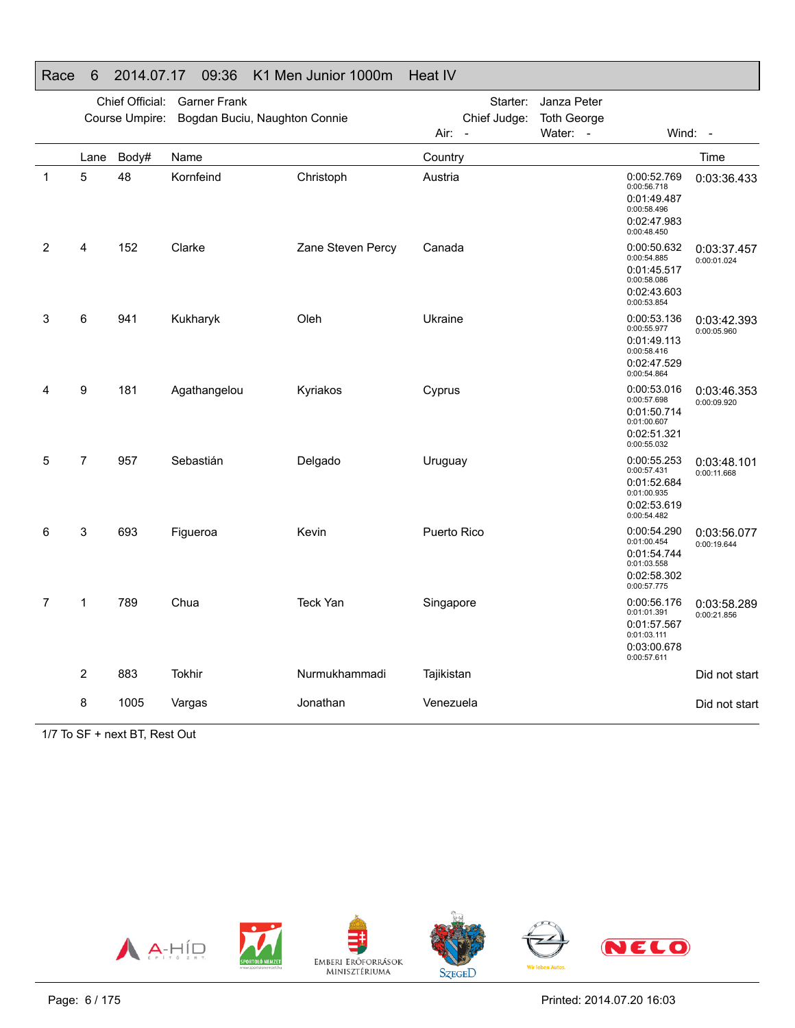## Race 6 2014.07.17 09:36 K1 Men Junior 1000m Heat IV

Chief Official: Garner Frank
Course Umpire: Bogdan Buciu, Naughton Connie
Starter: Janza Peter
Chief Judge: Toth George
Air: -
Water: -
Wind: -

| | Lane | Body# | Name | | Country | | Time |
|---|---|---|---|---|---|---|---|
| 1 | 5 | 48 | Kornfeind | Christoph | Austria | 0:00:52.769 0:00:56.718 0:01:49.487 0:00:58.496 0:02:47.983 0:00:48.450 | 0:03:36.433 |
| 2 | 4 | 152 | Clarke | Zane Steven Percy | Canada | 0:00:50.632 0:00:54.885 0:01:45.517 0:00:58.086 0:02:43.603 0:00:53.854 | 0:03:37.457 0:00:01.024 |
| 3 | 6 | 941 | Kukharyk | Oleh | Ukraine | 0:00:53.136 0:00:55.977 0:01:49.113 0:00:58.416 0:02:47.529 0:00:54.864 | 0:03:42.393 0:00:05.960 |
| 4 | 9 | 181 | Agathangelou | Kyriakos | Cyprus | 0:00:53.016 0:00:57.698 0:01:50.714 0:01:00.607 0:02:51.321 0:00:55.032 | 0:03:46.353 0:00:09.920 |
| 5 | 7 | 957 | Sebastián | Delgado | Uruguay | 0:00:55.253 0:00:57.431 0:01:52.684 0:01:00.935 0:02:53.619 0:00:54.482 | 0:03:48.101 0:00:11.668 |
| 6 | 3 | 693 | Figueroa | Kevin | Puerto Rico | 0:00:54.290 0:01:00.454 0:01:54.744 0:01:03.558 0:02:58.302 0:00:57.775 | 0:03:56.077 0:00:19.644 |
| 7 | 1 | 789 | Chua | Teck Yan | Singapore | 0:00:56.176 0:01:01.391 0:01:57.567 0:01:03.111 0:03:00.678 0:00:57.611 | 0:03:58.289 0:00:21.856 |
| | 2 | 883 | Tokhir | Nurmukhammadi | Tajikistan | | Did not start |
| | 8 | 1005 | Vargas | Jonathan | Venezuela | | Did not start |

1/7 To SF + next BT, Rest Out

Printed: 2014.07.20 16:03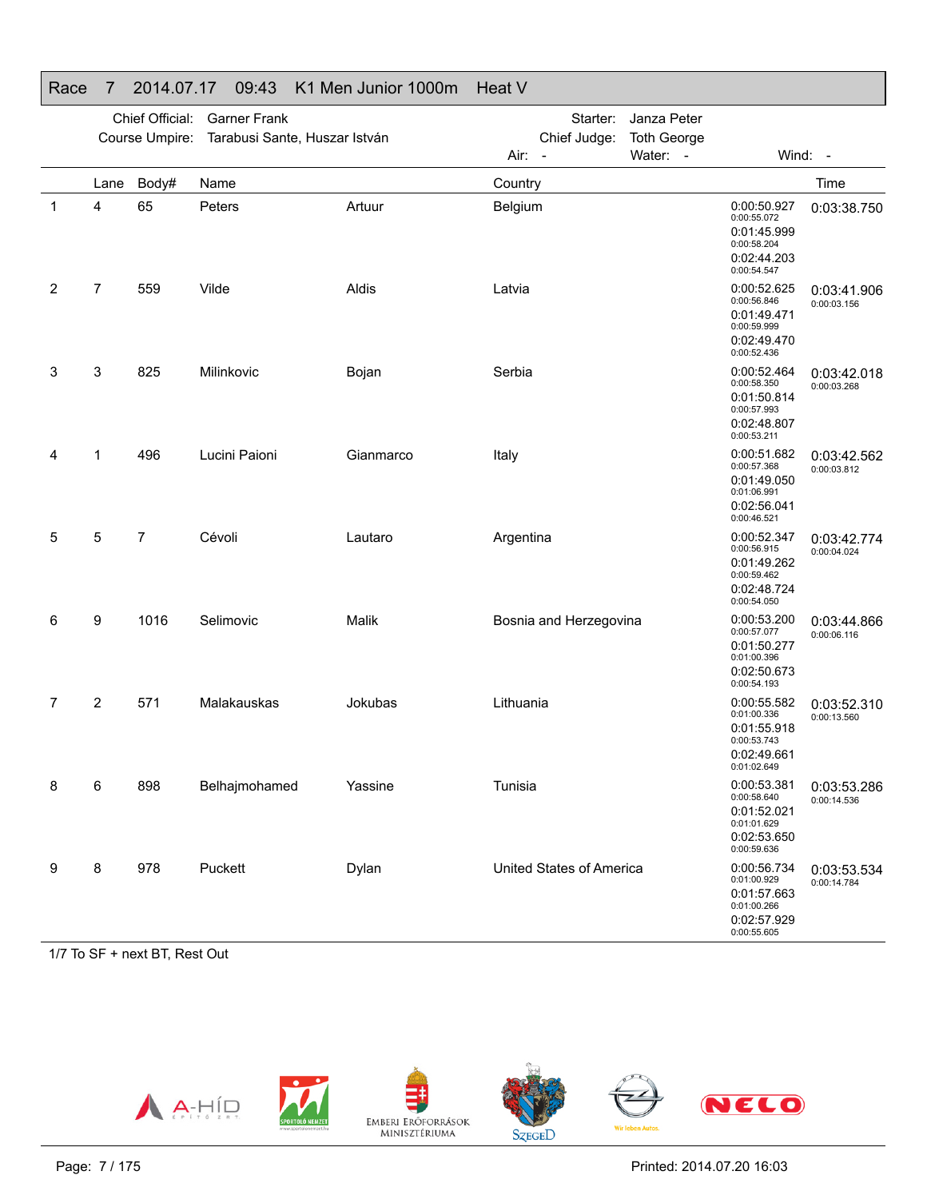## Race 7 2014.07.17 09:43 K1 Men Junior 1000m Heat V

Chief Official: Garner Frank
Course Umpire: Tarabusi Sante, Huszar István
Starter: Janza Peter
Chief Judge: Toth George
Air: - Water: - Wind: -

| | Lane | Body# | Name | | Country | Splits | Time |
|---|---|---|---|---|---|---|---|
| 1 | 4 | 65 | Peters | Artuur | Belgium | 0:00:50.927 (0:00:55.072) 0:01:45.999 (0:00:58.204) 0:02:44.203 (0:00:54.547) | 0:03:38.750 |
| 2 | 7 | 559 | Vilde | Aldis | Latvia | 0:00:52.625 (0:00:56.846) 0:01:49.471 (0:00:59.999) 0:02:49.470 (0:00:52.436) | 0:03:41.906 (0:00:03.156) |
| 3 | 3 | 825 | Milinkovic | Bojan | Serbia | 0:00:52.464 (0:00:58.350) 0:01:50.814 (0:00:57.993) 0:02:48.807 (0:00:53.211) | 0:03:42.018 (0:00:03.268) |
| 4 | 1 | 496 | Lucini Paioni | Gianmarco | Italy | 0:00:51.682 (0:00:57.368) 0:01:49.050 (0:01:06.991) 0:02:56.041 (0:00:46.521) | 0:03:42.562 (0:00:03.812) |
| 5 | 5 | 7 | Cévoli | Lautaro | Argentina | 0:00:52.347 (0:00:56.915) 0:01:49.262 (0:00:59.462) 0:02:48.724 (0:00:54.050) | 0:03:42.774 (0:00:04.024) |
| 6 | 9 | 1016 | Selimovic | Malik | Bosnia and Herzegovina | 0:00:53.200 (0:00:57.077) 0:01:50.277 (0:01:00.396) 0:02:50.673 (0:00:54.193) | 0:03:44.866 (0:00:06.116) |
| 7 | 2 | 571 | Malakauskas | Jokubas | Lithuania | 0:00:55.582 (0:01:00.336) 0:01:55.918 (0:00:53.743) 0:02:49.661 (0:01:02.649) | 0:03:52.310 (0:00:13.560) |
| 8 | 6 | 898 | Belhajmohamed | Yassine | Tunisia | 0:00:53.381 (0:00:58.640) 0:01:52.021 (0:01:01.629) 0:02:53.650 (0:00:59.636) | 0:03:53.286 (0:00:14.536) |
| 9 | 8 | 978 | Puckett | Dylan | United States of America | 0:00:56.734 (0:01:00.929) 0:01:57.663 (0:01:00.266) 0:02:57.929 (0:00:55.605) | 0:03:53.534 (0:00:14.784) |

1/7 To SF + next BT, Rest Out

Printed: 2014.07.20 16:03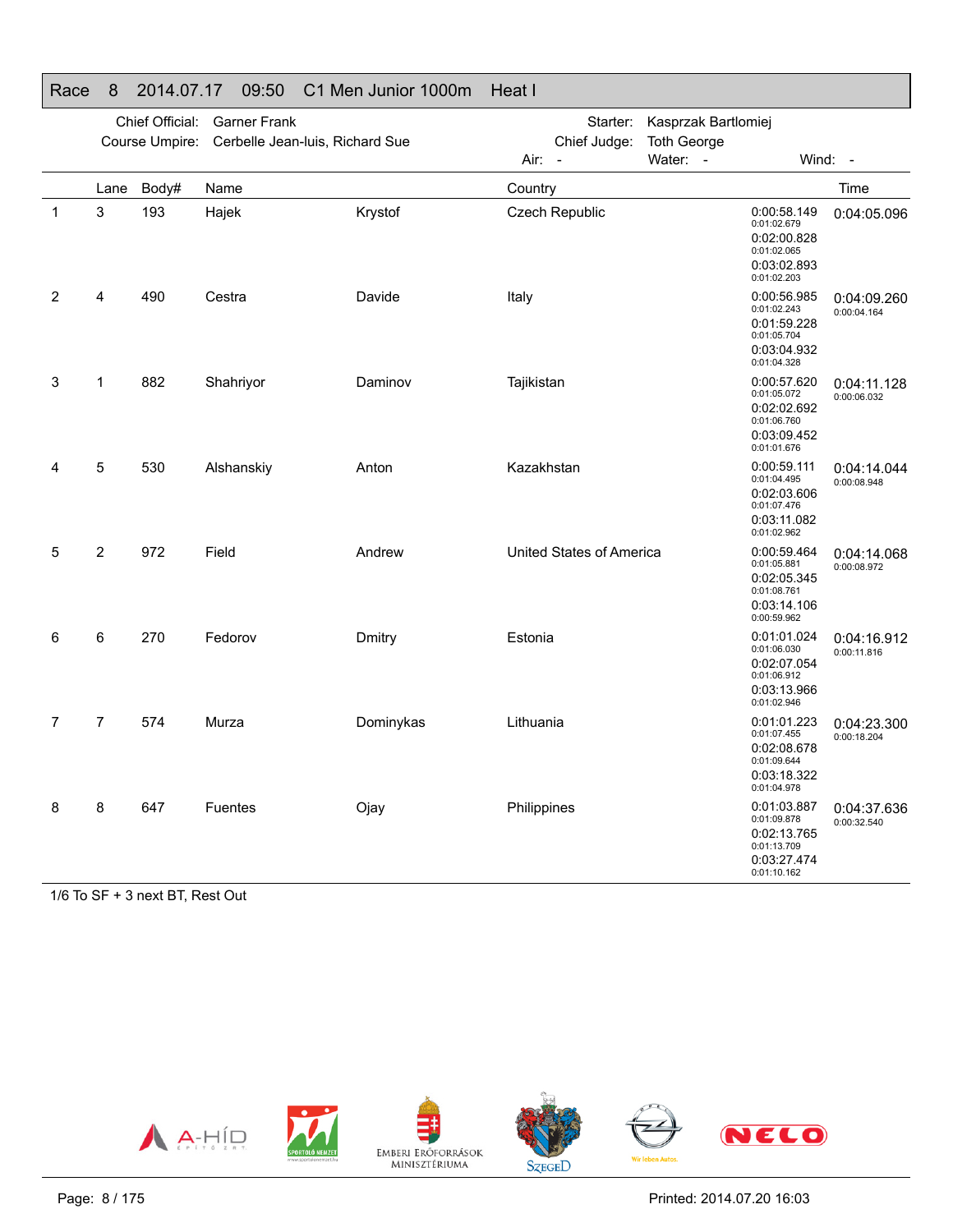## Race 8 2014.07.17 09:50 C1 Men Junior 1000m Heat I

Chief Official: Garner Frank
Course Umpire: Cerbelle Jean-luis, Richard Sue
Starter: Kasprzak Bartlomiej
Chief Judge: Toth George
Air: - Water: - Wind: -

| | Lane | Body# | Name | | Country | Splits | Time |
|---|---|---|---|---|---|---|---|
| 1 | 3 | 193 | Hajek | Krystof | Czech Republic | 0:00:58.149 / 0:01:02.679 / 0:02:00.828 / 0:01:02.065 / 0:03:02.893 / 0:01:02.203 | 0:04:05.096 |
| 2 | 4 | 490 | Cestra | Davide | Italy | 0:00:56.985 / 0:01:02.243 / 0:01:59.228 / 0:01:05.704 / 0:03:04.932 / 0:01:04.328 | 0:04:09.260 / 0:00:04.164 |
| 3 | 1 | 882 | Shahriyor | Daminov | Tajikistan | 0:00:57.620 / 0:01:05.072 / 0:02:02.692 / 0:01:06.760 / 0:03:09.452 / 0:01:01.676 | 0:04:11.128 / 0:00:06.032 |
| 4 | 5 | 530 | Alshanskiy | Anton | Kazakhstan | 0:00:59.111 / 0:01:04.495 / 0:02:03.606 / 0:01:07.476 / 0:03:11.082 / 0:01:02.962 | 0:04:14.044 / 0:00:08.948 |
| 5 | 2 | 972 | Field | Andrew | United States of America | 0:00:59.464 / 0:01:05.881 / 0:02:05.345 / 0:01:08.761 / 0:03:14.106 / 0:00:59.962 | 0:04:14.068 / 0:00:08.972 |
| 6 | 6 | 270 | Fedorov | Dmitry | Estonia | 0:01:01.024 / 0:01:06.030 / 0:02:07.054 / 0:01:06.912 / 0:03:13.966 / 0:01:02.946 | 0:04:16.912 / 0:00:11.816 |
| 7 | 7 | 574 | Murza | Dominykas | Lithuania | 0:01:01.223 / 0:01:07.455 / 0:02:08.678 / 0:01:09.644 / 0:03:18.322 / 0:01:04.978 | 0:04:23.300 / 0:00:18.204 |
| 8 | 8 | 647 | Fuentes | Ojay | Philippines | 0:01:03.887 / 0:01:09.878 / 0:02:13.765 / 0:01:13.709 / 0:03:27.474 / 0:01:10.162 | 0:04:37.636 / 0:00:32.540 |

1/6 To SF + 3 next BT, Rest Out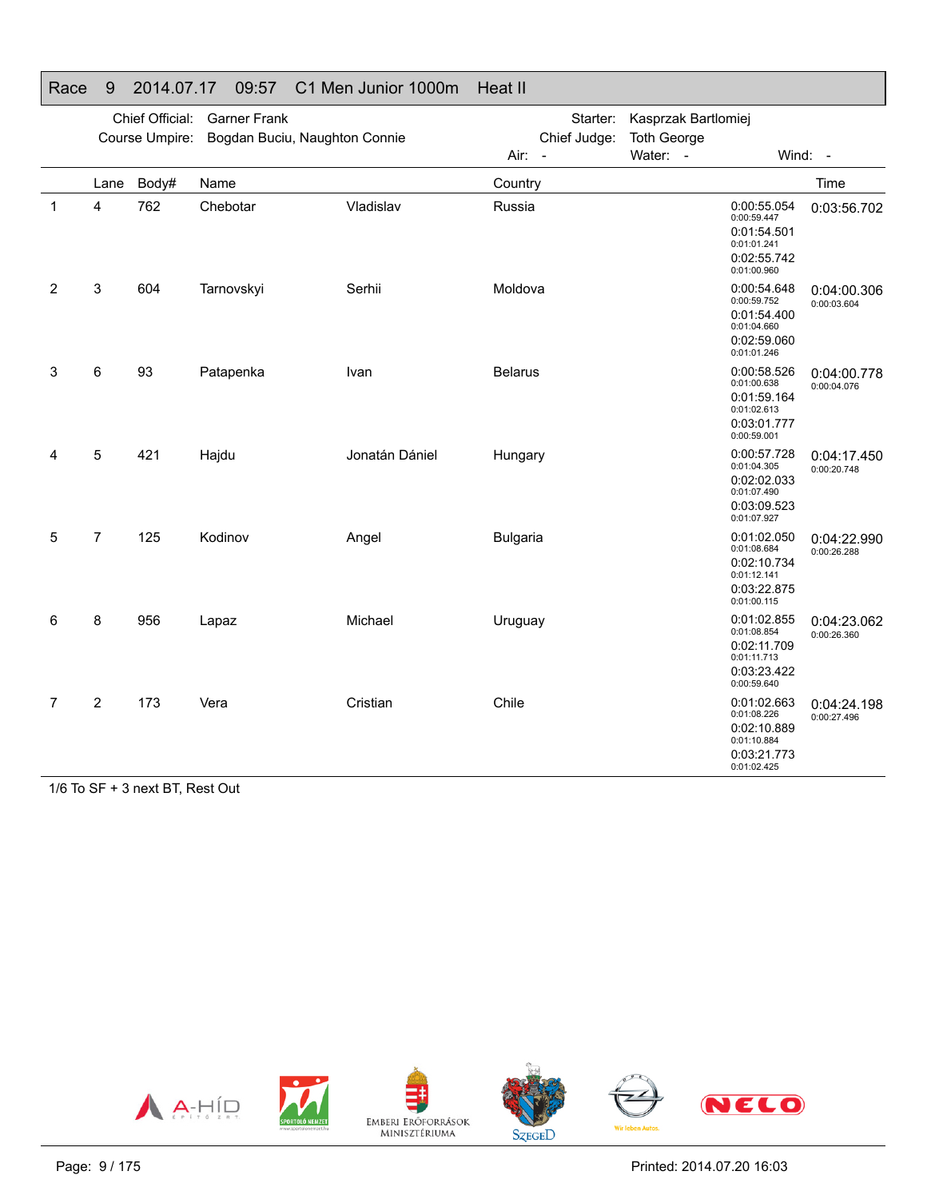## Race 9 2014.07.17 09:57 C1 Men Junior 1000m Heat II

Chief Official: Garner Frank
Course Umpire: Bogdan Buciu, Naughton Connie
Starter: Kasprzak Bartlomiej
Chief Judge: Toth George
Air: - Water: - Wind: -

| | Lane | Body# | Name | | Country | Splits | Time |
|---|---|---|---|---|---|---|---|
| 1 | 4 | 762 | Chebotar | Vladislav | Russia | 0:00:55.054 (0:00:59.447) 0:01:54.501 (0:01:01.241) 0:02:55.742 (0:01:00.960) | 0:03:56.702 |
| 2 | 3 | 604 | Tarnovskyi | Serhii | Moldova | 0:00:54.648 (0:00:59.752) 0:01:54.400 (0:01:04.660) 0:02:59.060 (0:01:01.246) | 0:04:00.306 (0:00:03.604) |
| 3 | 6 | 93 | Patapenka | Ivan | Belarus | 0:00:58.526 (0:01:00.638) 0:01:59.164 (0:01:02.613) 0:03:01.777 (0:00:59.001) | 0:04:00.778 (0:00:04.076) |
| 4 | 5 | 421 | Hajdu | Jonatán Dániel | Hungary | 0:00:57.728 (0:01:04.305) 0:02:02.033 (0:01:07.490) 0:03:09.523 (0:01:07.927) | 0:04:17.450 (0:00:20.748) |
| 5 | 7 | 125 | Kodinov | Angel | Bulgaria | 0:01:02.050 (0:01:08.684) 0:02:10.734 (0:01:12.141) 0:03:22.875 (0:01:00.115) | 0:04:22.990 (0:00:26.288) |
| 6 | 8 | 956 | Lapaz | Michael | Uruguay | 0:01:02.855 (0:01:08.854) 0:02:11.709 (0:01:11.713) 0:03:23.422 (0:00:59.640) | 0:04:23.062 (0:00:26.360) |
| 7 | 2 | 173 | Vera | Cristian | Chile | 0:01:02.663 (0:01:08.226) 0:02:10.889 (0:01:10.884) 0:03:21.773 (0:01:02.425) | 0:04:24.198 (0:00:27.496) |

1/6 To SF + 3 next BT, Rest Out

Printed: 2014.07.20 16:03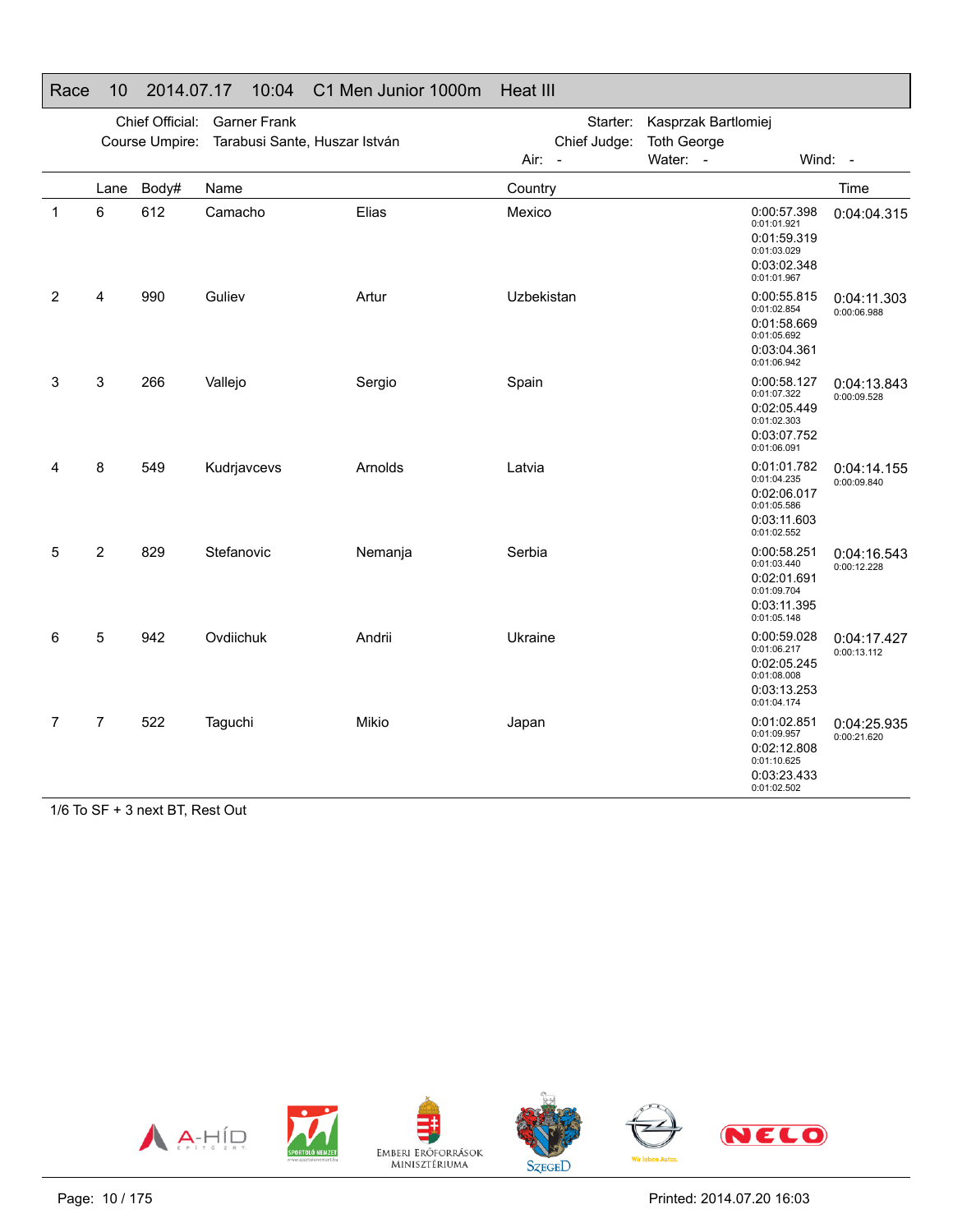# Race 10 2014.07.17 10:04 C1 Men Junior 1000m Heat III

Chief Official: Garner Frank
Course Umpire: Tarabusi Sante, Huszar István

Starter: Kasprzak Bartlomiej
Chief Judge: Toth George

Air: - Water: - Wind: -

| | Lane | Body# | Name | | Country | Splits | Time |
|---|---|---|---|---|---|---|---|
| 1 | 6 | 612 | Camacho | Elias | Mexico | 0:00:57.398 (0:01:01.921) 0:01:59.319 (0:01:03.029) 0:03:02.348 (0:01:01.967) | 0:04:04.315 |
| 2 | 4 | 990 | Guliev | Artur | Uzbekistan | 0:00:55.815 (0:01:02.854) 0:01:58.669 (0:01:05.692) 0:03:04.361 (0:01:06.942) | 0:04:11.303 (0:00:06.988) |
| 3 | 3 | 266 | Vallejo | Sergio | Spain | 0:00:58.127 (0:01:07.322) 0:02:05.449 (0:01:02.303) 0:03:07.752 (0:01:06.091) | 0:04:13.843 (0:00:09.528) |
| 4 | 8 | 549 | Kudrjavcevs | Arnolds | Latvia | 0:01:01.782 (0:01:04.235) 0:02:06.017 (0:01:05.586) 0:03:11.603 (0:01:02.552) | 0:04:14.155 (0:00:09.840) |
| 5 | 2 | 829 | Stefanovic | Nemanja | Serbia | 0:00:58.251 (0:01:03.440) 0:02:01.691 (0:01:09.704) 0:03:11.395 (0:01:05.148) | 0:04:16.543 (0:00:12.228) |
| 6 | 5 | 942 | Ovdiichuk | Andrii | Ukraine | 0:00:59.028 (0:01:06.217) 0:02:05.245 (0:01:08.008) 0:03:13.253 (0:01:04.174) | 0:04:17.427 (0:00:13.112) |
| 7 | 7 | 522 | Taguchi | Mikio | Japan | 0:01:02.851 (0:01:09.957) 0:02:12.808 (0:01:10.625) 0:03:23.433 (0:01:02.502) | 0:04:25.935 (0:00:21.620) |

1/6 To SF + 3 next BT, Rest Out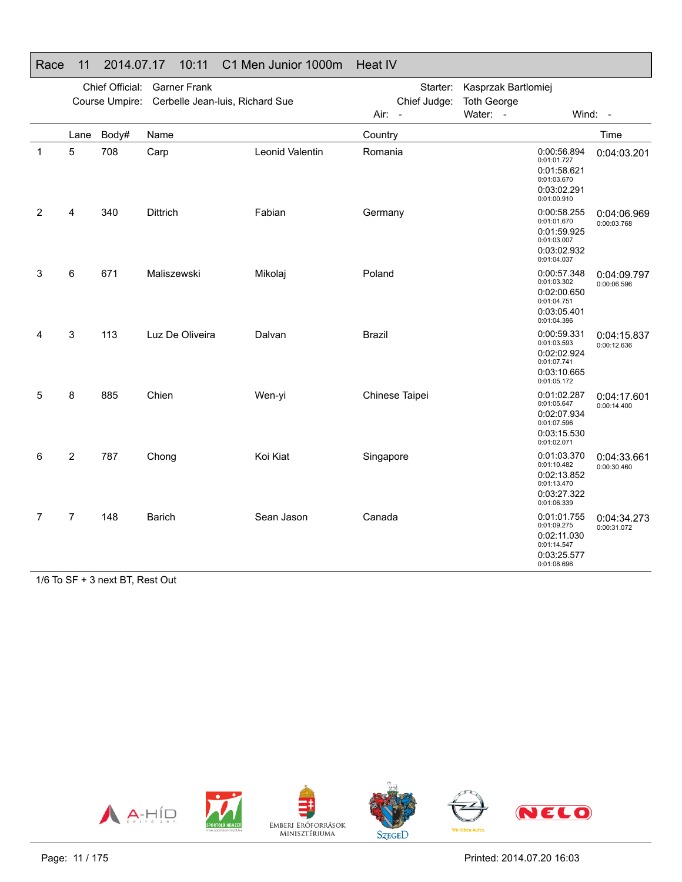## Race 11 2014.07.17 10:11 C1 Men Junior 1000m Heat IV

Chief Official: Garner Frank | Starter: Kasprzak Bartlomiej
Course Umpire: Cerbelle Jean-luis, Richard Sue | Chief Judge: Toth George
Air: - | Water: - | Wind: -

| | Lane | Body# | Name | | Country | | Time |
|---|---|---|---|---|---|---|---|
| 1 | 5 | 708 | Carp | Leonid Valentin | Romania | 0:00:56.894<br>0:01:01.727<br>0:01:58.621<br>0:01:03.670<br>0:03:02.291<br>0:01:00.910 | 0:04:03.201 |
| 2 | 4 | 340 | Dittrich | Fabian | Germany | 0:00:58.255<br>0:01:01.670<br>0:01:59.925<br>0:01:03.007<br>0:03:02.932<br>0:01:04.037 | 0:04:06.969<br>0:00:03.768 |
| 3 | 6 | 671 | Maliszewski | Mikolaj | Poland | 0:00:57.348<br>0:01:03.302<br>0:02:00.650<br>0:01:04.751<br>0:03:05.401<br>0:01:04.396 | 0:04:09.797<br>0:00:06.596 |
| 4 | 3 | 113 | Luz De Oliveira | Dalvan | Brazil | 0:00:59.331<br>0:01:03.593<br>0:02:02.924<br>0:01:07.741<br>0:03:10.665<br>0:01:05.172 | 0:04:15.837<br>0:00:12.636 |
| 5 | 8 | 885 | Chien | Wen-yi | Chinese Taipei | 0:01:02.287<br>0:01:05.647<br>0:02:07.934<br>0:01:07.596<br>0:03:15.530<br>0:01:02.071 | 0:04:17.601<br>0:00:14.400 |
| 6 | 2 | 787 | Chong | Koi Kiat | Singapore | 0:01:03.370<br>0:01:10.482<br>0:02:13.852<br>0:01:13.470<br>0:03:27.322<br>0:01:06.339 | 0:04:33.661<br>0:00:30.460 |
| 7 | 7 | 148 | Barich | Sean Jason | Canada | 0:01:01.755<br>0:01:09.275<br>0:02:11.030<br>0:01:14.547<br>0:03:25.577<br>0:01:08.696 | 0:04:34.273<br>0:00:31.072 |

1/6 To SF + 3 next BT, Rest Out

Printed: 2014.07.20 16:03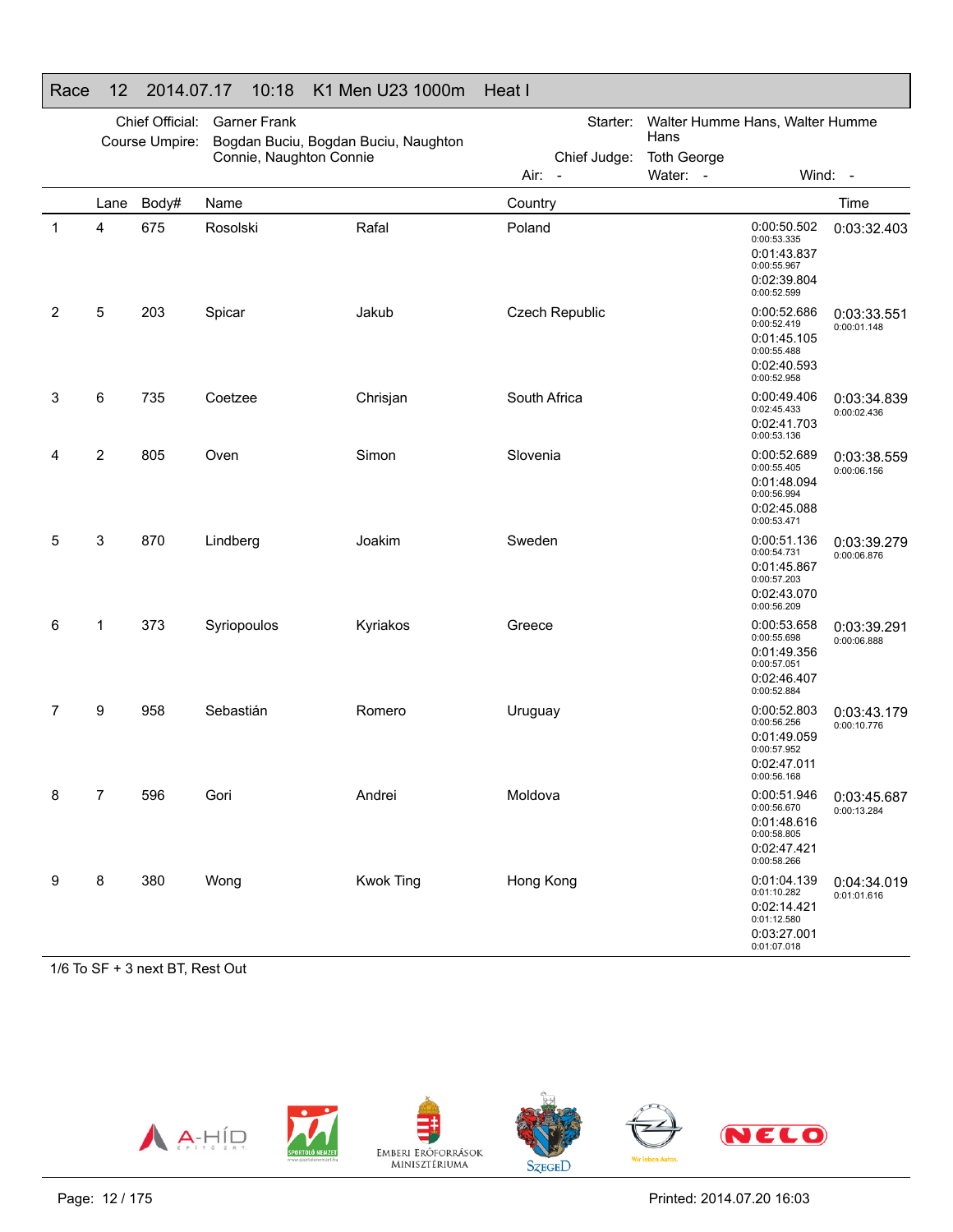## Race 12 2014.07.17 10:18 K1 Men U23 1000m Heat I

Chief Official: Garner Frank
Course Umpire: Bogdan Buciu, Bogdan Buciu, Naughton Connie, Naughton Connie
Starter: Walter Humme Hans, Walter Humme Hans
Chief Judge: Toth George
Air: -  Water: -  Wind: -

| | Lane | Body# | Name | | Country | | Time |
|---|---|---|---|---|---|---|---|
| 1 | 4 | 675 | Rosolski | Rafal | Poland | 0:00:50.502<br>0:00:53.335<br>0:01:43.837<br>0:00:55.967<br>0:02:39.804<br>0:00:52.599 | 0:03:32.403 |
| 2 | 5 | 203 | Spicar | Jakub | Czech Republic | 0:00:52.686<br>0:00:52.419<br>0:01:45.105<br>0:00:55.488<br>0:02:40.593<br>0:00:52.958 | 0:03:33.551<br>0:00:01.148 |
| 3 | 6 | 735 | Coetzee | Chrisjan | South Africa | 0:00:49.406<br>0:02:45.433<br>0:02:41.703<br>0:00:53.136 | 0:03:34.839<br>0:00:02.436 |
| 4 | 2 | 805 | Oven | Simon | Slovenia | 0:00:52.689<br>0:00:55.405<br>0:01:48.094<br>0:00:56.994<br>0:02:45.088<br>0:00:53.471 | 0:03:38.559<br>0:00:06.156 |
| 5 | 3 | 870 | Lindberg | Joakim | Sweden | 0:00:51.136<br>0:00:54.731<br>0:01:45.867<br>0:00:57.203<br>0:02:43.070<br>0:00:56.209 | 0:03:39.279<br>0:00:06.876 |
| 6 | 1 | 373 | Syriopoulos | Kyriakos | Greece | 0:00:53.658<br>0:00:55.698<br>0:01:49.356<br>0:00:57.051<br>0:02:46.407<br>0:00:52.884 | 0:03:39.291<br>0:00:06.888 |
| 7 | 9 | 958 | Sebastián | Romero | Uruguay | 0:00:52.803<br>0:00:56.256<br>0:01:49.059<br>0:00:57.952<br>0:02:47.011<br>0:00:56.168 | 0:03:43.179<br>0:00:10.776 |
| 8 | 7 | 596 | Gori | Andrei | Moldova | 0:00:51.946<br>0:00:56.670<br>0:01:48.616<br>0:00:58.805<br>0:02:47.421<br>0:00:58.266 | 0:03:45.687<br>0:00:13.284 |
| 9 | 8 | 380 | Wong | Kwok Ting | Hong Kong | 0:01:04.139<br>0:01:10.282<br>0:02:14.421<br>0:01:12.580<br>0:03:27.001<br>0:01:07.018 | 0:04:34.019<br>0:01:01.616 |

1/6 To SF + 3 next BT, Rest Out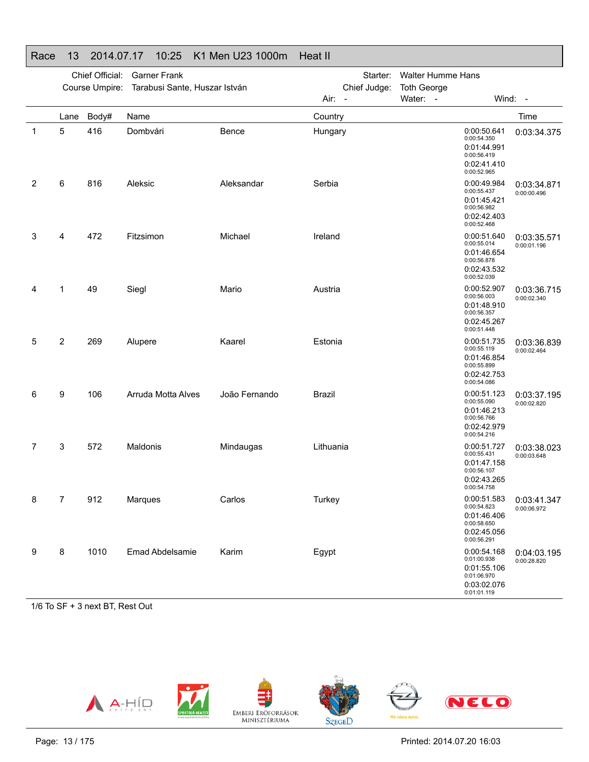# Race 13 2014.07.17 10:25 K1 Men U23 1000m Heat II

Chief Official: Garner Frank
Course Umpire: Tarabusi Sante, Huszar István
Starter: Walter Humme Hans
Chief Judge: Toth George
Air: -
Water: -
Wind: -

| | Lane | Body# | Name | | Country | Splits | Time |
|---|---|---|---|---|---|---|---|
| 1 | 5 | 416 | Dombvári | Bence | Hungary | 0:00:50.641<br>0:00:54.350<br>0:01:44.991<br>0:00:56.419<br>0:02:41.410<br>0:00:52.965 | 0:03:34.375 |
| 2 | 6 | 816 | Aleksic | Aleksandar | Serbia | 0:00:49.984<br>0:00:55.437<br>0:01:45.421<br>0:00:56.982<br>0:02:42.403<br>0:00:52.468 | 0:03:34.871<br>0:00:00.496 |
| 3 | 4 | 472 | Fitzsimon | Michael | Ireland | 0:00:51.640<br>0:00:55.014<br>0:01:46.654<br>0:00:56.878<br>0:02:43.532<br>0:00:52.039 | 0:03:35.571<br>0:00:01.196 |
| 4 | 1 | 49 | Siegl | Mario | Austria | 0:00:52.907<br>0:00:56.003<br>0:01:48.910<br>0:00:56.357<br>0:02:45.267<br>0:00:51.448 | 0:03:36.715<br>0:00:02.340 |
| 5 | 2 | 269 | Alupere | Kaarel | Estonia | 0:00:51.735<br>0:00:55.119<br>0:01:46.854<br>0:00:55.899<br>0:02:42.753<br>0:00:54.086 | 0:03:36.839<br>0:00:02.464 |
| 6 | 9 | 106 | Arruda Motta Alves | João Fernando | Brazil | 0:00:51.123<br>0:00:55.090<br>0:01:46.213<br>0:00:56.766<br>0:02:42.979<br>0:00:54.216 | 0:03:37.195<br>0:00:02.820 |
| 7 | 3 | 572 | Maldonis | Mindaugas | Lithuania | 0:00:51.727<br>0:00:55.431<br>0:01:47.158<br>0:00:56.107<br>0:02:43.265<br>0:00:54.758 | 0:03:38.023<br>0:00:03.648 |
| 8 | 7 | 912 | Marques | Carlos | Turkey | 0:00:51.583<br>0:00:54.823<br>0:01:46.406<br>0:00:58.650<br>0:02:45.056<br>0:00:56.291 | 0:03:41.347<br>0:00:06.972 |
| 9 | 8 | 1010 | Emad Abdelsamie | Karim | Egypt | 0:00:54.168<br>0:01:00.938<br>0:01:55.106<br>0:01:06.970<br>0:03:02.076<br>0:01:01.119 | 0:04:03.195<br>0:00:28.820 |

1/6 To SF + 3 next BT, Rest Out

Printed: 2014.07.20 16:03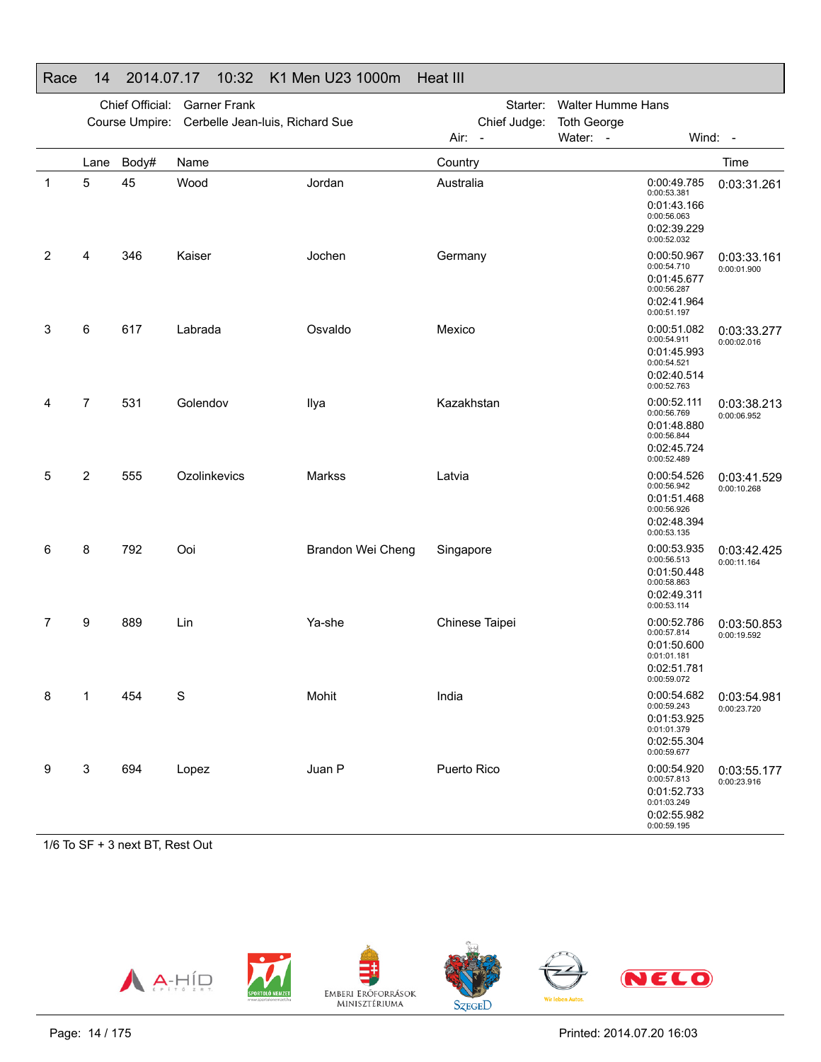## Race 14 2014.07.17 10:32 K1 Men U23 1000m Heat III

Chief Official: Garner Frank
Course Umpire: Cerbelle Jean-luis, Richard Sue
Starter: Walter Humme Hans
Chief Judge: Toth George
Air: - Water: - Wind: -

| | Lane | Body# | Name | | Country | Splits | Time |
|---|---|---|---|---|---|---|---|
| 1 | 5 | 45 | Wood | Jordan | Australia | 0:00:49.785 (0:00:53.381) 0:01:43.166 (0:00:56.063) 0:02:39.229 (0:00:52.032) | 0:03:31.261 |
| 2 | 4 | 346 | Kaiser | Jochen | Germany | 0:00:50.967 (0:00:54.710) 0:01:45.677 (0:00:56.287) 0:02:41.964 (0:00:51.197) | 0:03:33.161 (0:00:01.900) |
| 3 | 6 | 617 | Labrada | Osvaldo | Mexico | 0:00:51.082 (0:00:54.911) 0:01:45.993 (0:00:54.521) 0:02:40.514 (0:00:52.763) | 0:03:33.277 (0:00:02.016) |
| 4 | 7 | 531 | Golendov | Ilya | Kazakhstan | 0:00:52.111 (0:00:56.769) 0:01:48.880 (0:00:56.844) 0:02:45.724 (0:00:52.489) | 0:03:38.213 (0:00:06.952) |
| 5 | 2 | 555 | Ozolinkevics | Markss | Latvia | 0:00:54.526 (0:00:56.942) 0:01:51.468 (0:00:56.926) 0:02:48.394 (0:00:53.135) | 0:03:41.529 (0:00:10.268) |
| 6 | 8 | 792 | Ooi | Brandon Wei Cheng | Singapore | 0:00:53.935 (0:00:56.513) 0:01:50.448 (0:00:58.863) 0:02:49.311 (0:00:53.114) | 0:03:42.425 (0:00:11.164) |
| 7 | 9 | 889 | Lin | Ya-she | Chinese Taipei | 0:00:52.786 (0:00:57.814) 0:01:50.600 (0:01:01.181) 0:02:51.781 (0:00:59.072) | 0:03:50.853 (0:00:19.592) |
| 8 | 1 | 454 | S | Mohit | India | 0:00:54.682 (0:00:59.243) 0:01:53.925 (0:01:01.379) 0:02:55.304 (0:00:59.677) | 0:03:54.981 (0:00:23.720) |
| 9 | 3 | 694 | Lopez | Juan P | Puerto Rico | 0:00:54.920 (0:00:57.813) 0:01:52.733 (0:01:03.249) 0:02:55.982 (0:00:59.195) | 0:03:55.177 (0:00:23.916) |

1/6 To SF + 3 next BT, Rest Out

Printed: 2014.07.20 16:03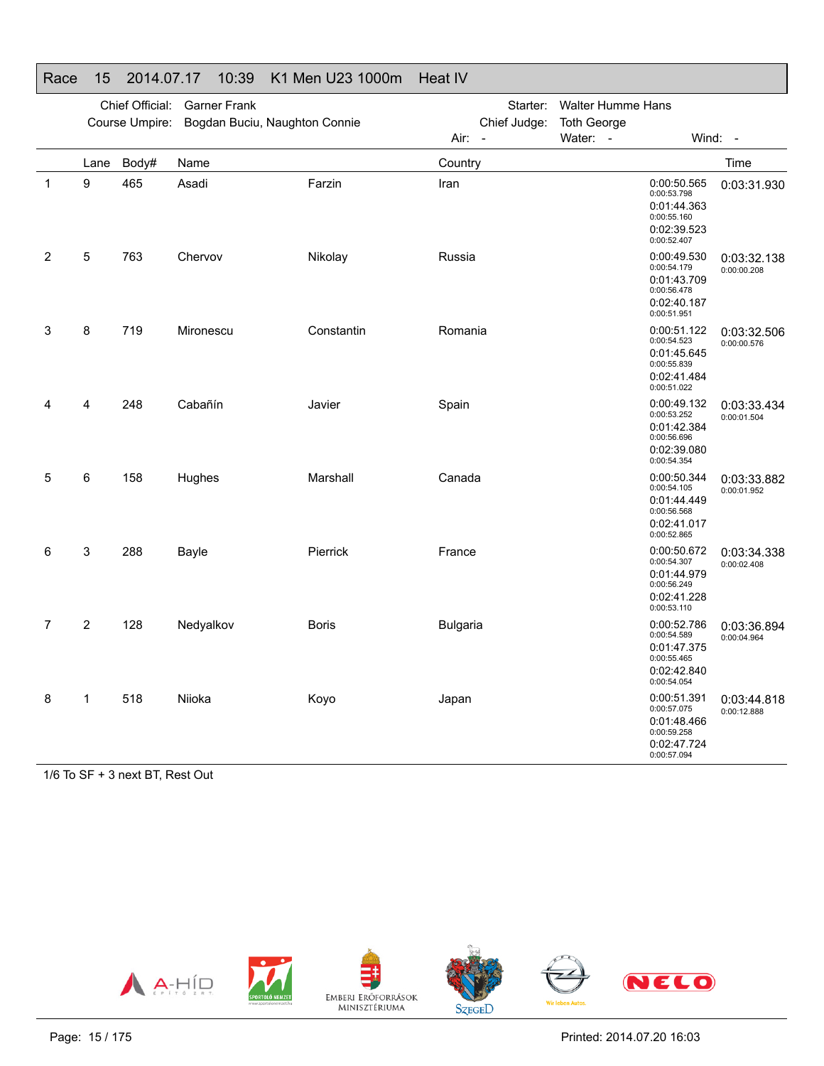## Race 15 2014.07.17 10:39 K1 Men U23 1000m Heat IV

Chief Official: Garner Frank
Course Umpire: Bogdan Buciu, Naughton Connie
Starter: Walter Humme Hans
Chief Judge: Toth George
Air: - Water: - Wind: -

| | Lane | Body# | Name | | Country | Splits | Time |
|---|---|---|---|---|---|---|---|
| 1 | 9 | 465 | Asadi | Farzin | Iran | 0:00:50.565 (0:00:53.798) 0:01:44.363 (0:00:55.160) 0:02:39.523 (0:00:52.407) | 0:03:31.930 |
| 2 | 5 | 763 | Chervov | Nikolay | Russia | 0:00:49.530 (0:00:54.179) 0:01:43.709 (0:00:56.478) 0:02:40.187 (0:00:51.951) | 0:03:32.138 (0:00:00.208) |
| 3 | 8 | 719 | Mironescu | Constantin | Romania | 0:00:51.122 (0:00:54.523) 0:01:45.645 (0:00:55.839) 0:02:41.484 (0:00:51.022) | 0:03:32.506 (0:00:00.576) |
| 4 | 4 | 248 | Cabañín | Javier | Spain | 0:00:49.132 (0:00:53.252) 0:01:42.384 (0:00:56.696) 0:02:39.080 (0:00:54.354) | 0:03:33.434 (0:00:01.504) |
| 5 | 6 | 158 | Hughes | Marshall | Canada | 0:00:50.344 (0:00:54.105) 0:01:44.449 (0:00:56.568) 0:02:41.017 (0:00:52.865) | 0:03:33.882 (0:00:01.952) |
| 6 | 3 | 288 | Bayle | Pierrick | France | 0:00:50.672 (0:00:54.307) 0:01:44.979 (0:00:56.249) 0:02:41.228 (0:00:53.110) | 0:03:34.338 (0:00:02.408) |
| 7 | 2 | 128 | Nedyalkov | Boris | Bulgaria | 0:00:52.786 (0:00:54.589) 0:01:47.375 (0:00:55.465) 0:02:42.840 (0:00:54.054) | 0:03:36.894 (0:00:04.964) |
| 8 | 1 | 518 | Niioka | Koyo | Japan | 0:00:51.391 (0:00:57.075) 0:01:48.466 (0:00:59.258) 0:02:47.724 (0:00:57.094) | 0:03:44.818 (0:00:12.888) |

1/6 To SF + 3 next BT, Rest Out

Printed: 2014.07.20 16:03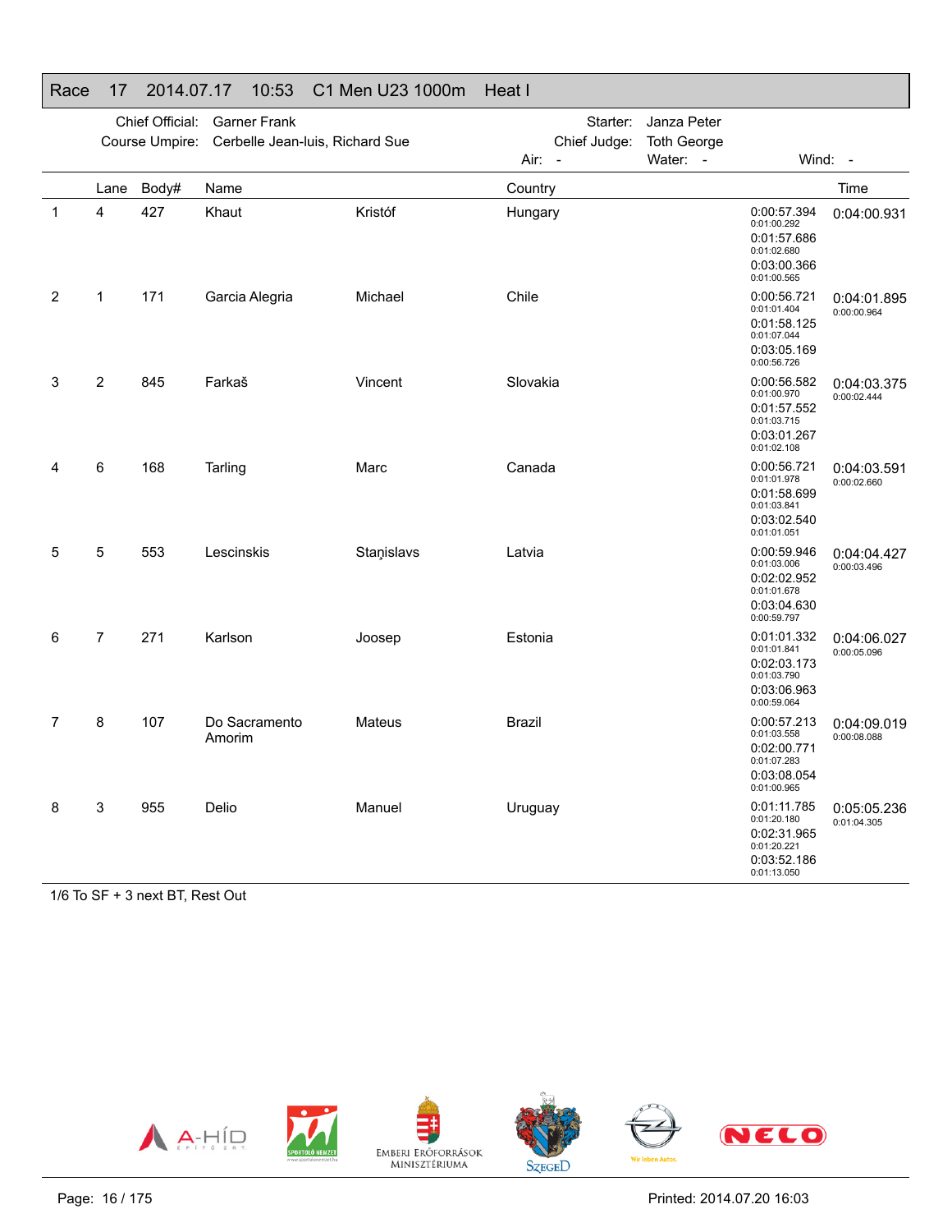## Race 17 2014.07.17 10:53 C1 Men U23 1000m Heat I

Chief Official: Garner Frank
Course Umpire: Cerbelle Jean-luis, Richard Sue
Starter: Janza Peter
Chief Judge: Toth George
Air: -
Water: -
Wind: -

| | Lane | Body# | Name | | Country | Splits | Time |
|---|---|---|---|---|---|---|---|
| 1 | 4 | 427 | Khaut | Kristóf | Hungary | 0:00:57.394 (0:01:00.292) 0:01:57.686 (0:01:02.680) 0:03:00.366 (0:01:00.565) | 0:04:00.931 |
| 2 | 1 | 171 | Garcia Alegria | Michael | Chile | 0:00:56.721 (0:01:01.404) 0:01:58.125 (0:01:07.044) 0:03:05.169 (0:00:56.726) | 0:04:01.895 (0:00:00.964) |
| 3 | 2 | 845 | Farkaš | Vincent | Slovakia | 0:00:56.582 (0:01:00.970) 0:01:57.552 (0:01:03.715) 0:03:01.267 (0:01:02.108) | 0:04:03.375 (0:00:02.444) |
| 4 | 6 | 168 | Tarling | Marc | Canada | 0:00:56.721 (0:01:01.978) 0:01:58.699 (0:01:03.841) 0:03:02.540 (0:01:01.051) | 0:04:03.591 (0:00:02.660) |
| 5 | 5 | 553 | Lescinskis | Staņislavs | Latvia | 0:00:59.946 (0:01:03.006) 0:02:02.952 (0:01:01.678) 0:03:04.630 (0:00:59.797) | 0:04:04.427 (0:00:03.496) |
| 6 | 7 | 271 | Karlson | Joosep | Estonia | 0:01:01.332 (0:01:01.841) 0:02:03.173 (0:01:03.790) 0:03:06.963 (0:00:59.064) | 0:04:06.027 (0:00:05.096) |
| 7 | 8 | 107 | Do Sacramento Amorim | Mateus | Brazil | 0:00:57.213 (0:01:03.558) 0:02:00.771 (0:01:07.283) 0:03:08.054 (0:01:00.965) | 0:04:09.019 (0:00:08.088) |
| 8 | 3 | 955 | Delio | Manuel | Uruguay | 0:01:11.785 (0:01:20.180) 0:02:31.965 (0:01:20.221) 0:03:52.186 (0:01:13.050) | 0:05:05.236 (0:01:04.305) |

1/6 To SF + 3 next BT, Rest Out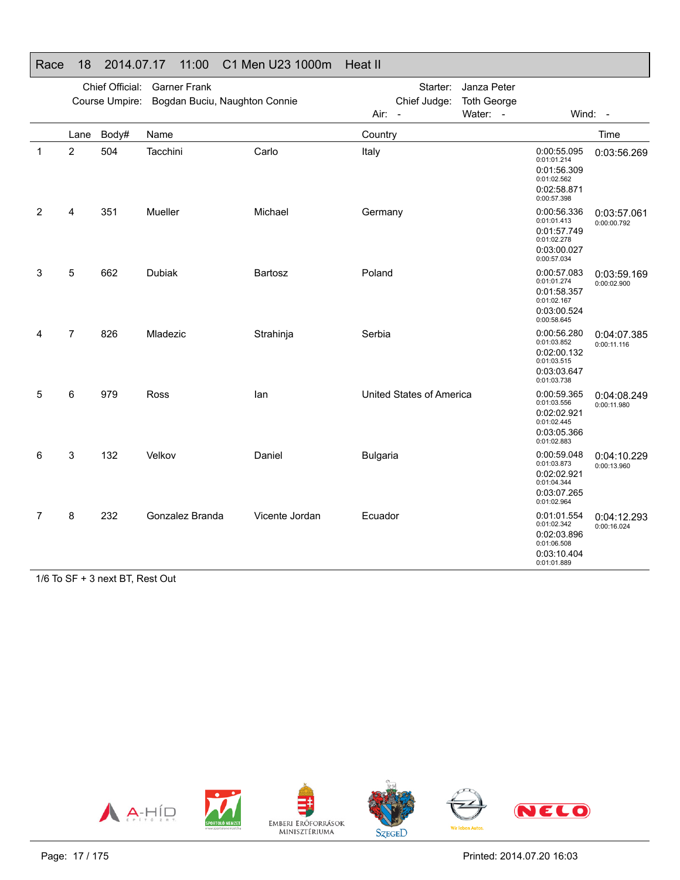# Race 18 2014.07.17 11:00 C1 Men U23 1000m Heat II

Chief Official: Garner Frank
Course Umpire: Bogdan Buciu, Naughton Connie
Starter: Janza Peter
Chief Judge: Toth George
Air: - Water: - Wind: -

| | Lane | Body# | Name | | Country | | Time |
|---|---|---|---|---|---|---|---|
| 1 | 2 | 504 | Tacchini | Carlo | Italy | 0:00:55.095<br>0:01:01.214<br>0:01:56.309<br>0:01:02.562<br>0:02:58.871<br>0:00:57.398 | 0:03:56.269 |
| 2 | 4 | 351 | Mueller | Michael | Germany | 0:00:56.336<br>0:01:01.413<br>0:01:57.749<br>0:01:02.278<br>0:03:00.027<br>0:00:57.034 | 0:03:57.061<br>0:00:00.792 |
| 3 | 5 | 662 | Dubiak | Bartosz | Poland | 0:00:57.083<br>0:01:01.274<br>0:01:58.357<br>0:01:02.167<br>0:03:00.524<br>0:00:58.645 | 0:03:59.169<br>0:00:02.900 |
| 4 | 7 | 826 | Mladezic | Strahinja | Serbia | 0:00:56.280<br>0:01:03.852<br>0:02:00.132<br>0:01:03.515<br>0:03:03.647<br>0:01:03.738 | 0:04:07.385<br>0:00:11.116 |
| 5 | 6 | 979 | Ross | Ian | United States of America | 0:00:59.365<br>0:01:03.556<br>0:02:02.921<br>0:01:02.445<br>0:03:05.366<br>0:01:02.883 | 0:04:08.249<br>0:00:11.980 |
| 6 | 3 | 132 | Velkov | Daniel | Bulgaria | 0:00:59.048<br>0:01:03.873<br>0:02:02.921<br>0:01:04.344<br>0:03:07.265<br>0:01:02.964 | 0:04:10.229<br>0:00:13.960 |
| 7 | 8 | 232 | Gonzalez Branda | Vicente Jordan | Ecuador | 0:01:01.554<br>0:01:02.342<br>0:02:03.896<br>0:01:06.508<br>0:03:10.404<br>0:01:01.889 | 0:04:12.293<br>0:00:16.024 |

1/6 To SF + 3 next BT, Rest Out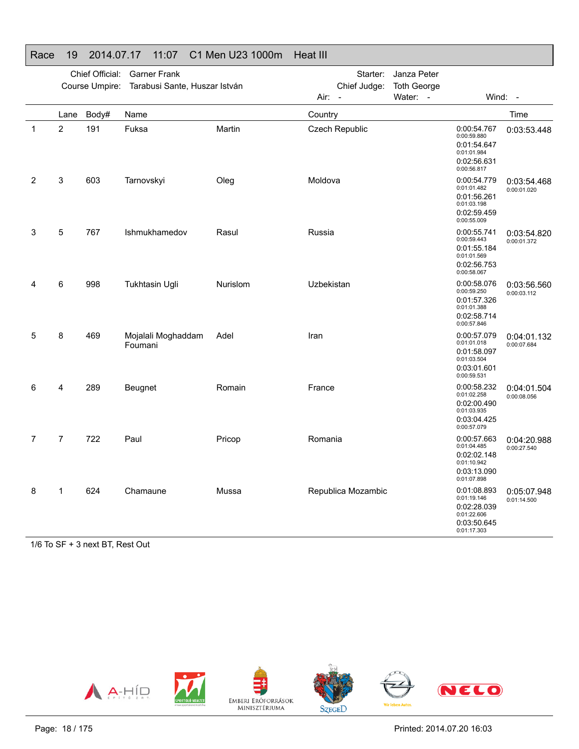# Race 19 2014.07.17 11:07 C1 Men U23 1000m Heat III

Chief Official: Garner Frank
Course Umpire: Tarabusi Sante, Huszar István
Starter: Janza Peter
Chief Judge: Toth George
Air: - Water: - Wind: -

| | Lane | Body# | Name | | Country | | Time |
|---|---|---|---|---|---|---|---|
| 1 | 2 | 191 | Fuksa | Martin | Czech Republic | 0:00:54.767 / 0:00:59.880 / 0:01:54.647 / 0:01:01.984 / 0:02:56.631 / 0:00:56.817 | 0:03:53.448 |
| 2 | 3 | 603 | Tarnovskyi | Oleg | Moldova | 0:00:54.779 / 0:01:01.482 / 0:01:56.261 / 0:01:03.198 / 0:02:59.459 / 0:00:55.009 | 0:03:54.468 / 0:00:01.020 |
| 3 | 5 | 767 | Ishmukhamedov | Rasul | Russia | 0:00:55.741 / 0:00:59.443 / 0:01:55.184 / 0:01:01.569 / 0:02:56.753 / 0:00:58.067 | 0:03:54.820 / 0:00:01.372 |
| 4 | 6 | 998 | Tukhtasin Ugli | Nurislom | Uzbekistan | 0:00:58.076 / 0:00:59.250 / 0:01:57.326 / 0:01:01.388 / 0:02:58.714 / 0:00:57.846 | 0:03:56.560 / 0:00:03.112 |
| 5 | 8 | 469 | Mojalali Moghaddam Foumani | Adel | Iran | 0:00:57.079 / 0:01:01.018 / 0:01:58.097 / 0:01:03.504 / 0:03:01.601 / 0:00:59.531 | 0:04:01.132 / 0:00:07.684 |
| 6 | 4 | 289 | Beugnet | Romain | France | 0:00:58.232 / 0:01:02.258 / 0:02:00.490 / 0:01:03.935 / 0:03:04.425 / 0:00:57.079 | 0:04:01.504 / 0:00:08.056 |
| 7 | 7 | 722 | Paul | Pricop | Romania | 0:00:57.663 / 0:01:04.485 / 0:02:02.148 / 0:01:10.942 / 0:03:13.090 / 0:01:07.898 | 0:04:20.988 / 0:00:27.540 |
| 8 | 1 | 624 | Chamaune | Mussa | Republica Mozambic | 0:01:08.893 / 0:01:19.146 / 0:02:28.039 / 0:01:22.606 / 0:03:50.645 / 0:01:17.303 | 0:05:07.948 / 0:01:14.500 |

1/6 To SF + 3 next BT, Rest Out

Printed: 2014.07.20 16:03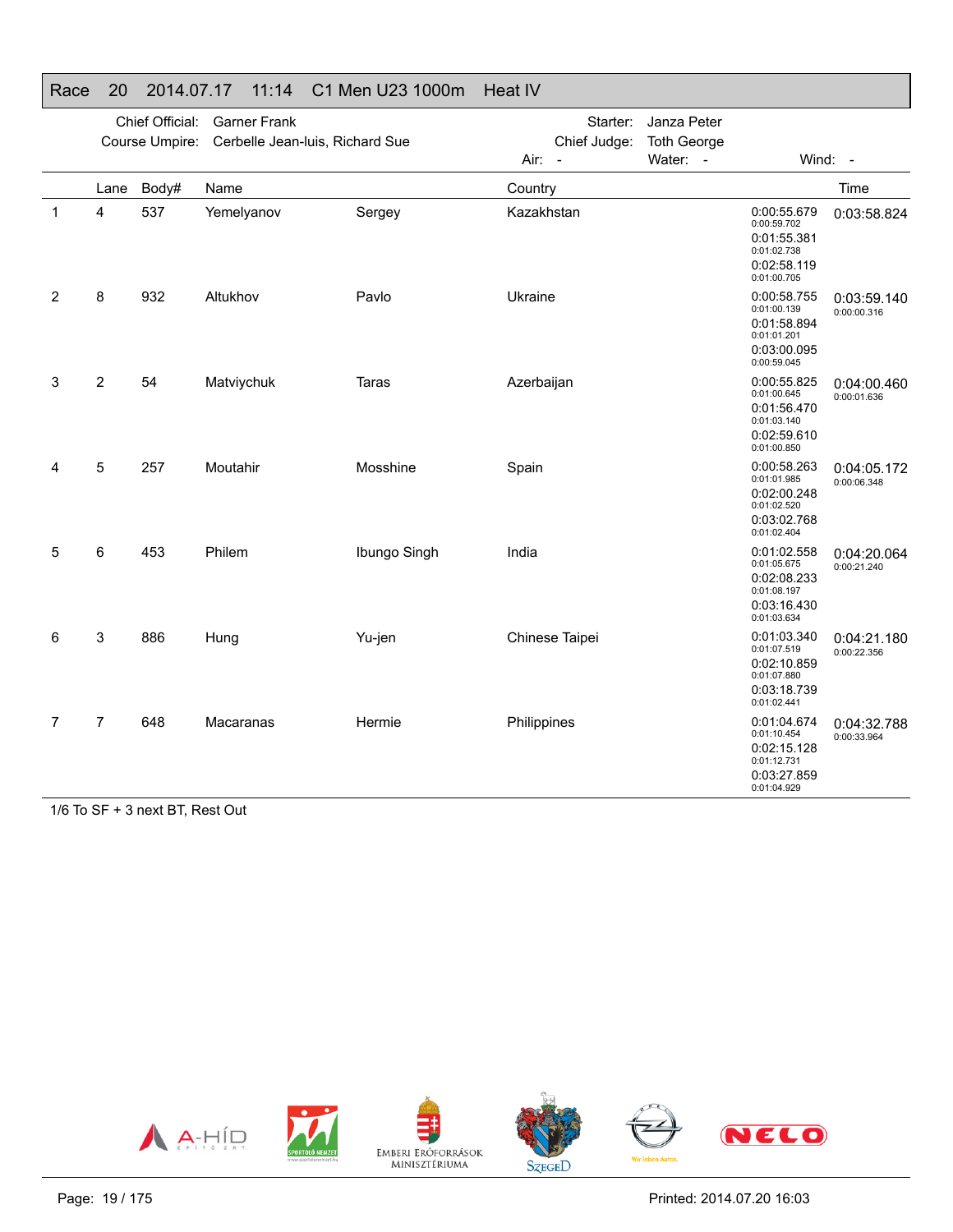## Race 20 2014.07.17 11:14 C1 Men U23 1000m Heat IV

Chief Official: Garner Frank
Course Umpire: Cerbelle Jean-luis, Richard Sue
Starter: Janza Peter
Chief Judge: Toth George
Air: -
Water: -
Wind: -

| | Lane | Body# | Name | | Country | | Time |
|---|---|---|---|---|---|---|---|
| 1 | 4 | 537 | Yemelyanov | Sergey | Kazakhstan | 0:00:55.679<br>0:00:59.702<br>0:01:55.381<br>0:01:02.738<br>0:02:58.119<br>0:01:00.705 | 0:03:58.824 |
| 2 | 8 | 932 | Altukhov | Pavlo | Ukraine | 0:00:58.755<br>0:01:00.139<br>0:01:58.894<br>0:01:01.201<br>0:03:00.095<br>0:00:59.045 | 0:03:59.140<br>0:00:00.316 |
| 3 | 2 | 54 | Matviychuk | Taras | Azerbaijan | 0:00:55.825<br>0:01:00.645<br>0:01:56.470<br>0:01:03.140<br>0:02:59.610<br>0:01:00.850 | 0:04:00.460<br>0:00:01.636 |
| 4 | 5 | 257 | Moutahir | Mosshine | Spain | 0:00:58.263<br>0:01:01.985<br>0:02:00.248<br>0:01:02.520<br>0:03:02.768<br>0:01:02.404 | 0:04:05.172<br>0:00:06.348 |
| 5 | 6 | 453 | Philem | Ibungo Singh | India | 0:01:02.558<br>0:01:05.675<br>0:02:08.233<br>0:01:08.197<br>0:03:16.430<br>0:01:03.634 | 0:04:20.064<br>0:00:21.240 |
| 6 | 3 | 886 | Hung | Yu-jen | Chinese Taipei | 0:01:03.340<br>0:01:07.519<br>0:02:10.859<br>0:01:07.880<br>0:03:18.739<br>0:01:02.441 | 0:04:21.180<br>0:00:22.356 |
| 7 | 7 | 648 | Macaranas | Hermie | Philippines | 0:01:04.674<br>0:01:10.454<br>0:02:15.128<br>0:01:12.731<br>0:03:27.859<br>0:01:04.929 | 0:04:32.788<br>0:00:33.964 |

1/6 To SF + 3 next BT, Rest Out

Printed: 2014.07.20 16:03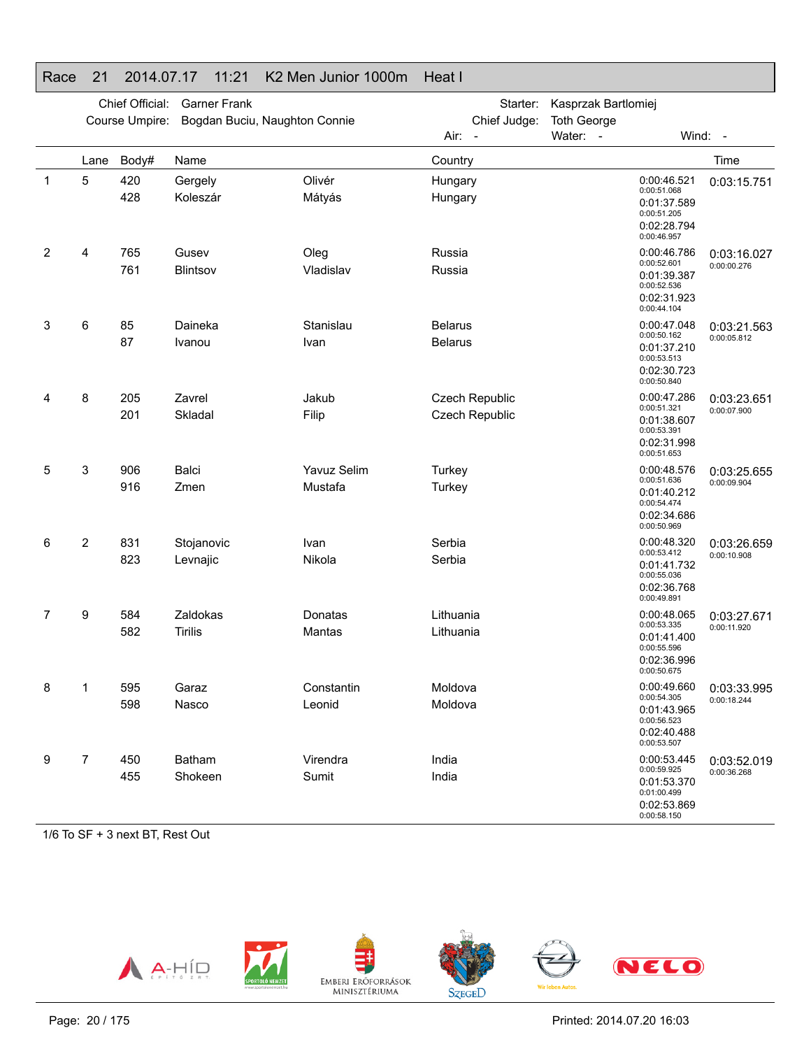# Race 21 2014.07.17 11:21 K2 Men Junior 1000m Heat I

Chief Official: Garner Frank
Course Umpire: Bogdan Buciu, Naughton Connie
Starter: Kasprzak Bartlomiej
Chief Judge: Toth George
Air: - Water: - Wind: -

| | Lane | Body# | Name | | Country | Splits | Time |
|---|---|---|---|---|---|---|---|
| 1 | 5 | 420<br>428 | Gergely<br>Koleszár | Olivér<br>Mátyás | Hungary<br>Hungary | 0:00:46.521<br>0:00:51.068<br>0:01:37.589<br>0:00:51.205<br>0:02:28.794<br>0:00:46.957 | 0:03:15.751 |
| 2 | 4 | 765<br>761 | Gusev<br>Blintsov | Oleg<br>Vladislav | Russia<br>Russia | 0:00:46.786<br>0:00:52.601<br>0:01:39.387<br>0:00:52.536<br>0:02:31.923<br>0:00:44.104 | 0:03:16.027<br>0:00:00.276 |
| 3 | 6 | 85<br>87 | Daineka<br>Ivanou | Stanislau<br>Ivan | Belarus<br>Belarus | 0:00:47.048<br>0:00:50.162<br>0:01:37.210<br>0:00:53.513<br>0:02:30.723<br>0:00:50.840 | 0:03:21.563<br>0:00:05.812 |
| 4 | 8 | 205<br>201 | Zavrel<br>Skladal | Jakub<br>Filip | Czech Republic<br>Czech Republic | 0:00:47.286<br>0:00:51.321<br>0:01:38.607<br>0:00:53.391<br>0:02:31.998<br>0:00:51.653 | 0:03:23.651<br>0:00:07.900 |
| 5 | 3 | 906<br>916 | Balci<br>Zmen | Yavuz Selim<br>Mustafa | Turkey<br>Turkey | 0:00:48.576<br>0:00:51.636<br>0:01:40.212<br>0:00:54.474<br>0:02:34.686<br>0:00:50.969 | 0:03:25.655<br>0:00:09.904 |
| 6 | 2 | 831<br>823 | Stojanovic<br>Levnajic | Ivan<br>Nikola | Serbia<br>Serbia | 0:00:48.320<br>0:00:53.412<br>0:01:41.732<br>0:00:55.036<br>0:02:36.768<br>0:00:49.891 | 0:03:26.659<br>0:00:10.908 |
| 7 | 9 | 584<br>582 | Zaldokas<br>Tirilis | Donatas<br>Mantas | Lithuania<br>Lithuania | 0:00:48.065<br>0:00:53.335<br>0:01:41.400<br>0:00:55.596<br>0:02:36.996<br>0:00:50.675 | 0:03:27.671<br>0:00:11.920 |
| 8 | 1 | 595<br>598 | Garaz<br>Nasco | Constantin<br>Leonid | Moldova<br>Moldova | 0:00:49.660<br>0:00:54.305<br>0:01:43.965<br>0:00:56.523<br>0:02:40.488<br>0:00:53.507 | 0:03:33.995<br>0:00:18.244 |
| 9 | 7 | 450<br>455 | Batham<br>Shokeen | Virendra<br>Sumit | India<br>India | 0:00:53.445<br>0:00:59.925<br>0:01:53.370<br>0:01:00.499<br>0:02:53.869<br>0:00:58.150 | 0:03:52.019<br>0:00:36.268 |

1/6 To SF + 3 next BT, Rest Out

Page: 20 / 175    Printed: 2014.07.20 16:03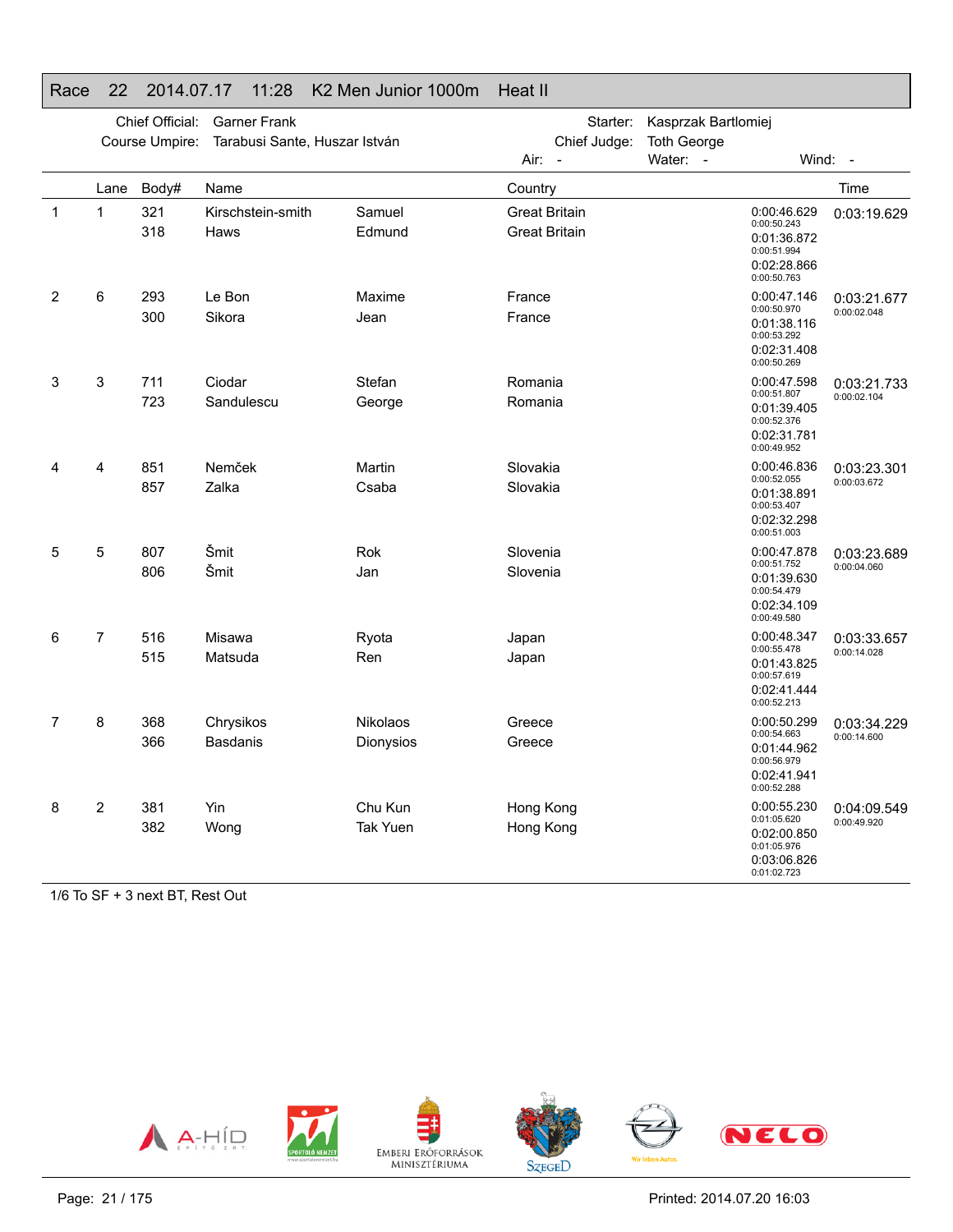# Race 22 2014.07.17 11:28 K2 Men Junior 1000m Heat II

Chief Official: Garner Frank
Course Umpire: Tarabusi Sante, Huszar István
Starter: Kasprzak Bartlomiej
Chief Judge: Toth George
Air: - Water: - Wind: -

| | Lane | Body# | Name | | Country | Splits | Time |
|---|---|---|---|---|---|---|---|
| 1 | 1 | 321 | Kirschstein-smith | Samuel | Great Britain | 0:00:46.629 (0:00:50.243) | 0:03:19.629 |
| | | 318 | Haws | Edmund | Great Britain | 0:01:36.872 (0:00:51.994) | |
| | | | | | | 0:02:28.866 (0:00:50.763) | |
| 2 | 6 | 293 | Le Bon | Maxime | France | 0:00:47.146 (0:00:50.970) | 0:03:21.677 (0:00:02.048) |
| | | 300 | Sikora | Jean | France | 0:01:38.116 (0:00:53.292) | |
| | | | | | | 0:02:31.408 (0:00:50.269) | |
| 3 | 3 | 711 | Ciodar | Stefan | Romania | 0:00:47.598 (0:00:51.807) | 0:03:21.733 (0:00:02.104) |
| | | 723 | Sandulescu | George | Romania | 0:01:39.405 (0:00:52.376) | |
| | | | | | | 0:02:31.781 (0:00:49.952) | |
| 4 | 4 | 851 | Nemček | Martin | Slovakia | 0:00:46.836 (0:00:52.055) | 0:03:23.301 (0:00:03.672) |
| | | 857 | Zalka | Csaba | Slovakia | 0:01:38.891 (0:00:53.407) | |
| | | | | | | 0:02:32.298 (0:00:51.003) | |
| 5 | 5 | 807 | Šmit | Rok | Slovenia | 0:00:47.878 (0:00:51.752) | 0:03:23.689 (0:00:04.060) |
| | | 806 | Šmit | Jan | Slovenia | 0:01:39.630 (0:00:54.479) | |
| | | | | | | 0:02:34.109 (0:00:49.580) | |
| 6 | 7 | 516 | Misawa | Ryota | Japan | 0:00:48.347 (0:00:55.478) | 0:03:33.657 (0:00:14.028) |
| | | 515 | Matsuda | Ren | Japan | 0:01:43.825 (0:00:57.619) | |
| | | | | | | 0:02:41.444 (0:00:52.213) | |
| 7 | 8 | 368 | Chrysikos | Nikolaos | Greece | 0:00:50.299 (0:00:54.663) | 0:03:34.229 (0:00:14.600) |
| | | 366 | Basdanis | Dionysios | Greece | 0:01:44.962 (0:00:56.979) | |
| | | | | | | 0:02:41.941 (0:00:52.288) | |
| 8 | 2 | 381 | Yin | Chu Kun | Hong Kong | 0:00:55.230 (0:01:05.620) | 0:04:09.549 (0:00:49.920) |
| | | 382 | Wong | Tak Yuen | Hong Kong | 0:02:00.850 (0:01:05.976) | |
| | | | | | | 0:03:06.826 (0:01:02.723) | |

1/6 To SF + 3 next BT, Rest Out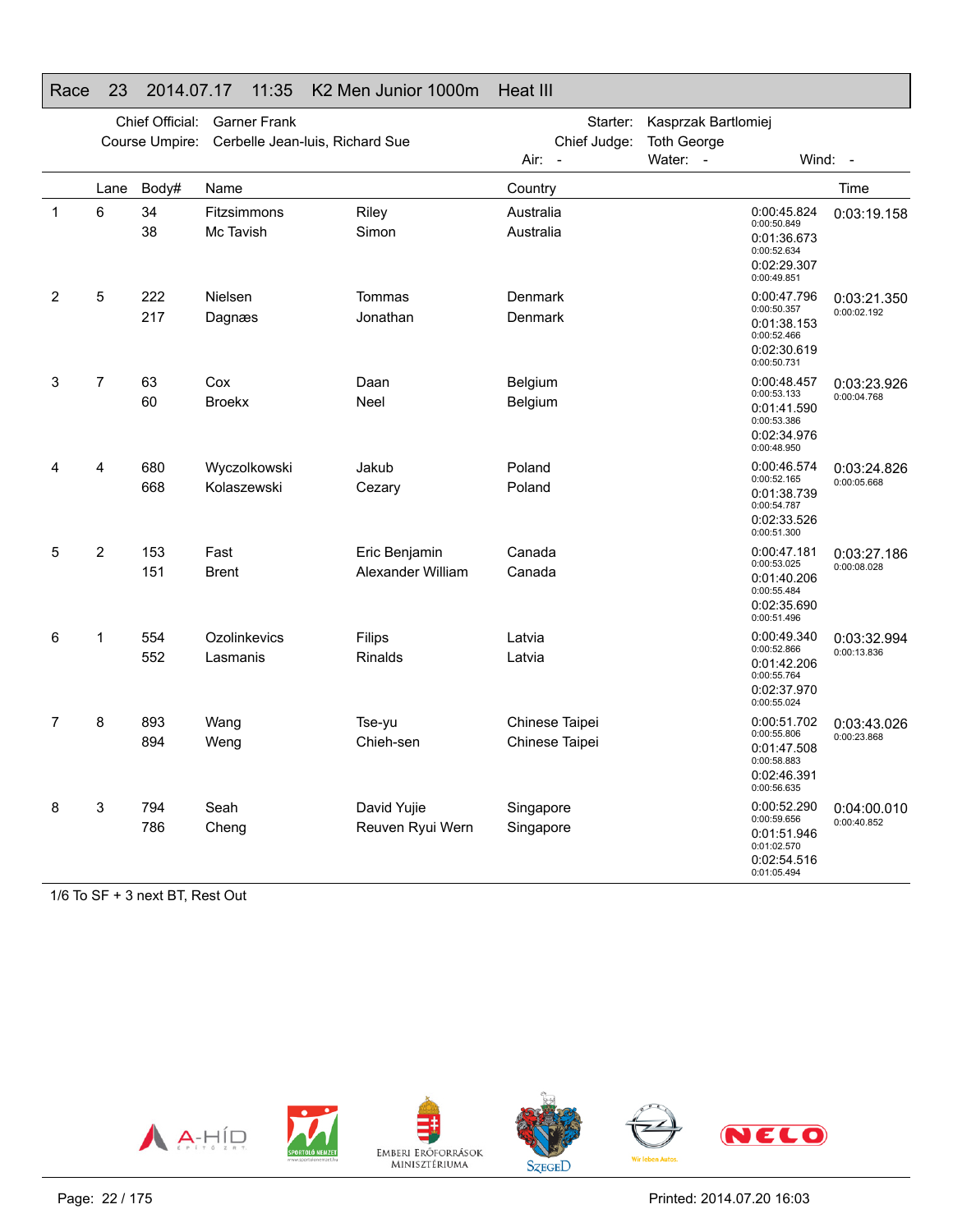# Race 23 2014.07.17 11:35 K2 Men Junior 1000m Heat III

Chief Official: Garner Frank
Course Umpire: Cerbelle Jean-luis, Richard Sue
Starter: Kasprzak Bartlomiej
Chief Judge: Toth George
Air: - Water: - Wind: -

| | Lane | Body# | Name | | Country | Splits | Time |
|---|---|---|---|---|---|---|---|
| 1 | 6 | 34 | Fitzsimmons | Riley | Australia | 0:00:45.824 (0:00:50.849) | 0:03:19.158 |
| | | 38 | Mc Tavish | Simon | Australia | 0:01:36.673 (0:00:52.634) | |
| | | | | | | 0:02:29.307 (0:00:49.851) | |
| 2 | 5 | 222 | Nielsen | Tommas | Denmark | 0:00:47.796 (0:00:50.357) | 0:03:21.350 (0:00:02.192) |
| | | 217 | Dagnæs | Jonathan | Denmark | 0:01:38.153 (0:00:52.466) | |
| | | | | | | 0:02:30.619 (0:00:50.731) | |
| 3 | 7 | 63 | Cox | Daan | Belgium | 0:00:48.457 (0:00:53.133) | 0:03:23.926 (0:00:04.768) |
| | | 60 | Broekx | Neel | Belgium | 0:01:41.590 (0:00:53.386) | |
| | | | | | | 0:02:34.976 (0:00:48.950) | |
| 4 | 4 | 680 | Wyczolkowski | Jakub | Poland | 0:00:46.574 (0:00:52.165) | 0:03:24.826 (0:00:05.668) |
| | | 668 | Kolaszewski | Cezary | Poland | 0:01:38.739 (0:00:54.787) | |
| | | | | | | 0:02:33.526 (0:00:51.300) | |
| 5 | 2 | 153 | Fast | Eric Benjamin | Canada | 0:00:47.181 (0:00:53.025) | 0:03:27.186 (0:00:08.028) |
| | | 151 | Brent | Alexander William | Canada | 0:01:40.206 (0:00:55.484) | |
| | | | | | | 0:02:35.690 (0:00:51.496) | |
| 6 | 1 | 554 | Ozolinkevics | Filips | Latvia | 0:00:49.340 (0:00:52.866) | 0:03:32.994 (0:00:13.836) |
| | | 552 | Lasmanis | Rinalds | Latvia | 0:01:42.206 (0:00:55.764) | |
| | | | | | | 0:02:37.970 (0:00:55.024) | |
| 7 | 8 | 893 | Wang | Tse-yu | Chinese Taipei | 0:00:51.702 (0:00:55.806) | 0:03:43.026 (0:00:23.868) |
| | | 894 | Weng | Chieh-sen | Chinese Taipei | 0:01:47.508 (0:00:58.883) | |
| | | | | | | 0:02:46.391 (0:00:56.635) | |
| 8 | 3 | 794 | Seah | David Yujie | Singapore | 0:00:52.290 (0:00:59.656) | 0:04:00.010 (0:00:40.852) |
| | | 786 | Cheng | Reuven Ryui Wern | Singapore | 0:01:51.946 (0:01:02.570) | |
| | | | | | | 0:02:54.516 (0:01:05.494) | |

1/6 To SF + 3 next BT, Rest Out

Printed: 2014.07.20 16:03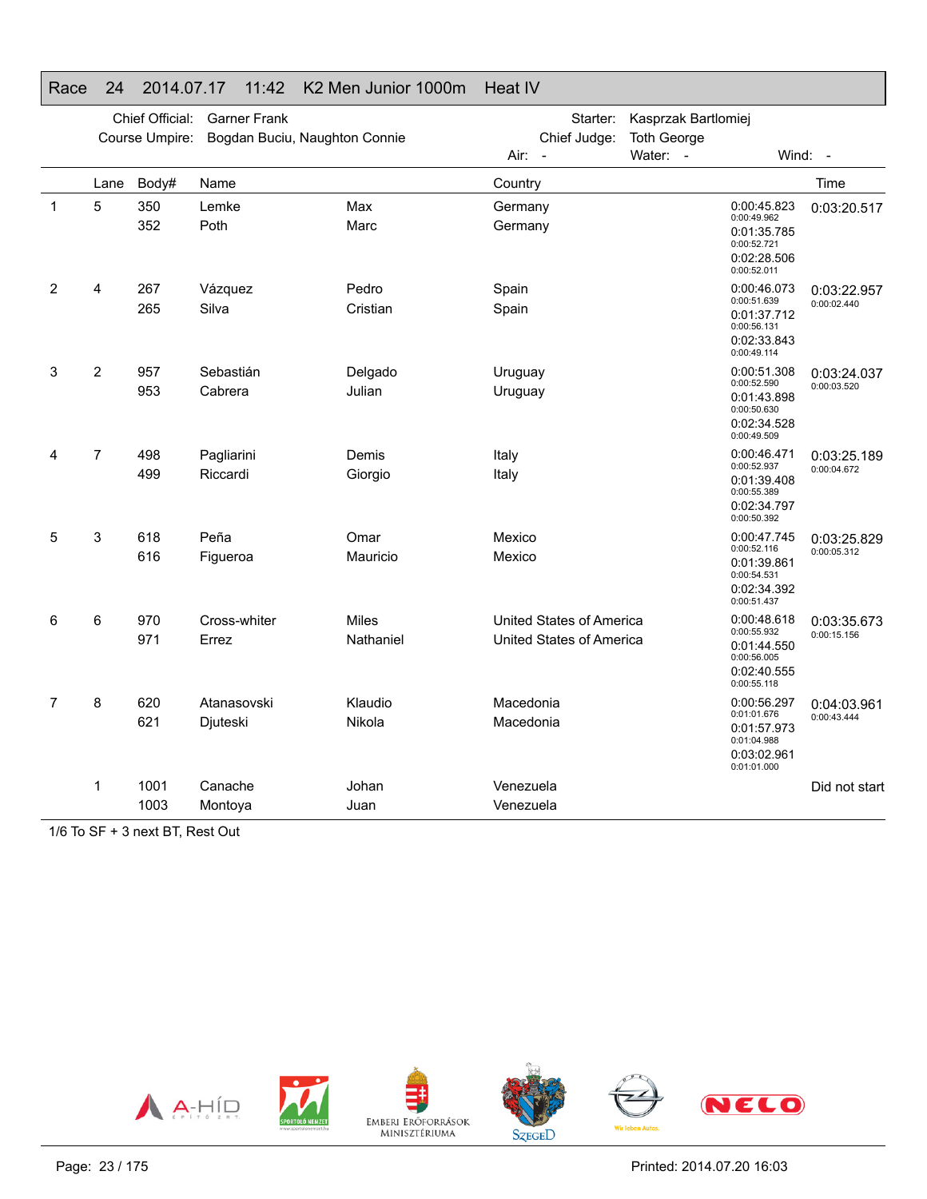## Race 24 2014.07.17 11:42 K2 Men Junior 1000m Heat IV

Chief Official: Garner Frank
Course Umpire: Bogdan Buciu, Naughton Connie

Starter: Kasprzak Bartlomiej
Chief Judge: Toth George
Air: - Water: - Wind: -

| | Lane | Body# | Name | | Country | Splits | Time |
|---|---|---|---|---|---|---|---|
| 1 | 5 | 350 | Lemke | Max | Germany | 0:00:45.823 / 0:00:49.962 | 0:03:20.517 |
| | | 352 | Poth | Marc | Germany | 0:01:35.785 / 0:00:52.721 | |
| | | | | | | 0:02:28.506 / 0:00:52.011 | |
| 2 | 4 | 267 | Vázquez | Pedro | Spain | 0:00:46.073 / 0:00:51.639 | 0:03:22.957 / 0:00:02.440 |
| | | 265 | Silva | Cristian | Spain | 0:01:37.712 / 0:00:56.131 | |
| | | | | | | 0:02:33.843 / 0:00:49.114 | |
| 3 | 2 | 957 | Sebastián | Delgado | Uruguay | 0:00:51.308 / 0:00:52.590 | 0:03:24.037 / 0:00:03.520 |
| | | 953 | Cabrera | Julian | Uruguay | 0:01:43.898 / 0:00:50.630 | |
| | | | | | | 0:02:34.528 / 0:00:49.509 | |
| 4 | 7 | 498 | Pagliarini | Demis | Italy | 0:00:46.471 / 0:00:52.937 | 0:03:25.189 / 0:00:04.672 |
| | | 499 | Riccardi | Giorgio | Italy | 0:01:39.408 / 0:00:55.389 | |
| | | | | | | 0:02:34.797 / 0:00:50.392 | |
| 5 | 3 | 618 | Peña | Omar | Mexico | 0:00:47.745 / 0:00:52.116 | 0:03:25.829 / 0:00:05.312 |
| | | 616 | Figueroa | Mauricio | Mexico | 0:01:39.861 / 0:00:54.531 | |
| | | | | | | 0:02:34.392 / 0:00:51.437 | |
| 6 | 6 | 970 | Cross-whiter | Miles | United States of America | 0:00:48.618 / 0:00:55.932 | 0:03:35.673 / 0:00:15.156 |
| | | 971 | Errez | Nathaniel | United States of America | 0:01:44.550 / 0:00:56.005 | |
| | | | | | | 0:02:40.555 / 0:00:55.118 | |
| 7 | 8 | 620 | Atanasovski | Klaudio | Macedonia | 0:00:56.297 / 0:01:01.676 | 0:04:03.961 / 0:00:43.444 |
| | | 621 | Djuteski | Nikola | Macedonia | 0:01:57.973 / 0:01:04.988 | |
| | | | | | | 0:03:02.961 / 0:01:01.000 | |
| | 1 | 1001 | Canache | Johan | Venezuela | | Did not start |
| | | 1003 | Montoya | Juan | Venezuela | | |

1/6 To SF + 3 next BT, Rest Out

Printed: 2014.07.20 16:03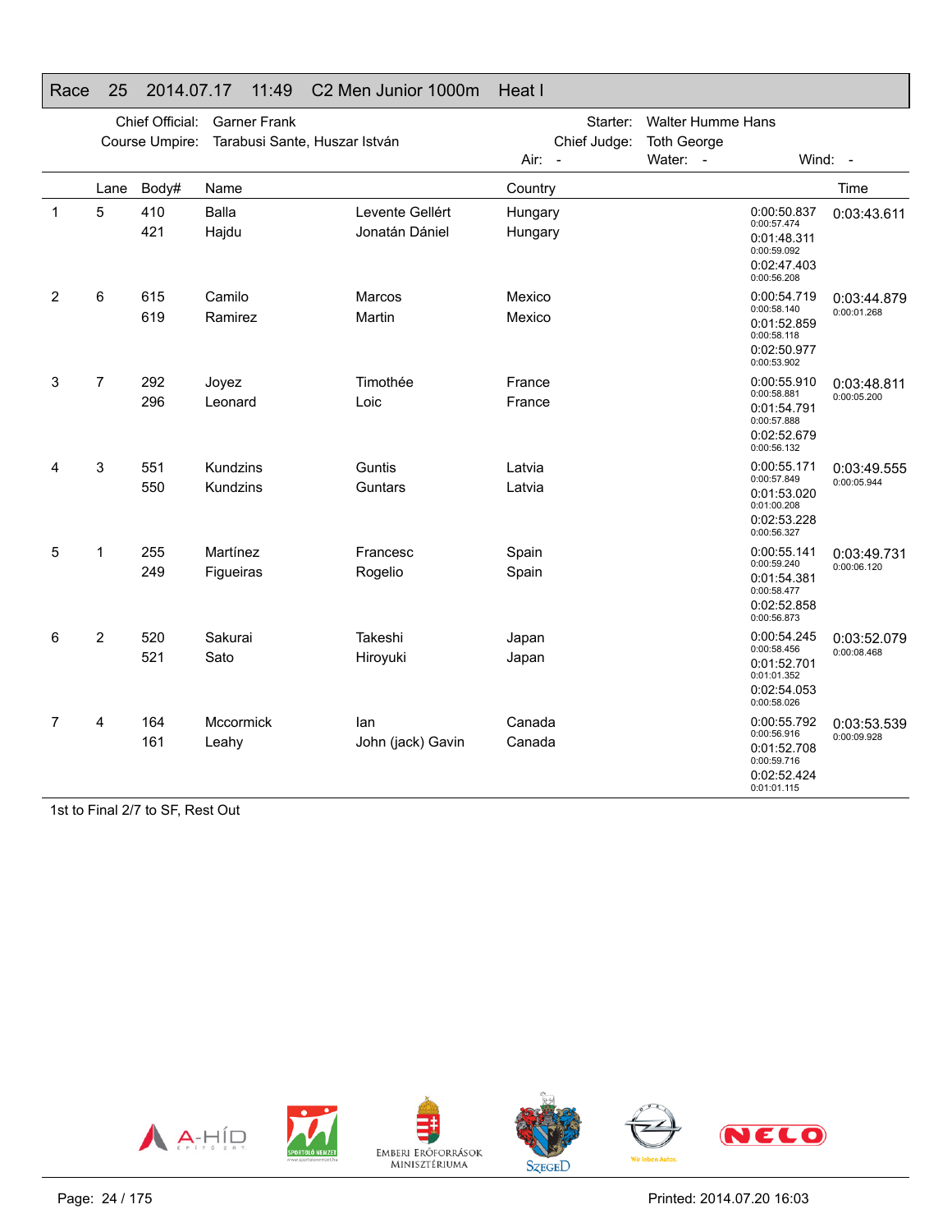# Race 25 2014.07.17 11:49 C2 Men Junior 1000m Heat I

Chief Official: Garner Frank
Course Umpire: Tarabusi Sante, Huszar István
Starter: Walter Humme Hans
Chief Judge: Toth George
Air: - Water: - Wind: -

| | Lane | Body# | Name | | Country | | Time |
|---|---|---|---|---|---|---|---|
| 1 | 5 | 410 | Balla | Levente Gellért | Hungary | 0:00:50.837 / 0:00:57.474 | 0:03:43.611 |
| | | 421 | Hajdu | Jonatán Dániel | Hungary | 0:01:48.311 / 0:00:59.092 | |
| | | | | | | 0:02:47.403 / 0:00:56.208 | |
| 2 | 6 | 615 | Camilo | Marcos | Mexico | 0:00:54.719 / 0:00:58.140 | 0:03:44.879 / 0:00:01.268 |
| | | 619 | Ramirez | Martin | Mexico | 0:01:52.859 / 0:00:58.118 | |
| | | | | | | 0:02:50.977 / 0:00:53.902 | |
| 3 | 7 | 292 | Joyez | Timothée | France | 0:00:55.910 / 0:00:58.881 | 0:03:48.811 / 0:00:05.200 |
| | | 296 | Leonard | Loic | France | 0:01:54.791 / 0:00:57.888 | |
| | | | | | | 0:02:52.679 / 0:00:56.132 | |
| 4 | 3 | 551 | Kundzins | Guntis | Latvia | 0:00:55.171 / 0:00:57.849 | 0:03:49.555 / 0:00:05.944 |
| | | 550 | Kundzins | Guntars | Latvia | 0:01:53.020 / 0:01:00.208 | |
| | | | | | | 0:02:53.228 / 0:00:56.327 | |
| 5 | 1 | 255 | Martínez | Francesc | Spain | 0:00:55.141 / 0:00:59.240 | 0:03:49.731 / 0:00:06.120 |
| | | 249 | Figueiras | Rogelio | Spain | 0:01:54.381 / 0:00:58.477 | |
| | | | | | | 0:02:52.858 / 0:00:56.873 | |
| 6 | 2 | 520 | Sakurai | Takeshi | Japan | 0:00:54.245 / 0:00:58.456 | 0:03:52.079 / 0:00:08.468 |
| | | 521 | Sato | Hiroyuki | Japan | 0:01:52.701 / 0:01:01.352 | |
| | | | | | | 0:02:54.053 / 0:00:58.026 | |
| 7 | 4 | 164 | Mccormick | Ian | Canada | 0:00:55.792 / 0:00:56.916 | 0:03:53.539 / 0:00:09.928 |
| | | 161 | Leahy | John (jack) Gavin | Canada | 0:01:52.708 / 0:00:59.716 | |
| | | | | | | 0:02:52.424 / 0:01:01.115 | |

1st to Final 2/7 to SF, Rest Out

Printed: 2014.07.20 16:03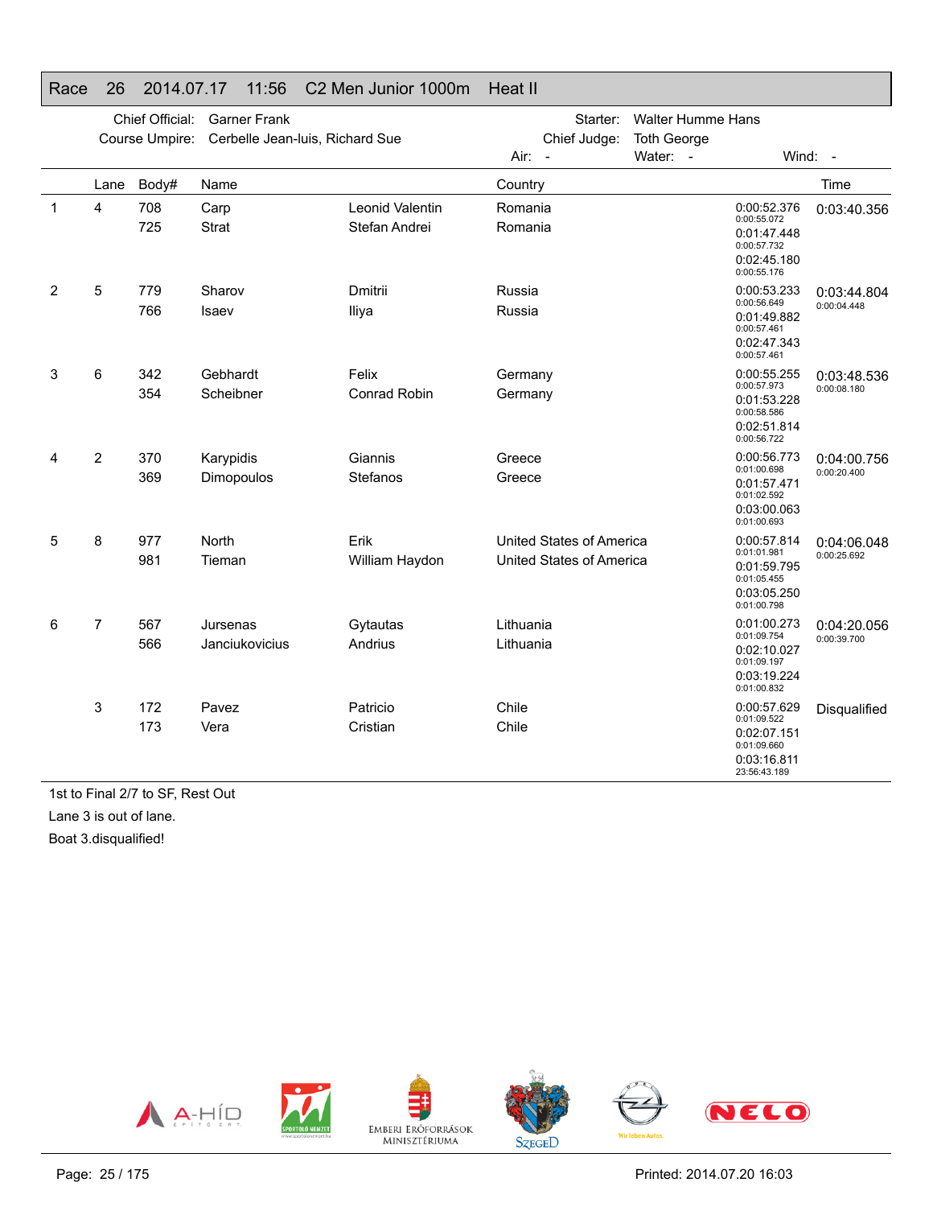## Race 26 2014.07.17 11:56 C2 Men Junior 1000m Heat II

Chief Official: Garner Frank
Course Umpire: Cerbelle Jean-luis, Richard Sue
Starter: Walter Humme Hans
Chief Judge: Toth George
Air: - Water: - Wind: -

| | Lane | Body# | Name | | Country | | Time |
|---|---|---|---|---|---|---|---|
| 1 | 4 | 708 | Carp | Leonid Valentin | Romania | 0:00:52.376 | 0:03:40.356 |
| | | | | | | 0:00:55.072 | |
| | | 725 | Strat | Stefan Andrei | Romania | 0:01:47.448 | |
| | | | | | | 0:00:57.732 | |
| | | | | | | 0:02:45.180 | |
| | | | | | | 0:00:55.176 | |
| 2 | 5 | 779 | Sharov | Dmitrii | Russia | 0:00:53.233 | 0:03:44.804 |
| | | | | | | 0:00:56.649 | 0:00:04.448 |
| | | 766 | Isaev | Iliya | Russia | 0:01:49.882 | |
| | | | | | | 0:00:57.461 | |
| | | | | | | 0:02:47.343 | |
| | | | | | | 0:00:57.461 | |
| 3 | 6 | 342 | Gebhardt | Felix | Germany | 0:00:55.255 | 0:03:48.536 |
| | | | | | | 0:00:57.973 | 0:00:08.180 |
| | | 354 | Scheibner | Conrad Robin | Germany | 0:01:53.228 | |
| | | | | | | 0:00:58.586 | |
| | | | | | | 0:02:51.814 | |
| | | | | | | 0:00:56.722 | |
| 4 | 2 | 370 | Karypidis | Giannis | Greece | 0:00:56.773 | 0:04:00.756 |
| | | | | | | 0:01:00.698 | 0:00:20.400 |
| | | 369 | Dimopoulos | Stefanos | Greece | 0:01:57.471 | |
| | | | | | | 0:01:02.592 | |
| | | | | | | 0:03:00.063 | |
| | | | | | | 0:01:00.693 | |
| 5 | 8 | 977 | North | Erik | United States of America | 0:00:57.814 | 0:04:06.048 |
| | | | | | | 0:01:01.981 | 0:00:25.692 |
| | | 981 | Tieman | William Haydon | United States of America | 0:01:59.795 | |
| | | | | | | 0:01:05.455 | |
| | | | | | | 0:03:05.250 | |
| | | | | | | 0:01:00.798 | |
| 6 | 7 | 567 | Jursenas | Gytautas | Lithuania | 0:01:00.273 | 0:04:20.056 |
| | | | | | | 0:01:09.754 | 0:00:39.700 |
| | | 566 | Janciukovicius | Andrius | Lithuania | 0:02:10.027 | |
| | | | | | | 0:01:09.197 | |
| | | | | | | 0:03:19.224 | |
| | | | | | | 0:01:00.832 | |
| | 3 | 172 | Pavez | Patricio | Chile | 0:00:57.629 | Disqualified |
| | | | | | | 0:01:09.522 | |
| | | 173 | Vera | Cristian | Chile | 0:02:07.151 | |
| | | | | | | 0:01:09.660 | |
| | | | | | | 0:03:16.811 | |
| | | | | | | 23:56:43.189 | |

1st to Final 2/7 to SF, Rest Out

Lane 3 is out of lane.

Boat 3.disqualified!

Printed: 2014.07.20 16:03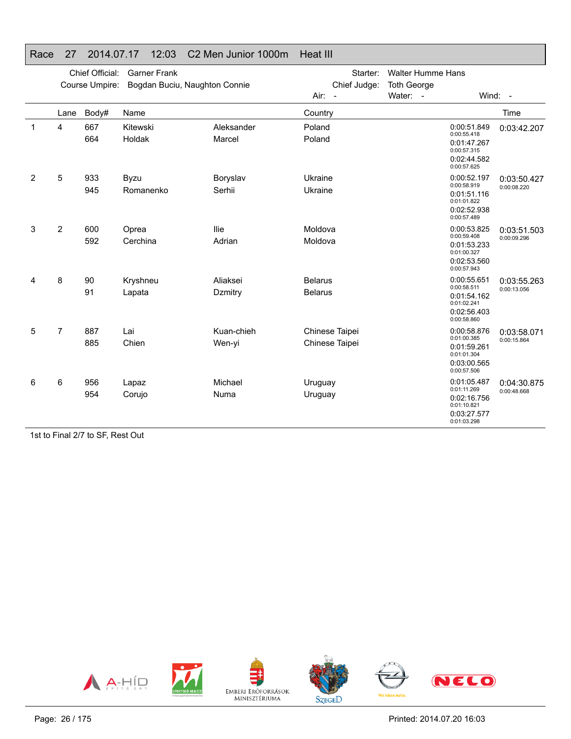## Race 27 2014.07.17 12:03 C2 Men Junior 1000m Heat III

Chief Official: Garner Frank
Course Umpire: Bogdan Buciu, Naughton Connie
Starter: Walter Humme Hans
Chief Judge: Toth George
Air: -
Water: -
Wind: -

| | Lane | Body# | Name | | Country | | Time |
|---|---|---|---|---|---|---|---|
| 1 | 4 | 667 | Kitewski | Aleksander | Poland | 0:00:51.849<br>0:00:55.418<br>0:01:47.267<br>0:00:57.315<br>0:02:44.582<br>0:00:57.625 | 0:03:42.207 |
| | | 664 | Holdak | Marcel | Poland | | |
| 2 | 5 | 933 | Byzu | Boryslav | Ukraine | 0:00:52.197<br>0:00:58.919<br>0:01:51.116<br>0:01:01.822<br>0:02:52.938<br>0:00:57.489 | 0:03:50.427<br>0:00:08.220 |
| | | 945 | Romanenko | Serhii | Ukraine | | |
| 3 | 2 | 600 | Oprea | Ilie | Moldova | 0:00:53.825<br>0:00:59.408<br>0:01:53.233<br>0:01:00.327<br>0:02:53.560<br>0:00:57.943 | 0:03:51.503<br>0:00:09.296 |
| | | 592 | Cerchina | Adrian | Moldova | | |
| 4 | 8 | 90 | Kryshneu | Aliaksei | Belarus | 0:00:55.651<br>0:00:58.511<br>0:01:54.162<br>0:01:02.241<br>0:02:56.403<br>0:00:58.860 | 0:03:55.263<br>0:00:13.056 |
| | | 91 | Lapata | Dzmitry | Belarus | | |
| 5 | 7 | 887 | Lai | Kuan-chieh | Chinese Taipei | 0:00:58.876<br>0:01:00.385<br>0:01:59.261<br>0:01:01.304<br>0:03:00.565<br>0:00:57.506 | 0:03:58.071<br>0:00:15.864 |
| | | 885 | Chien | Wen-yi | Chinese Taipei | | |
| 6 | 6 | 956 | Lapaz | Michael | Uruguay | 0:01:05.487<br>0:01:11.269<br>0:02:16.756<br>0:01:10.821<br>0:03:27.577<br>0:01:03.298 | 0:04:30.875<br>0:00:48.668 |
| | | 954 | Corujo | Numa | Uruguay | | |

1st to Final 2/7 to SF, Rest Out

Printed: 2014.07.20 16:03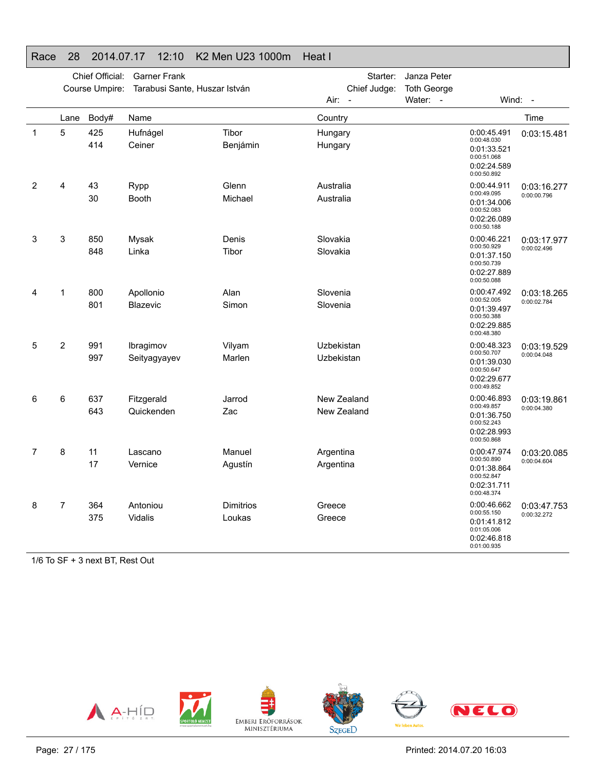# Race 28 2014.07.17 12:10 K2 Men U23 1000m Heat I

Chief Official: Garner Frank
Course Umpire: Tarabusi Sante, Huszar István
Starter: Janza Peter
Chief Judge: Toth George
Air: - Water: - Wind: -

| | Lane | Body# | Name | | Country | | Time |
|---|---|---|---|---|---|---|---|
| 1 | 5 | 425 | Hufnágel | Tibor | Hungary | 0:00:45.491 / 0:00:48.030 | 0:03:15.481 |
| | | 414 | Ceiner | Benjámin | Hungary | 0:01:33.521 / 0:00:51.068 | |
| | | | | | | 0:02:24.589 / 0:00:50.892 | |
| 2 | 4 | 43 | Rypp | Glenn | Australia | 0:00:44.911 / 0:00:49.095 | 0:03:16.277 / 0:00:00.796 |
| | | 30 | Booth | Michael | Australia | 0:01:34.006 / 0:00:52.083 | |
| | | | | | | 0:02:26.089 / 0:00:50.188 | |
| 3 | 3 | 850 | Mysak | Denis | Slovakia | 0:00:46.221 / 0:00:50.929 | 0:03:17.977 / 0:00:02.496 |
| | | 848 | Linka | Tibor | Slovakia | 0:01:37.150 / 0:00:50.739 | |
| | | | | | | 0:02:27.889 / 0:00:50.088 | |
| 4 | 1 | 800 | Apollonio | Alan | Slovenia | 0:00:47.492 / 0:00:52.005 | 0:03:18.265 / 0:00:02.784 |
| | | 801 | Blazevic | Simon | Slovenia | 0:01:39.497 / 0:00:50.388 | |
| | | | | | | 0:02:29.885 / 0:00:48.380 | |
| 5 | 2 | 991 | Ibragimov | Vilyam | Uzbekistan | 0:00:48.323 / 0:00:50.707 | 0:03:19.529 / 0:00:04.048 |
| | | 997 | Seityagyayev | Marlen | Uzbekistan | 0:01:39.030 / 0:00:50.647 | |
| | | | | | | 0:02:29.677 / 0:00:49.852 | |
| 6 | 6 | 637 | Fitzgerald | Jarrod | New Zealand | 0:00:46.893 / 0:00:49.857 | 0:03:19.861 / 0:00:04.380 |
| | | 643 | Quickenden | Zac | New Zealand | 0:01:36.750 / 0:00:52.243 | |
| | | | | | | 0:02:28.993 / 0:00:50.868 | |
| 7 | 8 | 11 | Lascano | Manuel | Argentina | 0:00:47.974 / 0:00:50.890 | 0:03:20.085 / 0:00:04.604 |
| | | 17 | Vernice | Agustín | Argentina | 0:01:38.864 / 0:00:52.847 | |
| | | | | | | 0:02:31.711 / 0:00:48.374 | |
| 8 | 7 | 364 | Antoniou | Dimitrios | Greece | 0:00:46.662 / 0:00:55.150 | 0:03:47.753 / 0:00:32.272 |
| | | 375 | Vidalis | Loukas | Greece | 0:01:41.812 / 0:01:05.006 | |
| | | | | | | 0:02:46.818 / 0:01:00.935 | |

1/6 To SF + 3 next BT, Rest Out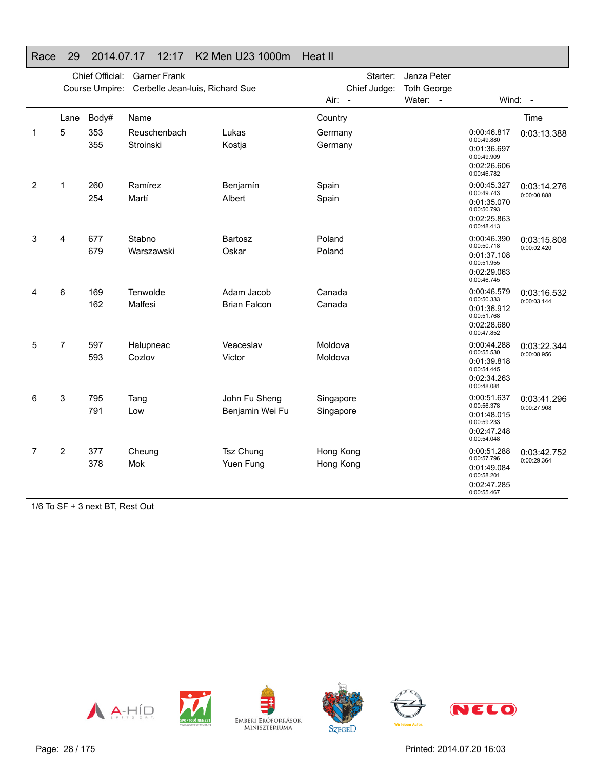# Race 29 2014.07.17 12:17 K2 Men U23 1000m Heat II

Chief Official: Garner Frank
Course Umpire: Cerbelle Jean-luis, Richard Sue

Starter: Janza Peter
Chief Judge: Toth George

Air: - Water: - Wind: -

| | Lane | Body# | Name | | Country | | Time |
|---|---|---|---|---|---|---|---|
| 1 | 5 | 353 | Reuschenbach | Lukas | Germany | 0:00:46.817 / 0:00:49.880 | 0:03:13.388 |
| | | 355 | Stroinski | Kostja | Germany | 0:01:36.697 / 0:00:49.909 | |
| | | | | | | 0:02:26.606 / 0:00:46.782 | |
| 2 | 1 | 260 | Ramírez | Benjamín | Spain | 0:00:45.327 / 0:00:49.743 | 0:03:14.276 / 0:00:00.888 |
| | | 254 | Martí | Albert | Spain | 0:01:35.070 / 0:00:50.793 | |
| | | | | | | 0:02:25.863 / 0:00:48.413 | |
| 3 | 4 | 677 | Stabno | Bartosz | Poland | 0:00:46.390 / 0:00:50.718 | 0:03:15.808 / 0:00:02.420 |
| | | 679 | Warszawski | Oskar | Poland | 0:01:37.108 / 0:00:51.955 | |
| | | | | | | 0:02:29.063 / 0:00:46.745 | |
| 4 | 6 | 169 | Tenwolde | Adam Jacob | Canada | 0:00:46.579 / 0:00:50.333 | 0:03:16.532 / 0:00:03.144 |
| | | 162 | Malfesi | Brian Falcon | Canada | 0:01:36.912 / 0:00:51.768 | |
| | | | | | | 0:02:28.680 / 0:00:47.852 | |
| 5 | 7 | 597 | Halupneac | Veaceslav | Moldova | 0:00:44.288 / 0:00:55.530 | 0:03:22.344 / 0:00:08.956 |
| | | 593 | Cozlov | Victor | Moldova | 0:01:39.818 / 0:00:54.445 | |
| | | | | | | 0:02:34.263 / 0:00:48.081 | |
| 6 | 3 | 795 | Tang | John Fu Sheng | Singapore | 0:00:51.637 / 0:00:56.378 | 0:03:41.296 / 0:00:27.908 |
| | | 791 | Low | Benjamin Wei Fu | Singapore | 0:01:48.015 / 0:00:59.233 | |
| | | | | | | 0:02:47.248 / 0:00:54.048 | |
| 7 | 2 | 377 | Cheung | Tsz Chung | Hong Kong | 0:00:51.288 / 0:00:57.796 | 0:03:42.752 / 0:00:29.364 |
| | | 378 | Mok | Yuen Fung | Hong Kong | 0:01:49.084 / 0:00:58.201 | |
| | | | | | | 0:02:47.285 / 0:00:55.467 | |

1/6 To SF + 3 next BT, Rest Out

Printed: 2014.07.20 16:03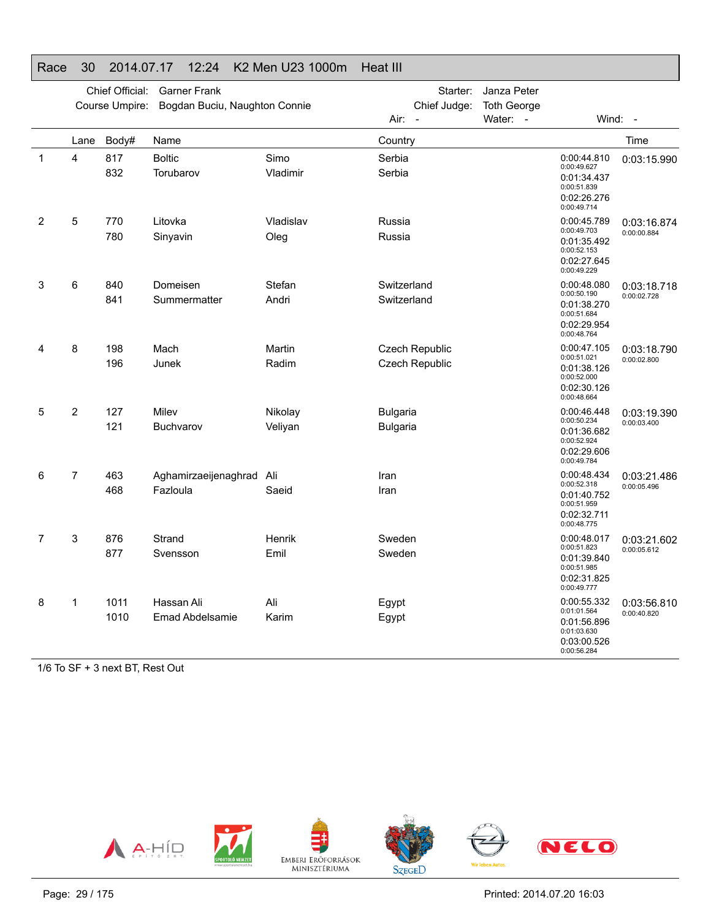## Race 30 2014.07.17 12:24 K2 Men U23 1000m Heat III

Chief Official: Garner Frank
Course Umpire: Bogdan Buciu, Naughton Connie
Starter: Janza Peter
Chief Judge: Toth George
Air: - Water: - Wind: -

| | Lane | Body# | Name | | Country | | Time |
|---|---|---|---|---|---|---|---|
| 1 | 4 | 817 | Boltic | Simo | Serbia | 0:00:44.810 0:00:49.627 | 0:03:15.990 |
| | | 832 | Torubarov | Vladimir | Serbia | 0:01:34.437 0:00:51.839 | |
| | | | | | | 0:02:26.276 0:00:49.714 | |
| 2 | 5 | 770 | Litovka | Vladislav | Russia | 0:00:45.789 0:00:49.703 | 0:03:16.874 0:00:00.884 |
| | | 780 | Sinyavin | Oleg | Russia | 0:01:35.492 0:00:52.153 | |
| | | | | | | 0:02:27.645 0:00:49.229 | |
| 3 | 6 | 840 | Domeisen | Stefan | Switzerland | 0:00:48.080 0:00:50.190 | 0:03:18.718 0:00:02.728 |
| | | 841 | Summermatter | Andri | Switzerland | 0:01:38.270 0:00:51.684 | |
| | | | | | | 0:02:29.954 0:00:48.764 | |
| 4 | 8 | 198 | Mach | Martin | Czech Republic | 0:00:47.105 0:00:51.021 | 0:03:18.790 0:00:02.800 |
| | | 196 | Junek | Radim | Czech Republic | 0:01:38.126 0:00:52.000 | |
| | | | | | | 0:02:30.126 0:00:48.664 | |
| 5 | 2 | 127 | Milev | Nikolay | Bulgaria | 0:00:46.448 0:00:50.234 | 0:03:19.390 0:00:03.400 |
| | | 121 | Buchvarov | Veliyan | Bulgaria | 0:01:36.682 0:00:52.924 | |
| | | | | | | 0:02:29.606 0:00:49.784 | |
| 6 | 7 | 463 | Aghamirzaeijenaghrad | Ali | Iran | 0:00:48.434 0:00:52.318 | 0:03:21.486 0:00:05.496 |
| | | 468 | Fazloula | Saeid | Iran | 0:01:40.752 0:00:51.959 | |
| | | | | | | 0:02:32.711 0:00:48.775 | |
| 7 | 3 | 876 | Strand | Henrik | Sweden | 0:00:48.017 0:00:51.823 | 0:03:21.602 0:00:05.612 |
| | | 877 | Svensson | Emil | Sweden | 0:01:39.840 0:00:51.985 | |
| | | | | | | 0:02:31.825 0:00:49.777 | |
| 8 | 1 | 1011 | Hassan Ali | Ali | Egypt | 0:00:55.332 0:01:01.564 | 0:03:56.810 0:00:40.820 |
| | | 1010 | Emad Abdelsamie | Karim | Egypt | 0:01:56.896 0:01:03.630 | |
| | | | | | | 0:03:00.526 0:00:56.284 | |

1/6 To SF + 3 next BT, Rest Out

Printed: 2014.07.20 16:03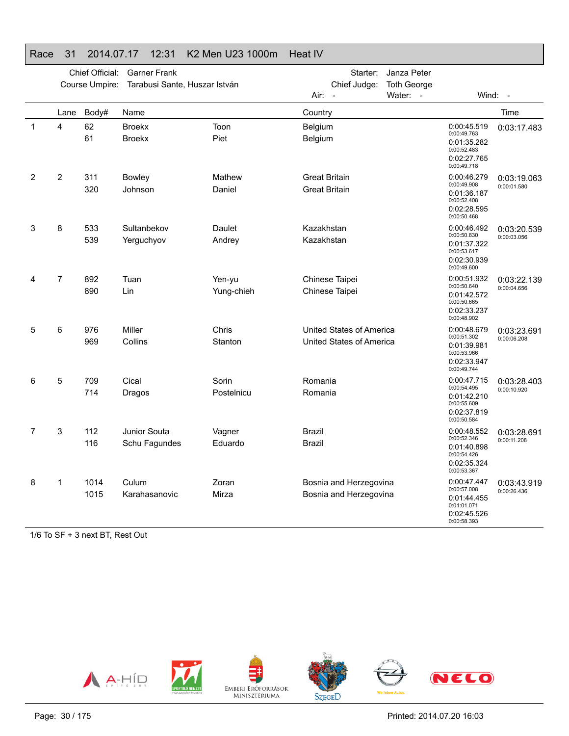## Race 31 2014.07.17 12:31 K2 Men U23 1000m Heat IV

Chief Official: Garner Frank
Course Umpire: Tarabusi Sante, Huszar István

Starter: Janza Peter
Chief Judge: Toth George
Air: - Water: - Wind: -

| | Lane | Body# | Name | | Country | | Time |
|---|---|---|---|---|---|---|---|
| 1 | 4 | 62 | Broekx | Toon | Belgium | 0:00:45.519 | 0:03:17.483 |
| | | | | | | 0:00:49.763 | |
| | | 61 | Broekx | Piet | Belgium | 0:01:35.282 | |
| | | | | | | 0:00:52.483 | |
| | | | | | | 0:02:27.765 | |
| | | | | | | 0:00:49.718 | |
| 2 | 2 | 311 | Bowley | Mathew | Great Britain | 0:00:46.279 | 0:03:19.063 |
| | | | | | | 0:00:49.908 | 0:00:01.580 |
| | | 320 | Johnson | Daniel | Great Britain | 0:01:36.187 | |
| | | | | | | 0:00:52.408 | |
| | | | | | | 0:02:28.595 | |
| | | | | | | 0:00:50.468 | |
| 3 | 8 | 533 | Sultanbekov | Daulet | Kazakhstan | 0:00:46.492 | 0:03:20.539 |
| | | | | | | 0:00:50.830 | 0:00:03.056 |
| | | 539 | Yerguchyov | Andrey | Kazakhstan | 0:01:37.322 | |
| | | | | | | 0:00:53.617 | |
| | | | | | | 0:02:30.939 | |
| | | | | | | 0:00:49.600 | |
| 4 | 7 | 892 | Tuan | Yen-yu | Chinese Taipei | 0:00:51.932 | 0:03:22.139 |
| | | | | | | 0:00:50.640 | 0:00:04.656 |
| | | 890 | Lin | Yung-chieh | Chinese Taipei | 0:01:42.572 | |
| | | | | | | 0:00:50.665 | |
| | | | | | | 0:02:33.237 | |
| | | | | | | 0:00:48.902 | |
| 5 | 6 | 976 | Miller | Chris | United States of America | 0:00:48.679 | 0:03:23.691 |
| | | | | | | 0:00:51.302 | 0:00:06.208 |
| | | 969 | Collins | Stanton | United States of America | 0:01:39.981 | |
| | | | | | | 0:00:53.966 | |
| | | | | | | 0:02:33.947 | |
| | | | | | | 0:00:49.744 | |
| 6 | 5 | 709 | Cical | Sorin | Romania | 0:00:47.715 | 0:03:28.403 |
| | | | | | | 0:00:54.495 | 0:00:10.920 |
| | | 714 | Dragos | Postelnicu | Romania | 0:01:42.210 | |
| | | | | | | 0:00:55.609 | |
| | | | | | | 0:02:37.819 | |
| | | | | | | 0:00:50.584 | |
| 7 | 3 | 112 | Junior Souta | Vagner | Brazil | 0:00:48.552 | 0:03:28.691 |
| | | | | | | 0:00:52.346 | 0:00:11.208 |
| | | 116 | Schu Fagundes | Eduardo | Brazil | 0:01:40.898 | |
| | | | | | | 0:00:54.426 | |
| | | | | | | 0:02:35.324 | |
| | | | | | | 0:00:53.367 | |
| 8 | 1 | 1014 | Culum | Zoran | Bosnia and Herzegovina | 0:00:47.447 | 0:03:43.919 |
| | | | | | | 0:00:57.008 | 0:00:26.436 |
| | | 1015 | Karahasanovic | Mirza | Bosnia and Herzegovina | 0:01:44.455 | |
| | | | | | | 0:01:01.071 | |
| | | | | | | 0:02:45.526 | |
| | | | | | | 0:00:58.393 | |

1/6 To SF + 3 next BT, Rest Out

Printed: 2014.07.20 16:03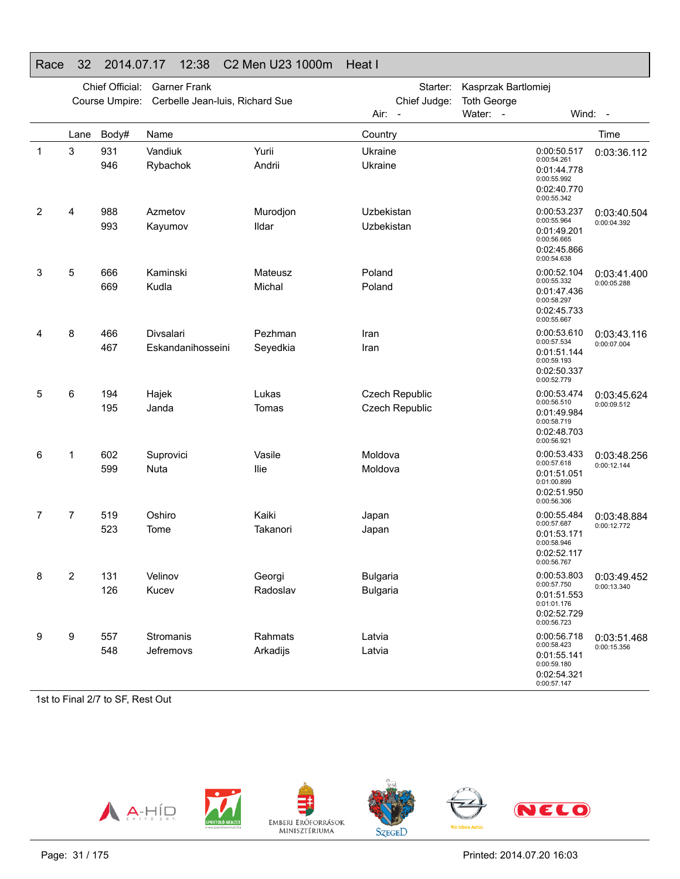# Race 32 2014.07.17 12:38 C2 Men U23 1000m Heat I

Chief Official: Garner Frank | Starter: Kasprzak Bartlomiej
Course Umpire: Cerbelle Jean-luis, Richard Sue | Chief Judge: Toth George
Air: - | Water: - | Wind: -

| | Lane | Body# | Name | | Country | | Time |
|---|---|---|---|---|---|---|---|
| 1 | 3 | 931 | Vandiuk | Yurii | Ukraine | 0:00:50.517<br>0:00:54.261<br>0:01:44.778<br>0:00:55.992<br>0:02:40.770<br>0:00:55.342 | 0:03:36.112 |
| | | 946 | Rybachok | Andrii | Ukraine | | |
| 2 | 4 | 988 | Azmetov | Murodjon | Uzbekistan | 0:00:53.237<br>0:00:55.964<br>0:01:49.201<br>0:00:56.665<br>0:02:45.866<br>0:00:54.638 | 0:03:40.504<br>0:00:04.392 |
| | | 993 | Kayumov | Ildar | Uzbekistan | | |
| 3 | 5 | 666 | Kaminski | Mateusz | Poland | 0:00:52.104<br>0:00:55.332<br>0:01:47.436<br>0:00:58.297<br>0:02:45.733<br>0:00:55.667 | 0:03:41.400<br>0:00:05.288 |
| | | 669 | Kudla | Michal | Poland | | |
| 4 | 8 | 466 | Divsalari | Pezhman | Iran | 0:00:53.610<br>0:00:57.534<br>0:01:51.144<br>0:00:59.193<br>0:02:50.337<br>0:00:52.779 | 0:03:43.116<br>0:00:07.004 |
| | | 467 | Eskandanihosseini | Seyedkia | Iran | | |
| 5 | 6 | 194 | Hajek | Lukas | Czech Republic | 0:00:53.474<br>0:00:56.510<br>0:01:49.984<br>0:00:58.719<br>0:02:48.703<br>0:00:56.921 | 0:03:45.624<br>0:00:09.512 |
| | | 195 | Janda | Tomas | Czech Republic | | |
| 6 | 1 | 602 | Suprovici | Vasile | Moldova | 0:00:53.433<br>0:00:57.618<br>0:01:51.051<br>0:01:00.899<br>0:02:51.950<br>0:00:56.306 | 0:03:48.256<br>0:00:12.144 |
| | | 599 | Nuta | Ilie | Moldova | | |
| 7 | 7 | 519 | Oshiro | Kaiki | Japan | 0:00:55.484<br>0:00:57.687<br>0:01:53.171<br>0:00:58.946<br>0:02:52.117<br>0:00:56.767 | 0:03:48.884<br>0:00:12.772 |
| | | 523 | Tome | Takanori | Japan | | |
| 8 | 2 | 131 | Velinov | Georgi | Bulgaria | 0:00:53.803<br>0:00:57.750<br>0:01:51.553<br>0:01:01.176<br>0:02:52.729<br>0:00:56.723 | 0:03:49.452<br>0:00:13.340 |
| | | 126 | Kucev | Radoslav | Bulgaria | | |
| 9 | 9 | 557 | Stromanis | Rahmats | Latvia | 0:00:56.718<br>0:00:58.423<br>0:01:55.141<br>0:00:59.180<br>0:02:54.321<br>0:00:57.147 | 0:03:51.468<br>0:00:15.356 |
| | | 548 | Jefremovs | Arkadijs | Latvia | | |

1st to Final 2/7 to SF, Rest Out

Printed: 2014.07.20 16:03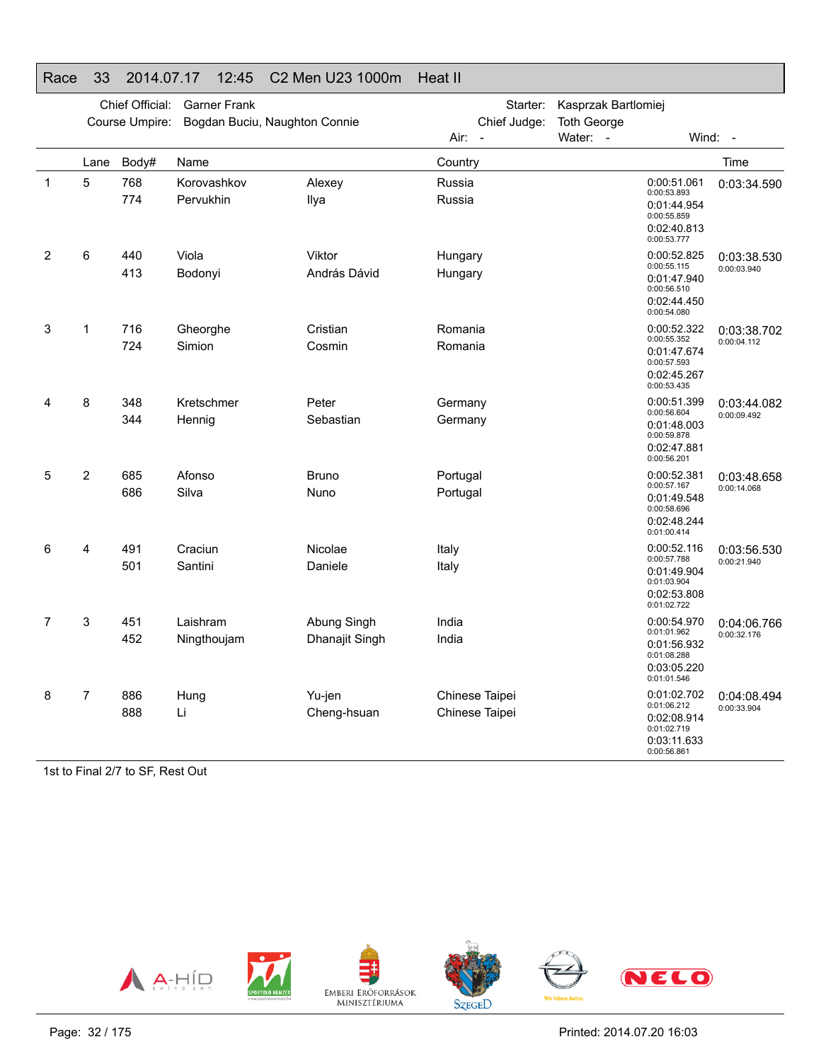## Race 33 2014.07.17 12:45 C2 Men U23 1000m Heat II

Chief Official: Garner Frank
Course Umpire: Bogdan Buciu, Naughton Connie
Starter: Kasprzak Bartlomiej
Chief Judge: Toth George
Air: -  Water: -  Wind: -

| | Lane | Body# | Name | | Country | | Time |
|---|---|---|---|---|---|---|---|
| 1 | 5 | 768 | Korovashkov | Alexey | Russia | 0:00:51.061<br>0:00:53.893<br>0:01:44.954<br>0:00:55.859<br>0:02:40.813<br>0:00:53.777 | 0:03:34.590 |
| | | 774 | Pervukhin | Ilya | Russia | | |
| 2 | 6 | 440 | Viola | Viktor | Hungary | 0:00:52.825<br>0:00:55.115<br>0:01:47.940<br>0:00:56.510<br>0:02:44.450<br>0:00:54.080 | 0:03:38.530<br>0:00:03.940 |
| | | 413 | Bodonyi | András Dávid | Hungary | | |
| 3 | 1 | 716 | Gheorghe | Cristian | Romania | 0:00:52.322<br>0:00:55.352<br>0:01:47.674<br>0:00:57.593<br>0:02:45.267<br>0:00:53.435 | 0:03:38.702<br>0:00:04.112 |
| | | 724 | Simion | Cosmin | Romania | | |
| 4 | 8 | 348 | Kretschmer | Peter | Germany | 0:00:51.399<br>0:00:56.604<br>0:01:48.003<br>0:00:59.878<br>0:02:47.881<br>0:00:56.201 | 0:03:44.082<br>0:00:09.492 |
| | | 344 | Hennig | Sebastian | Germany | | |
| 5 | 2 | 685 | Afonso | Bruno | Portugal | 0:00:52.381<br>0:00:57.167<br>0:01:49.548<br>0:00:58.696<br>0:02:48.244<br>0:01:00.414 | 0:03:48.658<br>0:00:14.068 |
| | | 686 | Silva | Nuno | Portugal | | |
| 6 | 4 | 491 | Craciun | Nicolae | Italy | 0:00:52.116<br>0:00:57.788<br>0:01:49.904<br>0:01:03.904<br>0:02:53.808<br>0:01:02.722 | 0:03:56.530<br>0:00:21.940 |
| | | 501 | Santini | Daniele | Italy | | |
| 7 | 3 | 451 | Laishram | Abung Singh | India | 0:00:54.970<br>0:01:01.962<br>0:01:56.932<br>0:01:08.288<br>0:03:05.220<br>0:01:01.546 | 0:04:06.766<br>0:00:32.176 |
| | | 452 | Ningthoujam | Dhanajit Singh | India | | |
| 8 | 7 | 886 | Hung | Yu-jen | Chinese Taipei | 0:01:02.702<br>0:01:06.212<br>0:02:08.914<br>0:01:02.719<br>0:03:11.633<br>0:00:56.861 | 0:04:08.494<br>0:00:33.904 |
| | | 888 | Li | Cheng-hsuan | Chinese Taipei | | |

1st to Final 2/7 to SF, Rest Out

Printed: 2014.07.20 16:03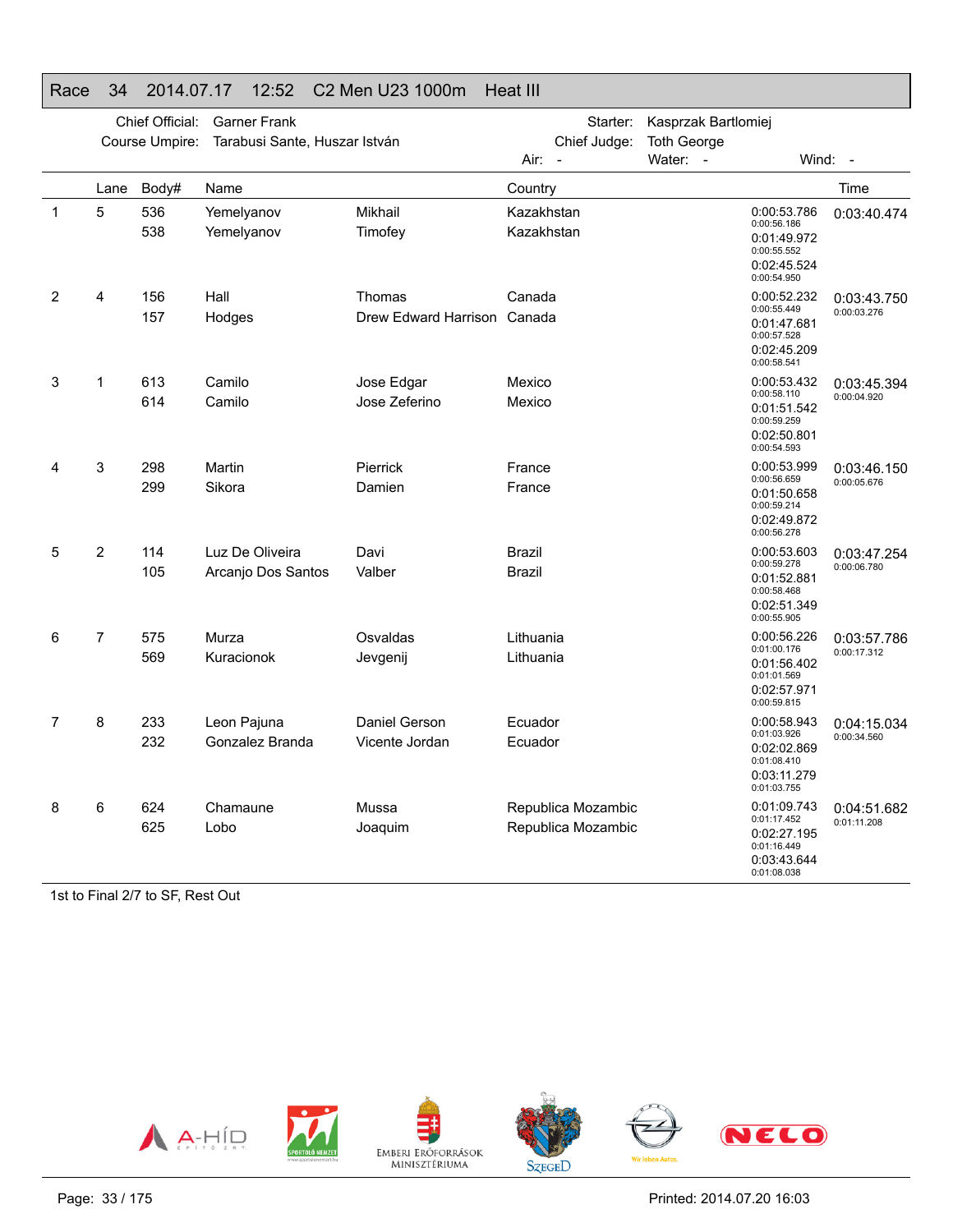## Race 34 2014.07.17 12:52 C2 Men U23 1000m Heat III

Chief Official: Garner Frank
Course Umpire: Tarabusi Sante, Huszar István
Starter: Kasprzak Bartlomiej
Chief Judge: Toth George
Air: - Water: - Wind: -

| | Lane | Body# | Name | | Country | | Time |
|---|---|---|---|---|---|---|---|
| 1 | 5 | 536 | Yemelyanov | Mikhail | Kazakhstan | 0:00:53.786 / 0:00:56.186 | 0:03:40.474 |
| | | 538 | Yemelyanov | Timofey | Kazakhstan | 0:01:49.972 / 0:00:55.552 | |
| | | | | | | 0:02:45.524 / 0:00:54.950 | |
| 2 | 4 | 156 | Hall | Thomas | Canada | 0:00:52.232 / 0:00:55.449 | 0:03:43.750 / 0:00:03.276 |
| | | 157 | Hodges | Drew Edward Harrison | Canada | 0:01:47.681 / 0:00:57.528 | |
| | | | | | | 0:02:45.209 / 0:00:58.541 | |
| 3 | 1 | 613 | Camilo | Jose Edgar | Mexico | 0:00:53.432 / 0:00:58.110 | 0:03:45.394 / 0:00:04.920 |
| | | 614 | Camilo | Jose Zeferino | Mexico | 0:01:51.542 / 0:00:59.259 | |
| | | | | | | 0:02:50.801 / 0:00:54.593 | |
| 4 | 3 | 298 | Martin | Pierrick | France | 0:00:53.999 / 0:00:56.659 | 0:03:46.150 / 0:00:05.676 |
| | | 299 | Sikora | Damien | France | 0:01:50.658 / 0:00:59.214 | |
| | | | | | | 0:02:49.872 / 0:00:56.278 | |
| 5 | 2 | 114 | Luz De Oliveira | Davi | Brazil | 0:00:53.603 / 0:00:59.278 | 0:03:47.254 / 0:00:06.780 |
| | | 105 | Arcanjo Dos Santos | Valber | Brazil | 0:01:52.881 / 0:00:58.468 | |
| | | | | | | 0:02:51.349 / 0:00:55.905 | |
| 6 | 7 | 575 | Murza | Osvaldas | Lithuania | 0:00:56.226 / 0:01:00.176 | 0:03:57.786 / 0:00:17.312 |
| | | 569 | Kuracionok | Jevgenij | Lithuania | 0:01:56.402 / 0:01:01.569 | |
| | | | | | | 0:02:57.971 / 0:00:59.815 | |
| 7 | 8 | 233 | Leon Pajuna | Daniel Gerson | Ecuador | 0:00:58.943 / 0:01:03.926 | 0:04:15.034 / 0:00:34.560 |
| | | 232 | Gonzalez Branda | Vicente Jordan | Ecuador | 0:02:02.869 / 0:01:08.410 | |
| | | | | | | 0:03:11.279 / 0:01:03.755 | |
| 8 | 6 | 624 | Chamaune | Mussa | Republica Mozambic | 0:01:09.743 / 0:01:17.452 | 0:04:51.682 / 0:01:11.208 |
| | | 625 | Lobo | Joaquim | Republica Mozambic | 0:02:27.195 / 0:01:16.449 | |
| | | | | | | 0:03:43.644 / 0:01:08.038 | |

1st to Final 2/7 to SF, Rest Out

Printed: 2014.07.20 16:03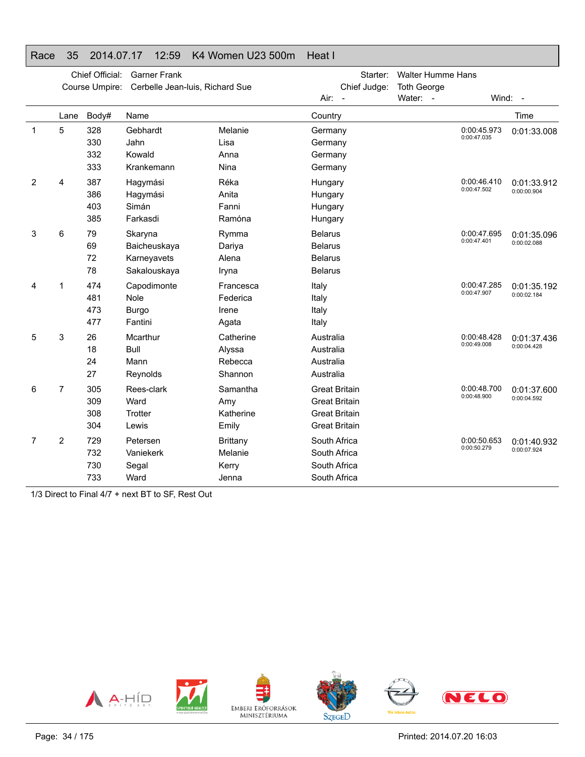## Race 35 2014.07.17 12:59 K4 Women U23 500m Heat I

Chief Official: Garner Frank
Course Umpire: Cerbelle Jean-luis, Richard Sue
Starter: Walter Humme Hans
Chief Judge: Toth George
Air: - Water: - Wind: -

| | Lane | Body# | Name | | Country | | Time |
|---|---|---|---|---|---|---|---|
| 1 | 5 | 328 | Gebhardt | Melanie | Germany | 0:00:45.973 | 0:01:33.008 |
| | | 330 | Jahn | Lisa | Germany | 0:00:47.035 | |
| | | 332 | Kowald | Anna | Germany | | |
| | | 333 | Krankemann | Nina | Germany | | |
| 2 | 4 | 387 | Hagymási | Réka | Hungary | 0:00:46.410 | 0:01:33.912 |
| | | 386 | Hagymási | Anita | Hungary | 0:00:47.502 | 0:00:00.904 |
| | | 403 | Simán | Fanni | Hungary | | |
| | | 385 | Farkasdi | Ramóna | Hungary | | |
| 3 | 6 | 79 | Skaryna | Rymma | Belarus | 0:00:47.695 | 0:01:35.096 |
| | | 69 | Baicheuskaya | Dariya | Belarus | 0:00:47.401 | 0:00:02.088 |
| | | 72 | Karneyavets | Alena | Belarus | | |
| | | 78 | Sakalouskaya | Iryna | Belarus | | |
| 4 | 1 | 474 | Capodimonte | Francesca | Italy | 0:00:47.285 | 0:01:35.192 |
| | | 481 | Nole | Federica | Italy | 0:00:47.907 | 0:00:02.184 |
| | | 473 | Burgo | Irene | Italy | | |
| | | 477 | Fantini | Agata | Italy | | |
| 5 | 3 | 26 | Mcarthur | Catherine | Australia | 0:00:48.428 | 0:01:37.436 |
| | | 18 | Bull | Alyssa | Australia | 0:00:49.008 | 0:00:04.428 |
| | | 24 | Mann | Rebecca | Australia | | |
| | | 27 | Reynolds | Shannon | Australia | | |
| 6 | 7 | 305 | Rees-clark | Samantha | Great Britain | 0:00:48.700 | 0:01:37.600 |
| | | 309 | Ward | Amy | Great Britain | 0:00:48.900 | 0:00:04.592 |
| | | 308 | Trotter | Katherine | Great Britain | | |
| | | 304 | Lewis | Emily | Great Britain | | |
| 7 | 2 | 729 | Petersen | Brittany | South Africa | 0:00:50.653 | 0:01:40.932 |
| | | 732 | Vaniekerk | Melanie | South Africa | 0:00:50.279 | 0:00:07.924 |
| | | 730 | Segal | Kerry | South Africa | | |
| | | 733 | Ward | Jenna | South Africa | | |

1/3 Direct to Final 4/7 + next BT to SF, Rest Out

Printed: 2014.07.20 16:03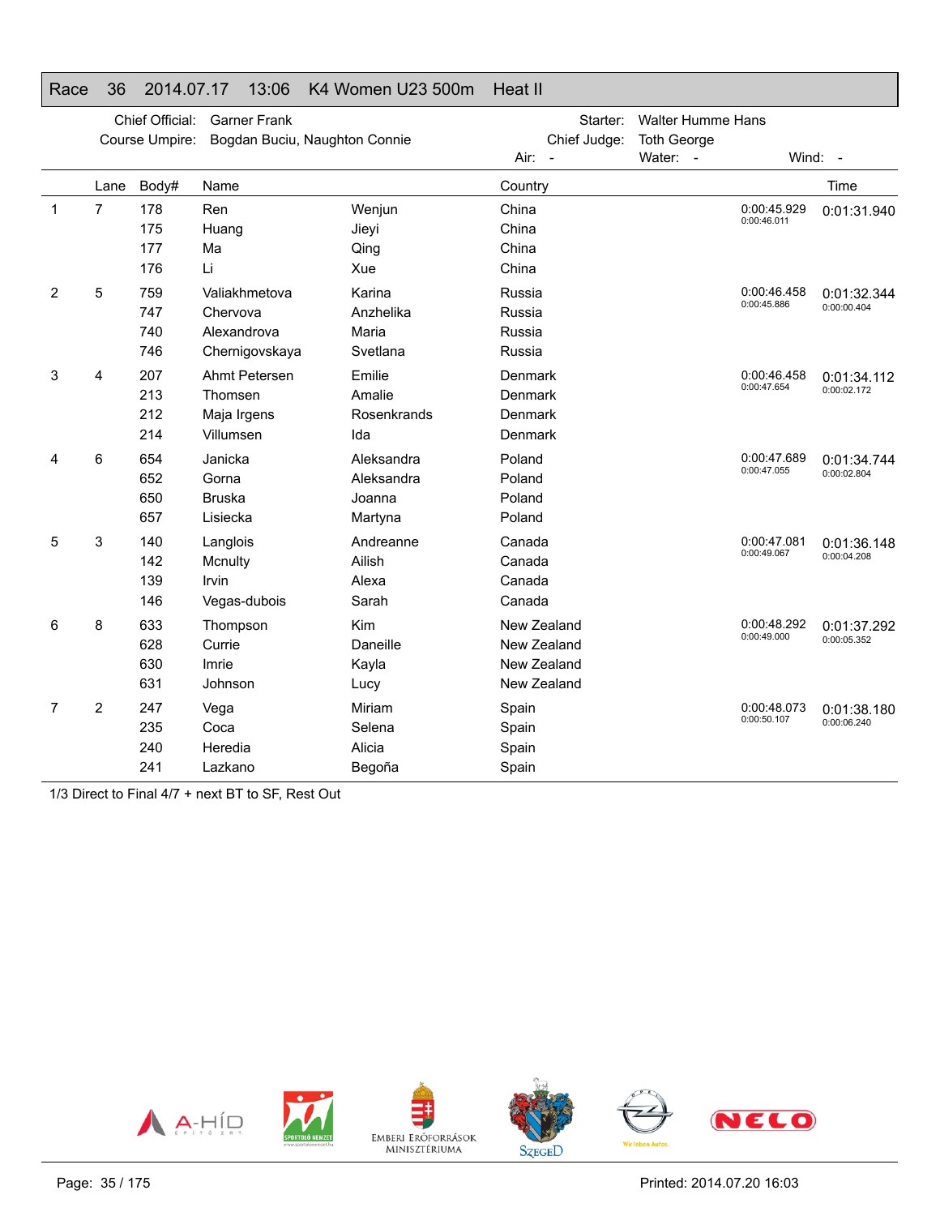## Race 36 2014.07.17 13:06 K4 Women U23 500m Heat II

Chief Official: Garner Frank
Course Umpire: Bogdan Buciu, Naughton Connie
Starter: Walter Humme Hans
Chief Judge: Toth George
Air: - Water: - Wind: -

| | Lane | Body# | Name | | Country | | Time |
|---|---|---|---|---|---|---|---|
| 1 | 7 | 178 | Ren | Wenjun | China | 0:00:45.929 | 0:01:31.940 |
| | | 175 | Huang | Jieyi | China | 0:00:46.011 | |
| | | 177 | Ma | Qing | China | | |
| | | 176 | Li | Xue | China | | |
| 2 | 5 | 759 | Valiakhmetova | Karina | Russia | 0:00:46.458 | 0:01:32.344 |
| | | 747 | Chervova | Anzhelika | Russia | 0:00:45.886 | 0:00:00.404 |
| | | 740 | Alexandrova | Maria | Russia | | |
| | | 746 | Chernigovskaya | Svetlana | Russia | | |
| 3 | 4 | 207 | Ahmt Petersen | Emilie | Denmark | 0:00:46.458 | 0:01:34.112 |
| | | 213 | Thomsen | Amalie | Denmark | 0:00:47.654 | 0:00:02.172 |
| | | 212 | Maja Irgens | Rosenkrands | Denmark | | |
| | | 214 | Villumsen | Ida | Denmark | | |
| 4 | 6 | 654 | Janicka | Aleksandra | Poland | 0:00:47.689 | 0:01:34.744 |
| | | 652 | Gorna | Aleksandra | Poland | 0:00:47.055 | 0:00:02.804 |
| | | 650 | Bruska | Joanna | Poland | | |
| | | 657 | Lisiecka | Martyna | Poland | | |
| 5 | 3 | 140 | Langlois | Andreanne | Canada | 0:00:47.081 | 0:01:36.148 |
| | | 142 | Mcnulty | Ailish | Canada | 0:00:49.067 | 0:00:04.208 |
| | | 139 | Irvin | Alexa | Canada | | |
| | | 146 | Vegas-dubois | Sarah | Canada | | |
| 6 | 8 | 633 | Thompson | Kim | New Zealand | 0:00:48.292 | 0:01:37.292 |
| | | 628 | Currie | Daneille | New Zealand | 0:00:49.000 | 0:00:05.352 |
| | | 630 | Imrie | Kayla | New Zealand | | |
| | | 631 | Johnson | Lucy | New Zealand | | |
| 7 | 2 | 247 | Vega | Miriam | Spain | 0:00:48.073 | 0:01:38.180 |
| | | 235 | Coca | Selena | Spain | 0:00:50.107 | 0:00:06.240 |
| | | 240 | Heredia | Alicia | Spain | | |
| | | 241 | Lazkano | Begoña | Spain | | |

1/3 Direct to Final 4/7 + next BT to SF, Rest Out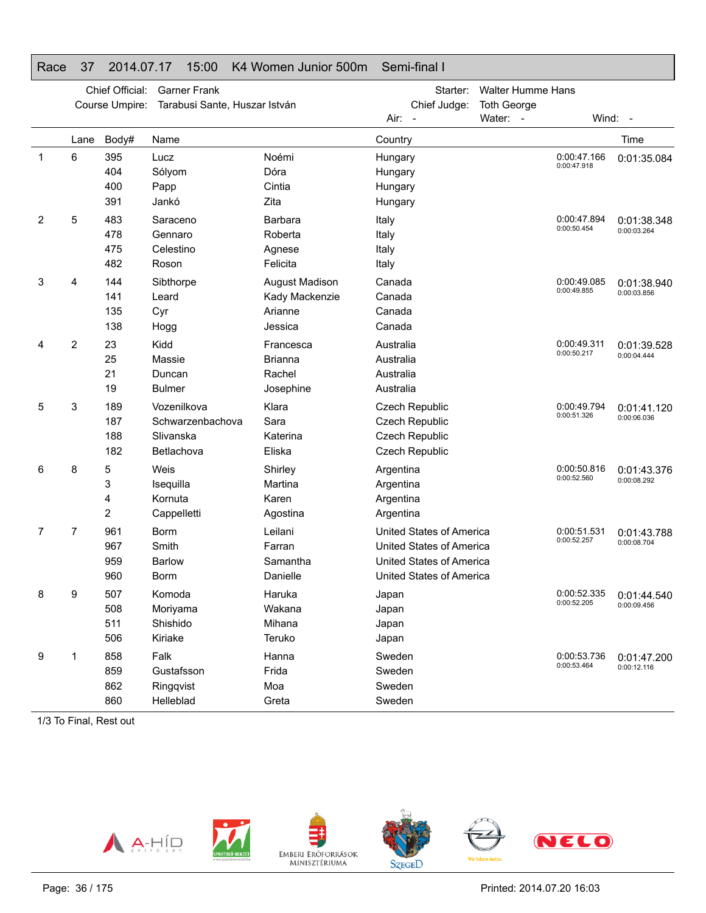## Race 37 2014.07.17 15:00 K4 Women Junior 500m Semi-final I

Chief Official: Garner Frank
Course Umpire: Tarabusi Sante, Huszar István
Starter: Walter Humme Hans
Chief Judge: Toth George
Air: - Water: - Wind: -

| | Lane | Body# | Name | | Country | | Time |
|---|---|---|---|---|---|---|---|
| 1 | 6 | 395 | Lucz | Noémi | Hungary | 0:00:47.166 | 0:01:35.084 |
| | | 404 | Sólyom | Dóra | Hungary | 0:00:47.918 | |
| | | 400 | Papp | Cintia | Hungary | | |
| | | 391 | Jankó | Zita | Hungary | | |
| 2 | 5 | 483 | Saraceno | Barbara | Italy | 0:00:47.894 | 0:01:38.348 |
| | | 478 | Gennaro | Roberta | Italy | 0:00:50.454 | 0:00:03.264 |
| | | 475 | Celestino | Agnese | Italy | | |
| | | 482 | Roson | Felicita | Italy | | |
| 3 | 4 | 144 | Sibthorpe | August Madison | Canada | 0:00:49.085 | 0:01:38.940 |
| | | 141 | Leard | Kady Mackenzie | Canada | 0:00:49.855 | 0:00:03.856 |
| | | 135 | Cyr | Arianne | Canada | | |
| | | 138 | Hogg | Jessica | Canada | | |
| 4 | 2 | 23 | Kidd | Francesca | Australia | 0:00:49.311 | 0:01:39.528 |
| | | 25 | Massie | Brianna | Australia | 0:00:50.217 | 0:00:04.444 |
| | | 21 | Duncan | Rachel | Australia | | |
| | | 19 | Bulmer | Josephine | Australia | | |
| 5 | 3 | 189 | Vozenilkova | Klara | Czech Republic | 0:00:49.794 | 0:01:41.120 |
| | | 187 | Schwarzenbachova | Sara | Czech Republic | 0:00:51.326 | 0:00:06.036 |
| | | 188 | Slivanska | Katerina | Czech Republic | | |
| | | 182 | Betlachova | Eliska | Czech Republic | | |
| 6 | 8 | 5 | Weis | Shirley | Argentina | 0:00:50.816 | 0:01:43.376 |
| | | 3 | Isequilla | Martina | Argentina | 0:00:52.560 | 0:00:08.292 |
| | | 4 | Kornuta | Karen | Argentina | | |
| | | 2 | Cappelletti | Agostina | Argentina | | |
| 7 | 7 | 961 | Borm | Leilani | United States of America | 0:00:51.531 | 0:01:43.788 |
| | | 967 | Smith | Farran | United States of America | 0:00:52.257 | 0:00:08.704 |
| | | 959 | Barlow | Samantha | United States of America | | |
| | | 960 | Borm | Danielle | United States of America | | |
| 8 | 9 | 507 | Komoda | Haruka | Japan | 0:00:52.335 | 0:01:44.540 |
| | | 508 | Moriyama | Wakana | Japan | 0:00:52.205 | 0:00:09.456 |
| | | 511 | Shishido | Mihana | Japan | | |
| | | 506 | Kiriake | Teruko | Japan | | |
| 9 | 1 | 858 | Falk | Hanna | Sweden | 0:00:53.736 | 0:01:47.200 |
| | | 859 | Gustafsson | Frida | Sweden | 0:00:53.464 | 0:00:12.116 |
| | | 862 | Ringqvist | Moa | Sweden | | |
| | | 860 | Helleblad | Greta | Sweden | | |

1/3 To Final, Rest out

Printed: 2014.07.20 16:03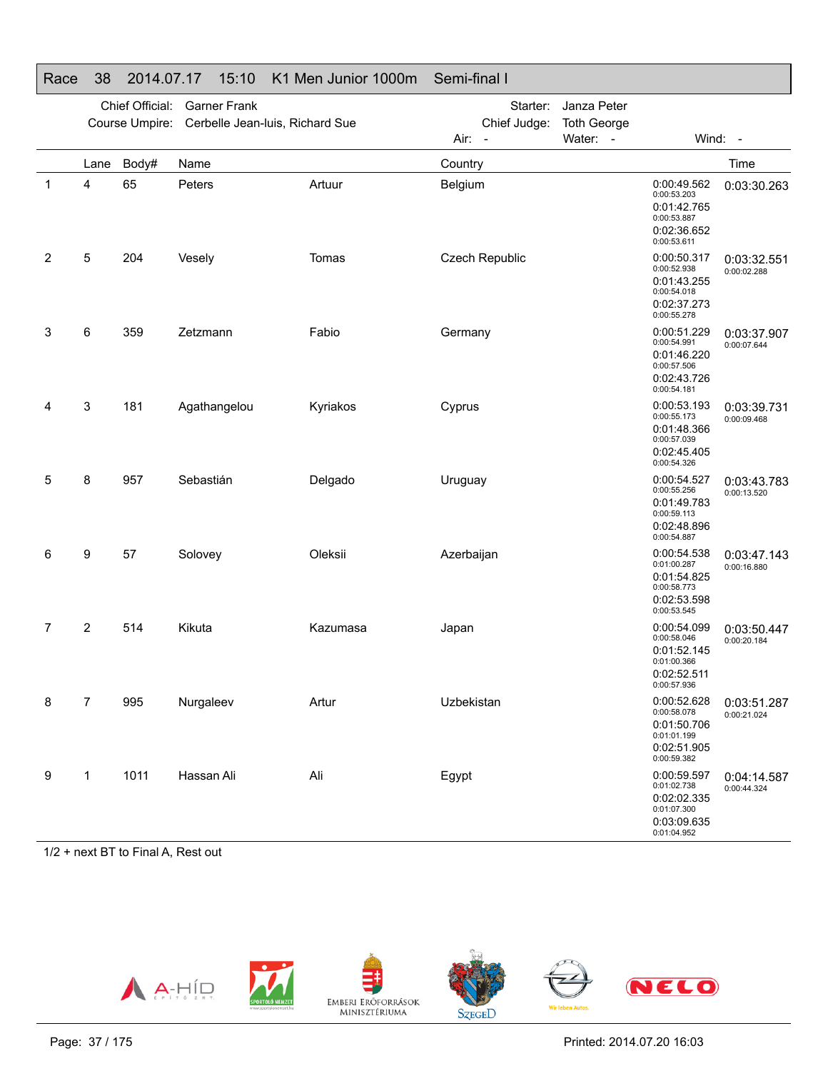## Race 38 2014.07.17 15:10 K1 Men Junior 1000m Semi-final I

Chief Official: Garner Frank
Course Umpire: Cerbelle Jean-luis, Richard Sue
Starter: Janza Peter
Chief Judge: Toth George
Air: - Water: - Wind: -

| | Lane | Body# | Name | | Country | Splits | Time |
|---|---|---|---|---|---|---|---|
| 1 | 4 | 65 | Peters | Artuur | Belgium | 0:00:49.562 (0:00:53.203) 0:01:42.765 (0:00:53.887) 0:02:36.652 (0:00:53.611) | 0:03:30.263 |
| 2 | 5 | 204 | Vesely | Tomas | Czech Republic | 0:00:50.317 (0:00:52.938) 0:01:43.255 (0:00:54.018) 0:02:37.273 (0:00:55.278) | 0:03:32.551 (0:00:02.288) |
| 3 | 6 | 359 | Zetzmann | Fabio | Germany | 0:00:51.229 (0:00:54.991) 0:01:46.220 (0:00:57.506) 0:02:43.726 (0:00:54.181) | 0:03:37.907 (0:00:07.644) |
| 4 | 3 | 181 | Agathangelou | Kyriakos | Cyprus | 0:00:53.193 (0:00:55.173) 0:01:48.366 (0:00:57.039) 0:02:45.405 (0:00:54.326) | 0:03:39.731 (0:00:09.468) |
| 5 | 8 | 957 | Sebastián | Delgado | Uruguay | 0:00:54.527 (0:00:55.256) 0:01:49.783 (0:00:59.113) 0:02:48.896 (0:00:54.887) | 0:03:43.783 (0:00:13.520) |
| 6 | 9 | 57 | Solovey | Oleksii | Azerbaijan | 0:00:54.538 (0:01:00.287) 0:01:54.825 (0:00:58.773) 0:02:53.598 (0:00:53.545) | 0:03:47.143 (0:00:16.880) |
| 7 | 2 | 514 | Kikuta | Kazumasa | Japan | 0:00:54.099 (0:00:58.046) 0:01:52.145 (0:01:00.366) 0:02:52.511 (0:00:57.936) | 0:03:50.447 (0:00:20.184) |
| 8 | 7 | 995 | Nurgaleev | Artur | Uzbekistan | 0:00:52.628 (0:00:58.078) 0:01:50.706 (0:01:01.199) 0:02:51.905 (0:00:59.382) | 0:03:51.287 (0:00:21.024) |
| 9 | 1 | 1011 | Hassan Ali | Ali | Egypt | 0:00:59.597 (0:01:02.738) 0:02:02.335 (0:01:07.300) 0:03:09.635 (0:01:04.952) | 0:04:14.587 (0:00:44.324) |

1/2 + next BT to Final A, Rest out

Printed: 2014.07.20 16:03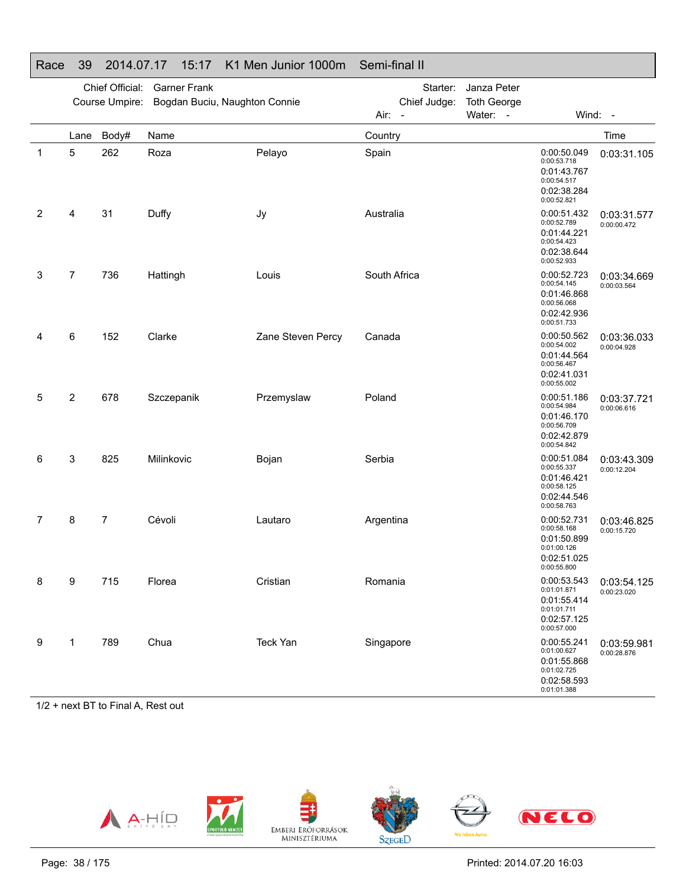# Race 39 2014.07.17 15:17 K1 Men Junior 1000m Semi-final II

Chief Official: Garner Frank
Course Umpire: Bogdan Buciu, Naughton Connie
Starter: Janza Peter
Chief Judge: Toth George
Air: - Water: - Wind: -

| | Lane | Body# | Name | | Country | Splits | Time |
|---|---|---|---|---|---|---|---|
| 1 | 5 | 262 | Roza | Pelayo | Spain | 0:00:50.049 / 0:00:53.718 / 0:01:43.767 / 0:00:54.517 / 0:02:38.284 / 0:00:52.821 | 0:03:31.105 |
| 2 | 4 | 31 | Duffy | Jy | Australia | 0:00:51.432 / 0:00:52.789 / 0:01:44.221 / 0:00:54.423 / 0:02:38.644 / 0:00:52.933 | 0:03:31.577 / 0:00:00.472 |
| 3 | 7 | 736 | Hattingh | Louis | South Africa | 0:00:52.723 / 0:00:54.145 / 0:01:46.868 / 0:00:56.068 / 0:02:42.936 / 0:00:51.733 | 0:03:34.669 / 0:00:03.564 |
| 4 | 6 | 152 | Clarke | Zane Steven Percy | Canada | 0:00:50.562 / 0:00:54.002 / 0:01:44.564 / 0:00:56.467 / 0:02:41.031 / 0:00:55.002 | 0:03:36.033 / 0:00:04.928 |
| 5 | 2 | 678 | Szczepanik | Przemyslaw | Poland | 0:00:51.186 / 0:00:54.984 / 0:01:46.170 / 0:00:56.709 / 0:02:42.879 / 0:00:54.842 | 0:03:37.721 / 0:00:06.616 |
| 6 | 3 | 825 | Milinkovic | Bojan | Serbia | 0:00:51.084 / 0:00:55.337 / 0:01:46.421 / 0:00:58.125 / 0:02:44.546 / 0:00:58.763 | 0:03:43.309 / 0:00:12.204 |
| 7 | 8 | 7 | Cévoli | Lautaro | Argentina | 0:00:52.731 / 0:00:58.168 / 0:01:50.899 / 0:01:00.126 / 0:02:51.025 / 0:00:55.800 | 0:03:46.825 / 0:00:15.720 |
| 8 | 9 | 715 | Florea | Cristian | Romania | 0:00:53.543 / 0:01:01.871 / 0:01:55.414 / 0:01:01.711 / 0:02:57.125 / 0:00:57.000 | 0:03:54.125 / 0:00:23.020 |
| 9 | 1 | 789 | Chua | Teck Yan | Singapore | 0:00:55.241 / 0:01:00.627 / 0:01:55.868 / 0:01:02.725 / 0:02:58.593 / 0:01:01.388 | 0:03:59.981 / 0:00:28.876 |

1/2 + next BT to Final A, Rest out

Printed: 2014.07.20 16:03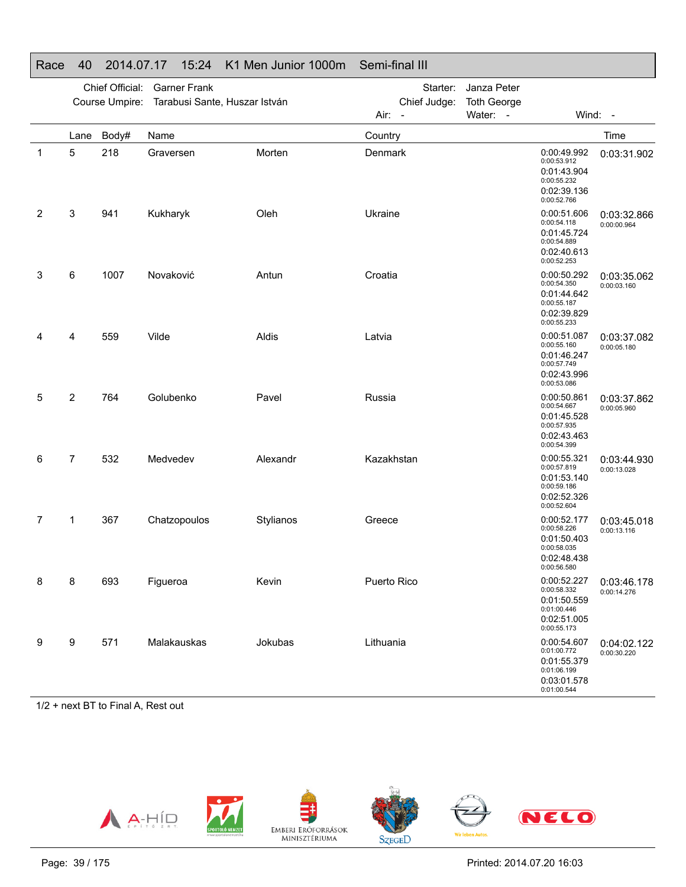## Race 40 2014.07.17 15:24 K1 Men Junior 1000m Semi-final III

Chief Official: Garner Frank
Course Umpire: Tarabusi Sante, Huszar István
Starter: Janza Peter
Chief Judge: Toth George
Air: - Water: - Wind: -

| | Lane | Body# | Name | | Country | Splits | Time |
|---|---|---|---|---|---|---|---|
| 1 | 5 | 218 | Graversen | Morten | Denmark | 0:00:49.992 (0:00:53.912) 0:01:43.904 (0:00:55.232) 0:02:39.136 (0:00:52.766) | 0:03:31.902 |
| 2 | 3 | 941 | Kukharyk | Oleh | Ukraine | 0:00:51.606 (0:00:54.118) 0:01:45.724 (0:00:54.889) 0:02:40.613 (0:00:52.253) | 0:03:32.866 (0:00:00.964) |
| 3 | 6 | 1007 | Novaković | Antun | Croatia | 0:00:50.292 (0:00:54.350) 0:01:44.642 (0:00:55.187) 0:02:39.829 (0:00:55.233) | 0:03:35.062 (0:00:03.160) |
| 4 | 4 | 559 | Vilde | Aldis | Latvia | 0:00:51.087 (0:00:55.160) 0:01:46.247 (0:00:57.749) 0:02:43.996 (0:00:53.086) | 0:03:37.082 (0:00:05.180) |
| 5 | 2 | 764 | Golubenko | Pavel | Russia | 0:00:50.861 (0:00:54.667) 0:01:45.528 (0:00:57.935) 0:02:43.463 (0:00:54.399) | 0:03:37.862 (0:00:05.960) |
| 6 | 7 | 532 | Medvedev | Alexandr | Kazakhstan | 0:00:55.321 (0:00:57.819) 0:01:53.140 (0:00:59.186) 0:02:52.326 (0:00:52.604) | 0:03:44.930 (0:00:13.028) |
| 7 | 1 | 367 | Chatzopoulos | Stylianos | Greece | 0:00:52.177 (0:00:58.226) 0:01:50.403 (0:00:58.035) 0:02:48.438 (0:00:56.580) | 0:03:45.018 (0:00:13.116) |
| 8 | 8 | 693 | Figueroa | Kevin | Puerto Rico | 0:00:52.227 (0:00:58.332) 0:01:50.559 (0:01:00.446) 0:02:51.005 (0:00:55.173) | 0:03:46.178 (0:00:14.276) |
| 9 | 9 | 571 | Malakauskas | Jokubas | Lithuania | 0:00:54.607 (0:01:00.772) 0:01:55.379 (0:01:06.199) 0:03:01.578 (0:01:00.544) | 0:04:02.122 (0:00:30.220) |

1/2 + next BT to Final A, Rest out

A-HÍD | Sportoló Nemzet | Emberi Erőforrások Minisztériuma | Szeged | Opel – Wir leben Autos. | NELO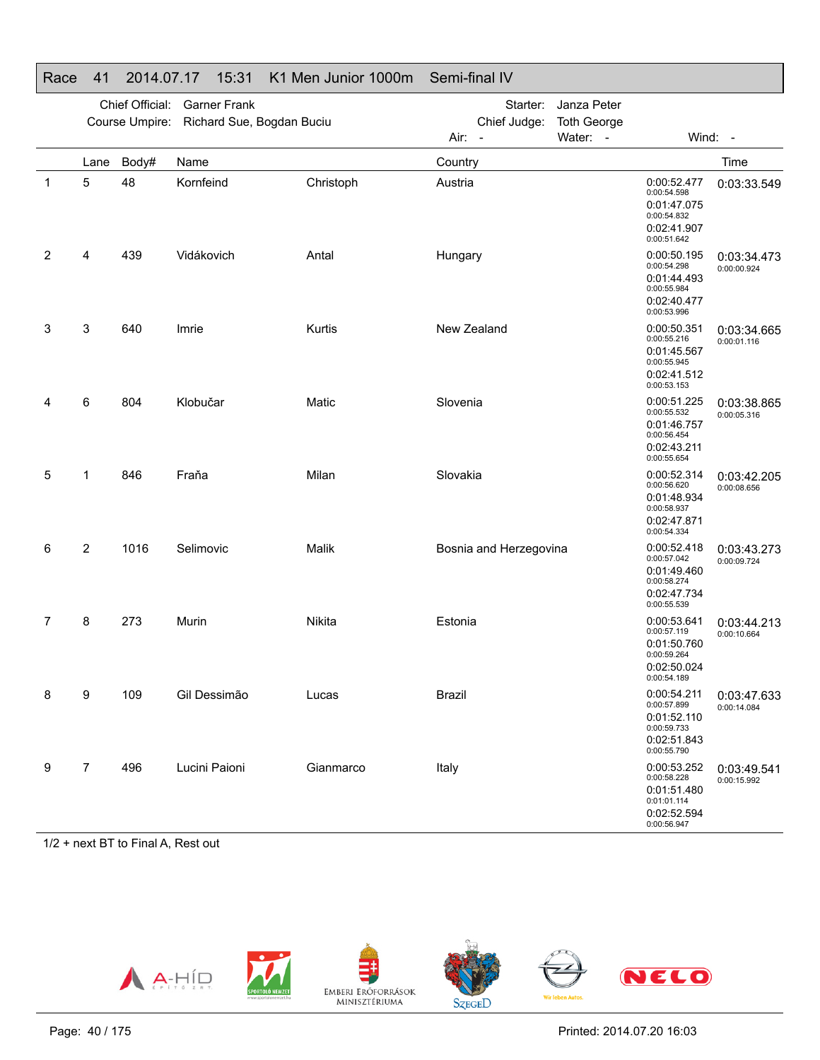## Race 41 2014.07.17 15:31 K1 Men Junior 1000m Semi-final IV

Chief Official: Garner Frank
Course Umpire: Richard Sue, Bogdan Buciu
Starter: Janza Peter
Chief Judge: Toth George
Air: - Water: - Wind: -

| | Lane | Body# | Name | | Country | Splits | Time |
|---|---|---|---|---|---|---|---|
| 1 | 5 | 48 | Kornfeind | Christoph | Austria | 0:00:52.477 / 0:00:54.598 / 0:01:47.075 / 0:00:54.832 / 0:02:41.907 / 0:00:51.642 | 0:03:33.549 |
| 2 | 4 | 439 | Vidákovich | Antal | Hungary | 0:00:50.195 / 0:00:54.298 / 0:01:44.493 / 0:00:55.984 / 0:02:40.477 / 0:00:53.996 | 0:03:34.473 / 0:00:00.924 |
| 3 | 3 | 640 | Imrie | Kurtis | New Zealand | 0:00:50.351 / 0:00:55.216 / 0:01:45.567 / 0:00:55.945 / 0:02:41.512 / 0:00:53.153 | 0:03:34.665 / 0:00:01.116 |
| 4 | 6 | 804 | Klobučar | Matic | Slovenia | 0:00:51.225 / 0:00:55.532 / 0:01:46.757 / 0:00:56.454 / 0:02:43.211 / 0:00:55.654 | 0:03:38.865 / 0:00:05.316 |
| 5 | 1 | 846 | Fraňa | Milan | Slovakia | 0:00:52.314 / 0:00:56.620 / 0:01:48.934 / 0:00:58.937 / 0:02:47.871 / 0:00:54.334 | 0:03:42.205 / 0:00:08.656 |
| 6 | 2 | 1016 | Selimovic | Malik | Bosnia and Herzegovina | 0:00:52.418 / 0:00:57.042 / 0:01:49.460 / 0:00:58.274 / 0:02:47.734 / 0:00:55.539 | 0:03:43.273 / 0:00:09.724 |
| 7 | 8 | 273 | Murin | Nikita | Estonia | 0:00:53.641 / 0:00:57.119 / 0:01:50.760 / 0:00:59.264 / 0:02:50.024 / 0:00:54.189 | 0:03:44.213 / 0:00:10.664 |
| 8 | 9 | 109 | Gil Dessimão | Lucas | Brazil | 0:00:54.211 / 0:00:57.899 / 0:01:52.110 / 0:00:59.733 / 0:02:51.843 / 0:00:55.790 | 0:03:47.633 / 0:00:14.084 |
| 9 | 7 | 496 | Lucini Paioni | Gianmarco | Italy | 0:00:53.252 / 0:00:58.228 / 0:01:51.480 / 0:01:01.114 / 0:02:52.594 / 0:00:56.947 | 0:03:49.541 / 0:00:15.992 |

1/2 + next BT to Final A, Rest out

Printed: 2014.07.20 16:03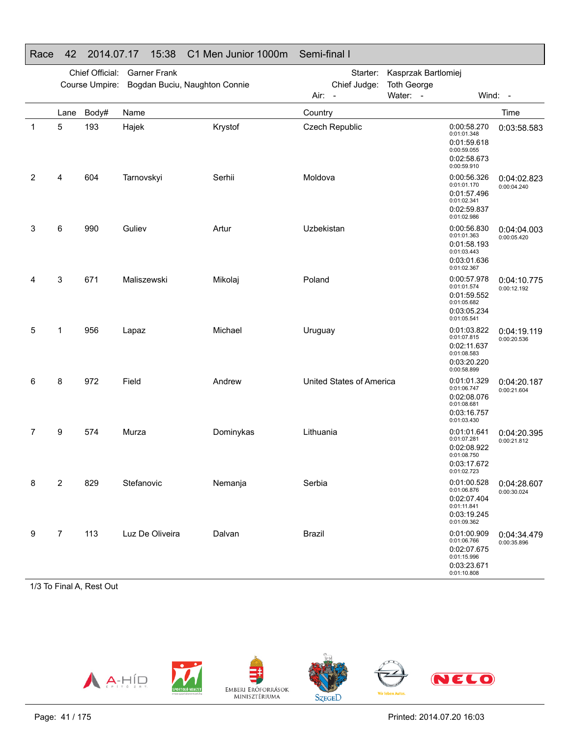## Race 42 2014.07.17 15:38 C1 Men Junior 1000m Semi-final I

Chief Official: Garner Frank
Course Umpire: Bogdan Buciu, Naughton Connie
Starter: Kasprzak Bartlomiej
Chief Judge: Toth George
Air: - Water: - Wind: -

| | Lane | Body# | Name | | Country | Splits | Time |
|---|---|---|---|---|---|---|---|
| 1 | 5 | 193 | Hajek | Krystof | Czech Republic | 0:00:58.270<br>0:01:01.348<br>0:01:59.618<br>0:00:59.055<br>0:02:58.673<br>0:00:59.910 | 0:03:58.583 |
| 2 | 4 | 604 | Tarnovskyi | Serhii | Moldova | 0:00:56.326<br>0:01:01.170<br>0:01:57.496<br>0:01:02.341<br>0:02:59.837<br>0:01:02.986 | 0:04:02.823<br>0:00:04.240 |
| 3 | 6 | 990 | Guliev | Artur | Uzbekistan | 0:00:56.830<br>0:01:01.363<br>0:01:58.193<br>0:01:03.443<br>0:03:01.636<br>0:01:02.367 | 0:04:04.003<br>0:00:05.420 |
| 4 | 3 | 671 | Maliszewski | Mikolaj | Poland | 0:00:57.978<br>0:01:01.574<br>0:01:59.552<br>0:01:05.682<br>0:03:05.234<br>0:01:05.541 | 0:04:10.775<br>0:00:12.192 |
| 5 | 1 | 956 | Lapaz | Michael | Uruguay | 0:01:03.822<br>0:01:07.815<br>0:02:11.637<br>0:01:08.583<br>0:03:20.220<br>0:00:58.899 | 0:04:19.119<br>0:00:20.536 |
| 6 | 8 | 972 | Field | Andrew | United States of America | 0:01:01.329<br>0:01:06.747<br>0:02:08.076<br>0:01:08.681<br>0:03:16.757<br>0:01:03.430 | 0:04:20.187<br>0:00:21.604 |
| 7 | 9 | 574 | Murza | Dominykas | Lithuania | 0:01:01.641<br>0:01:07.281<br>0:02:08.922<br>0:01:08.750<br>0:03:17.672<br>0:01:02.723 | 0:04:20.395<br>0:00:21.812 |
| 8 | 2 | 829 | Stefanovic | Nemanja | Serbia | 0:01:00.528<br>0:01:06.876<br>0:02:07.404<br>0:01:11.841<br>0:03:19.245<br>0:01:09.362 | 0:04:28.607<br>0:00:30.024 |
| 9 | 7 | 113 | Luz De Oliveira | Dalvan | Brazil | 0:01:00.909<br>0:01:06.766<br>0:02:07.675<br>0:01:15.996<br>0:03:23.671<br>0:01:10.808 | 0:04:34.479<br>0:00:35.896 |

1/3 To Final A, Rest Out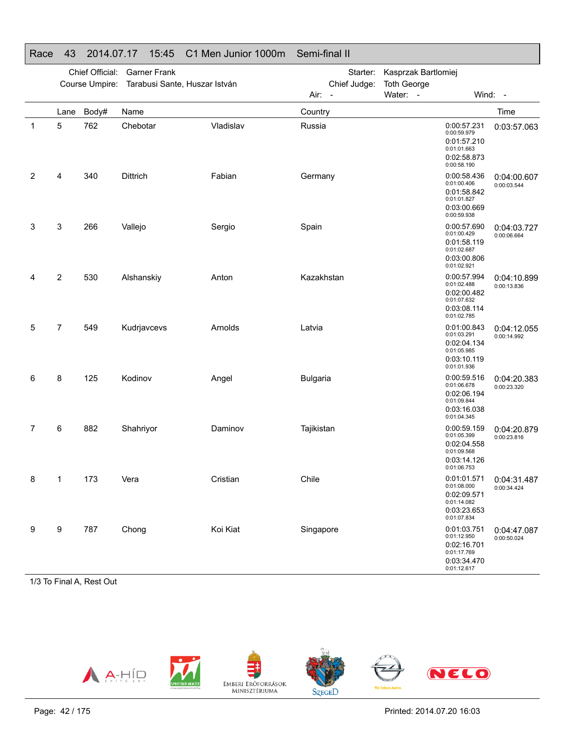## Race 43 2014.07.17 15:45 C1 Men Junior 1000m Semi-final II

Chief Official: Garner Frank
Course Umpire: Tarabusi Sante, Huszar István
Starter: Kasprzak Bartlomiej
Chief Judge: Toth George
Air: - Water: - Wind: -

| | Lane | Body# | Name | | Country | Splits | Time |
|---|---|---|---|---|---|---|---|
| 1 | 5 | 762 | Chebotar | Vladislav | Russia | 0:00:57.231 (0:00:59.979) 0:01:57.210 (0:01:01.663) 0:02:58.873 (0:00:58.190) | 0:03:57.063 |
| 2 | 4 | 340 | Dittrich | Fabian | Germany | 0:00:58.436 (0:01:00.406) 0:01:58.842 (0:01:01.827) 0:03:00.669 (0:00:59.938) | 0:04:00.607 (0:00:03.544) |
| 3 | 3 | 266 | Vallejo | Sergio | Spain | 0:00:57.690 (0:01:00.429) 0:01:58.119 (0:01:02.687) 0:03:00.806 (0:01:02.921) | 0:04:03.727 (0:00:06.664) |
| 4 | 2 | 530 | Alshanskiy | Anton | Kazakhstan | 0:00:57.994 (0:01:02.488) 0:02:00.482 (0:01:07.632) 0:03:08.114 (0:01:02.785) | 0:04:10.899 (0:00:13.836) |
| 5 | 7 | 549 | Kudrjavcevs | Arnolds | Latvia | 0:01:00.843 (0:01:03.291) 0:02:04.134 (0:01:05.985) 0:03:10.119 (0:01:01.936) | 0:04:12.055 (0:00:14.992) |
| 6 | 8 | 125 | Kodinov | Angel | Bulgaria | 0:00:59.516 (0:01:06.678) 0:02:06.194 (0:01:09.844) 0:03:16.038 (0:01:04.345) | 0:04:20.383 (0:00:23.320) |
| 7 | 6 | 882 | Shahriyor | Daminov | Tajikistan | 0:00:59.159 (0:01:05.399) 0:02:04.558 (0:01:09.568) 0:03:14.126 (0:01:06.753) | 0:04:20.879 (0:00:23.816) |
| 8 | 1 | 173 | Vera | Cristian | Chile | 0:01:01.571 (0:01:08.000) 0:02:09.571 (0:01:14.082) 0:03:23.653 (0:01:07.834) | 0:04:31.487 (0:00:34.424) |
| 9 | 9 | 787 | Chong | Koi Kiat | Singapore | 0:01:03.751 (0:01:12.950) 0:02:16.701 (0:01:17.769) 0:03:34.470 (0:01:12.617) | 0:04:47.087 (0:00:50.024) |

1/3 To Final A, Rest Out

Printed: 2014.07.20 16:03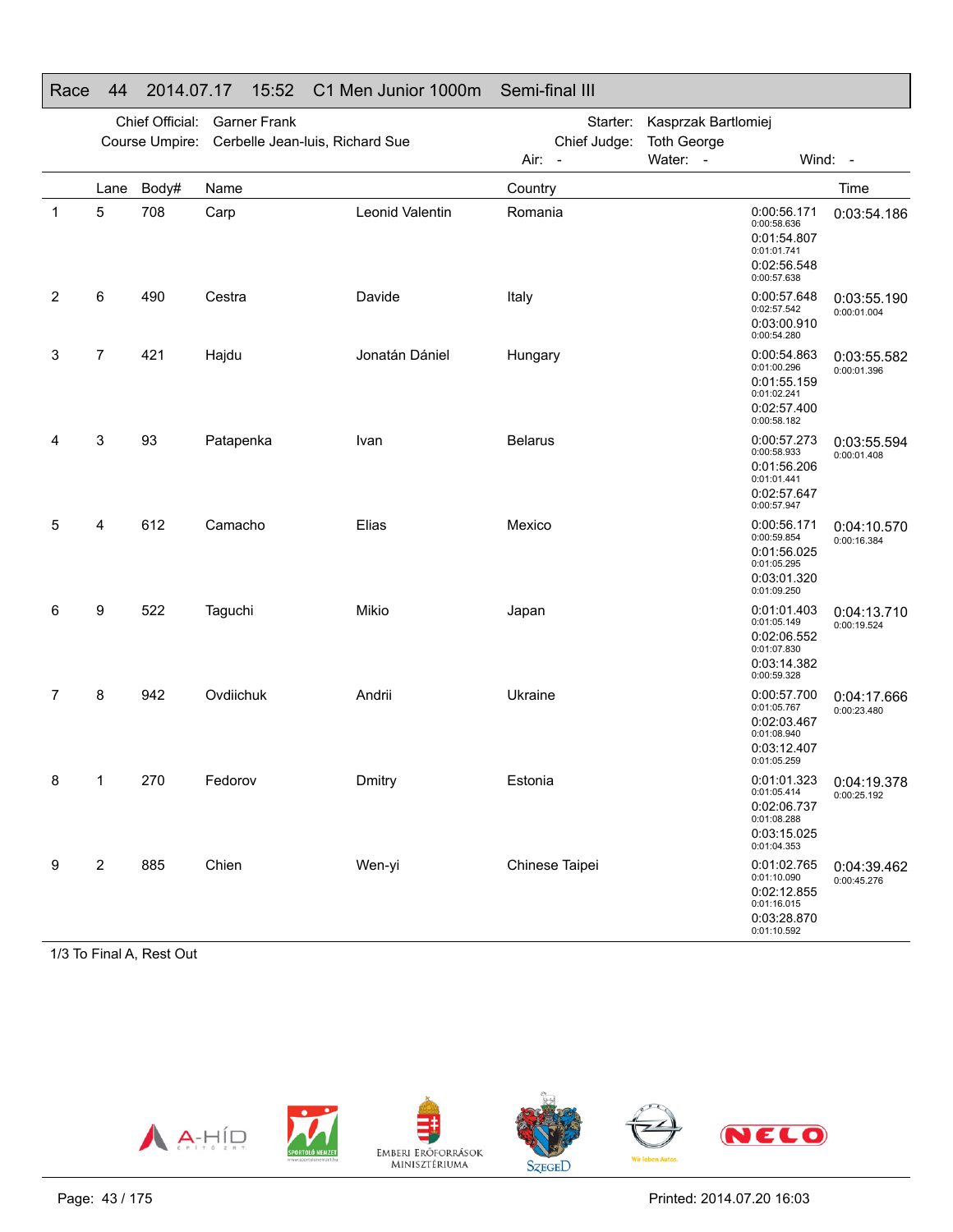## Race 44 2014.07.17 15:52 C1 Men Junior 1000m Semi-final III

Chief Official: Garner Frank
Course Umpire: Cerbelle Jean-luis, Richard Sue
Starter: Kasprzak Bartlomiej
Chief Judge: Toth George
Air: - Water: - Wind: -

| | Lane | Body# | Name | | Country | Splits | Time |
|---|---|---|---|---|---|---|---|
| 1 | 5 | 708 | Carp | Leonid Valentin | Romania | 0:00:56.171 (0:00:58.636) 0:01:54.807 (0:01:01.741) 0:02:56.548 (0:00:57.638) | 0:03:54.186 |
| 2 | 6 | 490 | Cestra | Davide | Italy | 0:00:57.648 (0:02:57.542) 0:03:00.910 (0:00:54.280) | 0:03:55.190 (0:00:01.004) |
| 3 | 7 | 421 | Hajdu | Jonatán Dániel | Hungary | 0:00:54.863 (0:01:00.296) 0:01:55.159 (0:01:02.241) 0:02:57.400 (0:00:58.182) | 0:03:55.582 (0:00:01.396) |
| 4 | 3 | 93 | Patapenka | Ivan | Belarus | 0:00:57.273 (0:00:58.933) 0:01:56.206 (0:01:01.441) 0:02:57.647 (0:00:57.947) | 0:03:55.594 (0:00:01.408) |
| 5 | 4 | 612 | Camacho | Elias | Mexico | 0:00:56.171 (0:00:59.854) 0:01:56.025 (0:01:05.295) 0:03:01.320 (0:01:09.250) | 0:04:10.570 (0:00:16.384) |
| 6 | 9 | 522 | Taguchi | Mikio | Japan | 0:01:01.403 (0:01:05.149) 0:02:06.552 (0:01:07.830) 0:03:14.382 (0:00:59.328) | 0:04:13.710 (0:00:19.524) |
| 7 | 8 | 942 | Ovdiichuk | Andrii | Ukraine | 0:00:57.700 (0:01:05.767) 0:02:03.467 (0:01:08.940) 0:03:12.407 (0:01:05.259) | 0:04:17.666 (0:00:23.480) |
| 8 | 1 | 270 | Fedorov | Dmitry | Estonia | 0:01:01.323 (0:01:05.414) 0:02:06.737 (0:01:08.288) 0:03:15.025 (0:01:04.353) | 0:04:19.378 (0:00:25.192) |
| 9 | 2 | 885 | Chien | Wen-yi | Chinese Taipei | 0:01:02.765 (0:01:10.090) 0:02:12.855 (0:01:16.015) 0:03:28.870 (0:01:10.592) | 0:04:39.462 (0:00:45.276) |

1/3 To Final A, Rest Out

Printed: 2014.07.20 16:03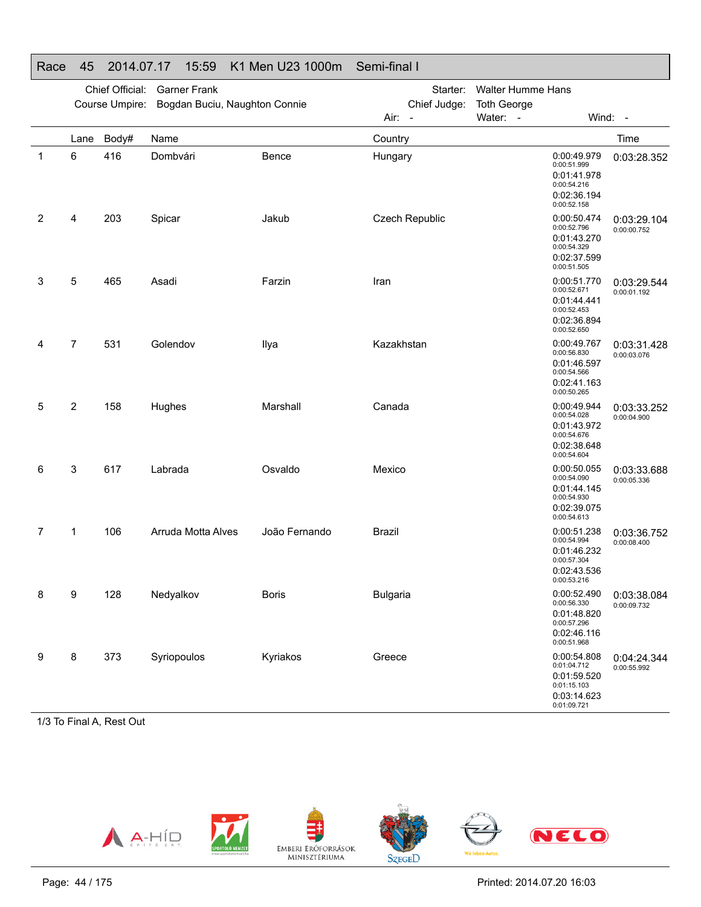# Race 45 2014.07.17 15:59 K1 Men U23 1000m Semi-final I

Chief Official: Garner Frank
Course Umpire: Bogdan Buciu, Naughton Connie
Starter: Walter Humme Hans
Chief Judge: Toth George
Air: - Water: - Wind: -

| | Lane | Body# | Name | | Country | Splits | Time |
|---|---|---|---|---|---|---|---|
| 1 | 6 | 416 | Dombvári | Bence | Hungary | 0:00:49.979 (0:00:51.999) 0:01:41.978 (0:00:54.216) 0:02:36.194 (0:00:52.158) | 0:03:28.352 |
| 2 | 4 | 203 | Spicar | Jakub | Czech Republic | 0:00:50.474 (0:00:52.796) 0:01:43.270 (0:00:54.329) 0:02:37.599 (0:00:51.505) | 0:03:29.104 (0:00:00.752) |
| 3 | 5 | 465 | Asadi | Farzin | Iran | 0:00:51.770 (0:00:52.671) 0:01:44.441 (0:00:52.453) 0:02:36.894 (0:00:52.650) | 0:03:29.544 (0:00:01.192) |
| 4 | 7 | 531 | Golendov | Ilya | Kazakhstan | 0:00:49.767 (0:00:56.830) 0:01:46.597 (0:00:54.566) 0:02:41.163 (0:00:50.265) | 0:03:31.428 (0:00:03.076) |
| 5 | 2 | 158 | Hughes | Marshall | Canada | 0:00:49.944 (0:00:54.028) 0:01:43.972 (0:00:54.676) 0:02:38.648 (0:00:54.604) | 0:03:33.252 (0:00:04.900) |
| 6 | 3 | 617 | Labrada | Osvaldo | Mexico | 0:00:50.055 (0:00:54.090) 0:01:44.145 (0:00:54.930) 0:02:39.075 (0:00:54.613) | 0:03:33.688 (0:00:05.336) |
| 7 | 1 | 106 | Arruda Motta Alves | João Fernando | Brazil | 0:00:51.238 (0:00:54.994) 0:01:46.232 (0:00:57.304) 0:02:43.536 (0:00:53.216) | 0:03:36.752 (0:00:08.400) |
| 8 | 9 | 128 | Nedyalkov | Boris | Bulgaria | 0:00:52.490 (0:00:56.330) 0:01:48.820 (0:00:57.296) 0:02:46.116 (0:00:51.968) | 0:03:38.084 (0:00:09.732) |
| 9 | 8 | 373 | Syriopoulos | Kyriakos | Greece | 0:00:54.808 (0:01:04.712) 0:01:59.520 (0:01:15.103) 0:03:14.623 (0:01:09.721) | 0:04:24.344 (0:00:55.992) |

1/3 To Final A, Rest Out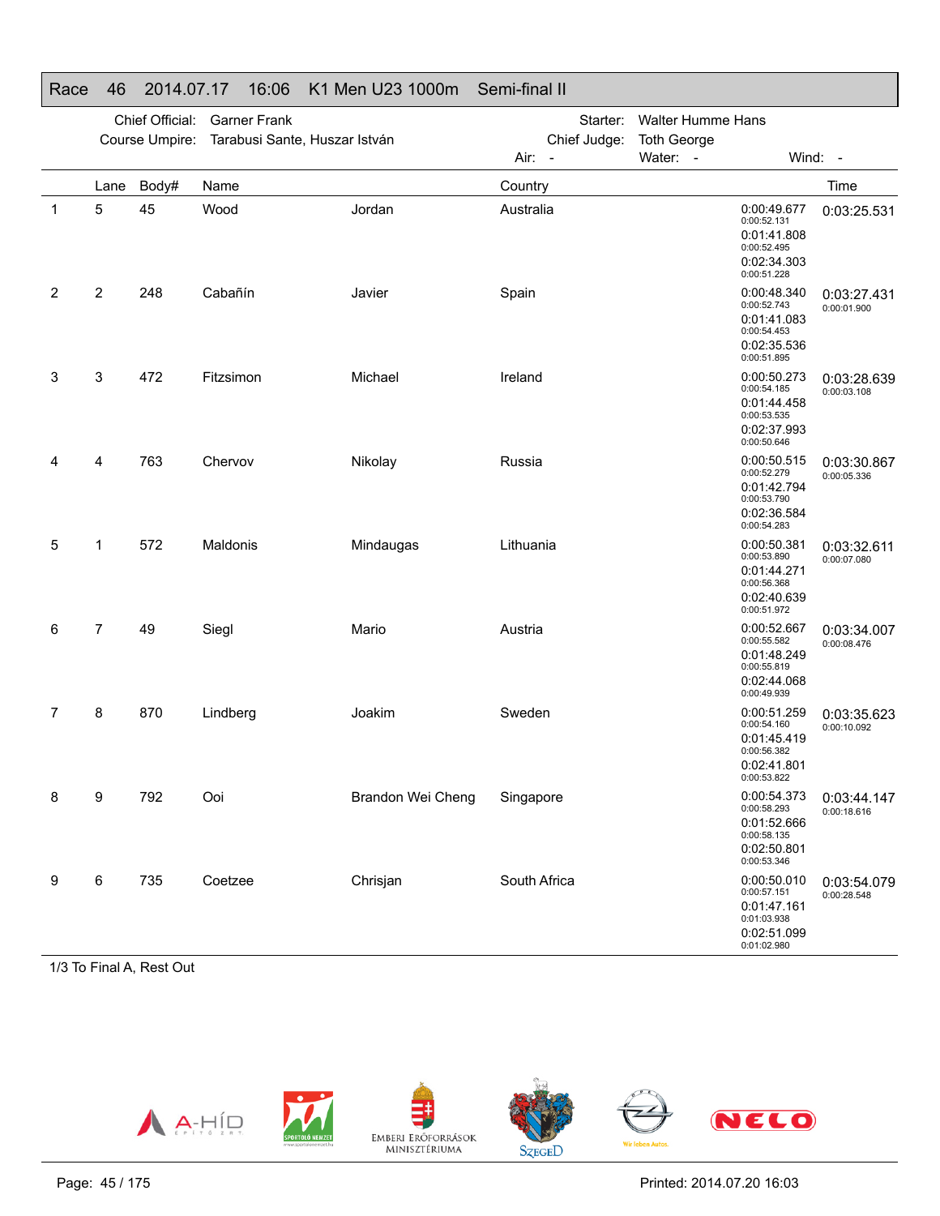## Race 46 2014.07.17 16:06 K1 Men U23 1000m Semi-final II

Chief Official: Garner Frank
Course Umpire: Tarabusi Sante, Huszar István
Starter: Walter Humme Hans
Chief Judge: Toth George
Air: - Water: - Wind: -

| | Lane | Body# | Name | | Country | Splits | Time |
|---|---|---|---|---|---|---|---|
| 1 | 5 | 45 | Wood | Jordan | Australia | 0:00:49.677 / 0:00:52.131 / 0:01:41.808 / 0:00:52.495 / 0:02:34.303 / 0:00:51.228 | 0:03:25.531 |
| 2 | 2 | 248 | Cabañín | Javier | Spain | 0:00:48.340 / 0:00:52.743 / 0:01:41.083 / 0:00:54.453 / 0:02:35.536 / 0:00:51.895 | 0:03:27.431 / 0:00:01.900 |
| 3 | 3 | 472 | Fitzsimon | Michael | Ireland | 0:00:50.273 / 0:00:54.185 / 0:01:44.458 / 0:00:53.535 / 0:02:37.993 / 0:00:50.646 | 0:03:28.639 / 0:00:03.108 |
| 4 | 4 | 763 | Chervov | Nikolay | Russia | 0:00:50.515 / 0:00:52.279 / 0:01:42.794 / 0:00:53.790 / 0:02:36.584 / 0:00:54.283 | 0:03:30.867 / 0:00:05.336 |
| 5 | 1 | 572 | Maldonis | Mindaugas | Lithuania | 0:00:50.381 / 0:00:53.890 / 0:01:44.271 / 0:00:56.368 / 0:02:40.639 / 0:00:51.972 | 0:03:32.611 / 0:00:07.080 |
| 6 | 7 | 49 | Siegl | Mario | Austria | 0:00:52.667 / 0:00:55.582 / 0:01:48.249 / 0:00:55.819 / 0:02:44.068 / 0:00:49.939 | 0:03:34.007 / 0:00:08.476 |
| 7 | 8 | 870 | Lindberg | Joakim | Sweden | 0:00:51.259 / 0:00:54.160 / 0:01:45.419 / 0:00:56.382 / 0:02:41.801 / 0:00:53.822 | 0:03:35.623 / 0:00:10.092 |
| 8 | 9 | 792 | Ooi | Brandon Wei Cheng | Singapore | 0:00:54.373 / 0:00:58.293 / 0:01:52.666 / 0:00:58.135 / 0:02:50.801 / 0:00:53.346 | 0:03:44.147 / 0:00:18.616 |
| 9 | 6 | 735 | Coetzee | Chrisjan | South Africa | 0:00:50.010 / 0:00:57.151 / 0:01:47.161 / 0:01:03.938 / 0:02:51.099 / 0:01:02.980 | 0:03:54.079 / 0:00:28.548 |

1/3 To Final A, Rest Out

Printed: 2014.07.20 16:03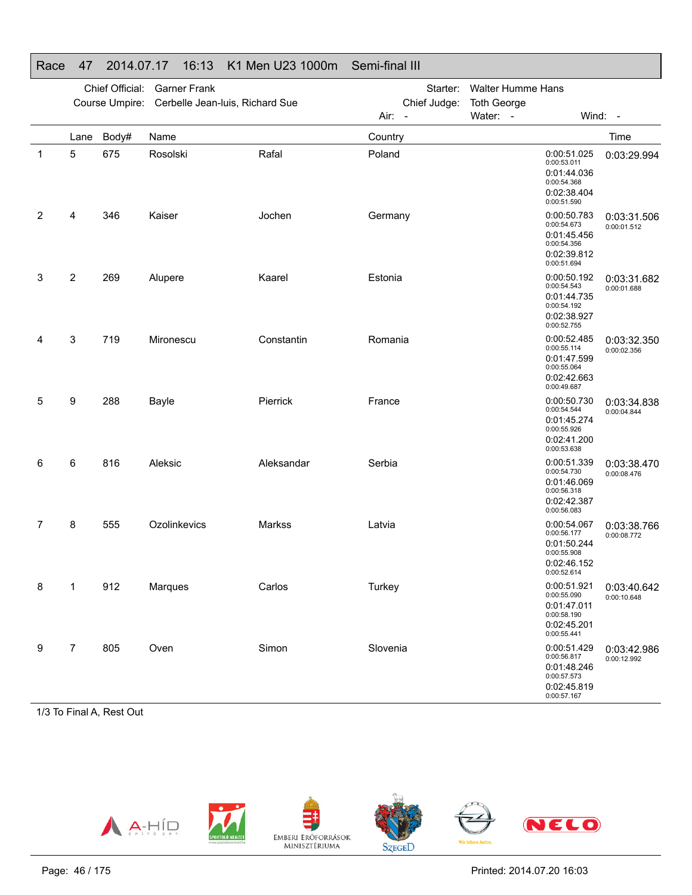## Race 47 2014.07.17 16:13 K1 Men U23 1000m Semi-final III

Chief Official: Garner Frank
Course Umpire: Cerbelle Jean-luis, Richard Sue
Starter: Walter Humme Hans
Chief Judge: Toth George
Air: - Water: - Wind: -

| | Lane | Body# | Name | | Country | Splits | Time |
|---|---|---|---|---|---|---|---|
| 1 | 5 | 675 | Rosolski | Rafal | Poland | 0:00:51.025 / 0:00:53.011 / 0:01:44.036 / 0:00:54.368 / 0:02:38.404 / 0:00:51.590 | 0:03:29.994 |
| 2 | 4 | 346 | Kaiser | Jochen | Germany | 0:00:50.783 / 0:00:54.673 / 0:01:45.456 / 0:00:54.356 / 0:02:39.812 / 0:00:51.694 | 0:03:31.506 / 0:00:01.512 |
| 3 | 2 | 269 | Alupere | Kaarel | Estonia | 0:00:50.192 / 0:00:54.543 / 0:01:44.735 / 0:00:54.192 / 0:02:38.927 / 0:00:52.755 | 0:03:31.682 / 0:00:01.688 |
| 4 | 3 | 719 | Mironescu | Constantin | Romania | 0:00:52.485 / 0:00:55.114 / 0:01:47.599 / 0:00:55.064 / 0:02:42.663 / 0:00:49.687 | 0:03:32.350 / 0:00:02.356 |
| 5 | 9 | 288 | Bayle | Pierrick | France | 0:00:50.730 / 0:00:54.544 / 0:01:45.274 / 0:00:55.926 / 0:02:41.200 / 0:00:53.638 | 0:03:34.838 / 0:00:04.844 |
| 6 | 6 | 816 | Aleksic | Aleksandar | Serbia | 0:00:51.339 / 0:00:54.730 / 0:01:46.069 / 0:00:56.318 / 0:02:42.387 / 0:00:56.083 | 0:03:38.470 / 0:00:08.476 |
| 7 | 8 | 555 | Ozolinkevics | Markss | Latvia | 0:00:54.067 / 0:00:56.177 / 0:01:50.244 / 0:00:55.908 / 0:02:46.152 / 0:00:52.614 | 0:03:38.766 / 0:00:08.772 |
| 8 | 1 | 912 | Marques | Carlos | Turkey | 0:00:51.921 / 0:00:55.090 / 0:01:47.011 / 0:00:58.190 / 0:02:45.201 / 0:00:55.441 | 0:03:40.642 / 0:00:10.648 |
| 9 | 7 | 805 | Oven | Simon | Slovenia | 0:00:51.429 / 0:00:56.817 / 0:01:48.246 / 0:00:57.573 / 0:02:45.819 / 0:00:57.167 | 0:03:42.986 / 0:00:12.992 |

1/3 To Final A, Rest Out

Printed: 2014.07.20 16:03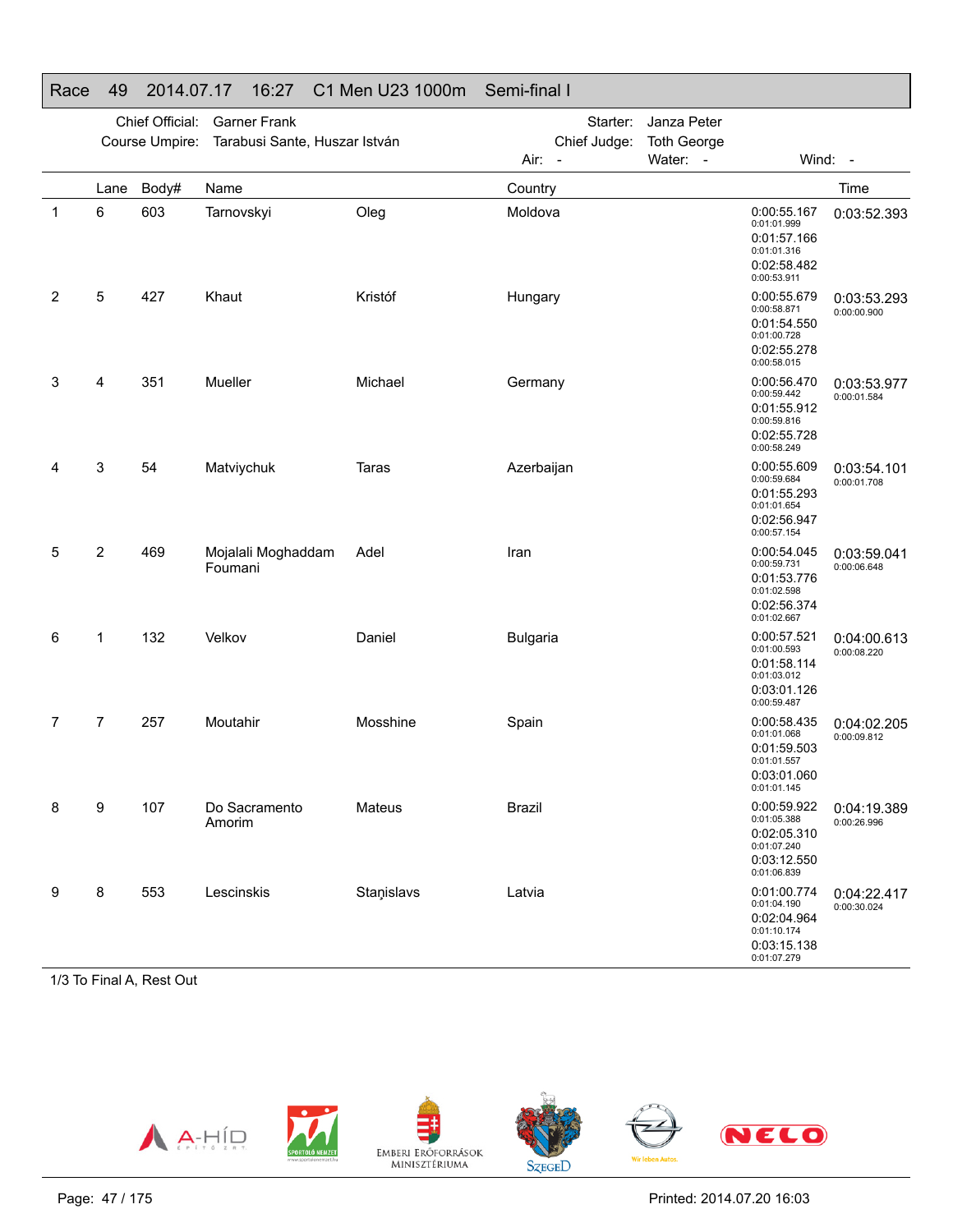## Race 49 2014.07.17 16:27 C1 Men U23 1000m Semi-final I

Chief Official: Garner Frank
Course Umpire: Tarabusi Sante, Huszar István
Starter: Janza Peter
Chief Judge: Toth George
Air: - Water: - Wind: -

| | Lane | Body# | Name | | Country | Splits | Time |
|---|---|---|---|---|---|---|---|
| 1 | 6 | 603 | Tarnovskyi | Oleg | Moldova | 0:00:55.167 / 0:01:01.999<br>0:01:57.166 / 0:01:01.316<br>0:02:58.482 / 0:00:53.911 | 0:03:52.393 |
| 2 | 5 | 427 | Khaut | Kristóf | Hungary | 0:00:55.679 / 0:00:58.871<br>0:01:54.550 / 0:01:00.728<br>0:02:55.278 / 0:00:58.015 | 0:03:53.293<br>0:00:00.900 |
| 3 | 4 | 351 | Mueller | Michael | Germany | 0:00:56.470 / 0:00:59.442<br>0:01:55.912 / 0:00:59.816<br>0:02:55.728 / 0:00:58.249 | 0:03:53.977<br>0:00:01.584 |
| 4 | 3 | 54 | Matviychuk | Taras | Azerbaijan | 0:00:55.609 / 0:00:59.684<br>0:01:55.293 / 0:01:01.654<br>0:02:56.947 / 0:00:57.154 | 0:03:54.101<br>0:00:01.708 |
| 5 | 2 | 469 | Mojalali Moghaddam Foumani | Adel | Iran | 0:00:54.045 / 0:00:59.731<br>0:01:53.776 / 0:01:02.598<br>0:02:56.374 / 0:01:02.667 | 0:03:59.041<br>0:00:06.648 |
| 6 | 1 | 132 | Velkov | Daniel | Bulgaria | 0:00:57.521 / 0:01:00.593<br>0:01:58.114 / 0:01:03.012<br>0:03:01.126 / 0:00:59.487 | 0:04:00.613<br>0:00:08.220 |
| 7 | 7 | 257 | Moutahir | Mosshine | Spain | 0:00:58.435 / 0:01:01.068<br>0:01:59.503 / 0:01:01.557<br>0:03:01.060 / 0:01:01.145 | 0:04:02.205<br>0:00:09.812 |
| 8 | 9 | 107 | Do Sacramento Amorim | Mateus | Brazil | 0:00:59.922 / 0:01:05.388<br>0:02:05.310 / 0:01:07.240<br>0:03:12.550 / 0:01:06.839 | 0:04:19.389<br>0:00:26.996 |
| 9 | 8 | 553 | Lescinskis | Staņislavs | Latvia | 0:01:00.774 / 0:01:04.190<br>0:02:04.964 / 0:01:10.174<br>0:03:15.138 / 0:01:07.279 | 0:04:22.417<br>0:00:30.024 |

1/3 To Final A, Rest Out

Printed: 2014.07.20 16:03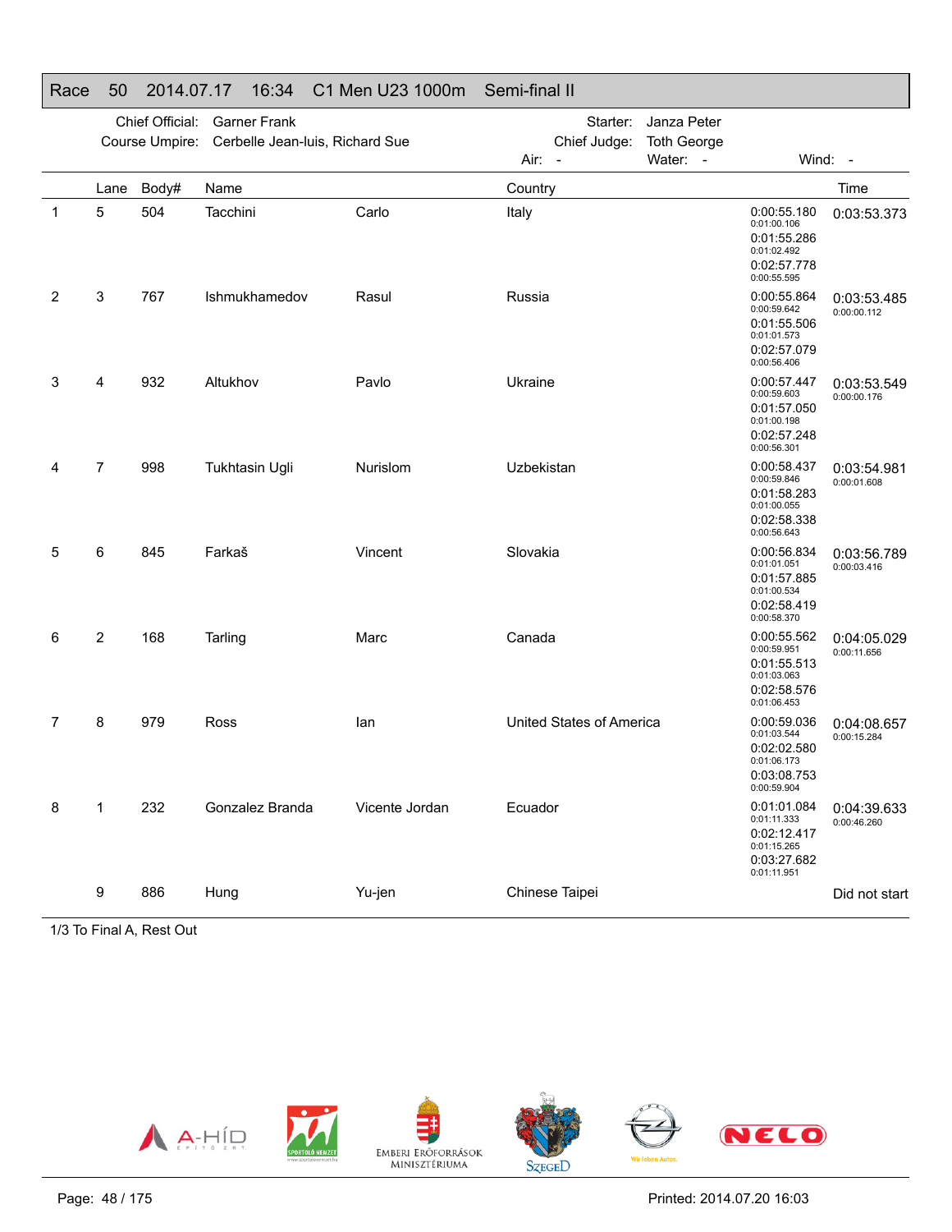## Race 50 2014.07.17 16:34 C1 Men U23 1000m Semi-final II

Chief Official: Garner Frank
Course Umpire: Cerbelle Jean-luis, Richard Sue
Starter: Janza Peter
Chief Judge: Toth George
Air: - Water: - Wind: -

| | Lane | Body# | Name | | Country | Splits | Time |
|---|---|---|---|---|---|---|---|
| 1 | 5 | 504 | Tacchini | Carlo | Italy | 0:00:55.180 / 0:01:00.106 / 0:01:55.286 / 0:01:02.492 / 0:02:57.778 / 0:00:55.595 | 0:03:53.373 |
| 2 | 3 | 767 | Ishmukhamedov | Rasul | Russia | 0:00:55.864 / 0:00:59.642 / 0:01:55.506 / 0:01:01.573 / 0:02:57.079 / 0:00:56.406 | 0:03:53.485 / 0:00:00.112 |
| 3 | 4 | 932 | Altukhov | Pavlo | Ukraine | 0:00:57.447 / 0:00:59.603 / 0:01:57.050 / 0:01:00.198 / 0:02:57.248 / 0:00:56.301 | 0:03:53.549 / 0:00:00.176 |
| 4 | 7 | 998 | Tukhtasin Ugli | Nurislom | Uzbekistan | 0:00:58.437 / 0:00:59.846 / 0:01:58.283 / 0:01:00.055 / 0:02:58.338 / 0:00:56.643 | 0:03:54.981 / 0:00:01.608 |
| 5 | 6 | 845 | Farkaš | Vincent | Slovakia | 0:00:56.834 / 0:01:01.051 / 0:01:57.885 / 0:01:00.534 / 0:02:58.419 / 0:00:58.370 | 0:03:56.789 / 0:00:03.416 |
| 6 | 2 | 168 | Tarling | Marc | Canada | 0:00:55.562 / 0:00:59.951 / 0:01:55.513 / 0:01:03.063 / 0:02:58.576 / 0:01:06.453 | 0:04:05.029 / 0:00:11.656 |
| 7 | 8 | 979 | Ross | Ian | United States of America | 0:00:59.036 / 0:01:03.544 / 0:02:02.580 / 0:01:06.173 / 0:03:08.753 / 0:00:59.904 | 0:04:08.657 / 0:00:15.284 |
| 8 | 1 | 232 | Gonzalez Branda | Vicente Jordan | Ecuador | 0:01:01.084 / 0:01:11.333 / 0:02:12.417 / 0:01:15.265 / 0:03:27.682 / 0:01:11.951 | 0:04:39.633 / 0:00:46.260 |
| | 9 | 886 | Hung | Yu-jen | Chinese Taipei | | Did not start |

1/3 To Final A, Rest Out

Printed: 2014.07.20 16:03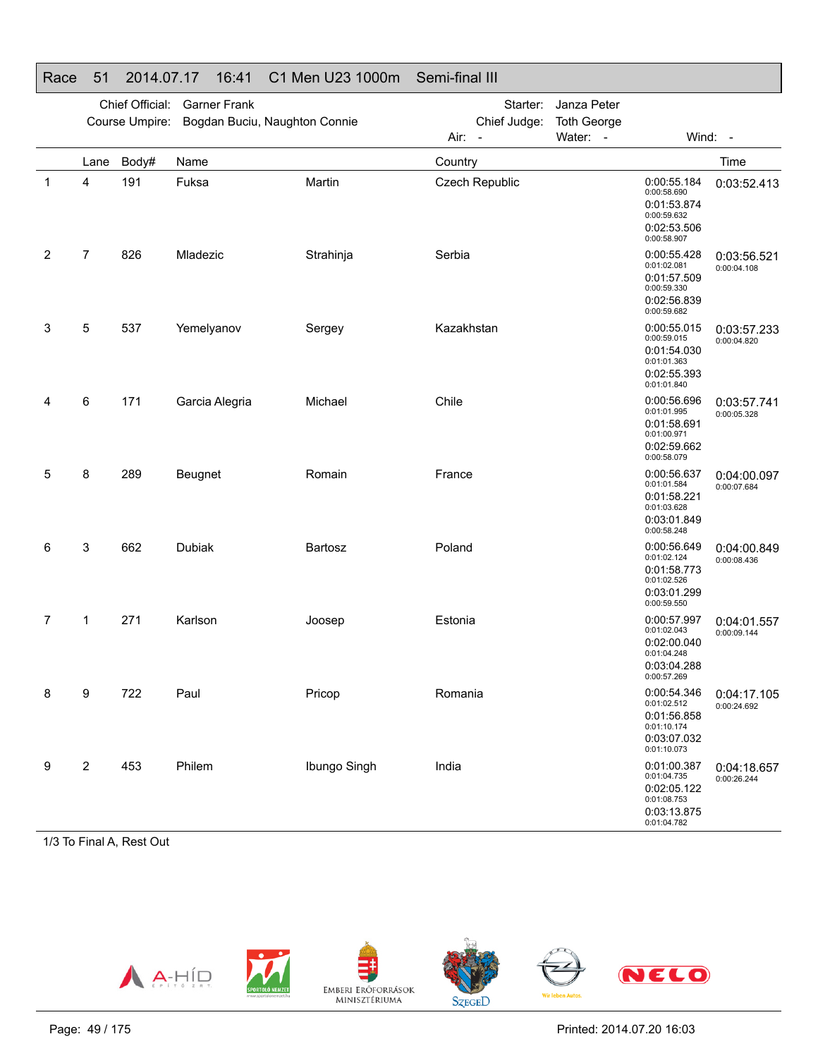# Race 51 2014.07.17 16:41 C1 Men U23 1000m Semi-final III

Chief Official: Garner Frank | Starter: Janza Peter
Course Umpire: Bogdan Buciu, Naughton Connie | Chief Judge: Toth George
Air: - | Water: - | Wind: -

| | Lane | Body# | Name | | Country | | Time |
|---|---|---|---|---|---|---|---|
| 1 | 4 | 191 | Fuksa | Martin | Czech Republic | 0:00:55.184<br>0:00:58.690<br>0:01:53.874<br>0:00:59.632<br>0:02:53.506<br>0:00:58.907 | 0:03:52.413 |
| 2 | 7 | 826 | Mladezic | Strahinja | Serbia | 0:00:55.428<br>0:01:02.081<br>0:01:57.509<br>0:00:59.330<br>0:02:56.839<br>0:00:59.682 | 0:03:56.521<br>0:00:04.108 |
| 3 | 5 | 537 | Yemelyanov | Sergey | Kazakhstan | 0:00:55.015<br>0:00:59.015<br>0:01:54.030<br>0:01:01.363<br>0:02:55.393<br>0:01:01.840 | 0:03:57.233<br>0:00:04.820 |
| 4 | 6 | 171 | Garcia Alegria | Michael | Chile | 0:00:56.696<br>0:01:01.995<br>0:01:58.691<br>0:01:00.971<br>0:02:59.662<br>0:00:58.079 | 0:03:57.741<br>0:00:05.328 |
| 5 | 8 | 289 | Beugnet | Romain | France | 0:00:56.637<br>0:01:01.584<br>0:01:58.221<br>0:01:03.628<br>0:03:01.849<br>0:00:58.248 | 0:04:00.097<br>0:00:07.684 |
| 6 | 3 | 662 | Dubiak | Bartosz | Poland | 0:00:56.649<br>0:01:02.124<br>0:01:58.773<br>0:01:02.526<br>0:03:01.299<br>0:00:59.550 | 0:04:00.849<br>0:00:08.436 |
| 7 | 1 | 271 | Karlson | Joosep | Estonia | 0:00:57.997<br>0:01:02.043<br>0:02:00.040<br>0:01:04.248<br>0:03:04.288<br>0:00:57.269 | 0:04:01.557<br>0:00:09.144 |
| 8 | 9 | 722 | Paul | Pricop | Romania | 0:00:54.346<br>0:01:02.512<br>0:01:56.858<br>0:01:10.174<br>0:03:07.032<br>0:01:10.073 | 0:04:17.105<br>0:00:24.692 |
| 9 | 2 | 453 | Philem | Ibungo Singh | India | 0:01:00.387<br>0:01:04.735<br>0:02:05.122<br>0:01:08.753<br>0:03:13.875<br>0:01:04.782 | 0:04:18.657<br>0:00:26.244 |

1/3 To Final A, Rest Out

Printed: 2014.07.20 16:03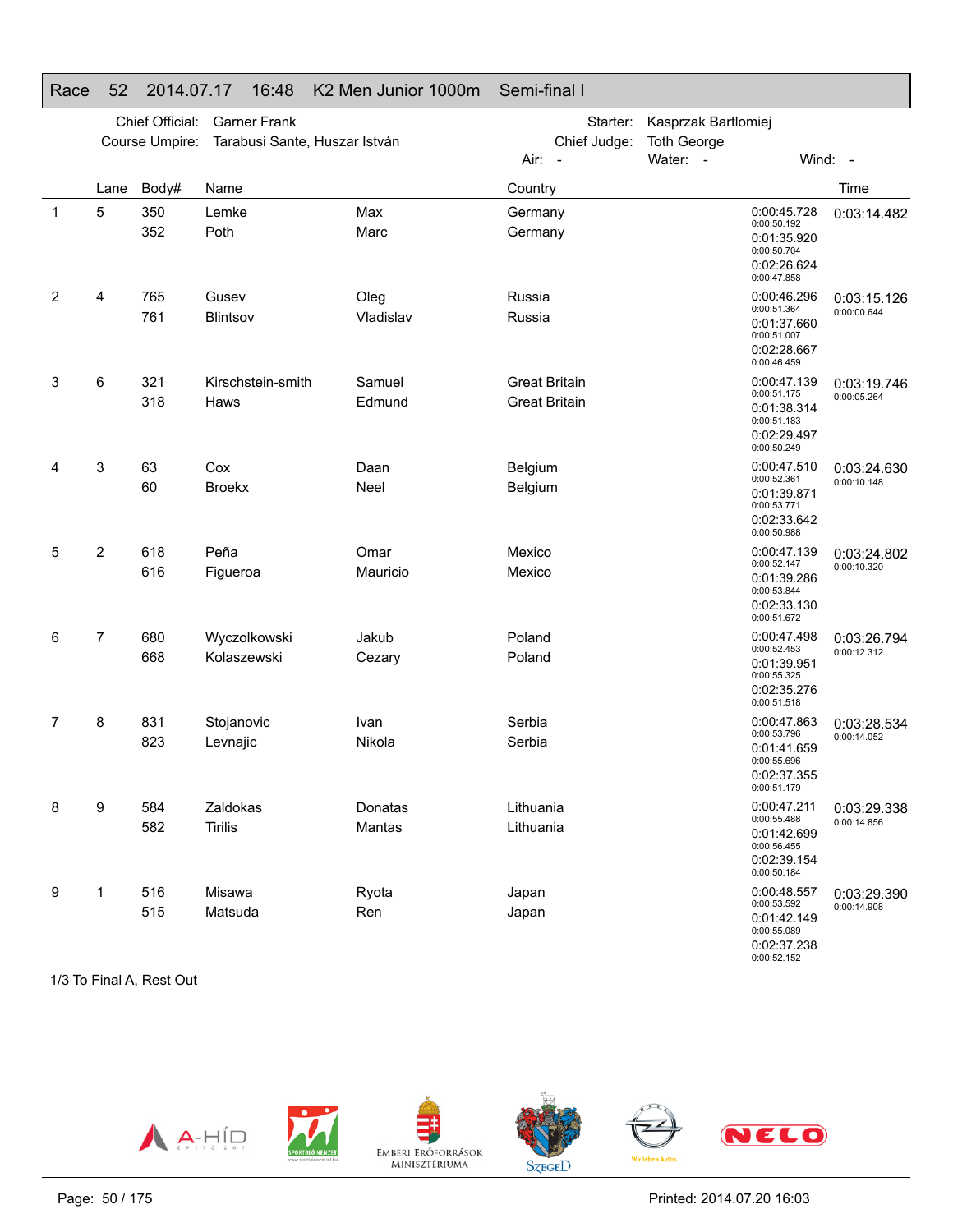## Race 52 2014.07.17 16:48 K2 Men Junior 1000m Semi-final I

Chief Official: Garner Frank
Course Umpire: Tarabusi Sante, Huszar István
Starter: Kasprzak Bartlomiej
Chief Judge: Toth George
Air: - Water: - Wind: -

| | Lane | Body# | Name | | Country | Splits | Time |
|---|---|---|---|---|---|---|---|
| 1 | 5 | 350 | Lemke | Max | Germany | 0:00:45.728 (0:00:50.192) | 0:03:14.482 |
| | | 352 | Poth | Marc | Germany | 0:01:35.920 (0:00:50.704) | |
| | | | | | | 0:02:26.624 (0:00:47.858) | |
| 2 | 4 | 765 | Gusev | Oleg | Russia | 0:00:46.296 (0:00:51.364) | 0:03:15.126 (0:00:00.644) |
| | | 761 | Blintsov | Vladislav | Russia | 0:01:37.660 (0:00:51.007) | |
| | | | | | | 0:02:28.667 (0:00:46.459) | |
| 3 | 6 | 321 | Kirschstein-smith | Samuel | Great Britain | 0:00:47.139 (0:00:51.175) | 0:03:19.746 (0:00:05.264) |
| | | 318 | Haws | Edmund | Great Britain | 0:01:38.314 (0:00:51.183) | |
| | | | | | | 0:02:29.497 (0:00:50.249) | |
| 4 | 3 | 63 | Cox | Daan | Belgium | 0:00:47.510 (0:00:52.361) | 0:03:24.630 (0:00:10.148) |
| | | 60 | Broekx | Neel | Belgium | 0:01:39.871 (0:00:53.771) | |
| | | | | | | 0:02:33.642 (0:00:50.988) | |
| 5 | 2 | 618 | Peña | Omar | Mexico | 0:00:47.139 (0:00:52.147) | 0:03:24.802 (0:00:10.320) |
| | | 616 | Figueroa | Mauricio | Mexico | 0:01:39.286 (0:00:53.844) | |
| | | | | | | 0:02:33.130 (0:00:51.672) | |
| 6 | 7 | 680 | Wyczolkowski | Jakub | Poland | 0:00:47.498 (0:00:52.453) | 0:03:26.794 (0:00:12.312) |
| | | 668 | Kolaszewski | Cezary | Poland | 0:01:39.951 (0:00:55.325) | |
| | | | | | | 0:02:35.276 (0:00:51.518) | |
| 7 | 8 | 831 | Stojanovic | Ivan | Serbia | 0:00:47.863 (0:00:53.796) | 0:03:28.534 (0:00:14.052) |
| | | 823 | Levnajic | Nikola | Serbia | 0:01:41.659 (0:00:55.696) | |
| | | | | | | 0:02:37.355 (0:00:51.179) | |
| 8 | 9 | 584 | Zaldokas | Donatas | Lithuania | 0:00:47.211 (0:00:55.488) | 0:03:29.338 (0:00:14.856) |
| | | 582 | Tirilis | Mantas | Lithuania | 0:01:42.699 (0:00:56.455) | |
| | | | | | | 0:02:39.154 (0:00:50.184) | |
| 9 | 1 | 516 | Misawa | Ryota | Japan | 0:00:48.557 (0:00:53.592) | 0:03:29.390 (0:00:14.908) |
| | | 515 | Matsuda | Ren | Japan | 0:01:42.149 (0:00:55.089) | |
| | | | | | | 0:02:37.238 (0:00:52.152) | |

1/3 To Final A, Rest Out

Printed: 2014.07.20 16:03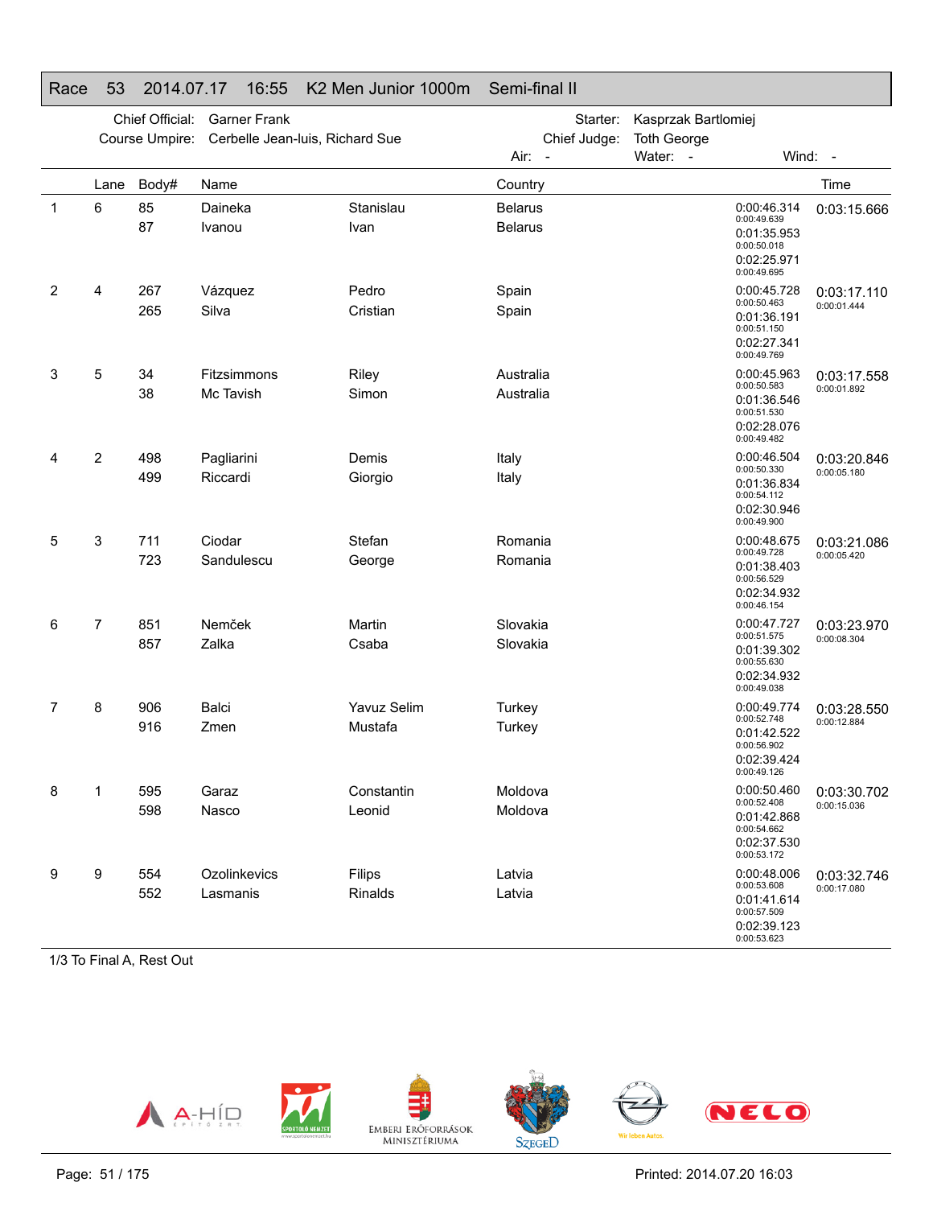# Race 53 2014.07.17 16:55 K2 Men Junior 1000m Semi-final II

Chief Official: Garner Frank
Course Umpire: Cerbelle Jean-luis, Richard Sue
Starter: Kasprzak Bartlomiej
Chief Judge: Toth George
Air: - Water: - Wind: -

| | Lane | Body# | Name | | Country | Splits | Time |
|---|---|---|---|---|---|---|---|
| 1 | 6 | 85 | Daineka | Stanislau | Belarus | 0:00:46.314<br>0:00:49.639<br>0:01:35.953<br>0:00:50.018<br>0:02:25.971<br>0:00:49.695 | 0:03:15.666 |
| | | 87 | Ivanou | Ivan | Belarus | | |
| 2 | 4 | 267 | Vázquez | Pedro | Spain | 0:00:45.728<br>0:00:50.463<br>0:01:36.191<br>0:00:51.150<br>0:02:27.341<br>0:00:49.769 | 0:03:17.110<br>0:00:01.444 |
| | | 265 | Silva | Cristian | Spain | | |
| 3 | 5 | 34 | Fitzsimmons | Riley | Australia | 0:00:45.963<br>0:00:50.583<br>0:01:36.546<br>0:00:51.530<br>0:02:28.076<br>0:00:49.482 | 0:03:17.558<br>0:00:01.892 |
| | | 38 | Mc Tavish | Simon | Australia | | |
| 4 | 2 | 498 | Pagliarini | Demis | Italy | 0:00:46.504<br>0:00:50.330<br>0:01:36.834<br>0:00:54.112<br>0:02:30.946<br>0:00:49.900 | 0:03:20.846<br>0:00:05.180 |
| | | 499 | Riccardi | Giorgio | Italy | | |
| 5 | 3 | 711 | Ciodar | Stefan | Romania | 0:00:48.675<br>0:00:49.728<br>0:01:38.403<br>0:00:56.529<br>0:02:34.932<br>0:00:46.154 | 0:03:21.086<br>0:00:05.420 |
| | | 723 | Sandulescu | George | Romania | | |
| 6 | 7 | 851 | Nemček | Martin | Slovakia | 0:00:47.727<br>0:00:51.575<br>0:01:39.302<br>0:00:55.630<br>0:02:34.932<br>0:00:49.038 | 0:03:23.970<br>0:00:08.304 |
| | | 857 | Zalka | Csaba | Slovakia | | |
| 7 | 8 | 906 | Balci | Yavuz Selim | Turkey | 0:00:49.774<br>0:00:52.748<br>0:01:42.522<br>0:00:56.902<br>0:02:39.424<br>0:00:49.126 | 0:03:28.550<br>0:00:12.884 |
| | | 916 | Zmen | Mustafa | Turkey | | |
| 8 | 1 | 595 | Garaz | Constantin | Moldova | 0:00:50.460<br>0:00:52.408<br>0:01:42.868<br>0:00:54.662<br>0:02:37.530<br>0:00:53.172 | 0:03:30.702<br>0:00:15.036 |
| | | 598 | Nasco | Leonid | Moldova | | |
| 9 | 9 | 554 | Ozolinkevics | Filips | Latvia | 0:00:48.006<br>0:00:53.608<br>0:01:41.614<br>0:00:57.509<br>0:02:39.123<br>0:00:53.623 | 0:03:32.746<br>0:00:17.080 |
| | | 552 | Lasmanis | Rinalds | Latvia | | |

1/3 To Final A, Rest Out

Printed: 2014.07.20 16:03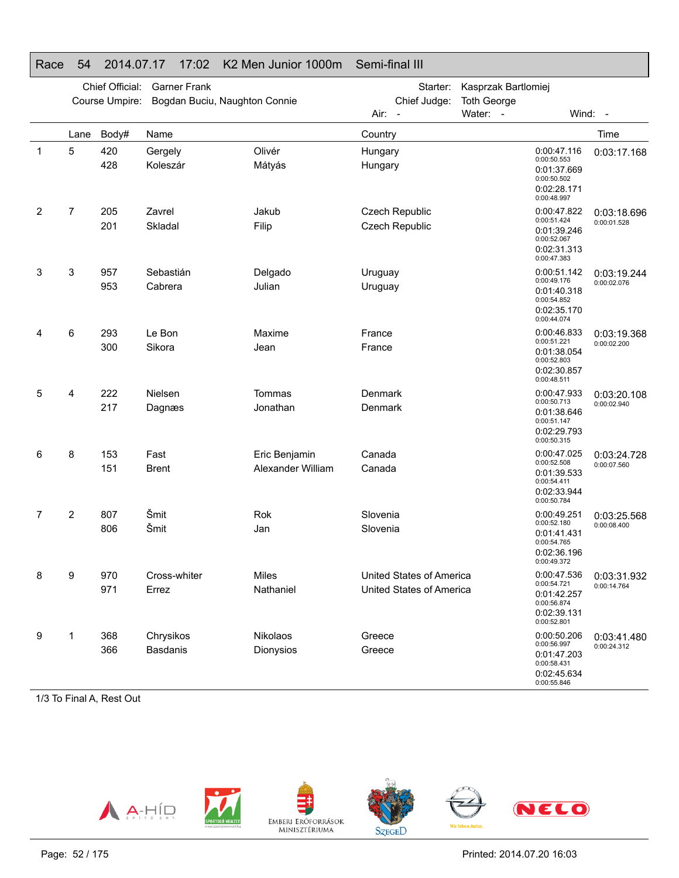## Race 54 2014.07.17 17:02 K2 Men Junior 1000m Semi-final III

Chief Official: Garner Frank
Course Umpire: Bogdan Buciu, Naughton Connie
Starter: Kasprzak Bartlomiej
Chief Judge: Toth George
Air: - Water: - Wind: -

| | Lane | Body# | Name | | Country | Splits | Time |
|---|---|---|---|---|---|---|---|
| 1 | 5 | 420 | Gergely | Olivér | Hungary | 0:00:47.116 / 0:00:50.553 | 0:03:17.168 |
| | | 428 | Koleszár | Mátyás | Hungary | 0:01:37.669 / 0:00:50.502 | |
| | | | | | | 0:02:28.171 / 0:00:48.997 | |
| 2 | 7 | 205 | Zavrel | Jakub | Czech Republic | 0:00:47.822 / 0:00:51.424 | 0:03:18.696 |
| | | 201 | Skladal | Filip | Czech Republic | 0:01:39.246 / 0:00:52.067 | 0:00:01.528 |
| | | | | | | 0:02:31.313 / 0:00:47.383 | |
| 3 | 3 | 957 | Sebastián | Delgado | Uruguay | 0:00:51.142 / 0:00:49.176 | 0:03:19.244 |
| | | 953 | Cabrera | Julian | Uruguay | 0:01:40.318 / 0:00:54.852 | 0:00:02.076 |
| | | | | | | 0:02:35.170 / 0:00:44.074 | |
| 4 | 6 | 293 | Le Bon | Maxime | France | 0:00:46.833 / 0:00:51.221 | 0:03:19.368 |
| | | 300 | Sikora | Jean | France | 0:01:38.054 / 0:00:52.803 | 0:00:02.200 |
| | | | | | | 0:02:30.857 / 0:00:48.511 | |
| 5 | 4 | 222 | Nielsen | Tommas | Denmark | 0:00:47.933 / 0:00:50.713 | 0:03:20.108 |
| | | 217 | Dagnæs | Jonathan | Denmark | 0:01:38.646 / 0:00:51.147 | 0:00:02.940 |
| | | | | | | 0:02:29.793 / 0:00:50.315 | |
| 6 | 8 | 153 | Fast | Eric Benjamin | Canada | 0:00:47.025 / 0:00:52.508 | 0:03:24.728 |
| | | 151 | Brent | Alexander William | Canada | 0:01:39.533 / 0:00:54.411 | 0:00:07.560 |
| | | | | | | 0:02:33.944 / 0:00:50.784 | |
| 7 | 2 | 807 | Šmit | Rok | Slovenia | 0:00:49.251 / 0:00:52.180 | 0:03:25.568 |
| | | 806 | Šmit | Jan | Slovenia | 0:01:41.431 / 0:00:54.765 | 0:00:08.400 |
| | | | | | | 0:02:36.196 / 0:00:49.372 | |
| 8 | 9 | 970 | Cross-whiter | Miles | United States of America | 0:00:47.536 / 0:00:54.721 | 0:03:31.932 |
| | | 971 | Errez | Nathaniel | United States of America | 0:01:42.257 / 0:00:56.874 | 0:00:14.764 |
| | | | | | | 0:02:39.131 / 0:00:52.801 | |
| 9 | 1 | 368 | Chrysikos | Nikolaos | Greece | 0:00:50.206 / 0:00:56.997 | 0:03:41.480 |
| | | 366 | Basdanis | Dionysios | Greece | 0:01:47.203 / 0:00:58.431 | 0:00:24.312 |
| | | | | | | 0:02:45.634 / 0:00:55.846 | |

1/3 To Final A, Rest Out

Printed: 2014.07.20 16:03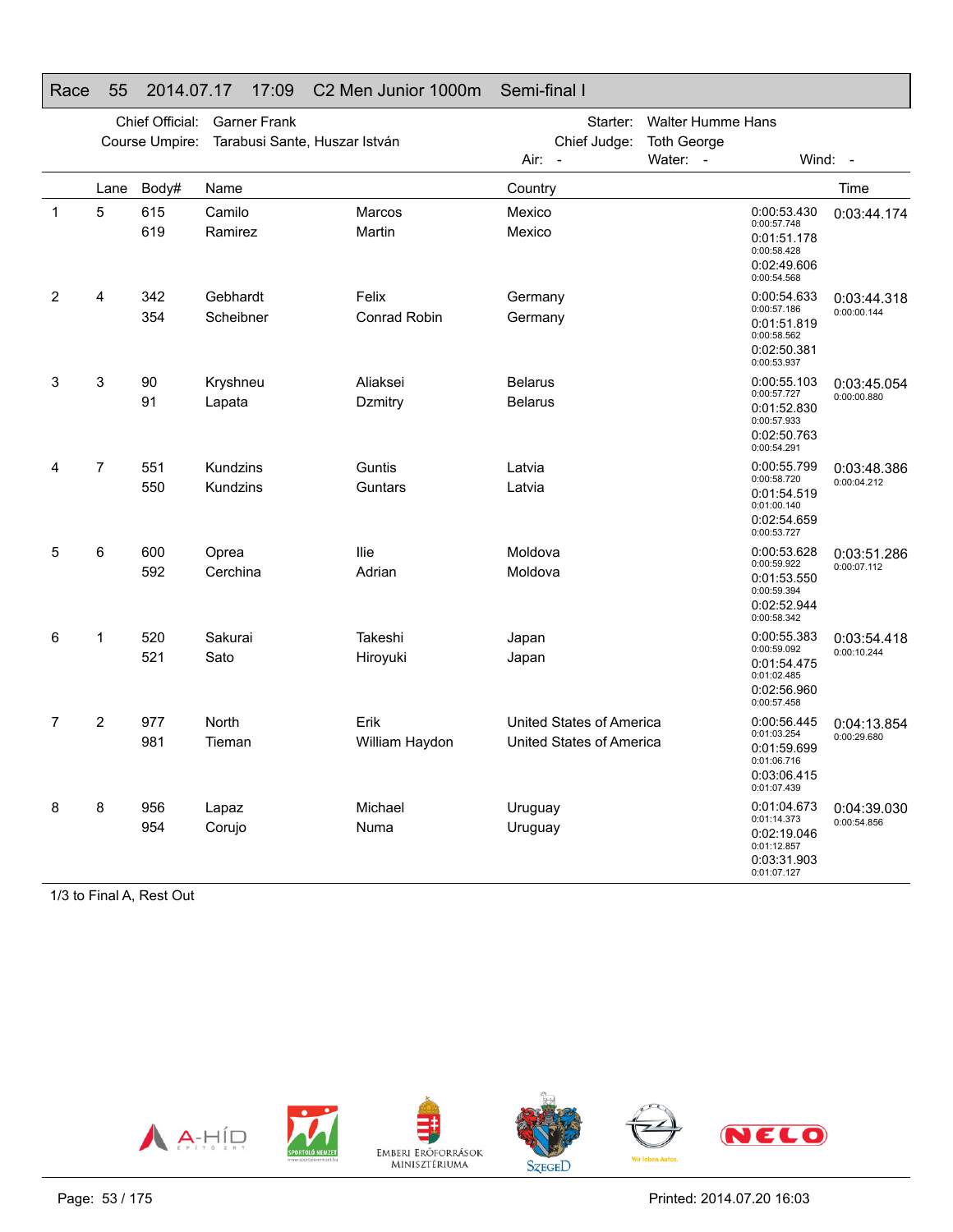## Race 55 2014.07.17 17:09 C2 Men Junior 1000m Semi-final I

Chief Official: Garner Frank
Course Umpire: Tarabusi Sante, Huszar István
Starter: Walter Humme Hans
Chief Judge: Toth George
Air: - Water: - Wind: -

| | Lane | Body# | Name | | Country | | Time |
|---|---|---|---|---|---|---|---|
| 1 | 5 | 615 | Camilo | Marcos | Mexico | 0:00:53.430 | 0:03:44.174 |
| | | 619 | Ramirez | Martin | Mexico | 0:00:57.748 | |
| | | | | | | 0:01:51.178 | |
| | | | | | | 0:00:58.428 | |
| | | | | | | 0:02:49.606 | |
| | | | | | | 0:00:54.568 | |
| 2 | 4 | 342 | Gebhardt | Felix | Germany | 0:00:54.633 | 0:03:44.318 |
| | | 354 | Scheibner | Conrad Robin | Germany | 0:00:57.186 | 0:00:00.144 |
| | | | | | | 0:01:51.819 | |
| | | | | | | 0:00:58.562 | |
| | | | | | | 0:02:50.381 | |
| | | | | | | 0:00:53.937 | |
| 3 | 3 | 90 | Kryshneu | Aliaksei | Belarus | 0:00:55.103 | 0:03:45.054 |
| | | 91 | Lapata | Dzmitry | Belarus | 0:00:57.727 | 0:00:00.880 |
| | | | | | | 0:01:52.830 | |
| | | | | | | 0:00:57.933 | |
| | | | | | | 0:02:50.763 | |
| | | | | | | 0:00:54.291 | |
| 4 | 7 | 551 | Kundzins | Guntis | Latvia | 0:00:55.799 | 0:03:48.386 |
| | | 550 | Kundzins | Guntars | Latvia | 0:00:58.720 | 0:00:04.212 |
| | | | | | | 0:01:54.519 | |
| | | | | | | 0:01:00.140 | |
| | | | | | | 0:02:54.659 | |
| | | | | | | 0:00:53.727 | |
| 5 | 6 | 600 | Oprea | Ilie | Moldova | 0:00:53.628 | 0:03:51.286 |
| | | 592 | Cerchina | Adrian | Moldova | 0:00:59.922 | 0:00:07.112 |
| | | | | | | 0:01:53.550 | |
| | | | | | | 0:00:59.394 | |
| | | | | | | 0:02:52.944 | |
| | | | | | | 0:00:58.342 | |
| 6 | 1 | 520 | Sakurai | Takeshi | Japan | 0:00:55.383 | 0:03:54.418 |
| | | 521 | Sato | Hiroyuki | Japan | 0:00:59.092 | 0:00:10.244 |
| | | | | | | 0:01:54.475 | |
| | | | | | | 0:01:02.485 | |
| | | | | | | 0:02:56.960 | |
| | | | | | | 0:00:57.458 | |
| 7 | 2 | 977 | North | Erik | United States of America | 0:00:56.445 | 0:04:13.854 |
| | | 981 | Tieman | William Haydon | United States of America | 0:01:03.254 | 0:00:29.680 |
| | | | | | | 0:01:59.699 | |
| | | | | | | 0:01:06.716 | |
| | | | | | | 0:03:06.415 | |
| | | | | | | 0:01:07.439 | |
| 8 | 8 | 956 | Lapaz | Michael | Uruguay | 0:01:04.673 | 0:04:39.030 |
| | | 954 | Corujo | Numa | Uruguay | 0:01:14.373 | 0:00:54.856 |
| | | | | | | 0:02:19.046 | |
| | | | | | | 0:01:12.857 | |
| | | | | | | 0:03:31.903 | |
| | | | | | | 0:01:07.127 | |

1/3 to Final A, Rest Out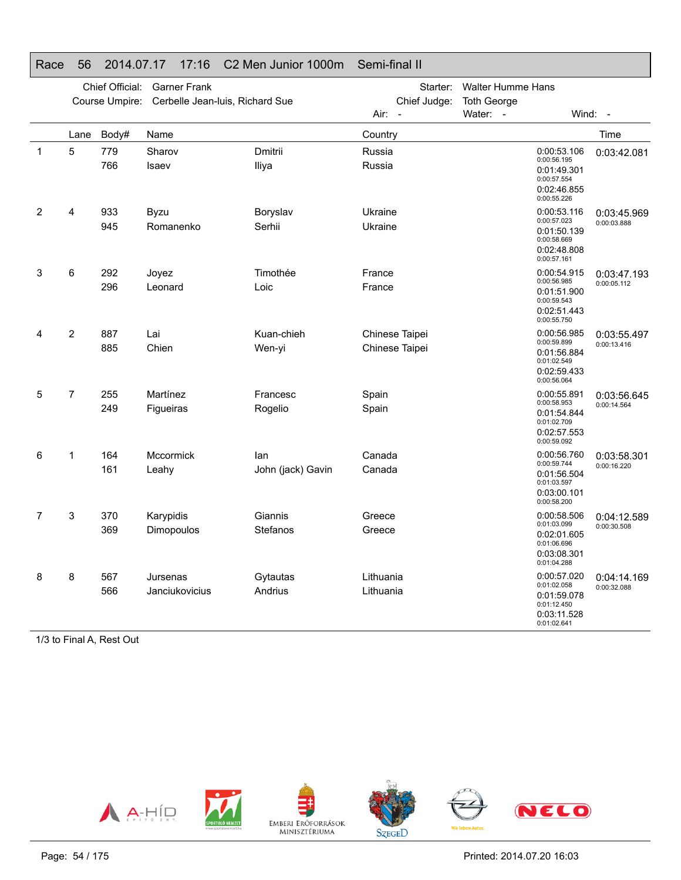# Race 56 2014.07.17 17:16 C2 Men Junior 1000m Semi-final II

Chief Official: Garner Frank
Course Umpire: Cerbelle Jean-luis, Richard Sue
Starter: Walter Humme Hans
Chief Judge: Toth George
Air: - Water: - Wind: -

| | Lane | Body# | Name | | Country | Splits | Time |
|---|---|---|---|---|---|---|---|
| 1 | 5 | 779 | Sharov | Dmitrii | Russia | 0:00:53.106 / 0:00:56.195 / 0:01:49.301 / 0:00:57.554 / 0:02:46.855 / 0:00:55.226 | 0:03:42.081 |
| | | 766 | Isaev | Iliya | Russia | | |
| 2 | 4 | 933 | Byzu | Boryslav | Ukraine | 0:00:53.116 / 0:00:57.023 / 0:01:50.139 / 0:00:58.669 / 0:02:48.808 / 0:00:57.161 | 0:03:45.969 / 0:00:03.888 |
| | | 945 | Romanenko | Serhii | Ukraine | | |
| 3 | 6 | 292 | Joyez | Timothée | France | 0:00:54.915 / 0:00:56.985 / 0:01:51.900 / 0:00:59.543 / 0:02:51.443 / 0:00:55.750 | 0:03:47.193 / 0:00:05.112 |
| | | 296 | Leonard | Loic | France | | |
| 4 | 2 | 887 | Lai | Kuan-chieh | Chinese Taipei | 0:00:56.985 / 0:00:59.899 / 0:01:56.884 / 0:01:02.549 / 0:02:59.433 / 0:00:56.064 | 0:03:55.497 / 0:00:13.416 |
| | | 885 | Chien | Wen-yi | Chinese Taipei | | |
| 5 | 7 | 255 | Martínez | Francesc | Spain | 0:00:55.891 / 0:00:58.953 / 0:01:54.844 / 0:01:02.709 / 0:02:57.553 / 0:00:59.092 | 0:03:56.645 / 0:00:14.564 |
| | | 249 | Figueiras | Rogelio | Spain | | |
| 6 | 1 | 164 | Mccormick | Ian | Canada | 0:00:56.760 / 0:00:59.744 / 0:01:56.504 / 0:01:03.597 / 0:03:00.101 / 0:00:58.200 | 0:03:58.301 / 0:00:16.220 |
| | | 161 | Leahy | John (jack) Gavin | Canada | | |
| 7 | 3 | 370 | Karypidis | Giannis | Greece | 0:00:58.506 / 0:01:03.099 / 0:02:01.605 / 0:01:06.696 / 0:03:08.301 / 0:01:04.288 | 0:04:12.589 / 0:00:30.508 |
| | | 369 | Dimopoulos | Stefanos | Greece | | |
| 8 | 8 | 567 | Jursenas | Gytautas | Lithuania | 0:00:57.020 / 0:01:02.058 / 0:01:59.078 / 0:01:12.450 / 0:03:11.528 / 0:01:02.641 | 0:04:14.169 / 0:00:32.088 |
| | | 566 | Janciukovicius | Andrius | Lithuania | | |

1/3 to Final A, Rest Out

Printed: 2014.07.20 16:03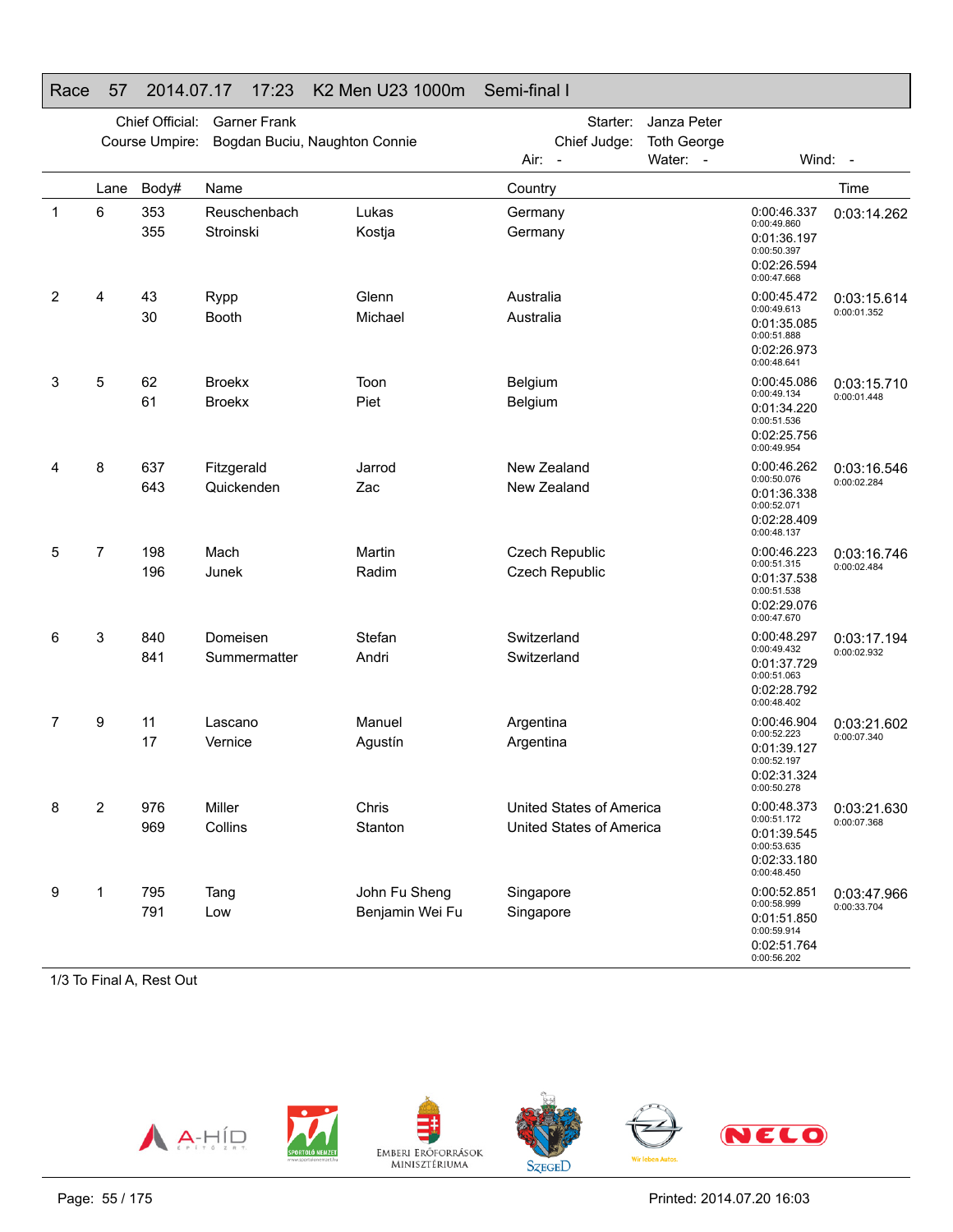## Race 57 2014.07.17 17:23 K2 Men U23 1000m Semi-final I

Chief Official: Garner Frank
Course Umpire: Bogdan Buciu, Naughton Connie
Starter: Janza Peter
Chief Judge: Toth George
Air: - Water: - Wind: -

| | Lane | Body# | Name | | Country | Splits | Time |
|---|---|---|---|---|---|---|---|
| 1 | 6 | 353 | Reuschenbach | Lukas | Germany | 0:00:46.337 | 0:03:14.262 |
| | | 355 | Stroinski | Kostja | Germany | 0:00:49.860 | |
| | | | | | | 0:01:36.197 | |
| | | | | | | 0:00:50.397 | |
| | | | | | | 0:02:26.594 | |
| | | | | | | 0:00:47.668 | |
| 2 | 4 | 43 | Rypp | Glenn | Australia | 0:00:45.472 | 0:03:15.614 |
| | | 30 | Booth | Michael | Australia | 0:00:49.613 | 0:00:01.352 |
| | | | | | | 0:01:35.085 | |
| | | | | | | 0:00:51.888 | |
| | | | | | | 0:02:26.973 | |
| | | | | | | 0:00:48.641 | |
| 3 | 5 | 62 | Broekx | Toon | Belgium | 0:00:45.086 | 0:03:15.710 |
| | | 61 | Broekx | Piet | Belgium | 0:00:49.134 | 0:00:01.448 |
| | | | | | | 0:01:34.220 | |
| | | | | | | 0:00:51.536 | |
| | | | | | | 0:02:25.756 | |
| | | | | | | 0:00:49.954 | |
| 4 | 8 | 637 | Fitzgerald | Jarrod | New Zealand | 0:00:46.262 | 0:03:16.546 |
| | | 643 | Quickenden | Zac | New Zealand | 0:00:50.076 | 0:00:02.284 |
| | | | | | | 0:01:36.338 | |
| | | | | | | 0:00:52.071 | |
| | | | | | | 0:02:28.409 | |
| | | | | | | 0:00:48.137 | |
| 5 | 7 | 198 | Mach | Martin | Czech Republic | 0:00:46.223 | 0:03:16.746 |
| | | 196 | Junek | Radim | Czech Republic | 0:00:51.315 | 0:00:02.484 |
| | | | | | | 0:01:37.538 | |
| | | | | | | 0:00:51.538 | |
| | | | | | | 0:02:29.076 | |
| | | | | | | 0:00:47.670 | |
| 6 | 3 | 840 | Domeisen | Stefan | Switzerland | 0:00:48.297 | 0:03:17.194 |
| | | 841 | Summermatter | Andri | Switzerland | 0:00:49.432 | 0:00:02.932 |
| | | | | | | 0:01:37.729 | |
| | | | | | | 0:00:51.063 | |
| | | | | | | 0:02:28.792 | |
| | | | | | | 0:00:48.402 | |
| 7 | 9 | 11 | Lascano | Manuel | Argentina | 0:00:46.904 | 0:03:21.602 |
| | | 17 | Vernice | Agustín | Argentina | 0:00:52.223 | 0:00:07.340 |
| | | | | | | 0:01:39.127 | |
| | | | | | | 0:00:52.197 | |
| | | | | | | 0:02:31.324 | |
| | | | | | | 0:00:50.278 | |
| 8 | 2 | 976 | Miller | Chris | United States of America | 0:00:48.373 | 0:03:21.630 |
| | | 969 | Collins | Stanton | United States of America | 0:00:51.172 | 0:00:07.368 |
| | | | | | | 0:01:39.545 | |
| | | | | | | 0:00:53.635 | |
| | | | | | | 0:02:33.180 | |
| | | | | | | 0:00:48.450 | |
| 9 | 1 | 795 | Tang | John Fu Sheng | Singapore | 0:00:52.851 | 0:03:47.966 |
| | | 791 | Low | Benjamin Wei Fu | Singapore | 0:00:58.999 | 0:00:33.704 |
| | | | | | | 0:01:51.850 | |
| | | | | | | 0:00:59.914 | |
| | | | | | | 0:02:51.764 | |
| | | | | | | 0:00:56.202 | |

1/3 To Final A, Rest Out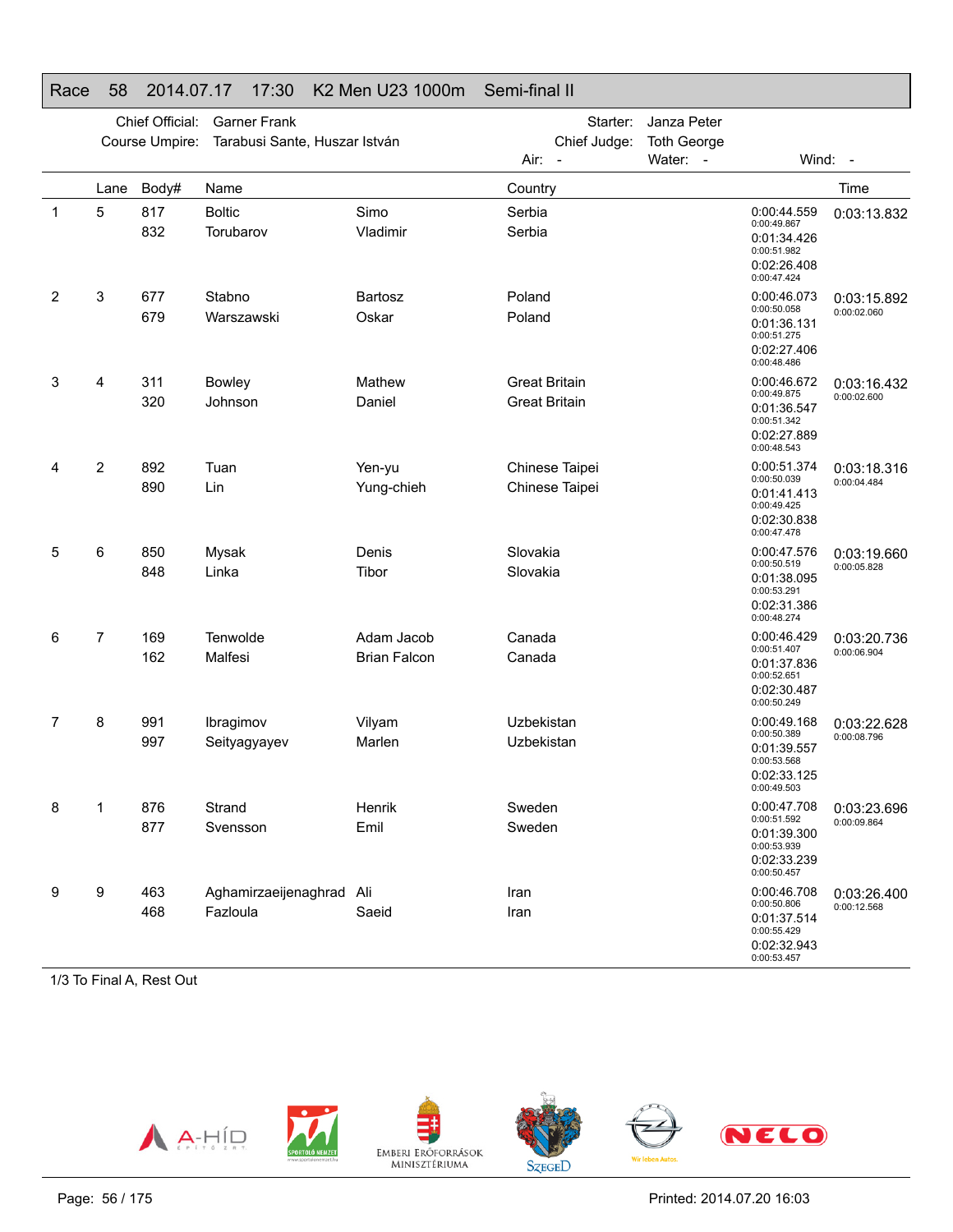## Race 58 2014.07.17 17:30 K2 Men U23 1000m Semi-final II

Chief Official: Garner Frank
Course Umpire: Tarabusi Sante, Huszar István
Starter: Janza Peter
Chief Judge: Toth George
Air: - Water: - Wind: -

| | Lane | Body# | Name | | Country | Splits | Time |
|---|---|---|---|---|---|---|---|
| 1 | 5 | 817 | Boltic | Simo | Serbia | 0:00:44.559 / 0:00:49.867 | 0:03:13.832 |
| | | 832 | Torubarov | Vladimir | Serbia | 0:01:34.426 / 0:00:51.982 | |
| | | | | | | 0:02:26.408 / 0:00:47.424 | |
| 2 | 3 | 677 | Stabno | Bartosz | Poland | 0:00:46.073 / 0:00:50.058 | 0:03:15.892 / 0:00:02.060 |
| | | 679 | Warszawski | Oskar | Poland | 0:01:36.131 / 0:00:51.275 | |
| | | | | | | 0:02:27.406 / 0:00:48.486 | |
| 3 | 4 | 311 | Bowley | Mathew | Great Britain | 0:00:46.672 / 0:00:49.875 | 0:03:16.432 / 0:00:02.600 |
| | | 320 | Johnson | Daniel | Great Britain | 0:01:36.547 / 0:00:51.342 | |
| | | | | | | 0:02:27.889 / 0:00:48.543 | |
| 4 | 2 | 892 | Tuan | Yen-yu | Chinese Taipei | 0:00:51.374 / 0:00:50.039 | 0:03:18.316 / 0:00:04.484 |
| | | 890 | Lin | Yung-chieh | Chinese Taipei | 0:01:41.413 / 0:00:49.425 | |
| | | | | | | 0:02:30.838 / 0:00:47.478 | |
| 5 | 6 | 850 | Mysak | Denis | Slovakia | 0:00:47.576 / 0:00:50.519 | 0:03:19.660 / 0:00:05.828 |
| | | 848 | Linka | Tibor | Slovakia | 0:01:38.095 / 0:00:53.291 | |
| | | | | | | 0:02:31.386 / 0:00:48.274 | |
| 6 | 7 | 169 | Tenwolde | Adam Jacob | Canada | 0:00:46.429 / 0:00:51.407 | 0:03:20.736 / 0:00:06.904 |
| | | 162 | Malfesi | Brian Falcon | Canada | 0:01:37.836 / 0:00:52.651 | |
| | | | | | | 0:02:30.487 / 0:00:50.249 | |
| 7 | 8 | 991 | Ibragimov | Vilyam | Uzbekistan | 0:00:49.168 / 0:00:50.389 | 0:03:22.628 / 0:00:08.796 |
| | | 997 | Seityagyayev | Marlen | Uzbekistan | 0:01:39.557 / 0:00:53.568 | |
| | | | | | | 0:02:33.125 / 0:00:49.503 | |
| 8 | 1 | 876 | Strand | Henrik | Sweden | 0:00:47.708 / 0:00:51.592 | 0:03:23.696 / 0:00:09.864 |
| | | 877 | Svensson | Emil | Sweden | 0:01:39.300 / 0:00:53.939 | |
| | | | | | | 0:02:33.239 / 0:00:50.457 | |
| 9 | 9 | 463 | Aghamirzaeijenaghrad | Ali | Iran | 0:00:46.708 / 0:00:50.806 | 0:03:26.400 / 0:00:12.568 |
| | | 468 | Fazloula | Saeid | Iran | 0:01:37.514 / 0:00:55.429 | |
| | | | | | | 0:02:32.943 / 0:00:53.457 | |

1/3 To Final A, Rest Out

Printed: 2014.07.20 16:03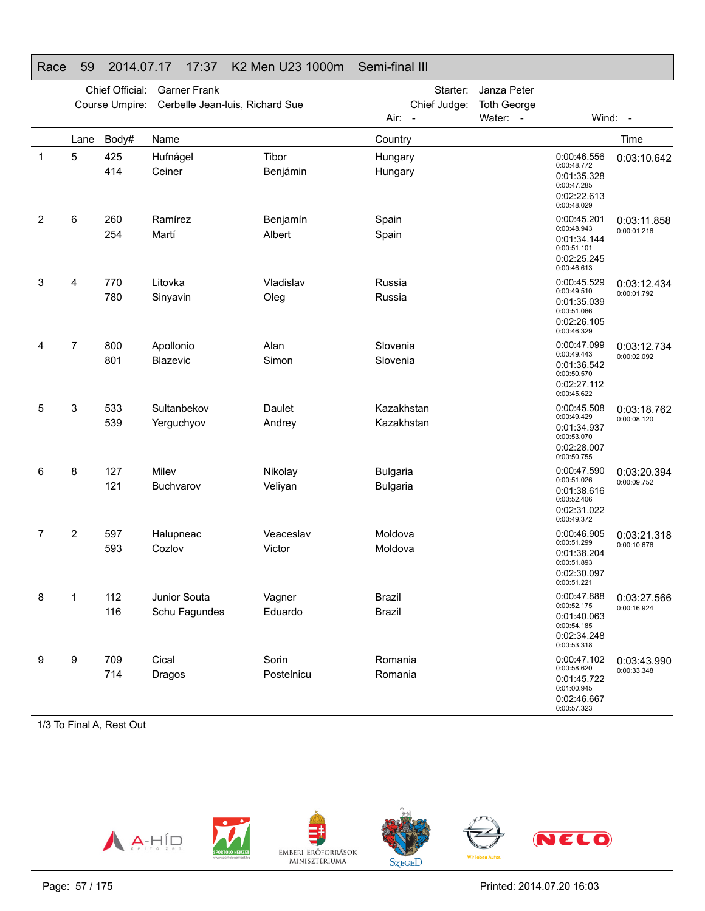## Race 59 2014.07.17 17:37 K2 Men U23 1000m Semi-final III

Chief Official: Garner Frank
Course Umpire: Cerbelle Jean-luis, Richard Sue
Starter: Janza Peter
Chief Judge: Toth George
Air: -
Water: -
Wind: -

| | Lane | Body# | Name | | Country | Splits | Time |
|---|---|---|---|---|---|---|---|
| 1 | 5 | 425 | Hufnágel | Tibor | Hungary | 0:00:46.556 / 0:00:48.772 | 0:03:10.642 |
| | | 414 | Ceiner | Benjámin | Hungary | 0:01:35.328 / 0:00:47.285 | |
| | | | | | | 0:02:22.613 / 0:00:48.029 | |
| 2 | 6 | 260 | Ramírez | Benjamín | Spain | 0:00:45.201 / 0:00:48.943 | 0:03:11.858 / 0:00:01.216 |
| | | 254 | Martí | Albert | Spain | 0:01:34.144 / 0:00:51.101 | |
| | | | | | | 0:02:25.245 / 0:00:46.613 | |
| 3 | 4 | 770 | Litovka | Vladislav | Russia | 0:00:45.529 / 0:00:49.510 | 0:03:12.434 / 0:00:01.792 |
| | | 780 | Sinyavin | Oleg | Russia | 0:01:35.039 / 0:00:51.066 | |
| | | | | | | 0:02:26.105 / 0:00:46.329 | |
| 4 | 7 | 800 | Apollonio | Alan | Slovenia | 0:00:47.099 / 0:00:49.443 | 0:03:12.734 / 0:00:02.092 |
| | | 801 | Blazevic | Simon | Slovenia | 0:01:36.542 / 0:00:50.570 | |
| | | | | | | 0:02:27.112 / 0:00:45.622 | |
| 5 | 3 | 533 | Sultanbekov | Daulet | Kazakhstan | 0:00:45.508 / 0:00:49.429 | 0:03:18.762 / 0:00:08.120 |
| | | 539 | Yerguchyov | Andrey | Kazakhstan | 0:01:34.937 / 0:00:53.070 | |
| | | | | | | 0:02:28.007 / 0:00:50.755 | |
| 6 | 8 | 127 | Milev | Nikolay | Bulgaria | 0:00:47.590 / 0:00:51.026 | 0:03:20.394 / 0:00:09.752 |
| | | 121 | Buchvarov | Veliyan | Bulgaria | 0:01:38.616 / 0:00:52.406 | |
| | | | | | | 0:02:31.022 / 0:00:49.372 | |
| 7 | 2 | 597 | Halupneac | Veaceslav | Moldova | 0:00:46.905 / 0:00:51.299 | 0:03:21.318 / 0:00:10.676 |
| | | 593 | Cozlov | Victor | Moldova | 0:01:38.204 / 0:00:51.893 | |
| | | | | | | 0:02:30.097 / 0:00:51.221 | |
| 8 | 1 | 112 | Junior Souta | Vagner | Brazil | 0:00:47.888 / 0:00:52.175 | 0:03:27.566 / 0:00:16.924 |
| | | 116 | Schu Fagundes | Eduardo | Brazil | 0:01:40.063 / 0:00:54.185 | |
| | | | | | | 0:02:34.248 / 0:00:53.318 | |
| 9 | 9 | 709 | Cical | Sorin | Romania | 0:00:47.102 / 0:00:58.620 | 0:03:43.990 / 0:00:33.348 |
| | | 714 | Dragos | Postelnicu | Romania | 0:01:45.722 / 0:01:00.945 | |
| | | | | | | 0:02:46.667 / 0:00:57.323 | |

1/3 To Final A, Rest Out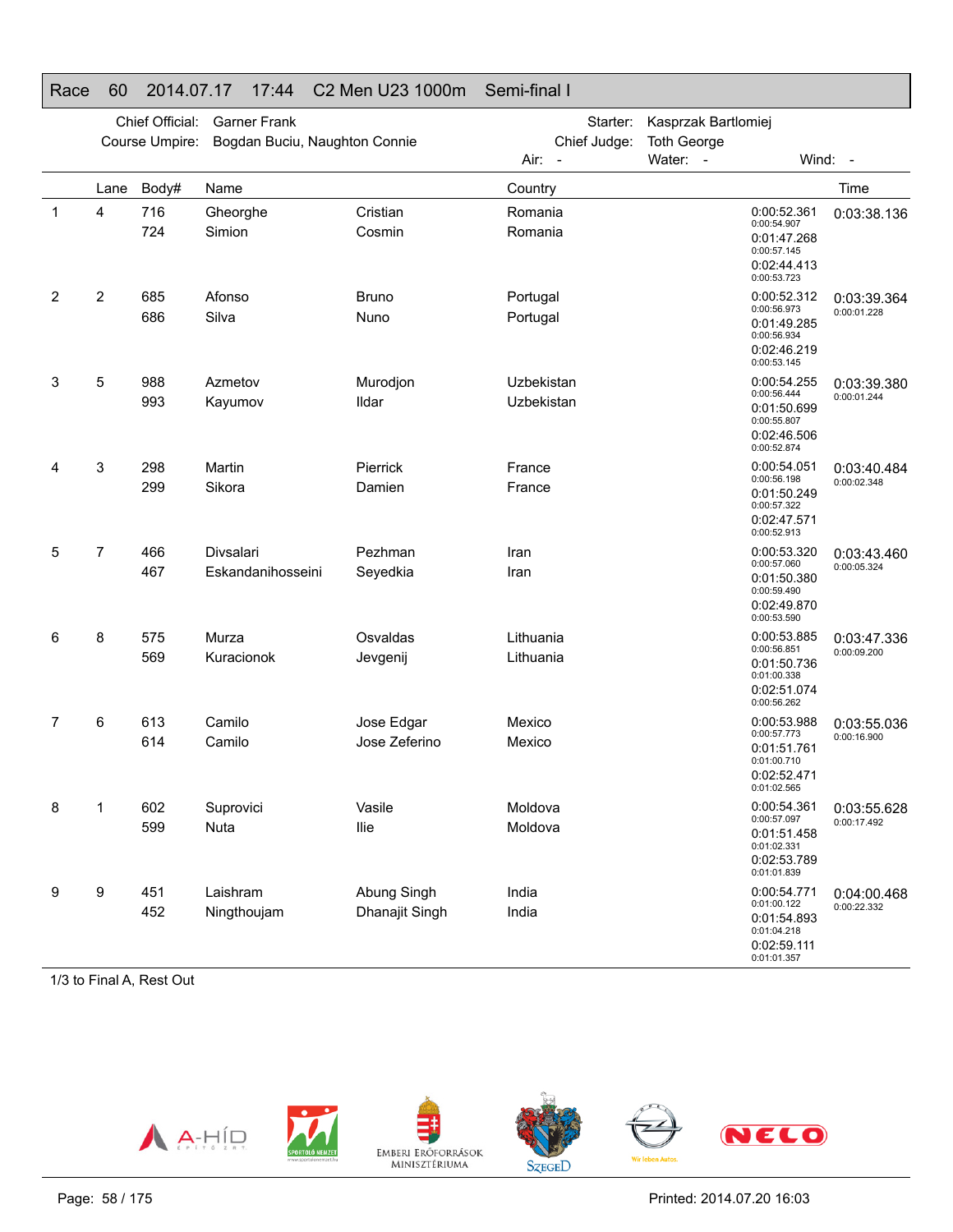## Race 60 2014.07.17 17:44 C2 Men U23 1000m Semi-final I

Chief Official: Garner Frank
Course Umpire: Bogdan Buciu, Naughton Connie
Starter: Kasprzak Bartlomiej
Chief Judge: Toth George
Air: - Water: - Wind: -

| | Lane | Body# | Name | | Country | | Time |
|---|---|---|---|---|---|---|---|
| 1 | 4 | 716 | Gheorghe | Cristian | Romania | 0:00:52.361 | 0:03:38.136 |
| | | 724 | Simion | Cosmin | Romania | 0:00:54.907 | |
| | | | | | | 0:01:47.268 | |
| | | | | | | 0:00:57.145 | |
| | | | | | | 0:02:44.413 | |
| | | | | | | 0:00:53.723 | |
| 2 | 2 | 685 | Afonso | Bruno | Portugal | 0:00:52.312 | 0:03:39.364 |
| | | 686 | Silva | Nuno | Portugal | 0:00:56.973 | 0:00:01.228 |
| | | | | | | 0:01:49.285 | |
| | | | | | | 0:00:56.934 | |
| | | | | | | 0:02:46.219 | |
| | | | | | | 0:00:53.145 | |
| 3 | 5 | 988 | Azmetov | Murodjon | Uzbekistan | 0:00:54.255 | 0:03:39.380 |
| | | 993 | Kayumov | Ildar | Uzbekistan | 0:00:56.444 | 0:00:01.244 |
| | | | | | | 0:01:50.699 | |
| | | | | | | 0:00:55.807 | |
| | | | | | | 0:02:46.506 | |
| | | | | | | 0:00:52.874 | |
| 4 | 3 | 298 | Martin | Pierrick | France | 0:00:54.051 | 0:03:40.484 |
| | | 299 | Sikora | Damien | France | 0:00:56.198 | 0:00:02.348 |
| | | | | | | 0:01:50.249 | |
| | | | | | | 0:00:57.322 | |
| | | | | | | 0:02:47.571 | |
| | | | | | | 0:00:52.913 | |
| 5 | 7 | 466 | Divsalari | Pezhman | Iran | 0:00:53.320 | 0:03:43.460 |
| | | 467 | Eskandanihosseini | Seyedkia | Iran | 0:00:57.060 | 0:00:05.324 |
| | | | | | | 0:01:50.380 | |
| | | | | | | 0:00:59.490 | |
| | | | | | | 0:02:49.870 | |
| | | | | | | 0:00:53.590 | |
| 6 | 8 | 575 | Murza | Osvaldas | Lithuania | 0:00:53.885 | 0:03:47.336 |
| | | 569 | Kuracionok | Jevgenij | Lithuania | 0:00:56.851 | 0:00:09.200 |
| | | | | | | 0:01:50.736 | |
| | | | | | | 0:01:00.338 | |
| | | | | | | 0:02:51.074 | |
| | | | | | | 0:00:56.262 | |
| 7 | 6 | 613 | Camilo | Jose Edgar | Mexico | 0:00:53.988 | 0:03:55.036 |
| | | 614 | Camilo | Jose Zeferino | Mexico | 0:00:57.773 | 0:00:16.900 |
| | | | | | | 0:01:51.761 | |
| | | | | | | 0:01:00.710 | |
| | | | | | | 0:02:52.471 | |
| | | | | | | 0:01:02.565 | |
| 8 | 1 | 602 | Suprovici | Vasile | Moldova | 0:00:54.361 | 0:03:55.628 |
| | | 599 | Nuta | Ilie | Moldova | 0:00:57.097 | 0:00:17.492 |
| | | | | | | 0:01:51.458 | |
| | | | | | | 0:01:02.331 | |
| | | | | | | 0:02:53.789 | |
| | | | | | | 0:01:01.839 | |
| 9 | 9 | 451 | Laishram | Abung Singh | India | 0:00:54.771 | 0:04:00.468 |
| | | 452 | Ningthoujam | Dhanajit Singh | India | 0:01:00.122 | 0:00:22.332 |
| | | | | | | 0:01:54.893 | |
| | | | | | | 0:01:04.218 | |
| | | | | | | 0:02:59.111 | |
| | | | | | | 0:01:01.357 | |

1/3 to Final A, Rest Out

Printed: 2014.07.20 16:03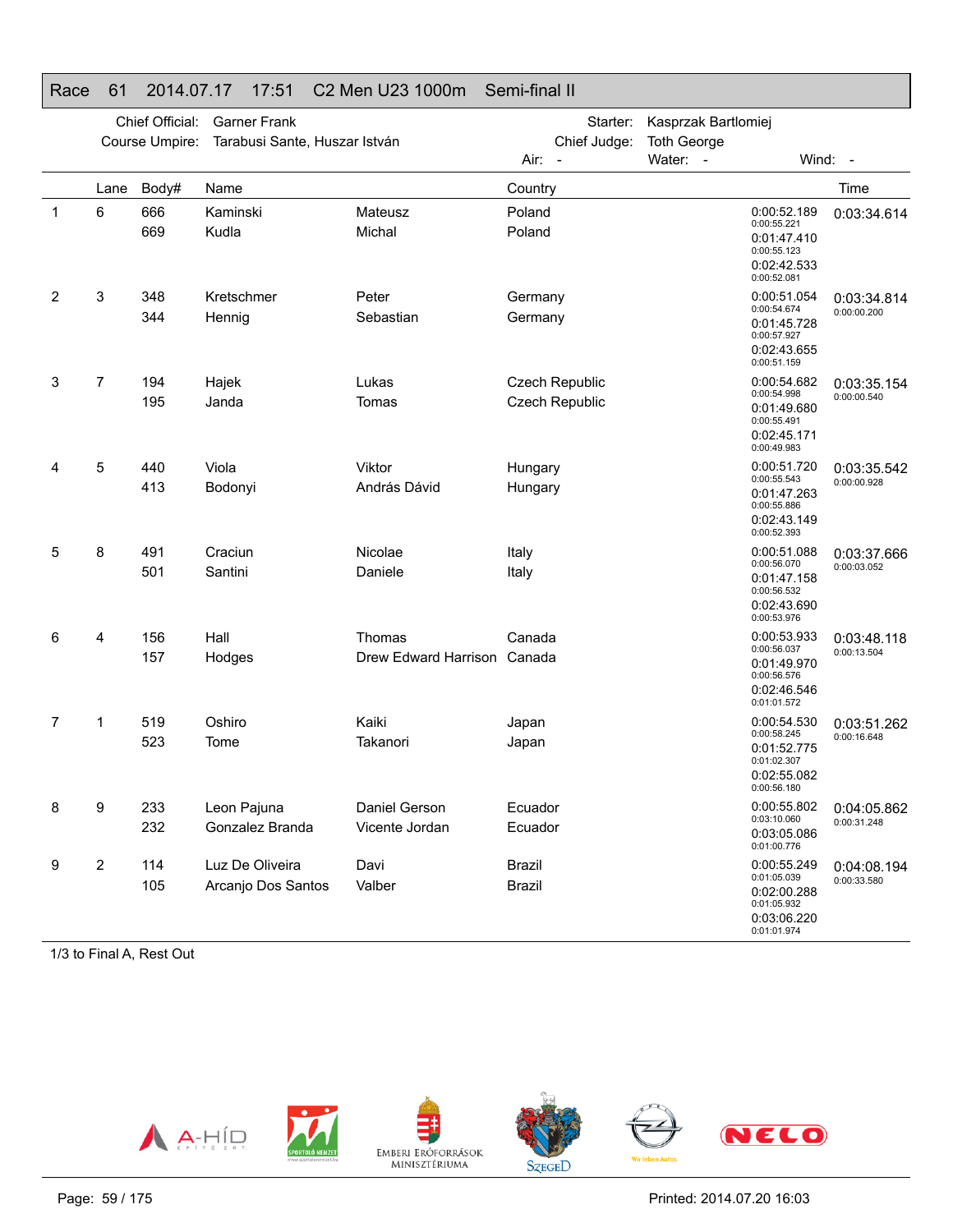# Race 61 2014.07.17 17:51 C2 Men U23 1000m Semi-final II

Chief Official: Garner Frank
Course Umpire: Tarabusi Sante, Huszar István
Starter: Kasprzak Bartlomiej
Chief Judge: Toth George
Air: -
Water: -
Wind: -

| | Lane | Body# | Name | | Country | Splits | Time |
|---|---|---|---|---|---|---|---|
| 1 | 6 | 666 | Kaminski | Mateusz | Poland | 0:00:52.189 | 0:03:34.614 |
| | | 669 | Kudla | Michal | Poland | 0:00:55.221 | |
| | | | | | | 0:01:47.410 | |
| | | | | | | 0:00:55.123 | |
| | | | | | | 0:02:42.533 | |
| | | | | | | 0:00:52.081 | |
| 2 | 3 | 348 | Kretschmer | Peter | Germany | 0:00:51.054 | 0:03:34.814 |
| | | 344 | Hennig | Sebastian | Germany | 0:00:54.674 | 0:00:00.200 |
| | | | | | | 0:01:45.728 | |
| | | | | | | 0:00:57.927 | |
| | | | | | | 0:02:43.655 | |
| | | | | | | 0:00:51.159 | |
| 3 | 7 | 194 | Hajek | Lukas | Czech Republic | 0:00:54.682 | 0:03:35.154 |
| | | 195 | Janda | Tomas | Czech Republic | 0:00:54.998 | 0:00:00.540 |
| | | | | | | 0:01:49.680 | |
| | | | | | | 0:00:55.491 | |
| | | | | | | 0:02:45.171 | |
| | | | | | | 0:00:49.983 | |
| 4 | 5 | 440 | Viola | Viktor | Hungary | 0:00:51.720 | 0:03:35.542 |
| | | 413 | Bodonyi | András Dávid | Hungary | 0:00:55.543 | 0:00:00.928 |
| | | | | | | 0:01:47.263 | |
| | | | | | | 0:00:55.886 | |
| | | | | | | 0:02:43.149 | |
| | | | | | | 0:00:52.393 | |
| 5 | 8 | 491 | Craciun | Nicolae | Italy | 0:00:51.088 | 0:03:37.666 |
| | | 501 | Santini | Daniele | Italy | 0:00:56.070 | 0:00:03.052 |
| | | | | | | 0:01:47.158 | |
| | | | | | | 0:00:56.532 | |
| | | | | | | 0:02:43.690 | |
| | | | | | | 0:00:53.976 | |
| 6 | 4 | 156 | Hall | Thomas | Canada | 0:00:53.933 | 0:03:48.118 |
| | | 157 | Hodges | Drew Edward Harrison | Canada | 0:00:56.037 | 0:00:13.504 |
| | | | | | | 0:01:49.970 | |
| | | | | | | 0:00:56.576 | |
| | | | | | | 0:02:46.546 | |
| | | | | | | 0:01:01.572 | |
| 7 | 1 | 519 | Oshiro | Kaiki | Japan | 0:00:54.530 | 0:03:51.262 |
| | | 523 | Tome | Takanori | Japan | 0:00:58.245 | 0:00:16.648 |
| | | | | | | 0:01:52.775 | |
| | | | | | | 0:01:02.307 | |
| | | | | | | 0:02:55.082 | |
| | | | | | | 0:00:56.180 | |
| 8 | 9 | 233 | Leon Pajuna | Daniel Gerson | Ecuador | 0:00:55.802 | 0:04:05.862 |
| | | 232 | Gonzalez Branda | Vicente Jordan | Ecuador | 0:03:10.060 | 0:00:31.248 |
| | | | | | | 0:03:05.086 | |
| | | | | | | 0:01:00.776 | |
| 9 | 2 | 114 | Luz De Oliveira | Davi | Brazil | 0:00:55.249 | 0:04:08.194 |
| | | 105 | Arcanjo Dos Santos | Valber | Brazil | 0:01:05.039 | 0:00:33.580 |
| | | | | | | 0:02:00.288 | |
| | | | | | | 0:01:05.932 | |
| | | | | | | 0:03:06.220 | |
| | | | | | | 0:01:01.974 | |

1/3 to Final A, Rest Out

Printed: 2014.07.20 16:03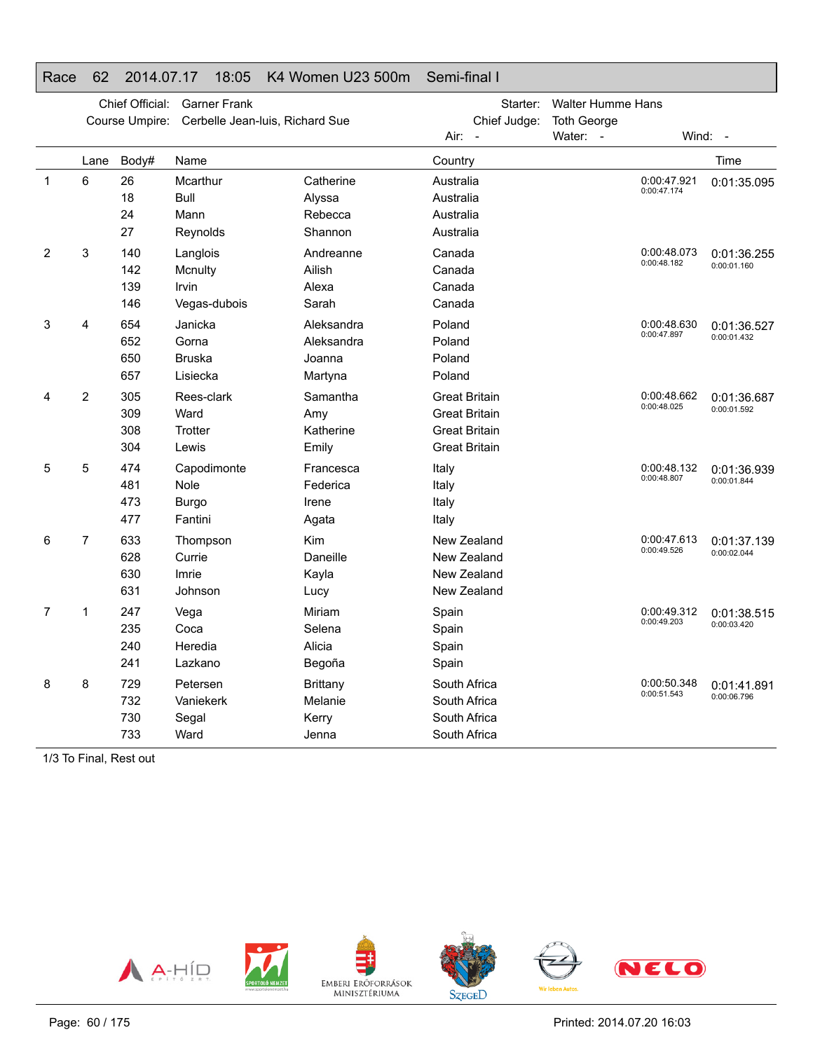# Race 62 2014.07.17 18:05 K4 Women U23 500m Semi-final I

Chief Official: Garner Frank
Course Umpire: Cerbelle Jean-luis, Richard Sue

Starter: Walter Humme Hans
Chief Judge: Toth George

Air: - Water: - Wind: -

| | Lane | Body# | Name | | Country | | Time |
|---|---|---|---|---|---|---|---|
| 1 | 6 | 26 | Mcarthur | Catherine | Australia | 0:00:47.921 0:00:47.174 | 0:01:35.095 |
| | | 18 | Bull | Alyssa | Australia | | |
| | | 24 | Mann | Rebecca | Australia | | |
| | | 27 | Reynolds | Shannon | Australia | | |
| 2 | 3 | 140 | Langlois | Andreanne | Canada | 0:00:48.073 0:00:48.182 | 0:01:36.255 0:00:01.160 |
| | | 142 | Mcnulty | Ailish | Canada | | |
| | | 139 | Irvin | Alexa | Canada | | |
| | | 146 | Vegas-dubois | Sarah | Canada | | |
| 3 | 4 | 654 | Janicka | Aleksandra | Poland | 0:00:48.630 0:00:47.897 | 0:01:36.527 0:00:01.432 |
| | | 652 | Gorna | Aleksandra | Poland | | |
| | | 650 | Bruska | Joanna | Poland | | |
| | | 657 | Lisiecka | Martyna | Poland | | |
| 4 | 2 | 305 | Rees-clark | Samantha | Great Britain | 0:00:48.662 0:00:48.025 | 0:01:36.687 0:00:01.592 |
| | | 309 | Ward | Amy | Great Britain | | |
| | | 308 | Trotter | Katherine | Great Britain | | |
| | | 304 | Lewis | Emily | Great Britain | | |
| 5 | 5 | 474 | Capodimonte | Francesca | Italy | 0:00:48.132 0:00:48.807 | 0:01:36.939 0:00:01.844 |
| | | 481 | Nole | Federica | Italy | | |
| | | 473 | Burgo | Irene | Italy | | |
| | | 477 | Fantini | Agata | Italy | | |
| 6 | 7 | 633 | Thompson | Kim | New Zealand | 0:00:47.613 0:00:49.526 | 0:01:37.139 0:00:02.044 |
| | | 628 | Currie | Daneille | New Zealand | | |
| | | 630 | Imrie | Kayla | New Zealand | | |
| | | 631 | Johnson | Lucy | New Zealand | | |
| 7 | 1 | 247 | Vega | Miriam | Spain | 0:00:49.312 0:00:49.203 | 0:01:38.515 0:00:03.420 |
| | | 235 | Coca | Selena | Spain | | |
| | | 240 | Heredia | Alicia | Spain | | |
| | | 241 | Lazkano | Begoña | Spain | | |
| 8 | 8 | 729 | Petersen | Brittany | South Africa | 0:00:50.348 0:00:51.543 | 0:01:41.891 0:00:06.796 |
| | | 732 | Vaniekerk | Melanie | South Africa | | |
| | | 730 | Segal | Kerry | South Africa | | |
| | | 733 | Ward | Jenna | South Africa | | |

1/3 To Final, Rest out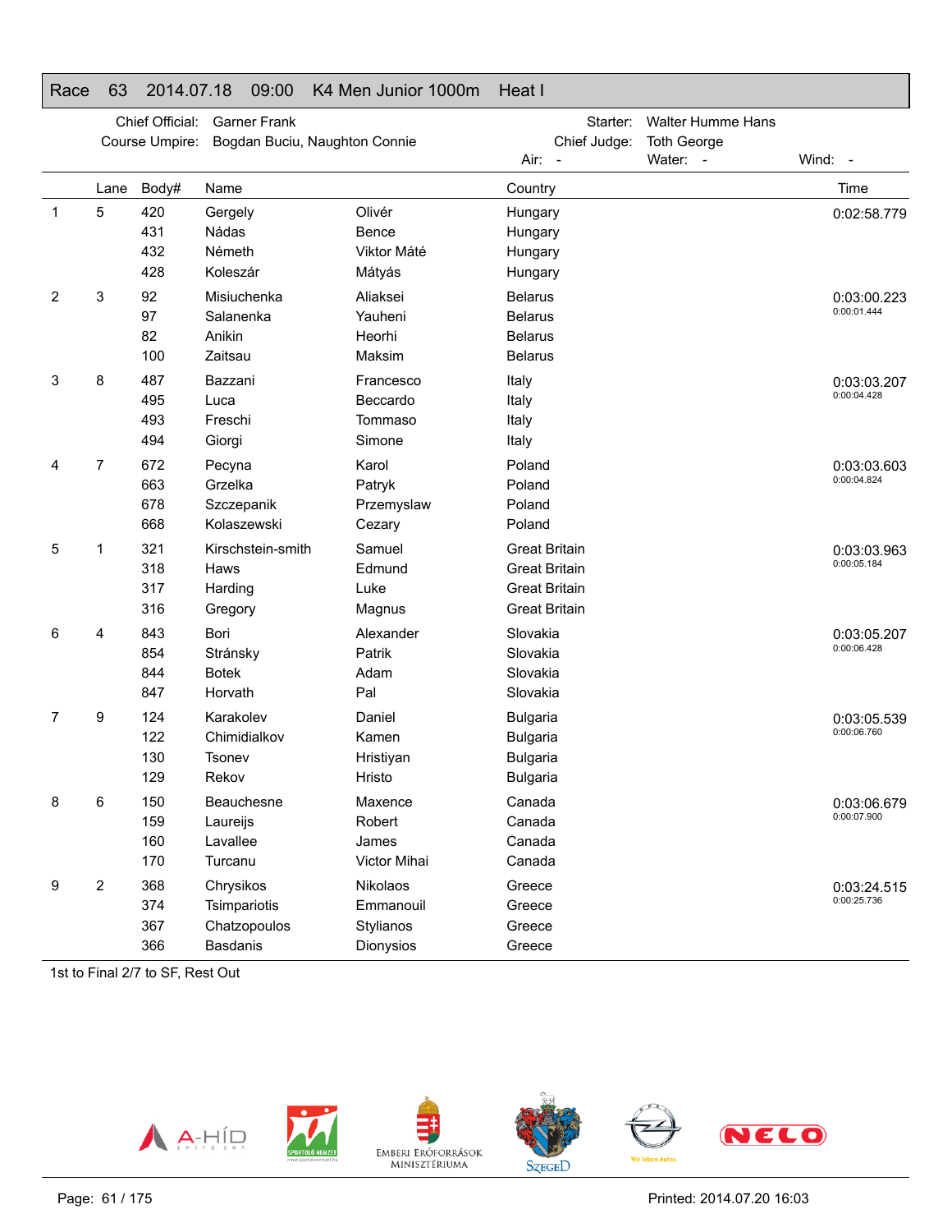## Race 63 2014.07.18 09:00 K4 Men Junior 1000m Heat I

Chief Official: Garner Frank
Course Umpire: Bogdan Buciu, Naughton Connie
Starter: Walter Humme Hans
Chief Judge: Toth George
Air: - Water: - Wind: -

| | Lane | Body# | Name | | Country | Time |
|---|---|---|---|---|---|---|
| 1 | 5 | 420 | Gergely | Olivér | Hungary | 0:02:58.779 |
| | | 431 | Nádas | Bence | Hungary | |
| | | 432 | Németh | Viktor Máté | Hungary | |
| | | 428 | Koleszár | Mátyás | Hungary | |
| 2 | 3 | 92 | Misiuchenka | Aliaksei | Belarus | 0:03:00.223 |
| | | 97 | Salanenka | Yauheni | Belarus | 0:00:01.444 |
| | | 82 | Anikin | Heorhi | Belarus | |
| | | 100 | Zaitsau | Maksim | Belarus | |
| 3 | 8 | 487 | Bazzani | Francesco | Italy | 0:03:03.207 |
| | | 495 | Luca | Beccardo | Italy | 0:00:04.428 |
| | | 493 | Freschi | Tommaso | Italy | |
| | | 494 | Giorgi | Simone | Italy | |
| 4 | 7 | 672 | Pecyna | Karol | Poland | 0:03:03.603 |
| | | 663 | Grzelka | Patryk | Poland | 0:00:04.824 |
| | | 678 | Szczepanik | Przemyslaw | Poland | |
| | | 668 | Kolaszewski | Cezary | Poland | |
| 5 | 1 | 321 | Kirschstein-smith | Samuel | Great Britain | 0:03:03.963 |
| | | 318 | Haws | Edmund | Great Britain | 0:00:05.184 |
| | | 317 | Harding | Luke | Great Britain | |
| | | 316 | Gregory | Magnus | Great Britain | |
| 6 | 4 | 843 | Bori | Alexander | Slovakia | 0:03:05.207 |
| | | 854 | Stránsky | Patrik | Slovakia | 0:00:06.428 |
| | | 844 | Botek | Adam | Slovakia | |
| | | 847 | Horvath | Pal | Slovakia | |
| 7 | 9 | 124 | Karakolev | Daniel | Bulgaria | 0:03:05.539 |
| | | 122 | Chimidialkov | Kamen | Bulgaria | 0:00:06.760 |
| | | 130 | Tsonev | Hristiyan | Bulgaria | |
| | | 129 | Rekov | Hristo | Bulgaria | |
| 8 | 6 | 150 | Beauchesne | Maxence | Canada | 0:03:06.679 |
| | | 159 | Laureijs | Robert | Canada | 0:00:07.900 |
| | | 160 | Lavallee | James | Canada | |
| | | 170 | Turcanu | Victor Mihai | Canada | |
| 9 | 2 | 368 | Chrysikos | Nikolaos | Greece | 0:03:24.515 |
| | | 374 | Tsimpariotis | Emmanouil | Greece | 0:00:25.736 |
| | | 367 | Chatzopoulos | Stylianos | Greece | |
| | | 366 | Basdanis | Dionysios | Greece | |

1st to Final 2/7 to SF, Rest Out

Printed: 2014.07.20 16:03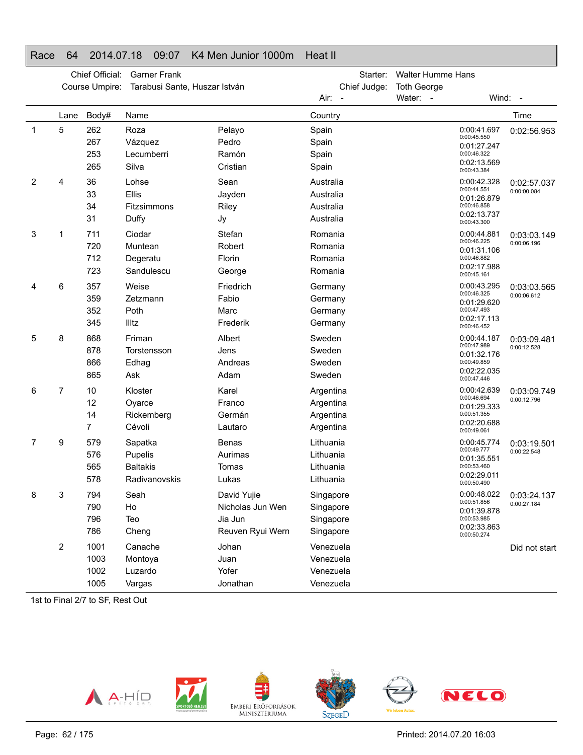# Race 64 2014.07.18 09:07 K4 Men Junior 1000m Heat II

Chief Official: Garner Frank
Course Umpire: Tarabusi Sante, Huszar István
Starter: Walter Humme Hans
Chief Judge: Toth George
Air: - Water: - Wind: -

| | Lane | Body# | Name | | Country | | Time |
|---|---|---|---|---|---|---|---|
| 1 | 5 | 262 | Roza | Pelayo | Spain | 0:00:41.697 / 0:00:45.550 | 0:02:56.953 |
| | | 267 | Vázquez | Pedro | Spain | 0:01:27.247 / 0:00:46.322 | |
| | | 253 | Lecumberri | Ramón | Spain | 0:02:13.569 / 0:00:43.384 | |
| | | 265 | Silva | Cristian | Spain | | |
| 2 | 4 | 36 | Lohse | Sean | Australia | 0:00:42.328 / 0:00:44.551 | 0:02:57.037 / 0:00:00.084 |
| | | 33 | Ellis | Jayden | Australia | 0:01:26.879 / 0:00:46.858 | |
| | | 34 | Fitzsimmons | Riley | Australia | 0:02:13.737 / 0:00:43.300 | |
| | | 31 | Duffy | Jy | Australia | | |
| 3 | 1 | 711 | Ciodar | Stefan | Romania | 0:00:44.881 / 0:00:46.225 | 0:03:03.149 / 0:00:06.196 |
| | | 720 | Muntean | Robert | Romania | 0:01:31.106 / 0:00:46.882 | |
| | | 712 | Degeratu | Florin | Romania | 0:02:17.988 / 0:00:45.161 | |
| | | 723 | Sandulescu | George | Romania | | |
| 4 | 6 | 357 | Weise | Friedrich | Germany | 0:00:43.295 / 0:00:46.325 | 0:03:03.565 / 0:00:06.612 |
| | | 359 | Zetzmann | Fabio | Germany | 0:01:29.620 / 0:00:47.493 | |
| | | 352 | Poth | Marc | Germany | 0:02:17.113 / 0:00:46.452 | |
| | | 345 | Illtz | Frederik | Germany | | |
| 5 | 8 | 868 | Friman | Albert | Sweden | 0:00:44.187 / 0:00:47.989 | 0:03:09.481 / 0:00:12.528 |
| | | 878 | Torstensson | Jens | Sweden | 0:01:32.176 / 0:00:49.859 | |
| | | 866 | Edhag | Andreas | Sweden | 0:02:22.035 / 0:00:47.446 | |
| | | 865 | Ask | Adam | Sweden | | |
| 6 | 7 | 10 | Kloster | Karel | Argentina | 0:00:42.639 / 0:00:46.694 | 0:03:09.749 / 0:00:12.796 |
| | | 12 | Oyarce | Franco | Argentina | 0:01:29.333 / 0:00:51.355 | |
| | | 14 | Rickemberg | Germán | Argentina | 0:02:20.688 / 0:00:49.061 | |
| | | 7 | Cévoli | Lautaro | Argentina | | |
| 7 | 9 | 579 | Sapatka | Benas | Lithuania | 0:00:45.774 / 0:00:49.777 | 0:03:19.501 / 0:00:22.548 |
| | | 576 | Pupelis | Aurimas | Lithuania | 0:01:35.551 / 0:00:53.460 | |
| | | 565 | Baltakis | Tomas | Lithuania | 0:02:29.011 / 0:00:50.490 | |
| | | 578 | Radivanovskis | Lukas | Lithuania | | |
| 8 | 3 | 794 | Seah | David Yujie | Singapore | 0:00:48.022 / 0:00:51.856 | 0:03:24.137 / 0:00:27.184 |
| | | 790 | Ho | Nicholas Jun Wen | Singapore | 0:01:39.878 / 0:00:53.985 | |
| | | 796 | Teo | Jia Jun | Singapore | 0:02:33.863 / 0:00:50.274 | |
| | | 786 | Cheng | Reuven Ryui Wern | Singapore | | |
| | 2 | 1001 | Canache | Johan | Venezuela | | Did not start |
| | | 1003 | Montoya | Juan | Venezuela | | |
| | | 1002 | Luzardo | Yofer | Venezuela | | |
| | | 1005 | Vargas | Jonathan | Venezuela | | |

1st to Final 2/7 to SF, Rest Out

Printed: 2014.07.20 16:03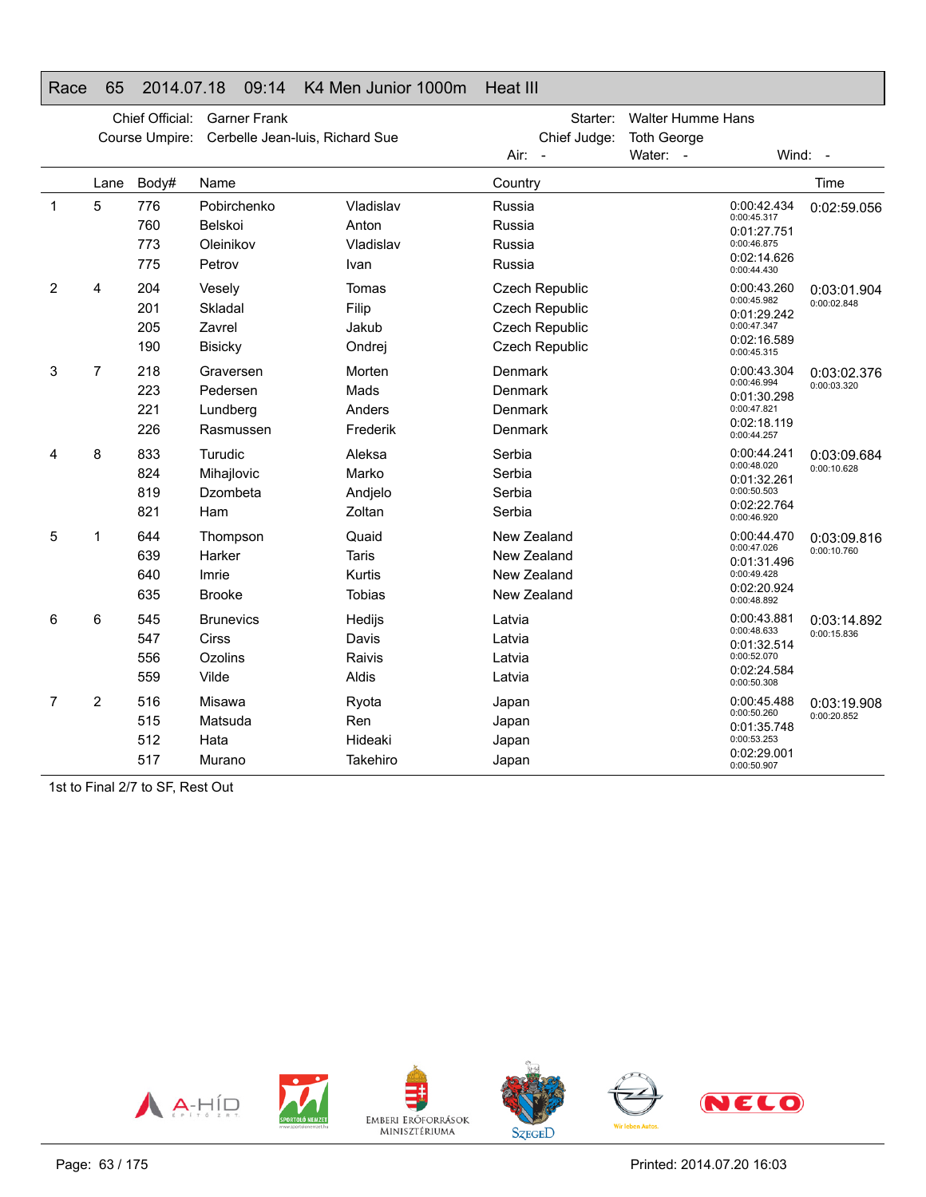## Race 65 2014.07.18 09:14 K4 Men Junior 1000m Heat III

Chief Official: Garner Frank
Course Umpire: Cerbelle Jean-luis, Richard Sue
Starter: Walter Humme Hans
Chief Judge: Toth George
Air: - Water: - Wind: -

| | Lane | Body# | Name | | Country | Splits | Time |
|---|---|---|---|---|---|---|---|
| 1 | 5 | 776 | Pobirchenko | Vladislav | Russia | 0:00:42.434 | 0:02:59.056 |
| | | | | | | 0:00:45.317 | |
| | | 760 | Belskoi | Anton | Russia | 0:01:27.751 | |
| | | | | | | 0:00:46.875 | |
| | | 773 | Oleinikov | Vladislav | Russia | 0:02:14.626 | |
| | | | | | | 0:00:44.430 | |
| | | 775 | Petrov | Ivan | Russia | | |
| 2 | 4 | 204 | Vesely | Tomas | Czech Republic | 0:00:43.260 | 0:03:01.904 |
| | | | | | | 0:00:45.982 | 0:00:02.848 |
| | | 201 | Skladal | Filip | Czech Republic | 0:01:29.242 | |
| | | | | | | 0:00:47.347 | |
| | | 205 | Zavrel | Jakub | Czech Republic | 0:02:16.589 | |
| | | | | | | 0:00:45.315 | |
| | | 190 | Bisicky | Ondrej | Czech Republic | | |
| 3 | 7 | 218 | Graversen | Morten | Denmark | 0:00:43.304 | 0:03:02.376 |
| | | | | | | 0:00:46.994 | 0:00:03.320 |
| | | 223 | Pedersen | Mads | Denmark | 0:01:30.298 | |
| | | | | | | 0:00:47.821 | |
| | | 221 | Lundberg | Anders | Denmark | 0:02:18.119 | |
| | | | | | | 0:00:44.257 | |
| | | 226 | Rasmussen | Frederik | Denmark | | |
| 4 | 8 | 833 | Turudic | Aleksa | Serbia | 0:00:44.241 | 0:03:09.684 |
| | | | | | | 0:00:48.020 | 0:00:10.628 |
| | | 824 | Mihajlovic | Marko | Serbia | 0:01:32.261 | |
| | | | | | | 0:00:50.503 | |
| | | 819 | Dzombeta | Andjelo | Serbia | 0:02:22.764 | |
| | | | | | | 0:00:46.920 | |
| | | 821 | Ham | Zoltan | Serbia | | |
| 5 | 1 | 644 | Thompson | Quaid | New Zealand | 0:00:44.470 | 0:03:09.816 |
| | | | | | | 0:00:47.026 | 0:00:10.760 |
| | | 639 | Harker | Taris | New Zealand | 0:01:31.496 | |
| | | | | | | 0:00:49.428 | |
| | | 640 | Imrie | Kurtis | New Zealand | 0:02:20.924 | |
| | | | | | | 0:00:48.892 | |
| | | 635 | Brooke | Tobias | New Zealand | | |
| 6 | 6 | 545 | Brunevics | Hedijs | Latvia | 0:00:43.881 | 0:03:14.892 |
| | | | | | | 0:00:48.633 | 0:00:15.836 |
| | | 547 | Cirss | Davis | Latvia | 0:01:32.514 | |
| | | | | | | 0:00:52.070 | |
| | | 556 | Ozolins | Raivis | Latvia | 0:02:24.584 | |
| | | | | | | 0:00:50.308 | |
| | | 559 | Vilde | Aldis | Latvia | | |
| 7 | 2 | 516 | Misawa | Ryota | Japan | 0:00:45.488 | 0:03:19.908 |
| | | | | | | 0:00:50.260 | 0:00:20.852 |
| | | 515 | Matsuda | Ren | Japan | 0:01:35.748 | |
| | | | | | | 0:00:53.253 | |
| | | 512 | Hata | Hideaki | Japan | 0:02:29.001 | |
| | | | | | | 0:00:50.907 | |
| | | 517 | Murano | Takehiro | Japan | | |

1st to Final 2/7 to SF, Rest Out

Printed: 2014.07.20 16:03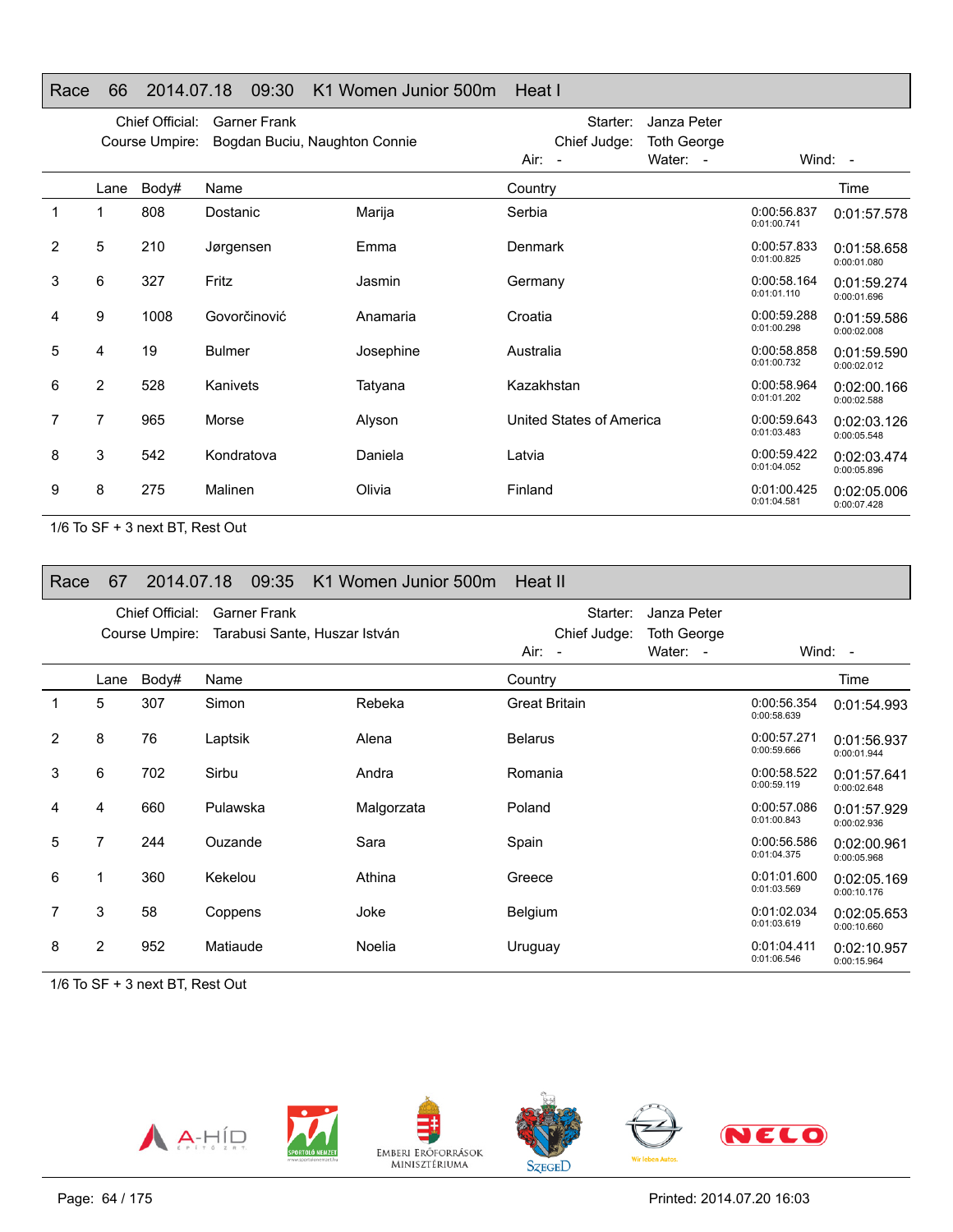## Race 66 2014.07.18 09:30 K1 Women Junior 500m Heat I

Chief Official: Garner Frank
Course Umpire: Bogdan Buciu, Naughton Connie
Starter: Janza Peter
Chief Judge: Toth George
Air: - Water: - Wind: -

| | Lane | Body# | Name | | Country | | Time |
|---|---|---|---|---|---|---|---|
| 1 | 1 | 808 | Dostanic | Marija | Serbia | 0:00:56.837<br>0:01:00.741 | 0:01:57.578 |
| 2 | 5 | 210 | Jørgensen | Emma | Denmark | 0:00:57.833<br>0:01:00.825 | 0:01:58.658<br>0:00:01.080 |
| 3 | 6 | 327 | Fritz | Jasmin | Germany | 0:00:58.164<br>0:01:01.110 | 0:01:59.274<br>0:00:01.696 |
| 4 | 9 | 1008 | Govorčinović | Anamaria | Croatia | 0:00:59.288<br>0:01:00.298 | 0:01:59.586<br>0:00:02.008 |
| 5 | 4 | 19 | Bulmer | Josephine | Australia | 0:00:58.858<br>0:01:00.732 | 0:01:59.590<br>0:00:02.012 |
| 6 | 2 | 528 | Kanivets | Tatyana | Kazakhstan | 0:00:58.964<br>0:01:01.202 | 0:02:00.166<br>0:00:02.588 |
| 7 | 7 | 965 | Morse | Alyson | United States of America | 0:00:59.643<br>0:01:03.483 | 0:02:03.126<br>0:00:05.548 |
| 8 | 3 | 542 | Kondratova | Daniela | Latvia | 0:00:59.422<br>0:01:04.052 | 0:02:03.474<br>0:00:05.896 |
| 9 | 8 | 275 | Malinen | Olivia | Finland | 0:01:00.425<br>0:01:04.581 | 0:02:05.006<br>0:00:07.428 |

1/6 To SF + 3 next BT, Rest Out

## Race 67 2014.07.18 09:35 K1 Women Junior 500m Heat II

Chief Official: Garner Frank
Course Umpire: Tarabusi Sante, Huszar István
Starter: Janza Peter
Chief Judge: Toth George
Air: - Water: - Wind: -

| | Lane | Body# | Name | | Country | | Time |
|---|---|---|---|---|---|---|---|
| 1 | 5 | 307 | Simon | Rebeka | Great Britain | 0:00:56.354<br>0:00:58.639 | 0:01:54.993 |
| 2 | 8 | 76 | Laptsik | Alena | Belarus | 0:00:57.271<br>0:00:59.666 | 0:01:56.937<br>0:00:01.944 |
| 3 | 6 | 702 | Sirbu | Andra | Romania | 0:00:58.522<br>0:00:59.119 | 0:01:57.641<br>0:00:02.648 |
| 4 | 4 | 660 | Pulawska | Malgorzata | Poland | 0:00:57.086<br>0:01:00.843 | 0:01:57.929<br>0:00:02.936 |
| 5 | 7 | 244 | Ouzande | Sara | Spain | 0:00:56.586<br>0:01:04.375 | 0:02:00.961<br>0:00:05.968 |
| 6 | 1 | 360 | Kekelou | Athina | Greece | 0:01:01.600<br>0:01:03.569 | 0:02:05.169<br>0:00:10.176 |
| 7 | 3 | 58 | Coppens | Joke | Belgium | 0:01:02.034<br>0:01:03.619 | 0:02:05.653<br>0:00:10.660 |
| 8 | 2 | 952 | Matiaude | Noelia | Uruguay | 0:01:04.411<br>0:01:06.546 | 0:02:10.957<br>0:00:15.964 |

1/6 To SF + 3 next BT, Rest Out

Printed: 2014.07.20 16:03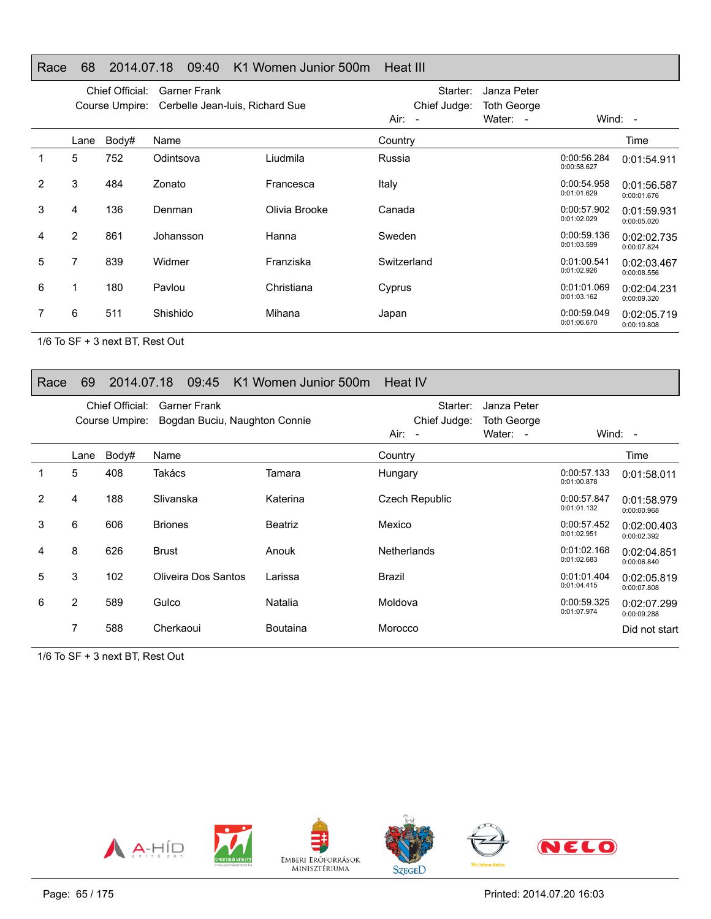## Race 68 2014.07.18 09:40 K1 Women Junior 500m Heat III

Chief Official: Garner Frank
Course Umpire: Cerbelle Jean-luis, Richard Sue
Starter: Janza Peter
Chief Judge: Toth George
Air: - Water: - Wind: -

| | Lane | Body# | Name | | Country | | Time |
|---|---|---|---|---|---|---|---|
| 1 | 5 | 752 | Odintsova | Liudmila | Russia | 0:00:56.284 0:00:58.627 | 0:01:54.911 |
| 2 | 3 | 484 | Zonato | Francesca | Italy | 0:00:54.958 0:01:01.629 | 0:01:56.587 0:00:01.676 |
| 3 | 4 | 136 | Denman | Olivia Brooke | Canada | 0:00:57.902 0:01:02.029 | 0:01:59.931 0:00:05.020 |
| 4 | 2 | 861 | Johansson | Hanna | Sweden | 0:00:59.136 0:01:03.599 | 0:02:02.735 0:00:07.824 |
| 5 | 7 | 839 | Widmer | Franziska | Switzerland | 0:01:00.541 0:01:02.926 | 0:02:03.467 0:00:08.556 |
| 6 | 1 | 180 | Pavlou | Christiana | Cyprus | 0:01:01.069 0:01:03.162 | 0:02:04.231 0:00:09.320 |
| 7 | 6 | 511 | Shishido | Mihana | Japan | 0:00:59.049 0:01:06.670 | 0:02:05.719 0:00:10.808 |

1/6 To SF + 3 next BT, Rest Out

## Race 69 2014.07.18 09:45 K1 Women Junior 500m Heat IV

Chief Official: Garner Frank
Course Umpire: Bogdan Buciu, Naughton Connie
Starter: Janza Peter
Chief Judge: Toth George
Air: - Water: - Wind: -

| | Lane | Body# | Name | | Country | | Time |
|---|---|---|---|---|---|---|---|
| 1 | 5 | 408 | Takács | Tamara | Hungary | 0:00:57.133 0:01:00.878 | 0:01:58.011 |
| 2 | 4 | 188 | Slivanska | Katerina | Czech Republic | 0:00:57.847 0:01:01.132 | 0:01:58.979 0:00:00.968 |
| 3 | 6 | 606 | Briones | Beatriz | Mexico | 0:00:57.452 0:01:02.951 | 0:02:00.403 0:00:02.392 |
| 4 | 8 | 626 | Brust | Anouk | Netherlands | 0:01:02.168 0:01:02.683 | 0:02:04.851 0:00:06.840 |
| 5 | 3 | 102 | Oliveira Dos Santos | Larissa | Brazil | 0:01:01.404 0:01:04.415 | 0:02:05.819 0:00:07.808 |
| 6 | 2 | 589 | Gulco | Natalia | Moldova | 0:00:59.325 0:01:07.974 | 0:02:07.299 0:00:09.288 |
| | 7 | 588 | Cherkaoui | Boutaina | Morocco | | Did not start |

1/6 To SF + 3 next BT, Rest Out

Printed: 2014.07.20 16:03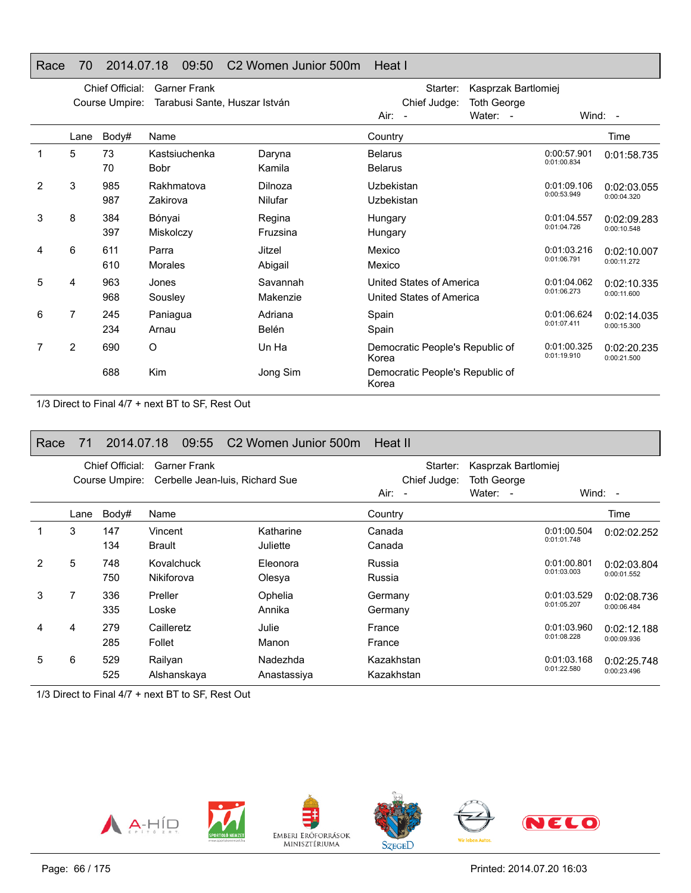## Race 70 2014.07.18 09:50 C2 Women Junior 500m Heat I

Chief Official: Garner Frank
Course Umpire: Tarabusi Sante, Huszar István
Starter: Kasprzak Bartlomiej
Chief Judge: Toth George
Air: - Water: - Wind: -

| | Lane | Body# | Name | | Country | | Time |
|---|---|---|---|---|---|---|---|
| 1 | 5 | 73 | Kastsiuchenka | Daryna | Belarus | 0:00:57.901 | 0:01:58.735 |
| | | 70 | Bobr | Kamila | Belarus | 0:01:00.834 | |
| 2 | 3 | 985 | Rakhmatova | Dilnoza | Uzbekistan | 0:01:09.106 | 0:02:03.055 |
| | | 987 | Zakirova | Nilufar | Uzbekistan | 0:00:53.949 | 0:00:04.320 |
| 3 | 8 | 384 | Bónyai | Regina | Hungary | 0:01:04.557 | 0:02:09.283 |
| | | 397 | Miskolczy | Fruzsina | Hungary | 0:01:04.726 | 0:00:10.548 |
| 4 | 6 | 611 | Parra | Jitzel | Mexico | 0:01:03.216 | 0:02:10.007 |
| | | 610 | Morales | Abigail | Mexico | 0:01:06.791 | 0:00:11.272 |
| 5 | 4 | 963 | Jones | Savannah | United States of America | 0:01:04.062 | 0:02:10.335 |
| | | 968 | Sousley | Makenzie | United States of America | 0:01:06.273 | 0:00:11.600 |
| 6 | 7 | 245 | Paniagua | Adriana | Spain | 0:01:06.624 | 0:02:14.035 |
| | | 234 | Arnau | Belén | Spain | 0:01:07.411 | 0:00:15.300 |
| 7 | 2 | 690 | O | Un Ha | Democratic People's Republic of Korea | 0:01:00.325 | 0:02:20.235 |
| | | 688 | Kim | Jong Sim | Democratic People's Republic of Korea | 0:01:19.910 | 0:00:21.500 |

1/3 Direct to Final 4/7 + next BT to SF, Rest Out

## Race 71 2014.07.18 09:55 C2 Women Junior 500m Heat II

Chief Official: Garner Frank
Course Umpire: Cerbelle Jean-luis, Richard Sue
Starter: Kasprzak Bartlomiej
Chief Judge: Toth George
Air: - Water: - Wind: -

| | Lane | Body# | Name | | Country | | Time |
|---|---|---|---|---|---|---|---|
| 1 | 3 | 147 | Vincent | Katharine | Canada | 0:01:00.504 | 0:02:02.252 |
| | | 134 | Brault | Juliette | Canada | 0:01:01.748 | |
| 2 | 5 | 748 | Kovalchuck | Eleonora | Russia | 0:01:00.801 | 0:02:03.804 |
| | | 750 | Nikiforova | Olesya | Russia | 0:01:03.003 | 0:00:01.552 |
| 3 | 7 | 336 | Preller | Ophelia | Germany | 0:01:03.529 | 0:02:08.736 |
| | | 335 | Loske | Annika | Germany | 0:01:05.207 | 0:00:06.484 |
| 4 | 4 | 279 | Cailleretz | Julie | France | 0:01:03.960 | 0:02:12.188 |
| | | 285 | Follet | Manon | France | 0:01:08.228 | 0:00:09.936 |
| 5 | 6 | 529 | Railyan | Nadezhda | Kazakhstan | 0:01:03.168 | 0:02:25.748 |
| | | 525 | Alshanskaya | Anastassiya | Kazakhstan | 0:01:22.580 | 0:00:23.496 |

1/3 Direct to Final 4/7 + next BT to SF, Rest Out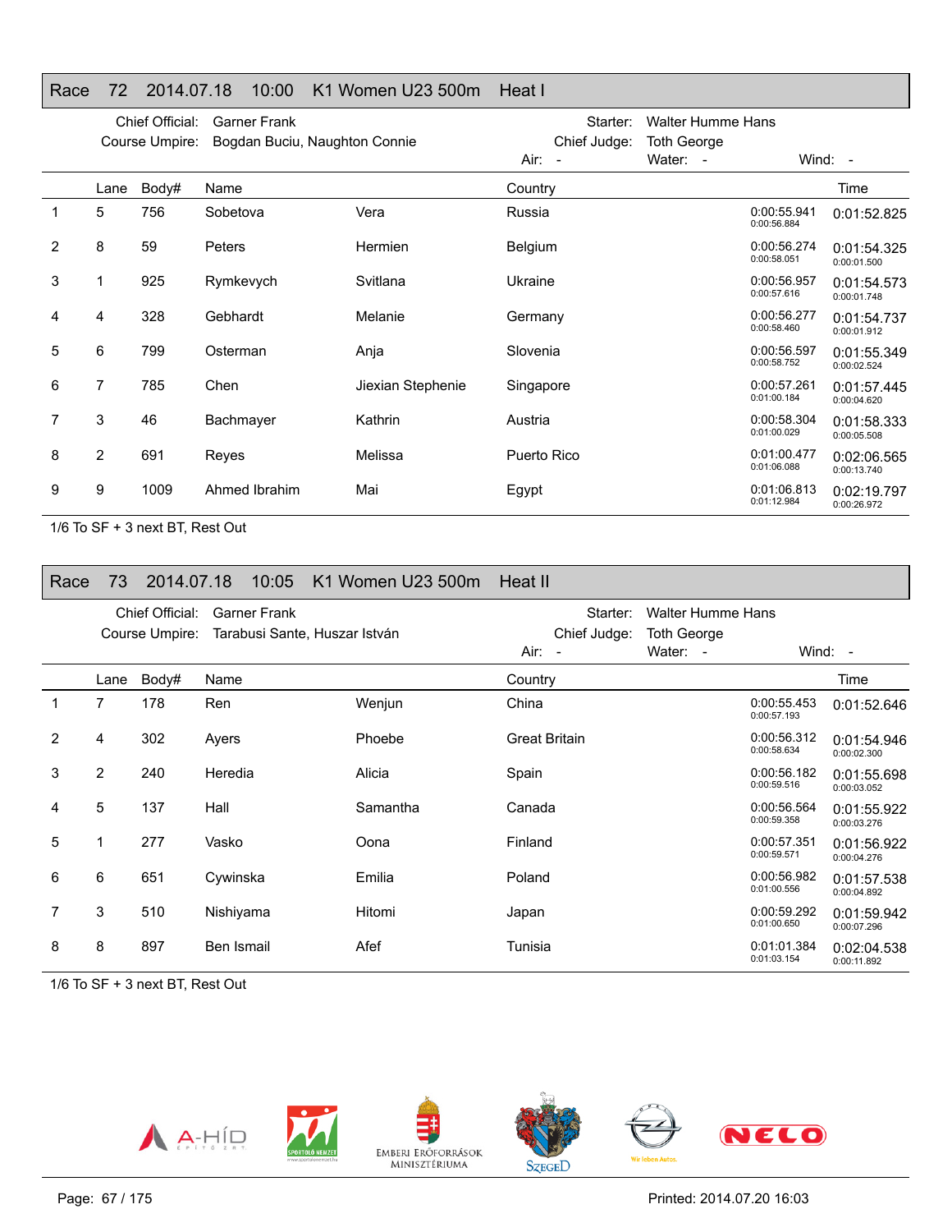## Race 72 2014.07.18 10:00 K1 Women U23 500m Heat I

Chief Official: Garner Frank
Course Umpire: Bogdan Buciu, Naughton Connie
Starter: Walter Humme Hans
Chief Judge: Toth George
Air: - Water: - Wind: -

| | Lane | Body# | Name | | Country | | Time |
|---|---|---|---|---|---|---|---|
| 1 | 5 | 756 | Sobetova | Vera | Russia | 0:00:55.941 0:00:56.884 | 0:01:52.825 |
| 2 | 8 | 59 | Peters | Hermien | Belgium | 0:00:56.274 0:00:58.051 | 0:01:54.325 0:00:01.500 |
| 3 | 1 | 925 | Rymkevych | Svitlana | Ukraine | 0:00:56.957 0:00:57.616 | 0:01:54.573 0:00:01.748 |
| 4 | 4 | 328 | Gebhardt | Melanie | Germany | 0:00:56.277 0:00:58.460 | 0:01:54.737 0:00:01.912 |
| 5 | 6 | 799 | Osterman | Anja | Slovenia | 0:00:56.597 0:00:58.752 | 0:01:55.349 0:00:02.524 |
| 6 | 7 | 785 | Chen | Jiexian Stephenie | Singapore | 0:00:57.261 0:01:00.184 | 0:01:57.445 0:00:04.620 |
| 7 | 3 | 46 | Bachmayer | Kathrin | Austria | 0:00:58.304 0:01:00.029 | 0:01:58.333 0:00:05.508 |
| 8 | 2 | 691 | Reyes | Melissa | Puerto Rico | 0:01:00.477 0:01:06.088 | 0:02:06.565 0:00:13.740 |
| 9 | 9 | 1009 | Ahmed Ibrahim | Mai | Egypt | 0:01:06.813 0:01:12.984 | 0:02:19.797 0:00:26.972 |

1/6 To SF + 3 next BT, Rest Out

## Race 73 2014.07.18 10:05 K1 Women U23 500m Heat II

Chief Official: Garner Frank
Course Umpire: Tarabusi Sante, Huszar István
Starter: Walter Humme Hans
Chief Judge: Toth George
Air: - Water: - Wind: -

| | Lane | Body# | Name | | Country | | Time |
|---|---|---|---|---|---|---|---|
| 1 | 7 | 178 | Ren | Wenjun | China | 0:00:55.453 0:00:57.193 | 0:01:52.646 |
| 2 | 4 | 302 | Ayers | Phoebe | Great Britain | 0:00:56.312 0:00:58.634 | 0:01:54.946 0:00:02.300 |
| 3 | 2 | 240 | Heredia | Alicia | Spain | 0:00:56.182 0:00:59.516 | 0:01:55.698 0:00:03.052 |
| 4 | 5 | 137 | Hall | Samantha | Canada | 0:00:56.564 0:00:59.358 | 0:01:55.922 0:00:03.276 |
| 5 | 1 | 277 | Vasko | Oona | Finland | 0:00:57.351 0:00:59.571 | 0:01:56.922 0:00:04.276 |
| 6 | 6 | 651 | Cywinska | Emilia | Poland | 0:00:56.982 0:01:00.556 | 0:01:57.538 0:00:04.892 |
| 7 | 3 | 510 | Nishiyama | Hitomi | Japan | 0:00:59.292 0:01:00.650 | 0:01:59.942 0:00:07.296 |
| 8 | 8 | 897 | Ben Ismail | Afef | Tunisia | 0:01:01.384 0:01:03.154 | 0:02:04.538 0:00:11.892 |

1/6 To SF + 3 next BT, Rest Out

Printed: 2014.07.20 16:03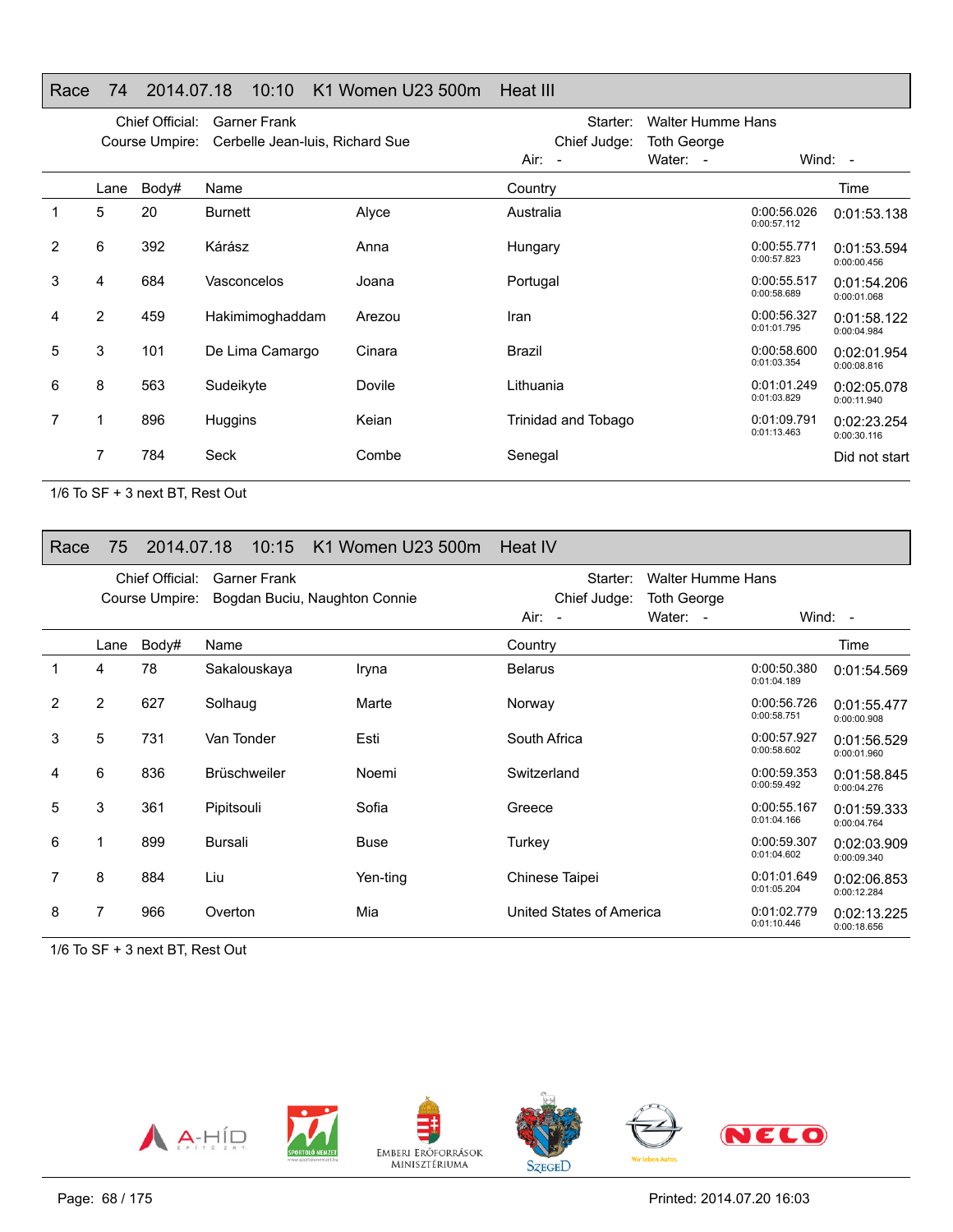## Race 74 2014.07.18 10:10 K1 Women U23 500m Heat III

Chief Official: Garner Frank
Course Umpire: Cerbelle Jean-luis, Richard Sue
Starter: Walter Humme Hans
Chief Judge: Toth George
Air: - Water: - Wind: -

| | Lane | Body# | Name | | Country | | Time |
|---|---|---|---|---|---|---|---|
| 1 | 5 | 20 | Burnett | Alyce | Australia | 0:00:56.026 0:00:57.112 | 0:01:53.138 |
| 2 | 6 | 392 | Kárász | Anna | Hungary | 0:00:55.771 0:00:57.823 | 0:01:53.594 0:00:00.456 |
| 3 | 4 | 684 | Vasconcelos | Joana | Portugal | 0:00:55.517 0:00:58.689 | 0:01:54.206 0:00:01.068 |
| 4 | 2 | 459 | Hakimimoghaddam | Arezou | Iran | 0:00:56.327 0:01:01.795 | 0:01:58.122 0:00:04.984 |
| 5 | 3 | 101 | De Lima Camargo | Cinara | Brazil | 0:00:58.600 0:01:03.354 | 0:02:01.954 0:00:08.816 |
| 6 | 8 | 563 | Sudeikyte | Dovile | Lithuania | 0:01:01.249 0:01:03.829 | 0:02:05.078 0:00:11.940 |
| 7 | 1 | 896 | Huggins | Keian | Trinidad and Tobago | 0:01:09.791 0:01:13.463 | 0:02:23.254 0:00:30.116 |
| | 7 | 784 | Seck | Combe | Senegal | | Did not start |

1/6 To SF + 3 next BT, Rest Out

## Race 75 2014.07.18 10:15 K1 Women U23 500m Heat IV

Chief Official: Garner Frank
Course Umpire: Bogdan Buciu, Naughton Connie
Starter: Walter Humme Hans
Chief Judge: Toth George
Air: - Water: - Wind: -

| | Lane | Body# | Name | | Country | | Time |
|---|---|---|---|---|---|---|---|
| 1 | 4 | 78 | Sakalouskaya | Iryna | Belarus | 0:00:50.380 0:01:04.189 | 0:01:54.569 |
| 2 | 2 | 627 | Solhaug | Marte | Norway | 0:00:56.726 0:00:58.751 | 0:01:55.477 0:00:00.908 |
| 3 | 5 | 731 | Van Tonder | Esti | South Africa | 0:00:57.927 0:00:58.602 | 0:01:56.529 0:00:01.960 |
| 4 | 6 | 836 | Brüschweiler | Noemi | Switzerland | 0:00:59.353 0:00:59.492 | 0:01:58.845 0:00:04.276 |
| 5 | 3 | 361 | Pipitsouli | Sofia | Greece | 0:00:55.167 0:01:04.166 | 0:01:59.333 0:00:04.764 |
| 6 | 1 | 899 | Bursali | Buse | Turkey | 0:00:59.307 0:01:04.602 | 0:02:03.909 0:00:09.340 |
| 7 | 8 | 884 | Liu | Yen-ting | Chinese Taipei | 0:01:01.649 0:01:05.204 | 0:02:06.853 0:00:12.284 |
| 8 | 7 | 966 | Overton | Mia | United States of America | 0:01:02.779 0:01:10.446 | 0:02:13.225 0:00:18.656 |

1/6 To SF + 3 next BT, Rest Out

Printed: 2014.07.20 16:03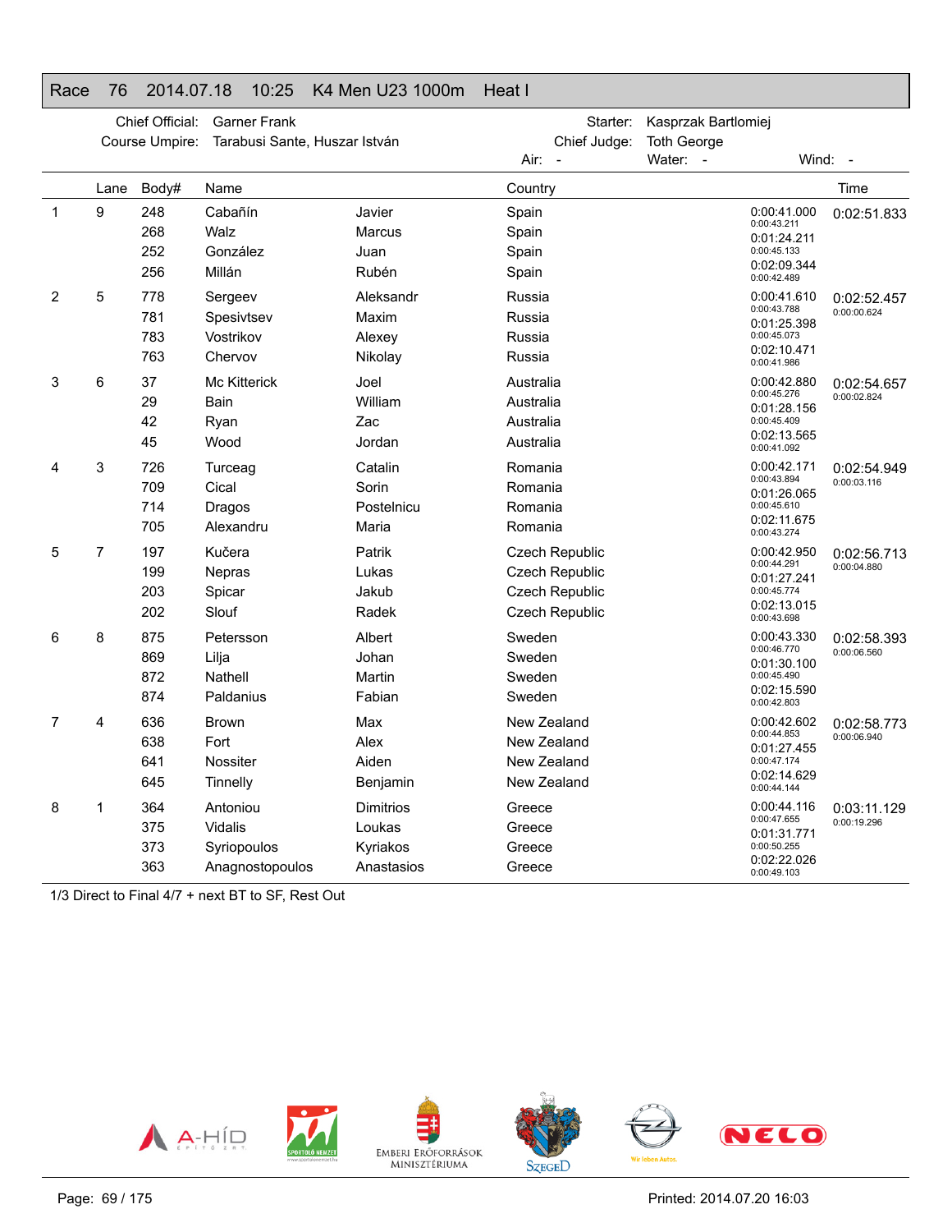## Race 76 2014.07.18 10:25 K4 Men U23 1000m Heat I

| | | | |
|---|---|---|---|
| Chief Official: | Garner Frank | Starter: | Kasprzak Bartlomiej |
| Course Umpire: | Tarabusi Sante, Huszar István | Chief Judge: | Toth George |
| | | Air: - | Water: - Wind: - |

| | Lane | Body# | Name | | Country | | Time |
|---|---|---|---|---|---|---|---|
| 1 | 9 | 248 | Cabañín | Javier | Spain | 0:00:41.000 | 0:02:51.833 |
| | | 268 | Walz | Marcus | Spain | 0:00:43.211 | |
| | | | | | | 0:01:24.211 | |
| | | 252 | González | Juan | Spain | 0:00:45.133 | |
| | | | | | | 0:02:09.344 | |
| | | 256 | Millán | Rubén | Spain | 0:00:42.489 | |
| 2 | 5 | 778 | Sergeev | Aleksandr | Russia | 0:00:41.610 | 0:02:52.457 |
| | | 781 | Spesivtsev | Maxim | Russia | 0:00:43.788 | 0:00:00.624 |
| | | | | | | 0:01:25.398 | |
| | | 783 | Vostrikov | Alexey | Russia | 0:00:45.073 | |
| | | | | | | 0:02:10.471 | |
| | | 763 | Chervov | Nikolay | Russia | 0:00:41.986 | |
| 3 | 6 | 37 | Mc Kitterick | Joel | Australia | 0:00:42.880 | 0:02:54.657 |
| | | 29 | Bain | William | Australia | 0:00:45.276 | 0:00:02.824 |
| | | | | | | 0:01:28.156 | |
| | | 42 | Ryan | Zac | Australia | 0:00:45.409 | |
| | | | | | | 0:02:13.565 | |
| | | 45 | Wood | Jordan | Australia | 0:00:41.092 | |
| 4 | 3 | 726 | Turceag | Catalin | Romania | 0:00:42.171 | 0:02:54.949 |
| | | 709 | Cical | Sorin | Romania | 0:00:43.894 | 0:00:03.116 |
| | | | | | | 0:01:26.065 | |
| | | 714 | Dragos | Postelnicu | Romania | 0:00:45.610 | |
| | | | | | | 0:02:11.675 | |
| | | 705 | Alexandru | Maria | Romania | 0:00:43.274 | |
| 5 | 7 | 197 | Kučera | Patrik | Czech Republic | 0:00:42.950 | 0:02:56.713 |
| | | 199 | Nepras | Lukas | Czech Republic | 0:00:44.291 | 0:00:04.880 |
| | | | | | | 0:01:27.241 | |
| | | 203 | Spicar | Jakub | Czech Republic | 0:00:45.774 | |
| | | | | | | 0:02:13.015 | |
| | | 202 | Slouf | Radek | Czech Republic | 0:00:43.698 | |
| 6 | 8 | 875 | Petersson | Albert | Sweden | 0:00:43.330 | 0:02:58.393 |
| | | 869 | Lilja | Johan | Sweden | 0:00:46.770 | 0:00:06.560 |
| | | | | | | 0:01:30.100 | |
| | | 872 | Nathell | Martin | Sweden | 0:00:45.490 | |
| | | | | | | 0:02:15.590 | |
| | | 874 | Paldanius | Fabian | Sweden | 0:00:42.803 | |
| 7 | 4 | 636 | Brown | Max | New Zealand | 0:00:42.602 | 0:02:58.773 |
| | | 638 | Fort | Alex | New Zealand | 0:00:44.853 | 0:00:06.940 |
| | | | | | | 0:01:27.455 | |
| | | 641 | Nossiter | Aiden | New Zealand | 0:00:47.174 | |
| | | | | | | 0:02:14.629 | |
| | | 645 | Tinnelly | Benjamin | New Zealand | 0:00:44.144 | |
| 8 | 1 | 364 | Antoniou | Dimitrios | Greece | 0:00:44.116 | 0:03:11.129 |
| | | 375 | Vidalis | Loukas | Greece | 0:00:47.655 | 0:00:19.296 |
| | | | | | | 0:01:31.771 | |
| | | 373 | Syriopoulos | Kyriakos | Greece | 0:00:50.255 | |
| | | | | | | 0:02:22.026 | |
| | | 363 | Anagnostopoulos | Anastasios | Greece | 0:00:49.103 | |

1/3 Direct to Final 4/7 + next BT to SF, Rest Out

Printed: 2014.07.20 16:03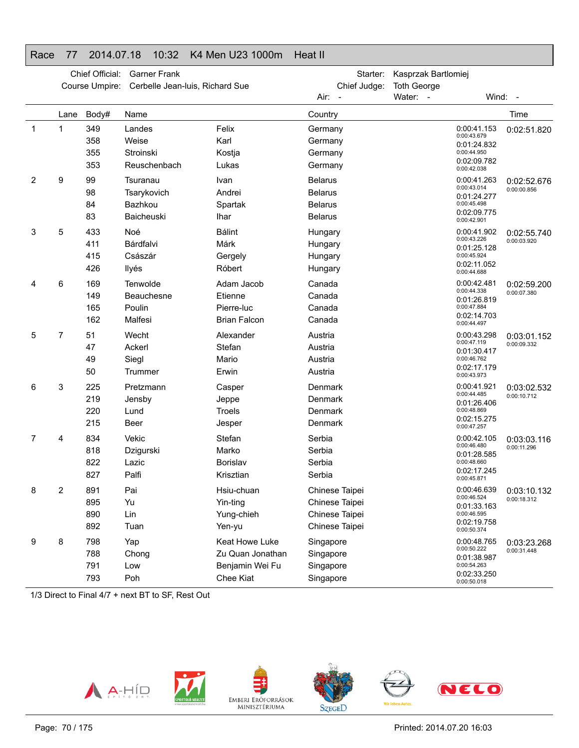# Race 77 2014.07.18 10:32 K4 Men U23 1000m Heat II

Chief Official: Garner Frank
Course Umpire: Cerbelle Jean-luis, Richard Sue
Starter: Kasprzak Bartlomiej
Chief Judge: Toth George
Air: - Water: - Wind: -

| | Lane | Body# | Name | | Country | | Time |
|---|---|---|---|---|---|---|---|
| 1 | 1 | 349 | Landes | Felix | Germany | 0:00:41.153 / 0:00:43.679 | 0:02:51.820 |
| | | 358 | Weise | Karl | Germany | 0:01:24.832 / 0:00:44.950 | |
| | | 355 | Stroinski | Kostja | Germany | 0:02:09.782 / 0:00:42.038 | |
| | | 353 | Reuschenbach | Lukas | Germany | | |
| 2 | 9 | 99 | Tsuranau | Ivan | Belarus | 0:00:41.263 / 0:00:43.014 | 0:02:52.676 / 0:00:00.856 |
| | | 98 | Tsarykovich | Andrei | Belarus | 0:01:24.277 / 0:00:45.498 | |
| | | 84 | Bazhkou | Spartak | Belarus | 0:02:09.775 / 0:00:42.901 | |
| | | 83 | Baicheuski | Ihar | Belarus | | |
| 3 | 5 | 433 | Noé | Bálint | Hungary | 0:00:41.902 / 0:00:43.226 | 0:02:55.740 / 0:00:03.920 |
| | | 411 | Bárdfalvi | Márk | Hungary | 0:01:25.128 / 0:00:45.924 | |
| | | 415 | Császár | Gergely | Hungary | 0:02:11.052 / 0:00:44.688 | |
| | | 426 | Ilyés | Róbert | Hungary | | |
| 4 | 6 | 169 | Tenwolde | Adam Jacob | Canada | 0:00:42.481 / 0:00:44.338 | 0:02:59.200 / 0:00:07.380 |
| | | 149 | Beauchesne | Etienne | Canada | 0:01:26.819 / 0:00:47.884 | |
| | | 165 | Poulin | Pierre-luc | Canada | 0:02:14.703 / 0:00:44.497 | |
| | | 162 | Malfesi | Brian Falcon | Canada | | |
| 5 | 7 | 51 | Wecht | Alexander | Austria | 0:00:43.298 / 0:00:47.119 | 0:03:01.152 / 0:00:09.332 |
| | | 47 | Ackerl | Stefan | Austria | 0:01:30.417 / 0:00:46.762 | |
| | | 49 | Siegl | Mario | Austria | 0:02:17.179 / 0:00:43.973 | |
| | | 50 | Trummer | Erwin | Austria | | |
| 6 | 3 | 225 | Pretzmann | Casper | Denmark | 0:00:41.921 / 0:00:44.485 | 0:03:02.532 / 0:00:10.712 |
| | | 219 | Jensby | Jeppe | Denmark | 0:01:26.406 / 0:00:48.869 | |
| | | 220 | Lund | Troels | Denmark | 0:02:15.275 / 0:00:47.257 | |
| | | 215 | Beer | Jesper | Denmark | | |
| 7 | 4 | 834 | Vekic | Stefan | Serbia | 0:00:42.105 / 0:00:46.480 | 0:03:03.116 / 0:00:11.296 |
| | | 818 | Dzigurski | Marko | Serbia | 0:01:28.585 / 0:00:48.660 | |
| | | 822 | Lazic | Borislav | Serbia | 0:02:17.245 / 0:00:45.871 | |
| | | 827 | Palfi | Krisztian | Serbia | | |
| 8 | 2 | 891 | Pai | Hsiu-chuan | Chinese Taipei | 0:00:46.639 / 0:00:46.524 | 0:03:10.132 / 0:00:18.312 |
| | | 895 | Yu | Yin-ting | Chinese Taipei | 0:01:33.163 / 0:00:46.595 | |
| | | 890 | Lin | Yung-chieh | Chinese Taipei | 0:02:19.758 / 0:00:50.374 | |
| | | 892 | Tuan | Yen-yu | Chinese Taipei | | |
| 9 | 8 | 798 | Yap | Keat Howe Luke | Singapore | 0:00:48.765 / 0:00:50.222 | 0:03:23.268 / 0:00:31.448 |
| | | 788 | Chong | Zu Quan Jonathan | Singapore | 0:01:38.987 / 0:00:54.263 | |
| | | 791 | Low | Benjamin Wei Fu | Singapore | 0:02:33.250 / 0:00:50.018 | |
| | | 793 | Poh | Chee Kiat | Singapore | | |

1/3 Direct to Final 4/7 + next BT to SF, Rest Out

A-HÍD, SPORTOLÓ NEMZET, EMBERI ERŐFORRÁSOK MINISZTÉRIUMA, SZEGED, Opel – Wir leben Autos., NELO

Page: 70 / 175 Printed: 2014.07.20 16:03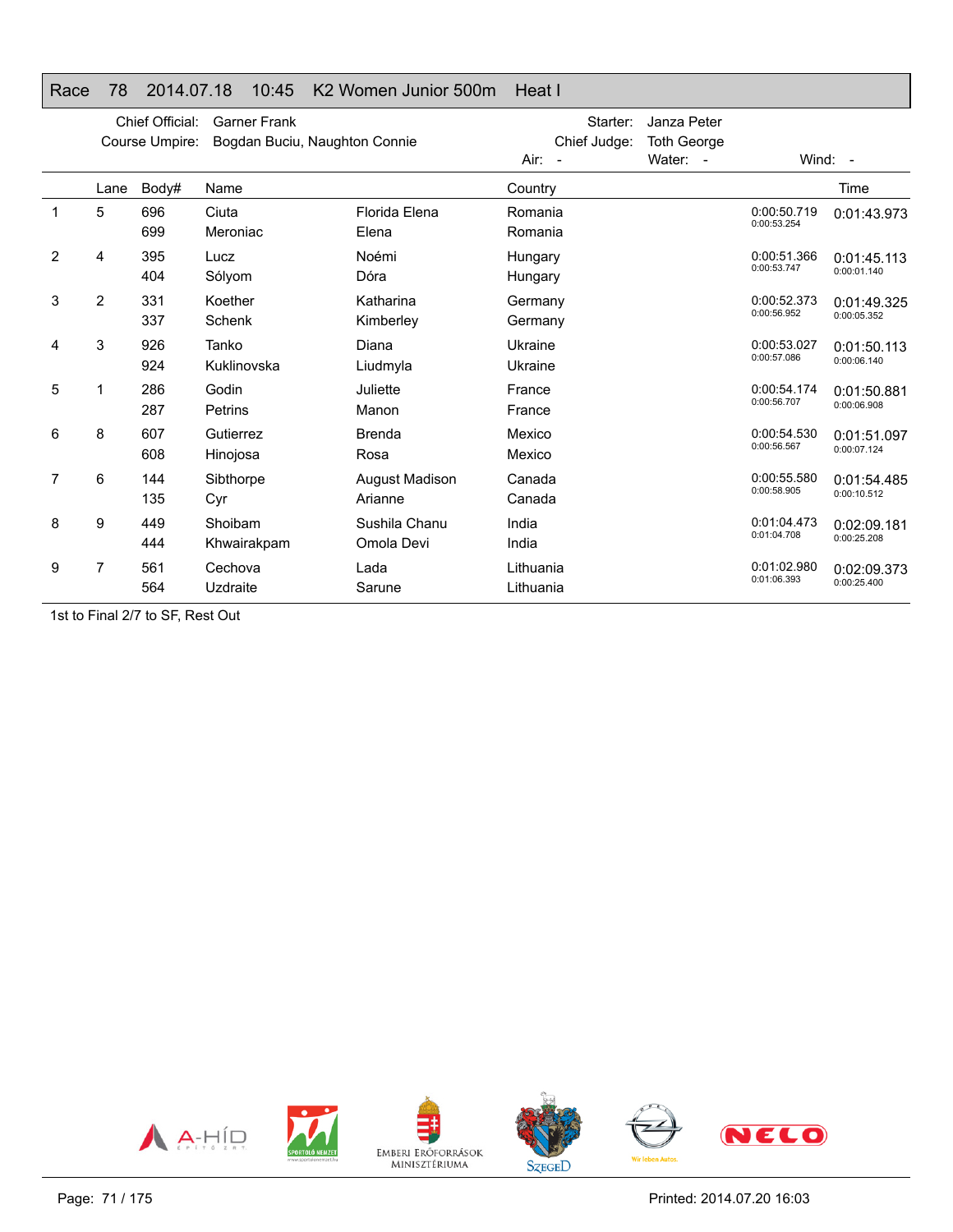## Race 78 2014.07.18 10:45 K2 Women Junior 500m Heat I

Chief Official: Garner Frank
Course Umpire: Bogdan Buciu, Naughton Connie
Starter: Janza Peter
Chief Judge: Toth George
Air: - Water: - Wind: -

| | Lane | Body# | Name | | Country | | Time |
|---|---|---|---|---|---|---|---|
| 1 | 5 | 696 | Ciuta | Florida Elena | Romania | 0:00:50.719 | 0:01:43.973 |
| | | 699 | Meroniac | Elena | Romania | 0:00:53.254 | |
| 2 | 4 | 395 | Lucz | Noémi | Hungary | 0:00:51.366 | 0:01:45.113 |
| | | 404 | Sólyom | Dóra | Hungary | 0:00:53.747 | 0:00:01.140 |
| 3 | 2 | 331 | Koether | Katharina | Germany | 0:00:52.373 | 0:01:49.325 |
| | | 337 | Schenk | Kimberley | Germany | 0:00:56.952 | 0:00:05.352 |
| 4 | 3 | 926 | Tanko | Diana | Ukraine | 0:00:53.027 | 0:01:50.113 |
| | | 924 | Kuklinovska | Liudmyla | Ukraine | 0:00:57.086 | 0:00:06.140 |
| 5 | 1 | 286 | Godin | Juliette | France | 0:00:54.174 | 0:01:50.881 |
| | | 287 | Petrins | Manon | France | 0:00:56.707 | 0:00:06.908 |
| 6 | 8 | 607 | Gutierrez | Brenda | Mexico | 0:00:54.530 | 0:01:51.097 |
| | | 608 | Hinojosa | Rosa | Mexico | 0:00:56.567 | 0:00:07.124 |
| 7 | 6 | 144 | Sibthorpe | August Madison | Canada | 0:00:55.580 | 0:01:54.485 |
| | | 135 | Cyr | Arianne | Canada | 0:00:58.905 | 0:00:10.512 |
| 8 | 9 | 449 | Shoibam | Sushila Chanu | India | 0:01:04.473 | 0:02:09.181 |
| | | 444 | Khwairakpam | Omola Devi | India | 0:01:04.708 | 0:00:25.208 |
| 9 | 7 | 561 | Cechova | Lada | Lithuania | 0:01:02.980 | 0:02:09.373 |
| | | 564 | Uzdraite | Sarune | Lithuania | 0:01:06.393 | 0:00:25.400 |

1st to Final 2/7 to SF, Rest Out

Printed: 2014.07.20 16:03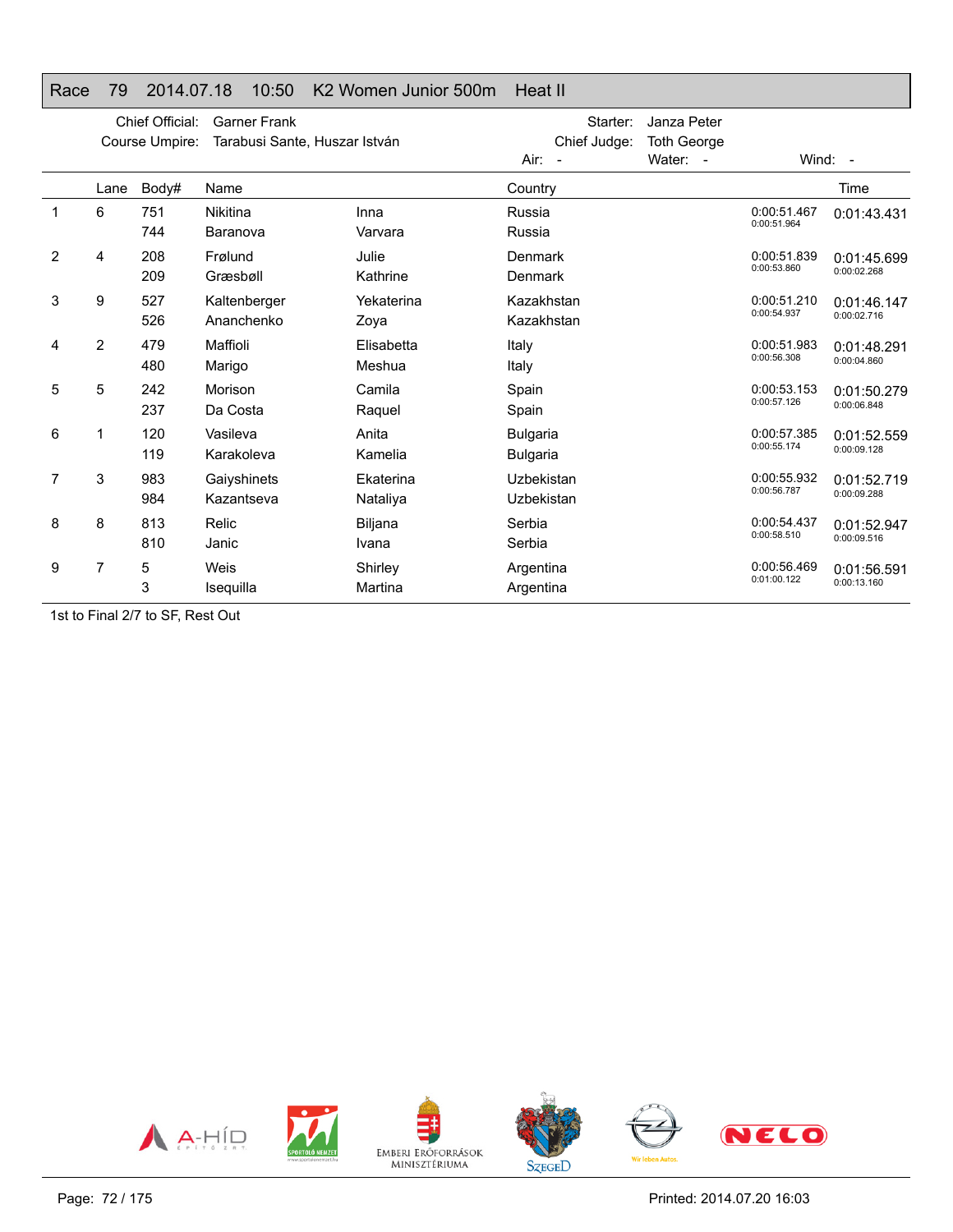## Race 79 2014.07.18 10:50 K2 Women Junior 500m Heat II

Chief Official: Garner Frank
Course Umpire: Tarabusi Sante, Huszar István
Starter: Janza Peter
Chief Judge: Toth George
Air: - Water: - Wind: -

| | Lane | Body# | Name | | Country | | Time |
|---|---|---|---|---|---|---|---|
| 1 | 6 | 751 | Nikitina | Inna | Russia | 0:00:51.467 | 0:01:43.431 |
| | | 744 | Baranova | Varvara | Russia | 0:00:51.964 | |
| 2 | 4 | 208 | Frølund | Julie | Denmark | 0:00:51.839 | 0:01:45.699 |
| | | 209 | Græsbøll | Kathrine | Denmark | 0:00:53.860 | 0:00:02.268 |
| 3 | 9 | 527 | Kaltenberger | Yekaterina | Kazakhstan | 0:00:51.210 | 0:01:46.147 |
| | | 526 | Ananchenko | Zoya | Kazakhstan | 0:00:54.937 | 0:00:02.716 |
| 4 | 2 | 479 | Maffioli | Elisabetta | Italy | 0:00:51.983 | 0:01:48.291 |
| | | 480 | Marigo | Meshua | Italy | 0:00:56.308 | 0:00:04.860 |
| 5 | 5 | 242 | Morison | Camila | Spain | 0:00:53.153 | 0:01:50.279 |
| | | 237 | Da Costa | Raquel | Spain | 0:00:57.126 | 0:00:06.848 |
| 6 | 1 | 120 | Vasileva | Anita | Bulgaria | 0:00:57.385 | 0:01:52.559 |
| | | 119 | Karakoleva | Kamelia | Bulgaria | 0:00:55.174 | 0:00:09.128 |
| 7 | 3 | 983 | Gaiyshinets | Ekaterina | Uzbekistan | 0:00:55.932 | 0:01:52.719 |
| | | 984 | Kazantseva | Nataliya | Uzbekistan | 0:00:56.787 | 0:00:09.288 |
| 8 | 8 | 813 | Relic | Biljana | Serbia | 0:00:54.437 | 0:01:52.947 |
| | | 810 | Janic | Ivana | Serbia | 0:00:58.510 | 0:00:09.516 |
| 9 | 7 | 5 | Weis | Shirley | Argentina | 0:00:56.469 | 0:01:56.591 |
| | | 3 | Isequilla | Martina | Argentina | 0:01:00.122 | 0:00:13.160 |

1st to Final 2/7 to SF, Rest Out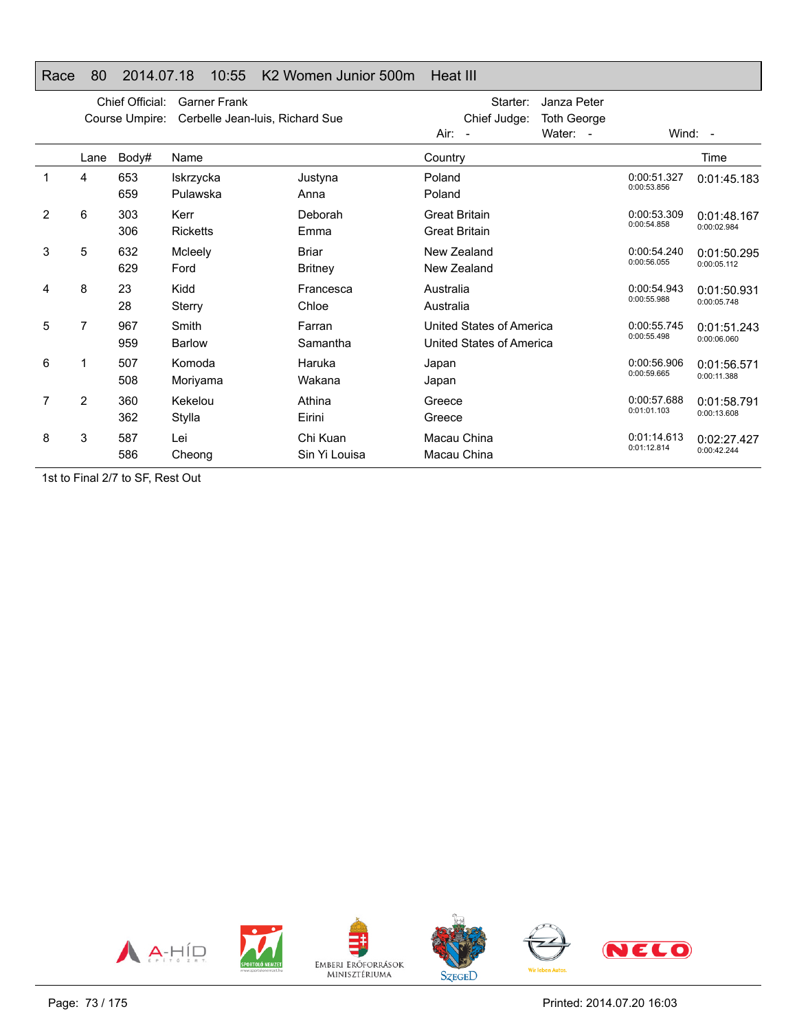## Race 80 2014.07.18 10:55 K2 Women Junior 500m Heat III

Chief Official: Garner Frank
Course Umpire: Cerbelle Jean-luis, Richard Sue
Starter: Janza Peter
Chief Judge: Toth George
Air: - Water: - Wind: -

| | Lane | Body# | Name | | Country | | Time |
|---|---|---|---|---|---|---|---|
| 1 | 4 | 653 | Iskrzycka | Justyna | Poland | 0:00:51.327 | 0:01:45.183 |
| | | 659 | Pulawska | Anna | Poland | 0:00:53.856 | |
| 2 | 6 | 303 | Kerr | Deborah | Great Britain | 0:00:53.309 | 0:01:48.167 |
| | | 306 | Ricketts | Emma | Great Britain | 0:00:54.858 | 0:00:02.984 |
| 3 | 5 | 632 | Mcleely | Briar | New Zealand | 0:00:54.240 | 0:01:50.295 |
| | | 629 | Ford | Britney | New Zealand | 0:00:56.055 | 0:00:05.112 |
| 4 | 8 | 23 | Kidd | Francesca | Australia | 0:00:54.943 | 0:01:50.931 |
| | | 28 | Sterry | Chloe | Australia | 0:00:55.988 | 0:00:05.748 |
| 5 | 7 | 967 | Smith | Farran | United States of America | 0:00:55.745 | 0:01:51.243 |
| | | 959 | Barlow | Samantha | United States of America | 0:00:55.498 | 0:00:06.060 |
| 6 | 1 | 507 | Komoda | Haruka | Japan | 0:00:56.906 | 0:01:56.571 |
| | | 508 | Moriyama | Wakana | Japan | 0:00:59.665 | 0:00:11.388 |
| 7 | 2 | 360 | Kekelou | Athina | Greece | 0:00:57.688 | 0:01:58.791 |
| | | 362 | Stylla | Eirini | Greece | 0:01:01.103 | 0:00:13.608 |
| 8 | 3 | 587 | Lei | Chi Kuan | Macau China | 0:01:14.613 | 0:02:27.427 |
| | | 586 | Cheong | Sin Yi Louisa | Macau China | 0:01:12.814 | 0:00:42.244 |

1st to Final 2/7 to SF, Rest Out

Printed: 2014.07.20 16:03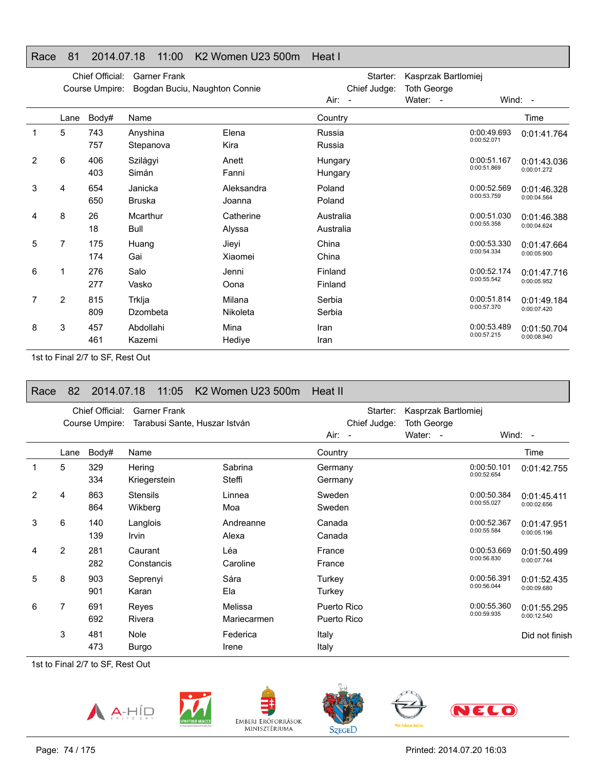## Race 81 2014.07.18 11:00 K2 Women U23 500m Heat I

Chief Official: Garner Frank
Course Umpire: Bogdan Buciu, Naughton Connie
Starter: Kasprzak Bartlomiej
Chief Judge: Toth George
Air: - Water: - Wind: -

| | Lane | Body# | Name | | Country | | Time |
|---|---|---|---|---|---|---|---|
| 1 | 5 | 743 | Anyshina | Elena | Russia | 0:00:49.693 | 0:01:41.764 |
| | | 757 | Stepanova | Kira | Russia | 0:00:52.071 | |
| 2 | 6 | 406 | Szilágyi | Anett | Hungary | 0:00:51.167 | 0:01:43.036 |
| | | 403 | Simán | Fanni | Hungary | 0:00:51.869 | 0:00:01.272 |
| 3 | 4 | 654 | Janicka | Aleksandra | Poland | 0:00:52.569 | 0:01:46.328 |
| | | 650 | Bruska | Joanna | Poland | 0:00:53.759 | 0:00:04.564 |
| 4 | 8 | 26 | Mcarthur | Catherine | Australia | 0:00:51.030 | 0:01:46.388 |
| | | 18 | Bull | Alyssa | Australia | 0:00:55.358 | 0:00:04.624 |
| 5 | 7 | 175 | Huang | Jieyi | China | 0:00:53.330 | 0:01:47.664 |
| | | 174 | Gai | Xiaomei | China | 0:00:54.334 | 0:00:05.900 |
| 6 | 1 | 276 | Salo | Jenni | Finland | 0:00:52.174 | 0:01:47.716 |
| | | 277 | Vasko | Oona | Finland | 0:00:55.542 | 0:00:05.952 |
| 7 | 2 | 815 | Trklja | Milana | Serbia | 0:00:51.814 | 0:01:49.184 |
| | | 809 | Dzombeta | Nikoleta | Serbia | 0:00:57.370 | 0:00:07.420 |
| 8 | 3 | 457 | Abdollahi | Mina | Iran | 0:00:53.489 | 0:01:50.704 |
| | | 461 | Kazemi | Hediye | Iran | 0:00:57.215 | 0:00:08.940 |

1st to Final 2/7 to SF, Rest Out

## Race 82 2014.07.18 11:05 K2 Women U23 500m Heat II

Chief Official: Garner Frank
Course Umpire: Tarabusi Sante, Huszar István
Starter: Kasprzak Bartlomiej
Chief Judge: Toth George
Air: - Water: - Wind: -

| | Lane | Body# | Name | | Country | | Time |
|---|---|---|---|---|---|---|---|
| 1 | 5 | 329 | Hering | Sabrina | Germany | 0:00:50.101 | 0:01:42.755 |
| | | 334 | Kriegerstein | Steffi | Germany | 0:00:52.654 | |
| 2 | 4 | 863 | Stensils | Linnea | Sweden | 0:00:50.384 | 0:01:45.411 |
| | | 864 | Wikberg | Moa | Sweden | 0:00:55.027 | 0:00:02.656 |
| 3 | 6 | 140 | Langlois | Andreanne | Canada | 0:00:52.367 | 0:01:47.951 |
| | | 139 | Irvin | Alexa | Canada | 0:00:55.584 | 0:00:05.196 |
| 4 | 2 | 281 | Caurant | Léa | France | 0:00:53.669 | 0:01:50.499 |
| | | 282 | Constancis | Caroline | France | 0:00:56.830 | 0:00:07.744 |
| 5 | 8 | 903 | Seprenyi | Sára | Turkey | 0:00:56.391 | 0:01:52.435 |
| | | 901 | Karan | Ela | Turkey | 0:00:56.044 | 0:00:09.680 |
| 6 | 7 | 691 | Reyes | Melissa | Puerto Rico | 0:00:55.360 | 0:01:55.295 |
| | | 692 | Rivera | Mariecarmen | Puerto Rico | 0:00:59.935 | 0:00:12.540 |
| | 3 | 481 | Nole | Federica | Italy | | Did not finish |
| | | 473 | Burgo | Irene | Italy | | |

1st to Final 2/7 to SF, Rest Out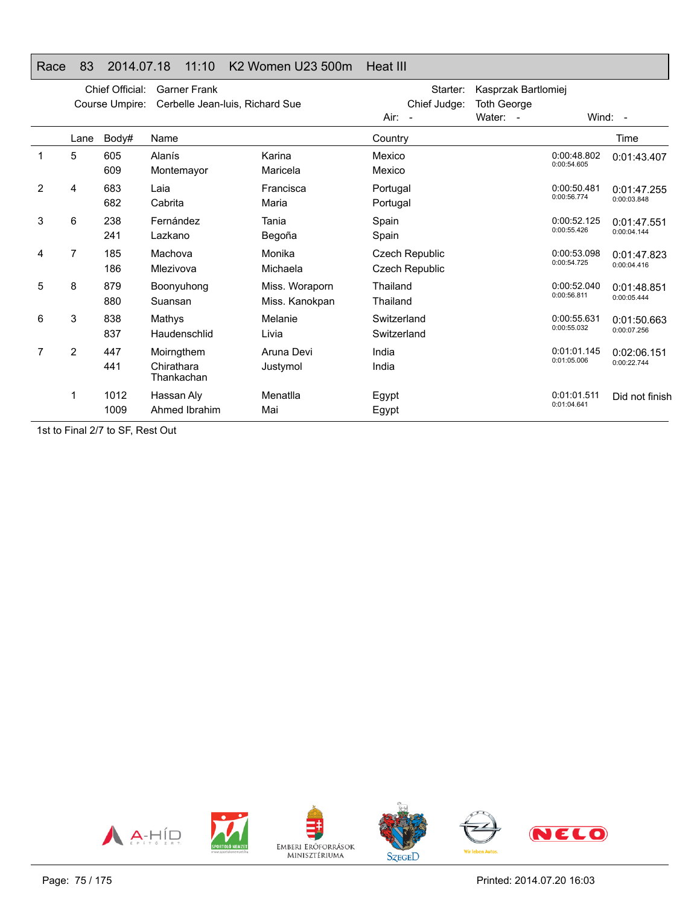## Race 83 2014.07.18 11:10 K2 Women U23 500m Heat III

Chief Official: Garner Frank
Course Umpire: Cerbelle Jean-luis, Richard Sue
Starter: Kasprzak Bartlomiej
Chief Judge: Toth George
Air: - Water: - Wind: -

| | Lane | Body# | Name | | Country | | Time |
|---|---|---|---|---|---|---|---|
| 1 | 5 | 605 | Alanís | Karina | Mexico | 0:00:48.802 | 0:01:43.407 |
| | | 609 | Montemayor | Maricela | Mexico | 0:00:54.605 | |
| 2 | 4 | 683 | Laia | Francisca | Portugal | 0:00:50.481 | 0:01:47.255 |
| | | 682 | Cabrita | Maria | Portugal | 0:00:56.774 | 0:00:03.848 |
| 3 | 6 | 238 | Fernández | Tania | Spain | 0:00:52.125 | 0:01:47.551 |
| | | 241 | Lazkano | Begoña | Spain | 0:00:55.426 | 0:00:04.144 |
| 4 | 7 | 185 | Machova | Monika | Czech Republic | 0:00:53.098 | 0:01:47.823 |
| | | 186 | Mlezivova | Michaela | Czech Republic | 0:00:54.725 | 0:00:04.416 |
| 5 | 8 | 879 | Boonyuhong | Miss. Woraporn | Thailand | 0:00:52.040 | 0:01:48.851 |
| | | 880 | Suansan | Miss. Kanokpan | Thailand | 0:00:56.811 | 0:00:05.444 |
| 6 | 3 | 838 | Mathys | Melanie | Switzerland | 0:00:55.631 | 0:01:50.663 |
| | | 837 | Haudenschlid | Livia | Switzerland | 0:00:55.032 | 0:00:07.256 |
| 7 | 2 | 447 | Moirngthem | Aruna Devi | India | 0:01:01.145 | 0:02:06.151 |
| | | 441 | Chirathara Thankachan | Justymol | India | 0:01:05.006 | 0:00:22.744 |
| | 1 | 1012 | Hassan Aly | Menatlla | Egypt | 0:01:01.511 | Did not finish |
| | | 1009 | Ahmed Ibrahim | Mai | Egypt | 0:01:04.641 | |

1st to Final 2/7 to SF, Rest Out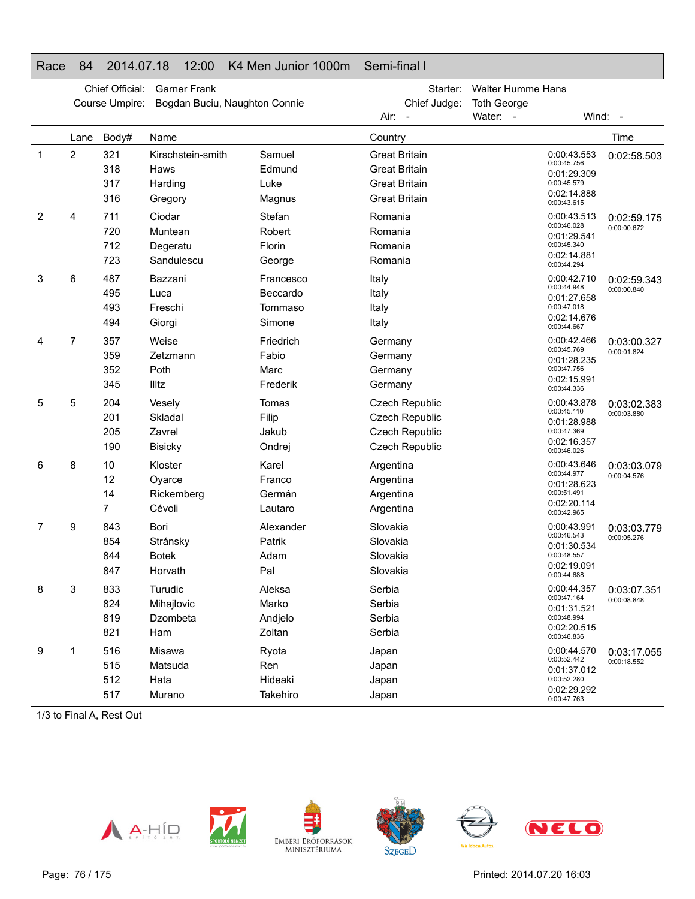# Race 84 2014.07.18 12:00 K4 Men Junior 1000m Semi-final I

Chief Official: Garner Frank
Course Umpire: Bogdan Buciu, Naughton Connie
Starter: Walter Humme Hans
Chief Judge: Toth George
Air: - Water: - Wind: -

| | Lane | Body# | Name | | Country | | Time |
|---|---|---|---|---|---|---|---|
| 1 | 2 | 321 | Kirschstein-smith | Samuel | Great Britain | 0:00:43.553 | 0:02:58.503 |
| | | 318 | Haws | Edmund | Great Britain | 0:00:45.756 / 0:01:29.309 | |
| | | 317 | Harding | Luke | Great Britain | 0:00:45.579 / 0:02:14.888 | |
| | | 316 | Gregory | Magnus | Great Britain | 0:00:43.615 | |
| 2 | 4 | 711 | Ciodar | Stefan | Romania | 0:00:43.513 | 0:02:59.175 |
| | | 720 | Muntean | Robert | Romania | 0:00:46.028 / 0:01:29.541 | 0:00:00.672 |
| | | 712 | Degeratu | Florin | Romania | 0:00:45.340 / 0:02:14.881 | |
| | | 723 | Sandulescu | George | Romania | 0:00:44.294 | |
| 3 | 6 | 487 | Bazzani | Francesco | Italy | 0:00:42.710 | 0:02:59.343 |
| | | 495 | Luca | Beccardo | Italy | 0:00:44.948 / 0:01:27.658 | 0:00:00.840 |
| | | 493 | Freschi | Tommaso | Italy | 0:00:47.018 / 0:02:14.676 | |
| | | 494 | Giorgi | Simone | Italy | 0:00:44.667 | |
| 4 | 7 | 357 | Weise | Friedrich | Germany | 0:00:42.466 | 0:03:00.327 |
| | | 359 | Zetzmann | Fabio | Germany | 0:00:45.769 / 0:01:28.235 | 0:00:01.824 |
| | | 352 | Poth | Marc | Germany | 0:00:47.756 / 0:02:15.991 | |
| | | 345 | Illtz | Frederik | Germany | 0:00:44.336 | |
| 5 | 5 | 204 | Vesely | Tomas | Czech Republic | 0:00:43.878 | 0:03:02.383 |
| | | 201 | Skladal | Filip | Czech Republic | 0:00:45.110 / 0:01:28.988 | 0:00:03.880 |
| | | 205 | Zavrel | Jakub | Czech Republic | 0:00:47.369 / 0:02:16.357 | |
| | | 190 | Bisicky | Ondrej | Czech Republic | 0:00:46.026 | |
| 6 | 8 | 10 | Kloster | Karel | Argentina | 0:00:43.646 | 0:03:03.079 |
| | | 12 | Oyarce | Franco | Argentina | 0:00:44.977 / 0:01:28.623 | 0:00:04.576 |
| | | 14 | Rickemberg | Germán | Argentina | 0:00:51.491 / 0:02:20.114 | |
| | | 7 | Cévoli | Lautaro | Argentina | 0:00:42.965 | |
| 7 | 9 | 843 | Bori | Alexander | Slovakia | 0:00:43.991 | 0:03:03.779 |
| | | 854 | Stránsky | Patrik | Slovakia | 0:00:46.543 / 0:01:30.534 | 0:00:05.276 |
| | | 844 | Botek | Adam | Slovakia | 0:00:48.557 / 0:02:19.091 | |
| | | 847 | Horvath | Pal | Slovakia | 0:00:44.688 | |
| 8 | 3 | 833 | Turudic | Aleksa | Serbia | 0:00:44.357 | 0:03:07.351 |
| | | 824 | Mihajlovic | Marko | Serbia | 0:00:47.164 / 0:01:31.521 | 0:00:08.848 |
| | | 819 | Dzombeta | Andjelo | Serbia | 0:00:48.994 / 0:02:20.515 | |
| | | 821 | Ham | Zoltan | Serbia | 0:00:46.836 | |
| 9 | 1 | 516 | Misawa | Ryota | Japan | 0:00:44.570 | 0:03:17.055 |
| | | 515 | Matsuda | Ren | Japan | 0:00:52.442 / 0:01:37.012 | 0:00:18.552 |
| | | 512 | Hata | Hideaki | Japan | 0:00:52.280 / 0:02:29.292 | |
| | | 517 | Murano | Takehiro | Japan | 0:00:47.763 | |

1/3 to Final A, Rest Out

Printed: 2014.07.20 16:03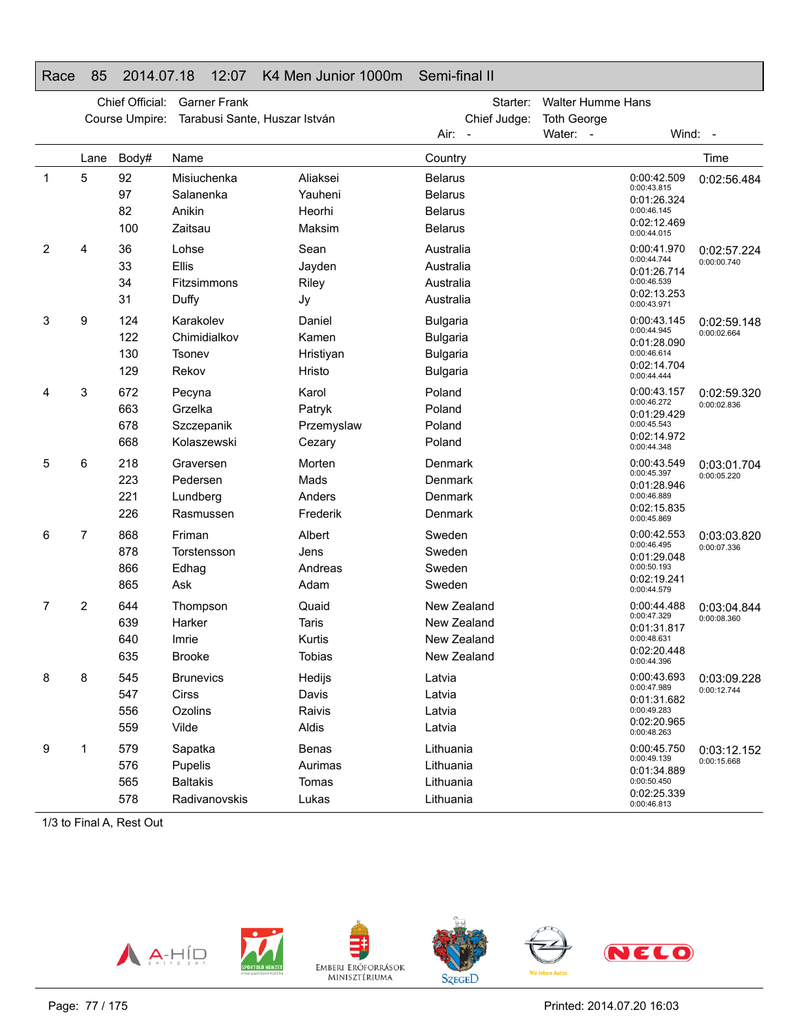## Race 85 2014.07.18 12:07 K4 Men Junior 1000m Semi-final II

Chief Official: Garner Frank
Course Umpire: Tarabusi Sante, Huszar István
Starter: Walter Humme Hans
Chief Judge: Toth George
Air: - Water: - Wind: -

| | Lane | Body# | Name | | Country | Splits | Time |
|---|---|---|---|---|---|---|---|
| 1 | 5 | 92 | Misiuchenka | Aliaksei | Belarus | 0:00:42.509 | 0:02:56.484 |
| | | 97 | Salanenka | Yauheni | Belarus | 0:00:43.815 / 0:01:26.324 | |
| | | 82 | Anikin | Heorhi | Belarus | 0:00:46.145 / 0:02:12.469 | |
| | | 100 | Zaitsau | Maksim | Belarus | 0:00:44.015 | |
| 2 | 4 | 36 | Lohse | Sean | Australia | 0:00:41.970 | 0:02:57.224 |
| | | 33 | Ellis | Jayden | Australia | 0:00:44.744 / 0:01:26.714 | 0:00:00.740 |
| | | 34 | Fitzsimmons | Riley | Australia | 0:00:46.539 / 0:02:13.253 | |
| | | 31 | Duffy | Jy | Australia | 0:00:43.971 | |
| 3 | 9 | 124 | Karakolev | Daniel | Bulgaria | 0:00:43.145 | 0:02:59.148 |
| | | 122 | Chimidialkov | Kamen | Bulgaria | 0:00:44.945 / 0:01:28.090 | 0:00:02.664 |
| | | 130 | Tsonev | Hristiyan | Bulgaria | 0:00:46.614 / 0:02:14.704 | |
| | | 129 | Rekov | Hristo | Bulgaria | 0:00:44.444 | |
| 4 | 3 | 672 | Pecyna | Karol | Poland | 0:00:43.157 | 0:02:59.320 |
| | | 663 | Grzelka | Patryk | Poland | 0:00:46.272 / 0:01:29.429 | 0:00:02.836 |
| | | 678 | Szczepanik | Przemyslaw | Poland | 0:00:45.543 / 0:02:14.972 | |
| | | 668 | Kolaszewski | Cezary | Poland | 0:00:44.348 | |
| 5 | 6 | 218 | Graversen | Morten | Denmark | 0:00:43.549 | 0:03:01.704 |
| | | 223 | Pedersen | Mads | Denmark | 0:00:45.397 / 0:01:28.946 | 0:00:05.220 |
| | | 221 | Lundberg | Anders | Denmark | 0:00:46.889 / 0:02:15.835 | |
| | | 226 | Rasmussen | Frederik | Denmark | 0:00:45.869 | |
| 6 | 7 | 868 | Friman | Albert | Sweden | 0:00:42.553 | 0:03:03.820 |
| | | 878 | Torstensson | Jens | Sweden | 0:00:46.495 / 0:01:29.048 | 0:00:07.336 |
| | | 866 | Edhag | Andreas | Sweden | 0:00:50.193 / 0:02:19.241 | |
| | | 865 | Ask | Adam | Sweden | 0:00:44.579 | |
| 7 | 2 | 644 | Thompson | Quaid | New Zealand | 0:00:44.488 | 0:03:04.844 |
| | | 639 | Harker | Taris | New Zealand | 0:00:47.329 / 0:01:31.817 | 0:00:08.360 |
| | | 640 | Imrie | Kurtis | New Zealand | 0:00:48.631 / 0:02:20.448 | |
| | | 635 | Brooke | Tobias | New Zealand | 0:00:44.396 | |
| 8 | 8 | 545 | Brunevics | Hedijs | Latvia | 0:00:43.693 | 0:03:09.228 |
| | | 547 | Cirss | Davis | Latvia | 0:00:47.989 / 0:01:31.682 | 0:00:12.744 |
| | | 556 | Ozolins | Raivis | Latvia | 0:00:49.283 / 0:02:20.965 | |
| | | 559 | Vilde | Aldis | Latvia | 0:00:48.263 | |
| 9 | 1 | 579 | Sapatka | Benas | Lithuania | 0:00:45.750 | 0:03:12.152 |
| | | 576 | Pupelis | Aurimas | Lithuania | 0:00:49.139 / 0:01:34.889 | 0:00:15.668 |
| | | 565 | Baltakis | Tomas | Lithuania | 0:00:50.450 / 0:02:25.339 | |
| | | 578 | Radivanovskis | Lukas | Lithuania | 0:00:46.813 | |

1/3 to Final A, Rest Out

Printed: 2014.07.20 16:03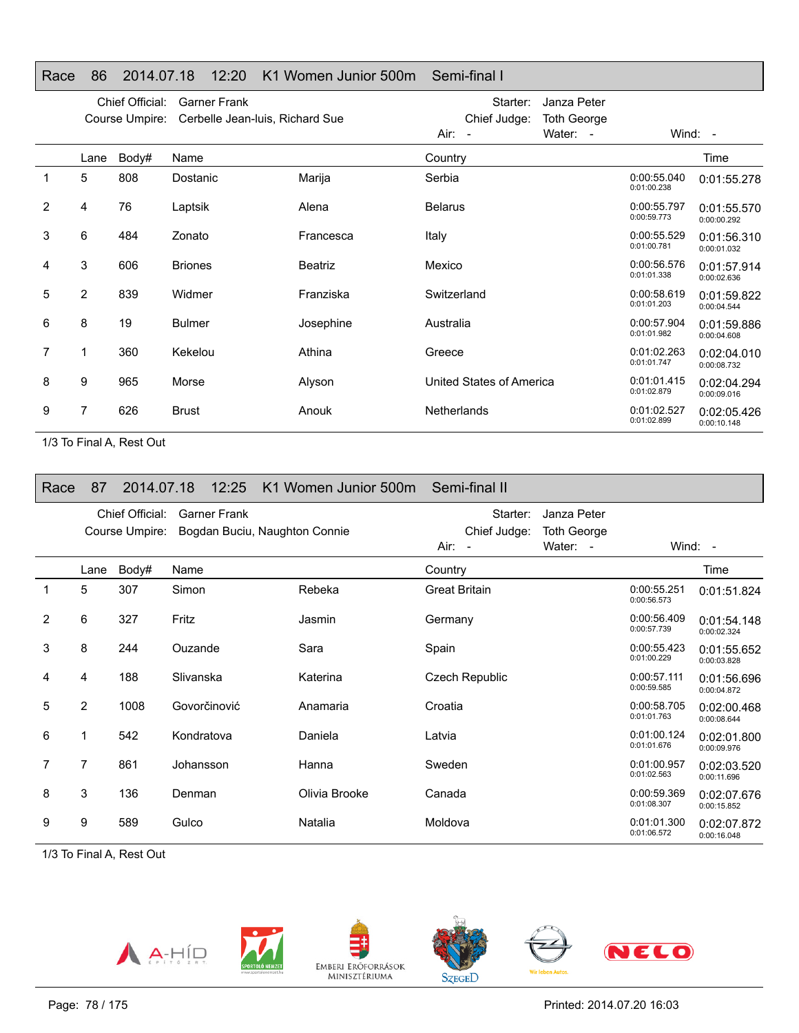## Race 86 2014.07.18 12:20 K1 Women Junior 500m Semi-final I

Chief Official: Garner Frank
Course Umpire: Cerbelle Jean-luis, Richard Sue
Starter: Janza Peter
Chief Judge: Toth George
Air: - Water: - Wind: -

| | Lane | Body# | Name | | Country | | Time |
|---|---|---|---|---|---|---|---|
| 1 | 5 | 808 | Dostanic | Marija | Serbia | 0:00:55.040 0:01:00.238 | 0:01:55.278 |
| 2 | 4 | 76 | Laptsik | Alena | Belarus | 0:00:55.797 0:00:59.773 | 0:01:55.570 0:00:00.292 |
| 3 | 6 | 484 | Zonato | Francesca | Italy | 0:00:55.529 0:01:00.781 | 0:01:56.310 0:00:01.032 |
| 4 | 3 | 606 | Briones | Beatriz | Mexico | 0:00:56.576 0:01:01.338 | 0:01:57.914 0:00:02.636 |
| 5 | 2 | 839 | Widmer | Franziska | Switzerland | 0:00:58.619 0:01:01.203 | 0:01:59.822 0:00:04.544 |
| 6 | 8 | 19 | Bulmer | Josephine | Australia | 0:00:57.904 0:01:01.982 | 0:01:59.886 0:00:04.608 |
| 7 | 1 | 360 | Kekelou | Athina | Greece | 0:01:02.263 0:01:01.747 | 0:02:04.010 0:00:08.732 |
| 8 | 9 | 965 | Morse | Alyson | United States of America | 0:01:01.415 0:01:02.879 | 0:02:04.294 0:00:09.016 |
| 9 | 7 | 626 | Brust | Anouk | Netherlands | 0:01:02.527 0:01:02.899 | 0:02:05.426 0:00:10.148 |

1/3 To Final A, Rest Out

## Race 87 2014.07.18 12:25 K1 Women Junior 500m Semi-final II

Chief Official: Garner Frank
Course Umpire: Bogdan Buciu, Naughton Connie
Starter: Janza Peter
Chief Judge: Toth George
Air: - Water: - Wind: -

| | Lane | Body# | Name | | Country | | Time |
|---|---|---|---|---|---|---|---|
| 1 | 5 | 307 | Simon | Rebeka | Great Britain | 0:00:55.251 0:00:56.573 | 0:01:51.824 |
| 2 | 6 | 327 | Fritz | Jasmin | Germany | 0:00:56.409 0:00:57.739 | 0:01:54.148 0:00:02.324 |
| 3 | 8 | 244 | Ouzande | Sara | Spain | 0:00:55.423 0:01:00.229 | 0:01:55.652 0:00:03.828 |
| 4 | 4 | 188 | Slivanska | Katerina | Czech Republic | 0:00:57.111 0:00:59.585 | 0:01:56.696 0:00:04.872 |
| 5 | 2 | 1008 | Govorčinović | Anamaria | Croatia | 0:00:58.705 0:01:01.763 | 0:02:00.468 0:00:08.644 |
| 6 | 1 | 542 | Kondratova | Daniela | Latvia | 0:01:00.124 0:01:01.676 | 0:02:01.800 0:00:09.976 |
| 7 | 7 | 861 | Johansson | Hanna | Sweden | 0:01:00.957 0:01:02.563 | 0:02:03.520 0:00:11.696 |
| 8 | 3 | 136 | Denman | Olivia Brooke | Canada | 0:00:59.369 0:01:08.307 | 0:02:07.676 0:00:15.852 |
| 9 | 9 | 589 | Gulco | Natalia | Moldova | 0:01:01.300 0:01:06.572 | 0:02:07.872 0:00:16.048 |

1/3 To Final A, Rest Out

Printed: 2014.07.20 16:03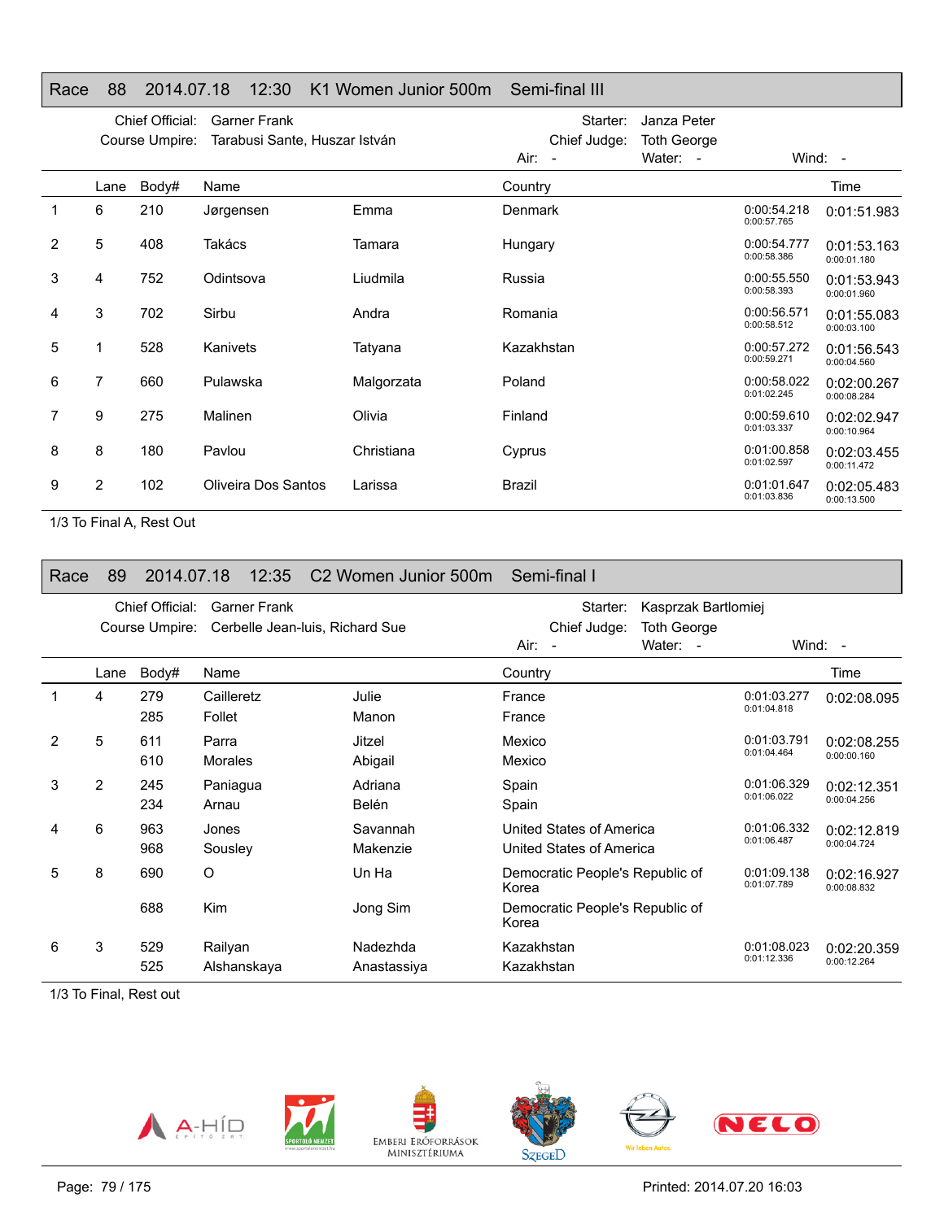## Race 88 2014.07.18 12:30 K1 Women Junior 500m Semi-final III

Chief Official: Garner Frank
Course Umpire: Tarabusi Sante, Huszar István
Starter: Janza Peter
Chief Judge: Toth George
Air: - Water: - Wind: -

| | Lane | Body# | Name | | Country | | Time |
|---|---|---|---|---|---|---|---|
| 1 | 6 | 210 | Jørgensen | Emma | Denmark | 0:00:54.218 / 0:00:57.765 | 0:01:51.983 |
| 2 | 5 | 408 | Takács | Tamara | Hungary | 0:00:54.777 / 0:00:58.386 | 0:01:53.163 / 0:00:01.180 |
| 3 | 4 | 752 | Odintsova | Liudmila | Russia | 0:00:55.550 / 0:00:58.393 | 0:01:53.943 / 0:00:01.960 |
| 4 | 3 | 702 | Sirbu | Andra | Romania | 0:00:56.571 / 0:00:58.512 | 0:01:55.083 / 0:00:03.100 |
| 5 | 1 | 528 | Kanivets | Tatyana | Kazakhstan | 0:00:57.272 / 0:00:59.271 | 0:01:56.543 / 0:00:04.560 |
| 6 | 7 | 660 | Pulawska | Malgorzata | Poland | 0:00:58.022 / 0:01:02.245 | 0:02:00.267 / 0:00:08.284 |
| 7 | 9 | 275 | Malinen | Olivia | Finland | 0:00:59.610 / 0:01:03.337 | 0:02:02.947 / 0:00:10.964 |
| 8 | 8 | 180 | Pavlou | Christiana | Cyprus | 0:01:00.858 / 0:01:02.597 | 0:02:03.455 / 0:00:11.472 |
| 9 | 2 | 102 | Oliveira Dos Santos | Larissa | Brazil | 0:01:01.647 / 0:01:03.836 | 0:02:05.483 / 0:00:13.500 |

1/3 To Final A, Rest Out

## Race 89 2014.07.18 12:35 C2 Women Junior 500m Semi-final I

Chief Official: Garner Frank
Course Umpire: Cerbelle Jean-luis, Richard Sue
Starter: Kasprzak Bartlomiej
Chief Judge: Toth George
Air: - Water: - Wind: -

| | Lane | Body# | Name | | Country | | Time |
|---|---|---|---|---|---|---|---|
| 1 | 4 | 279 | Cailleretz | Julie | France | 0:01:03.277 / 0:01:04.818 | 0:02:08.095 |
| | | 285 | Follet | Manon | France | | |
| 2 | 5 | 611 | Parra | Jitzel | Mexico | 0:01:03.791 / 0:01:04.464 | 0:02:08.255 / 0:00:00.160 |
| | | 610 | Morales | Abigail | Mexico | | |
| 3 | 2 | 245 | Paniagua | Adriana | Spain | 0:01:06.329 / 0:01:06.022 | 0:02:12.351 / 0:00:04.256 |
| | | 234 | Arnau | Belén | Spain | | |
| 4 | 6 | 963 | Jones | Savannah | United States of America | 0:01:06.332 / 0:01:06.487 | 0:02:12.819 / 0:00:04.724 |
| | | 968 | Sousley | Makenzie | United States of America | | |
| 5 | 8 | 690 | O | Un Ha | Democratic People's Republic of Korea | 0:01:09.138 / 0:01:07.789 | 0:02:16.927 / 0:00:08.832 |
| | | 688 | Kim | Jong Sim | Democratic People's Republic of Korea | | |
| 6 | 3 | 529 | Railyan | Nadezhda | Kazakhstan | 0:01:08.023 / 0:01:12.336 | 0:02:20.359 / 0:00:12.264 |
| | | 525 | Alshanskaya | Anastassiya | Kazakhstan | | |

1/3 To Final, Rest out

Printed: 2014.07.20 16:03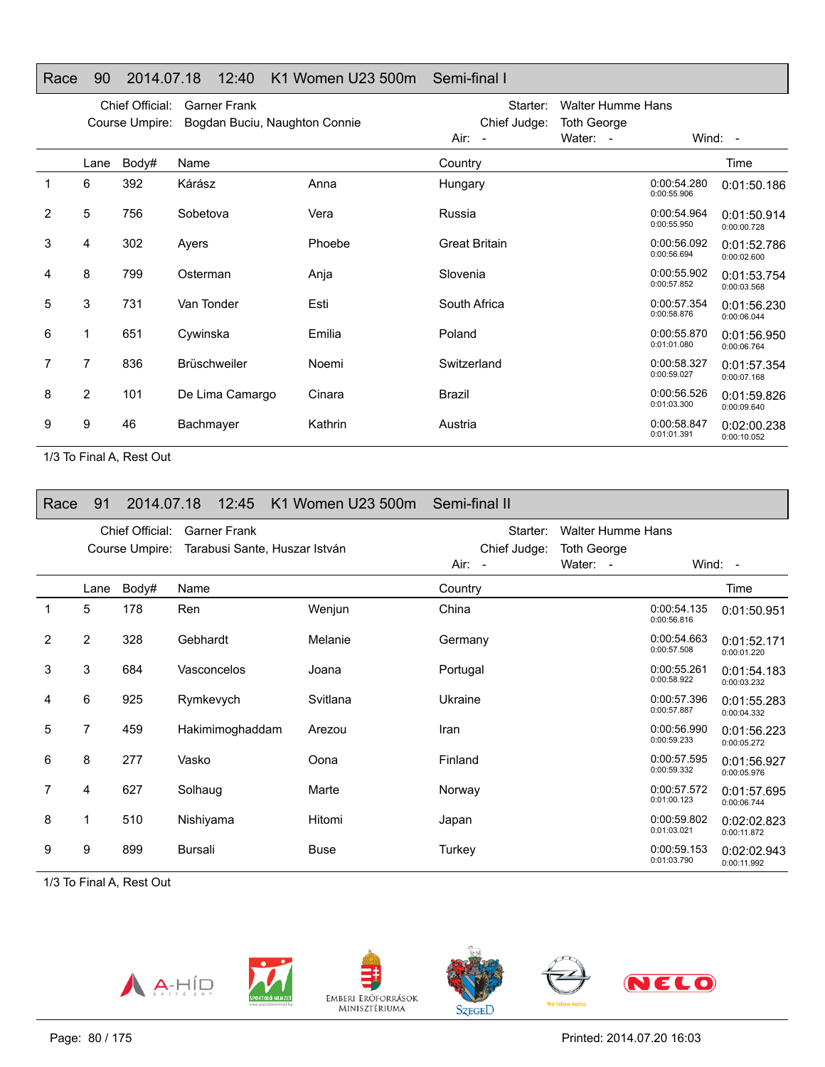## Race 90 2014.07.18 12:40 K1 Women U23 500m Semi-final I

Chief Official: Garner Frank
Course Umpire: Bogdan Buciu, Naughton Connie
Starter: Walter Humme Hans
Chief Judge: Toth George
Air: - Water: - Wind: -

| | Lane | Body# | Name | | Country | | Time |
|---|---|---|---|---|---|---|---|
| 1 | 6 | 392 | Kárász | Anna | Hungary | 0:00:54.280<br>0:00:55.906 | 0:01:50.186 |
| 2 | 5 | 756 | Sobetova | Vera | Russia | 0:00:54.964<br>0:00:55.950 | 0:01:50.914<br>0:00:00.728 |
| 3 | 4 | 302 | Ayers | Phoebe | Great Britain | 0:00:56.092<br>0:00:56.694 | 0:01:52.786<br>0:00:02.600 |
| 4 | 8 | 799 | Osterman | Anja | Slovenia | 0:00:55.902<br>0:00:57.852 | 0:01:53.754<br>0:00:03.568 |
| 5 | 3 | 731 | Van Tonder | Esti | South Africa | 0:00:57.354<br>0:00:58.876 | 0:01:56.230<br>0:00:06.044 |
| 6 | 1 | 651 | Cywinska | Emilia | Poland | 0:00:55.870<br>0:01:01.080 | 0:01:56.950<br>0:00:06.764 |
| 7 | 7 | 836 | Brüschweiler | Noemi | Switzerland | 0:00:58.327<br>0:00:59.027 | 0:01:57.354<br>0:00:07.168 |
| 8 | 2 | 101 | De Lima Camargo | Cinara | Brazil | 0:00:56.526<br>0:01:03.300 | 0:01:59.826<br>0:00:09.640 |
| 9 | 9 | 46 | Bachmayer | Kathrin | Austria | 0:00:58.847<br>0:01:01.391 | 0:02:00.238<br>0:00:10.052 |

1/3 To Final A, Rest Out

## Race 91 2014.07.18 12:45 K1 Women U23 500m Semi-final II

Chief Official: Garner Frank
Course Umpire: Tarabusi Sante, Huszar István
Starter: Walter Humme Hans
Chief Judge: Toth George
Air: - Water: - Wind: -

| | Lane | Body# | Name | | Country | | Time |
|---|---|---|---|---|---|---|---|
| 1 | 5 | 178 | Ren | Wenjun | China | 0:00:54.135<br>0:00:56.816 | 0:01:50.951 |
| 2 | 2 | 328 | Gebhardt | Melanie | Germany | 0:00:54.663<br>0:00:57.508 | 0:01:52.171<br>0:00:01.220 |
| 3 | 3 | 684 | Vasconcelos | Joana | Portugal | 0:00:55.261<br>0:00:58.922 | 0:01:54.183<br>0:00:03.232 |
| 4 | 6 | 925 | Rymkevych | Svitlana | Ukraine | 0:00:57.396<br>0:00:57.887 | 0:01:55.283<br>0:00:04.332 |
| 5 | 7 | 459 | Hakimimoghaddam | Arezou | Iran | 0:00:56.990<br>0:00:59.233 | 0:01:56.223<br>0:00:05.272 |
| 6 | 8 | 277 | Vasko | Oona | Finland | 0:00:57.595<br>0:00:59.332 | 0:01:56.927<br>0:00:05.976 |
| 7 | 4 | 627 | Solhaug | Marte | Norway | 0:00:57.572<br>0:01:00.123 | 0:01:57.695<br>0:00:06.744 |
| 8 | 1 | 510 | Nishiyama | Hitomi | Japan | 0:00:59.802<br>0:01:03.021 | 0:02:02.823<br>0:00:11.872 |
| 9 | 9 | 899 | Bursali | Buse | Turkey | 0:00:59.153<br>0:01:03.790 | 0:02:02.943<br>0:00:11.992 |

1/3 To Final A, Rest Out

Printed: 2014.07.20 16:03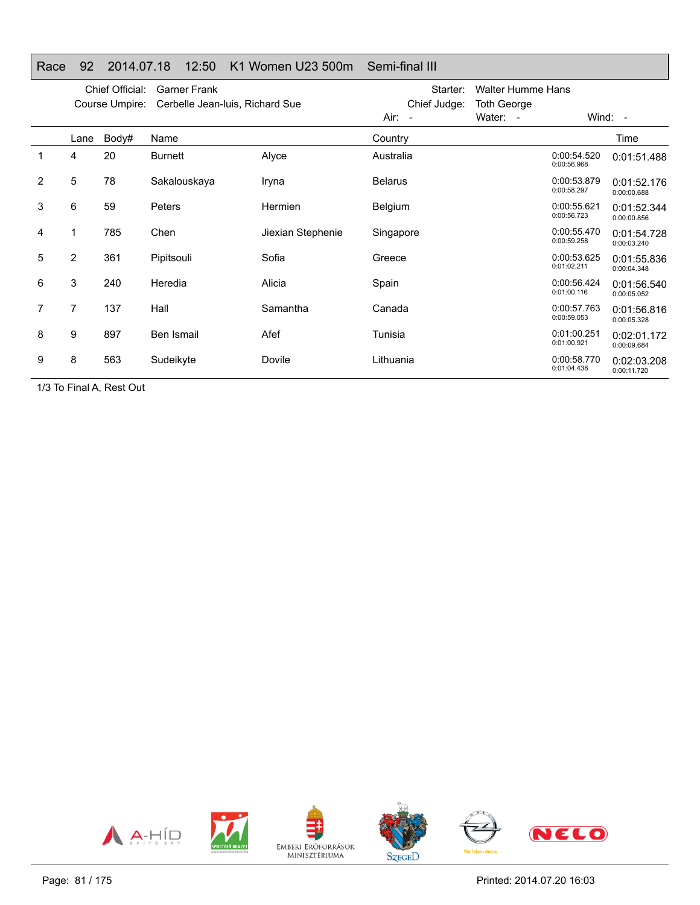# Race 92 2014.07.18 12:50 K1 Women U23 500m Semi-final III

Chief Official: Garner Frank
Course Umpire: Cerbelle Jean-luis, Richard Sue
Starter: Walter Humme Hans
Chief Judge: Toth George
Air: - Water: - Wind: -

| | Lane | Body# | Name | | Country | | Time |
|---|---|---|---|---|---|---|---|
| 1 | 4 | 20 | Burnett | Alyce | Australia | 0:00:54.520 / 0:00:56.968 | 0:01:51.488 |
| 2 | 5 | 78 | Sakalouskaya | Iryna | Belarus | 0:00:53.879 / 0:00:58.297 | 0:01:52.176 / 0:00:00.688 |
| 3 | 6 | 59 | Peters | Hermien | Belgium | 0:00:55.621 / 0:00:56.723 | 0:01:52.344 / 0:00:00.856 |
| 4 | 1 | 785 | Chen | Jiexian Stephenie | Singapore | 0:00:55.470 / 0:00:59.258 | 0:01:54.728 / 0:00:03.240 |
| 5 | 2 | 361 | Pipitsouli | Sofia | Greece | 0:00:53.625 / 0:01:02.211 | 0:01:55.836 / 0:00:04.348 |
| 6 | 3 | 240 | Heredia | Alicia | Spain | 0:00:56.424 / 0:01:00.116 | 0:01:56.540 / 0:00:05.052 |
| 7 | 7 | 137 | Hall | Samantha | Canada | 0:00:57.763 / 0:00:59.053 | 0:01:56.816 / 0:00:05.328 |
| 8 | 9 | 897 | Ben Ismail | Afef | Tunisia | 0:01:00.251 / 0:01:00.921 | 0:02:01.172 / 0:00:09.684 |
| 9 | 8 | 563 | Sudeikyte | Dovile | Lithuania | 0:00:58.770 / 0:01:04.438 | 0:02:03.208 / 0:00:11.720 |

1/3 To Final A, Rest Out

Printed: 2014.07.20 16:03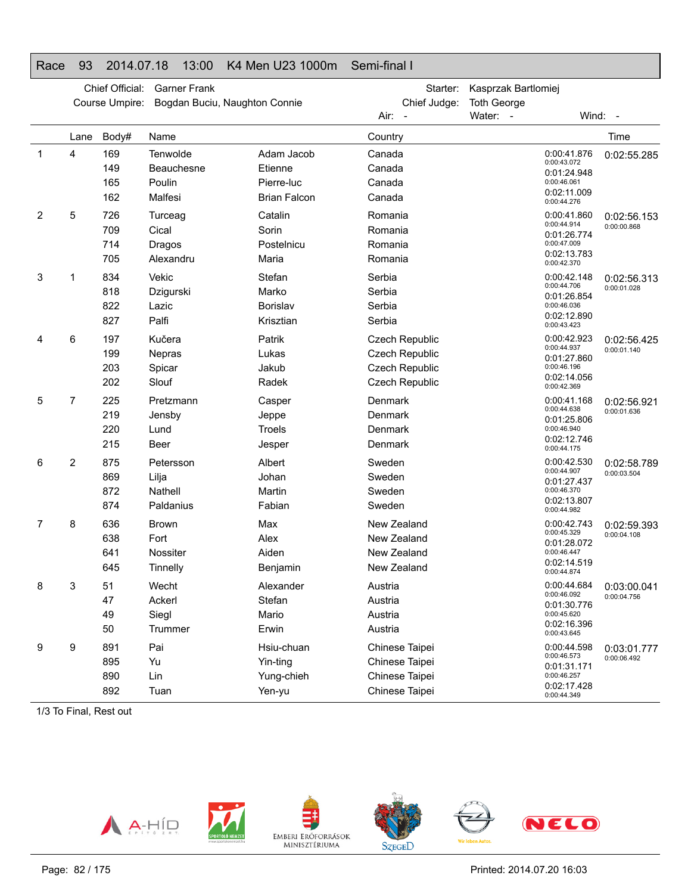# Race 93 2014.07.18 13:00 K4 Men U23 1000m Semi-final I

| | | | |
|---|---|---|---|
| Chief Official: | Garner Frank | Starter: | Kasprzak Bartlomiej |
| Course Umpire: | Bogdan Buciu, Naughton Connie | Chief Judge: | Toth George |

Air: - Water: - Wind: -

| | Lane | Body# | Name | | Country | | Time |
|---|---|---|---|---|---|---|---|
| 1 | 4 | 169 | Tenwolde | Adam Jacob | Canada | 0:00:41.876 / 0:00:43.072 | 0:02:55.285 |
| | | 149 | Beauchesne | Etienne | Canada | 0:01:24.948 / 0:00:46.061 | |
| | | 165 | Poulin | Pierre-luc | Canada | 0:02:11.009 / 0:00:44.276 | |
| | | 162 | Malfesi | Brian Falcon | Canada | | |
| 2 | 5 | 726 | Turceag | Catalin | Romania | 0:00:41.860 / 0:00:44.914 | 0:02:56.153 / 0:00:00.868 |
| | | 709 | Cical | Sorin | Romania | 0:01:26.774 / 0:00:47.009 | |
| | | 714 | Dragos | Postelnicu | Romania | 0:02:13.783 / 0:00:42.370 | |
| | | 705 | Alexandru | Maria | Romania | | |
| 3 | 1 | 834 | Vekic | Stefan | Serbia | 0:00:42.148 / 0:00:44.706 | 0:02:56.313 / 0:00:01.028 |
| | | 818 | Dzigurski | Marko | Serbia | 0:01:26.854 / 0:00:46.036 | |
| | | 822 | Lazic | Borislav | Serbia | 0:02:12.890 / 0:00:43.423 | |
| | | 827 | Palfi | Krisztian | Serbia | | |
| 4 | 6 | 197 | Kučera | Patrik | Czech Republic | 0:00:42.923 / 0:00:44.937 | 0:02:56.425 / 0:00:01.140 |
| | | 199 | Nepras | Lukas | Czech Republic | 0:01:27.860 / 0:00:46.196 | |
| | | 203 | Spicar | Jakub | Czech Republic | 0:02:14.056 / 0:00:42.369 | |
| | | 202 | Slouf | Radek | Czech Republic | | |
| 5 | 7 | 225 | Pretzmann | Casper | Denmark | 0:00:41.168 / 0:00:44.638 | 0:02:56.921 / 0:00:01.636 |
| | | 219 | Jensby | Jeppe | Denmark | 0:01:25.806 / 0:00:46.940 | |
| | | 220 | Lund | Troels | Denmark | 0:02:12.746 / 0:00:44.175 | |
| | | 215 | Beer | Jesper | Denmark | | |
| 6 | 2 | 875 | Petersson | Albert | Sweden | 0:00:42.530 / 0:00:44.907 | 0:02:58.789 / 0:00:03.504 |
| | | 869 | Lilja | Johan | Sweden | 0:01:27.437 / 0:00:46.370 | |
| | | 872 | Nathell | Martin | Sweden | 0:02:13.807 / 0:00:44.982 | |
| | | 874 | Paldanius | Fabian | Sweden | | |
| 7 | 8 | 636 | Brown | Max | New Zealand | 0:00:42.743 / 0:00:45.329 | 0:02:59.393 / 0:00:04.108 |
| | | 638 | Fort | Alex | New Zealand | 0:01:28.072 / 0:00:46.447 | |
| | | 641 | Nossiter | Aiden | New Zealand | 0:02:14.519 / 0:00:44.874 | |
| | | 645 | Tinnelly | Benjamin | New Zealand | | |
| 8 | 3 | 51 | Wecht | Alexander | Austria | 0:00:44.684 / 0:00:46.092 | 0:03:00.041 / 0:00:04.756 |
| | | 47 | Ackerl | Stefan | Austria | 0:01:30.776 / 0:00:45.620 | |
| | | 49 | Siegl | Mario | Austria | 0:02:16.396 / 0:00:43.645 | |
| | | 50 | Trummer | Erwin | Austria | | |
| 9 | 9 | 891 | Pai | Hsiu-chuan | Chinese Taipei | 0:00:44.598 / 0:00:46.573 | 0:03:01.777 / 0:00:06.492 |
| | | 895 | Yu | Yin-ting | Chinese Taipei | 0:01:31.171 / 0:00:46.257 | |
| | | 890 | Lin | Yung-chieh | Chinese Taipei | 0:02:17.428 / 0:00:44.349 | |
| | | 892 | Tuan | Yen-yu | Chinese Taipei | | |

1/3 To Final, Rest out

Printed: 2014.07.20 16:03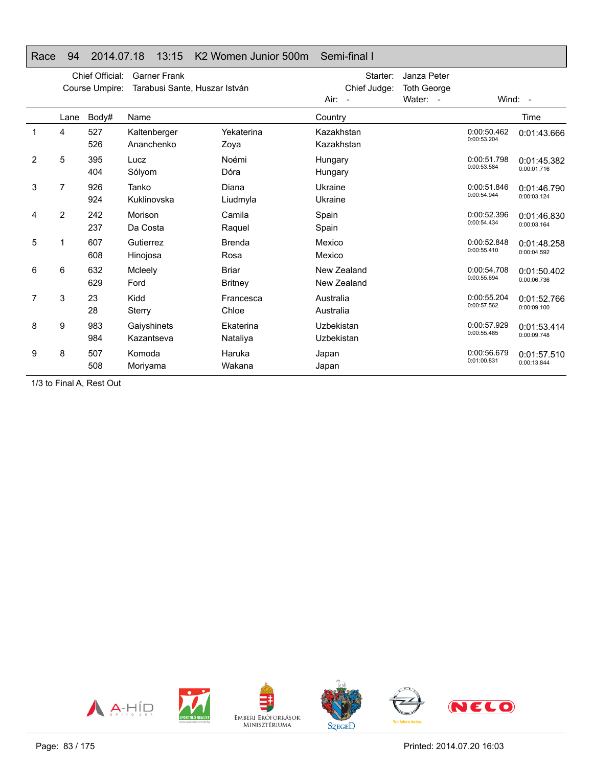## Race 94 2014.07.18 13:15 K2 Women Junior 500m Semi-final I

Chief Official: Garner Frank
Course Umpire: Tarabusi Sante, Huszar István
Starter: Janza Peter
Chief Judge: Toth George
Air: - Water: - Wind: -

| | Lane | Body# | Name | | Country | | Time |
|---|---|---|---|---|---|---|---|
| 1 | 4 | 527 | Kaltenberger | Yekaterina | Kazakhstan | 0:00:50.462 | 0:01:43.666 |
| | | 526 | Ananchenko | Zoya | Kazakhstan | 0:00:53.204 | |
| 2 | 5 | 395 | Lucz | Noémi | Hungary | 0:00:51.798 | 0:01:45.382 |
| | | 404 | Sólyom | Dóra | Hungary | 0:00:53.584 | 0:00:01.716 |
| 3 | 7 | 926 | Tanko | Diana | Ukraine | 0:00:51.846 | 0:01:46.790 |
| | | 924 | Kuklinovska | Liudmyla | Ukraine | 0:00:54.944 | 0:00:03.124 |
| 4 | 2 | 242 | Morison | Camila | Spain | 0:00:52.396 | 0:01:46.830 |
| | | 237 | Da Costa | Raquel | Spain | 0:00:54.434 | 0:00:03.164 |
| 5 | 1 | 607 | Gutierrez | Brenda | Mexico | 0:00:52.848 | 0:01:48.258 |
| | | 608 | Hinojosa | Rosa | Mexico | 0:00:55.410 | 0:00:04.592 |
| 6 | 6 | 632 | Mcleely | Briar | New Zealand | 0:00:54.708 | 0:01:50.402 |
| | | 629 | Ford | Britney | New Zealand | 0:00:55.694 | 0:00:06.736 |
| 7 | 3 | 23 | Kidd | Francesca | Australia | 0:00:55.204 | 0:01:52.766 |
| | | 28 | Sterry | Chloe | Australia | 0:00:57.562 | 0:00:09.100 |
| 8 | 9 | 983 | Gaiyshinets | Ekaterina | Uzbekistan | 0:00:57.929 | 0:01:53.414 |
| | | 984 | Kazantseva | Nataliya | Uzbekistan | 0:00:55.485 | 0:00:09.748 |
| 9 | 8 | 507 | Komoda | Haruka | Japan | 0:00:56.679 | 0:01:57.510 |
| | | 508 | Moriyama | Wakana | Japan | 0:01:00.831 | 0:00:13.844 |

1/3 to Final A, Rest Out

Printed: 2014.07.20 16:03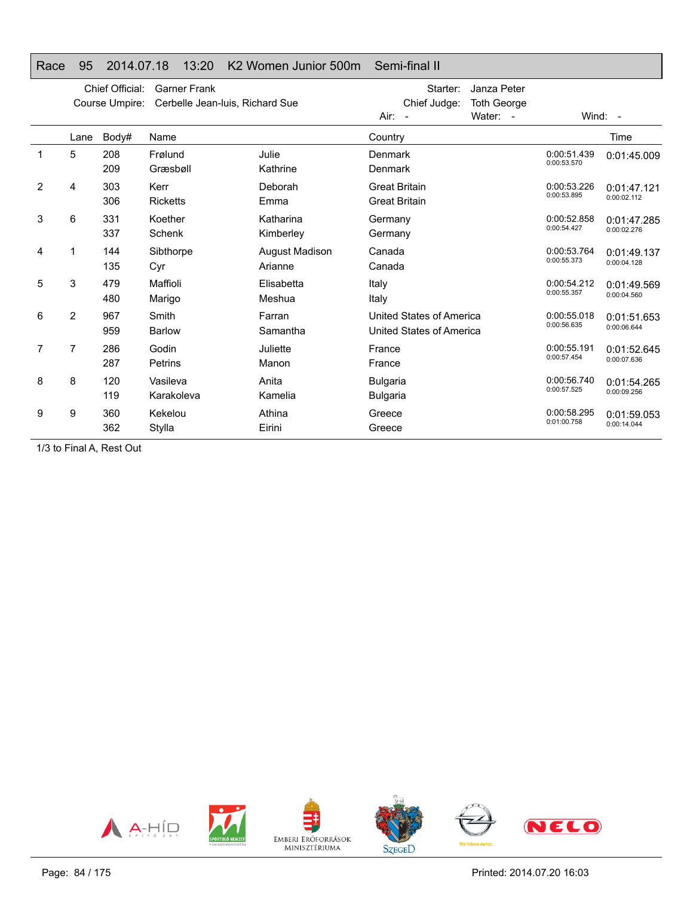## Race 95 2014.07.18 13:20 K2 Women Junior 500m Semi-final II

Chief Official: Garner Frank
Course Umpire: Cerbelle Jean-luis, Richard Sue
Starter: Janza Peter
Chief Judge: Toth George
Air: - Water: - Wind: -

| | Lane | Body# | Name | | Country | | Time |
|---|---|---|---|---|---|---|---|
| 1 | 5 | 208 | Frølund | Julie | Denmark | 0:00:51.439 | 0:01:45.009 |
| | | 209 | Græsbøll | Kathrine | Denmark | 0:00:53.570 | |
| 2 | 4 | 303 | Kerr | Deborah | Great Britain | 0:00:53.226 | 0:01:47.121 |
| | | 306 | Ricketts | Emma | Great Britain | 0:00:53.895 | 0:00:02.112 |
| 3 | 6 | 331 | Koether | Katharina | Germany | 0:00:52.858 | 0:01:47.285 |
| | | 337 | Schenk | Kimberley | Germany | 0:00:54.427 | 0:00:02.276 |
| 4 | 1 | 144 | Sibthorpe | August Madison | Canada | 0:00:53.764 | 0:01:49.137 |
| | | 135 | Cyr | Arianne | Canada | 0:00:55.373 | 0:00:04.128 |
| 5 | 3 | 479 | Maffioli | Elisabetta | Italy | 0:00:54.212 | 0:01:49.569 |
| | | 480 | Marigo | Meshua | Italy | 0:00:55.357 | 0:00:04.560 |
| 6 | 2 | 967 | Smith | Farran | United States of America | 0:00:55.018 | 0:01:51.653 |
| | | 959 | Barlow | Samantha | United States of America | 0:00:56.635 | 0:00:06.644 |
| 7 | 7 | 286 | Godin | Juliette | France | 0:00:55.191 | 0:01:52.645 |
| | | 287 | Petrins | Manon | France | 0:00:57.454 | 0:00:07.636 |
| 8 | 8 | 120 | Vasileva | Anita | Bulgaria | 0:00:56.740 | 0:01:54.265 |
| | | 119 | Karakoleva | Kamelia | Bulgaria | 0:00:57.525 | 0:00:09.256 |
| 9 | 9 | 360 | Kekelou | Athina | Greece | 0:00:58.295 | 0:01:59.053 |
| | | 362 | Stylla | Eirini | Greece | 0:01:00.758 | 0:00:14.044 |

1/3 to Final A, Rest Out

Printed: 2014.07.20 16:03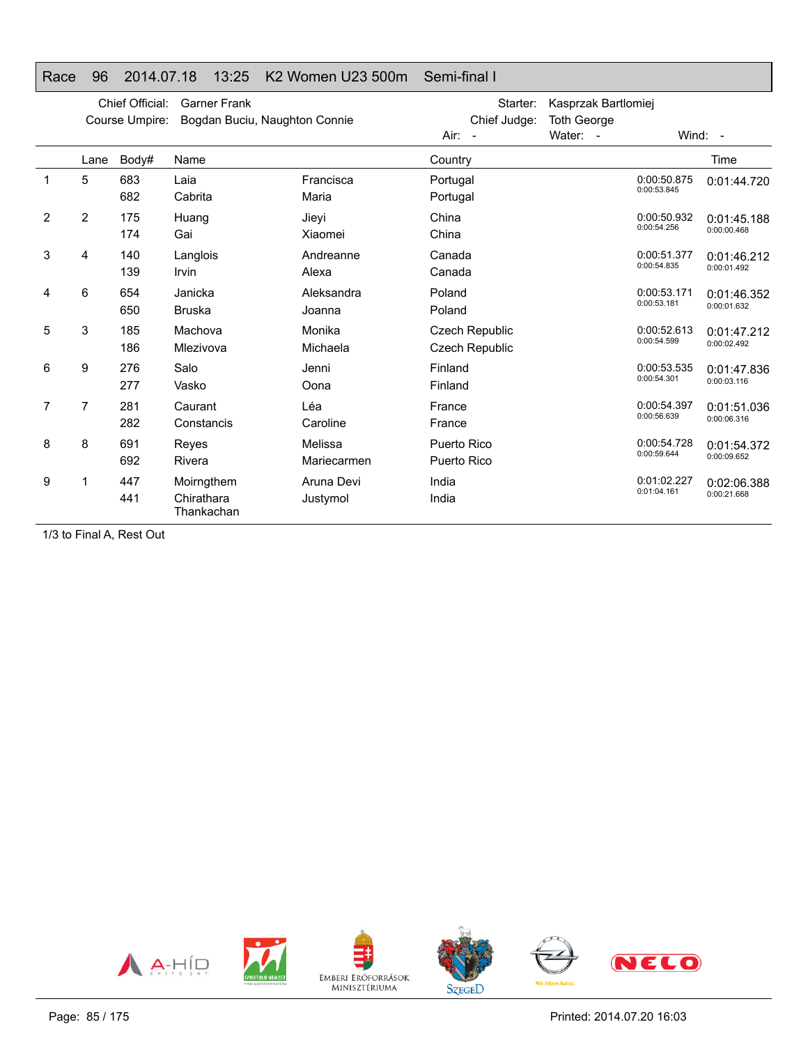# Race 96 2014.07.18 13:25 K2 Women U23 500m Semi-final I

Chief Official: Garner Frank
Course Umpire: Bogdan Buciu, Naughton Connie

Starter: Kasprzak Bartlomiej
Chief Judge: Toth George

Air: - Water: - Wind: -

| | Lane | Body# | Name | | Country | | Time |
|---|---|---|---|---|---|---|---|
| 1 | 5 | 683 | Laia | Francisca | Portugal | 0:00:50.875 | 0:01:44.720 |
| | | 682 | Cabrita | Maria | Portugal | 0:00:53.845 | |
| 2 | 2 | 175 | Huang | Jieyi | China | 0:00:50.932 | 0:01:45.188 |
| | | 174 | Gai | Xiaomei | China | 0:00:54.256 | 0:00:00.468 |
| 3 | 4 | 140 | Langlois | Andreanne | Canada | 0:00:51.377 | 0:01:46.212 |
| | | 139 | Irvin | Alexa | Canada | 0:00:54.835 | 0:00:01.492 |
| 4 | 6 | 654 | Janicka | Aleksandra | Poland | 0:00:53.171 | 0:01:46.352 |
| | | 650 | Bruska | Joanna | Poland | 0:00:53.181 | 0:00:01.632 |
| 5 | 3 | 185 | Machova | Monika | Czech Republic | 0:00:52.613 | 0:01:47.212 |
| | | 186 | Mlezivova | Michaela | Czech Republic | 0:00:54.599 | 0:00:02.492 |
| 6 | 9 | 276 | Salo | Jenni | Finland | 0:00:53.535 | 0:01:47.836 |
| | | 277 | Vasko | Oona | Finland | 0:00:54.301 | 0:00:03.116 |
| 7 | 7 | 281 | Caurant | Léa | France | 0:00:54.397 | 0:01:51.036 |
| | | 282 | Constancis | Caroline | France | 0:00:56.639 | 0:00:06.316 |
| 8 | 8 | 691 | Reyes | Melissa | Puerto Rico | 0:00:54.728 | 0:01:54.372 |
| | | 692 | Rivera | Mariecarmen | Puerto Rico | 0:00:59.644 | 0:00:09.652 |
| 9 | 1 | 447 | Moirngthem | Aruna Devi | India | 0:01:02.227 | 0:02:06.388 |
| | | 441 | Chirathara Thankachan | Justymol | India | 0:01:04.161 | 0:00:21.668 |

1/3 to Final A, Rest Out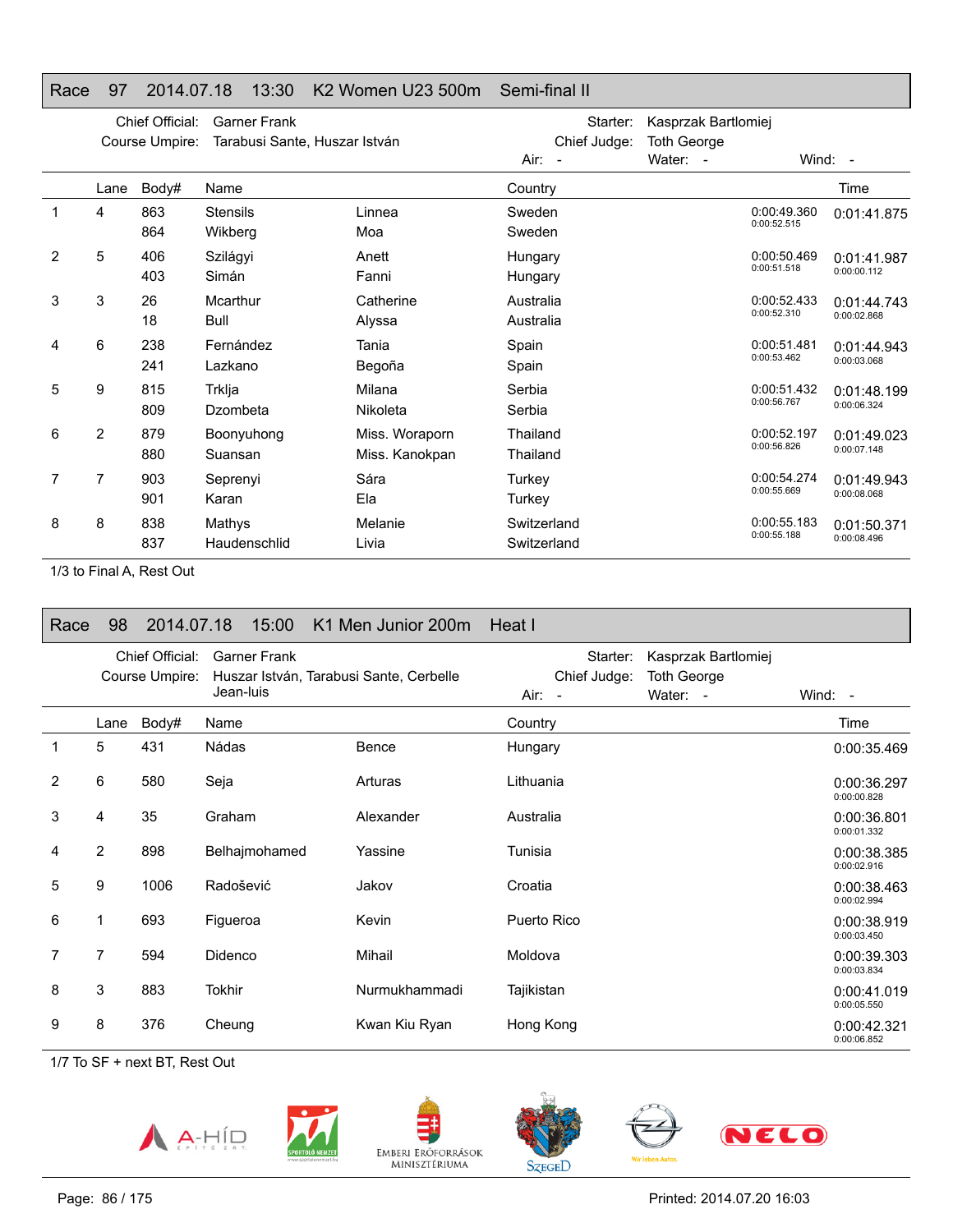## Race 97 2014.07.18 13:30 K2 Women U23 500m Semi-final II

Chief Official: Garner Frank
Course Umpire: Tarabusi Sante, Huszar István
Starter: Kasprzak Bartlomiej
Chief Judge: Toth George
Air: - Water: - Wind: -

| | Lane | Body# | Name | | Country | Split | Time |
|---|---|---|---|---|---|---|---|
| 1 | 4 | 863 | Stensils | Linnea | Sweden | 0:00:49.360 | 0:01:41.875 |
| | | 864 | Wikberg | Moa | Sweden | 0:00:52.515 | |
| 2 | 5 | 406 | Szilágyi | Anett | Hungary | 0:00:50.469 | 0:01:41.987 |
| | | 403 | Simán | Fanni | Hungary | 0:00:51.518 | 0:00:00.112 |
| 3 | 3 | 26 | Mcarthur | Catherine | Australia | 0:00:52.433 | 0:01:44.743 |
| | | 18 | Bull | Alyssa | Australia | 0:00:52.310 | 0:00:02.868 |
| 4 | 6 | 238 | Fernández | Tania | Spain | 0:00:51.481 | 0:01:44.943 |
| | | 241 | Lazkano | Begoña | Spain | 0:00:53.462 | 0:00:03.068 |
| 5 | 9 | 815 | Trklja | Milana | Serbia | 0:00:51.432 | 0:01:48.199 |
| | | 809 | Dzombeta | Nikoleta | Serbia | 0:00:56.767 | 0:00:06.324 |
| 6 | 2 | 879 | Boonyuhong | Miss. Woraporn | Thailand | 0:00:52.197 | 0:01:49.023 |
| | | 880 | Suansan | Miss. Kanokpan | Thailand | 0:00:56.826 | 0:00:07.148 |
| 7 | 7 | 903 | Seprenyi | Sára | Turkey | 0:00:54.274 | 0:01:49.943 |
| | | 901 | Karan | Ela | Turkey | 0:00:55.669 | 0:00:08.068 |
| 8 | 8 | 838 | Mathys | Melanie | Switzerland | 0:00:55.183 | 0:01:50.371 |
| | | 837 | Haudenschlid | Livia | Switzerland | 0:00:55.188 | 0:00:08.496 |

1/3 to Final A, Rest Out

## Race 98 2014.07.18 15:00 K1 Men Junior 200m Heat I

Chief Official: Garner Frank
Course Umpire: Huszar István, Tarabusi Sante, Cerbelle Jean-luis
Starter: Kasprzak Bartlomiej
Chief Judge: Toth George
Air: - Water: - Wind: -

| | Lane | Body# | Name | | Country | Time | Behind |
|---|---|---|---|---|---|---|---|
| 1 | 5 | 431 | Nádas | Bence | Hungary | 0:00:35.469 | |
| 2 | 6 | 580 | Seja | Arturas | Lithuania | 0:00:36.297 | 0:00:00.828 |
| 3 | 4 | 35 | Graham | Alexander | Australia | 0:00:36.801 | 0:00:01.332 |
| 4 | 2 | 898 | Belhajmohamed | Yassine | Tunisia | 0:00:38.385 | 0:00:02.916 |
| 5 | 9 | 1006 | Radošević | Jakov | Croatia | 0:00:38.463 | 0:00:02.994 |
| 6 | 1 | 693 | Figueroa | Kevin | Puerto Rico | 0:00:38.919 | 0:00:03.450 |
| 7 | 7 | 594 | Didenco | Mihail | Moldova | 0:00:39.303 | 0:00:03.834 |
| 8 | 3 | 883 | Tokhir | Nurmukhammadi | Tajikistan | 0:00:41.019 | 0:00:05.550 |
| 9 | 8 | 376 | Cheung | Kwan Kiu Ryan | Hong Kong | 0:00:42.321 | 0:00:06.852 |

1/7 To SF + next BT, Rest Out

Printed: 2014.07.20 16:03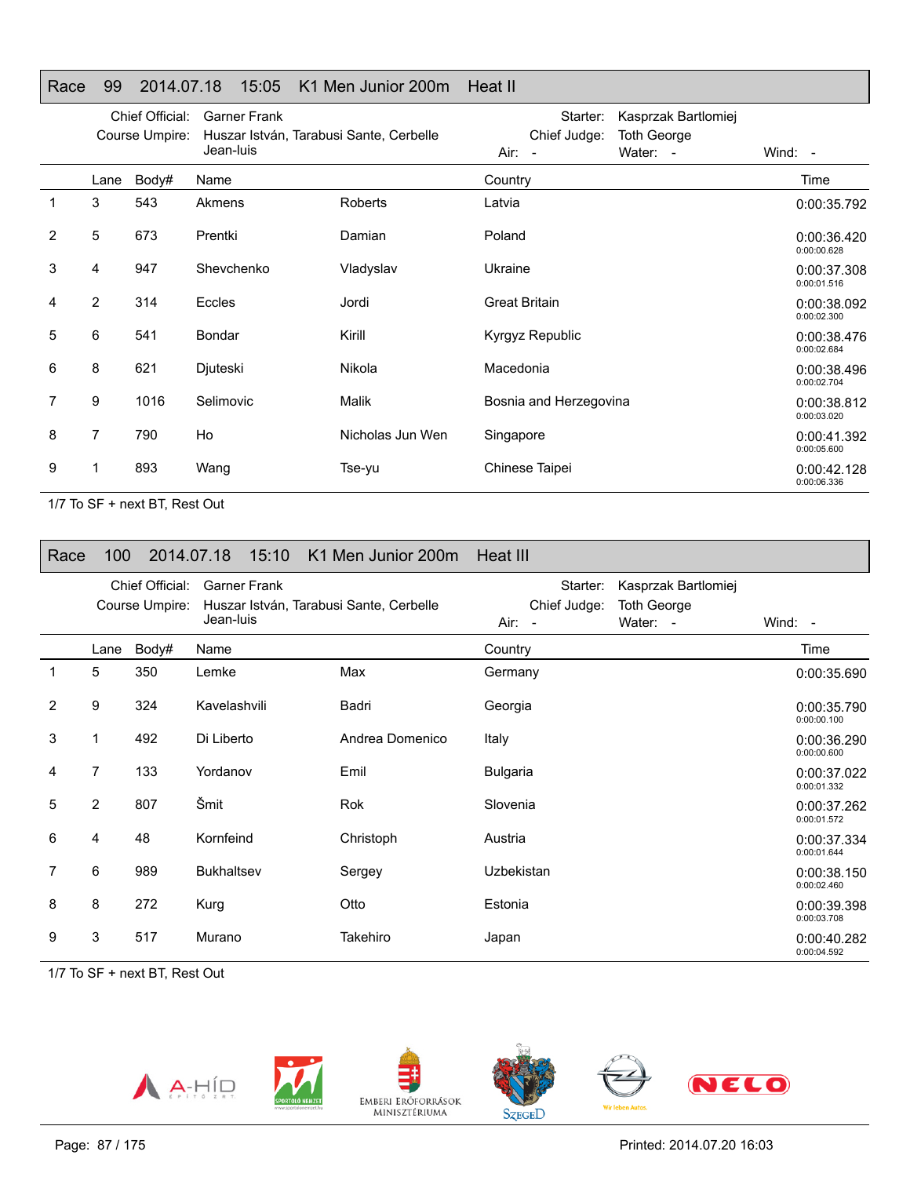## Race 99 2014.07.18 15:05 K1 Men Junior 200m Heat II

Chief Official: Garner Frank
Course Umpire: Huszar István, Tarabusi Sante, Cerbelle Jean-luis
Starter: Kasprzak Bartlomiej
Chief Judge: Toth George
Air: - Water: - Wind: -

| | Lane | Body# | Name | | Country | Time |
|---|---|---|---|---|---|---|
| 1 | 3 | 543 | Akmens | Roberts | Latvia | 0:00:35.792 |
| 2 | 5 | 673 | Prentki | Damian | Poland | 0:00:36.420<br>0:00:00.628 |
| 3 | 4 | 947 | Shevchenko | Vladyslav | Ukraine | 0:00:37.308<br>0:00:01.516 |
| 4 | 2 | 314 | Eccles | Jordi | Great Britain | 0:00:38.092<br>0:00:02.300 |
| 5 | 6 | 541 | Bondar | Kirill | Kyrgyz Republic | 0:00:38.476<br>0:00:02.684 |
| 6 | 8 | 621 | Djuteski | Nikola | Macedonia | 0:00:38.496<br>0:00:02.704 |
| 7 | 9 | 1016 | Selimovic | Malik | Bosnia and Herzegovina | 0:00:38.812<br>0:00:03.020 |
| 8 | 7 | 790 | Ho | Nicholas Jun Wen | Singapore | 0:00:41.392<br>0:00:05.600 |
| 9 | 1 | 893 | Wang | Tse-yu | Chinese Taipei | 0:00:42.128<br>0:00:06.336 |

1/7 To SF + next BT, Rest Out

## Race 100 2014.07.18 15:10 K1 Men Junior 200m Heat III

Chief Official: Garner Frank
Course Umpire: Huszar István, Tarabusi Sante, Cerbelle Jean-luis
Starter: Kasprzak Bartlomiej
Chief Judge: Toth George
Air: - Water: - Wind: -

| | Lane | Body# | Name | | Country | Time |
|---|---|---|---|---|---|---|
| 1 | 5 | 350 | Lemke | Max | Germany | 0:00:35.690 |
| 2 | 9 | 324 | Kavelashvili | Badri | Georgia | 0:00:35.790<br>0:00:00.100 |
| 3 | 1 | 492 | Di Liberto | Andrea Domenico | Italy | 0:00:36.290<br>0:00:00.600 |
| 4 | 7 | 133 | Yordanov | Emil | Bulgaria | 0:00:37.022<br>0:00:01.332 |
| 5 | 2 | 807 | Šmit | Rok | Slovenia | 0:00:37.262<br>0:00:01.572 |
| 6 | 4 | 48 | Kornfeind | Christoph | Austria | 0:00:37.334<br>0:00:01.644 |
| 7 | 6 | 989 | Bukhaltsev | Sergey | Uzbekistan | 0:00:38.150<br>0:00:02.460 |
| 8 | 8 | 272 | Kurg | Otto | Estonia | 0:00:39.398<br>0:00:03.708 |
| 9 | 3 | 517 | Murano | Takehiro | Japan | 0:00:40.282<br>0:00:04.592 |

1/7 To SF + next BT, Rest Out

Printed: 2014.07.20 16:03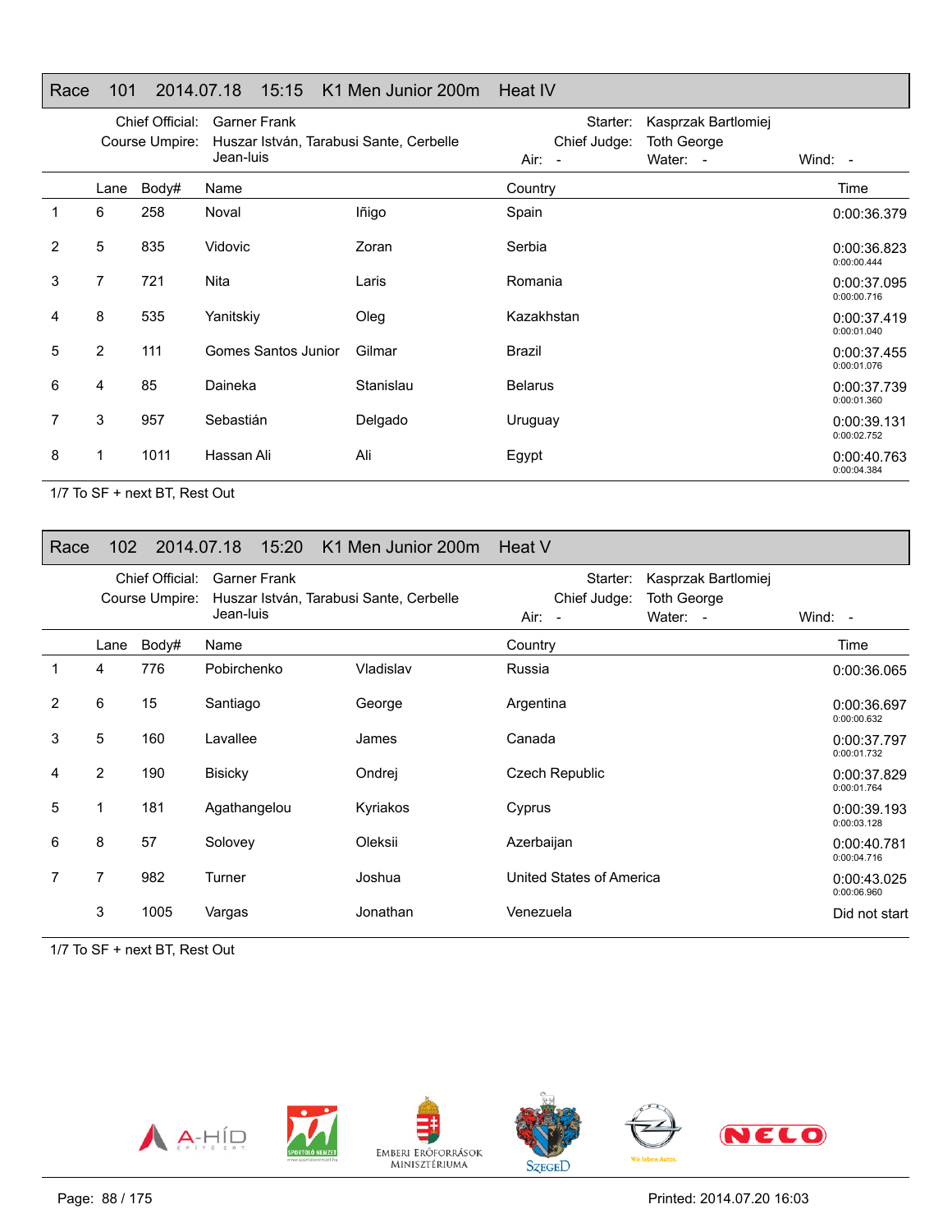## Race 101 2014.07.18 15:15 K1 Men Junior 200m Heat IV

Chief Official: Garner Frank
Course Umpire: Huszar István, Tarabusi Sante, Cerbelle Jean-luis
Starter: Kasprzak Bartlomiej
Chief Judge: Toth George
Air: - Water: - Wind: -

| | Lane | Body# | Name | | Country | Time |
|---|---|---|---|---|---|---|
| 1 | 6 | 258 | Noval | Iñigo | Spain | 0:00:36.379 |
| 2 | 5 | 835 | Vidovic | Zoran | Serbia | 0:00:36.823<br>0:00:00.444 |
| 3 | 7 | 721 | Nita | Laris | Romania | 0:00:37.095<br>0:00:00.716 |
| 4 | 8 | 535 | Yanitskiy | Oleg | Kazakhstan | 0:00:37.419<br>0:00:01.040 |
| 5 | 2 | 111 | Gomes Santos Junior | Gilmar | Brazil | 0:00:37.455<br>0:00:01.076 |
| 6 | 4 | 85 | Daineka | Stanislau | Belarus | 0:00:37.739<br>0:00:01.360 |
| 7 | 3 | 957 | Sebastián | Delgado | Uruguay | 0:00:39.131<br>0:00:02.752 |
| 8 | 1 | 1011 | Hassan Ali | Ali | Egypt | 0:00:40.763<br>0:00:04.384 |

1/7 To SF + next BT, Rest Out

## Race 102 2014.07.18 15:20 K1 Men Junior 200m Heat V

Chief Official: Garner Frank
Course Umpire: Huszar István, Tarabusi Sante, Cerbelle Jean-luis
Starter: Kasprzak Bartlomiej
Chief Judge: Toth George
Air: - Water: - Wind: -

| | Lane | Body# | Name | | Country | Time |
|---|---|---|---|---|---|---|
| 1 | 4 | 776 | Pobirchenko | Vladislav | Russia | 0:00:36.065 |
| 2 | 6 | 15 | Santiago | George | Argentina | 0:00:36.697<br>0:00:00.632 |
| 3 | 5 | 160 | Lavallee | James | Canada | 0:00:37.797<br>0:00:01.732 |
| 4 | 2 | 190 | Bisicky | Ondrej | Czech Republic | 0:00:37.829<br>0:00:01.764 |
| 5 | 1 | 181 | Agathangelou | Kyriakos | Cyprus | 0:00:39.193<br>0:00:03.128 |
| 6 | 8 | 57 | Solovey | Oleksii | Azerbaijan | 0:00:40.781<br>0:00:04.716 |
| 7 | 7 | 982 | Turner | Joshua | United States of America | 0:00:43.025<br>0:00:06.960 |
| | 3 | 1005 | Vargas | Jonathan | Venezuela | Did not start |

1/7 To SF + next BT, Rest Out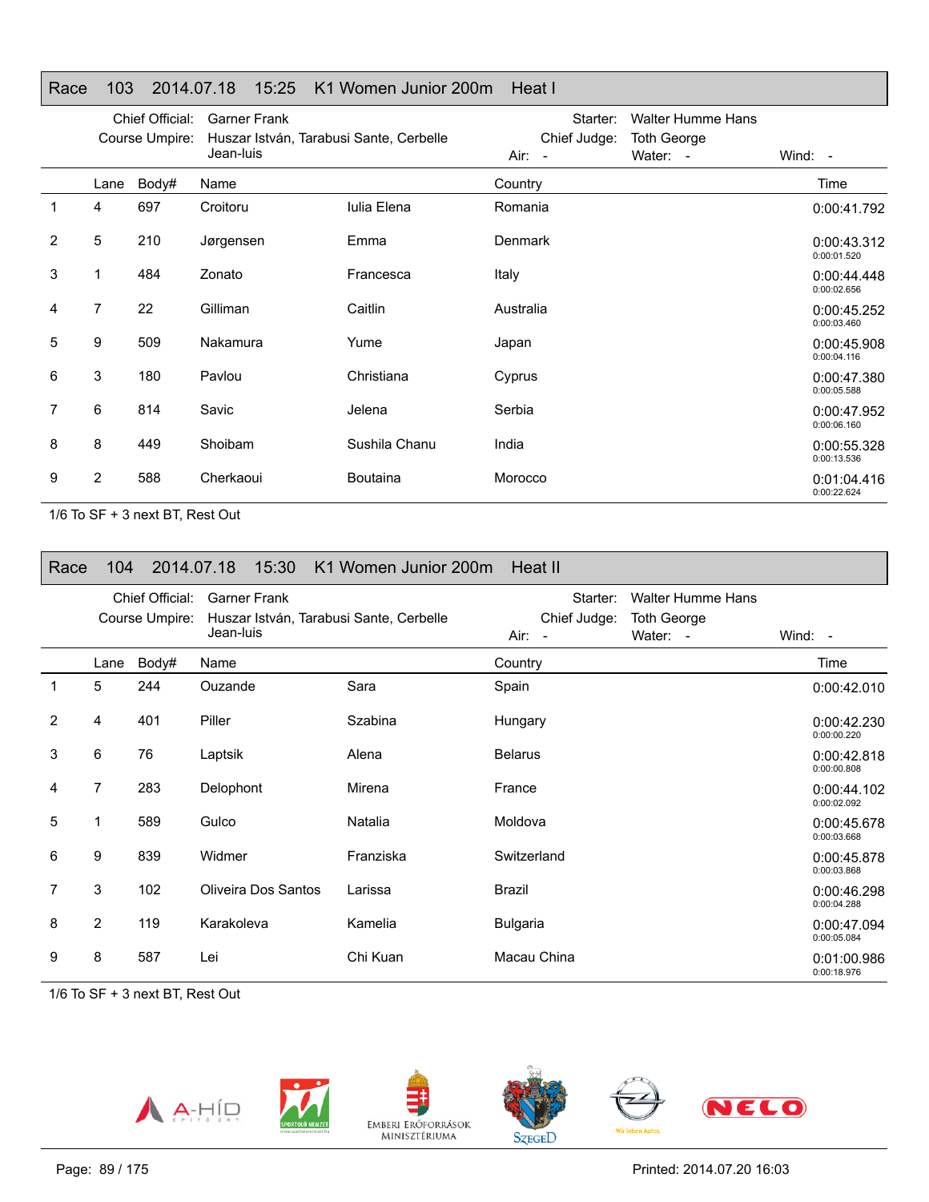## Race 103 2014.07.18 15:25 K1 Women Junior 200m Heat I

Chief Official: Garner Frank
Course Umpire: Huszar István, Tarabusi Sante, Cerbelle Jean-luis
Starter: Walter Humme Hans
Chief Judge: Toth George
Air: -
Water: -
Wind: -

| | Lane | Body# | Name | | Country | Time |
|---|---|---|---|---|---|---|
| 1 | 4 | 697 | Croitoru | Iulia Elena | Romania | 0:00:41.792 |
| 2 | 5 | 210 | Jørgensen | Emma | Denmark | 0:00:43.312 0:00:01.520 |
| 3 | 1 | 484 | Zonato | Francesca | Italy | 0:00:44.448 0:00:02.656 |
| 4 | 7 | 22 | Gilliman | Caitlin | Australia | 0:00:45.252 0:00:03.460 |
| 5 | 9 | 509 | Nakamura | Yume | Japan | 0:00:45.908 0:00:04.116 |
| 6 | 3 | 180 | Pavlou | Christiana | Cyprus | 0:00:47.380 0:00:05.588 |
| 7 | 6 | 814 | Savic | Jelena | Serbia | 0:00:47.952 0:00:06.160 |
| 8 | 8 | 449 | Shoibam | Sushila Chanu | India | 0:00:55.328 0:00:13.536 |
| 9 | 2 | 588 | Cherkaoui | Boutaina | Morocco | 0:01:04.416 0:00:22.624 |

1/6 To SF + 3 next BT, Rest Out

## Race 104 2014.07.18 15:30 K1 Women Junior 200m Heat II

Chief Official: Garner Frank
Course Umpire: Huszar István, Tarabusi Sante, Cerbelle Jean-luis
Starter: Walter Humme Hans
Chief Judge: Toth George
Air: -
Water: -
Wind: -

| | Lane | Body# | Name | | Country | Time |
|---|---|---|---|---|---|---|
| 1 | 5 | 244 | Ouzande | Sara | Spain | 0:00:42.010 |
| 2 | 4 | 401 | Piller | Szabina | Hungary | 0:00:42.230 0:00:00.220 |
| 3 | 6 | 76 | Laptsik | Alena | Belarus | 0:00:42.818 0:00:00.808 |
| 4 | 7 | 283 | Delophont | Mirena | France | 0:00:44.102 0:00:02.092 |
| 5 | 1 | 589 | Gulco | Natalia | Moldova | 0:00:45.678 0:00:03.668 |
| 6 | 9 | 839 | Widmer | Franziska | Switzerland | 0:00:45.878 0:00:03.868 |
| 7 | 3 | 102 | Oliveira Dos Santos | Larissa | Brazil | 0:00:46.298 0:00:04.288 |
| 8 | 2 | 119 | Karakoleva | Kamelia | Bulgaria | 0:00:47.094 0:00:05.084 |
| 9 | 8 | 587 | Lei | Chi Kuan | Macau China | 0:01:00.986 0:00:18.976 |

1/6 To SF + 3 next BT, Rest Out

Printed: 2014.07.20 16:03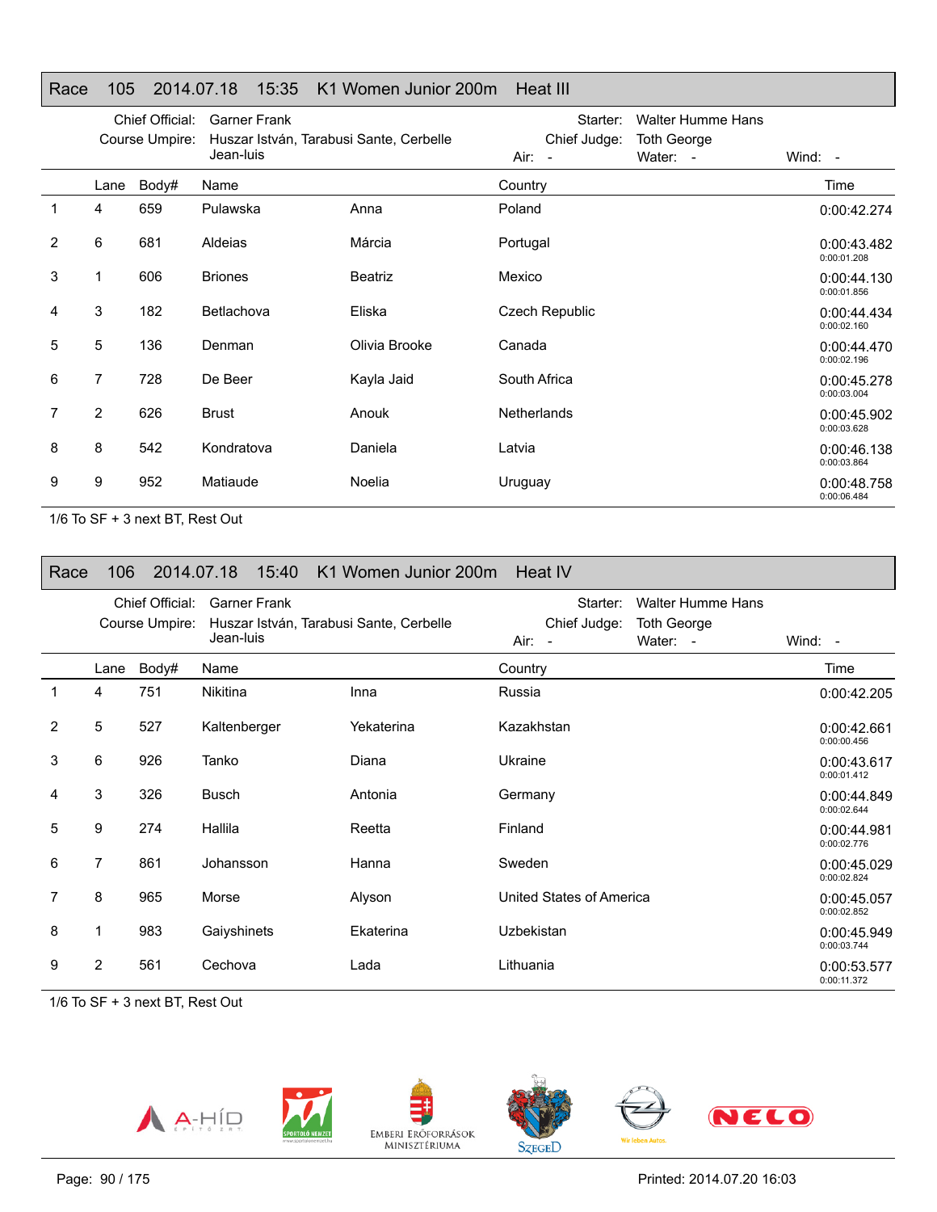## Race 105 2014.07.18 15:35 K1 Women Junior 200m Heat III

Chief Official: Garner Frank
Course Umpire: Huszar István, Tarabusi Sante, Cerbelle Jean-luis
Starter: Walter Humme Hans
Chief Judge: Toth George
Air: - Water: - Wind: -

| | Lane | Body# | Name | | Country | Time |
|---|---|---|---|---|---|---|
| 1 | 4 | 659 | Pulawska | Anna | Poland | 0:00:42.274 |
| 2 | 6 | 681 | Aldeias | Márcia | Portugal | 0:00:43.482 0:00:01.208 |
| 3 | 1 | 606 | Briones | Beatriz | Mexico | 0:00:44.130 0:00:01.856 |
| 4 | 3 | 182 | Betlachova | Eliska | Czech Republic | 0:00:44.434 0:00:02.160 |
| 5 | 5 | 136 | Denman | Olivia Brooke | Canada | 0:00:44.470 0:00:02.196 |
| 6 | 7 | 728 | De Beer | Kayla Jaid | South Africa | 0:00:45.278 0:00:03.004 |
| 7 | 2 | 626 | Brust | Anouk | Netherlands | 0:00:45.902 0:00:03.628 |
| 8 | 8 | 542 | Kondratova | Daniela | Latvia | 0:00:46.138 0:00:03.864 |
| 9 | 9 | 952 | Matiaude | Noelia | Uruguay | 0:00:48.758 0:00:06.484 |

1/6 To SF + 3 next BT, Rest Out

## Race 106 2014.07.18 15:40 K1 Women Junior 200m Heat IV

Chief Official: Garner Frank
Course Umpire: Huszar István, Tarabusi Sante, Cerbelle Jean-luis
Starter: Walter Humme Hans
Chief Judge: Toth George
Air: - Water: - Wind: -

| | Lane | Body# | Name | | Country | Time |
|---|---|---|---|---|---|---|
| 1 | 4 | 751 | Nikitina | Inna | Russia | 0:00:42.205 |
| 2 | 5 | 527 | Kaltenberger | Yekaterina | Kazakhstan | 0:00:42.661 0:00:00.456 |
| 3 | 6 | 926 | Tanko | Diana | Ukraine | 0:00:43.617 0:00:01.412 |
| 4 | 3 | 326 | Busch | Antonia | Germany | 0:00:44.849 0:00:02.644 |
| 5 | 9 | 274 | Hallila | Reetta | Finland | 0:00:44.981 0:00:02.776 |
| 6 | 7 | 861 | Johansson | Hanna | Sweden | 0:00:45.029 0:00:02.824 |
| 7 | 8 | 965 | Morse | Alyson | United States of America | 0:00:45.057 0:00:02.852 |
| 8 | 1 | 983 | Gaiyshinets | Ekaterina | Uzbekistan | 0:00:45.949 0:00:03.744 |
| 9 | 2 | 561 | Cechova | Lada | Lithuania | 0:00:53.577 0:00:11.372 |

1/6 To SF + 3 next BT, Rest Out

Printed: 2014.07.20 16:03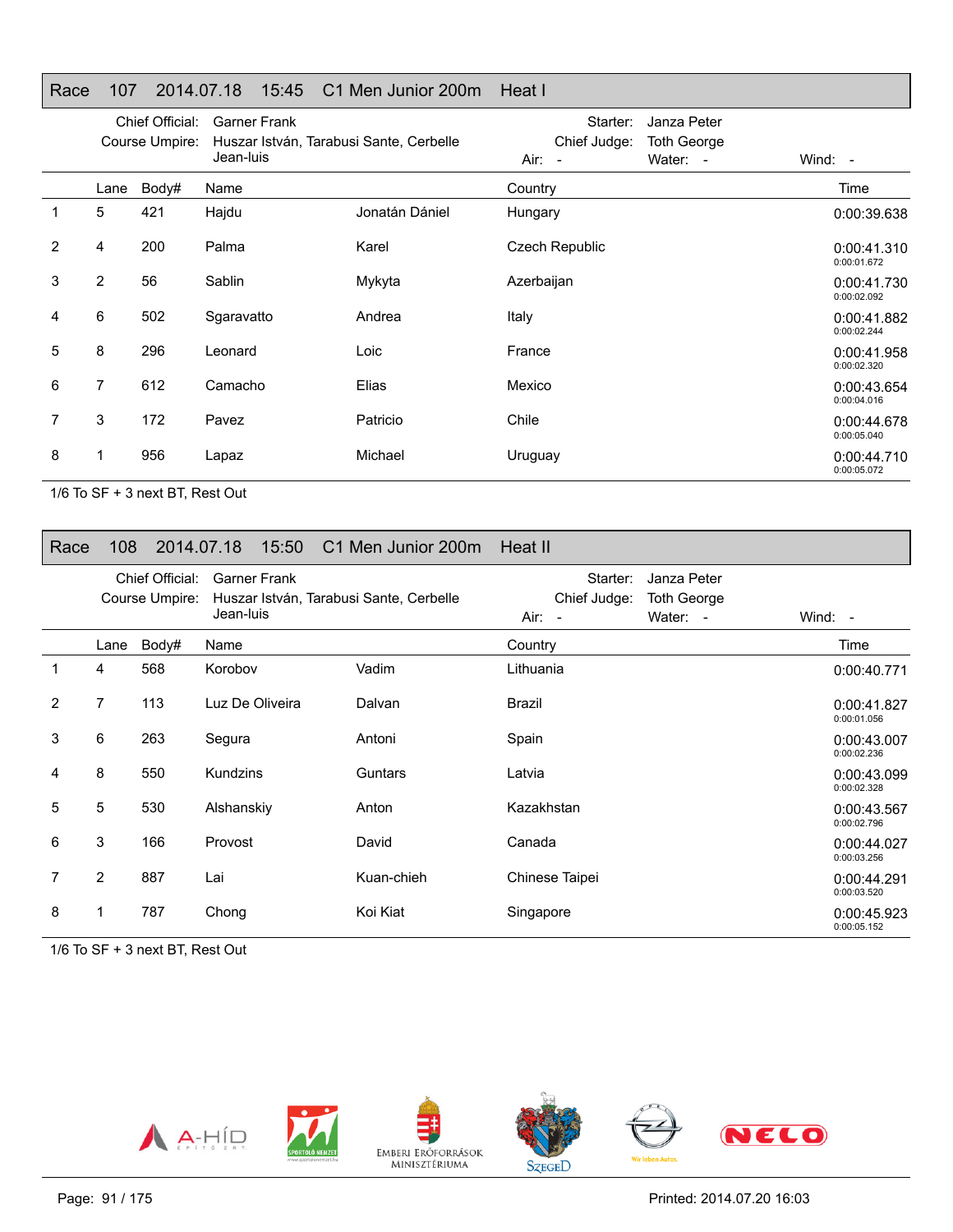## Race 107 2014.07.18 15:45 C1 Men Junior 200m Heat I

Chief Official: Garner Frank
Course Umpire: Huszar István, Tarabusi Sante, Cerbelle Jean-luis
Starter: Janza Peter
Chief Judge: Toth George
Air: -
Water: -
Wind: -

| | Lane | Body# | Name | | Country | Time |
|---|---|---|---|---|---|---|
| 1 | 5 | 421 | Hajdu | Jonatán Dániel | Hungary | 0:00:39.638 |
| 2 | 4 | 200 | Palma | Karel | Czech Republic | 0:00:41.310<br>0:00:01.672 |
| 3 | 2 | 56 | Sablin | Mykyta | Azerbaijan | 0:00:41.730<br>0:00:02.092 |
| 4 | 6 | 502 | Sgaravatto | Andrea | Italy | 0:00:41.882<br>0:00:02.244 |
| 5 | 8 | 296 | Leonard | Loic | France | 0:00:41.958<br>0:00:02.320 |
| 6 | 7 | 612 | Camacho | Elias | Mexico | 0:00:43.654<br>0:00:04.016 |
| 7 | 3 | 172 | Pavez | Patricio | Chile | 0:00:44.678<br>0:00:05.040 |
| 8 | 1 | 956 | Lapaz | Michael | Uruguay | 0:00:44.710<br>0:00:05.072 |

1/6 To SF + 3 next BT, Rest Out

## Race 108 2014.07.18 15:50 C1 Men Junior 200m Heat II

Chief Official: Garner Frank
Course Umpire: Huszar István, Tarabusi Sante, Cerbelle Jean-luis
Starter: Janza Peter
Chief Judge: Toth George
Air: -
Water: -
Wind: -

| | Lane | Body# | Name | | Country | Time |
|---|---|---|---|---|---|---|
| 1 | 4 | 568 | Korobov | Vadim | Lithuania | 0:00:40.771 |
| 2 | 7 | 113 | Luz De Oliveira | Dalvan | Brazil | 0:00:41.827<br>0:00:01.056 |
| 3 | 6 | 263 | Segura | Antoni | Spain | 0:00:43.007<br>0:00:02.236 |
| 4 | 8 | 550 | Kundzins | Guntars | Latvia | 0:00:43.099<br>0:00:02.328 |
| 5 | 5 | 530 | Alshanskiy | Anton | Kazakhstan | 0:00:43.567<br>0:00:02.796 |
| 6 | 3 | 166 | Provost | David | Canada | 0:00:44.027<br>0:00:03.256 |
| 7 | 2 | 887 | Lai | Kuan-chieh | Chinese Taipei | 0:00:44.291<br>0:00:03.520 |
| 8 | 1 | 787 | Chong | Koi Kiat | Singapore | 0:00:45.923<br>0:00:05.152 |

1/6 To SF + 3 next BT, Rest Out

Printed: 2014.07.20 16:03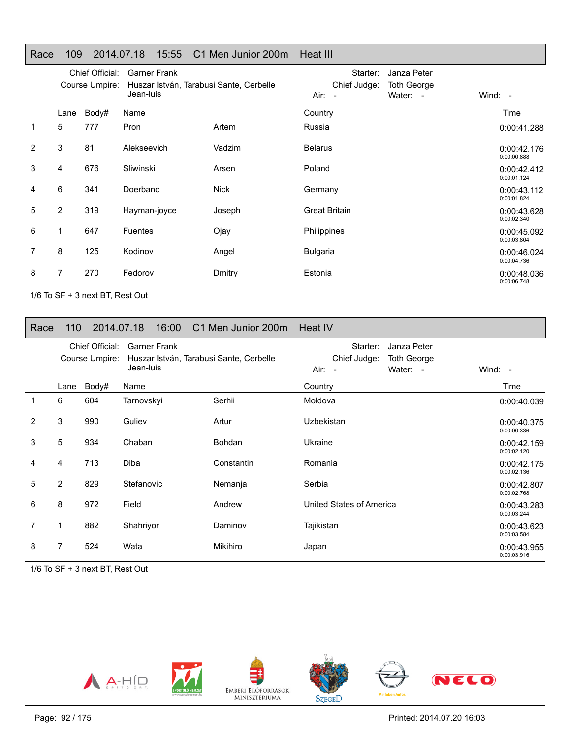## Race 109 2014.07.18 15:55 C1 Men Junior 200m Heat III

Chief Official: Garner Frank
Course Umpire: Huszar István, Tarabusi Sante, Cerbelle Jean-luis
Starter: Janza Peter
Chief Judge: Toth George
Air: - Water: - Wind: -

| | Lane | Body# | Name | | Country | Time |
|---|---|---|---|---|---|---|
| 1 | 5 | 777 | Pron | Artem | Russia | 0:00:41.288 |
| 2 | 3 | 81 | Alekseevich | Vadzim | Belarus | 0:00:42.176 0:00:00.888 |
| 3 | 4 | 676 | Sliwinski | Arsen | Poland | 0:00:42.412 0:00:01.124 |
| 4 | 6 | 341 | Doerband | Nick | Germany | 0:00:43.112 0:00:01.824 |
| 5 | 2 | 319 | Hayman-joyce | Joseph | Great Britain | 0:00:43.628 0:00:02.340 |
| 6 | 1 | 647 | Fuentes | Ojay | Philippines | 0:00:45.092 0:00:03.804 |
| 7 | 8 | 125 | Kodinov | Angel | Bulgaria | 0:00:46.024 0:00:04.736 |
| 8 | 7 | 270 | Fedorov | Dmitry | Estonia | 0:00:48.036 0:00:06.748 |

1/6 To SF + 3 next BT, Rest Out

## Race 110 2014.07.18 16:00 C1 Men Junior 200m Heat IV

Chief Official: Garner Frank
Course Umpire: Huszar István, Tarabusi Sante, Cerbelle Jean-luis
Starter: Janza Peter
Chief Judge: Toth George
Air: - Water: - Wind: -

| | Lane | Body# | Name | | Country | Time |
|---|---|---|---|---|---|---|
| 1 | 6 | 604 | Tarnovskyi | Serhii | Moldova | 0:00:40.039 |
| 2 | 3 | 990 | Guliev | Artur | Uzbekistan | 0:00:40.375 0:00:00.336 |
| 3 | 5 | 934 | Chaban | Bohdan | Ukraine | 0:00:42.159 0:00:02.120 |
| 4 | 4 | 713 | Diba | Constantin | Romania | 0:00:42.175 0:00:02.136 |
| 5 | 2 | 829 | Stefanovic | Nemanja | Serbia | 0:00:42.807 0:00:02.768 |
| 6 | 8 | 972 | Field | Andrew | United States of America | 0:00:43.283 0:00:03.244 |
| 7 | 1 | 882 | Shahriyor | Daminov | Tajikistan | 0:00:43.623 0:00:03.584 |
| 8 | 7 | 524 | Wata | Mikihiro | Japan | 0:00:43.955 0:00:03.916 |

1/6 To SF + 3 next BT, Rest Out

Printed: 2014.07.20 16:03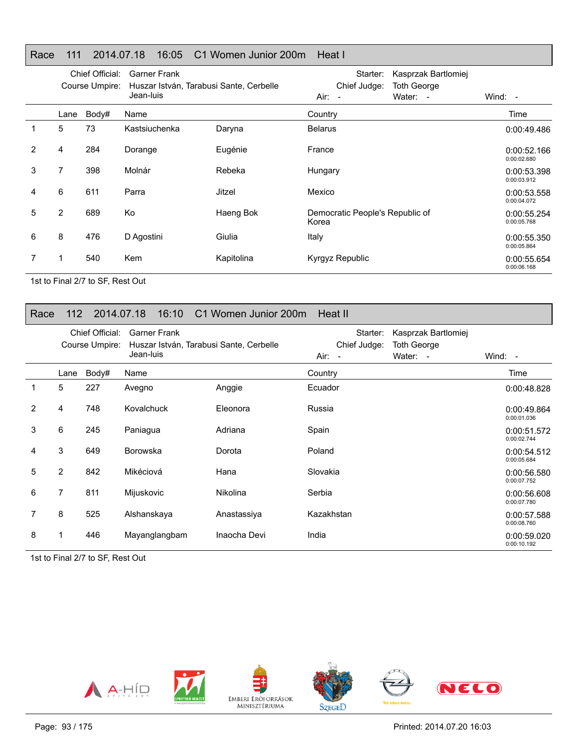## Race 111 2014.07.18 16:05 C1 Women Junior 200m Heat I

Chief Official: Garner Frank
Course Umpire: Huszar István, Tarabusi Sante, Cerbelle Jean-luis
Starter: Kasprzak Bartlomiej
Chief Judge: Toth George
Air: -
Water: -
Wind: -

| | Lane | Body# | Name | | Country | Time |
|---|---|---|---|---|---|---|
| 1 | 5 | 73 | Kastsiuchenka | Daryna | Belarus | 0:00:49.486 |
| 2 | 4 | 284 | Dorange | Eugénie | France | 0:00:52.166<br>0:00:02.680 |
| 3 | 7 | 398 | Molnár | Rebeka | Hungary | 0:00:53.398<br>0:00:03.912 |
| 4 | 6 | 611 | Parra | Jitzel | Mexico | 0:00:53.558<br>0:00:04.072 |
| 5 | 2 | 689 | Ko | Haeng Bok | Democratic People's Republic of Korea | 0:00:55.254<br>0:00:05.768 |
| 6 | 8 | 476 | D Agostini | Giulia | Italy | 0:00:55.350<br>0:00:05.864 |
| 7 | 1 | 540 | Kem | Kapitolina | Kyrgyz Republic | 0:00:55.654<br>0:00:06.168 |

1st to Final 2/7 to SF, Rest Out

## Race 112 2014.07.18 16:10 C1 Women Junior 200m Heat II

Chief Official: Garner Frank
Course Umpire: Huszar István, Tarabusi Sante, Cerbelle Jean-luis
Starter: Kasprzak Bartlomiej
Chief Judge: Toth George
Air: -
Water: -
Wind: -

| | Lane | Body# | Name | | Country | Time |
|---|---|---|---|---|---|---|
| 1 | 5 | 227 | Avegno | Anggie | Ecuador | 0:00:48.828 |
| 2 | 4 | 748 | Kovalchuck | Eleonora | Russia | 0:00:49.864<br>0:00:01.036 |
| 3 | 6 | 245 | Paniagua | Adriana | Spain | 0:00:51.572<br>0:00:02.744 |
| 4 | 3 | 649 | Borowska | Dorota | Poland | 0:00:54.512<br>0:00:05.684 |
| 5 | 2 | 842 | Mikéciová | Hana | Slovakia | 0:00:56.580<br>0:00:07.752 |
| 6 | 7 | 811 | Mijuskovic | Nikolina | Serbia | 0:00:56.608<br>0:00:07.780 |
| 7 | 8 | 525 | Alshanskaya | Anastassiya | Kazakhstan | 0:00:57.588<br>0:00:08.760 |
| 8 | 1 | 446 | Mayanglangbam | Inaocha Devi | India | 0:00:59.020<br>0:00:10.192 |

1st to Final 2/7 to SF, Rest Out

Printed: 2014.07.20 16:03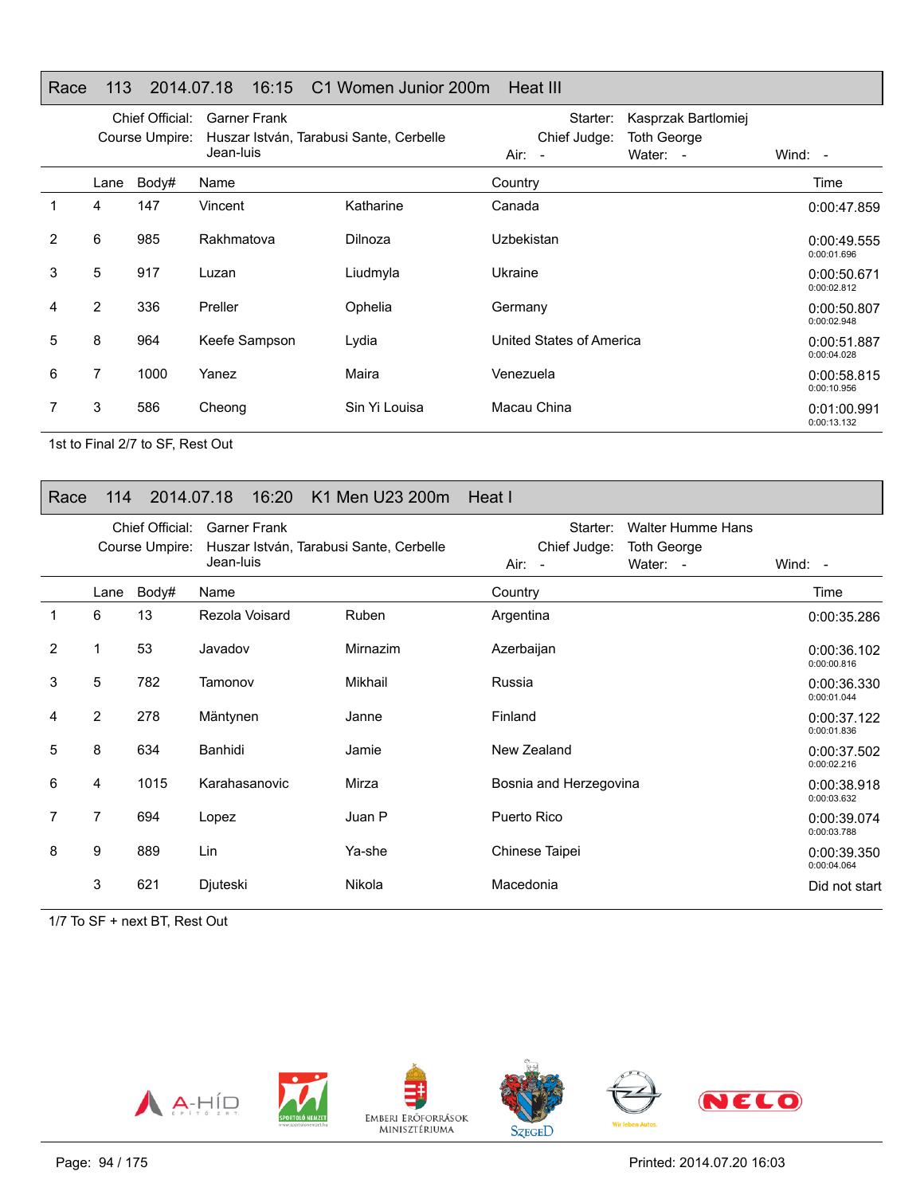## Race 113 2014.07.18 16:15 C1 Women Junior 200m Heat III

Chief Official: Garner Frank
Course Umpire: Huszar István, Tarabusi Sante, Cerbelle Jean-luis
Starter: Kasprzak Bartlomiej
Chief Judge: Toth George
Air: - Water: - Wind: -

| | Lane | Body# | Name | | Country | Time |
|---|---|---|---|---|---|---|
| 1 | 4 | 147 | Vincent | Katharine | Canada | 0:00:47.859 |
| 2 | 6 | 985 | Rakhmatova | Dilnoza | Uzbekistan | 0:00:49.555<br>0:00:01.696 |
| 3 | 5 | 917 | Luzan | Liudmyla | Ukraine | 0:00:50.671<br>0:00:02.812 |
| 4 | 2 | 336 | Preller | Ophelia | Germany | 0:00:50.807<br>0:00:02.948 |
| 5 | 8 | 964 | Keefe Sampson | Lydia | United States of America | 0:00:51.887<br>0:00:04.028 |
| 6 | 7 | 1000 | Yanez | Maira | Venezuela | 0:00:58.815<br>0:00:10.956 |
| 7 | 3 | 586 | Cheong | Sin Yi Louisa | Macau China | 0:01:00.991<br>0:00:13.132 |

1st to Final 2/7 to SF, Rest Out

## Race 114 2014.07.18 16:20 K1 Men U23 200m Heat I

Chief Official: Garner Frank
Course Umpire: Huszar István, Tarabusi Sante, Cerbelle Jean-luis
Starter: Walter Humme Hans
Chief Judge: Toth George
Air: - Water: - Wind: -

| | Lane | Body# | Name | | Country | Time |
|---|---|---|---|---|---|---|
| 1 | 6 | 13 | Rezola Voisard | Ruben | Argentina | 0:00:35.286 |
| 2 | 1 | 53 | Javadov | Mirnazim | Azerbaijan | 0:00:36.102<br>0:00:00.816 |
| 3 | 5 | 782 | Tamonov | Mikhail | Russia | 0:00:36.330<br>0:00:01.044 |
| 4 | 2 | 278 | Mäntynen | Janne | Finland | 0:00:37.122<br>0:00:01.836 |
| 5 | 8 | 634 | Banhidi | Jamie | New Zealand | 0:00:37.502<br>0:00:02.216 |
| 6 | 4 | 1015 | Karahasanovic | Mirza | Bosnia and Herzegovina | 0:00:38.918<br>0:00:03.632 |
| 7 | 7 | 694 | Lopez | Juan P | Puerto Rico | 0:00:39.074<br>0:00:03.788 |
| 8 | 9 | 889 | Lin | Ya-she | Chinese Taipei | 0:00:39.350<br>0:00:04.064 |
| | 3 | 621 | Djuteski | Nikola | Macedonia | Did not start |

1/7 To SF + next BT, Rest Out

Printed: 2014.07.20 16:03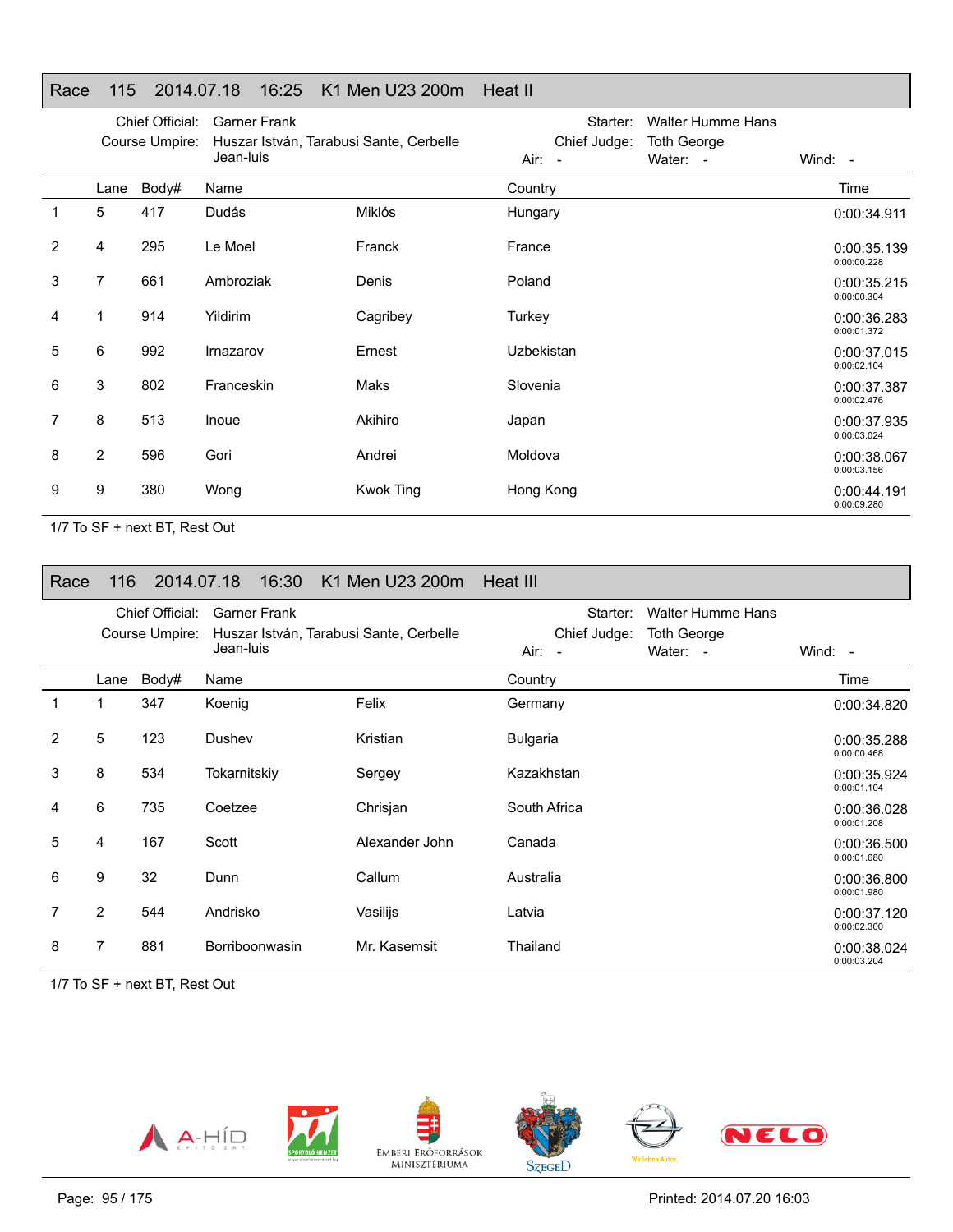## Race 115 2014.07.18 16:25 K1 Men U23 200m Heat II

Chief Official: Garner Frank
Course Umpire: Huszar István, Tarabusi Sante, Cerbelle Jean-luis
Starter: Walter Humme Hans
Chief Judge: Toth George
Air: -
Water: -
Wind: -

| | Lane | Body# | Name | | Country | Time |
|---|---|---|---|---|---|---|
| 1 | 5 | 417 | Dudás | Miklós | Hungary | 0:00:34.911 |
| 2 | 4 | 295 | Le Moel | Franck | France | 0:00:35.139<br>0:00:00.228 |
| 3 | 7 | 661 | Ambroziak | Denis | Poland | 0:00:35.215<br>0:00:00.304 |
| 4 | 1 | 914 | Yildirim | Cagribey | Turkey | 0:00:36.283<br>0:00:01.372 |
| 5 | 6 | 992 | Irnazarov | Ernest | Uzbekistan | 0:00:37.015<br>0:00:02.104 |
| 6 | 3 | 802 | Franceskin | Maks | Slovenia | 0:00:37.387<br>0:00:02.476 |
| 7 | 8 | 513 | Inoue | Akihiro | Japan | 0:00:37.935<br>0:00:03.024 |
| 8 | 2 | 596 | Gori | Andrei | Moldova | 0:00:38.067<br>0:00:03.156 |
| 9 | 9 | 380 | Wong | Kwok Ting | Hong Kong | 0:00:44.191<br>0:00:09.280 |

1/7 To SF + next BT, Rest Out

## Race 116 2014.07.18 16:30 K1 Men U23 200m Heat III

Chief Official: Garner Frank
Course Umpire: Huszar István, Tarabusi Sante, Cerbelle Jean-luis
Starter: Walter Humme Hans
Chief Judge: Toth George
Air: -
Water: -
Wind: -

| | Lane | Body# | Name | | Country | Time |
|---|---|---|---|---|---|---|
| 1 | 1 | 347 | Koenig | Felix | Germany | 0:00:34.820 |
| 2 | 5 | 123 | Dushev | Kristian | Bulgaria | 0:00:35.288<br>0:00:00.468 |
| 3 | 8 | 534 | Tokarnitskiy | Sergey | Kazakhstan | 0:00:35.924<br>0:00:01.104 |
| 4 | 6 | 735 | Coetzee | Chrisjan | South Africa | 0:00:36.028<br>0:00:01.208 |
| 5 | 4 | 167 | Scott | Alexander John | Canada | 0:00:36.500<br>0:00:01.680 |
| 6 | 9 | 32 | Dunn | Callum | Australia | 0:00:36.800<br>0:00:01.980 |
| 7 | 2 | 544 | Andrisko | Vasilijs | Latvia | 0:00:37.120<br>0:00:02.300 |
| 8 | 7 | 881 | Borriboonwasin | Mr. Kasemsit | Thailand | 0:00:38.024<br>0:00:03.204 |

1/7 To SF + next BT, Rest Out

Printed: 2014.07.20 16:03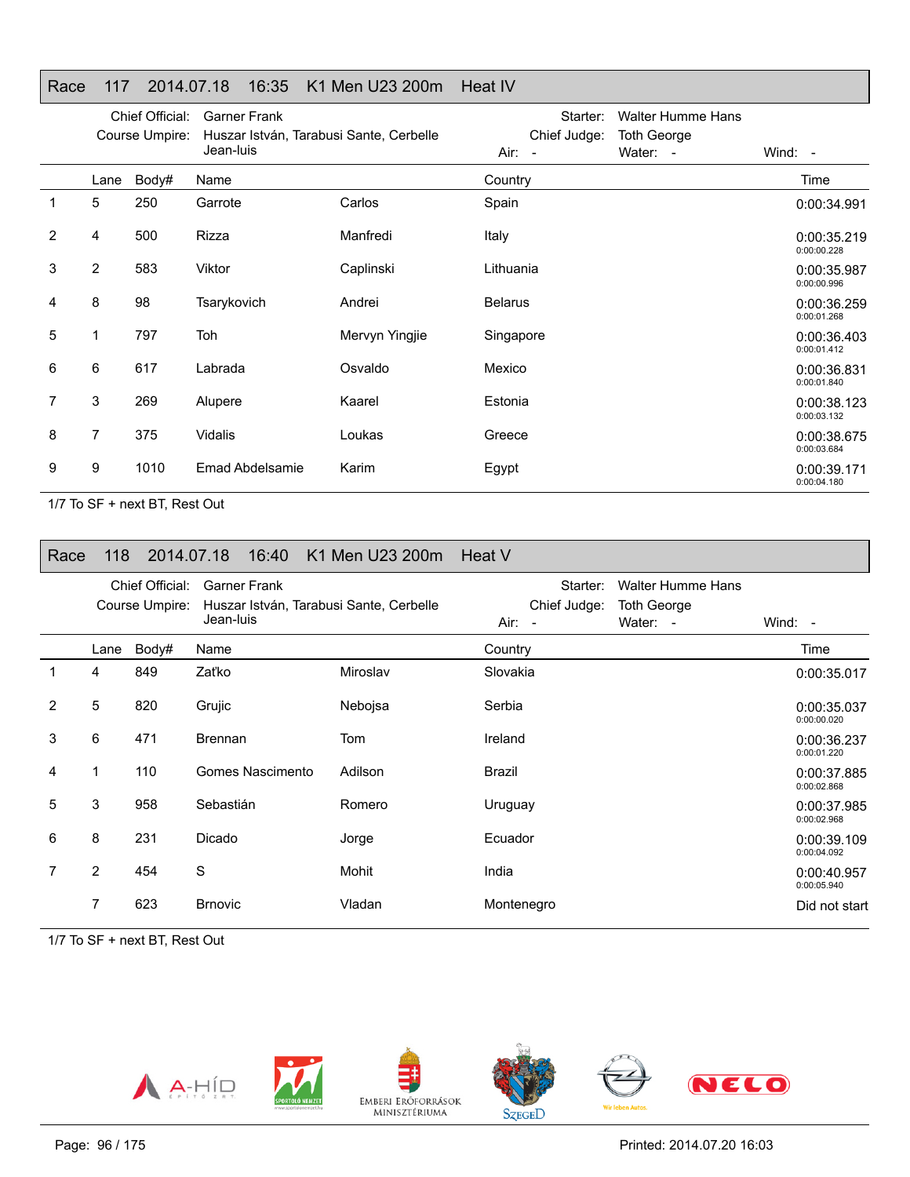## Race 117 2014.07.18 16:35 K1 Men U23 200m Heat IV

Chief Official: Garner Frank
Course Umpire: Huszar István, Tarabusi Sante, Cerbelle Jean-luis
Starter: Walter Humme Hans
Chief Judge: Toth George
Air: - Water: - Wind: -

| | Lane | Body# | Name | | Country | Time |
|---|---|---|---|---|---|---|
| 1 | 5 | 250 | Garrote | Carlos | Spain | 0:00:34.991 |
| 2 | 4 | 500 | Rizza | Manfredi | Italy | 0:00:35.219 0:00:00.228 |
| 3 | 2 | 583 | Viktor | Caplinski | Lithuania | 0:00:35.987 0:00:00.996 |
| 4 | 8 | 98 | Tsarykovich | Andrei | Belarus | 0:00:36.259 0:00:01.268 |
| 5 | 1 | 797 | Toh | Mervyn Yingjie | Singapore | 0:00:36.403 0:00:01.412 |
| 6 | 6 | 617 | Labrada | Osvaldo | Mexico | 0:00:36.831 0:00:01.840 |
| 7 | 3 | 269 | Alupere | Kaarel | Estonia | 0:00:38.123 0:00:03.132 |
| 8 | 7 | 375 | Vidalis | Loukas | Greece | 0:00:38.675 0:00:03.684 |
| 9 | 9 | 1010 | Emad Abdelsamie | Karim | Egypt | 0:00:39.171 0:00:04.180 |

1/7 To SF + next BT, Rest Out

## Race 118 2014.07.18 16:40 K1 Men U23 200m Heat V

Chief Official: Garner Frank
Course Umpire: Huszar István, Tarabusi Sante, Cerbelle Jean-luis
Starter: Walter Humme Hans
Chief Judge: Toth George
Air: - Water: - Wind: -

| | Lane | Body# | Name | | Country | Time |
|---|---|---|---|---|---|---|
| 1 | 4 | 849 | Zaťko | Miroslav | Slovakia | 0:00:35.017 |
| 2 | 5 | 820 | Grujic | Nebojsa | Serbia | 0:00:35.037 0:00:00.020 |
| 3 | 6 | 471 | Brennan | Tom | Ireland | 0:00:36.237 0:00:01.220 |
| 4 | 1 | 110 | Gomes Nascimento | Adilson | Brazil | 0:00:37.885 0:00:02.868 |
| 5 | 3 | 958 | Sebastián | Romero | Uruguay | 0:00:37.985 0:00:02.968 |
| 6 | 8 | 231 | Dicado | Jorge | Ecuador | 0:00:39.109 0:00:04.092 |
| 7 | 2 | 454 | S | Mohit | India | 0:00:40.957 0:00:05.940 |
| | 7 | 623 | Brnovic | Vladan | Montenegro | Did not start |

1/7 To SF + next BT, Rest Out

Printed: 2014.07.20 16:03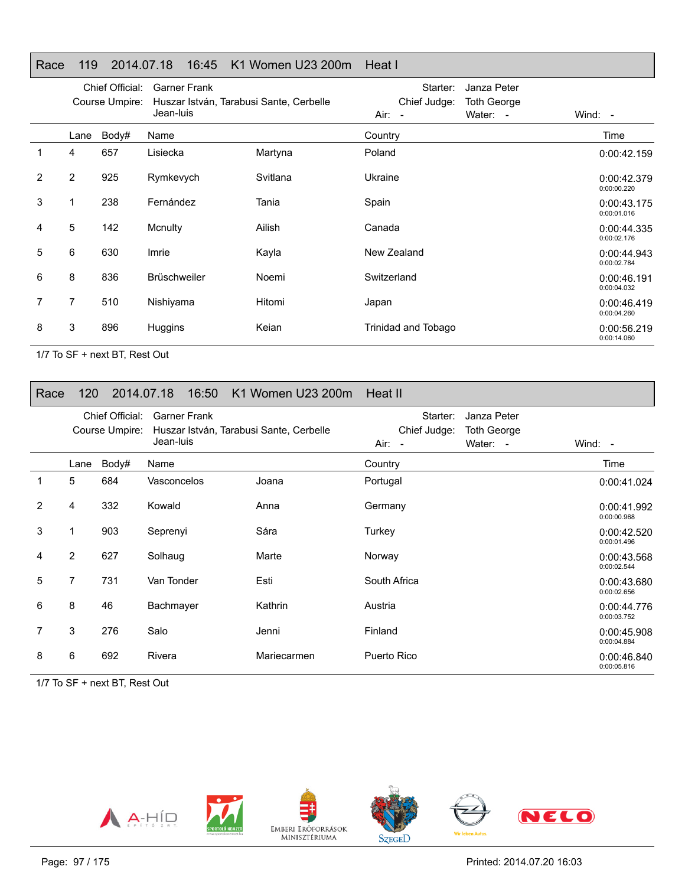## Race 119 2014.07.18 16:45 K1 Women U23 200m Heat I

Chief Official: Garner Frank
Course Umpire: Huszar István, Tarabusi Sante, Cerbelle Jean-luis
Starter: Janza Peter
Chief Judge: Toth George
Air: -
Water: -
Wind: -

| | Lane | Body# | Name | | Country | Time |
|---|---|---|---|---|---|---|
| 1 | 4 | 657 | Lisiecka | Martyna | Poland | 0:00:42.159 |
| 2 | 2 | 925 | Rymkevych | Svitlana | Ukraine | 0:00:42.379 0:00:00.220 |
| 3 | 1 | 238 | Fernández | Tania | Spain | 0:00:43.175 0:00:01.016 |
| 4 | 5 | 142 | Mcnulty | Ailish | Canada | 0:00:44.335 0:00:02.176 |
| 5 | 6 | 630 | Imrie | Kayla | New Zealand | 0:00:44.943 0:00:02.784 |
| 6 | 8 | 836 | Brüschweiler | Noemi | Switzerland | 0:00:46.191 0:00:04.032 |
| 7 | 7 | 510 | Nishiyama | Hitomi | Japan | 0:00:46.419 0:00:04.260 |
| 8 | 3 | 896 | Huggins | Keian | Trinidad and Tobago | 0:00:56.219 0:00:14.060 |

1/7 To SF + next BT, Rest Out

## Race 120 2014.07.18 16:50 K1 Women U23 200m Heat II

Chief Official: Garner Frank
Course Umpire: Huszar István, Tarabusi Sante, Cerbelle Jean-luis
Starter: Janza Peter
Chief Judge: Toth George
Air: -
Water: -
Wind: -

| | Lane | Body# | Name | | Country | Time |
|---|---|---|---|---|---|---|
| 1 | 5 | 684 | Vasconcelos | Joana | Portugal | 0:00:41.024 |
| 2 | 4 | 332 | Kowald | Anna | Germany | 0:00:41.992 0:00:00.968 |
| 3 | 1 | 903 | Seprenyi | Sára | Turkey | 0:00:42.520 0:00:01.496 |
| 4 | 2 | 627 | Solhaug | Marte | Norway | 0:00:43.568 0:00:02.544 |
| 5 | 7 | 731 | Van Tonder | Esti | South Africa | 0:00:43.680 0:00:02.656 |
| 6 | 8 | 46 | Bachmayer | Kathrin | Austria | 0:00:44.776 0:00:03.752 |
| 7 | 3 | 276 | Salo | Jenni | Finland | 0:00:45.908 0:00:04.884 |
| 8 | 6 | 692 | Rivera | Mariecarmen | Puerto Rico | 0:00:46.840 0:00:05.816 |

1/7 To SF + next BT, Rest Out

Printed: 2014.07.20 16:03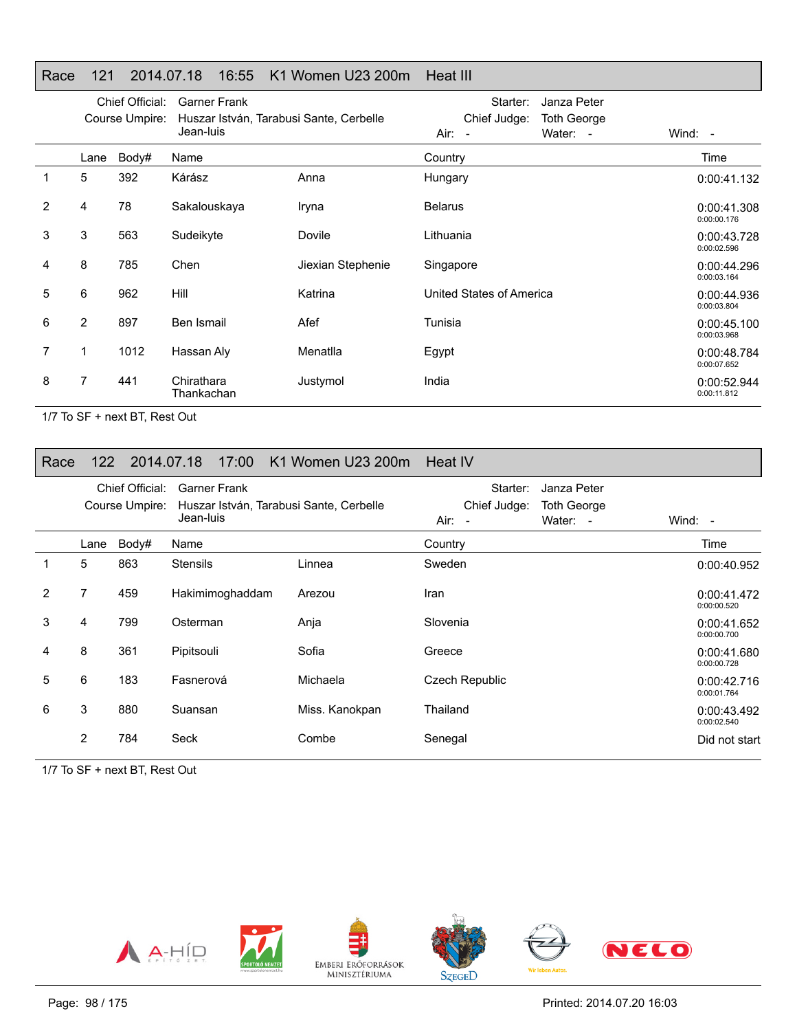## Race 121 2014.07.18 16:55 K1 Women U23 200m Heat III

Chief Official: Garner Frank
Course Umpire: Huszar István, Tarabusi Sante, Cerbelle Jean-luis
Starter: Janza Peter
Chief Judge: Toth George
Air: -
Water: -
Wind: -

| | Lane | Body# | Name | | Country | Time |
|---|---|---|---|---|---|---|
| 1 | 5 | 392 | Kárász | Anna | Hungary | 0:00:41.132 |
| 2 | 4 | 78 | Sakalouskaya | Iryna | Belarus | 0:00:41.308<br>0:00:00.176 |
| 3 | 3 | 563 | Sudeikyte | Dovile | Lithuania | 0:00:43.728<br>0:00:02.596 |
| 4 | 8 | 785 | Chen | Jiexian Stephenie | Singapore | 0:00:44.296<br>0:00:03.164 |
| 5 | 6 | 962 | Hill | Katrina | United States of America | 0:00:44.936<br>0:00:03.804 |
| 6 | 2 | 897 | Ben Ismail | Afef | Tunisia | 0:00:45.100<br>0:00:03.968 |
| 7 | 1 | 1012 | Hassan Aly | Menatlla | Egypt | 0:00:48.784<br>0:00:07.652 |
| 8 | 7 | 441 | Chirathara Thankachan | Justymol | India | 0:00:52.944<br>0:00:11.812 |

1/7 To SF + next BT, Rest Out

## Race 122 2014.07.18 17:00 K1 Women U23 200m Heat IV

Chief Official: Garner Frank
Course Umpire: Huszar István, Tarabusi Sante, Cerbelle Jean-luis
Starter: Janza Peter
Chief Judge: Toth George
Air: -
Water: -
Wind: -

| | Lane | Body# | Name | | Country | Time |
|---|---|---|---|---|---|---|
| 1 | 5 | 863 | Stensils | Linnea | Sweden | 0:00:40.952 |
| 2 | 7 | 459 | Hakimimoghaddam | Arezou | Iran | 0:00:41.472<br>0:00:00.520 |
| 3 | 4 | 799 | Osterman | Anja | Slovenia | 0:00:41.652<br>0:00:00.700 |
| 4 | 8 | 361 | Pipitsouli | Sofia | Greece | 0:00:41.680<br>0:00:00.728 |
| 5 | 6 | 183 | Fasnerová | Michaela | Czech Republic | 0:00:42.716<br>0:00:01.764 |
| 6 | 3 | 880 | Suansan | Miss. Kanokpan | Thailand | 0:00:43.492<br>0:00:02.540 |
| | 2 | 784 | Seck | Combe | Senegal | Did not start |

1/7 To SF + next BT, Rest Out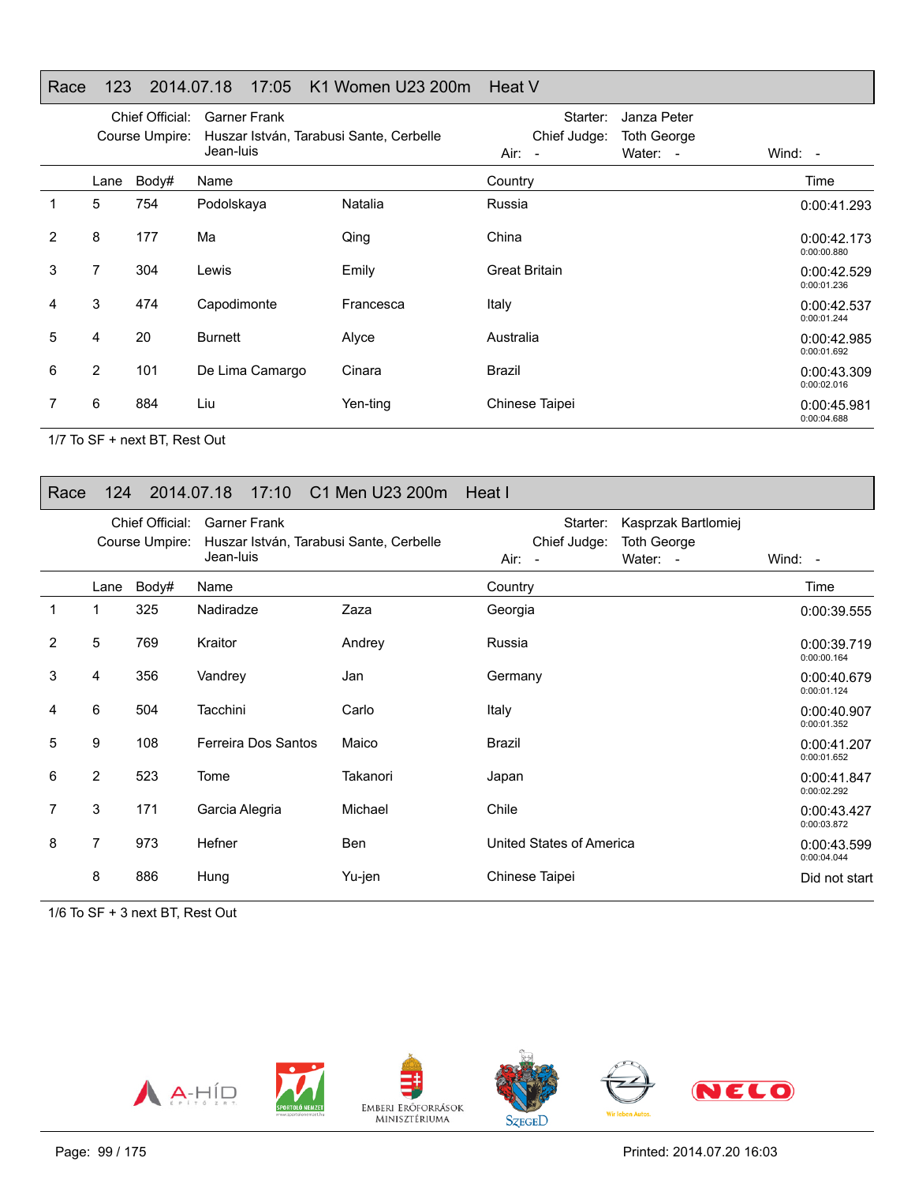## Race 123 2014.07.18 17:05 K1 Women U23 200m Heat V

Chief Official: Garner Frank
Course Umpire: Huszar István, Tarabusi Sante, Cerbelle Jean-luis

Starter: Janza Peter
Chief Judge: Toth George
Air: - Water: - Wind: -

| | Lane | Body# | Name | | Country | Time |
|---|---|---|---|---|---|---|
| 1 | 5 | 754 | Podolskaya | Natalia | Russia | 0:00:41.293 |
| 2 | 8 | 177 | Ma | Qing | China | 0:00:42.173<br>0:00:00.880 |
| 3 | 7 | 304 | Lewis | Emily | Great Britain | 0:00:42.529<br>0:00:01.236 |
| 4 | 3 | 474 | Capodimonte | Francesca | Italy | 0:00:42.537<br>0:00:01.244 |
| 5 | 4 | 20 | Burnett | Alyce | Australia | 0:00:42.985<br>0:00:01.692 |
| 6 | 2 | 101 | De Lima Camargo | Cinara | Brazil | 0:00:43.309<br>0:00:02.016 |
| 7 | 6 | 884 | Liu | Yen-ting | Chinese Taipei | 0:00:45.981<br>0:00:04.688 |

1/7 To SF + next BT, Rest Out

## Race 124 2014.07.18 17:10 C1 Men U23 200m Heat I

Chief Official: Garner Frank
Course Umpire: Huszar István, Tarabusi Sante, Cerbelle Jean-luis

Starter: Kasprzak Bartlomiej
Chief Judge: Toth George
Air: - Water: - Wind: -

| | Lane | Body# | Name | | Country | Time |
|---|---|---|---|---|---|---|
| 1 | 1 | 325 | Nadiradze | Zaza | Georgia | 0:00:39.555 |
| 2 | 5 | 769 | Kraitor | Andrey | Russia | 0:00:39.719<br>0:00:00.164 |
| 3 | 4 | 356 | Vandrey | Jan | Germany | 0:00:40.679<br>0:00:01.124 |
| 4 | 6 | 504 | Tacchini | Carlo | Italy | 0:00:40.907<br>0:00:01.352 |
| 5 | 9 | 108 | Ferreira Dos Santos | Maico | Brazil | 0:00:41.207<br>0:00:01.652 |
| 6 | 2 | 523 | Tome | Takanori | Japan | 0:00:41.847<br>0:00:02.292 |
| 7 | 3 | 171 | Garcia Alegria | Michael | Chile | 0:00:43.427<br>0:00:03.872 |
| 8 | 7 | 973 | Hefner | Ben | United States of America | 0:00:43.599<br>0:00:04.044 |
| | 8 | 886 | Hung | Yu-jen | Chinese Taipei | Did not start |

1/6 To SF + 3 next BT, Rest Out

Printed: 2014.07.20 16:03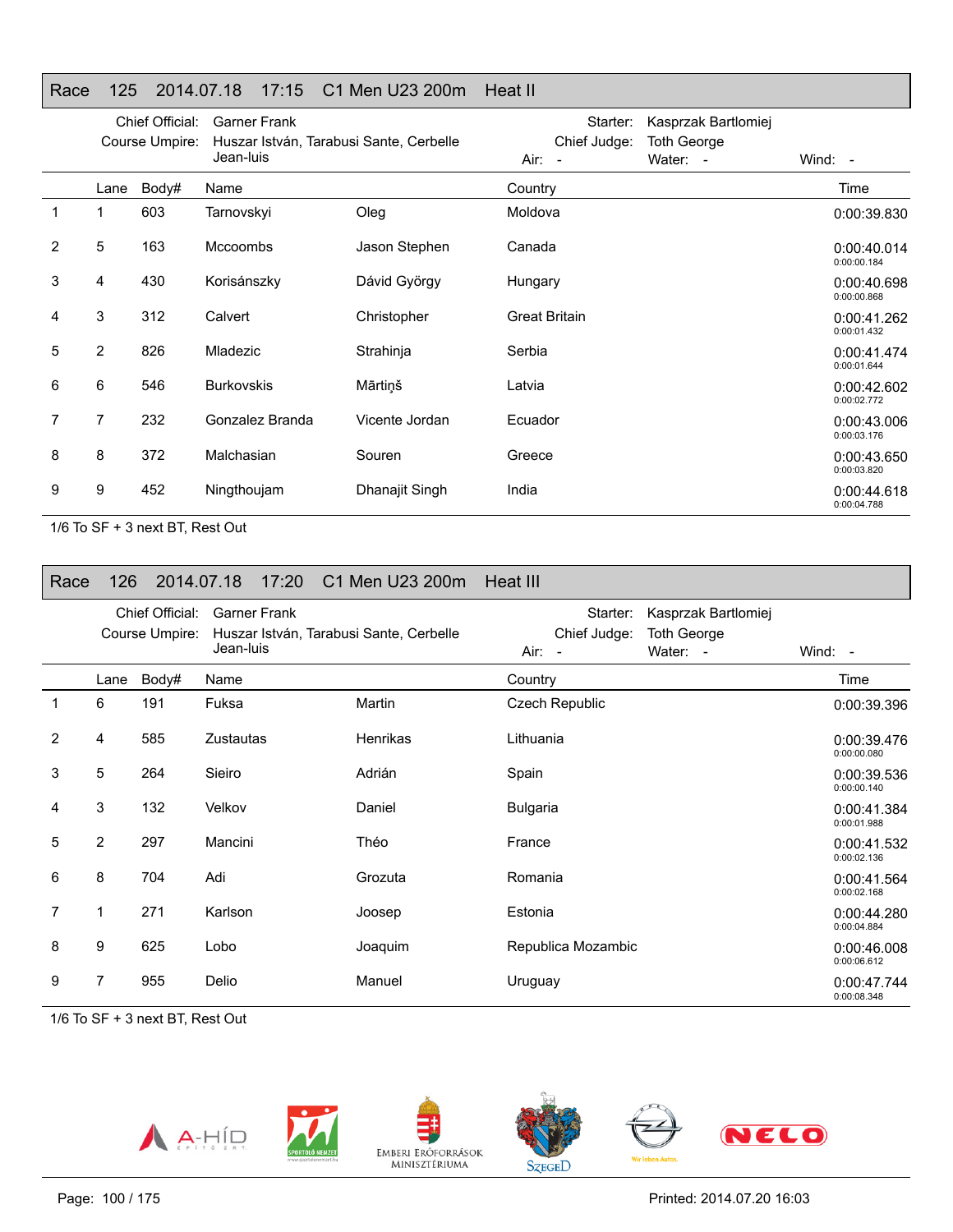## Race 125 2014.07.18 17:15 C1 Men U23 200m Heat II

Chief Official: Garner Frank | Starter: Kasprzak Bartlomiej
Course Umpire: Huszar István, Tarabusi Sante, Cerbelle Jean-luis | Chief Judge: Toth George
Air: - | Water: - | Wind: -

| | Lane | Body# | Name | | Country | Time |
|---|---|---|---|---|---|---|
| 1 | 1 | 603 | Tarnovskyi | Oleg | Moldova | 0:00:39.830 |
| 2 | 5 | 163 | Mccoombs | Jason Stephen | Canada | 0:00:40.014<br>0:00:00.184 |
| 3 | 4 | 430 | Korisánszky | Dávid György | Hungary | 0:00:40.698<br>0:00:00.868 |
| 4 | 3 | 312 | Calvert | Christopher | Great Britain | 0:00:41.262<br>0:00:01.432 |
| 5 | 2 | 826 | Mladezic | Strahinja | Serbia | 0:00:41.474<br>0:00:01.644 |
| 6 | 6 | 546 | Burkovskis | Mārtiņš | Latvia | 0:00:42.602<br>0:00:02.772 |
| 7 | 7 | 232 | Gonzalez Branda | Vicente Jordan | Ecuador | 0:00:43.006<br>0:00:03.176 |
| 8 | 8 | 372 | Malchasian | Souren | Greece | 0:00:43.650<br>0:00:03.820 |
| 9 | 9 | 452 | Ningthoujam | Dhanajit Singh | India | 0:00:44.618<br>0:00:04.788 |

1/6 To SF + 3 next BT, Rest Out

## Race 126 2014.07.18 17:20 C1 Men U23 200m Heat III

Chief Official: Garner Frank | Starter: Kasprzak Bartlomiej
Course Umpire: Huszar István, Tarabusi Sante, Cerbelle Jean-luis | Chief Judge: Toth George
Air: - | Water: - | Wind: -

| | Lane | Body# | Name | | Country | Time |
|---|---|---|---|---|---|---|
| 1 | 6 | 191 | Fuksa | Martin | Czech Republic | 0:00:39.396 |
| 2 | 4 | 585 | Zustautas | Henrikas | Lithuania | 0:00:39.476<br>0:00:00.080 |
| 3 | 5 | 264 | Sieiro | Adrián | Spain | 0:00:39.536<br>0:00:00.140 |
| 4 | 3 | 132 | Velkov | Daniel | Bulgaria | 0:00:41.384<br>0:00:01.988 |
| 5 | 2 | 297 | Mancini | Théo | France | 0:00:41.532<br>0:00:02.136 |
| 6 | 8 | 704 | Adi | Grozuta | Romania | 0:00:41.564<br>0:00:02.168 |
| 7 | 1 | 271 | Karlson | Joosep | Estonia | 0:00:44.280<br>0:00:04.884 |
| 8 | 9 | 625 | Lobo | Joaquim | Republica Mozambic | 0:00:46.008<br>0:00:06.612 |
| 9 | 7 | 955 | Delio | Manuel | Uruguay | 0:00:47.744<br>0:00:08.348 |

1/6 To SF + 3 next BT, Rest Out

Printed: 2014.07.20 16:03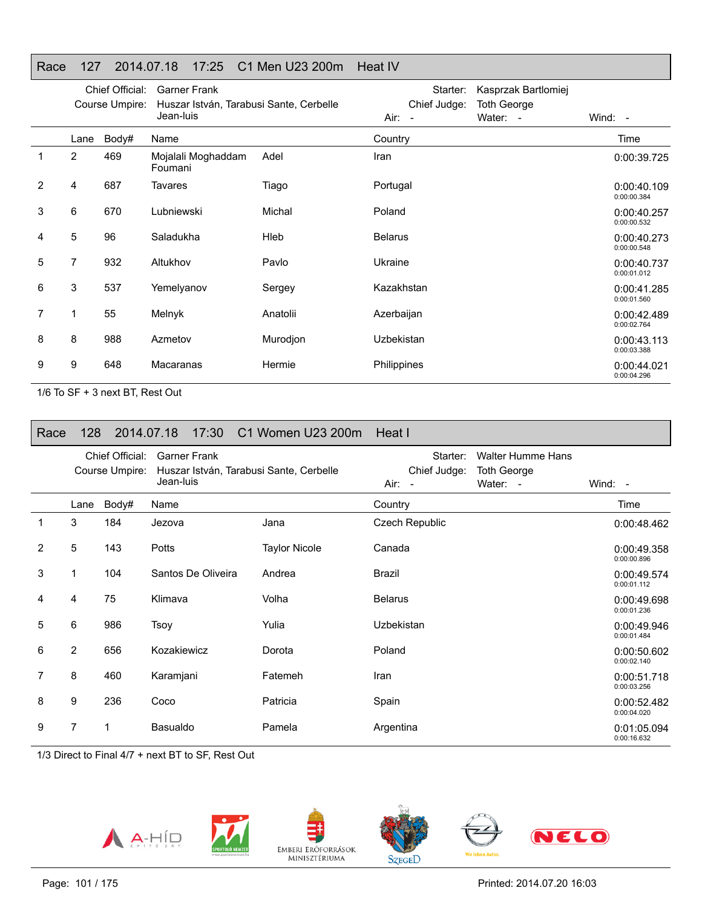## Race 127 2014.07.18 17:25 C1 Men U23 200m Heat IV

Chief Official: Garner Frank
Course Umpire: Huszar István, Tarabusi Sante, Cerbelle Jean-luis
Starter: Kasprzak Bartlomiej
Chief Judge: Toth George
Air: - Water: - Wind: -

| | Lane | Body# | Name | | Country | Time |
|---|---|---|---|---|---|---|
| 1 | 2 | 469 | Mojalali Moghaddam Foumani | Adel | Iran | 0:00:39.725 |
| 2 | 4 | 687 | Tavares | Tiago | Portugal | 0:00:40.109 0:00:00.384 |
| 3 | 6 | 670 | Lubniewski | Michal | Poland | 0:00:40.257 0:00:00.532 |
| 4 | 5 | 96 | Saladukha | Hleb | Belarus | 0:00:40.273 0:00:00.548 |
| 5 | 7 | 932 | Altukhov | Pavlo | Ukraine | 0:00:40.737 0:00:01.012 |
| 6 | 3 | 537 | Yemelyanov | Sergey | Kazakhstan | 0:00:41.285 0:00:01.560 |
| 7 | 1 | 55 | Melnyk | Anatolii | Azerbaijan | 0:00:42.489 0:00:02.764 |
| 8 | 8 | 988 | Azmetov | Murodjon | Uzbekistan | 0:00:43.113 0:00:03.388 |
| 9 | 9 | 648 | Macaranas | Hermie | Philippines | 0:00:44.021 0:00:04.296 |

1/6 To SF + 3 next BT, Rest Out

## Race 128 2014.07.18 17:30 C1 Women U23 200m Heat I

Chief Official: Garner Frank
Course Umpire: Huszar István, Tarabusi Sante, Cerbelle Jean-luis
Starter: Walter Humme Hans
Chief Judge: Toth George
Air: - Water: - Wind: -

| | Lane | Body# | Name | | Country | Time |
|---|---|---|---|---|---|---|
| 1 | 3 | 184 | Jezova | Jana | Czech Republic | 0:00:48.462 |
| 2 | 5 | 143 | Potts | Taylor Nicole | Canada | 0:00:49.358 0:00:00.896 |
| 3 | 1 | 104 | Santos De Oliveira | Andrea | Brazil | 0:00:49.574 0:00:01.112 |
| 4 | 4 | 75 | Klimava | Volha | Belarus | 0:00:49.698 0:00:01.236 |
| 5 | 6 | 986 | Tsoy | Yulia | Uzbekistan | 0:00:49.946 0:00:01.484 |
| 6 | 2 | 656 | Kozakiewicz | Dorota | Poland | 0:00:50.602 0:00:02.140 |
| 7 | 8 | 460 | Karamjani | Fatemeh | Iran | 0:00:51.718 0:00:03.256 |
| 8 | 9 | 236 | Coco | Patricia | Spain | 0:00:52.482 0:00:04.020 |
| 9 | 7 | 1 | Basualdo | Pamela | Argentina | 0:01:05.094 0:00:16.632 |

1/3 Direct to Final 4/7 + next BT to SF, Rest Out

Printed: 2014.07.20 16:03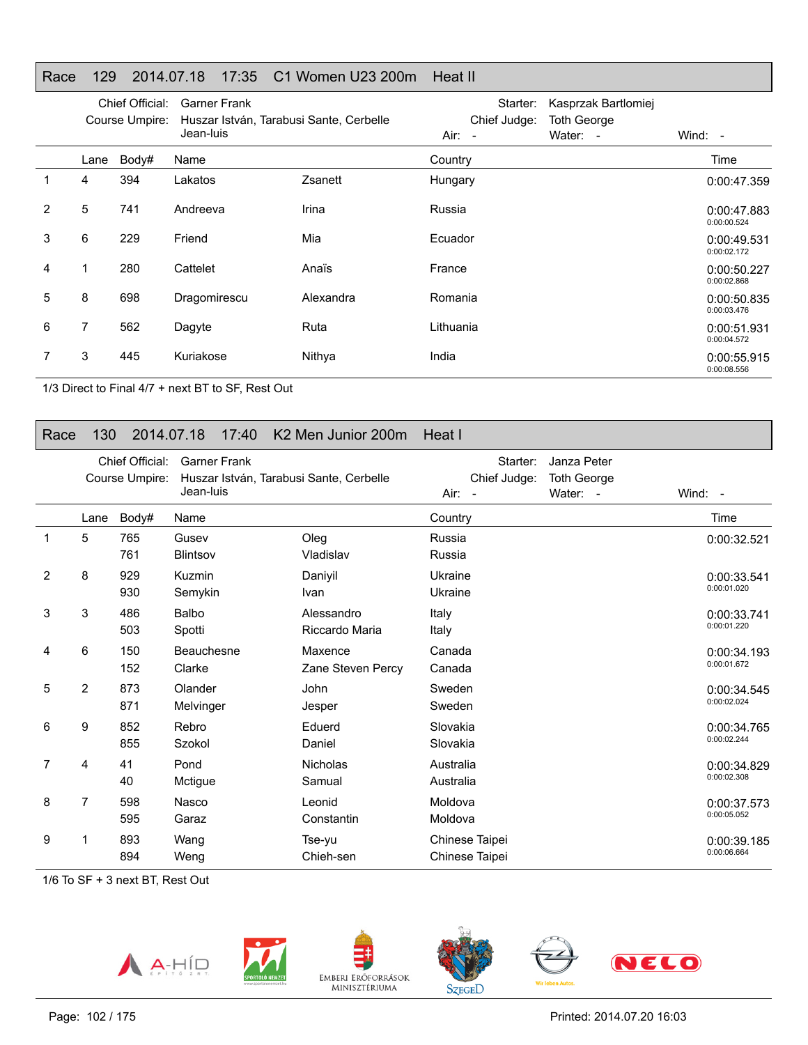## Race 129 2014.07.18 17:35 C1 Women U23 200m Heat II

Chief Official: Garner Frank
Course Umpire: Huszar István, Tarabusi Sante, Cerbelle Jean-luis

Starter: Kasprzak Bartlomiej
Chief Judge: Toth George
Air: -
Water: -
Wind: -

| | Lane | Body# | Name | | Country | Time |
|---|---|---|---|---|---|---|
| 1 | 4 | 394 | Lakatos | Zsanett | Hungary | 0:00:47.359 |
| 2 | 5 | 741 | Andreeva | Irina | Russia | 0:00:47.883 0:00:00.524 |
| 3 | 6 | 229 | Friend | Mia | Ecuador | 0:00:49.531 0:00:02.172 |
| 4 | 1 | 280 | Cattelet | Anaïs | France | 0:00:50.227 0:00:02.868 |
| 5 | 8 | 698 | Dragomirescu | Alexandra | Romania | 0:00:50.835 0:00:03.476 |
| 6 | 7 | 562 | Dagyte | Ruta | Lithuania | 0:00:51.931 0:00:04.572 |
| 7 | 3 | 445 | Kuriakose | Nithya | India | 0:00:55.915 0:00:08.556 |

1/3 Direct to Final 4/7 + next BT to SF, Rest Out

## Race 130 2014.07.18 17:40 K2 Men Junior 200m Heat I

Chief Official: Garner Frank
Course Umpire: Huszar István, Tarabusi Sante, Cerbelle Jean-luis

Starter: Janza Peter
Chief Judge: Toth George
Air: -
Water: -
Wind: -

| | Lane | Body# | Name | | Country | Time |
|---|---|---|---|---|---|---|
| 1 | 5 | 765 | Gusev | Oleg | Russia | 0:00:32.521 |
| | | 761 | Blintsov | Vladislav | Russia | |
| 2 | 8 | 929 | Kuzmin | Daniyil | Ukraine | 0:00:33.541 0:00:01.020 |
| | | 930 | Semykin | Ivan | Ukraine | |
| 3 | 3 | 486 | Balbo | Alessandro | Italy | 0:00:33.741 0:00:01.220 |
| | | 503 | Spotti | Riccardo Maria | Italy | |
| 4 | 6 | 150 | Beauchesne | Maxence | Canada | 0:00:34.193 0:00:01.672 |
| | | 152 | Clarke | Zane Steven Percy | Canada | |
| 5 | 2 | 873 | Olander | John | Sweden | 0:00:34.545 0:00:02.024 |
| | | 871 | Melvinger | Jesper | Sweden | |
| 6 | 9 | 852 | Rebro | Eduerd | Slovakia | 0:00:34.765 0:00:02.244 |
| | | 855 | Szokol | Daniel | Slovakia | |
| 7 | 4 | 41 | Pond | Nicholas | Australia | 0:00:34.829 0:00:02.308 |
| | | 40 | Mctigue | Samual | Australia | |
| 8 | 7 | 598 | Nasco | Leonid | Moldova | 0:00:37.573 0:00:05.052 |
| | | 595 | Garaz | Constantin | Moldova | |
| 9 | 1 | 893 | Wang | Tse-yu | Chinese Taipei | 0:00:39.185 0:00:06.664 |
| | | 894 | Weng | Chieh-sen | Chinese Taipei | |

1/6 To SF + 3 next BT, Rest Out

Printed: 2014.07.20 16:03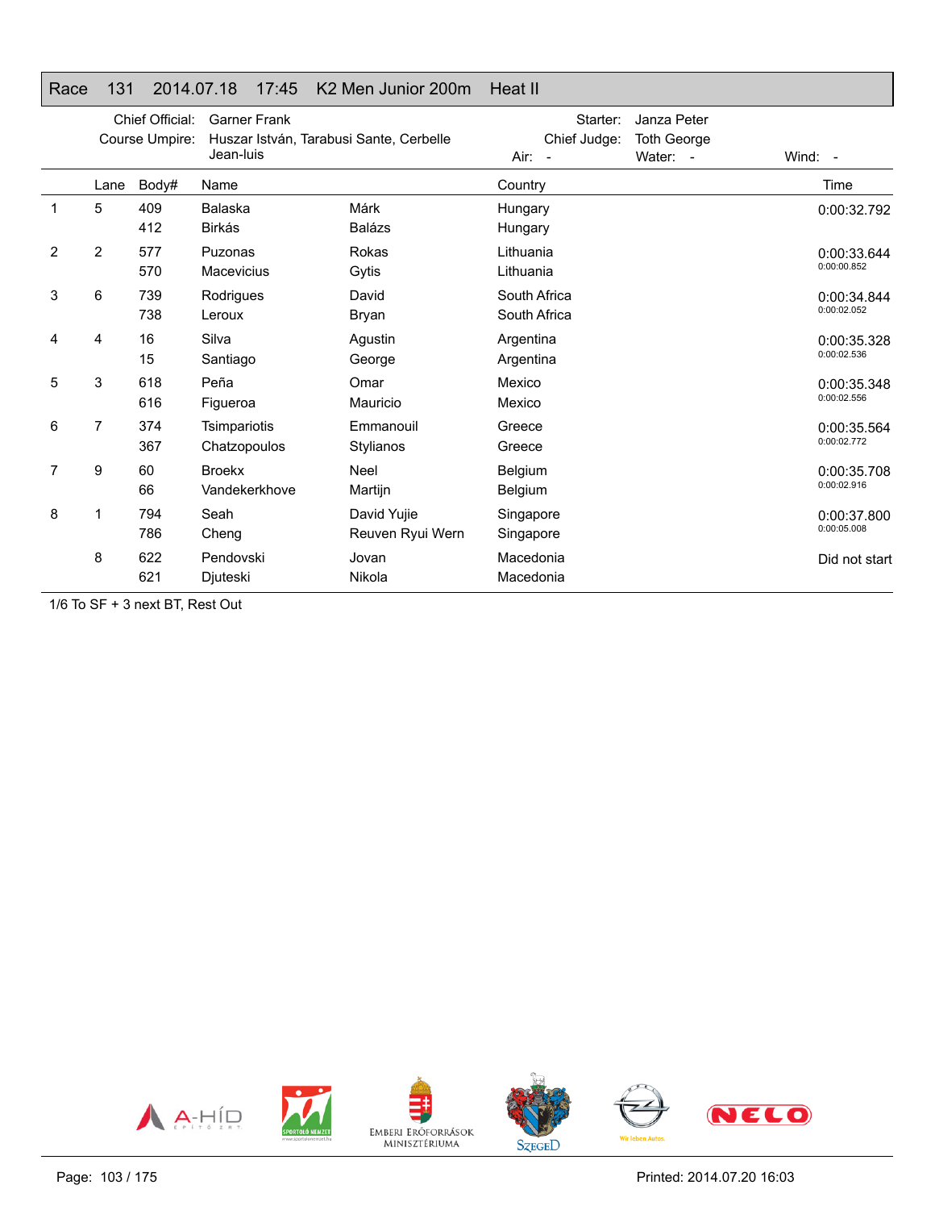## Race 131 2014.07.18 17:45 K2 Men Junior 200m Heat II

Chief Official: Garner Frank
Course Umpire: Huszar István, Tarabusi Sante, Cerbelle Jean-luis
Starter: Janza Peter
Chief Judge: Toth George
Air: -
Water: -
Wind: -

| | Lane | Body# | Name | | Country | Time |
|---|---|---|---|---|---|---|
| 1 | 5 | 409 | Balaska | Márk | Hungary | 0:00:32.792 |
| | | 412 | Birkás | Balázs | Hungary | |
| 2 | 2 | 577 | Puzonas | Rokas | Lithuania | 0:00:33.644 |
| | | 570 | Macevicius | Gytis | Lithuania | 0:00:00.852 |
| 3 | 6 | 739 | Rodrigues | David | South Africa | 0:00:34.844 |
| | | 738 | Leroux | Bryan | South Africa | 0:00:02.052 |
| 4 | 4 | 16 | Silva | Agustin | Argentina | 0:00:35.328 |
| | | 15 | Santiago | George | Argentina | 0:00:02.536 |
| 5 | 3 | 618 | Peña | Omar | Mexico | 0:00:35.348 |
| | | 616 | Figueroa | Mauricio | Mexico | 0:00:02.556 |
| 6 | 7 | 374 | Tsimpariotis | Emmanouil | Greece | 0:00:35.564 |
| | | 367 | Chatzopoulos | Stylianos | Greece | 0:00:02.772 |
| 7 | 9 | 60 | Broekx | Neel | Belgium | 0:00:35.708 |
| | | 66 | Vandekerkhove | Martijn | Belgium | 0:00:02.916 |
| 8 | 1 | 794 | Seah | David Yujie | Singapore | 0:00:37.800 |
| | | 786 | Cheng | Reuven Ryui Wern | Singapore | 0:00:05.008 |
| | 8 | 622 | Pendovski | Jovan | Macedonia | Did not start |
| | | 621 | Djuteski | Nikola | Macedonia | |

1/6 To SF + 3 next BT, Rest Out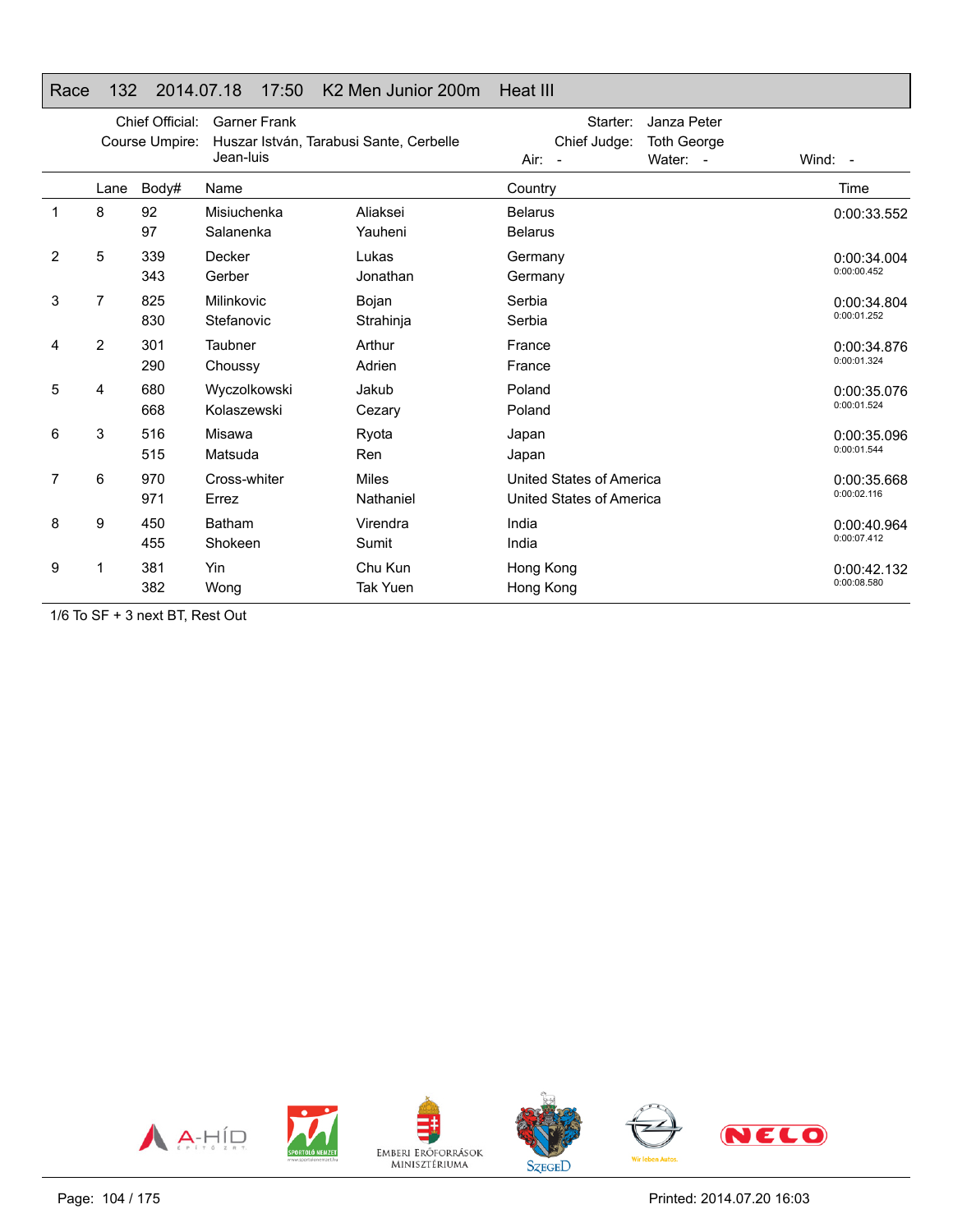## Race 132 2014.07.18 17:50 K2 Men Junior 200m Heat III

Chief Official: Garner Frank
Course Umpire: Huszar István, Tarabusi Sante, Cerbelle Jean-luis
Starter: Janza Peter
Chief Judge: Toth George
Air: -
Water: -
Wind: -

| | Lane | Body# | Name | | Country | Time |
|---|---|---|---|---|---|---|
| 1 | 8 | 92 | Misiuchenka | Aliaksei | Belarus | 0:00:33.552 |
| | | 97 | Salanenka | Yauheni | Belarus | |
| 2 | 5 | 339 | Decker | Lukas | Germany | 0:00:34.004 |
| | | 343 | Gerber | Jonathan | Germany | 0:00:00.452 |
| 3 | 7 | 825 | Milinkovic | Bojan | Serbia | 0:00:34.804 |
| | | 830 | Stefanovic | Strahinja | Serbia | 0:00:01.252 |
| 4 | 2 | 301 | Taubner | Arthur | France | 0:00:34.876 |
| | | 290 | Choussy | Adrien | France | 0:00:01.324 |
| 5 | 4 | 680 | Wyczolkowski | Jakub | Poland | 0:00:35.076 |
| | | 668 | Kolaszewski | Cezary | Poland | 0:00:01.524 |
| 6 | 3 | 516 | Misawa | Ryota | Japan | 0:00:35.096 |
| | | 515 | Matsuda | Ren | Japan | 0:00:01.544 |
| 7 | 6 | 970 | Cross-whiter | Miles | United States of America | 0:00:35.668 |
| | | 971 | Errez | Nathaniel | United States of America | 0:00:02.116 |
| 8 | 9 | 450 | Batham | Virendra | India | 0:00:40.964 |
| | | 455 | Shokeen | Sumit | India | 0:00:07.412 |
| 9 | 1 | 381 | Yin | Chu Kun | Hong Kong | 0:00:42.132 |
| | | 382 | Wong | Tak Yuen | Hong Kong | 0:00:08.580 |

1/6 To SF + 3 next BT, Rest Out

Printed: 2014.07.20 16:03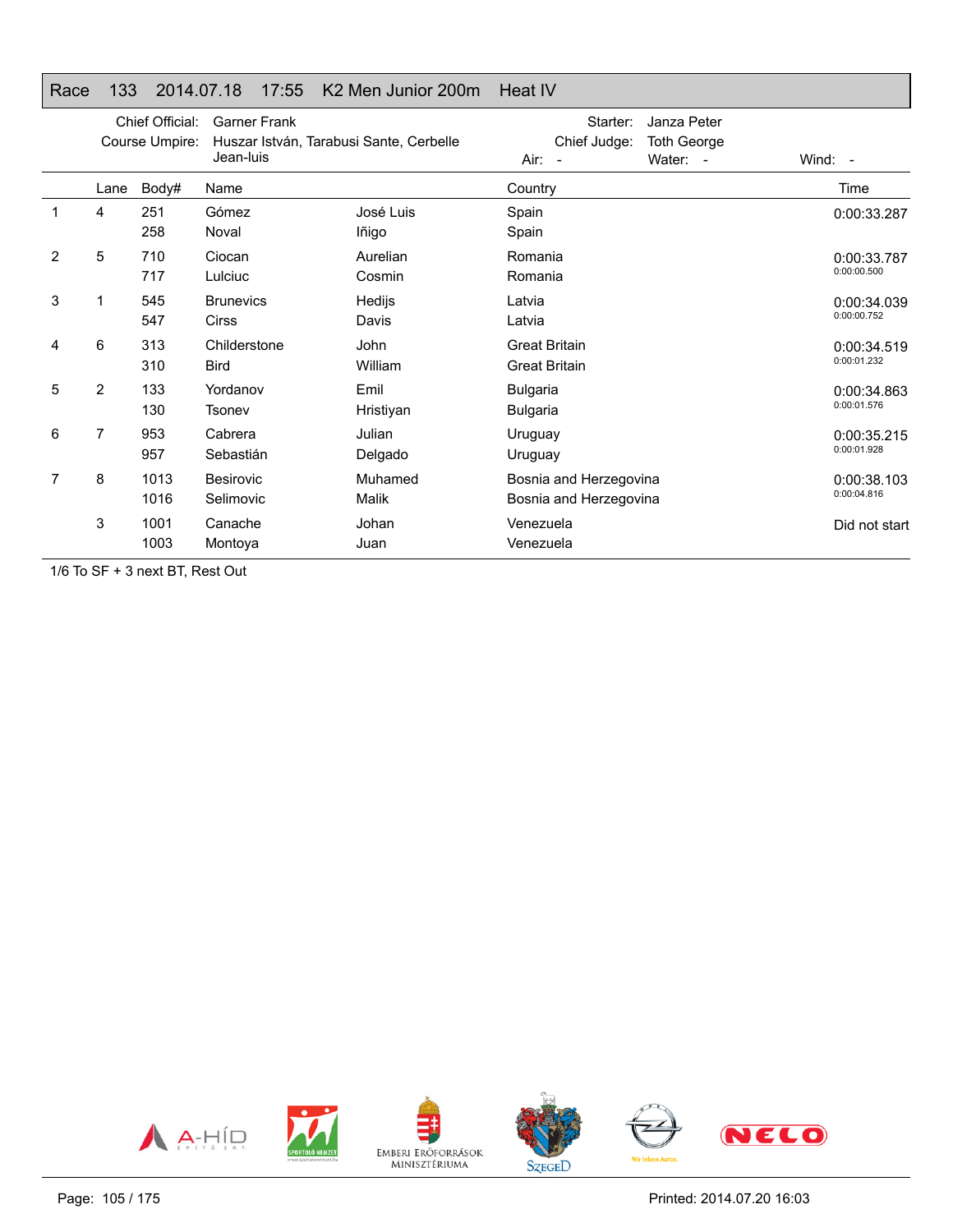# Race 133 2014.07.18 17:55 K2 Men Junior 200m Heat IV

Chief Official: Garner Frank
Course Umpire: Huszar István, Tarabusi Sante, Cerbelle Jean-luis
Starter: Janza Peter
Chief Judge: Toth George
Air: - Water: - Wind: -

| | Lane | Body# | Name | | Country | Time |
|---|---|---|---|---|---|---|
| 1 | 4 | 251 | Gómez | José Luis | Spain | 0:00:33.287 |
| | | 258 | Noval | Iñigo | Spain | |
| 2 | 5 | 710 | Ciocan | Aurelian | Romania | 0:00:33.787 |
| | | 717 | Lulciuc | Cosmin | Romania | 0:00:00.500 |
| 3 | 1 | 545 | Brunevics | Hedijs | Latvia | 0:00:34.039 |
| | | 547 | Cirss | Davis | Latvia | 0:00:00.752 |
| 4 | 6 | 313 | Childerstone | John | Great Britain | 0:00:34.519 |
| | | 310 | Bird | William | Great Britain | 0:00:01.232 |
| 5 | 2 | 133 | Yordanov | Emil | Bulgaria | 0:00:34.863 |
| | | 130 | Tsonev | Hristiyan | Bulgaria | 0:00:01.576 |
| 6 | 7 | 953 | Cabrera | Julian | Uruguay | 0:00:35.215 |
| | | 957 | Sebastián | Delgado | Uruguay | 0:00:01.928 |
| 7 | 8 | 1013 | Besirovic | Muhamed | Bosnia and Herzegovina | 0:00:38.103 |
| | | 1016 | Selimovic | Malik | Bosnia and Herzegovina | 0:00:04.816 |
| | 3 | 1001 | Canache | Johan | Venezuela | Did not start |
| | | 1003 | Montoya | Juan | Venezuela | |

1/6 To SF + 3 next BT, Rest Out

Printed: 2014.07.20 16:03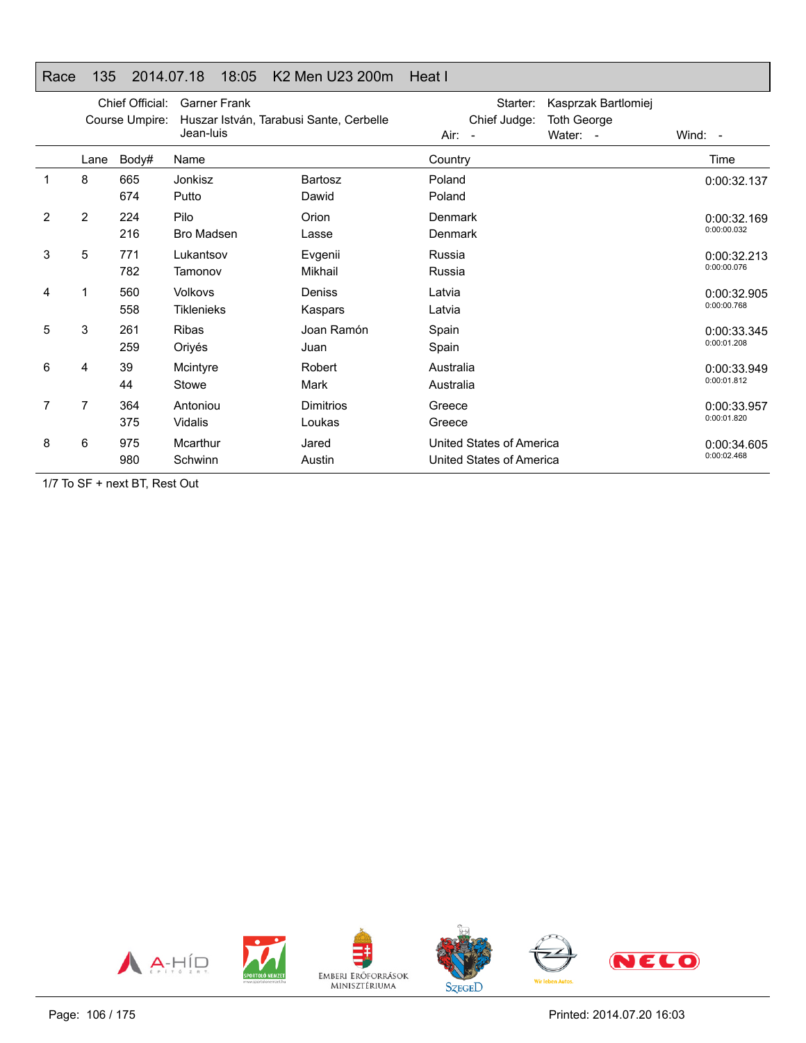## Race 135 2014.07.18 18:05 K2 Men U23 200m Heat I

Chief Official: Garner Frank
Course Umpire: Huszar István, Tarabusi Sante, Cerbelle Jean-luis
Starter: Kasprzak Bartlomiej
Chief Judge: Toth George
Air: - Water: - Wind: -

| | Lane | Body# | Name | | Country | Time |
|---|---|---|---|---|---|---|
| 1 | 8 | 665 | Jonkisz | Bartosz | Poland | 0:00:32.137 |
| | | 674 | Putto | Dawid | Poland | |
| 2 | 2 | 224 | Pilo | Orion | Denmark | 0:00:32.169 |
| | | 216 | Bro Madsen | Lasse | Denmark | 0:00:00.032 |
| 3 | 5 | 771 | Lukantsov | Evgenii | Russia | 0:00:32.213 |
| | | 782 | Tamonov | Mikhail | Russia | 0:00:00.076 |
| 4 | 1 | 560 | Volkovs | Deniss | Latvia | 0:00:32.905 |
| | | 558 | Tiklenieks | Kaspars | Latvia | 0:00:00.768 |
| 5 | 3 | 261 | Ribas | Joan Ramón | Spain | 0:00:33.345 |
| | | 259 | Oriyés | Juan | Spain | 0:00:01.208 |
| 6 | 4 | 39 | Mcintyre | Robert | Australia | 0:00:33.949 |
| | | 44 | Stowe | Mark | Australia | 0:00:01.812 |
| 7 | 7 | 364 | Antoniou | Dimitrios | Greece | 0:00:33.957 |
| | | 375 | Vidalis | Loukas | Greece | 0:00:01.820 |
| 8 | 6 | 975 | Mcarthur | Jared | United States of America | 0:00:34.605 |
| | | 980 | Schwinn | Austin | United States of America | 0:00:02.468 |

1/7 To SF + next BT, Rest Out

Printed: 2014.07.20 16:03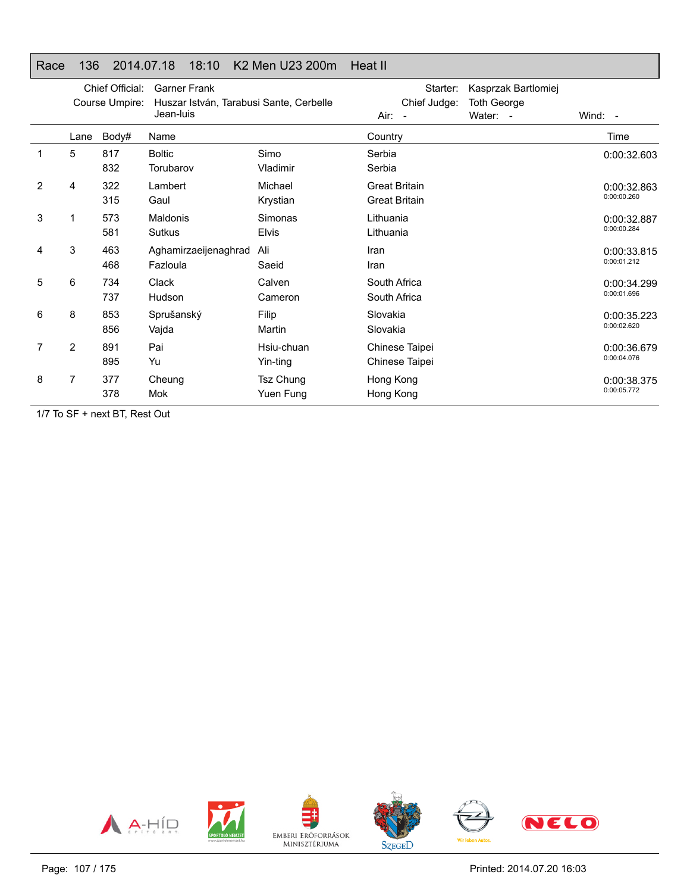# Race 136 2014.07.18 18:10 K2 Men U23 200m Heat II

Chief Official: Garner Frank
Course Umpire: Huszar István, Tarabusi Sante, Cerbelle Jean-luis
Starter: Kasprzak Bartlomiej
Chief Judge: Toth George
Air: -
Water: -
Wind: -

| | Lane | Body# | Name | | Country | Time |
|---|---|---|---|---|---|---|
| 1 | 5 | 817 | Boltic | Simo | Serbia | 0:00:32.603 |
| | | 832 | Torubarov | Vladimir | Serbia | |
| 2 | 4 | 322 | Lambert | Michael | Great Britain | 0:00:32.863 |
| | | 315 | Gaul | Krystian | Great Britain | 0:00:00.260 |
| 3 | 1 | 573 | Maldonis | Simonas | Lithuania | 0:00:32.887 |
| | | 581 | Sutkus | Elvis | Lithuania | 0:00:00.284 |
| 4 | 3 | 463 | Aghamirzaeijenaghrad | Ali | Iran | 0:00:33.815 |
| | | 468 | Fazloula | Saeid | Iran | 0:00:01.212 |
| 5 | 6 | 734 | Clack | Calven | South Africa | 0:00:34.299 |
| | | 737 | Hudson | Cameron | South Africa | 0:00:01.696 |
| 6 | 8 | 853 | Sprušanský | Filip | Slovakia | 0:00:35.223 |
| | | 856 | Vajda | Martin | Slovakia | 0:00:02.620 |
| 7 | 2 | 891 | Pai | Hsiu-chuan | Chinese Taipei | 0:00:36.679 |
| | | 895 | Yu | Yin-ting | Chinese Taipei | 0:00:04.076 |
| 8 | 7 | 377 | Cheung | Tsz Chung | Hong Kong | 0:00:38.375 |
| | | 378 | Mok | Yuen Fung | Hong Kong | 0:00:05.772 |

1/7 To SF + next BT, Rest Out

Printed: 2014.07.20 16:03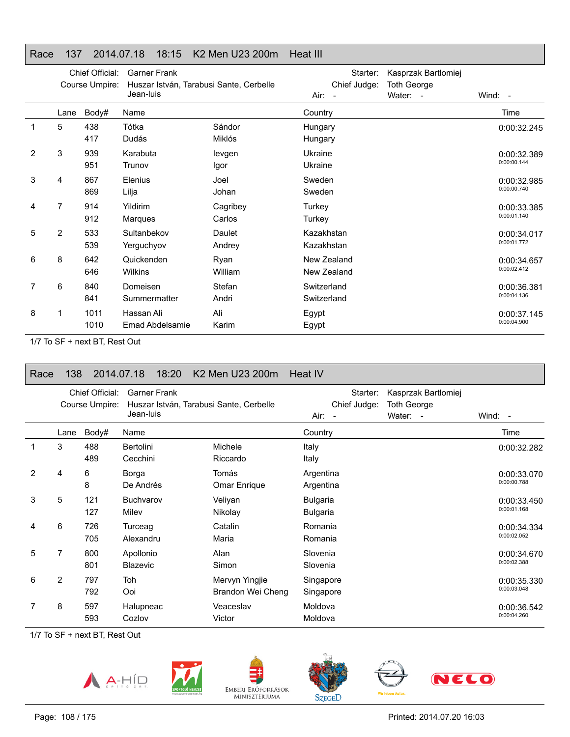## Race 137 2014.07.18 18:15 K2 Men U23 200m Heat III

Chief Official: Garner Frank
Course Umpire: Huszar István, Tarabusi Sante, Cerbelle Jean-luis
Starter: Kasprzak Bartlomiej
Chief Judge: Toth George
Air: -
Water: -
Wind: -

| | Lane | Body# | Name | | Country | Time |
|---|---|---|---|---|---|---|
| 1 | 5 | 438 | Tótka | Sándor | Hungary | 0:00:32.245 |
| | | 417 | Dudás | Miklós | Hungary | |
| 2 | 3 | 939 | Karabuta | Ievgen | Ukraine | 0:00:32.389 |
| | | 951 | Trunov | Igor | Ukraine | 0:00:00.144 |
| 3 | 4 | 867 | Elenius | Joel | Sweden | 0:00:32.985 |
| | | 869 | Lilja | Johan | Sweden | 0:00:00.740 |
| 4 | 7 | 914 | Yildirim | Cagribey | Turkey | 0:00:33.385 |
| | | 912 | Marques | Carlos | Turkey | 0:00:01.140 |
| 5 | 2 | 533 | Sultanbekov | Daulet | Kazakhstan | 0:00:34.017 |
| | | 539 | Yerguchyov | Andrey | Kazakhstan | 0:00:01.772 |
| 6 | 8 | 642 | Quickenden | Ryan | New Zealand | 0:00:34.657 |
| | | 646 | Wilkins | William | New Zealand | 0:00:02.412 |
| 7 | 6 | 840 | Domeisen | Stefan | Switzerland | 0:00:36.381 |
| | | 841 | Summermatter | Andri | Switzerland | 0:00:04.136 |
| 8 | 1 | 1011 | Hassan Ali | Ali | Egypt | 0:00:37.145 |
| | | 1010 | Emad Abdelsamie | Karim | Egypt | 0:00:04.900 |

1/7 To SF + next BT, Rest Out

## Race 138 2014.07.18 18:20 K2 Men U23 200m Heat IV

Chief Official: Garner Frank
Course Umpire: Huszar István, Tarabusi Sante, Cerbelle Jean-luis
Starter: Kasprzak Bartlomiej
Chief Judge: Toth George
Air: -
Water: -
Wind: -

| | Lane | Body# | Name | | Country | Time |
|---|---|---|---|---|---|---|
| 1 | 3 | 488 | Bertolini | Michele | Italy | 0:00:32.282 |
| | | 489 | Cecchini | Riccardo | Italy | |
| 2 | 4 | 6 | Borga | Tomás | Argentina | 0:00:33.070 |
| | | 8 | De Andrés | Omar Enrique | Argentina | 0:00:00.788 |
| 3 | 5 | 121 | Buchvarov | Veliyan | Bulgaria | 0:00:33.450 |
| | | 127 | Milev | Nikolay | Bulgaria | 0:00:01.168 |
| 4 | 6 | 726 | Turceag | Catalin | Romania | 0:00:34.334 |
| | | 705 | Alexandru | Maria | Romania | 0:00:02.052 |
| 5 | 7 | 800 | Apollonio | Alan | Slovenia | 0:00:34.670 |
| | | 801 | Blazevic | Simon | Slovenia | 0:00:02.388 |
| 6 | 2 | 797 | Toh | Mervyn Yingjie | Singapore | 0:00:35.330 |
| | | 792 | Ooi | Brandon Wei Cheng | Singapore | 0:00:03.048 |
| 7 | 8 | 597 | Halupneac | Veaceslav | Moldova | 0:00:36.542 |
| | | 593 | Cozlov | Victor | Moldova | 0:00:04.260 |

1/7 To SF + next BT, Rest Out

Printed: 2014.07.20 16:03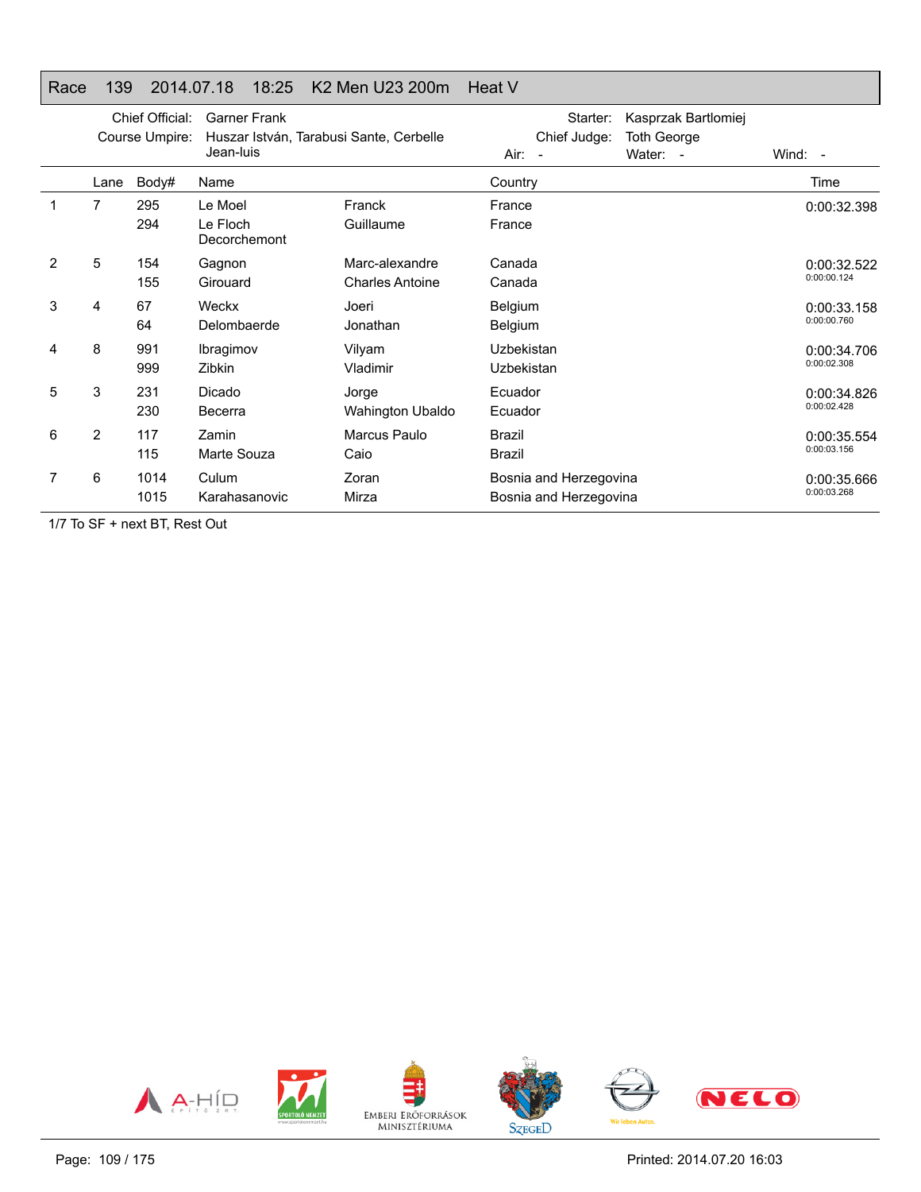# Race 139 2014.07.18 18:25 K2 Men U23 200m Heat V

Chief Official: Garner Frank
Course Umpire: Huszar István, Tarabusi Sante, Cerbelle Jean-luis
Starter: Kasprzak Bartlomiej
Chief Judge: Toth George
Air: - Water: - Wind: -

| | Lane | Body# | Name | | Country | Time |
|---|---|---|---|---|---|---|
| 1 | 7 | 295 | Le Moel | Franck | France | 0:00:32.398 |
| | | 294 | Le Floch Decorchemont | Guillaume | France | |
| 2 | 5 | 154 | Gagnon | Marc-alexandre | Canada | 0:00:32.522 |
| | | 155 | Girouard | Charles Antoine | Canada | 0:00:00.124 |
| 3 | 4 | 67 | Weckx | Joeri | Belgium | 0:00:33.158 |
| | | 64 | Delombaerde | Jonathan | Belgium | 0:00:00.760 |
| 4 | 8 | 991 | Ibragimov | Vilyam | Uzbekistan | 0:00:34.706 |
| | | 999 | Zibkin | Vladimir | Uzbekistan | 0:00:02.308 |
| 5 | 3 | 231 | Dicado | Jorge | Ecuador | 0:00:34.826 |
| | | 230 | Becerra | Wahington Ubaldo | Ecuador | 0:00:02.428 |
| 6 | 2 | 117 | Zamin | Marcus Paulo | Brazil | 0:00:35.554 |
| | | 115 | Marte Souza | Caio | Brazil | 0:00:03.156 |
| 7 | 6 | 1014 | Culum | Zoran | Bosnia and Herzegovina | 0:00:35.666 |
| | | 1015 | Karahasanovic | Mirza | Bosnia and Herzegovina | 0:00:03.268 |

1/7 To SF + next BT, Rest Out

Printed: 2014.07.20 16:03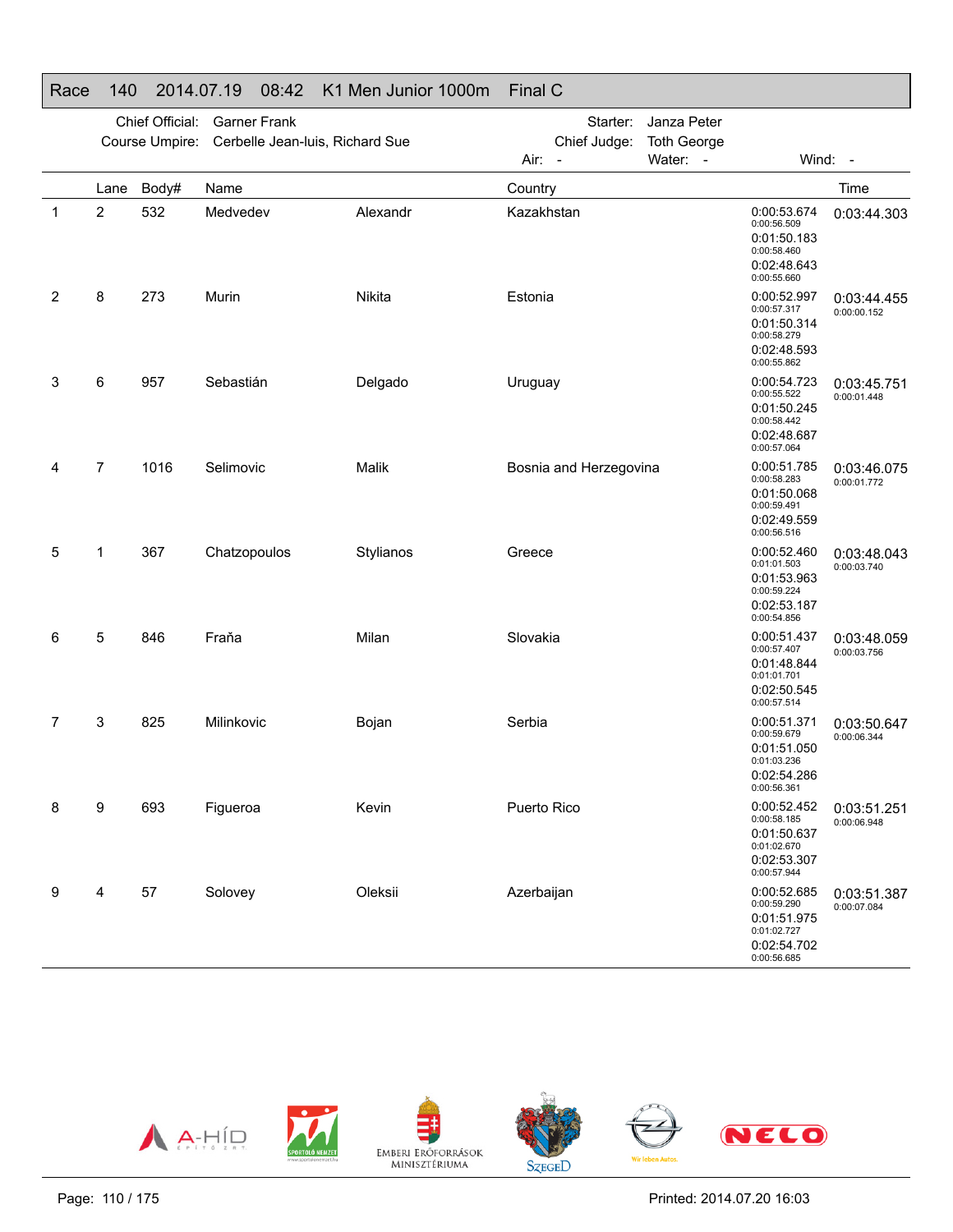## Race 140 2014.07.19 08:42 K1 Men Junior 1000m Final C

Chief Official: Garner Frank
Course Umpire: Cerbelle Jean-luis, Richard Sue

Starter: Janza Peter
Chief Judge: Toth George

Air: - Water: - Wind: -

| | Lane | Body# | Name | | Country | Splits | Time |
|---|---|---|---|---|---|---|---|
| 1 | 2 | 532 | Medvedev | Alexandr | Kazakhstan | 0:00:53.674 (0:00:56.509) 0:01:50.183 (0:00:58.460) 0:02:48.643 (0:00:55.660) | 0:03:44.303 |
| 2 | 8 | 273 | Murin | Nikita | Estonia | 0:00:52.997 (0:00:57.317) 0:01:50.314 (0:00:58.279) 0:02:48.593 (0:00:55.862) | 0:03:44.455 (0:00:00.152) |
| 3 | 6 | 957 | Sebastián | Delgado | Uruguay | 0:00:54.723 (0:00:55.522) 0:01:50.245 (0:00:58.442) 0:02:48.687 (0:00:57.064) | 0:03:45.751 (0:00:01.448) |
| 4 | 7 | 1016 | Selimovic | Malik | Bosnia and Herzegovina | 0:00:51.785 (0:00:58.283) 0:01:50.068 (0:00:59.491) 0:02:49.559 (0:00:56.516) | 0:03:46.075 (0:00:01.772) |
| 5 | 1 | 367 | Chatzopoulos | Stylianos | Greece | 0:00:52.460 (0:01:01.503) 0:01:53.963 (0:00:59.224) 0:02:53.187 (0:00:54.856) | 0:03:48.043 (0:00:03.740) |
| 6 | 5 | 846 | Fraňa | Milan | Slovakia | 0:00:51.437 (0:00:57.407) 0:01:48.844 (0:01:01.701) 0:02:50.545 (0:00:57.514) | 0:03:48.059 (0:00:03.756) |
| 7 | 3 | 825 | Milinkovic | Bojan | Serbia | 0:00:51.371 (0:00:59.679) 0:01:51.050 (0:01:03.236) 0:02:54.286 (0:00:56.361) | 0:03:50.647 (0:00:06.344) |
| 8 | 9 | 693 | Figueroa | Kevin | Puerto Rico | 0:00:52.452 (0:00:58.185) 0:01:50.637 (0:01:02.670) 0:02:53.307 (0:00:57.944) | 0:03:51.251 (0:00:06.948) |
| 9 | 4 | 57 | Solovey | Oleksii | Azerbaijan | 0:00:52.685 (0:00:59.290) 0:01:51.975 (0:01:02.727) 0:02:54.702 (0:00:56.685) | 0:03:51.387 (0:00:07.084) |

Printed: 2014.07.20 16:03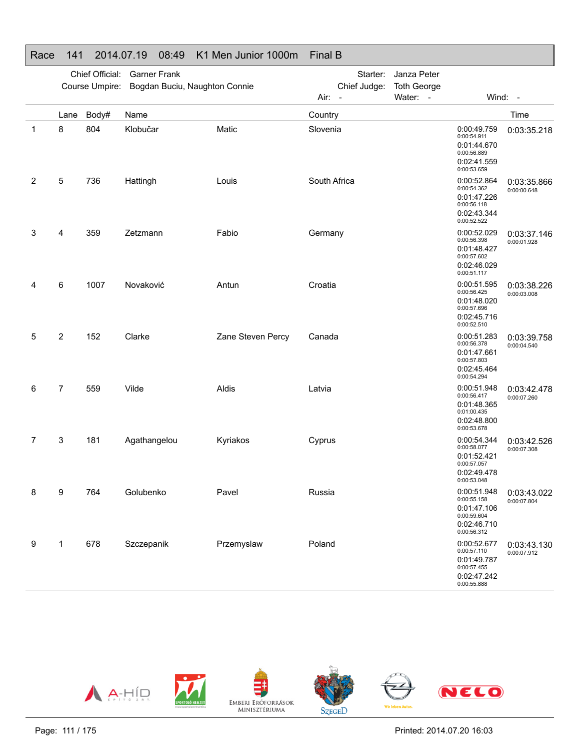# Race 141 2014.07.19 08:49 K1 Men Junior 1000m Final B

Chief Official: Garner Frank
Course Umpire: Bogdan Buciu, Naughton Connie
Starter: Janza Peter
Chief Judge: Toth George
Air: - Water: - Wind: -

| | Lane | Body# | Name | | Country | Splits | Time |
|---|---|---|---|---|---|---|---|
| 1 | 8 | 804 | Klobučar | Matic | Slovenia | 0:00:49.759 / 0:00:54.911 / 0:01:44.670 / 0:00:56.889 / 0:02:41.559 / 0:00:53.659 | 0:03:35.218 |
| 2 | 5 | 736 | Hattingh | Louis | South Africa | 0:00:52.864 / 0:00:54.362 / 0:01:47.226 / 0:00:56.118 / 0:02:43.344 / 0:00:52.522 | 0:03:35.866 / 0:00:00.648 |
| 3 | 4 | 359 | Zetzmann | Fabio | Germany | 0:00:52.029 / 0:00:56.398 / 0:01:48.427 / 0:00:57.602 / 0:02:46.029 / 0:00:51.117 | 0:03:37.146 / 0:00:01.928 |
| 4 | 6 | 1007 | Novaković | Antun | Croatia | 0:00:51.595 / 0:00:56.425 / 0:01:48.020 / 0:00:57.696 / 0:02:45.716 / 0:00:52.510 | 0:03:38.226 / 0:00:03.008 |
| 5 | 2 | 152 | Clarke | Zane Steven Percy | Canada | 0:00:51.283 / 0:00:56.378 / 0:01:47.661 / 0:00:57.803 / 0:02:45.464 / 0:00:54.294 | 0:03:39.758 / 0:00:04.540 |
| 6 | 7 | 559 | Vilde | Aldis | Latvia | 0:00:51.948 / 0:00:56.417 / 0:01:48.365 / 0:01:00.435 / 0:02:48.800 / 0:00:53.678 | 0:03:42.478 / 0:00:07.260 |
| 7 | 3 | 181 | Agathangelou | Kyriakos | Cyprus | 0:00:54.344 / 0:00:58.077 / 0:01:52.421 / 0:00:57.057 / 0:02:49.478 / 0:00:53.048 | 0:03:42.526 / 0:00:07.308 |
| 8 | 9 | 764 | Golubenko | Pavel | Russia | 0:00:51.948 / 0:00:55.158 / 0:01:47.106 / 0:00:59.604 / 0:02:46.710 / 0:00:56.312 | 0:03:43.022 / 0:00:07.804 |
| 9 | 1 | 678 | Szczepanik | Przemyslaw | Poland | 0:00:52.677 / 0:00:57.110 / 0:01:49.787 / 0:00:57.455 / 0:02:47.242 / 0:00:55.888 | 0:03:43.130 / 0:00:07.912 |

Printed: 2014.07.20 16:03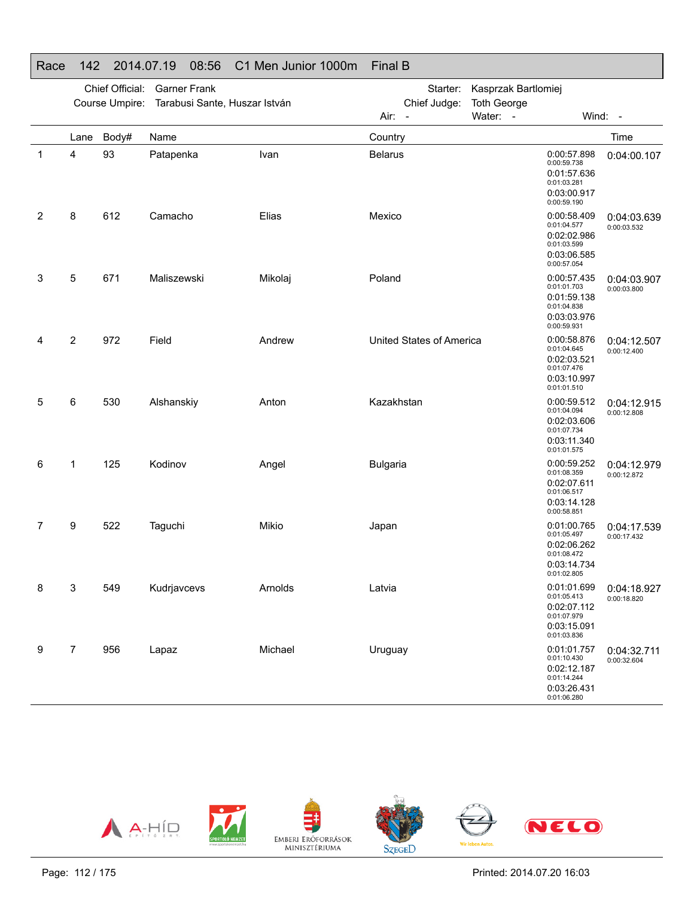# Race 142 2014.07.19 08:56 C1 Men Junior 1000m Final B

Chief Official: Garner Frank
Course Umpire: Tarabusi Sante, Huszar István

Starter: Kasprzak Bartlomiej
Chief Judge: Toth George
Air: - Water: - Wind: -

| | Lane | Body# | Name | | Country | Splits | Time |
|---|---|---|---|---|---|---|---|
| 1 | 4 | 93 | Patapenka | Ivan | Belarus | 0:00:57.898 (0:00:59.738) 0:01:57.636 (0:01:03.281) 0:03:00.917 (0:00:59.190) | 0:04:00.107 |
| 2 | 8 | 612 | Camacho | Elias | Mexico | 0:00:58.409 (0:01:04.577) 0:02:02.986 (0:01:03.599) 0:03:06.585 (0:00:57.054) | 0:04:03.639 (0:00:03.532) |
| 3 | 5 | 671 | Maliszewski | Mikolaj | Poland | 0:00:57.435 (0:01:01.703) 0:01:59.138 (0:01:04.838) 0:03:03.976 (0:00:59.931) | 0:04:03.907 (0:00:03.800) |
| 4 | 2 | 972 | Field | Andrew | United States of America | 0:00:58.876 (0:01:04.645) 0:02:03.521 (0:01:07.476) 0:03:10.997 (0:01:01.510) | 0:04:12.507 (0:00:12.400) |
| 5 | 6 | 530 | Alshanskiy | Anton | Kazakhstan | 0:00:59.512 (0:01:04.094) 0:02:03.606 (0:01:07.734) 0:03:11.340 (0:01:01.575) | 0:04:12.915 (0:00:12.808) |
| 6 | 1 | 125 | Kodinov | Angel | Bulgaria | 0:00:59.252 (0:01:08.359) 0:02:07.611 (0:01:06.517) 0:03:14.128 (0:00:58.851) | 0:04:12.979 (0:00:12.872) |
| 7 | 9 | 522 | Taguchi | Mikio | Japan | 0:01:00.765 (0:01:05.497) 0:02:06.262 (0:01:08.472) 0:03:14.734 (0:01:02.805) | 0:04:17.539 (0:00:17.432) |
| 8 | 3 | 549 | Kudrjavcevs | Arnolds | Latvia | 0:01:01.699 (0:01:05.413) 0:02:07.112 (0:01:07.979) 0:03:15.091 (0:01:03.836) | 0:04:18.927 (0:00:18.820) |
| 9 | 7 | 956 | Lapaz | Michael | Uruguay | 0:01:01.757 (0:01:10.430) 0:02:12.187 (0:01:14.244) 0:03:26.431 (0:01:06.280) | 0:04:32.711 (0:00:32.604) |

Printed: 2014.07.20 16:03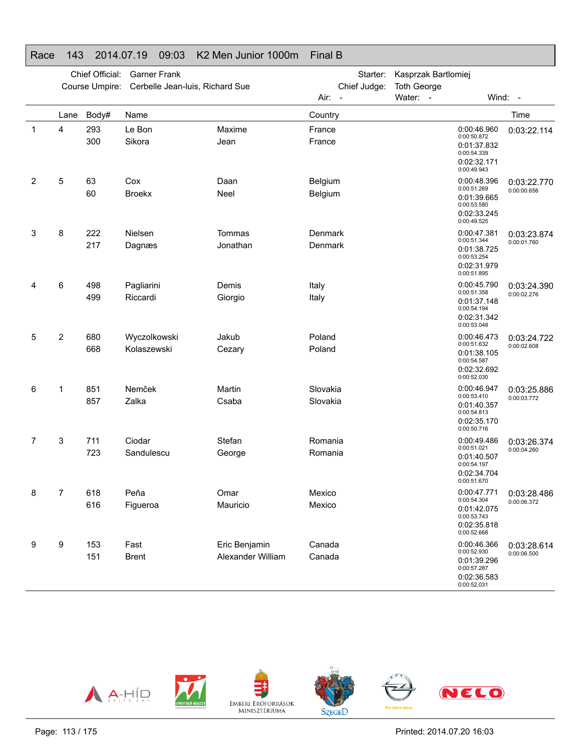# Race 143 2014.07.19 09:03 K2 Men Junior 1000m Final B

Chief Official: Garner Frank
Course Umpire: Cerbelle Jean-luis, Richard Sue

Starter: Kasprzak Bartlomiej
Chief Judge: Toth George
Air: - Water: - Wind: -

| | Lane | Body# | Name | | Country | Splits | Time |
|---|---|---|---|---|---|---|---|
| 1 | 4 | 293 | Le Bon | Maxime | France | 0:00:46.960 / 0:00:50.872 | 0:03:22.114 |
| | | 300 | Sikora | Jean | France | 0:01:37.832 / 0:00:54.339 | |
| | | | | | | 0:02:32.171 / 0:00:49.943 | |
| 2 | 5 | 63 | Cox | Daan | Belgium | 0:00:48.396 / 0:00:51.269 | 0:03:22.770 / 0:00:00.656 |
| | | 60 | Broekx | Neel | Belgium | 0:01:39.665 / 0:00:53.580 | |
| | | | | | | 0:02:33.245 / 0:00:49.525 | |
| 3 | 8 | 222 | Nielsen | Tommas | Denmark | 0:00:47.381 / 0:00:51.344 | 0:03:23.874 / 0:00:01.760 |
| | | 217 | Dagnæs | Jonathan | Denmark | 0:01:38.725 / 0:00:53.254 | |
| | | | | | | 0:02:31.979 / 0:00:51.895 | |
| 4 | 6 | 498 | Pagliarini | Demis | Italy | 0:00:45.790 / 0:00:51.358 | 0:03:24.390 / 0:00:02.276 |
| | | 499 | Riccardi | Giorgio | Italy | 0:01:37.148 / 0:00:54.194 | |
| | | | | | | 0:02:31.342 / 0:00:53.048 | |
| 5 | 2 | 680 | Wyczolkowski | Jakub | Poland | 0:00:46.473 / 0:00:51.632 | 0:03:24.722 / 0:00:02.608 |
| | | 668 | Kolaszewski | Cezary | Poland | 0:01:38.105 / 0:00:54.587 | |
| | | | | | | 0:02:32.692 / 0:00:52.030 | |
| 6 | 1 | 851 | Nemček | Martin | Slovakia | 0:00:46.947 / 0:00:53.410 | 0:03:25.886 / 0:00:03.772 |
| | | 857 | Zalka | Csaba | Slovakia | 0:01:40.357 / 0:00:54.813 | |
| | | | | | | 0:02:35.170 / 0:00:50.716 | |
| 7 | 3 | 711 | Ciodar | Stefan | Romania | 0:00:49.486 / 0:00:51.021 | 0:03:26.374 / 0:00:04.260 |
| | | 723 | Sandulescu | George | Romania | 0:01:40.507 / 0:00:54.197 | |
| | | | | | | 0:02:34.704 / 0:00:51.670 | |
| 8 | 7 | 618 | Peña | Omar | Mexico | 0:00:47.771 / 0:00:54.304 | 0:03:28.486 / 0:00:06.372 |
| | | 616 | Figueroa | Mauricio | Mexico | 0:01:42.075 / 0:00:53.743 | |
| | | | | | | 0:02:35.818 / 0:00:52.668 | |
| 9 | 9 | 153 | Fast | Eric Benjamin | Canada | 0:00:46.366 / 0:00:52.930 | 0:03:28.614 / 0:00:06.500 |
| | | 151 | Brent | Alexander William | Canada | 0:01:39.296 / 0:00:57.287 | |
| | | | | | | 0:02:36.583 / 0:00:52.031 | |

Printed: 2014.07.20 16:03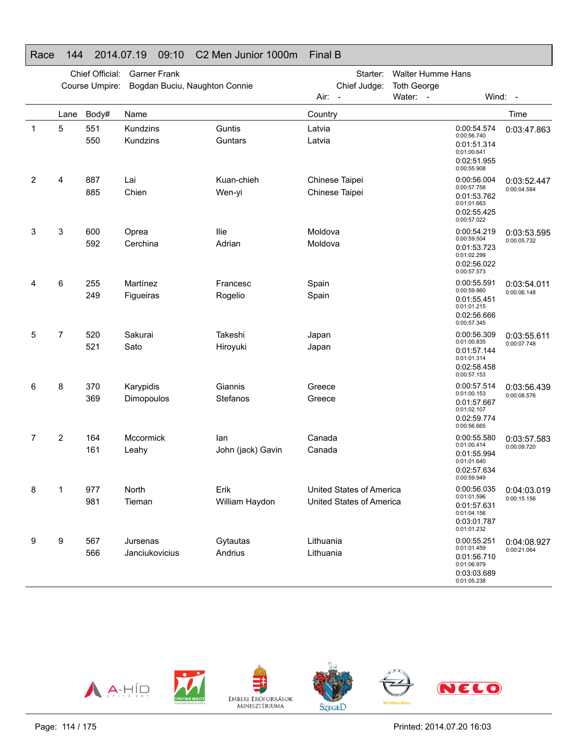## Race 144 2014.07.19 09:10 C2 Men Junior 1000m Final B

Chief Official: Garner Frank
Course Umpire: Bogdan Buciu, Naughton Connie
Starter: Walter Humme Hans
Chief Judge: Toth George
Air: - Water: - Wind: -

| | Lane | Body# | Name | | Country | Splits | Time |
|---|---|---|---|---|---|---|---|
| 1 | 5 | 551 | Kundzins | Guntis | Latvia | 0:00:54.574 (0:00:56.740) | 0:03:47.863 |
| | | 550 | Kundzins | Guntars | Latvia | 0:01:51.314 (0:01:00.641) | |
| | | | | | | 0:02:51.955 (0:00:55.908) | |
| 2 | 4 | 887 | Lai | Kuan-chieh | Chinese Taipei | 0:00:56.004 (0:00:57.758) | 0:03:52.447 (0:00:04.584) |
| | | 885 | Chien | Wen-yi | Chinese Taipei | 0:01:53.762 (0:01:01.663) | |
| | | | | | | 0:02:55.425 (0:00:57.022) | |
| 3 | 3 | 600 | Oprea | Ilie | Moldova | 0:00:54.219 (0:00:59.504) | 0:03:53.595 (0:00:05.732) |
| | | 592 | Cerchina | Adrian | Moldova | 0:01:53.723 (0:01:02.299) | |
| | | | | | | 0:02:56.022 (0:00:57.573) | |
| 4 | 6 | 255 | Martínez | Francesc | Spain | 0:00:55.591 (0:00:59.860) | 0:03:54.011 (0:00:06.148) |
| | | 249 | Figueiras | Rogelio | Spain | 0:01:55.451 (0:01:01.215) | |
| | | | | | | 0:02:56.666 (0:00:57.345) | |
| 5 | 7 | 520 | Sakurai | Takeshi | Japan | 0:00:56.309 (0:01:00.835) | 0:03:55.611 (0:00:07.748) |
| | | 521 | Sato | Hiroyuki | Japan | 0:01:57.144 (0:01:01.314) | |
| | | | | | | 0:02:58.458 (0:00:57.153) | |
| 6 | 8 | 370 | Karypidis | Giannis | Greece | 0:00:57.514 (0:01:00.153) | 0:03:56.439 (0:00:08.576) |
| | | 369 | Dimopoulos | Stefanos | Greece | 0:01:57.667 (0:01:02.107) | |
| | | | | | | 0:02:59.774 (0:00:56.665) | |
| 7 | 2 | 164 | Mccormick | Ian | Canada | 0:00:55.580 (0:01:00.414) | 0:03:57.583 (0:00:09.720) |
| | | 161 | Leahy | John (jack) Gavin | Canada | 0:01:55.994 (0:01:01.640) | |
| | | | | | | 0:02:57.634 (0:00:59.949) | |
| 8 | 1 | 977 | North | Erik | United States of America | 0:00:56.035 (0:01:01.596) | 0:04:03.019 (0:00:15.156) |
| | | 981 | Tieman | William Haydon | United States of America | 0:01:57.631 (0:01:04.156) | |
| | | | | | | 0:03:01.787 (0:01:01.232) | |
| 9 | 9 | 567 | Jursenas | Gytautas | Lithuania | 0:00:55.251 (0:01:01.459) | 0:04:08.927 (0:00:21.064) |
| | | 566 | Janciukovicius | Andrius | Lithuania | 0:01:56.710 (0:01:06.979) | |
| | | | | | | 0:03:03.689 (0:01:05.238) | |

Printed: 2014.07.20 16:03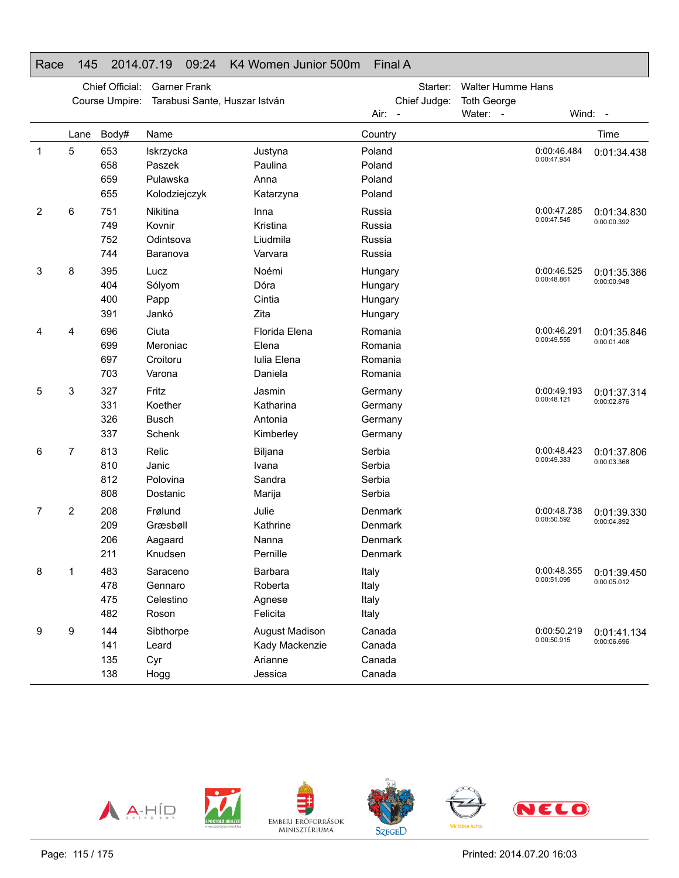## Race 145 2014.07.19 09:24 K4 Women Junior 500m Final A

Chief Official: Garner Frank
Course Umpire: Tarabusi Sante, Huszar István
Starter: Walter Humme Hans
Chief Judge: Toth George
Air: - Water: - Wind: -

| | Lane | Body# | Name | | Country | | Time |
|---|---|---|---|---|---|---|---|
| 1 | 5 | 653 | Iskrzycka | Justyna | Poland | 0:00:46.484 | 0:01:34.438 |
| | | 658 | Paszek | Paulina | Poland | 0:00:47.954 | |
| | | 659 | Pulawska | Anna | Poland | | |
| | | 655 | Kolodziejczyk | Katarzyna | Poland | | |
| 2 | 6 | 751 | Nikitina | Inna | Russia | 0:00:47.285 | 0:01:34.830 |
| | | 749 | Kovnir | Kristina | Russia | 0:00:47.545 | 0:00:00.392 |
| | | 752 | Odintsova | Liudmila | Russia | | |
| | | 744 | Baranova | Varvara | Russia | | |
| 3 | 8 | 395 | Lucz | Noémi | Hungary | 0:00:46.525 | 0:01:35.386 |
| | | 404 | Sólyom | Dóra | Hungary | 0:00:48.861 | 0:00:00.948 |
| | | 400 | Papp | Cintia | Hungary | | |
| | | 391 | Jankó | Zita | Hungary | | |
| 4 | 4 | 696 | Ciuta | Florida Elena | Romania | 0:00:46.291 | 0:01:35.846 |
| | | 699 | Meroniac | Elena | Romania | 0:00:49.555 | 0:00:01.408 |
| | | 697 | Croitoru | Iulia Elena | Romania | | |
| | | 703 | Varona | Daniela | Romania | | |
| 5 | 3 | 327 | Fritz | Jasmin | Germany | 0:00:49.193 | 0:01:37.314 |
| | | 331 | Koether | Katharina | Germany | 0:00:48.121 | 0:00:02.876 |
| | | 326 | Busch | Antonia | Germany | | |
| | | 337 | Schenk | Kimberley | Germany | | |
| 6 | 7 | 813 | Relic | Biljana | Serbia | 0:00:48.423 | 0:01:37.806 |
| | | 810 | Janic | Ivana | Serbia | 0:00:49.383 | 0:00:03.368 |
| | | 812 | Polovina | Sandra | Serbia | | |
| | | 808 | Dostanic | Marija | Serbia | | |
| 7 | 2 | 208 | Frølund | Julie | Denmark | 0:00:48.738 | 0:01:39.330 |
| | | 209 | Græsbøll | Kathrine | Denmark | 0:00:50.592 | 0:00:04.892 |
| | | 206 | Aagaard | Nanna | Denmark | | |
| | | 211 | Knudsen | Pernille | Denmark | | |
| 8 | 1 | 483 | Saraceno | Barbara | Italy | 0:00:48.355 | 0:01:39.450 |
| | | 478 | Gennaro | Roberta | Italy | 0:00:51.095 | 0:00:05.012 |
| | | 475 | Celestino | Agnese | Italy | | |
| | | 482 | Roson | Felicita | Italy | | |
| 9 | 9 | 144 | Sibthorpe | August Madison | Canada | 0:00:50.219 | 0:01:41.134 |
| | | 141 | Leard | Kady Mackenzie | Canada | 0:00:50.915 | 0:00:06.696 |
| | | 135 | Cyr | Arianne | Canada | | |
| | | 138 | Hogg | Jessica | Canada | | |

Printed: 2014.07.20 16:03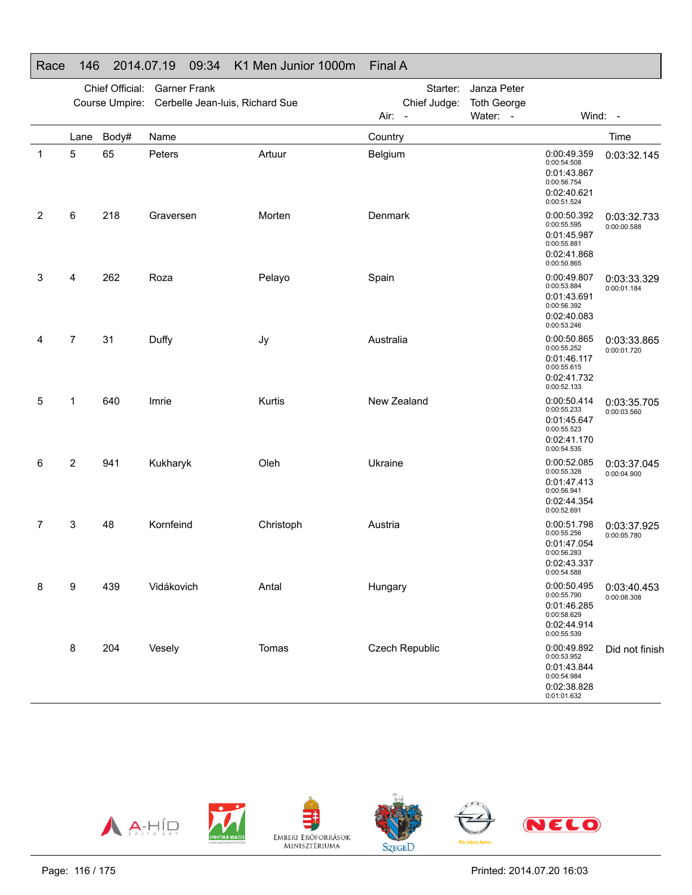## Race 146 2014.07.19 09:34 K1 Men Junior 1000m Final A

Chief Official: Garner Frank
Course Umpire: Cerbelle Jean-luis, Richard Sue
Starter: Janza Peter
Chief Judge: Toth George
Air: -  Water: -  Wind: -

| | Lane | Body# | Name | | Country | Splits | Time |
|---|---|---|---|---|---|---|---|
| 1 | 5 | 65 | Peters | Artuur | Belgium | 0:00:49.359 (0:00:54.508)<br>0:01:43.867 (0:00:56.754)<br>0:02:40.621 (0:00:51.524) | 0:03:32.145 |
| 2 | 6 | 218 | Graversen | Morten | Denmark | 0:00:50.392 (0:00:55.595)<br>0:01:45.987 (0:00:55.881)<br>0:02:41.868 (0:00:50.865) | 0:03:32.733<br>0:00:00.588 |
| 3 | 4 | 262 | Roza | Pelayo | Spain | 0:00:49.807 (0:00:53.884)<br>0:01:43.691 (0:00:56.392)<br>0:02:40.083 (0:00:53.246) | 0:03:33.329<br>0:00:01.184 |
| 4 | 7 | 31 | Duffy | Jy | Australia | 0:00:50.865 (0:00:55.252)<br>0:01:46.117 (0:00:55.615)<br>0:02:41.732 (0:00:52.133) | 0:03:33.865<br>0:00:01.720 |
| 5 | 1 | 640 | Imrie | Kurtis | New Zealand | 0:00:50.414 (0:00:55.233)<br>0:01:45.647 (0:00:55.523)<br>0:02:41.170 (0:00:54.535) | 0:03:35.705<br>0:00:03.560 |
| 6 | 2 | 941 | Kukharyk | Oleh | Ukraine | 0:00:52.085 (0:00:55.328)<br>0:01:47.413 (0:00:56.941)<br>0:02:44.354 (0:00:52.691) | 0:03:37.045<br>0:00:04.900 |
| 7 | 3 | 48 | Kornfeind | Christoph | Austria | 0:00:51.798 (0:00:55.256)<br>0:01:47.054 (0:00:56.283)<br>0:02:43.337 (0:00:54.588) | 0:03:37.925<br>0:00:05.780 |
| 8 | 9 | 439 | Vidákovich | Antal | Hungary | 0:00:50.495 (0:00:55.790)<br>0:01:46.285 (0:00:58.629)<br>0:02:44.914 (0:00:55.539) | 0:03:40.453<br>0:00:08.308 |
| | 8 | 204 | Vesely | Tomas | Czech Republic | 0:00:49.892 (0:00:53.952)<br>0:01:43.844 (0:00:54.984)<br>0:02:38.828 (0:01:01.632) | Did not finish |

Printed: 2014.07.20 16:03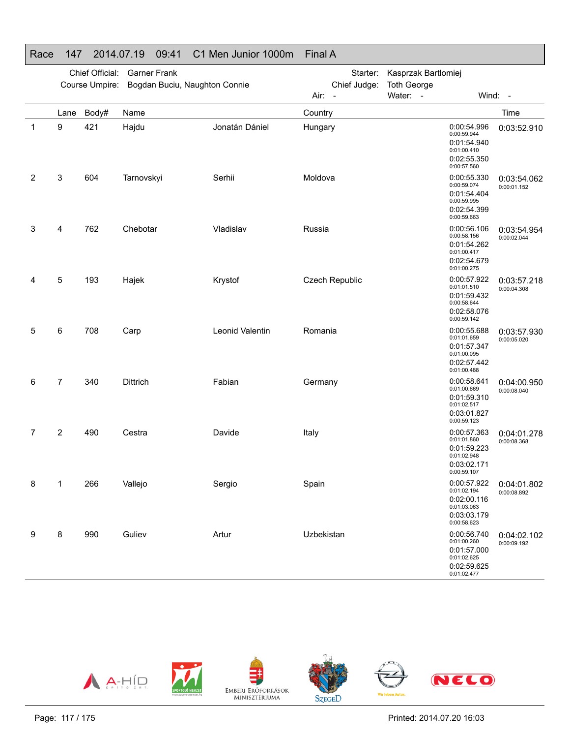## Race 147 2014.07.19 09:41 C1 Men Junior 1000m Final A

Chief Official: Garner Frank
Course Umpire: Bogdan Buciu, Naughton Connie
Starter: Kasprzak Bartlomiej
Chief Judge: Toth George
Air: - Water: - Wind: -

| | Lane | Body# | Name | | Country | Splits | Time |
|---|---|---|---|---|---|---|---|
| 1 | 9 | 421 | Hajdu | Jonatán Dániel | Hungary | 0:00:54.996 (0:00:59.944) 0:01:54.940 (0:01:00.410) 0:02:55.350 (0:00:57.560) | 0:03:52.910 |
| 2 | 3 | 604 | Tarnovskyi | Serhii | Moldova | 0:00:55.330 (0:00:59.074) 0:01:54.404 (0:00:59.995) 0:02:54.399 (0:00:59.663) | 0:03:54.062 (0:00:01.152) |
| 3 | 4 | 762 | Chebotar | Vladislav | Russia | 0:00:56.106 (0:00:58.156) 0:01:54.262 (0:01:00.417) 0:02:54.679 (0:01:00.275) | 0:03:54.954 (0:00:02.044) |
| 4 | 5 | 193 | Hajek | Krystof | Czech Republic | 0:00:57.922 (0:01:01.510) 0:01:59.432 (0:00:58.644) 0:02:58.076 (0:00:59.142) | 0:03:57.218 (0:00:04.308) |
| 5 | 6 | 708 | Carp | Leonid Valentin | Romania | 0:00:55.688 (0:01:01.659) 0:01:57.347 (0:01:00.095) 0:02:57.442 (0:01:00.488) | 0:03:57.930 (0:00:05.020) |
| 6 | 7 | 340 | Dittrich | Fabian | Germany | 0:00:58.641 (0:01:00.669) 0:01:59.310 (0:01:02.517) 0:03:01.827 (0:00:59.123) | 0:04:00.950 (0:00:08.040) |
| 7 | 2 | 490 | Cestra | Davide | Italy | 0:00:57.363 (0:01:01.860) 0:01:59.223 (0:01:02.948) 0:03:02.171 (0:00:59.107) | 0:04:01.278 (0:00:08.368) |
| 8 | 1 | 266 | Vallejo | Sergio | Spain | 0:00:57.922 (0:01:02.194) 0:02:00.116 (0:01:03.063) 0:03:03.179 (0:00:58.623) | 0:04:01.802 (0:00:08.892) |
| 9 | 8 | 990 | Guliev | Artur | Uzbekistan | 0:00:56.740 (0:01:00.260) 0:01:57.000 (0:01:02.625) 0:02:59.625 (0:01:02.477) | 0:04:02.102 (0:00:09.192) |

Printed: 2014.07.20 16:03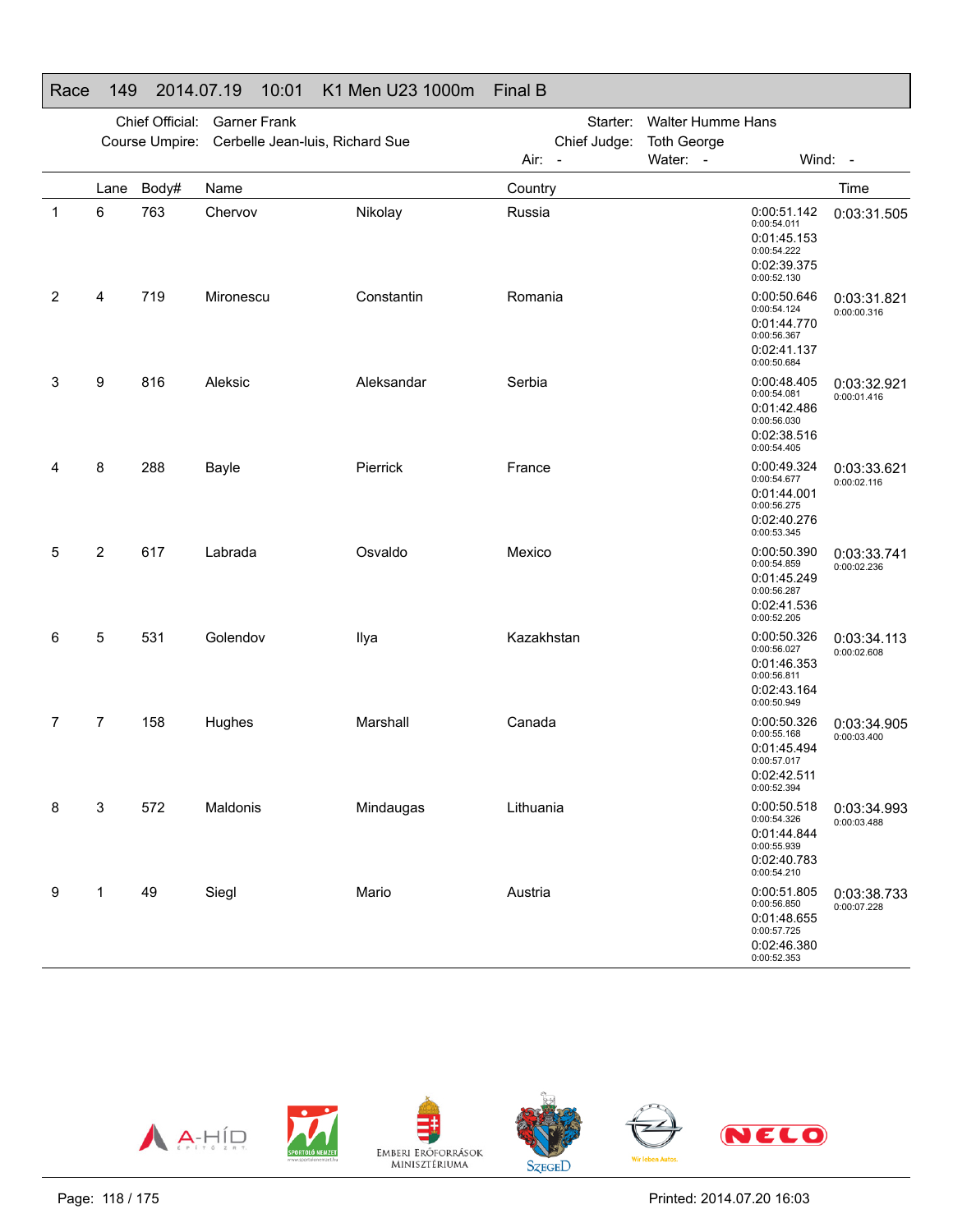## Race 149 2014.07.19 10:01 K1 Men U23 1000m Final B

Chief Official: Garner Frank
Course Umpire: Cerbelle Jean-luis, Richard Sue
Starter: Walter Humme Hans
Chief Judge: Toth George
Air: -
Water: -
Wind: -

| | Lane | Body# | Name | | Country | Splits | Time |
|---|---|---|---|---|---|---|---|
| 1 | 6 | 763 | Chervov | Nikolay | Russia | 0:00:51.142 / 0:00:54.011 / 0:01:45.153 / 0:00:54.222 / 0:02:39.375 / 0:00:52.130 | 0:03:31.505 |
| 2 | 4 | 719 | Mironescu | Constantin | Romania | 0:00:50.646 / 0:00:54.124 / 0:01:44.770 / 0:00:56.367 / 0:02:41.137 / 0:00:50.684 | 0:03:31.821 / 0:00:00.316 |
| 3 | 9 | 816 | Aleksic | Aleksandar | Serbia | 0:00:48.405 / 0:00:54.081 / 0:01:42.486 / 0:00:56.030 / 0:02:38.516 / 0:00:54.405 | 0:03:32.921 / 0:00:01.416 |
| 4 | 8 | 288 | Bayle | Pierrick | France | 0:00:49.324 / 0:00:54.677 / 0:01:44.001 / 0:00:56.275 / 0:02:40.276 / 0:00:53.345 | 0:03:33.621 / 0:00:02.116 |
| 5 | 2 | 617 | Labrada | Osvaldo | Mexico | 0:00:50.390 / 0:00:54.859 / 0:01:45.249 / 0:00:56.287 / 0:02:41.536 / 0:00:52.205 | 0:03:33.741 / 0:00:02.236 |
| 6 | 5 | 531 | Golendov | Ilya | Kazakhstan | 0:00:50.326 / 0:00:56.027 / 0:01:46.353 / 0:00:56.811 / 0:02:43.164 / 0:00:50.949 | 0:03:34.113 / 0:00:02.608 |
| 7 | 7 | 158 | Hughes | Marshall | Canada | 0:00:50.326 / 0:00:55.168 / 0:01:45.494 / 0:00:57.017 / 0:02:42.511 / 0:00:52.394 | 0:03:34.905 / 0:00:03.400 |
| 8 | 3 | 572 | Maldonis | Mindaugas | Lithuania | 0:00:50.518 / 0:00:54.326 / 0:01:44.844 / 0:00:55.939 / 0:02:40.783 / 0:00:54.210 | 0:03:34.993 / 0:00:03.488 |
| 9 | 1 | 49 | Siegl | Mario | Austria | 0:00:51.805 / 0:00:56.850 / 0:01:48.655 / 0:00:57.725 / 0:02:46.380 / 0:00:52.353 | 0:03:38.733 / 0:00:07.228 |

Printed: 2014.07.20 16:03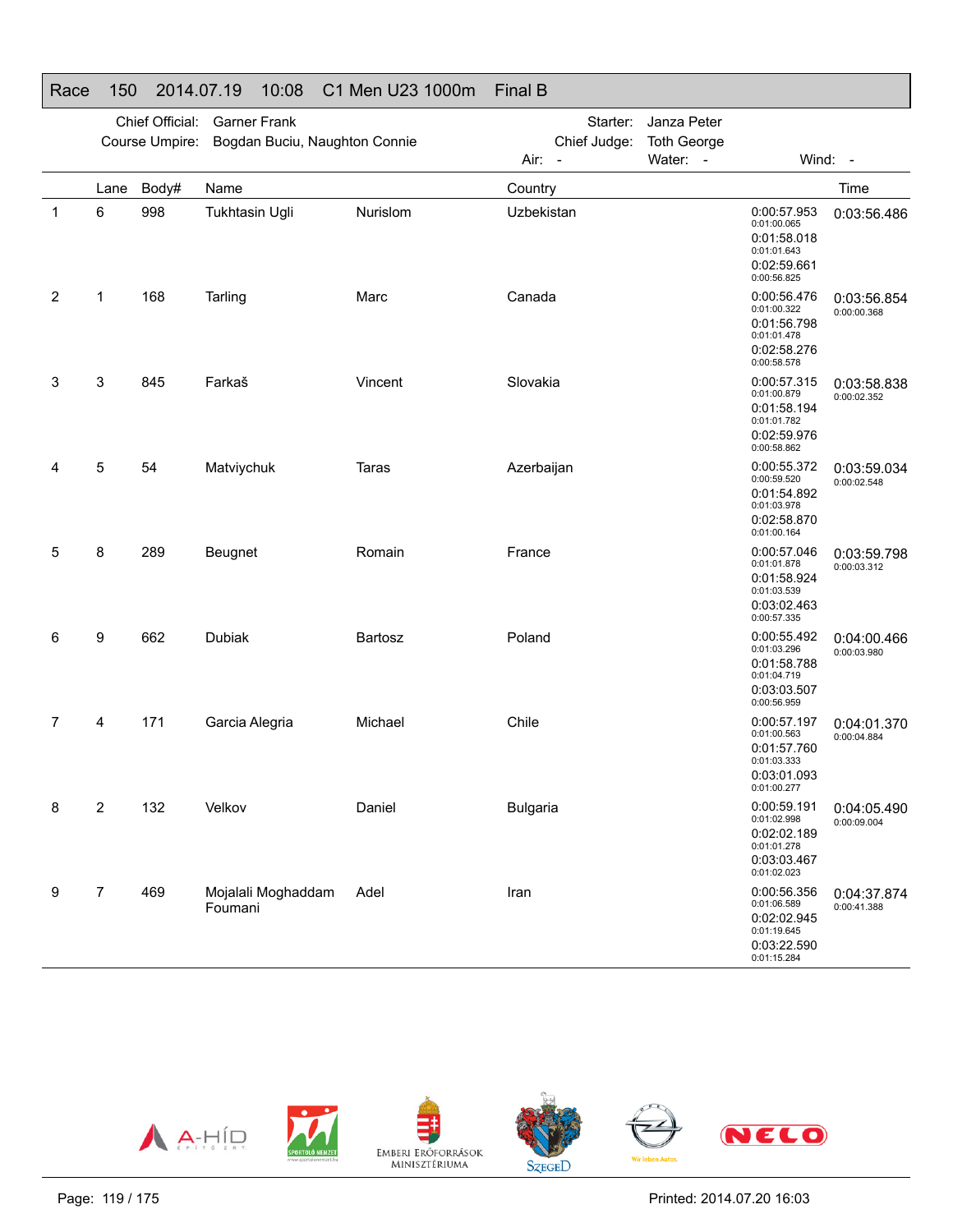# Race 150 2014.07.19 10:08 C1 Men U23 1000m Final B

Chief Official: Garner Frank
Course Umpire: Bogdan Buciu, Naughton Connie
Starter: Janza Peter
Chief Judge: Toth George
Air: -
Water: -
Wind: -

| | Lane | Body# | Name | | Country | Splits | Time |
|---|---|---|---|---|---|---|---|
| 1 | 6 | 998 | Tukhtasin Ugli | Nurislom | Uzbekistan | 0:00:57.953 (0:01:00.065) / 0:01:58.018 (0:01:01.643) / 0:02:59.661 (0:00:56.825) | 0:03:56.486 |
| 2 | 1 | 168 | Tarling | Marc | Canada | 0:00:56.476 (0:01:00.322) / 0:01:56.798 (0:01:01.478) / 0:02:58.276 (0:00:58.578) | 0:03:56.854 (0:00:00.368) |
| 3 | 3 | 845 | Farkaš | Vincent | Slovakia | 0:00:57.315 (0:01:00.879) / 0:01:58.194 (0:01:01.782) / 0:02:59.976 (0:00:58.862) | 0:03:58.838 (0:00:02.352) |
| 4 | 5 | 54 | Matviychuk | Taras | Azerbaijan | 0:00:55.372 (0:00:59.520) / 0:01:54.892 (0:01:03.978) / 0:02:58.870 (0:01:00.164) | 0:03:59.034 (0:00:02.548) |
| 5 | 8 | 289 | Beugnet | Romain | France | 0:00:57.046 (0:01:01.878) / 0:01:58.924 (0:01:03.539) / 0:03:02.463 (0:00:57.335) | 0:03:59.798 (0:00:03.312) |
| 6 | 9 | 662 | Dubiak | Bartosz | Poland | 0:00:55.492 (0:01:03.296) / 0:01:58.788 (0:01:04.719) / 0:03:03.507 (0:00:56.959) | 0:04:00.466 (0:00:03.980) |
| 7 | 4 | 171 | Garcia Alegria | Michael | Chile | 0:00:57.197 (0:01:00.563) / 0:01:57.760 (0:01:03.333) / 0:03:01.093 (0:01:00.277) | 0:04:01.370 (0:00:04.884) |
| 8 | 2 | 132 | Velkov | Daniel | Bulgaria | 0:00:59.191 (0:01:02.998) / 0:02:02.189 (0:01:01.278) / 0:03:03.467 (0:01:02.023) | 0:04:05.490 (0:00:09.004) |
| 9 | 7 | 469 | Mojalali Moghaddam Foumani | Adel | Iran | 0:00:56.356 (0:01:06.589) / 0:02:02.945 (0:01:19.645) / 0:03:22.590 (0:01:15.284) | 0:04:37.874 (0:00:41.388) |

Printed: 2014.07.20 16:03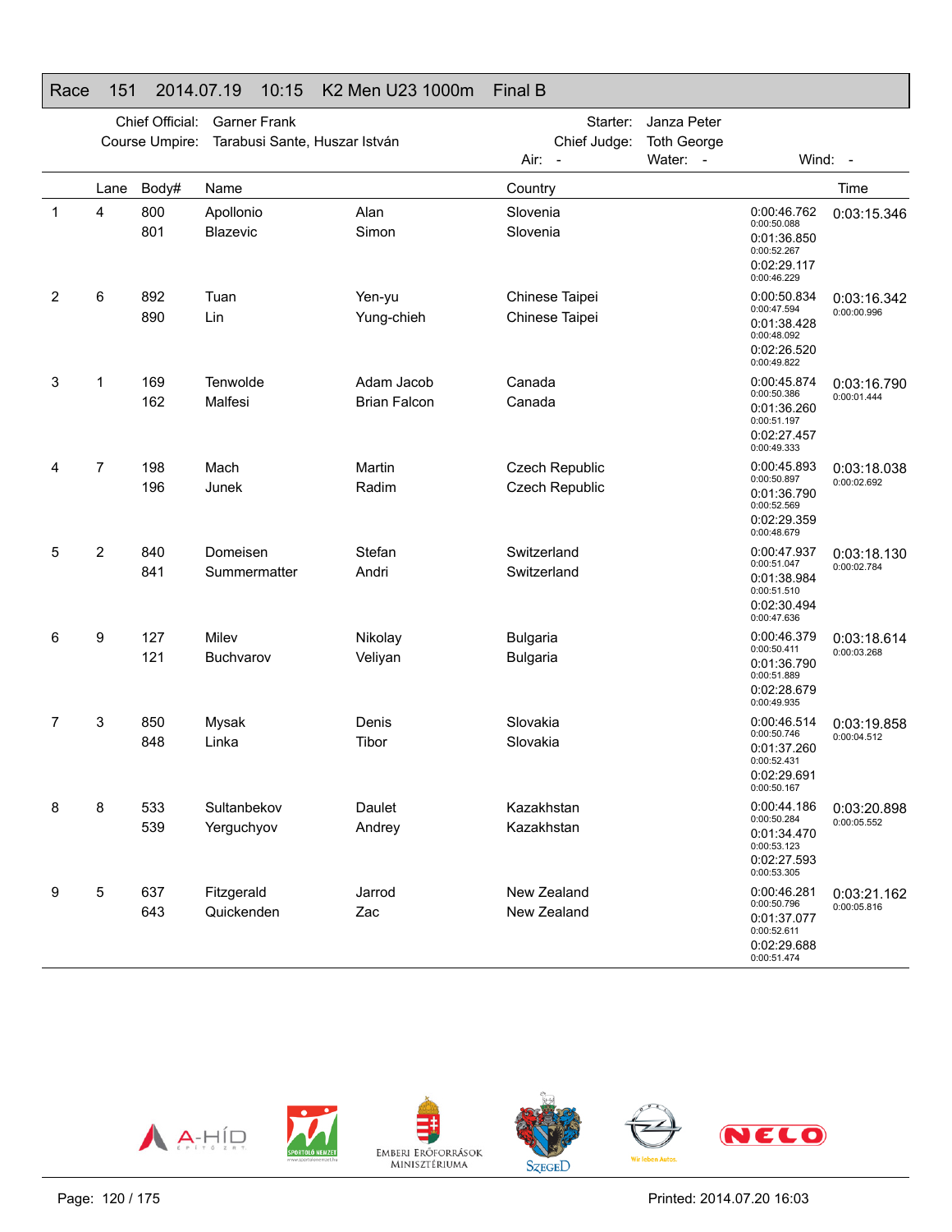# Race 151 2014.07.19 10:15 K2 Men U23 1000m Final B

Chief Official: Garner Frank
Course Umpire: Tarabusi Sante, Huszar István
Starter: Janza Peter
Chief Judge: Toth George
Air: - Water: - Wind: -

| | Lane | Body# | Name | | Country | Splits | Time |
|---|---|---|---|---|---|---|---|
| 1 | 4 | 800 | Apollonio | Alan | Slovenia | 0:00:46.762 / 0:00:50.088 | 0:03:15.346 |
| | | 801 | Blazevic | Simon | Slovenia | 0:01:36.850 / 0:00:52.267 | |
| | | | | | | 0:02:29.117 / 0:00:46.229 | |
| 2 | 6 | 892 | Tuan | Yen-yu | Chinese Taipei | 0:00:50.834 / 0:00:47.594 | 0:03:16.342 / 0:00:00.996 |
| | | 890 | Lin | Yung-chieh | Chinese Taipei | 0:01:38.428 / 0:00:48.092 | |
| | | | | | | 0:02:26.520 / 0:00:49.822 | |
| 3 | 1 | 169 | Tenwolde | Adam Jacob | Canada | 0:00:45.874 / 0:00:50.386 | 0:03:16.790 / 0:00:01.444 |
| | | 162 | Malfesi | Brian Falcon | Canada | 0:01:36.260 / 0:00:51.197 | |
| | | | | | | 0:02:27.457 / 0:00:49.333 | |
| 4 | 7 | 198 | Mach | Martin | Czech Republic | 0:00:45.893 / 0:00:50.897 | 0:03:18.038 / 0:00:02.692 |
| | | 196 | Junek | Radim | Czech Republic | 0:01:36.790 / 0:00:52.569 | |
| | | | | | | 0:02:29.359 / 0:00:48.679 | |
| 5 | 2 | 840 | Domeisen | Stefan | Switzerland | 0:00:47.937 / 0:00:51.047 | 0:03:18.130 / 0:00:02.784 |
| | | 841 | Summermatter | Andri | Switzerland | 0:01:38.984 / 0:00:51.510 | |
| | | | | | | 0:02:30.494 / 0:00:47.636 | |
| 6 | 9 | 127 | Milev | Nikolay | Bulgaria | 0:00:46.379 / 0:00:50.411 | 0:03:18.614 / 0:00:03.268 |
| | | 121 | Buchvarov | Veliyan | Bulgaria | 0:01:36.790 / 0:00:51.889 | |
| | | | | | | 0:02:28.679 / 0:00:49.935 | |
| 7 | 3 | 850 | Mysak | Denis | Slovakia | 0:00:46.514 / 0:00:50.746 | 0:03:19.858 / 0:00:04.512 |
| | | 848 | Linka | Tibor | Slovakia | 0:01:37.260 / 0:00:52.431 | |
| | | | | | | 0:02:29.691 / 0:00:50.167 | |
| 8 | 8 | 533 | Sultanbekov | Daulet | Kazakhstan | 0:00:44.186 / 0:00:50.284 | 0:03:20.898 / 0:00:05.552 |
| | | 539 | Yerguchyov | Andrey | Kazakhstan | 0:01:34.470 / 0:00:53.123 | |
| | | | | | | 0:02:27.593 / 0:00:53.305 | |
| 9 | 5 | 637 | Fitzgerald | Jarrod | New Zealand | 0:00:46.281 / 0:00:50.796 | 0:03:21.162 / 0:00:05.816 |
| | | 643 | Quickenden | Zac | New Zealand | 0:01:37.077 / 0:00:52.611 | |
| | | | | | | 0:02:29.688 / 0:00:51.474 | |

A-HÍD ÉPÍTŐ ZRT. · SPORTOLÓ NEMZET · EMBERI ERŐFORRÁSOK MINISZTÉRIUMA · SZEGED · OPEL Wir leben Autos. · NELO

Printed: 2014.07.20 16:03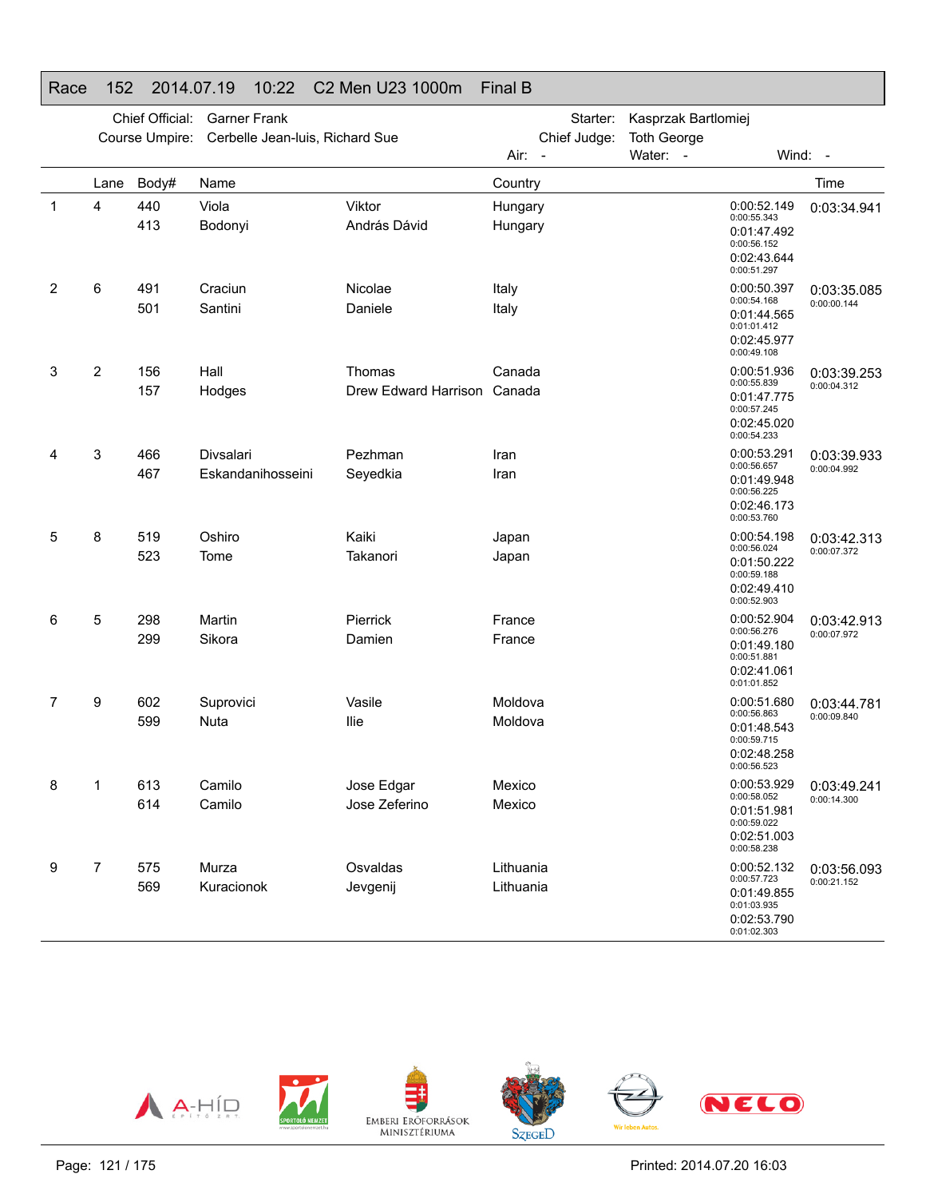# Race 152 2014.07.19 10:22 C2 Men U23 1000m Final B

Chief Official: Garner Frank
Course Umpire: Cerbelle Jean-luis, Richard Sue
Starter: Kasprzak Bartlomiej
Chief Judge: Toth George
Air: - Water: - Wind: -

| | Lane | Body# | Name | | Country | | Time |
|---|---|---|---|---|---|---|---|
| 1 | 4 | 440 | Viola | Viktor | Hungary | 0:00:52.149<br>0:00:55.343<br>0:01:47.492<br>0:00:56.152<br>0:02:43.644<br>0:00:51.297 | 0:03:34.941 |
| | | 413 | Bodonyi | András Dávid | Hungary | | |
| 2 | 6 | 491 | Craciun | Nicolae | Italy | 0:00:50.397<br>0:00:54.168<br>0:01:44.565<br>0:01:01.412<br>0:02:45.977<br>0:00:49.108 | 0:03:35.085<br>0:00:00.144 |
| | | 501 | Santini | Daniele | Italy | | |
| 3 | 2 | 156 | Hall | Thomas | Canada | 0:00:51.936<br>0:00:55.839<br>0:01:47.775<br>0:00:57.245<br>0:02:45.020<br>0:00:54.233 | 0:03:39.253<br>0:00:04.312 |
| | | 157 | Hodges | Drew Edward Harrison | Canada | | |
| 4 | 3 | 466 | Divsalari | Pezhman | Iran | 0:00:53.291<br>0:00:56.657<br>0:01:49.948<br>0:00:56.225<br>0:02:46.173<br>0:00:53.760 | 0:03:39.933<br>0:00:04.992 |
| | | 467 | Eskandanihosseini | Seyedkia | Iran | | |
| 5 | 8 | 519 | Oshiro | Kaiki | Japan | 0:00:54.198<br>0:00:56.024<br>0:01:50.222<br>0:00:59.188<br>0:02:49.410<br>0:00:52.903 | 0:03:42.313<br>0:00:07.372 |
| | | 523 | Tome | Takanori | Japan | | |
| 6 | 5 | 298 | Martin | Pierrick | France | 0:00:52.904<br>0:00:56.276<br>0:01:49.180<br>0:00:51.881<br>0:02:41.061<br>0:01:01.852 | 0:03:42.913<br>0:00:07.972 |
| | | 299 | Sikora | Damien | France | | |
| 7 | 9 | 602 | Suprovici | Vasile | Moldova | 0:00:51.680<br>0:00:56.863<br>0:01:48.543<br>0:00:59.715<br>0:02:48.258<br>0:00:56.523 | 0:03:44.781<br>0:00:09.840 |
| | | 599 | Nuta | Ilie | Moldova | | |
| 8 | 1 | 613 | Camilo | Jose Edgar | Mexico | 0:00:53.929<br>0:00:58.052<br>0:01:51.981<br>0:00:59.022<br>0:02:51.003<br>0:00:58.238 | 0:03:49.241<br>0:00:14.300 |
| | | 614 | Camilo | Jose Zeferino | Mexico | | |
| 9 | 7 | 575 | Murza | Osvaldas | Lithuania | 0:00:52.132<br>0:00:57.723<br>0:01:49.855<br>0:01:03.935<br>0:02:53.790<br>0:01:02.303 | 0:03:56.093<br>0:00:21.152 |
| | | 569 | Kuracionok | Jevgenij | Lithuania | | |

Printed: 2014.07.20 16:03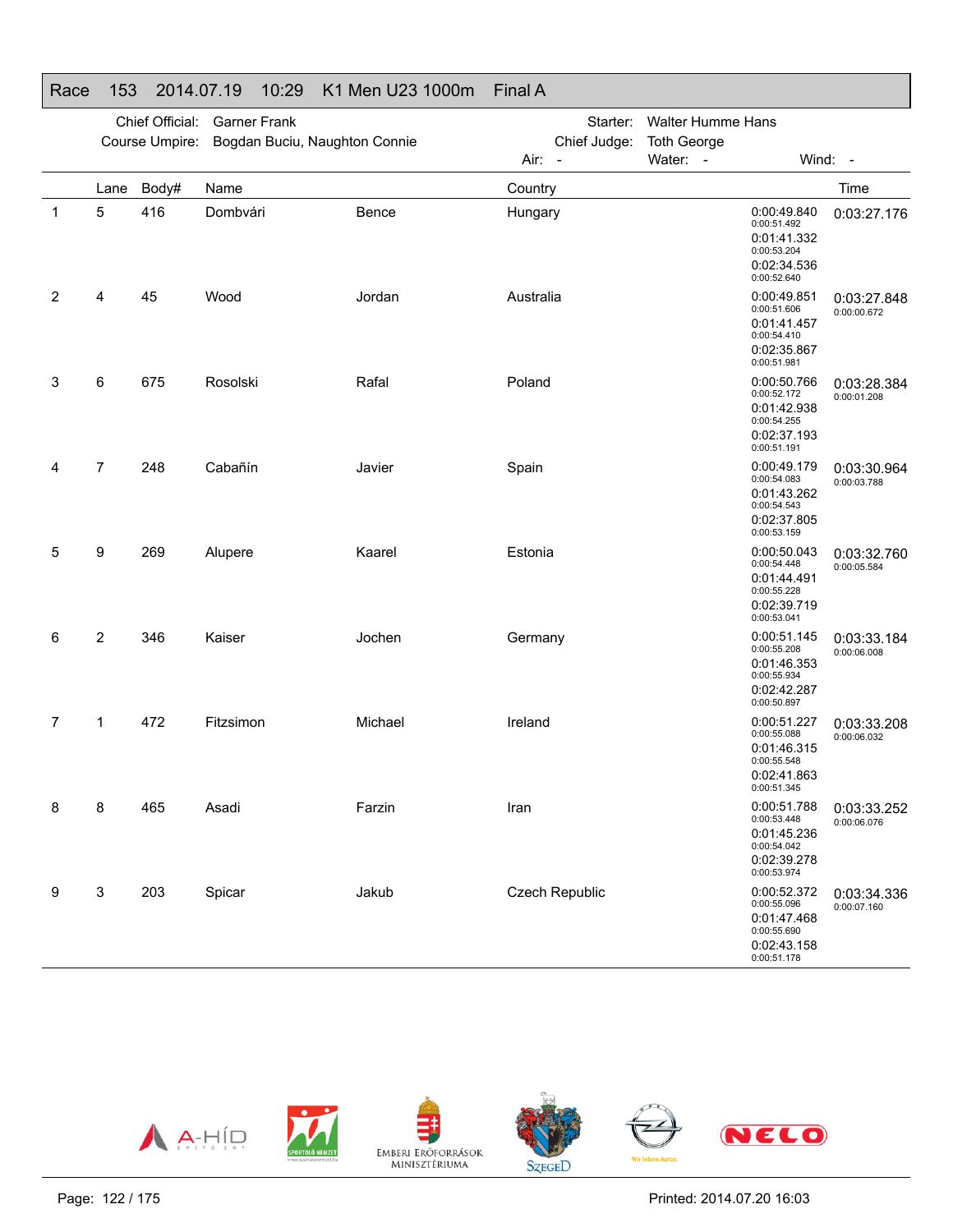## Race 153 2014.07.19 10:29 K1 Men U23 1000m Final A

Chief Official: Garner Frank
Course Umpire: Bogdan Buciu, Naughton Connie

Starter: Walter Humme Hans
Chief Judge: Toth George

Air: -    Water: -    Wind: -

| | Lane | Body# | Name | | Country | Splits | Time |
|---|---|---|---|---|---|---|---|
| 1 | 5 | 416 | Dombvári | Bence | Hungary | 0:00:49.840<br>0:00:51.492<br>0:01:41.332<br>0:00:53.204<br>0:02:34.536<br>0:00:52.640 | 0:03:27.176 |
| 2 | 4 | 45 | Wood | Jordan | Australia | 0:00:49.851<br>0:00:51.606<br>0:01:41.457<br>0:00:54.410<br>0:02:35.867<br>0:00:51.981 | 0:03:27.848<br>0:00:00.672 |
| 3 | 6 | 675 | Rosolski | Rafal | Poland | 0:00:50.766<br>0:00:52.172<br>0:01:42.938<br>0:00:54.255<br>0:02:37.193<br>0:00:51.191 | 0:03:28.384<br>0:00:01.208 |
| 4 | 7 | 248 | Cabañín | Javier | Spain | 0:00:49.179<br>0:00:54.083<br>0:01:43.262<br>0:00:54.543<br>0:02:37.805<br>0:00:53.159 | 0:03:30.964<br>0:00:03.788 |
| 5 | 9 | 269 | Alupere | Kaarel | Estonia | 0:00:50.043<br>0:00:54.448<br>0:01:44.491<br>0:00:55.228<br>0:02:39.719<br>0:00:53.041 | 0:03:32.760<br>0:00:05.584 |
| 6 | 2 | 346 | Kaiser | Jochen | Germany | 0:00:51.145<br>0:00:55.208<br>0:01:46.353<br>0:00:55.934<br>0:02:42.287<br>0:00:50.897 | 0:03:33.184<br>0:00:06.008 |
| 7 | 1 | 472 | Fitzsimon | Michael | Ireland | 0:00:51.227<br>0:00:55.088<br>0:01:46.315<br>0:00:55.548<br>0:02:41.863<br>0:00:51.345 | 0:03:33.208<br>0:00:06.032 |
| 8 | 8 | 465 | Asadi | Farzin | Iran | 0:00:51.788<br>0:00:53.448<br>0:01:45.236<br>0:00:54.042<br>0:02:39.278<br>0:00:53.974 | 0:03:33.252<br>0:00:06.076 |
| 9 | 3 | 203 | Spicar | Jakub | Czech Republic | 0:00:52.372<br>0:00:55.096<br>0:01:47.468<br>0:00:55.690<br>0:02:43.158<br>0:00:51.178 | 0:03:34.336<br>0:00:07.160 |

Printed: 2014.07.20 16:03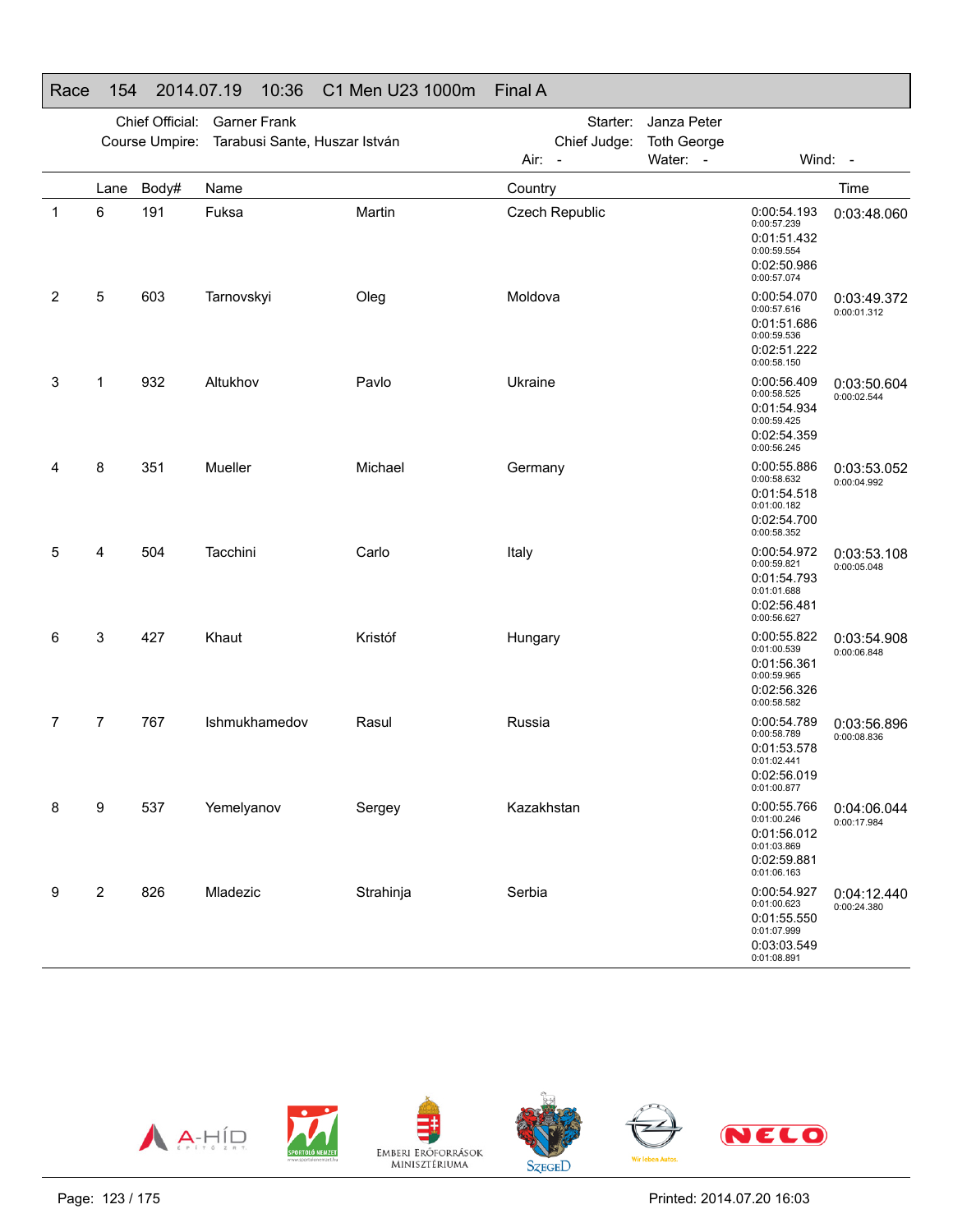## Race 154 2014.07.19 10:36 C1 Men U23 1000m Final A

Chief Official: Garner Frank
Course Umpire: Tarabusi Sante, Huszar István
Starter: Janza Peter
Chief Judge: Toth George
Air: -  Water: -  Wind: -

| | Lane | Body# | Name | | Country | Splits | Time |
|---|---|---|---|---|---|---|---|
| 1 | 6 | 191 | Fuksa | Martin | Czech Republic | 0:00:54.193<br>0:00:57.239<br>0:01:51.432<br>0:00:59.554<br>0:02:50.986<br>0:00:57.074 | 0:03:48.060 |
| 2 | 5 | 603 | Tarnovskyi | Oleg | Moldova | 0:00:54.070<br>0:00:57.616<br>0:01:51.686<br>0:00:59.536<br>0:02:51.222<br>0:00:58.150 | 0:03:49.372<br>0:00:01.312 |
| 3 | 1 | 932 | Altukhov | Pavlo | Ukraine | 0:00:56.409<br>0:00:58.525<br>0:01:54.934<br>0:00:59.425<br>0:02:54.359<br>0:00:56.245 | 0:03:50.604<br>0:00:02.544 |
| 4 | 8 | 351 | Mueller | Michael | Germany | 0:00:55.886<br>0:00:58.632<br>0:01:54.518<br>0:01:00.182<br>0:02:54.700<br>0:00:58.352 | 0:03:53.052<br>0:00:04.992 |
| 5 | 4 | 504 | Tacchini | Carlo | Italy | 0:00:54.972<br>0:00:59.821<br>0:01:54.793<br>0:01:01.688<br>0:02:56.481<br>0:00:56.627 | 0:03:53.108<br>0:00:05.048 |
| 6 | 3 | 427 | Khaut | Kristóf | Hungary | 0:00:55.822<br>0:01:00.539<br>0:01:56.361<br>0:00:59.965<br>0:02:56.326<br>0:00:58.582 | 0:03:54.908<br>0:00:06.848 |
| 7 | 7 | 767 | Ishmukhamedov | Rasul | Russia | 0:00:54.789<br>0:00:58.789<br>0:01:53.578<br>0:01:02.441<br>0:02:56.019<br>0:01:00.877 | 0:03:56.896<br>0:00:08.836 |
| 8 | 9 | 537 | Yemelyanov | Sergey | Kazakhstan | 0:00:55.766<br>0:01:00.246<br>0:01:56.012<br>0:01:03.869<br>0:02:59.881<br>0:01:06.163 | 0:04:06.044<br>0:00:17.984 |
| 9 | 2 | 826 | Mladezic | Strahinja | Serbia | 0:00:54.927<br>0:01:00.623<br>0:01:55.550<br>0:01:07.999<br>0:03:03.549<br>0:01:08.891 | 0:04:12.440<br>0:00:24.380 |

Printed: 2014.07.20 16:03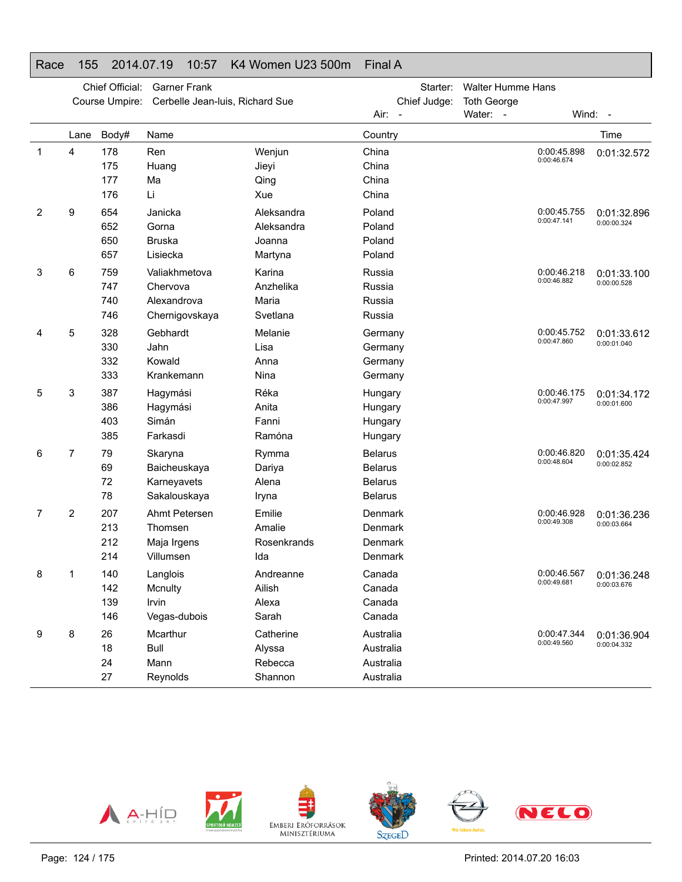# Race 155 2014.07.19 10:57 K4 Women U23 500m Final A

Chief Official: Garner Frank
Course Umpire: Cerbelle Jean-luis, Richard Sue
Starter: Walter Humme Hans
Chief Judge: Toth George
Air: - Water: - Wind: -

| | Lane | Body# | Name | | Country | | Time |
|---|---|---|---|---|---|---|---|
| 1 | 4 | 178 | Ren | Wenjun | China | 0:00:45.898 | 0:01:32.572 |
| | | 175 | Huang | Jieyi | China | 0:00:46.674 | |
| | | 177 | Ma | Qing | China | | |
| | | 176 | Li | Xue | China | | |
| 2 | 9 | 654 | Janicka | Aleksandra | Poland | 0:00:45.755 | 0:01:32.896 |
| | | 652 | Gorna | Aleksandra | Poland | 0:00:47.141 | 0:00:00.324 |
| | | 650 | Bruska | Joanna | Poland | | |
| | | 657 | Lisiecka | Martyna | Poland | | |
| 3 | 6 | 759 | Valiakhmetova | Karina | Russia | 0:00:46.218 | 0:01:33.100 |
| | | 747 | Chervova | Anzhelika | Russia | 0:00:46.882 | 0:00:00.528 |
| | | 740 | Alexandrova | Maria | Russia | | |
| | | 746 | Chernigovskaya | Svetlana | Russia | | |
| 4 | 5 | 328 | Gebhardt | Melanie | Germany | 0:00:45.752 | 0:01:33.612 |
| | | 330 | Jahn | Lisa | Germany | 0:00:47.860 | 0:00:01.040 |
| | | 332 | Kowald | Anna | Germany | | |
| | | 333 | Krankemann | Nina | Germany | | |
| 5 | 3 | 387 | Hagymási | Réka | Hungary | 0:00:46.175 | 0:01:34.172 |
| | | 386 | Hagymási | Anita | Hungary | 0:00:47.997 | 0:00:01.600 |
| | | 403 | Simán | Fanni | Hungary | | |
| | | 385 | Farkasdi | Ramóna | Hungary | | |
| 6 | 7 | 79 | Skaryna | Rymma | Belarus | 0:00:46.820 | 0:01:35.424 |
| | | 69 | Baicheuskaya | Dariya | Belarus | 0:00:48.604 | 0:00:02.852 |
| | | 72 | Karneyavets | Alena | Belarus | | |
| | | 78 | Sakalouskaya | Iryna | Belarus | | |
| 7 | 2 | 207 | Ahmt Petersen | Emilie | Denmark | 0:00:46.928 | 0:01:36.236 |
| | | 213 | Thomsen | Amalie | Denmark | 0:00:49.308 | 0:00:03.664 |
| | | 212 | Maja Irgens | Rosenkrands | Denmark | | |
| | | 214 | Villumsen | Ida | Denmark | | |
| 8 | 1 | 140 | Langlois | Andreanne | Canada | 0:00:46.567 | 0:01:36.248 |
| | | 142 | Mcnulty | Ailish | Canada | 0:00:49.681 | 0:00:03.676 |
| | | 139 | Irvin | Alexa | Canada | | |
| | | 146 | Vegas-dubois | Sarah | Canada | | |
| 9 | 8 | 26 | Mcarthur | Catherine | Australia | 0:00:47.344 | 0:01:36.904 |
| | | 18 | Bull | Alyssa | Australia | 0:00:49.560 | 0:00:04.332 |
| | | 24 | Mann | Rebecca | Australia | | |
| | | 27 | Reynolds | Shannon | Australia | | |

Printed: 2014.07.20 16:03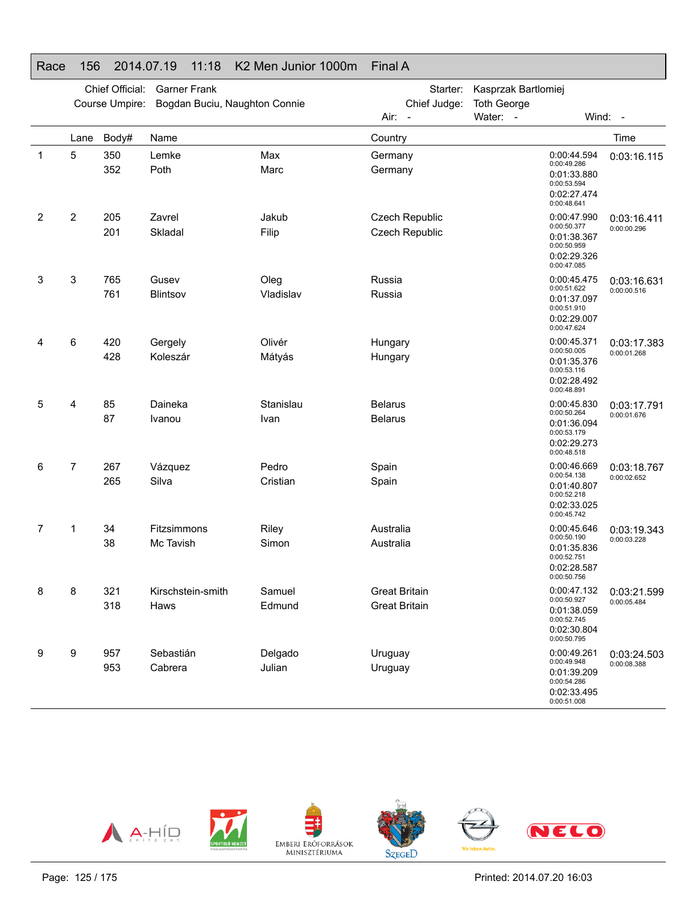# Race 156 2014.07.19 11:18 K2 Men Junior 1000m Final A

Chief Official: Garner Frank
Course Umpire: Bogdan Buciu, Naughton Connie

Starter: Kasprzak Bartlomiej
Chief Judge: Toth George

Air: - Water: - Wind: -

| | Lane | Body# | Name | | Country | Splits | Time |
|---|---|---|---|---|---|---|---|
| 1 | 5 | 350 | Lemke | Max | Germany | 0:00:44.594 / 0:00:49.286 | 0:03:16.115 |
| | | 352 | Poth | Marc | Germany | 0:01:33.880 / 0:00:53.594 | |
| | | | | | | 0:02:27.474 / 0:00:48.641 | |
| 2 | 2 | 205 | Zavrel | Jakub | Czech Republic | 0:00:47.990 / 0:00:50.377 | 0:03:16.411 / 0:00:00.296 |
| | | 201 | Skladal | Filip | Czech Republic | 0:01:38.367 / 0:00:50.959 | |
| | | | | | | 0:02:29.326 / 0:00:47.085 | |
| 3 | 3 | 765 | Gusev | Oleg | Russia | 0:00:45.475 / 0:00:51.622 | 0:03:16.631 / 0:00:00.516 |
| | | 761 | Blintsov | Vladislav | Russia | 0:01:37.097 / 0:00:51.910 | |
| | | | | | | 0:02:29.007 / 0:00:47.624 | |
| 4 | 6 | 420 | Gergely | Olivér | Hungary | 0:00:45.371 / 0:00:50.005 | 0:03:17.383 / 0:00:01.268 |
| | | 428 | Koleszár | Mátyás | Hungary | 0:01:35.376 / 0:00:53.116 | |
| | | | | | | 0:02:28.492 / 0:00:48.891 | |
| 5 | 4 | 85 | Daineka | Stanislau | Belarus | 0:00:45.830 / 0:00:50.264 | 0:03:17.791 / 0:00:01.676 |
| | | 87 | Ivanou | Ivan | Belarus | 0:01:36.094 / 0:00:53.179 | |
| | | | | | | 0:02:29.273 / 0:00:48.518 | |
| 6 | 7 | 267 | Vázquez | Pedro | Spain | 0:00:46.669 / 0:00:54.138 | 0:03:18.767 / 0:00:02.652 |
| | | 265 | Silva | Cristian | Spain | 0:01:40.807 / 0:00:52.218 | |
| | | | | | | 0:02:33.025 / 0:00:45.742 | |
| 7 | 1 | 34 | Fitzsimmons | Riley | Australia | 0:00:45.646 / 0:00:50.190 | 0:03:19.343 / 0:00:03.228 |
| | | 38 | Mc Tavish | Simon | Australia | 0:01:35.836 / 0:00:52.751 | |
| | | | | | | 0:02:28.587 / 0:00:50.756 | |
| 8 | 8 | 321 | Kirschstein-smith | Samuel | Great Britain | 0:00:47.132 / 0:00:50.927 | 0:03:21.599 / 0:00:05.484 |
| | | 318 | Haws | Edmund | Great Britain | 0:01:38.059 / 0:00:52.745 | |
| | | | | | | 0:02:30.804 / 0:00:50.795 | |
| 9 | 9 | 957 | Sebastián | Delgado | Uruguay | 0:00:49.261 / 0:00:49.948 | 0:03:24.503 / 0:00:08.388 |
| | | 953 | Cabrera | Julian | Uruguay | 0:01:39.209 / 0:00:54.286 | |
| | | | | | | 0:02:33.495 / 0:00:51.008 | |

Printed: 2014.07.20 16:03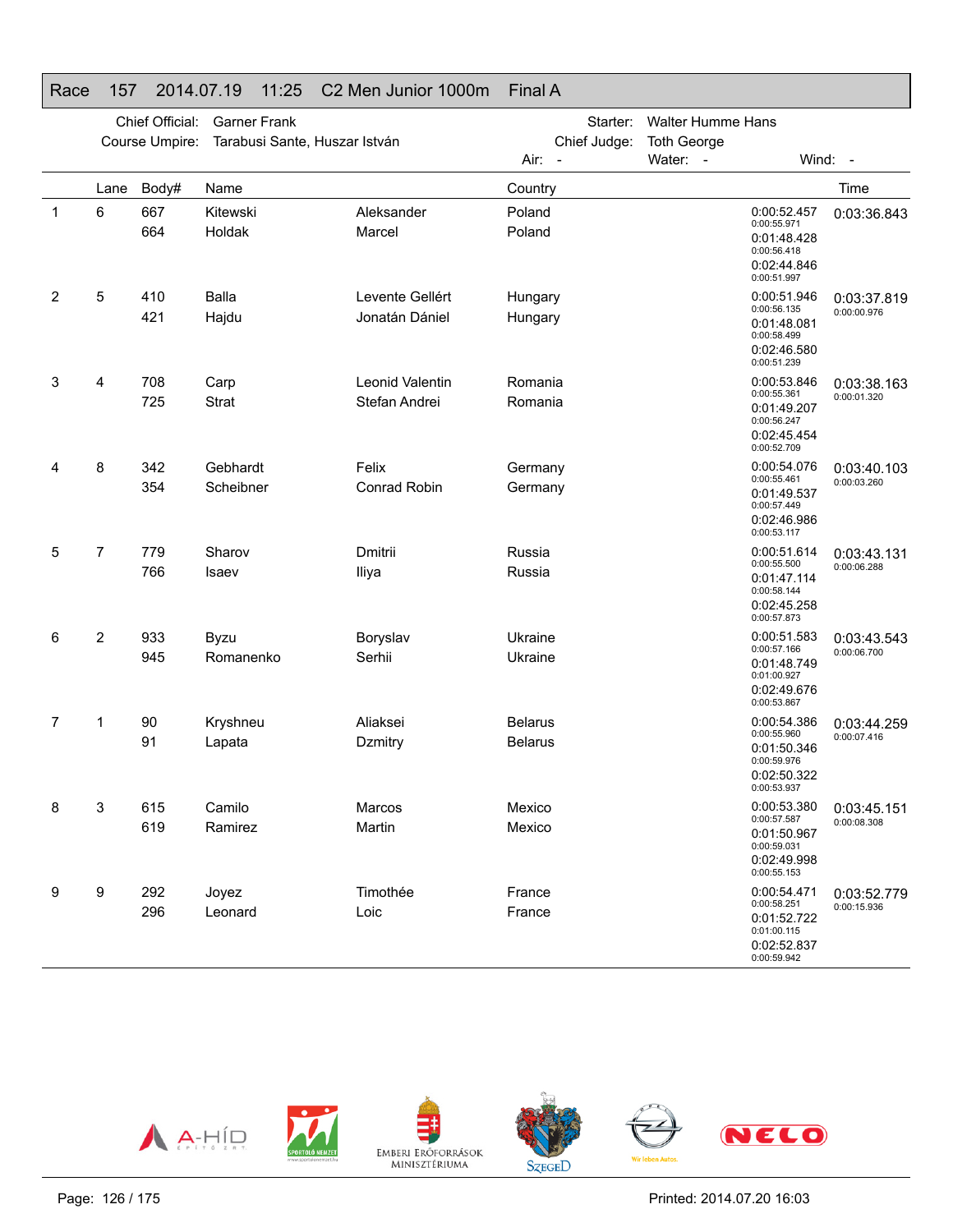# Race 157 2014.07.19 11:25 C2 Men Junior 1000m Final A

Chief Official: Garner Frank
Course Umpire: Tarabusi Sante, Huszar István

Starter: Walter Humme Hans
Chief Judge: Toth George
Air: - Water: - Wind: -

| | Lane | Body# | Name | | Country | Splits | Time |
|---|---|---|---|---|---|---|---|
| 1 | 6 | 667 | Kitewski | Aleksander | Poland | 0:00:52.457 (0:00:55.971) | 0:03:36.843 |
| | | 664 | Holdak | Marcel | Poland | 0:01:48.428 (0:00:56.418) | |
| | | | | | | 0:02:44.846 (0:00:51.997) | |
| 2 | 5 | 410 | Balla | Levente Gellért | Hungary | 0:00:51.946 (0:00:56.135) | 0:03:37.819 (0:00:00.976) |
| | | 421 | Hajdu | Jonatán Dániel | Hungary | 0:01:48.081 (0:00:58.499) | |
| | | | | | | 0:02:46.580 (0:00:51.239) | |
| 3 | 4 | 708 | Carp | Leonid Valentin | Romania | 0:00:53.846 (0:00:55.361) | 0:03:38.163 (0:00:01.320) |
| | | 725 | Strat | Stefan Andrei | Romania | 0:01:49.207 (0:00:56.247) | |
| | | | | | | 0:02:45.454 (0:00:52.709) | |
| 4 | 8 | 342 | Gebhardt | Felix | Germany | 0:00:54.076 (0:00:55.461) | 0:03:40.103 (0:00:03.260) |
| | | 354 | Scheibner | Conrad Robin | Germany | 0:01:49.537 (0:00:57.449) | |
| | | | | | | 0:02:46.986 (0:00:53.117) | |
| 5 | 7 | 779 | Sharov | Dmitrii | Russia | 0:00:51.614 (0:00:55.500) | 0:03:43.131 (0:00:06.288) |
| | | 766 | Isaev | Iliya | Russia | 0:01:47.114 (0:00:58.144) | |
| | | | | | | 0:02:45.258 (0:00:57.873) | |
| 6 | 2 | 933 | Byzu | Boryslav | Ukraine | 0:00:51.583 (0:00:57.166) | 0:03:43.543 (0:00:06.700) |
| | | 945 | Romanenko | Serhii | Ukraine | 0:01:48.749 (0:01:00.927) | |
| | | | | | | 0:02:49.676 (0:00:53.867) | |
| 7 | 1 | 90 | Kryshneu | Aliaksei | Belarus | 0:00:54.386 (0:00:55.960) | 0:03:44.259 (0:00:07.416) |
| | | 91 | Lapata | Dzmitry | Belarus | 0:01:50.346 (0:00:59.976) | |
| | | | | | | 0:02:50.322 (0:00:53.937) | |
| 8 | 3 | 615 | Camilo | Marcos | Mexico | 0:00:53.380 (0:00:57.587) | 0:03:45.151 (0:00:08.308) |
| | | 619 | Ramirez | Martin | Mexico | 0:01:50.967 (0:00:59.031) | |
| | | | | | | 0:02:49.998 (0:00:55.153) | |
| 9 | 9 | 292 | Joyez | Timothée | France | 0:00:54.471 (0:00:58.251) | 0:03:52.779 (0:00:15.936) |
| | | 296 | Leonard | Loic | France | 0:01:52.722 (0:01:00.115) | |
| | | | | | | 0:02:52.837 (0:00:59.942) | |

Printed: 2014.07.20 16:03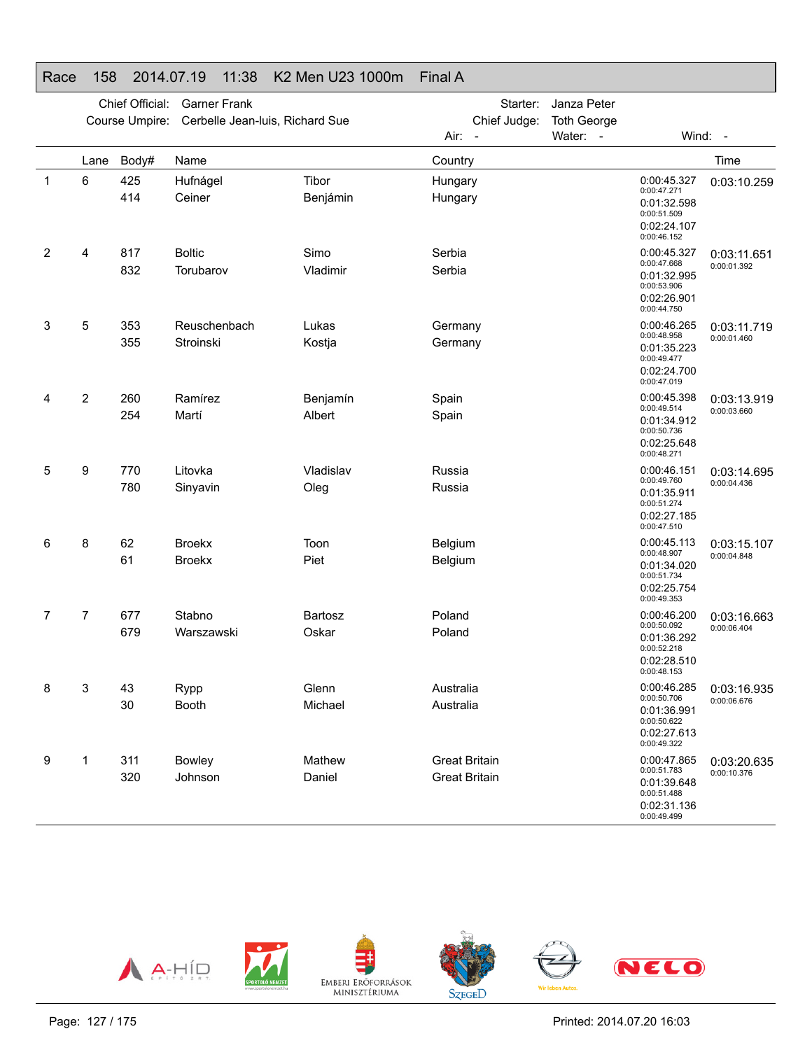# Race 158 2014.07.19 11:38 K2 Men U23 1000m Final A

Chief Official: Garner Frank
Course Umpire: Cerbelle Jean-luis, Richard Sue

Starter: Janza Peter
Chief Judge: Toth George

Air: - Water: - Wind: -

| | Lane | Body# | Name | | Country | Splits | Time |
|---|---|---|---|---|---|---|---|
| 1 | 6 | 425 | Hufnágel | Tibor | Hungary | 0:00:45.327 / 0:00:47.271 | 0:03:10.259 |
| | | 414 | Ceiner | Benjámin | Hungary | 0:01:32.598 / 0:00:51.509 | |
| | | | | | | 0:02:24.107 / 0:00:46.152 | |
| 2 | 4 | 817 | Boltic | Simo | Serbia | 0:00:45.327 / 0:00:47.668 | 0:03:11.651 / 0:00:01.392 |
| | | 832 | Torubarov | Vladimir | Serbia | 0:01:32.995 / 0:00:53.906 | |
| | | | | | | 0:02:26.901 / 0:00:44.750 | |
| 3 | 5 | 353 | Reuschenbach | Lukas | Germany | 0:00:46.265 / 0:00:48.958 | 0:03:11.719 / 0:00:01.460 |
| | | 355 | Stroinski | Kostja | Germany | 0:01:35.223 / 0:00:49.477 | |
| | | | | | | 0:02:24.700 / 0:00:47.019 | |
| 4 | 2 | 260 | Ramírez | Benjamín | Spain | 0:00:45.398 / 0:00:49.514 | 0:03:13.919 / 0:00:03.660 |
| | | 254 | Martí | Albert | Spain | 0:01:34.912 / 0:00:50.736 | |
| | | | | | | 0:02:25.648 / 0:00:48.271 | |
| 5 | 9 | 770 | Litovka | Vladislav | Russia | 0:00:46.151 / 0:00:49.760 | 0:03:14.695 / 0:00:04.436 |
| | | 780 | Sinyavin | Oleg | Russia | 0:01:35.911 / 0:00:51.274 | |
| | | | | | | 0:02:27.185 / 0:00:47.510 | |
| 6 | 8 | 62 | Broekx | Toon | Belgium | 0:00:45.113 / 0:00:48.907 | 0:03:15.107 / 0:00:04.848 |
| | | 61 | Broekx | Piet | Belgium | 0:01:34.020 / 0:00:51.734 | |
| | | | | | | 0:02:25.754 / 0:00:49.353 | |
| 7 | 7 | 677 | Stabno | Bartosz | Poland | 0:00:46.200 / 0:00:50.092 | 0:03:16.663 / 0:00:06.404 |
| | | 679 | Warszawski | Oskar | Poland | 0:01:36.292 / 0:00:52.218 | |
| | | | | | | 0:02:28.510 / 0:00:48.153 | |
| 8 | 3 | 43 | Rypp | Glenn | Australia | 0:00:46.285 / 0:00:50.706 | 0:03:16.935 / 0:00:06.676 |
| | | 30 | Booth | Michael | Australia | 0:01:36.991 / 0:00:50.622 | |
| | | | | | | 0:02:27.613 / 0:00:49.322 | |
| 9 | 1 | 311 | Bowley | Mathew | Great Britain | 0:00:47.865 / 0:00:51.783 | 0:03:20.635 / 0:00:10.376 |
| | | 320 | Johnson | Daniel | Great Britain | 0:01:39.648 / 0:00:51.488 | |
| | | | | | | 0:02:31.136 / 0:00:49.499 | |

Printed: 2014.07.20 16:03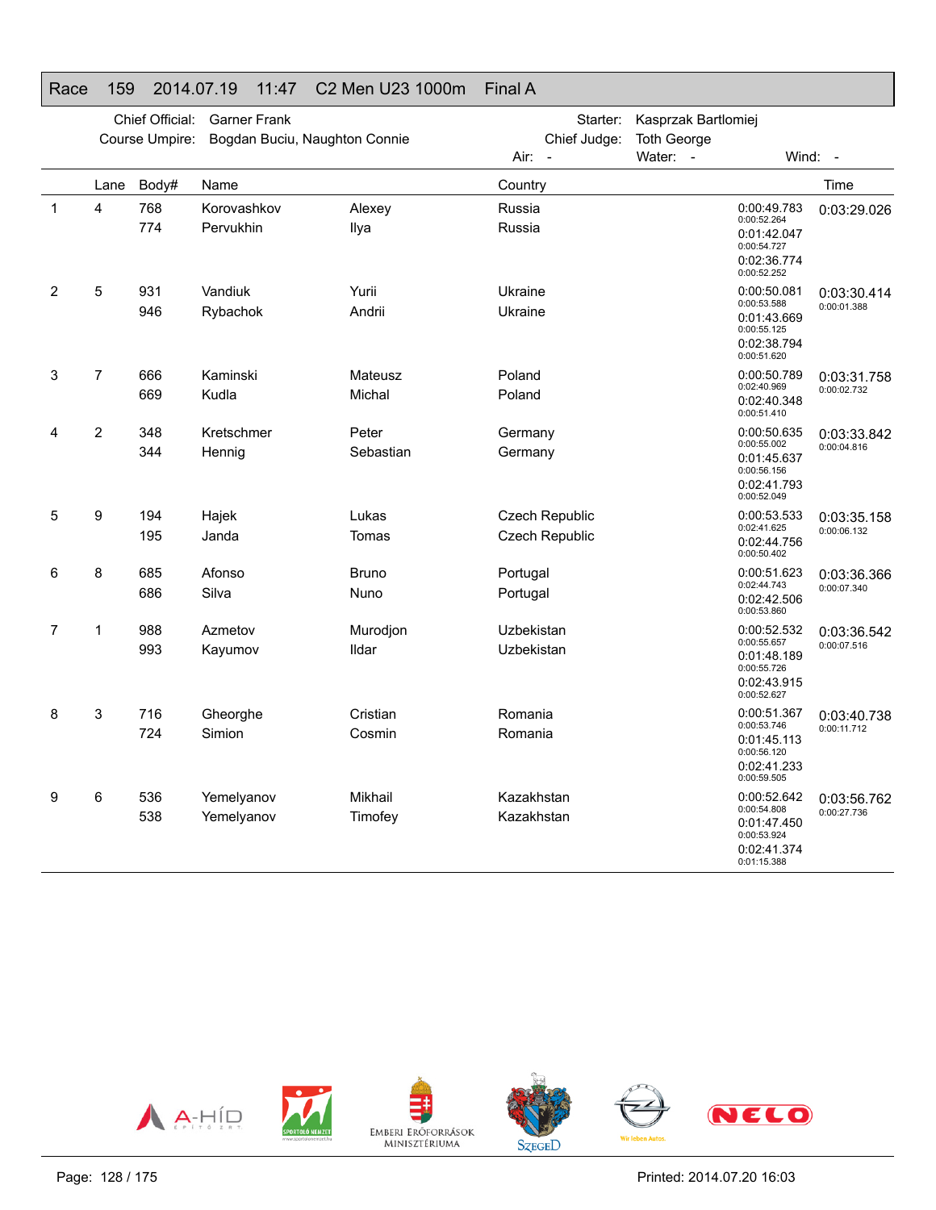## Race 159 2014.07.19 11:47 C2 Men U23 1000m Final A

Chief Official: Garner Frank
Course Umpire: Bogdan Buciu, Naughton Connie
Starter: Kasprzak Bartlomiej
Chief Judge: Toth George
Air: - Water: - Wind: -

| | Lane | Body# | Name | | Country | | Time |
|---|---|---|---|---|---|---|---|
| 1 | 4 | 768 | Korovashkov | Alexey | Russia | 0:00:49.783 | 0:03:29.026 |
| | | 774 | Pervukhin | Ilya | Russia | 0:00:52.264 | |
| | | | | | | 0:01:42.047 | |
| | | | | | | 0:00:54.727 | |
| | | | | | | 0:02:36.774 | |
| | | | | | | 0:00:52.252 | |
| 2 | 5 | 931 | Vandiuk | Yurii | Ukraine | 0:00:50.081 | 0:03:30.414 |
| | | 946 | Rybachok | Andrii | Ukraine | 0:00:53.588 | 0:00:01.388 |
| | | | | | | 0:01:43.669 | |
| | | | | | | 0:00:55.125 | |
| | | | | | | 0:02:38.794 | |
| | | | | | | 0:00:51.620 | |
| 3 | 7 | 666 | Kaminski | Mateusz | Poland | 0:00:50.789 | 0:03:31.758 |
| | | 669 | Kudla | Michal | Poland | 0:02:40.969 | 0:00:02.732 |
| | | | | | | 0:02:40.348 | |
| | | | | | | 0:00:51.410 | |
| 4 | 2 | 348 | Kretschmer | Peter | Germany | 0:00:50.635 | 0:03:33.842 |
| | | 344 | Hennig | Sebastian | Germany | 0:00:55.002 | 0:00:04.816 |
| | | | | | | 0:01:45.637 | |
| | | | | | | 0:00:56.156 | |
| | | | | | | 0:02:41.793 | |
| | | | | | | 0:00:52.049 | |
| 5 | 9 | 194 | Hajek | Lukas | Czech Republic | 0:00:53.533 | 0:03:35.158 |
| | | 195 | Janda | Tomas | Czech Republic | 0:02:41.625 | 0:00:06.132 |
| | | | | | | 0:02:44.756 | |
| | | | | | | 0:00:50.402 | |
| 6 | 8 | 685 | Afonso | Bruno | Portugal | 0:00:51.623 | 0:03:36.366 |
| | | 686 | Silva | Nuno | Portugal | 0:02:44.743 | 0:00:07.340 |
| | | | | | | 0:02:42.506 | |
| | | | | | | 0:00:53.860 | |
| 7 | 1 | 988 | Azmetov | Murodjon | Uzbekistan | 0:00:52.532 | 0:03:36.542 |
| | | 993 | Kayumov | Ildar | Uzbekistan | 0:00:55.657 | 0:00:07.516 |
| | | | | | | 0:01:48.189 | |
| | | | | | | 0:00:55.726 | |
| | | | | | | 0:02:43.915 | |
| | | | | | | 0:00:52.627 | |
| 8 | 3 | 716 | Gheorghe | Cristian | Romania | 0:00:51.367 | 0:03:40.738 |
| | | 724 | Simion | Cosmin | Romania | 0:00:53.746 | 0:00:11.712 |
| | | | | | | 0:01:45.113 | |
| | | | | | | 0:00:56.120 | |
| | | | | | | 0:02:41.233 | |
| | | | | | | 0:00:59.505 | |
| 9 | 6 | 536 | Yemelyanov | Mikhail | Kazakhstan | 0:00:52.642 | 0:03:56.762 |
| | | 538 | Yemelyanov | Timofey | Kazakhstan | 0:00:54.808 | 0:00:27.736 |
| | | | | | | 0:01:47.450 | |
| | | | | | | 0:00:53.924 | |
| | | | | | | 0:02:41.374 | |
| | | | | | | 0:01:15.388 | |

Printed: 2014.07.20 16:03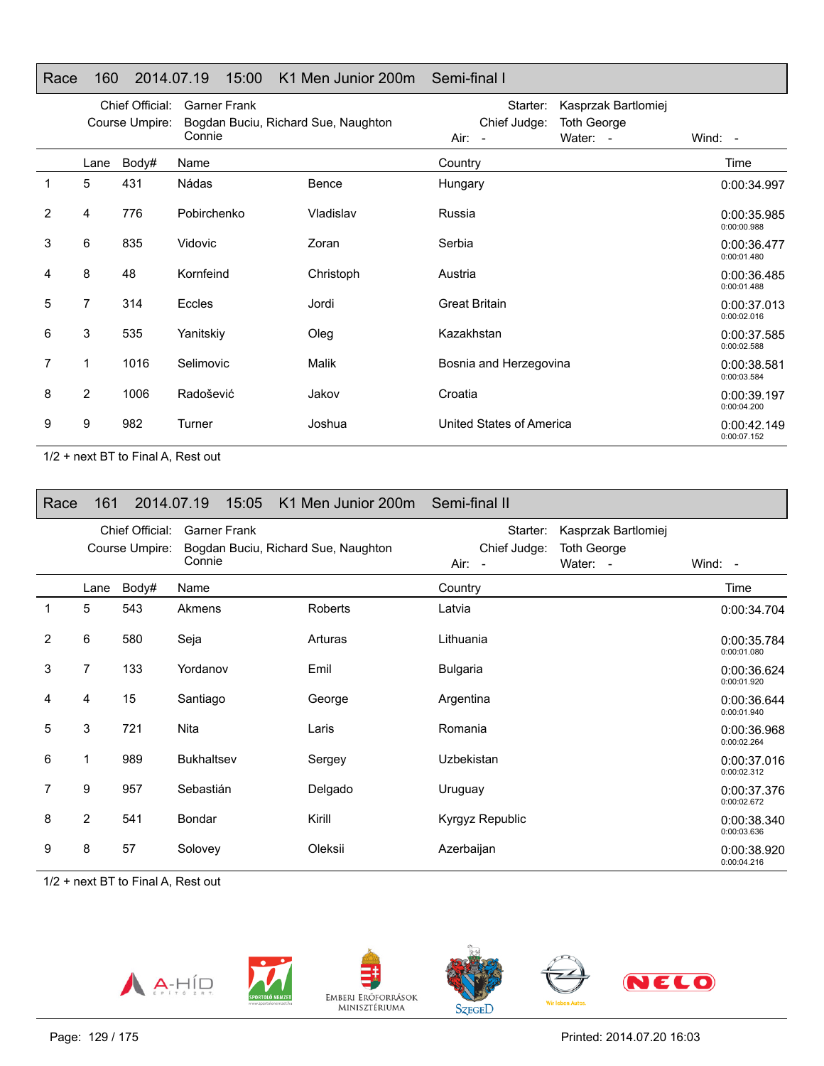## Race 160 2014.07.19 15:00 K1 Men Junior 200m Semi-final I

Chief Official: Garner Frank
Course Umpire: Bogdan Buciu, Richard Sue, Naughton Connie
Starter: Kasprzak Bartlomiej
Chief Judge: Toth George
Air: - Water: - Wind: -

| | Lane | Body# | Name | | Country | Time |
|---|---|---|---|---|---|---|
| 1 | 5 | 431 | Nádas | Bence | Hungary | 0:00:34.997 |
| 2 | 4 | 776 | Pobirchenko | Vladislav | Russia | 0:00:35.985<br>0:00:00.988 |
| 3 | 6 | 835 | Vidovic | Zoran | Serbia | 0:00:36.477<br>0:00:01.480 |
| 4 | 8 | 48 | Kornfeind | Christoph | Austria | 0:00:36.485<br>0:00:01.488 |
| 5 | 7 | 314 | Eccles | Jordi | Great Britain | 0:00:37.013<br>0:00:02.016 |
| 6 | 3 | 535 | Yanitskiy | Oleg | Kazakhstan | 0:00:37.585<br>0:00:02.588 |
| 7 | 1 | 1016 | Selimovic | Malik | Bosnia and Herzegovina | 0:00:38.581<br>0:00:03.584 |
| 8 | 2 | 1006 | Radošević | Jakov | Croatia | 0:00:39.197<br>0:00:04.200 |
| 9 | 9 | 982 | Turner | Joshua | United States of America | 0:00:42.149<br>0:00:07.152 |

1/2 + next BT to Final A, Rest out

## Race 161 2014.07.19 15:05 K1 Men Junior 200m Semi-final II

Chief Official: Garner Frank
Course Umpire: Bogdan Buciu, Richard Sue, Naughton Connie
Starter: Kasprzak Bartlomiej
Chief Judge: Toth George
Air: - Water: - Wind: -

| | Lane | Body# | Name | | Country | Time |
|---|---|---|---|---|---|---|
| 1 | 5 | 543 | Akmens | Roberts | Latvia | 0:00:34.704 |
| 2 | 6 | 580 | Seja | Arturas | Lithuania | 0:00:35.784<br>0:00:01.080 |
| 3 | 7 | 133 | Yordanov | Emil | Bulgaria | 0:00:36.624<br>0:00:01.920 |
| 4 | 4 | 15 | Santiago | George | Argentina | 0:00:36.644<br>0:00:01.940 |
| 5 | 3 | 721 | Nita | Laris | Romania | 0:00:36.968<br>0:00:02.264 |
| 6 | 1 | 989 | Bukhaltsev | Sergey | Uzbekistan | 0:00:37.016<br>0:00:02.312 |
| 7 | 9 | 957 | Sebastián | Delgado | Uruguay | 0:00:37.376<br>0:00:02.672 |
| 8 | 2 | 541 | Bondar | Kirill | Kyrgyz Republic | 0:00:38.340<br>0:00:03.636 |
| 9 | 8 | 57 | Solovey | Oleksii | Azerbaijan | 0:00:38.920<br>0:00:04.216 |

1/2 + next BT to Final A, Rest out

Printed: 2014.07.20 16:03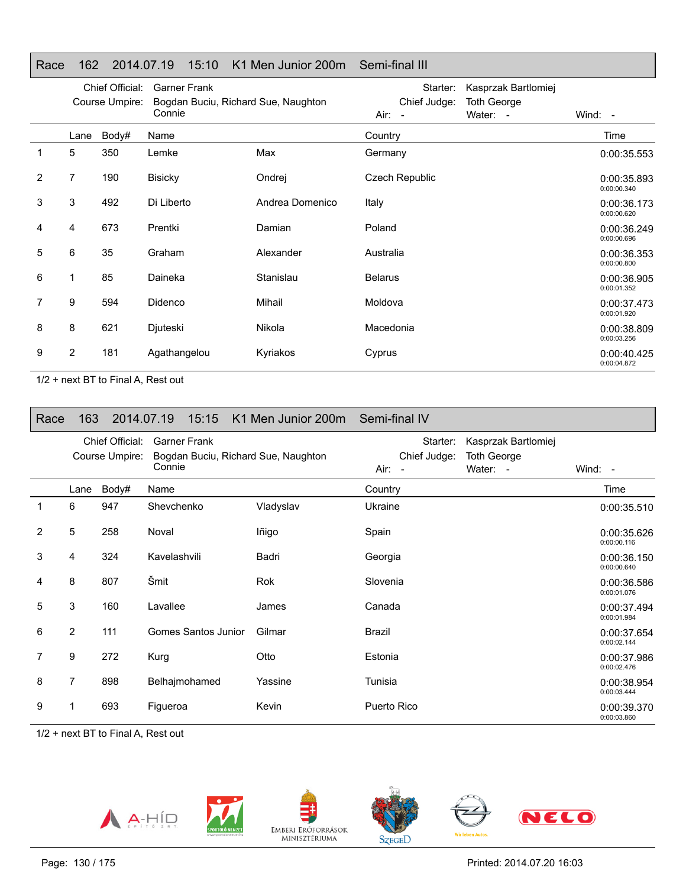## Race 162 2014.07.19 15:10 K1 Men Junior 200m Semi-final III

Chief Official: Garner Frank
Course Umpire: Bogdan Buciu, Richard Sue, Naughton Connie
Starter: Kasprzak Bartlomiej
Chief Judge: Toth George
Air: - Water: - Wind: -

| | Lane | Body# | Name | | Country | Time |
|---|---|---|---|---|---|---|
| 1 | 5 | 350 | Lemke | Max | Germany | 0:00:35.553 |
| 2 | 7 | 190 | Bisicky | Ondrej | Czech Republic | 0:00:35.893<br>0:00:00.340 |
| 3 | 3 | 492 | Di Liberto | Andrea Domenico | Italy | 0:00:36.173<br>0:00:00.620 |
| 4 | 4 | 673 | Prentki | Damian | Poland | 0:00:36.249<br>0:00:00.696 |
| 5 | 6 | 35 | Graham | Alexander | Australia | 0:00:36.353<br>0:00:00.800 |
| 6 | 1 | 85 | Daineka | Stanislau | Belarus | 0:00:36.905<br>0:00:01.352 |
| 7 | 9 | 594 | Didenco | Mihail | Moldova | 0:00:37.473<br>0:00:01.920 |
| 8 | 8 | 621 | Djuteski | Nikola | Macedonia | 0:00:38.809<br>0:00:03.256 |
| 9 | 2 | 181 | Agathangelou | Kyriakos | Cyprus | 0:00:40.425<br>0:00:04.872 |

1/2 + next BT to Final A, Rest out

## Race 163 2014.07.19 15:15 K1 Men Junior 200m Semi-final IV

Chief Official: Garner Frank
Course Umpire: Bogdan Buciu, Richard Sue, Naughton Connie
Starter: Kasprzak Bartlomiej
Chief Judge: Toth George
Air: - Water: - Wind: -

| | Lane | Body# | Name | | Country | Time |
|---|---|---|---|---|---|---|
| 1 | 6 | 947 | Shevchenko | Vladyslav | Ukraine | 0:00:35.510 |
| 2 | 5 | 258 | Noval | Iñigo | Spain | 0:00:35.626<br>0:00:00.116 |
| 3 | 4 | 324 | Kavelashvili | Badri | Georgia | 0:00:36.150<br>0:00:00.640 |
| 4 | 8 | 807 | Šmit | Rok | Slovenia | 0:00:36.586<br>0:00:01.076 |
| 5 | 3 | 160 | Lavallee | James | Canada | 0:00:37.494<br>0:00:01.984 |
| 6 | 2 | 111 | Gomes Santos Junior | Gilmar | Brazil | 0:00:37.654<br>0:00:02.144 |
| 7 | 9 | 272 | Kurg | Otto | Estonia | 0:00:37.986<br>0:00:02.476 |
| 8 | 7 | 898 | Belhajmohamed | Yassine | Tunisia | 0:00:38.954<br>0:00:03.444 |
| 9 | 1 | 693 | Figueroa | Kevin | Puerto Rico | 0:00:39.370<br>0:00:03.860 |

1/2 + next BT to Final A, Rest out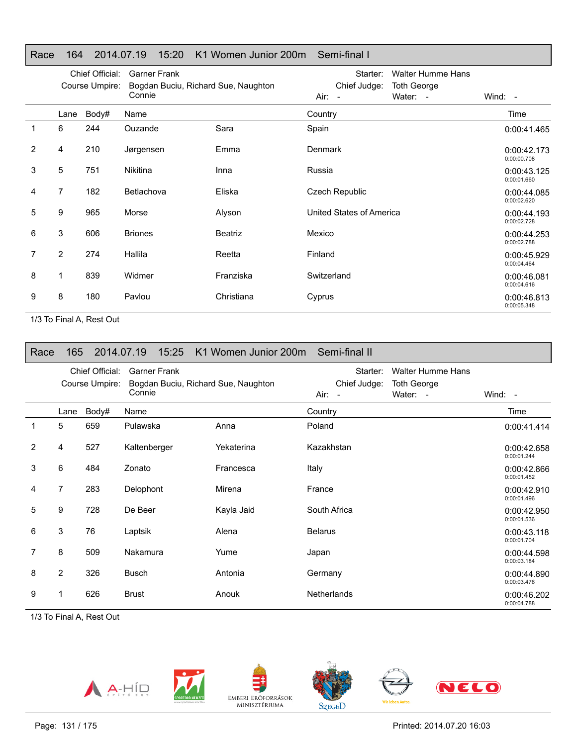## Race 164 2014.07.19 15:20 K1 Women Junior 200m Semi-final I

Chief Official: Garner Frank
Course Umpire: Bogdan Buciu, Richard Sue, Naughton Connie
Starter: Walter Humme Hans
Chief Judge: Toth George
Air: - Water: - Wind: -

| | Lane | Body# | Name | | Country | Time |
|---|---|---|---|---|---|---|
| 1 | 6 | 244 | Ouzande | Sara | Spain | 0:00:41.465 |
| 2 | 4 | 210 | Jørgensen | Emma | Denmark | 0:00:42.173<br>0:00:00.708 |
| 3 | 5 | 751 | Nikitina | Inna | Russia | 0:00:43.125<br>0:00:01.660 |
| 4 | 7 | 182 | Betlachova | Eliska | Czech Republic | 0:00:44.085<br>0:00:02.620 |
| 5 | 9 | 965 | Morse | Alyson | United States of America | 0:00:44.193<br>0:00:02.728 |
| 6 | 3 | 606 | Briones | Beatriz | Mexico | 0:00:44.253<br>0:00:02.788 |
| 7 | 2 | 274 | Hallila | Reetta | Finland | 0:00:45.929<br>0:00:04.464 |
| 8 | 1 | 839 | Widmer | Franziska | Switzerland | 0:00:46.081<br>0:00:04.616 |
| 9 | 8 | 180 | Pavlou | Christiana | Cyprus | 0:00:46.813<br>0:00:05.348 |

1/3 To Final A, Rest Out

## Race 165 2014.07.19 15:25 K1 Women Junior 200m Semi-final II

Chief Official: Garner Frank
Course Umpire: Bogdan Buciu, Richard Sue, Naughton Connie
Starter: Walter Humme Hans
Chief Judge: Toth George
Air: - Water: - Wind: -

| | Lane | Body# | Name | | Country | Time |
|---|---|---|---|---|---|---|
| 1 | 5 | 659 | Pulawska | Anna | Poland | 0:00:41.414 |
| 2 | 4 | 527 | Kaltenberger | Yekaterina | Kazakhstan | 0:00:42.658<br>0:00:01.244 |
| 3 | 6 | 484 | Zonato | Francesca | Italy | 0:00:42.866<br>0:00:01.452 |
| 4 | 7 | 283 | Delophont | Mirena | France | 0:00:42.910<br>0:00:01.496 |
| 5 | 9 | 728 | De Beer | Kayla Jaid | South Africa | 0:00:42.950<br>0:00:01.536 |
| 6 | 3 | 76 | Laptsik | Alena | Belarus | 0:00:43.118<br>0:00:01.704 |
| 7 | 8 | 509 | Nakamura | Yume | Japan | 0:00:44.598<br>0:00:03.184 |
| 8 | 2 | 326 | Busch | Antonia | Germany | 0:00:44.890<br>0:00:03.476 |
| 9 | 1 | 626 | Brust | Anouk | Netherlands | 0:00:46.202<br>0:00:04.788 |

1/3 To Final A, Rest Out

Printed: 2014.07.20 16:03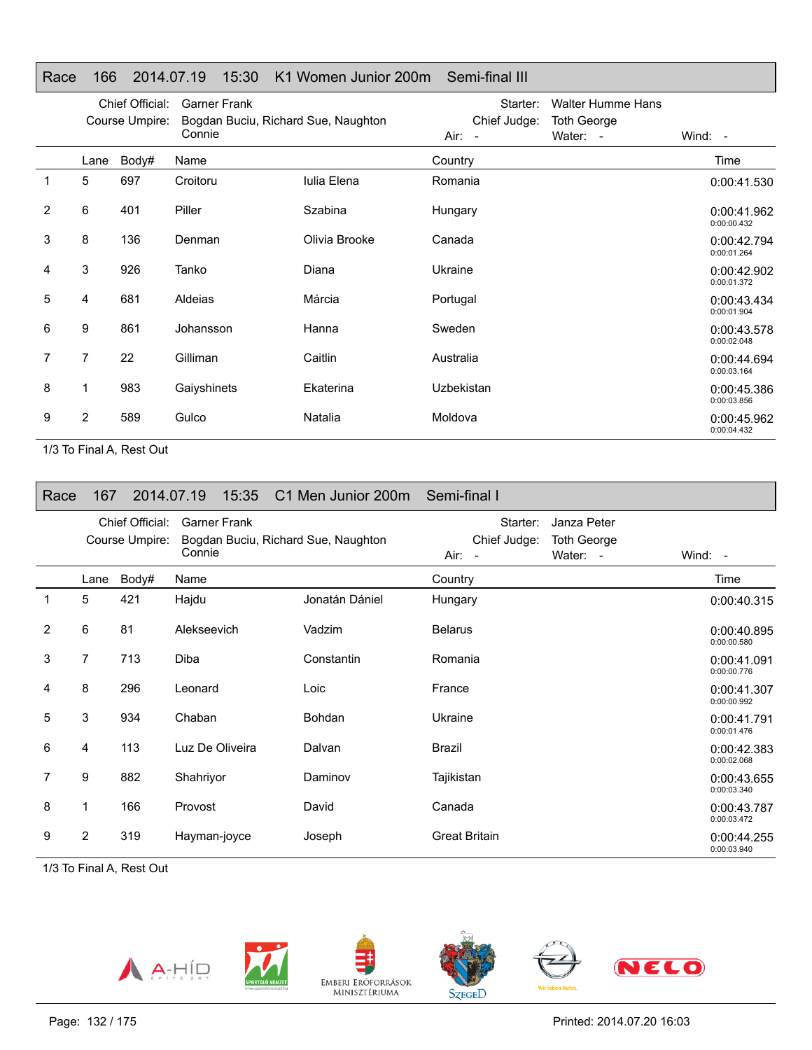## Race 166 2014.07.19 15:30 K1 Women Junior 200m Semi-final III

Chief Official: Garner Frank
Course Umpire: Bogdan Buciu, Richard Sue, Naughton Connie
Starter: Walter Humme Hans
Chief Judge: Toth George
Air: - Water: - Wind: -

| | Lane | Body# | Name | | Country | Time |
|---|---|---|---|---|---|---|
| 1 | 5 | 697 | Croitoru | Iulia Elena | Romania | 0:00:41.530 |
| 2 | 6 | 401 | Piller | Szabina | Hungary | 0:00:41.962 0:00:00.432 |
| 3 | 8 | 136 | Denman | Olivia Brooke | Canada | 0:00:42.794 0:00:01.264 |
| 4 | 3 | 926 | Tanko | Diana | Ukraine | 0:00:42.902 0:00:01.372 |
| 5 | 4 | 681 | Aldeias | Márcia | Portugal | 0:00:43.434 0:00:01.904 |
| 6 | 9 | 861 | Johansson | Hanna | Sweden | 0:00:43.578 0:00:02.048 |
| 7 | 7 | 22 | Gilliman | Caitlin | Australia | 0:00:44.694 0:00:03.164 |
| 8 | 1 | 983 | Gaiyshinets | Ekaterina | Uzbekistan | 0:00:45.386 0:00:03.856 |
| 9 | 2 | 589 | Gulco | Natalia | Moldova | 0:00:45.962 0:00:04.432 |

1/3 To Final A, Rest Out

## Race 167 2014.07.19 15:35 C1 Men Junior 200m Semi-final I

Chief Official: Garner Frank
Course Umpire: Bogdan Buciu, Richard Sue, Naughton Connie
Starter: Janza Peter
Chief Judge: Toth George
Air: - Water: - Wind: -

| | Lane | Body# | Name | | Country | Time |
|---|---|---|---|---|---|---|
| 1 | 5 | 421 | Hajdu | Jonatán Dániel | Hungary | 0:00:40.315 |
| 2 | 6 | 81 | Alekseevich | Vadzim | Belarus | 0:00:40.895 0:00:00.580 |
| 3 | 7 | 713 | Diba | Constantin | Romania | 0:00:41.091 0:00:00.776 |
| 4 | 8 | 296 | Leonard | Loic | France | 0:00:41.307 0:00:00.992 |
| 5 | 3 | 934 | Chaban | Bohdan | Ukraine | 0:00:41.791 0:00:01.476 |
| 6 | 4 | 113 | Luz De Oliveira | Dalvan | Brazil | 0:00:42.383 0:00:02.068 |
| 7 | 9 | 882 | Shahriyor | Daminov | Tajikistan | 0:00:43.655 0:00:03.340 |
| 8 | 1 | 166 | Provost | David | Canada | 0:00:43.787 0:00:03.472 |
| 9 | 2 | 319 | Hayman-joyce | Joseph | Great Britain | 0:00:44.255 0:00:03.940 |

1/3 To Final A, Rest Out

Printed: 2014.07.20 16:03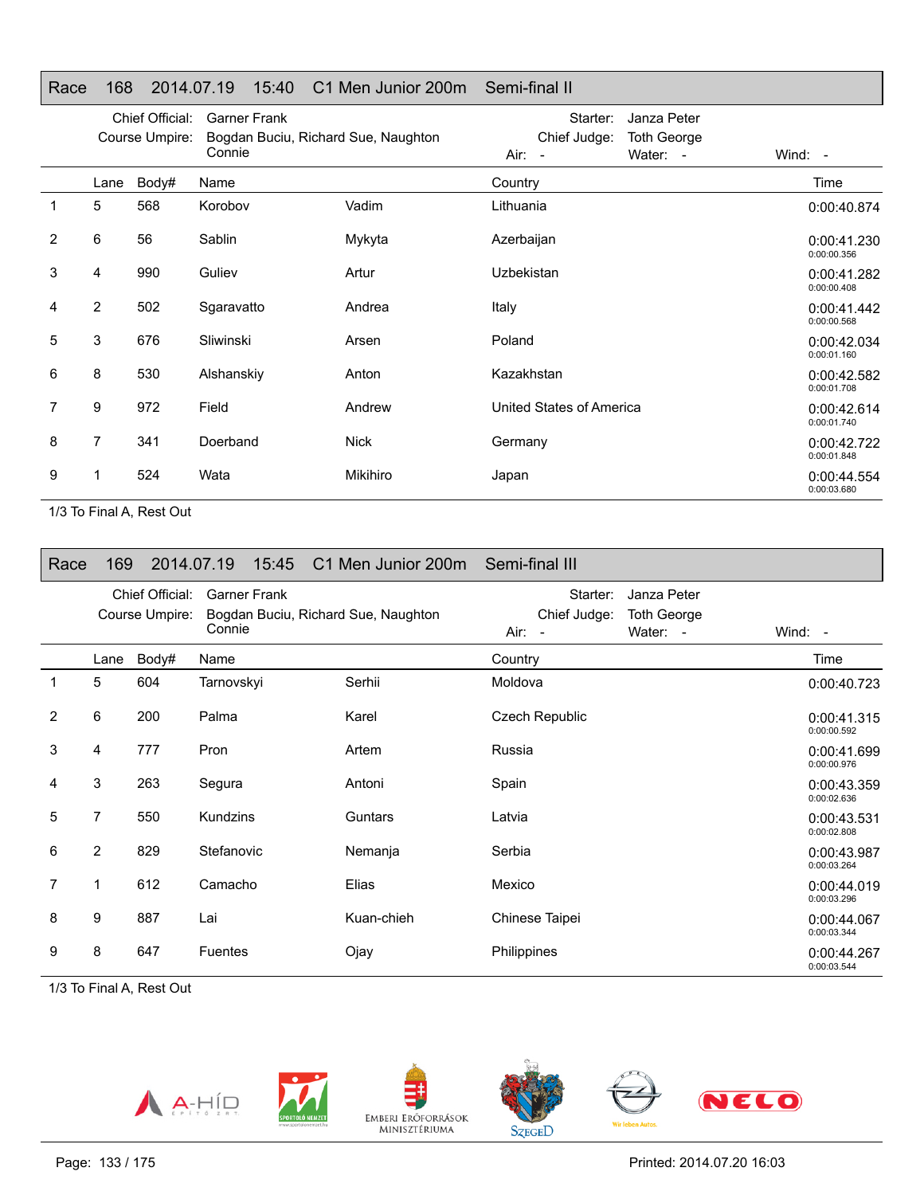## Race 168 2014.07.19 15:40 C1 Men Junior 200m Semi-final II

Chief Official: Garner Frank
Course Umpire: Bogdan Buciu, Richard Sue, Naughton Connie
Starter: Janza Peter
Chief Judge: Toth George
Air: -
Water: -
Wind: -

| | Lane | Body# | Name | | Country | Time |
|---|---|---|---|---|---|---|
| 1 | 5 | 568 | Korobov | Vadim | Lithuania | 0:00:40.874 |
| 2 | 6 | 56 | Sablin | Mykyta | Azerbaijan | 0:00:41.230<br>0:00:00.356 |
| 3 | 4 | 990 | Guliev | Artur | Uzbekistan | 0:00:41.282<br>0:00:00.408 |
| 4 | 2 | 502 | Sgaravatto | Andrea | Italy | 0:00:41.442<br>0:00:00.568 |
| 5 | 3 | 676 | Sliwinski | Arsen | Poland | 0:00:42.034<br>0:00:01.160 |
| 6 | 8 | 530 | Alshanskiy | Anton | Kazakhstan | 0:00:42.582<br>0:00:01.708 |
| 7 | 9 | 972 | Field | Andrew | United States of America | 0:00:42.614<br>0:00:01.740 |
| 8 | 7 | 341 | Doerband | Nick | Germany | 0:00:42.722<br>0:00:01.848 |
| 9 | 1 | 524 | Wata | Mikihiro | Japan | 0:00:44.554<br>0:00:03.680 |

1/3 To Final A, Rest Out

## Race 169 2014.07.19 15:45 C1 Men Junior 200m Semi-final III

Chief Official: Garner Frank
Course Umpire: Bogdan Buciu, Richard Sue, Naughton Connie
Starter: Janza Peter
Chief Judge: Toth George
Air: -
Water: -
Wind: -

| | Lane | Body# | Name | | Country | Time |
|---|---|---|---|---|---|---|
| 1 | 5 | 604 | Tarnovskyi | Serhii | Moldova | 0:00:40.723 |
| 2 | 6 | 200 | Palma | Karel | Czech Republic | 0:00:41.315<br>0:00:00.592 |
| 3 | 4 | 777 | Pron | Artem | Russia | 0:00:41.699<br>0:00:00.976 |
| 4 | 3 | 263 | Segura | Antoni | Spain | 0:00:43.359<br>0:00:02.636 |
| 5 | 7 | 550 | Kundzins | Guntars | Latvia | 0:00:43.531<br>0:00:02.808 |
| 6 | 2 | 829 | Stefanovic | Nemanja | Serbia | 0:00:43.987<br>0:00:03.264 |
| 7 | 1 | 612 | Camacho | Elias | Mexico | 0:00:44.019<br>0:00:03.296 |
| 8 | 9 | 887 | Lai | Kuan-chieh | Chinese Taipei | 0:00:44.067<br>0:00:03.344 |
| 9 | 8 | 647 | Fuentes | Ojay | Philippines | 0:00:44.267<br>0:00:03.544 |

1/3 To Final A, Rest Out

Printed: 2014.07.20 16:03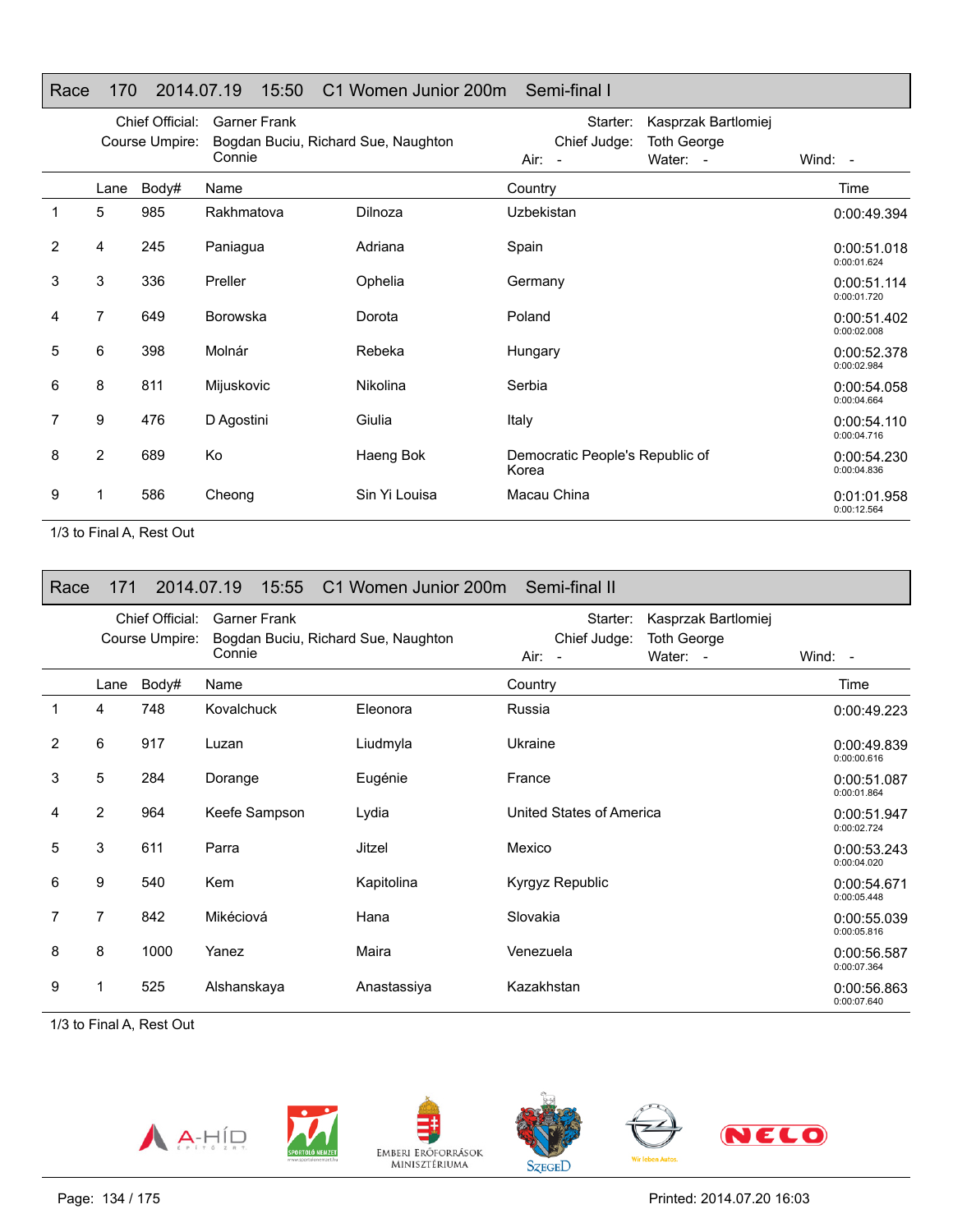## Race 170 2014.07.19 15:50 C1 Women Junior 200m Semi-final I

Chief Official: Garner Frank
Course Umpire: Bogdan Buciu, Richard Sue, Naughton Connie
Starter: Kasprzak Bartlomiej
Chief Judge: Toth George
Air: - Water: - Wind: -

| | Lane | Body# | Name | | Country | Time |
|---|---|---|---|---|---|---|
| 1 | 5 | 985 | Rakhmatova | Dilnoza | Uzbekistan | 0:00:49.394 |
| 2 | 4 | 245 | Paniagua | Adriana | Spain | 0:00:51.018 0:00:01.624 |
| 3 | 3 | 336 | Preller | Ophelia | Germany | 0:00:51.114 0:00:01.720 |
| 4 | 7 | 649 | Borowska | Dorota | Poland | 0:00:51.402 0:00:02.008 |
| 5 | 6 | 398 | Molnár | Rebeka | Hungary | 0:00:52.378 0:00:02.984 |
| 6 | 8 | 811 | Mijuskovic | Nikolina | Serbia | 0:00:54.058 0:00:04.664 |
| 7 | 9 | 476 | D Agostini | Giulia | Italy | 0:00:54.110 0:00:04.716 |
| 8 | 2 | 689 | Ko | Haeng Bok | Democratic People's Republic of Korea | 0:00:54.230 0:00:04.836 |
| 9 | 1 | 586 | Cheong | Sin Yi Louisa | Macau China | 0:01:01.958 0:00:12.564 |

1/3 to Final A, Rest Out

## Race 171 2014.07.19 15:55 C1 Women Junior 200m Semi-final II

Chief Official: Garner Frank
Course Umpire: Bogdan Buciu, Richard Sue, Naughton Connie
Starter: Kasprzak Bartlomiej
Chief Judge: Toth George
Air: - Water: - Wind: -

| | Lane | Body# | Name | | Country | Time |
|---|---|---|---|---|---|---|
| 1 | 4 | 748 | Kovalchuck | Eleonora | Russia | 0:00:49.223 |
| 2 | 6 | 917 | Luzan | Liudmyla | Ukraine | 0:00:49.839 0:00:00.616 |
| 3 | 5 | 284 | Dorange | Eugénie | France | 0:00:51.087 0:00:01.864 |
| 4 | 2 | 964 | Keefe Sampson | Lydia | United States of America | 0:00:51.947 0:00:02.724 |
| 5 | 3 | 611 | Parra | Jitzel | Mexico | 0:00:53.243 0:00:04.020 |
| 6 | 9 | 540 | Kem | Kapitolina | Kyrgyz Republic | 0:00:54.671 0:00:05.448 |
| 7 | 7 | 842 | Mikéciová | Hana | Slovakia | 0:00:55.039 0:00:05.816 |
| 8 | 8 | 1000 | Yanez | Maira | Venezuela | 0:00:56.587 0:00:07.364 |
| 9 | 1 | 525 | Alshanskaya | Anastassiya | Kazakhstan | 0:00:56.863 0:00:07.640 |

1/3 to Final A, Rest Out

Printed: 2014.07.20 16:03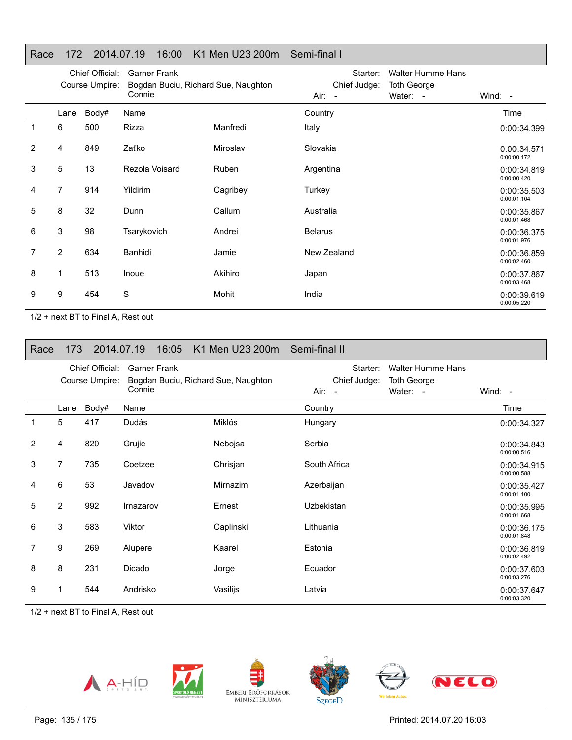## Race 172 2014.07.19 16:00 K1 Men U23 200m Semi-final I

Chief Official: Garner Frank
Course Umpire: Bogdan Buciu, Richard Sue, Naughton Connie
Starter: Walter Humme Hans
Chief Judge: Toth George
Air: - Water: - Wind: -

| | Lane | Body# | Name | | Country | Time |
|---|---|---|---|---|---|---|
| 1 | 6 | 500 | Rizza | Manfredi | Italy | 0:00:34.399 |
| 2 | 4 | 849 | Zaťko | Miroslav | Slovakia | 0:00:34.571 0:00:00.172 |
| 3 | 5 | 13 | Rezola Voisard | Ruben | Argentina | 0:00:34.819 0:00:00.420 |
| 4 | 7 | 914 | Yildirim | Cagribey | Turkey | 0:00:35.503 0:00:01.104 |
| 5 | 8 | 32 | Dunn | Callum | Australia | 0:00:35.867 0:00:01.468 |
| 6 | 3 | 98 | Tsarykovich | Andrei | Belarus | 0:00:36.375 0:00:01.976 |
| 7 | 2 | 634 | Banhidi | Jamie | New Zealand | 0:00:36.859 0:00:02.460 |
| 8 | 1 | 513 | Inoue | Akihiro | Japan | 0:00:37.867 0:00:03.468 |
| 9 | 9 | 454 | S | Mohit | India | 0:00:39.619 0:00:05.220 |

1/2 + next BT to Final A, Rest out

## Race 173 2014.07.19 16:05 K1 Men U23 200m Semi-final II

Chief Official: Garner Frank
Course Umpire: Bogdan Buciu, Richard Sue, Naughton Connie
Starter: Walter Humme Hans
Chief Judge: Toth George
Air: - Water: - Wind: -

| | Lane | Body# | Name | | Country | Time |
|---|---|---|---|---|---|---|
| 1 | 5 | 417 | Dudás | Miklós | Hungary | 0:00:34.327 |
| 2 | 4 | 820 | Grujic | Nebojsa | Serbia | 0:00:34.843 0:00:00.516 |
| 3 | 7 | 735 | Coetzee | Chrisjan | South Africa | 0:00:34.915 0:00:00.588 |
| 4 | 6 | 53 | Javadov | Mirnazim | Azerbaijan | 0:00:35.427 0:00:01.100 |
| 5 | 2 | 992 | Irnazarov | Ernest | Uzbekistan | 0:00:35.995 0:00:01.668 |
| 6 | 3 | 583 | Viktor | Caplinski | Lithuania | 0:00:36.175 0:00:01.848 |
| 7 | 9 | 269 | Alupere | Kaarel | Estonia | 0:00:36.819 0:00:02.492 |
| 8 | 8 | 231 | Dicado | Jorge | Ecuador | 0:00:37.603 0:00:03.276 |
| 9 | 1 | 544 | Andrisko | Vasilijs | Latvia | 0:00:37.647 0:00:03.320 |

1/2 + next BT to Final A, Rest out

Printed: 2014.07.20 16:03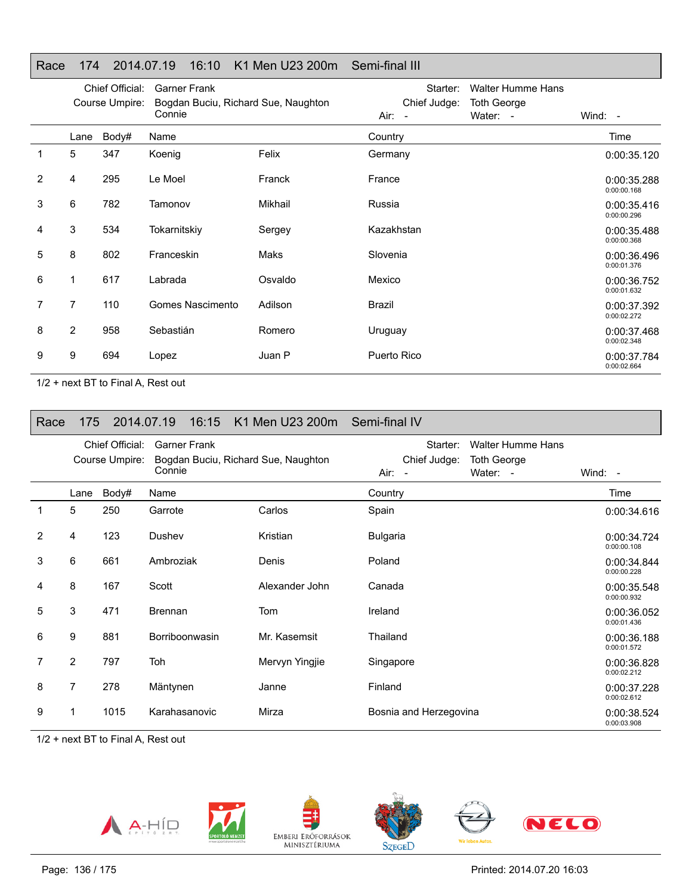## Race 174 2014.07.19 16:10 K1 Men U23 200m Semi-final III

Chief Official: Garner Frank
Course Umpire: Bogdan Buciu, Richard Sue, Naughton Connie
Starter: Walter Humme Hans
Chief Judge: Toth George
Air: - Water: - Wind: -

| | Lane | Body# | Name | | Country | Time |
|---|---|---|---|---|---|---|
| 1 | 5 | 347 | Koenig | Felix | Germany | 0:00:35.120 |
| 2 | 4 | 295 | Le Moel | Franck | France | 0:00:35.288<br>0:00:00.168 |
| 3 | 6 | 782 | Tamonov | Mikhail | Russia | 0:00:35.416<br>0:00:00.296 |
| 4 | 3 | 534 | Tokarnitskiy | Sergey | Kazakhstan | 0:00:35.488<br>0:00:00.368 |
| 5 | 8 | 802 | Franceskin | Maks | Slovenia | 0:00:36.496<br>0:00:01.376 |
| 6 | 1 | 617 | Labrada | Osvaldo | Mexico | 0:00:36.752<br>0:00:01.632 |
| 7 | 7 | 110 | Gomes Nascimento | Adilson | Brazil | 0:00:37.392<br>0:00:02.272 |
| 8 | 2 | 958 | Sebastián | Romero | Uruguay | 0:00:37.468<br>0:00:02.348 |
| 9 | 9 | 694 | Lopez | Juan P | Puerto Rico | 0:00:37.784<br>0:00:02.664 |

1/2 + next BT to Final A, Rest out

## Race 175 2014.07.19 16:15 K1 Men U23 200m Semi-final IV

Chief Official: Garner Frank
Course Umpire: Bogdan Buciu, Richard Sue, Naughton Connie
Starter: Walter Humme Hans
Chief Judge: Toth George
Air: - Water: - Wind: -

| | Lane | Body# | Name | | Country | Time |
|---|---|---|---|---|---|---|
| 1 | 5 | 250 | Garrote | Carlos | Spain | 0:00:34.616 |
| 2 | 4 | 123 | Dushev | Kristian | Bulgaria | 0:00:34.724<br>0:00:00.108 |
| 3 | 6 | 661 | Ambroziak | Denis | Poland | 0:00:34.844<br>0:00:00.228 |
| 4 | 8 | 167 | Scott | Alexander John | Canada | 0:00:35.548<br>0:00:00.932 |
| 5 | 3 | 471 | Brennan | Tom | Ireland | 0:00:36.052<br>0:00:01.436 |
| 6 | 9 | 881 | Borriboonwasin | Mr. Kasemsit | Thailand | 0:00:36.188<br>0:00:01.572 |
| 7 | 2 | 797 | Toh | Mervyn Yingjie | Singapore | 0:00:36.828<br>0:00:02.212 |
| 8 | 7 | 278 | Mäntynen | Janne | Finland | 0:00:37.228<br>0:00:02.612 |
| 9 | 1 | 1015 | Karahasanovic | Mirza | Bosnia and Herzegovina | 0:00:38.524<br>0:00:03.908 |

1/2 + next BT to Final A, Rest out

Printed: 2014.07.20 16:03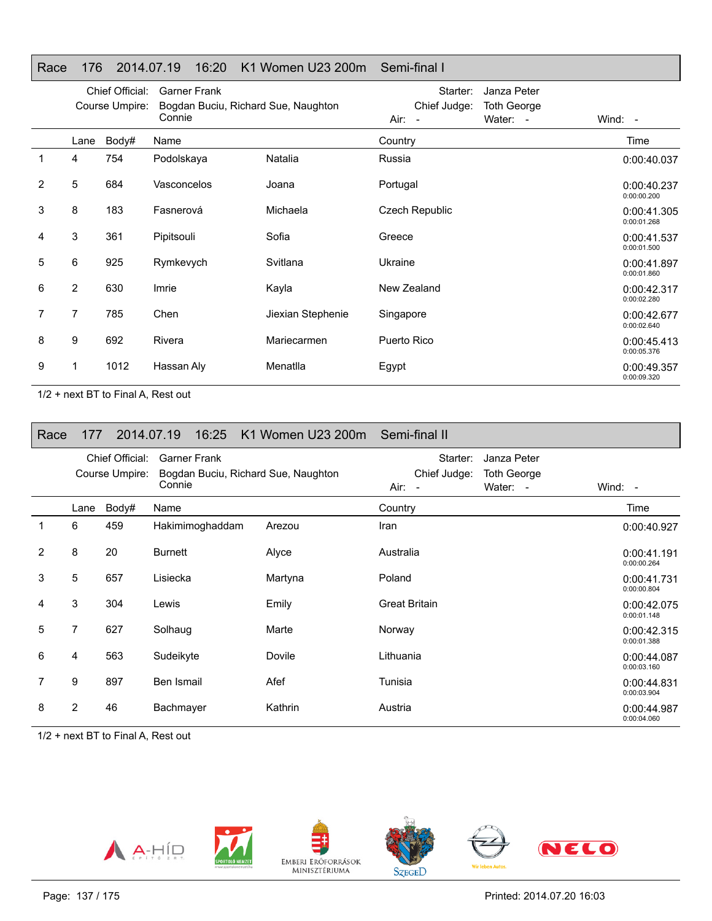## Race 176 2014.07.19 16:20 K1 Women U23 200m Semi-final I

Chief Official: Garner Frank
Course Umpire: Bogdan Buciu, Richard Sue, Naughton Connie
Starter: Janza Peter
Chief Judge: Toth George
Air: - Water: - Wind: -

| | Lane | Body# | Name | | Country | Time |
|---|---|---|---|---|---|---|
| 1 | 4 | 754 | Podolskaya | Natalia | Russia | 0:00:40.037 |
| 2 | 5 | 684 | Vasconcelos | Joana | Portugal | 0:00:40.237<br>0:00:00.200 |
| 3 | 8 | 183 | Fasnerová | Michaela | Czech Republic | 0:00:41.305<br>0:00:01.268 |
| 4 | 3 | 361 | Pipitsouli | Sofia | Greece | 0:00:41.537<br>0:00:01.500 |
| 5 | 6 | 925 | Rymkevych | Svitlana | Ukraine | 0:00:41.897<br>0:00:01.860 |
| 6 | 2 | 630 | Imrie | Kayla | New Zealand | 0:00:42.317<br>0:00:02.280 |
| 7 | 7 | 785 | Chen | Jiexian Stephenie | Singapore | 0:00:42.677<br>0:00:02.640 |
| 8 | 9 | 692 | Rivera | Mariecarmen | Puerto Rico | 0:00:45.413<br>0:00:05.376 |
| 9 | 1 | 1012 | Hassan Aly | Menatlla | Egypt | 0:00:49.357<br>0:00:09.320 |

1/2 + next BT to Final A, Rest out

## Race 177 2014.07.19 16:25 K1 Women U23 200m Semi-final II

Chief Official: Garner Frank
Course Umpire: Bogdan Buciu, Richard Sue, Naughton Connie
Starter: Janza Peter
Chief Judge: Toth George
Air: - Water: - Wind: -

| | Lane | Body# | Name | | Country | Time |
|---|---|---|---|---|---|---|
| 1 | 6 | 459 | Hakimimoghaddam | Arezou | Iran | 0:00:40.927 |
| 2 | 8 | 20 | Burnett | Alyce | Australia | 0:00:41.191<br>0:00:00.264 |
| 3 | 5 | 657 | Lisiecka | Martyna | Poland | 0:00:41.731<br>0:00:00.804 |
| 4 | 3 | 304 | Lewis | Emily | Great Britain | 0:00:42.075<br>0:00:01.148 |
| 5 | 7 | 627 | Solhaug | Marte | Norway | 0:00:42.315<br>0:00:01.388 |
| 6 | 4 | 563 | Sudeikyte | Dovile | Lithuania | 0:00:44.087<br>0:00:03.160 |
| 7 | 9 | 897 | Ben Ismail | Afef | Tunisia | 0:00:44.831<br>0:00:03.904 |
| 8 | 2 | 46 | Bachmayer | Kathrin | Austria | 0:00:44.987<br>0:00:04.060 |

1/2 + next BT to Final A, Rest out

Printed: 2014.07.20 16:03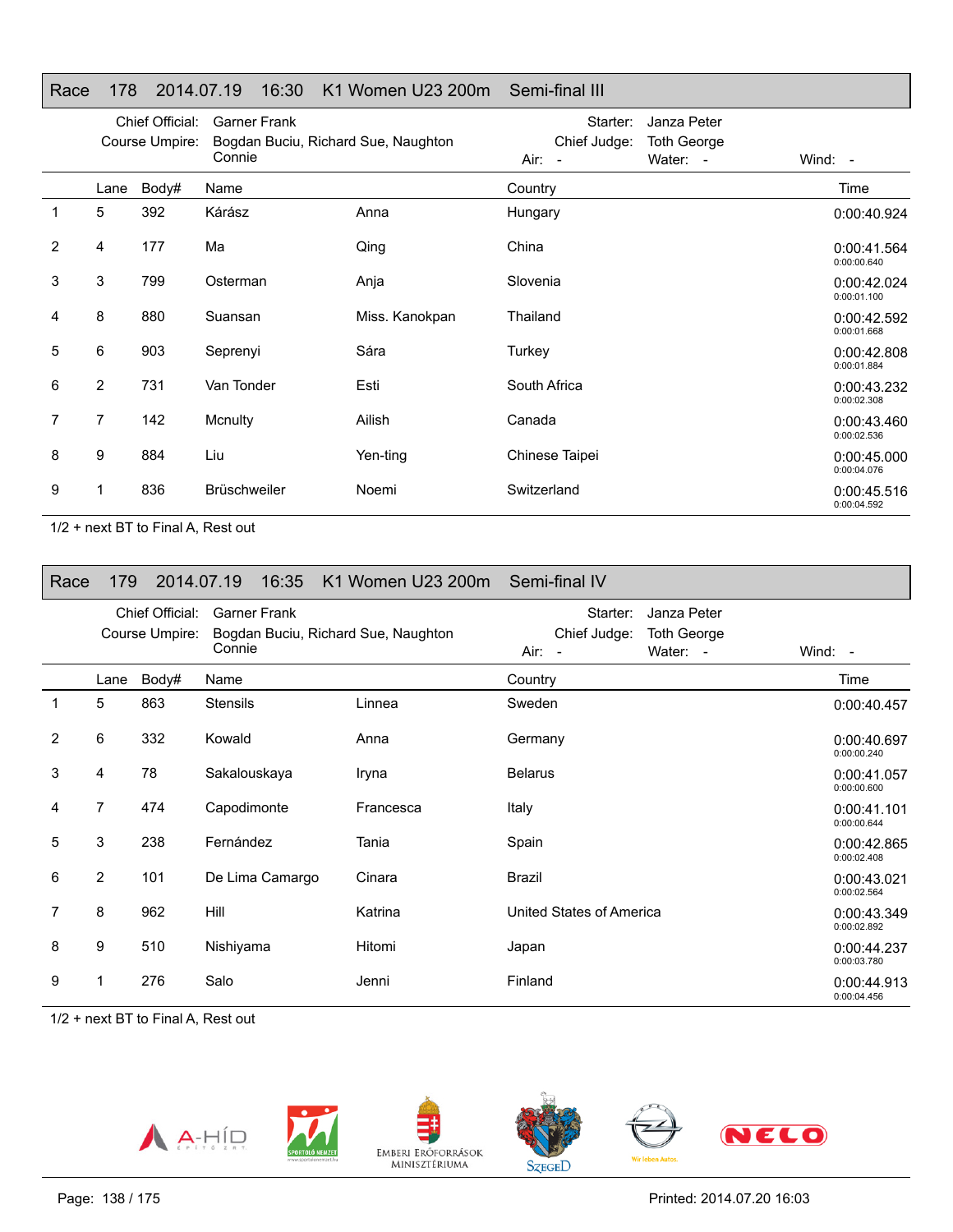## Race 178 2014.07.19 16:30 K1 Women U23 200m Semi-final III

Chief Official: Garner Frank
Course Umpire: Bogdan Buciu, Richard Sue, Naughton Connie
Starter: Janza Peter
Chief Judge: Toth George
Air: -
Water: -
Wind: -

| | Lane | Body# | Name | | Country | Time |
|---|---|---|---|---|---|---|
| 1 | 5 | 392 | Kárász | Anna | Hungary | 0:00:40.924 |
| 2 | 4 | 177 | Ma | Qing | China | 0:00:41.564 0:00:00.640 |
| 3 | 3 | 799 | Osterman | Anja | Slovenia | 0:00:42.024 0:00:01.100 |
| 4 | 8 | 880 | Suansan | Miss. Kanokpan | Thailand | 0:00:42.592 0:00:01.668 |
| 5 | 6 | 903 | Seprenyi | Sára | Turkey | 0:00:42.808 0:00:01.884 |
| 6 | 2 | 731 | Van Tonder | Esti | South Africa | 0:00:43.232 0:00:02.308 |
| 7 | 7 | 142 | Mcnulty | Ailish | Canada | 0:00:43.460 0:00:02.536 |
| 8 | 9 | 884 | Liu | Yen-ting | Chinese Taipei | 0:00:45.000 0:00:04.076 |
| 9 | 1 | 836 | Brüschweiler | Noemi | Switzerland | 0:00:45.516 0:00:04.592 |

1/2 + next BT to Final A, Rest out

## Race 179 2014.07.19 16:35 K1 Women U23 200m Semi-final IV

Chief Official: Garner Frank
Course Umpire: Bogdan Buciu, Richard Sue, Naughton Connie
Starter: Janza Peter
Chief Judge: Toth George
Air: -
Water: -
Wind: -

| | Lane | Body# | Name | | Country | Time |
|---|---|---|---|---|---|---|
| 1 | 5 | 863 | Stensils | Linnea | Sweden | 0:00:40.457 |
| 2 | 6 | 332 | Kowald | Anna | Germany | 0:00:40.697 0:00:00.240 |
| 3 | 4 | 78 | Sakalouskaya | Iryna | Belarus | 0:00:41.057 0:00:00.600 |
| 4 | 7 | 474 | Capodimonte | Francesca | Italy | 0:00:41.101 0:00:00.644 |
| 5 | 3 | 238 | Fernández | Tania | Spain | 0:00:42.865 0:00:02.408 |
| 6 | 2 | 101 | De Lima Camargo | Cinara | Brazil | 0:00:43.021 0:00:02.564 |
| 7 | 8 | 962 | Hill | Katrina | United States of America | 0:00:43.349 0:00:02.892 |
| 8 | 9 | 510 | Nishiyama | Hitomi | Japan | 0:00:44.237 0:00:03.780 |
| 9 | 1 | 276 | Salo | Jenni | Finland | 0:00:44.913 0:00:04.456 |

1/2 + next BT to Final A, Rest out

Printed: 2014.07.20 16:03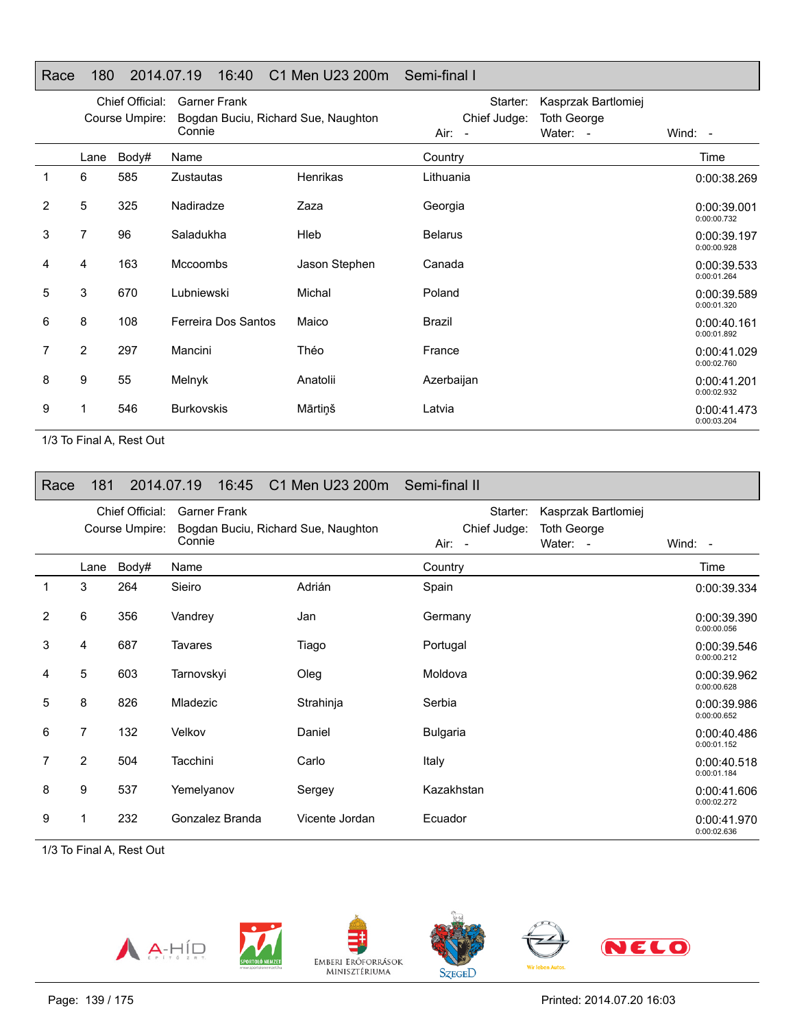## Race 180 2014.07.19 16:40 C1 Men U23 200m Semi-final I

Chief Official: Garner Frank
Course Umpire: Bogdan Buciu, Richard Sue, Naughton Connie
Starter: Kasprzak Bartlomiej
Chief Judge: Toth George
Air: - Water: - Wind: -

| | Lane | Body# | Name | | Country | Time |
|---|---|---|---|---|---|---|
| 1 | 6 | 585 | Zustautas | Henrikas | Lithuania | 0:00:38.269 |
| 2 | 5 | 325 | Nadiradze | Zaza | Georgia | 0:00:39.001<br>0:00:00.732 |
| 3 | 7 | 96 | Saladukha | Hleb | Belarus | 0:00:39.197<br>0:00:00.928 |
| 4 | 4 | 163 | Mccoombs | Jason Stephen | Canada | 0:00:39.533<br>0:00:01.264 |
| 5 | 3 | 670 | Lubniewski | Michal | Poland | 0:00:39.589<br>0:00:01.320 |
| 6 | 8 | 108 | Ferreira Dos Santos | Maico | Brazil | 0:00:40.161<br>0:00:01.892 |
| 7 | 2 | 297 | Mancini | Théo | France | 0:00:41.029<br>0:00:02.760 |
| 8 | 9 | 55 | Melnyk | Anatolii | Azerbaijan | 0:00:41.201<br>0:00:02.932 |
| 9 | 1 | 546 | Burkovskis | Mārtiņš | Latvia | 0:00:41.473<br>0:00:03.204 |

1/3 To Final A, Rest Out

## Race 181 2014.07.19 16:45 C1 Men U23 200m Semi-final II

Chief Official: Garner Frank
Course Umpire: Bogdan Buciu, Richard Sue, Naughton Connie
Starter: Kasprzak Bartlomiej
Chief Judge: Toth George
Air: - Water: - Wind: -

| | Lane | Body# | Name | | Country | Time |
|---|---|---|---|---|---|---|
| 1 | 3 | 264 | Sieiro | Adrián | Spain | 0:00:39.334 |
| 2 | 6 | 356 | Vandrey | Jan | Germany | 0:00:39.390<br>0:00:00.056 |
| 3 | 4 | 687 | Tavares | Tiago | Portugal | 0:00:39.546<br>0:00:00.212 |
| 4 | 5 | 603 | Tarnovskyi | Oleg | Moldova | 0:00:39.962<br>0:00:00.628 |
| 5 | 8 | 826 | Mladezic | Strahinja | Serbia | 0:00:39.986<br>0:00:00.652 |
| 6 | 7 | 132 | Velkov | Daniel | Bulgaria | 0:00:40.486<br>0:00:01.152 |
| 7 | 2 | 504 | Tacchini | Carlo | Italy | 0:00:40.518<br>0:00:01.184 |
| 8 | 9 | 537 | Yemelyanov | Sergey | Kazakhstan | 0:00:41.606<br>0:00:02.272 |
| 9 | 1 | 232 | Gonzalez Branda | Vicente Jordan | Ecuador | 0:00:41.970<br>0:00:02.636 |

1/3 To Final A, Rest Out

Printed: 2014.07.20 16:03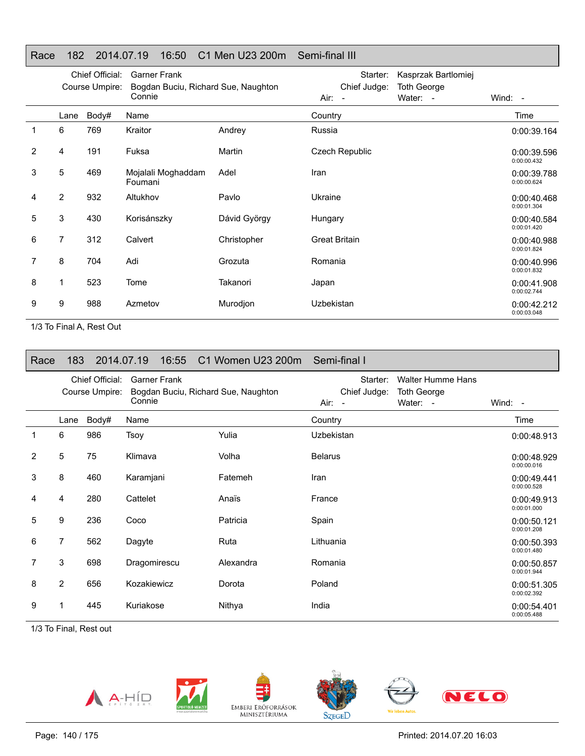## Race 182 2014.07.19 16:50 C1 Men U23 200m Semi-final III

Chief Official: Garner Frank
Course Umpire: Bogdan Buciu, Richard Sue, Naughton Connie
Starter: Kasprzak Bartlomiej
Chief Judge: Toth George
Air: - Water: - Wind: -

| | Lane | Body# | Name | | Country | Time |
|---|---|---|---|---|---|---|
| 1 | 6 | 769 | Kraitor | Andrey | Russia | 0:00:39.164 |
| 2 | 4 | 191 | Fuksa | Martin | Czech Republic | 0:00:39.596<br>0:00:00.432 |
| 3 | 5 | 469 | Mojalali Moghaddam Foumani | Adel | Iran | 0:00:39.788<br>0:00:00.624 |
| 4 | 2 | 932 | Altukhov | Pavlo | Ukraine | 0:00:40.468<br>0:00:01.304 |
| 5 | 3 | 430 | Korisánszky | Dávid György | Hungary | 0:00:40.584<br>0:00:01.420 |
| 6 | 7 | 312 | Calvert | Christopher | Great Britain | 0:00:40.988<br>0:00:01.824 |
| 7 | 8 | 704 | Adi | Grozuta | Romania | 0:00:40.996<br>0:00:01.832 |
| 8 | 1 | 523 | Tome | Takanori | Japan | 0:00:41.908<br>0:00:02.744 |
| 9 | 9 | 988 | Azmetov | Murodjon | Uzbekistan | 0:00:42.212<br>0:00:03.048 |

1/3 To Final A, Rest Out

## Race 183 2014.07.19 16:55 C1 Women U23 200m Semi-final I

Chief Official: Garner Frank
Course Umpire: Bogdan Buciu, Richard Sue, Naughton Connie
Starter: Walter Humme Hans
Chief Judge: Toth George
Air: - Water: - Wind: -

| | Lane | Body# | Name | | Country | Time |
|---|---|---|---|---|---|---|
| 1 | 6 | 986 | Tsoy | Yulia | Uzbekistan | 0:00:48.913 |
| 2 | 5 | 75 | Klimava | Volha | Belarus | 0:00:48.929<br>0:00:00.016 |
| 3 | 8 | 460 | Karamjani | Fatemeh | Iran | 0:00:49.441<br>0:00:00.528 |
| 4 | 4 | 280 | Cattelet | Anaïs | France | 0:00:49.913<br>0:00:01.000 |
| 5 | 9 | 236 | Coco | Patricia | Spain | 0:00:50.121<br>0:00:01.208 |
| 6 | 7 | 562 | Dagyte | Ruta | Lithuania | 0:00:50.393<br>0:00:01.480 |
| 7 | 3 | 698 | Dragomirescu | Alexandra | Romania | 0:00:50.857<br>0:00:01.944 |
| 8 | 2 | 656 | Kozakiewicz | Dorota | Poland | 0:00:51.305<br>0:00:02.392 |
| 9 | 1 | 445 | Kuriakose | Nithya | India | 0:00:54.401<br>0:00:05.488 |

1/3 To Final, Rest out

Printed: 2014.07.20 16:03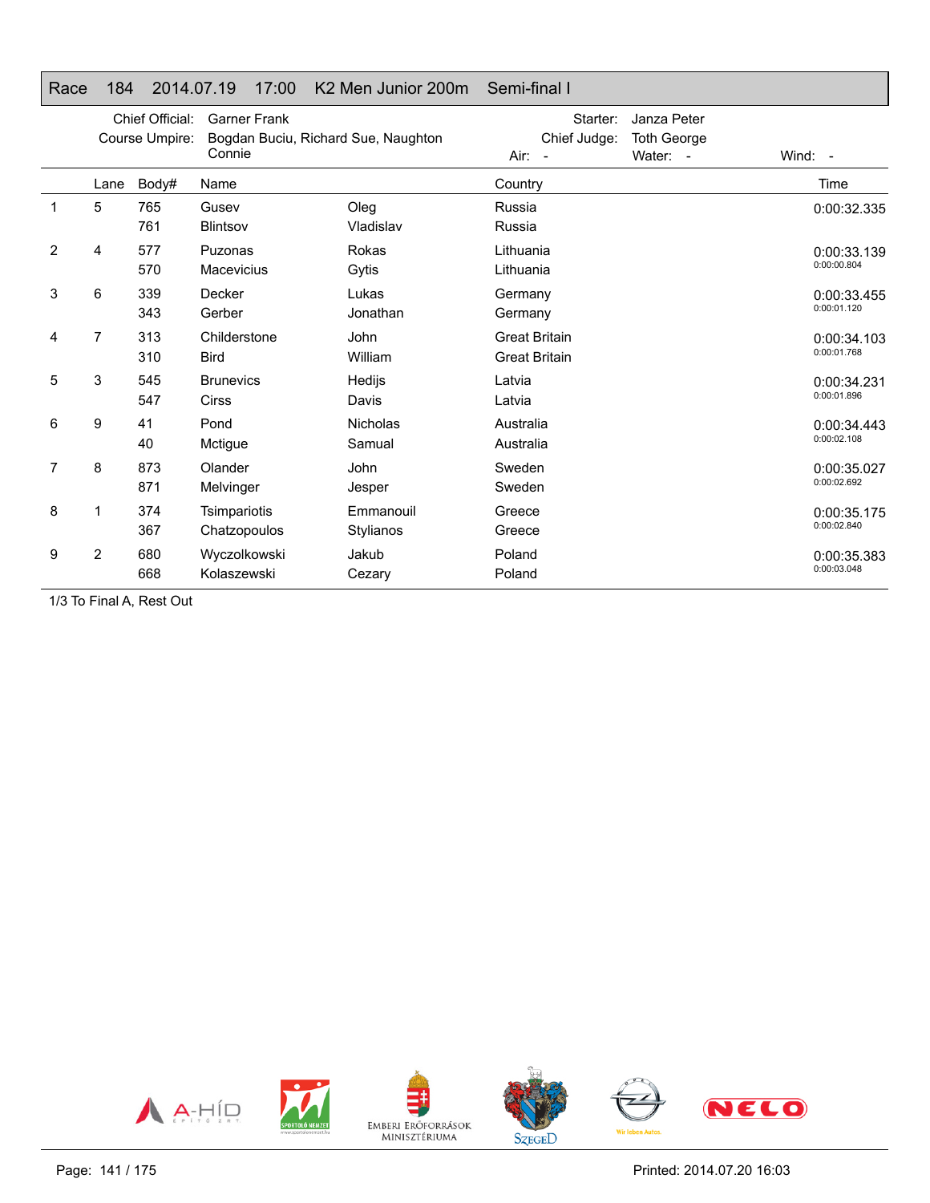## Race 184 2014.07.19 17:00 K2 Men Junior 200m Semi-final I

Chief Official: Garner Frank
Course Umpire: Bogdan Buciu, Richard Sue, Naughton Connie
Starter: Janza Peter
Chief Judge: Toth George
Air: -
Water: -
Wind: -

| | Lane | Body# | Name | | Country | Time |
|---|---|---|---|---|---|---|
| 1 | 5 | 765 | Gusev | Oleg | Russia | 0:00:32.335 |
| | | 761 | Blintsov | Vladislav | Russia | |
| 2 | 4 | 577 | Puzonas | Rokas | Lithuania | 0:00:33.139 |
| | | 570 | Macevicius | Gytis | Lithuania | 0:00:00.804 |
| 3 | 6 | 339 | Decker | Lukas | Germany | 0:00:33.455 |
| | | 343 | Gerber | Jonathan | Germany | 0:00:01.120 |
| 4 | 7 | 313 | Childerstone | John | Great Britain | 0:00:34.103 |
| | | 310 | Bird | William | Great Britain | 0:00:01.768 |
| 5 | 3 | 545 | Brunevics | Hedijs | Latvia | 0:00:34.231 |
| | | 547 | Cirss | Davis | Latvia | 0:00:01.896 |
| 6 | 9 | 41 | Pond | Nicholas | Australia | 0:00:34.443 |
| | | 40 | Mctigue | Samual | Australia | 0:00:02.108 |
| 7 | 8 | 873 | Olander | John | Sweden | 0:00:35.027 |
| | | 871 | Melvinger | Jesper | Sweden | 0:00:02.692 |
| 8 | 1 | 374 | Tsimpariotis | Emmanouil | Greece | 0:00:35.175 |
| | | 367 | Chatzopoulos | Stylianos | Greece | 0:00:02.840 |
| 9 | 2 | 680 | Wyczolkowski | Jakub | Poland | 0:00:35.383 |
| | | 668 | Kolaszewski | Cezary | Poland | 0:00:03.048 |

1/3 To Final A, Rest Out

Printed: 2014.07.20 16:03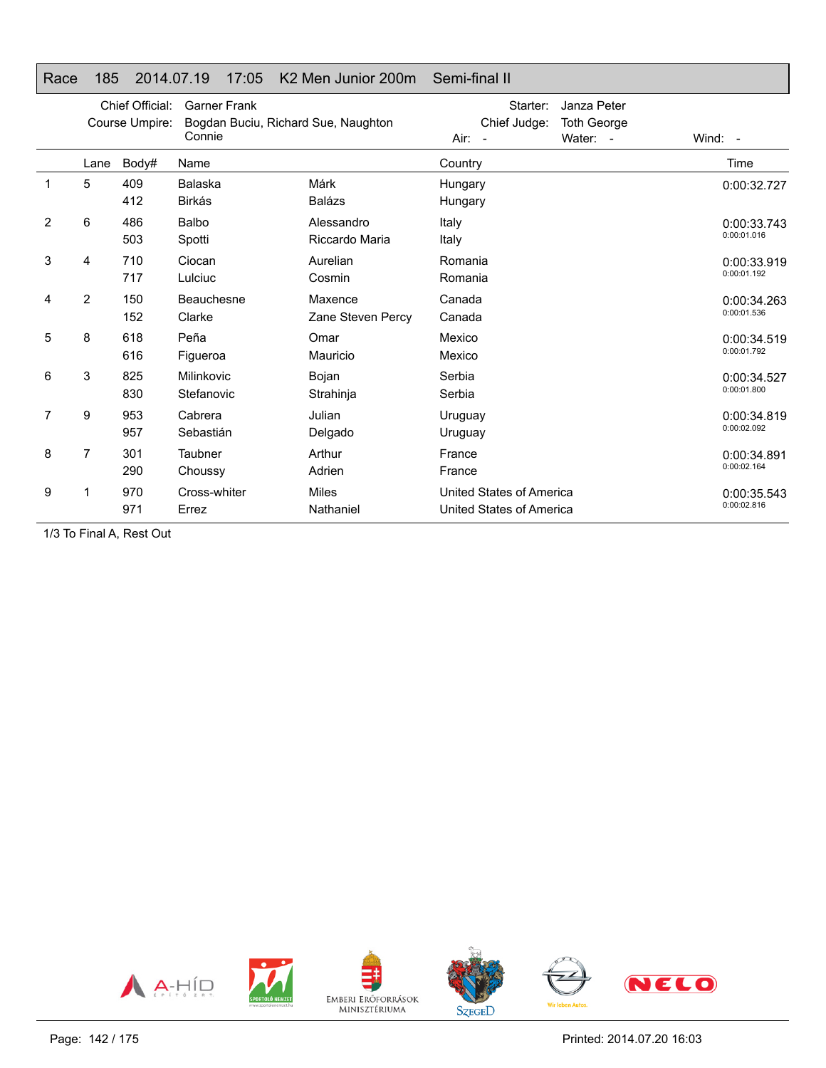## Race 185 2014.07.19 17:05 K2 Men Junior 200m Semi-final II

Chief Official: Garner Frank
Course Umpire: Bogdan Buciu, Richard Sue, Naughton Connie

Starter: Janza Peter
Chief Judge: Toth George
Air: - Water: - Wind: -

| | Lane | Body# | Name | | Country | Time |
|---|---|---|---|---|---|---|
| 1 | 5 | 409 | Balaska | Márk | Hungary | 0:00:32.727 |
| | | 412 | Birkás | Balázs | Hungary | |
| 2 | 6 | 486 | Balbo | Alessandro | Italy | 0:00:33.743 |
| | | 503 | Spotti | Riccardo Maria | Italy | 0:00:01.016 |
| 3 | 4 | 710 | Ciocan | Aurelian | Romania | 0:00:33.919 |
| | | 717 | Lulciuc | Cosmin | Romania | 0:00:01.192 |
| 4 | 2 | 150 | Beauchesne | Maxence | Canada | 0:00:34.263 |
| | | 152 | Clarke | Zane Steven Percy | Canada | 0:00:01.536 |
| 5 | 8 | 618 | Peña | Omar | Mexico | 0:00:34.519 |
| | | 616 | Figueroa | Mauricio | Mexico | 0:00:01.792 |
| 6 | 3 | 825 | Milinkovic | Bojan | Serbia | 0:00:34.527 |
| | | 830 | Stefanovic | Strahinja | Serbia | 0:00:01.800 |
| 7 | 9 | 953 | Cabrera | Julian | Uruguay | 0:00:34.819 |
| | | 957 | Sebastián | Delgado | Uruguay | 0:00:02.092 |
| 8 | 7 | 301 | Taubner | Arthur | France | 0:00:34.891 |
| | | 290 | Choussy | Adrien | France | 0:00:02.164 |
| 9 | 1 | 970 | Cross-whiter | Miles | United States of America | 0:00:35.543 |
| | | 971 | Errez | Nathaniel | United States of America | 0:00:02.816 |

1/3 To Final A, Rest Out

Printed: 2014.07.20 16:03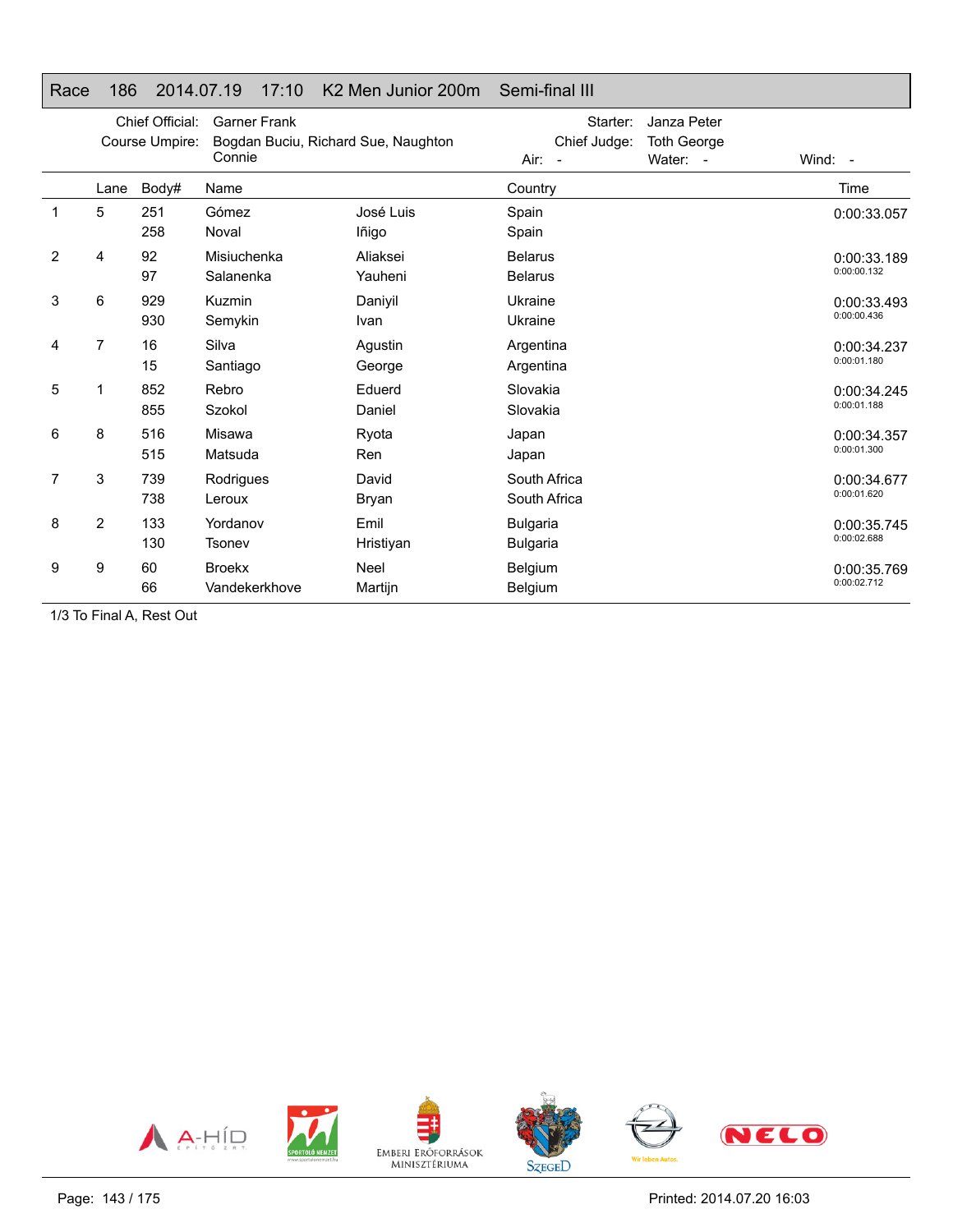## Race 186 2014.07.19 17:10 K2 Men Junior 200m Semi-final III

Chief Official: Garner Frank
Course Umpire: Bogdan Buciu, Richard Sue, Naughton Connie
Starter: Janza Peter
Chief Judge: Toth George
Air: -
Water: -
Wind: -

| | Lane | Body# | Name | | Country | Time |
|---|---|---|---|---|---|---|
| 1 | 5 | 251 | Gómez | José Luis | Spain | 0:00:33.057 |
| | | 258 | Noval | Iñigo | Spain | |
| 2 | 4 | 92 | Misiuchenka | Aliaksei | Belarus | 0:00:33.189 |
| | | 97 | Salanenka | Yauheni | Belarus | 0:00:00.132 |
| 3 | 6 | 929 | Kuzmin | Daniyil | Ukraine | 0:00:33.493 |
| | | 930 | Semykin | Ivan | Ukraine | 0:00:00.436 |
| 4 | 7 | 16 | Silva | Agustin | Argentina | 0:00:34.237 |
| | | 15 | Santiago | George | Argentina | 0:00:01.180 |
| 5 | 1 | 852 | Rebro | Eduerd | Slovakia | 0:00:34.245 |
| | | 855 | Szokol | Daniel | Slovakia | 0:00:01.188 |
| 6 | 8 | 516 | Misawa | Ryota | Japan | 0:00:34.357 |
| | | 515 | Matsuda | Ren | Japan | 0:00:01.300 |
| 7 | 3 | 739 | Rodrigues | David | South Africa | 0:00:34.677 |
| | | 738 | Leroux | Bryan | South Africa | 0:00:01.620 |
| 8 | 2 | 133 | Yordanov | Emil | Bulgaria | 0:00:35.745 |
| | | 130 | Tsonev | Hristiyan | Bulgaria | 0:00:02.688 |
| 9 | 9 | 60 | Broekx | Neel | Belgium | 0:00:35.769 |
| | | 66 | Vandekerkhove | Martijn | Belgium | 0:00:02.712 |

1/3 To Final A, Rest Out

Printed: 2014.07.20 16:03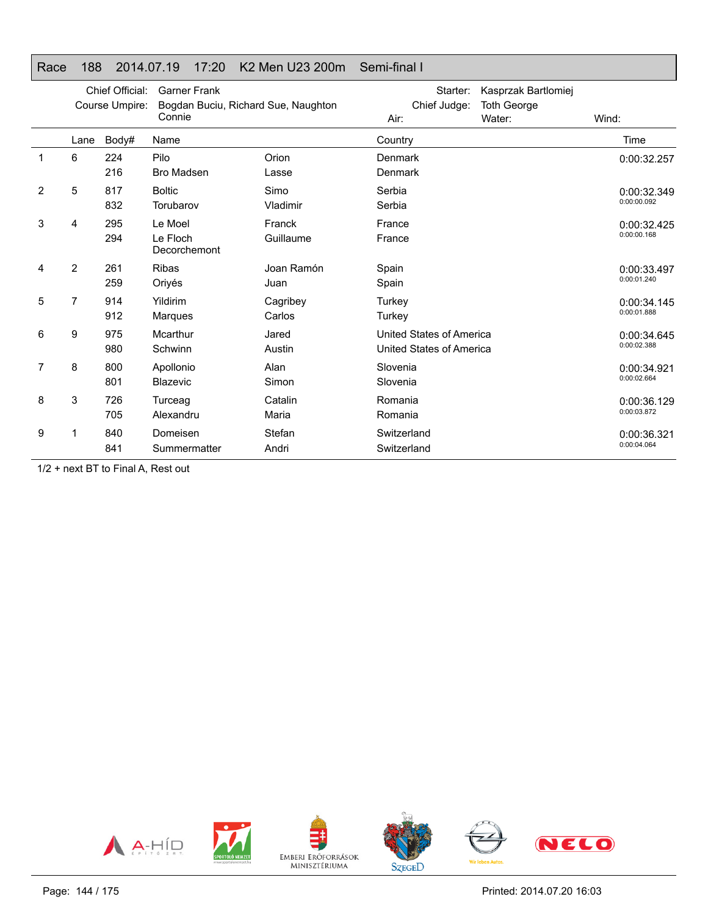## Race 188 2014.07.19 17:20 K2 Men U23 200m Semi-final I

| | | | |
|---|---|---|---|
| Chief Official: | Garner Frank | Starter: | Kasprzak Bartlomiej |
| Course Umpire: | Bogdan Buciu, Richard Sue, Naughton Connie | Chief Judge: | Toth George |
| | | Air: | Water: | Wind: |

| | Lane | Body# | Name | | Country | Time |
|---|---|---|---|---|---|---|
| 1 | 6 | 224 | Pilo | Orion | Denmark | 0:00:32.257 |
| | | 216 | Bro Madsen | Lasse | Denmark | |
| 2 | 5 | 817 | Boltic | Simo | Serbia | 0:00:32.349 |
| | | 832 | Torubarov | Vladimir | Serbia | 0:00:00.092 |
| 3 | 4 | 295 | Le Moel | Franck | France | 0:00:32.425 |
| | | 294 | Le Floch Decorchemont | Guillaume | France | 0:00:00.168 |
| 4 | 2 | 261 | Ribas | Joan Ramón | Spain | 0:00:33.497 |
| | | 259 | Oriyés | Juan | Spain | 0:00:01.240 |
| 5 | 7 | 914 | Yildirim | Cagribey | Turkey | 0:00:34.145 |
| | | 912 | Marques | Carlos | Turkey | 0:00:01.888 |
| 6 | 9 | 975 | Mcarthur | Jared | United States of America | 0:00:34.645 |
| | | 980 | Schwinn | Austin | United States of America | 0:00:02.388 |
| 7 | 8 | 800 | Apollonio | Alan | Slovenia | 0:00:34.921 |
| | | 801 | Blazevic | Simon | Slovenia | 0:00:02.664 |
| 8 | 3 | 726 | Turceag | Catalin | Romania | 0:00:36.129 |
| | | 705 | Alexandru | Maria | Romania | 0:00:03.872 |
| 9 | 1 | 840 | Domeisen | Stefan | Switzerland | 0:00:36.321 |
| | | 841 | Summermatter | Andri | Switzerland | 0:00:04.064 |

1/2 + next BT to Final A, Rest out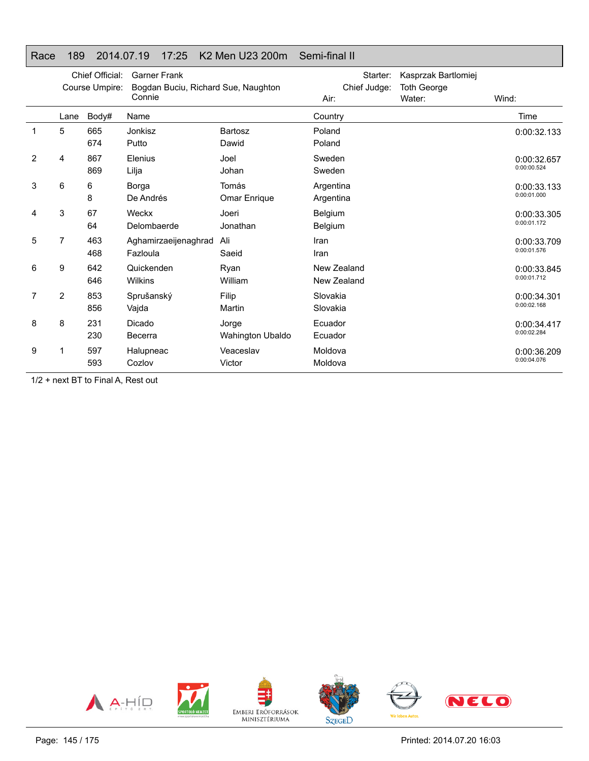# Race 189 2014.07.19 17:25 K2 Men U23 200m Semi-final II

| | | | |
|---|---|---|---|
| Chief Official: | Garner Frank | Starter: | Kasprzak Bartlomiej |
| Course Umpire: | Bogdan Buciu, Richard Sue, Naughton Connie | Chief Judge: | Toth George |
| | | Air: | Water: | Wind: |

| | Lane | Body# | Name | | Country | Time |
|---|---|---|---|---|---|---|
| 1 | 5 | 665 | Jonkisz | Bartosz | Poland | 0:00:32.133 |
| | | 674 | Putto | Dawid | Poland | |
| 2 | 4 | 867 | Elenius | Joel | Sweden | 0:00:32.657 |
| | | 869 | Lilja | Johan | Sweden | 0:00:00.524 |
| 3 | 6 | 6 | Borga | Tomás | Argentina | 0:00:33.133 |
| | | 8 | De Andrés | Omar Enrique | Argentina | 0:00:01.000 |
| 4 | 3 | 67 | Weckx | Joeri | Belgium | 0:00:33.305 |
| | | 64 | Delombaerde | Jonathan | Belgium | 0:00:01.172 |
| 5 | 7 | 463 | Aghamirzaeijenaghrad | Ali | Iran | 0:00:33.709 |
| | | 468 | Fazloula | Saeid | Iran | 0:00:01.576 |
| 6 | 9 | 642 | Quickenden | Ryan | New Zealand | 0:00:33.845 |
| | | 646 | Wilkins | William | New Zealand | 0:00:01.712 |
| 7 | 2 | 853 | Sprušanský | Filip | Slovakia | 0:00:34.301 |
| | | 856 | Vajda | Martin | Slovakia | 0:00:02.168 |
| 8 | 8 | 231 | Dicado | Jorge | Ecuador | 0:00:34.417 |
| | | 230 | Becerra | Wahington Ubaldo | Ecuador | 0:00:02.284 |
| 9 | 1 | 597 | Halupneac | Veaceslav | Moldova | 0:00:36.209 |
| | | 593 | Cozlov | Victor | Moldova | 0:00:04.076 |

1/2 + next BT to Final A, Rest out

Printed: 2014.07.20 16:03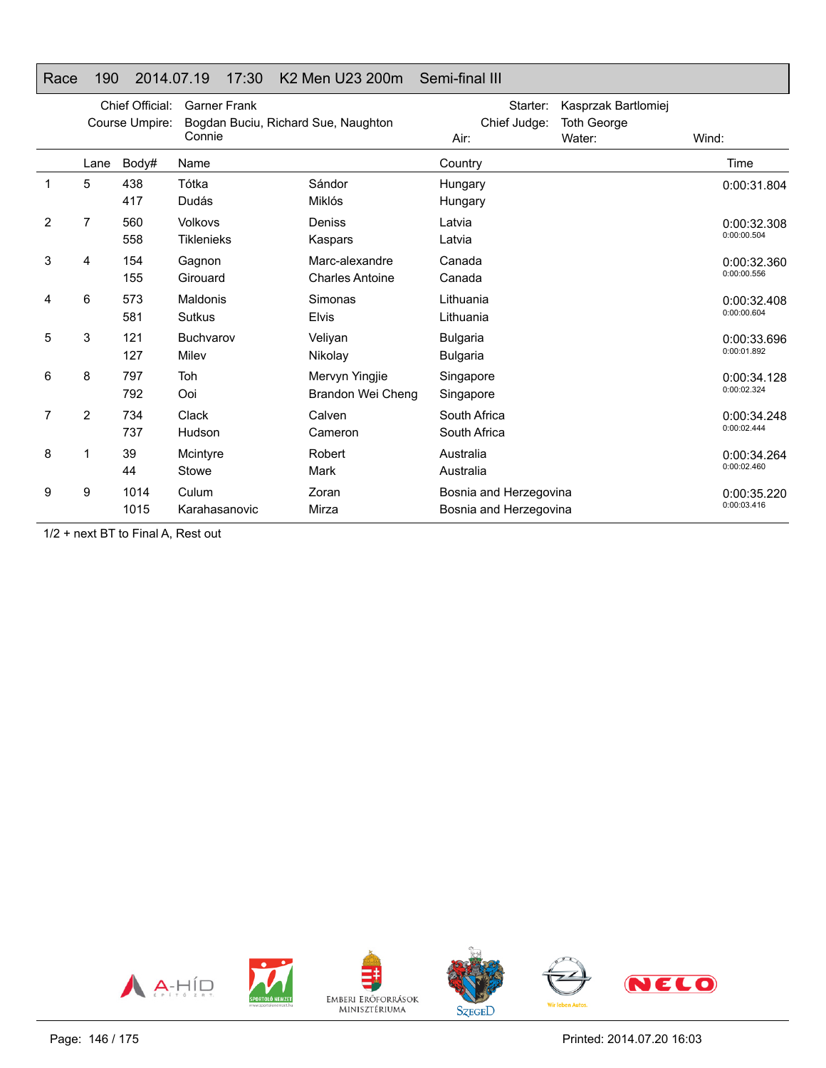## Race 190 2014.07.19 17:30 K2 Men U23 200m Semi-final III

| | | | |
|---|---|---|---|
| Chief Official: | Garner Frank | Starter: | Kasprzak Bartlomiej |
| Course Umpire: | Bogdan Buciu, Richard Sue, Naughton Connie | Chief Judge: | Toth George |
| | | Air: | Water: | 

Wind:

| | Lane | Body# | Name | | Country | Time |
|---|---|---|---|---|---|---|
| 1 | 5 | 438 | Tótka | Sándor | Hungary | 0:00:31.804 |
| | | 417 | Dudás | Miklós | Hungary | |
| 2 | 7 | 560 | Volkovs | Deniss | Latvia | 0:00:32.308 |
| | | 558 | Tiklenieks | Kaspars | Latvia | 0:00:00.504 |
| 3 | 4 | 154 | Gagnon | Marc-alexandre | Canada | 0:00:32.360 |
| | | 155 | Girouard | Charles Antoine | Canada | 0:00:00.556 |
| 4 | 6 | 573 | Maldonis | Simonas | Lithuania | 0:00:32.408 |
| | | 581 | Sutkus | Elvis | Lithuania | 0:00:00.604 |
| 5 | 3 | 121 | Buchvarov | Veliyan | Bulgaria | 0:00:33.696 |
| | | 127 | Milev | Nikolay | Bulgaria | 0:00:01.892 |
| 6 | 8 | 797 | Toh | Mervyn Yingjie | Singapore | 0:00:34.128 |
| | | 792 | Ooi | Brandon Wei Cheng | Singapore | 0:00:02.324 |
| 7 | 2 | 734 | Clack | Calven | South Africa | 0:00:34.248 |
| | | 737 | Hudson | Cameron | South Africa | 0:00:02.444 |
| 8 | 1 | 39 | Mcintyre | Robert | Australia | 0:00:34.264 |
| | | 44 | Stowe | Mark | Australia | 0:00:02.460 |
| 9 | 9 | 1014 | Culum | Zoran | Bosnia and Herzegovina | 0:00:35.220 |
| | | 1015 | Karahasanovic | Mirza | Bosnia and Herzegovina | 0:00:03.416 |

1/2 + next BT to Final A, Rest out

Printed: 2014.07.20 16:03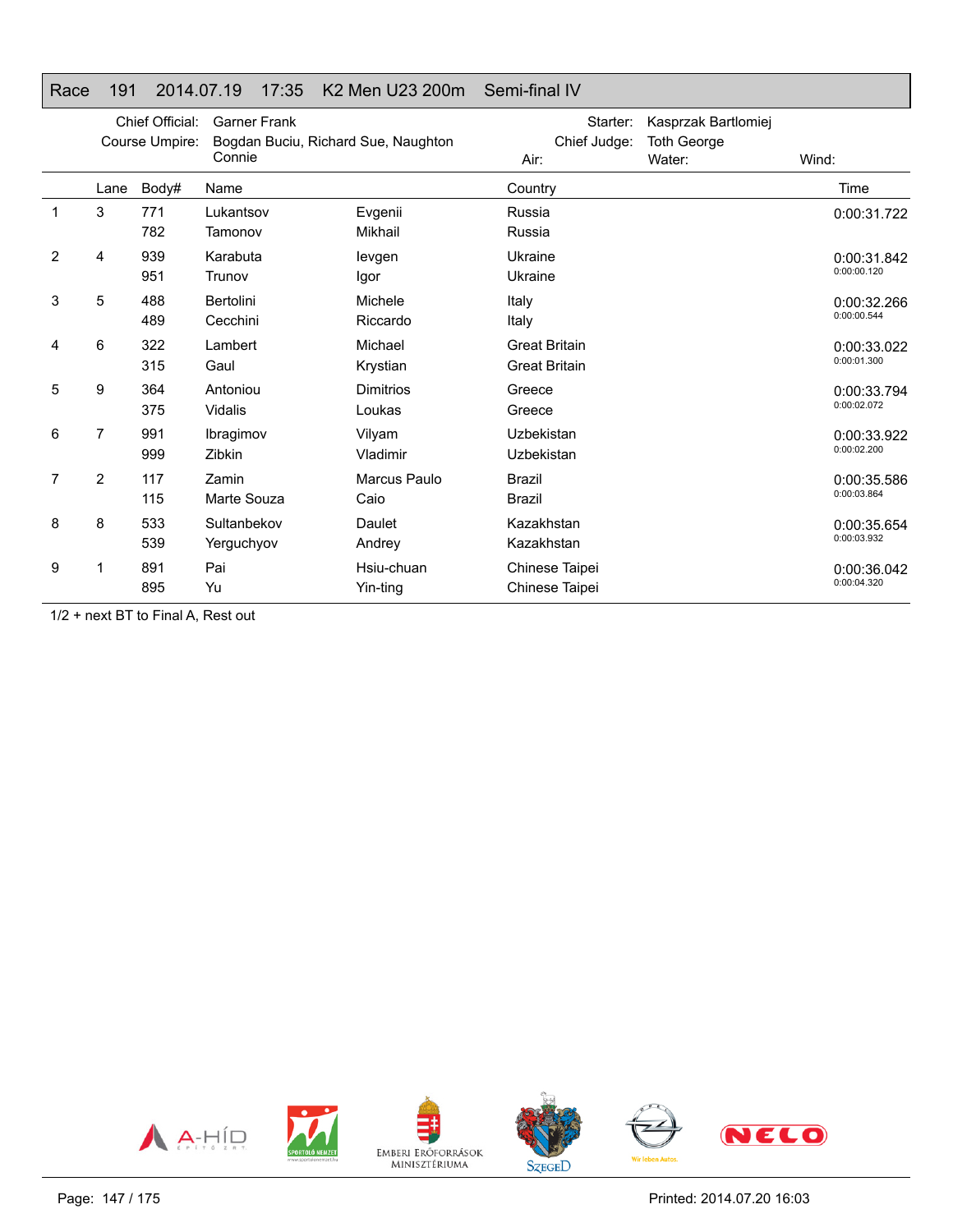# Race 191 2014.07.19 17:35 K2 Men U23 200m Semi-final IV

Chief Official: Garner Frank
Course Umpire: Bogdan Buciu, Richard Sue, Naughton Connie
Starter: Kasprzak Bartlomiej
Chief Judge: Toth George
Air:
Water:
Wind:

| | Lane | Body# | Name | | Country | Time |
|---|---|---|---|---|---|---|
| 1 | 3 | 771 | Lukantsov | Evgenii | Russia | 0:00:31.722 |
| | | 782 | Tamonov | Mikhail | Russia | |
| 2 | 4 | 939 | Karabuta | Ievgen | Ukraine | 0:00:31.842 |
| | | 951 | Trunov | Igor | Ukraine | 0:00:00.120 |
| 3 | 5 | 488 | Bertolini | Michele | Italy | 0:00:32.266 |
| | | 489 | Cecchini | Riccardo | Italy | 0:00:00.544 |
| 4 | 6 | 322 | Lambert | Michael | Great Britain | 0:00:33.022 |
| | | 315 | Gaul | Krystian | Great Britain | 0:00:01.300 |
| 5 | 9 | 364 | Antoniou | Dimitrios | Greece | 0:00:33.794 |
| | | 375 | Vidalis | Loukas | Greece | 0:00:02.072 |
| 6 | 7 | 991 | Ibragimov | Vilyam | Uzbekistan | 0:00:33.922 |
| | | 999 | Zibkin | Vladimir | Uzbekistan | 0:00:02.200 |
| 7 | 2 | 117 | Zamin | Marcus Paulo | Brazil | 0:00:35.586 |
| | | 115 | Marte Souza | Caio | Brazil | 0:00:03.864 |
| 8 | 8 | 533 | Sultanbekov | Daulet | Kazakhstan | 0:00:35.654 |
| | | 539 | Yerguchyov | Andrey | Kazakhstan | 0:00:03.932 |
| 9 | 1 | 891 | Pai | Hsiu-chuan | Chinese Taipei | 0:00:36.042 |
| | | 895 | Yu | Yin-ting | Chinese Taipei | 0:00:04.320 |

1/2 + next BT to Final A, Rest out

Printed: 2014.07.20 16:03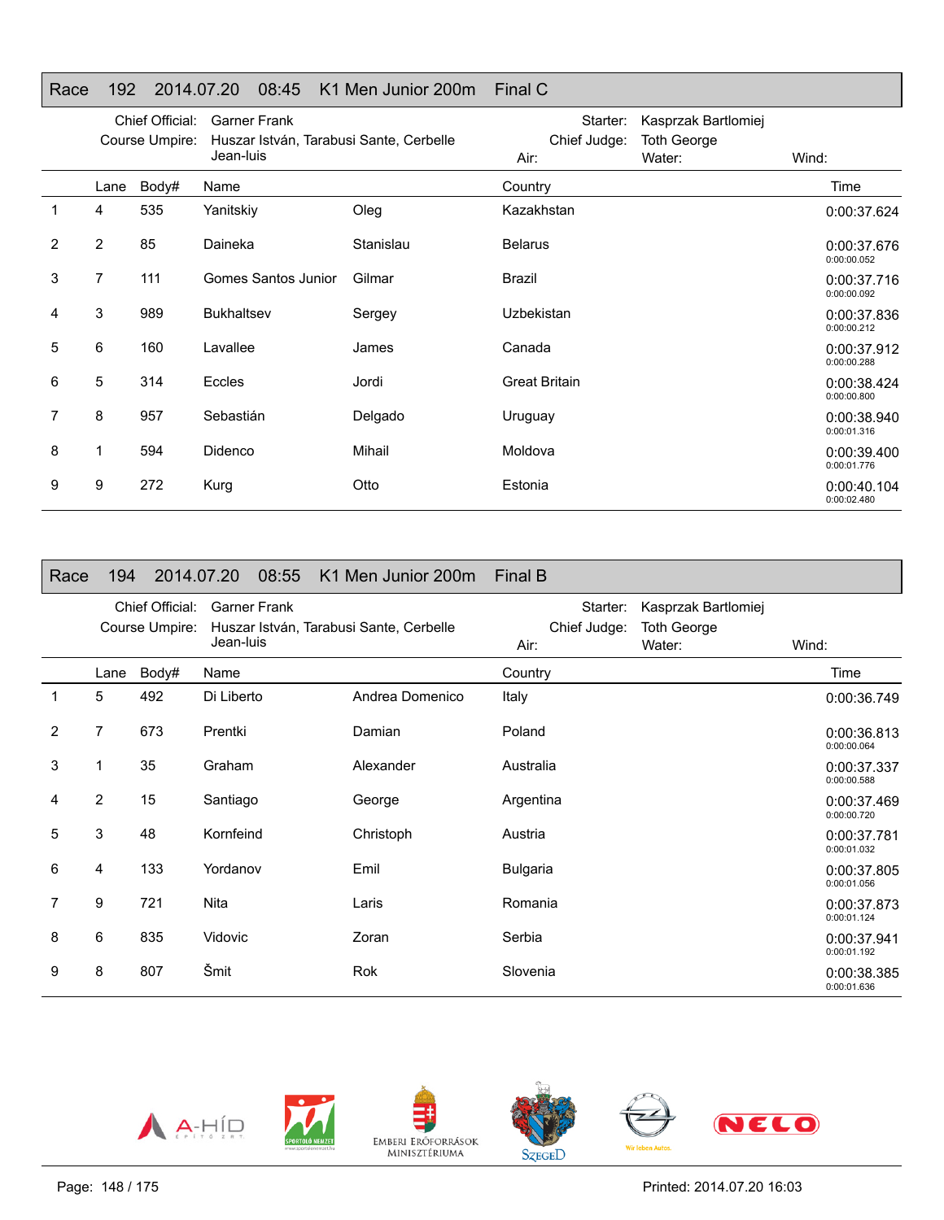## Race 192 2014.07.20 08:45 K1 Men Junior 200m Final C

Chief Official: Garner Frank | Starter: Kasprzak Bartlomiej
Course Umpire: Huszar István, Tarabusi Sante, Cerbelle Jean-luis | Chief Judge: Toth George
Air: | Water: | Wind:

| | Lane | Body# | Name | | Country | Time |
|---|---|---|---|---|---|---|
| 1 | 4 | 535 | Yanitskiy | Oleg | Kazakhstan | 0:00:37.624 |
| 2 | 2 | 85 | Daineka | Stanislau | Belarus | 0:00:37.676 0:00:00.052 |
| 3 | 7 | 111 | Gomes Santos Junior | Gilmar | Brazil | 0:00:37.716 0:00:00.092 |
| 4 | 3 | 989 | Bukhaltsev | Sergey | Uzbekistan | 0:00:37.836 0:00:00.212 |
| 5 | 6 | 160 | Lavallee | James | Canada | 0:00:37.912 0:00:00.288 |
| 6 | 5 | 314 | Eccles | Jordi | Great Britain | 0:00:38.424 0:00:00.800 |
| 7 | 8 | 957 | Sebastián | Delgado | Uruguay | 0:00:38.940 0:00:01.316 |
| 8 | 1 | 594 | Didenco | Mihail | Moldova | 0:00:39.400 0:00:01.776 |
| 9 | 9 | 272 | Kurg | Otto | Estonia | 0:00:40.104 0:00:02.480 |

## Race 194 2014.07.20 08:55 K1 Men Junior 200m Final B

Chief Official: Garner Frank | Starter: Kasprzak Bartlomiej
Course Umpire: Huszar István, Tarabusi Sante, Cerbelle Jean-luis | Chief Judge: Toth George
Air: | Water: | Wind:

| | Lane | Body# | Name | | Country | Time |
|---|---|---|---|---|---|---|
| 1 | 5 | 492 | Di Liberto | Andrea Domenico | Italy | 0:00:36.749 |
| 2 | 7 | 673 | Prentki | Damian | Poland | 0:00:36.813 0:00:00.064 |
| 3 | 1 | 35 | Graham | Alexander | Australia | 0:00:37.337 0:00:00.588 |
| 4 | 2 | 15 | Santiago | George | Argentina | 0:00:37.469 0:00:00.720 |
| 5 | 3 | 48 | Kornfeind | Christoph | Austria | 0:00:37.781 0:00:01.032 |
| 6 | 4 | 133 | Yordanov | Emil | Bulgaria | 0:00:37.805 0:00:01.056 |
| 7 | 9 | 721 | Nita | Laris | Romania | 0:00:37.873 0:00:01.124 |
| 8 | 6 | 835 | Vidovic | Zoran | Serbia | 0:00:37.941 0:00:01.192 |
| 9 | 8 | 807 | Šmit | Rok | Slovenia | 0:00:38.385 0:00:01.636 |

Printed: 2014.07.20 16:03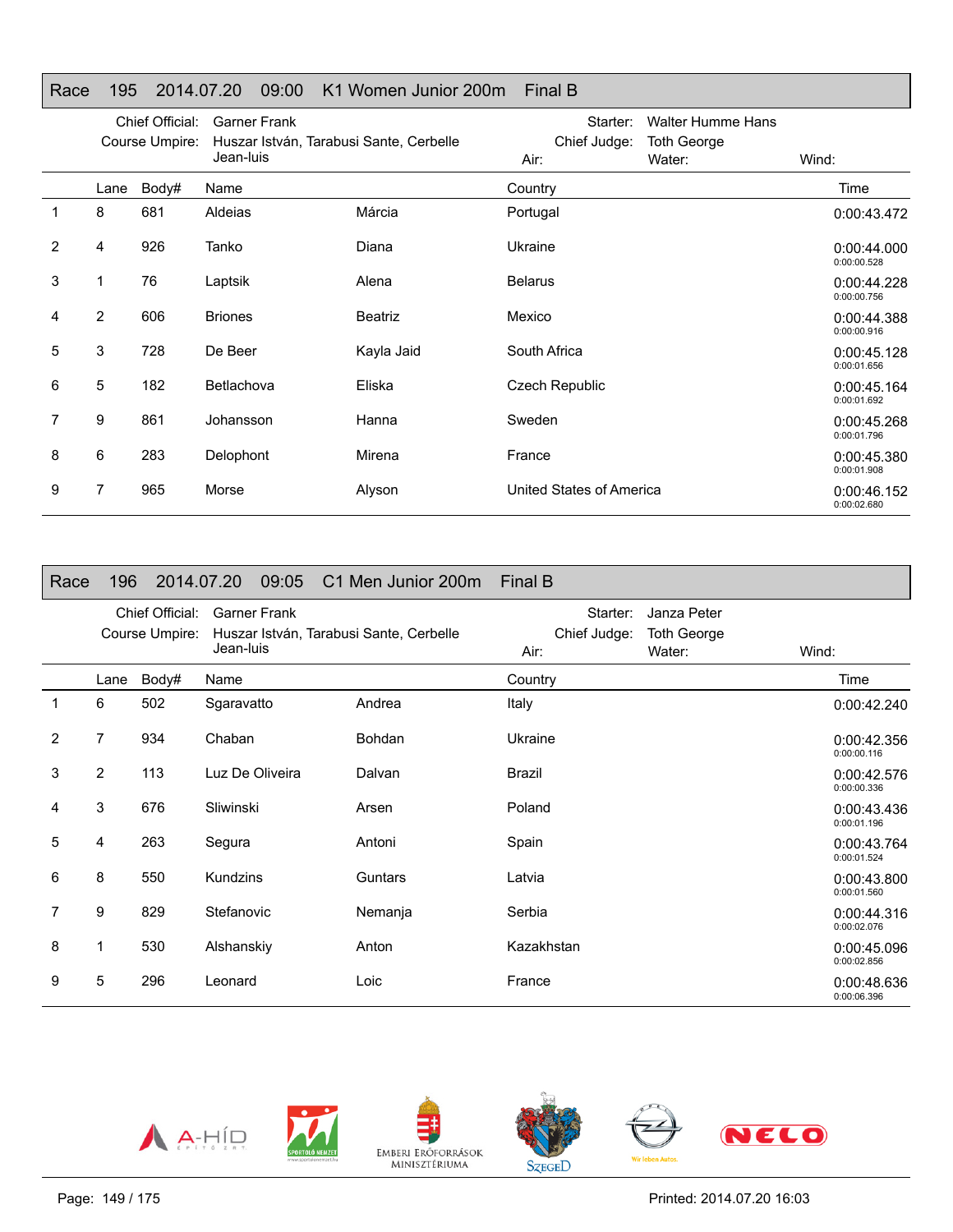## Race 195 2014.07.20 09:00 K1 Women Junior 200m Final B

Chief Official: Garner Frank
Course Umpire: Huszar István, Tarabusi Sante, Cerbelle Jean-luis
Starter: Walter Humme Hans
Chief Judge: Toth George
Air: Water: Wind:

| | Lane | Body# | Name | | Country | Time |
|---|---|---|---|---|---|---|
| 1 | 8 | 681 | Aldeias | Márcia | Portugal | 0:00:43.472 |
| 2 | 4 | 926 | Tanko | Diana | Ukraine | 0:00:44.000<br>0:00:00.528 |
| 3 | 1 | 76 | Laptsik | Alena | Belarus | 0:00:44.228<br>0:00:00.756 |
| 4 | 2 | 606 | Briones | Beatriz | Mexico | 0:00:44.388<br>0:00:00.916 |
| 5 | 3 | 728 | De Beer | Kayla Jaid | South Africa | 0:00:45.128<br>0:00:01.656 |
| 6 | 5 | 182 | Betlachova | Eliska | Czech Republic | 0:00:45.164<br>0:00:01.692 |
| 7 | 9 | 861 | Johansson | Hanna | Sweden | 0:00:45.268<br>0:00:01.796 |
| 8 | 6 | 283 | Delophont | Mirena | France | 0:00:45.380<br>0:00:01.908 |
| 9 | 7 | 965 | Morse | Alyson | United States of America | 0:00:46.152<br>0:00:02.680 |

## Race 196 2014.07.20 09:05 C1 Men Junior 200m Final B

Chief Official: Garner Frank
Course Umpire: Huszar István, Tarabusi Sante, Cerbelle Jean-luis
Starter: Janza Peter
Chief Judge: Toth George
Air: Water: Wind:

| | Lane | Body# | Name | | Country | Time |
|---|---|---|---|---|---|---|
| 1 | 6 | 502 | Sgaravatto | Andrea | Italy | 0:00:42.240 |
| 2 | 7 | 934 | Chaban | Bohdan | Ukraine | 0:00:42.356<br>0:00:00.116 |
| 3 | 2 | 113 | Luz De Oliveira | Dalvan | Brazil | 0:00:42.576<br>0:00:00.336 |
| 4 | 3 | 676 | Sliwinski | Arsen | Poland | 0:00:43.436<br>0:00:01.196 |
| 5 | 4 | 263 | Segura | Antoni | Spain | 0:00:43.764<br>0:00:01.524 |
| 6 | 8 | 550 | Kundzins | Guntars | Latvia | 0:00:43.800<br>0:00:01.560 |
| 7 | 9 | 829 | Stefanovic | Nemanja | Serbia | 0:00:44.316<br>0:00:02.076 |
| 8 | 1 | 530 | Alshanskiy | Anton | Kazakhstan | 0:00:45.096<br>0:00:02.856 |
| 9 | 5 | 296 | Leonard | Loic | France | 0:00:48.636<br>0:00:06.396 |

Printed: 2014.07.20 16:03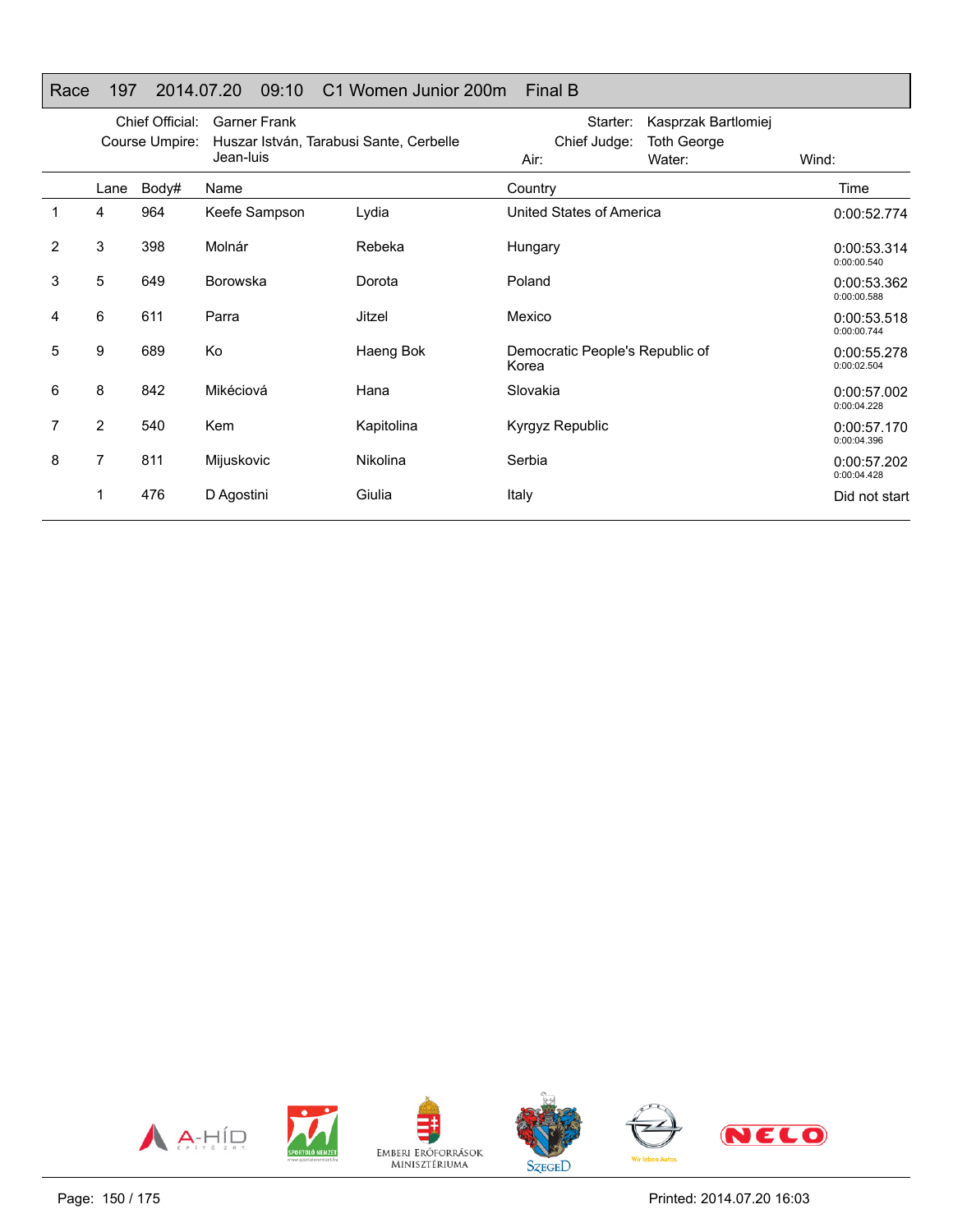## Race 197 2014.07.20 09:10 C1 Women Junior 200m Final B

Chief Official: Garner Frank
Course Umpire: Huszar István, Tarabusi Sante, Cerbelle Jean-luis

Starter: Kasprzak Bartlomiej
Chief Judge: Toth George
Air:
Water:
Wind:

| | Lane | Body# | Name | | Country | Time |
|---|---|---|---|---|---|---|
| 1 | 4 | 964 | Keefe Sampson | Lydia | United States of America | 0:00:52.774 |
| 2 | 3 | 398 | Molnár | Rebeka | Hungary | 0:00:53.314<br>0:00:00.540 |
| 3 | 5 | 649 | Borowska | Dorota | Poland | 0:00:53.362<br>0:00:00.588 |
| 4 | 6 | 611 | Parra | Jitzel | Mexico | 0:00:53.518<br>0:00:00.744 |
| 5 | 9 | 689 | Ko | Haeng Bok | Democratic People's Republic of Korea | 0:00:55.278<br>0:00:02.504 |
| 6 | 8 | 842 | Mikéciová | Hana | Slovakia | 0:00:57.002<br>0:00:04.228 |
| 7 | 2 | 540 | Kem | Kapitolina | Kyrgyz Republic | 0:00:57.170<br>0:00:04.396 |
| 8 | 7 | 811 | Mijuskovic | Nikolina | Serbia | 0:00:57.202<br>0:00:04.428 |
| | 1 | 476 | D Agostini | Giulia | Italy | Did not start |

Printed: 2014.07.20 16:03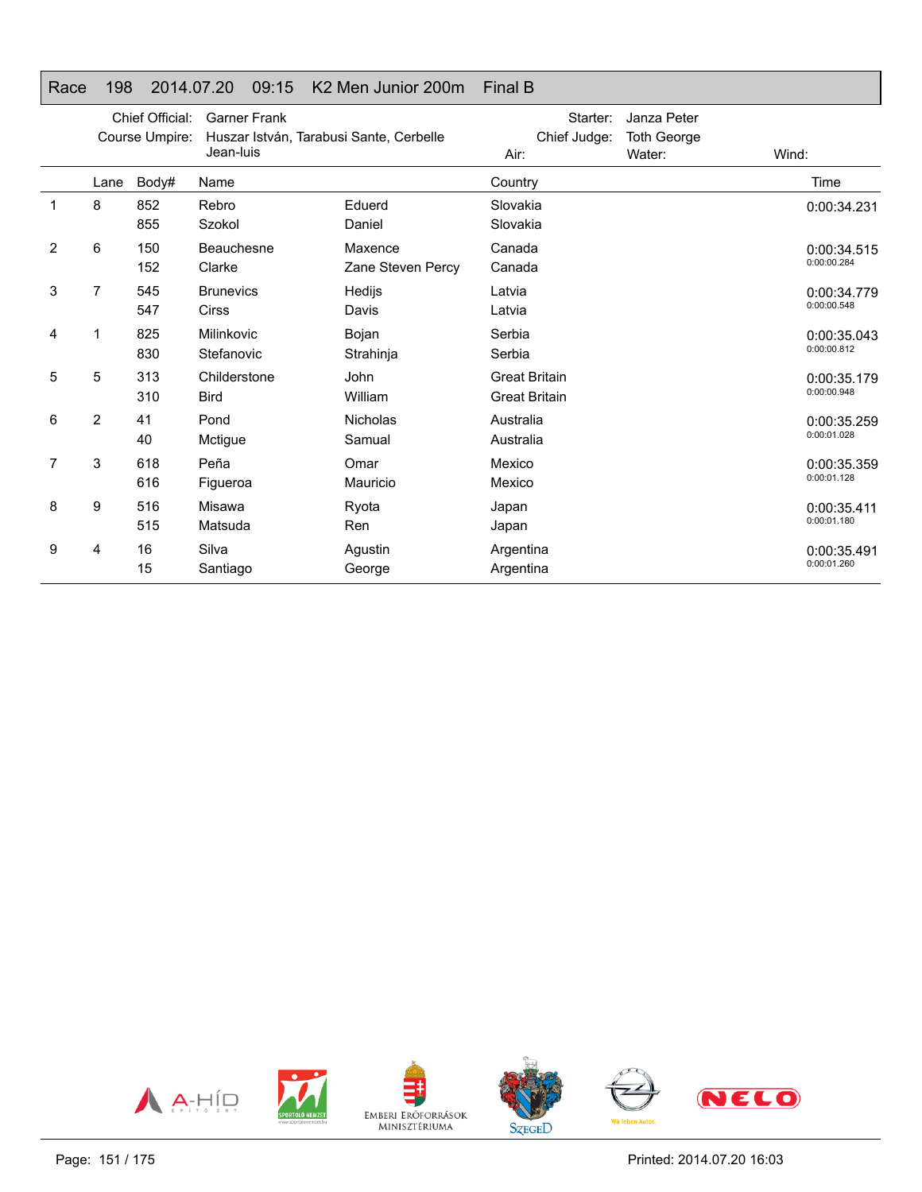## Race 198 2014.07.20 09:15 K2 Men Junior 200m Final B

Chief Official: Garner Frank | Starter: Janza Peter
Course Umpire: Huszar István, Tarabusi Sante, Cerbelle Jean-luis | Chief Judge: Toth George
Air: | Water: | Wind:

| | Lane | Body# | Name | | Country | Time |
|---|---|---|---|---|---|---|
| 1 | 8 | 852 | Rebro | Eduerd | Slovakia | 0:00:34.231 |
| | | 855 | Szokol | Daniel | Slovakia | |
| 2 | 6 | 150 | Beauchesne | Maxence | Canada | 0:00:34.515 |
| | | 152 | Clarke | Zane Steven Percy | Canada | 0:00:00.284 |
| 3 | 7 | 545 | Brunevics | Hedijs | Latvia | 0:00:34.779 |
| | | 547 | Cirss | Davis | Latvia | 0:00:00.548 |
| 4 | 1 | 825 | Milinkovic | Bojan | Serbia | 0:00:35.043 |
| | | 830 | Stefanovic | Strahinja | Serbia | 0:00:00.812 |
| 5 | 5 | 313 | Childerstone | John | Great Britain | 0:00:35.179 |
| | | 310 | Bird | William | Great Britain | 0:00:00.948 |
| 6 | 2 | 41 | Pond | Nicholas | Australia | 0:00:35.259 |
| | | 40 | Mctigue | Samual | Australia | 0:00:01.028 |
| 7 | 3 | 618 | Peña | Omar | Mexico | 0:00:35.359 |
| | | 616 | Figueroa | Mauricio | Mexico | 0:00:01.128 |
| 8 | 9 | 516 | Misawa | Ryota | Japan | 0:00:35.411 |
| | | 515 | Matsuda | Ren | Japan | 0:00:01.180 |
| 9 | 4 | 16 | Silva | Agustin | Argentina | 0:00:35.491 |
| | | 15 | Santiago | George | Argentina | 0:00:01.260 |

Printed: 2014.07.20 16:03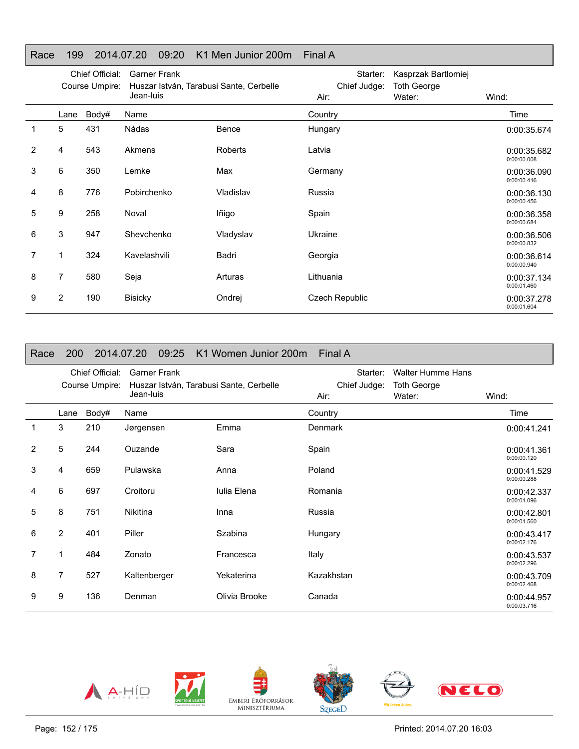## Race 199 2014.07.20 09:20 K1 Men Junior 200m Final A

Chief Official: Garner Frank
Course Umpire: Huszar István, Tarabusi Sante, Cerbelle Jean-luis
Starter: Kasprzak Bartlomiej
Chief Judge: Toth George
Air:
Water:
Wind:

| | Lane | Body# | Name | | Country | Time |
|---|---|---|---|---|---|---|
| 1 | 5 | 431 | Nádas | Bence | Hungary | 0:00:35.674 |
| 2 | 4 | 543 | Akmens | Roberts | Latvia | 0:00:35.682<br>0:00:00.008 |
| 3 | 6 | 350 | Lemke | Max | Germany | 0:00:36.090<br>0:00:00.416 |
| 4 | 8 | 776 | Pobirchenko | Vladislav | Russia | 0:00:36.130<br>0:00:00.456 |
| 5 | 9 | 258 | Noval | Iñigo | Spain | 0:00:36.358<br>0:00:00.684 |
| 6 | 3 | 947 | Shevchenko | Vladyslav | Ukraine | 0:00:36.506<br>0:00:00.832 |
| 7 | 1 | 324 | Kavelashvili | Badri | Georgia | 0:00:36.614<br>0:00:00.940 |
| 8 | 7 | 580 | Seja | Arturas | Lithuania | 0:00:37.134<br>0:00:01.460 |
| 9 | 2 | 190 | Bisicky | Ondrej | Czech Republic | 0:00:37.278<br>0:00:01.604 |

## Race 200 2014.07.20 09:25 K1 Women Junior 200m Final A

Chief Official: Garner Frank
Course Umpire: Huszar István, Tarabusi Sante, Cerbelle Jean-luis
Starter: Walter Humme Hans
Chief Judge: Toth George
Air:
Water:
Wind:

| | Lane | Body# | Name | | Country | Time |
|---|---|---|---|---|---|---|
| 1 | 3 | 210 | Jørgensen | Emma | Denmark | 0:00:41.241 |
| 2 | 5 | 244 | Ouzande | Sara | Spain | 0:00:41.361<br>0:00:00.120 |
| 3 | 4 | 659 | Pulawska | Anna | Poland | 0:00:41.529<br>0:00:00.288 |
| 4 | 6 | 697 | Croitoru | Iulia Elena | Romania | 0:00:42.337<br>0:00:01.096 |
| 5 | 8 | 751 | Nikitina | Inna | Russia | 0:00:42.801<br>0:00:01.560 |
| 6 | 2 | 401 | Piller | Szabina | Hungary | 0:00:43.417<br>0:00:02.176 |
| 7 | 1 | 484 | Zonato | Francesca | Italy | 0:00:43.537<br>0:00:02.296 |
| 8 | 7 | 527 | Kaltenberger | Yekaterina | Kazakhstan | 0:00:43.709<br>0:00:02.468 |
| 9 | 9 | 136 | Denman | Olivia Brooke | Canada | 0:00:44.957<br>0:00:03.716 |

Printed: 2014.07.20 16:03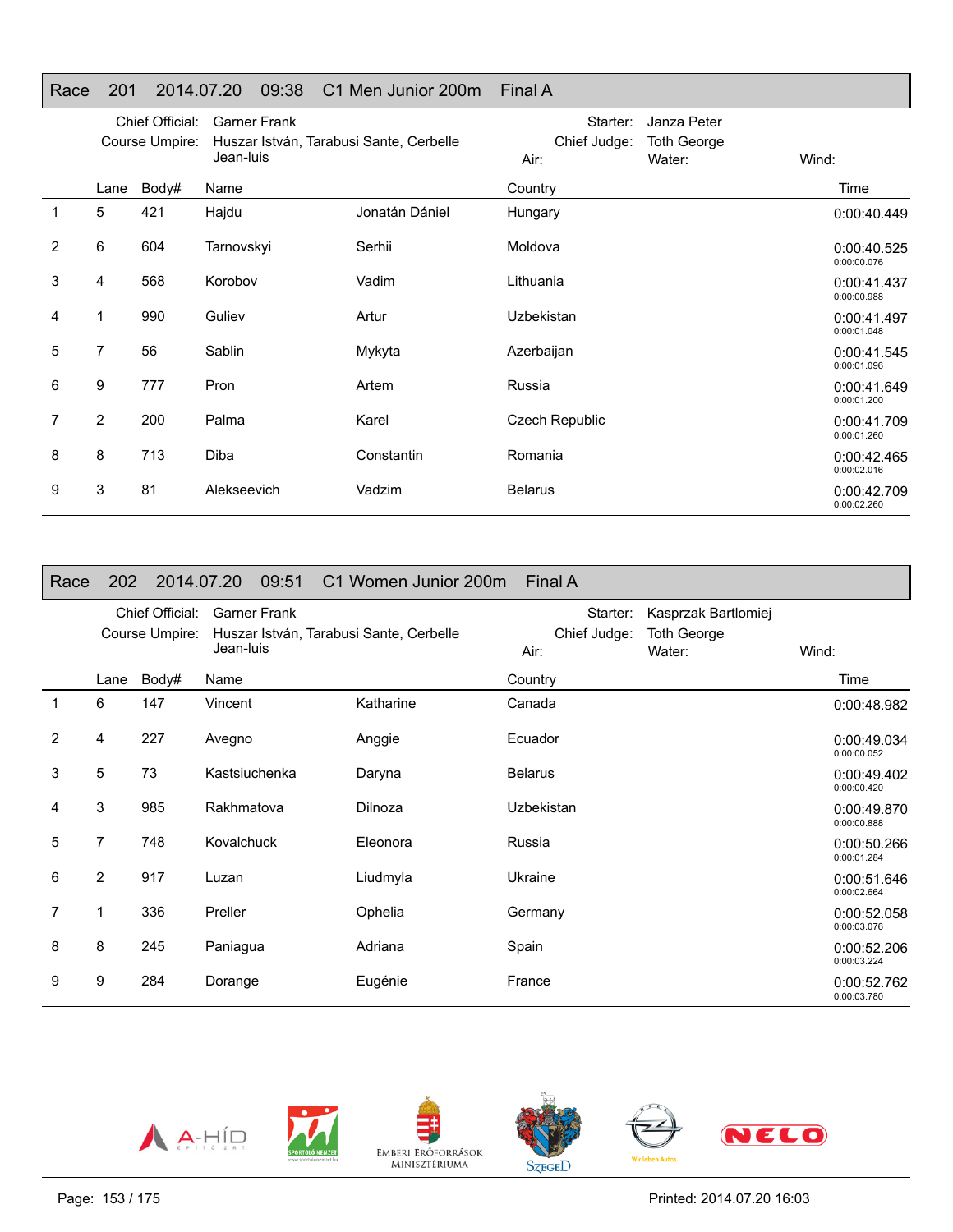## Race 201 2014.07.20 09:38 C1 Men Junior 200m Final A

Chief Official: Garner Frank
Course Umpire: Huszar István, Tarabusi Sante, Cerbelle Jean-luis
Starter: Janza Peter
Chief Judge: Toth George
Air:
Water:
Wind:

| | Lane | Body# | Name | | Country | Time |
|---|---|---|---|---|---|---|
| 1 | 5 | 421 | Hajdu | Jonatán Dániel | Hungary | 0:00:40.449 |
| 2 | 6 | 604 | Tarnovskyi | Serhii | Moldova | 0:00:40.525<br>0:00:00.076 |
| 3 | 4 | 568 | Korobov | Vadim | Lithuania | 0:00:41.437<br>0:00:00.988 |
| 4 | 1 | 990 | Guliev | Artur | Uzbekistan | 0:00:41.497<br>0:00:01.048 |
| 5 | 7 | 56 | Sablin | Mykyta | Azerbaijan | 0:00:41.545<br>0:00:01.096 |
| 6 | 9 | 777 | Pron | Artem | Russia | 0:00:41.649<br>0:00:01.200 |
| 7 | 2 | 200 | Palma | Karel | Czech Republic | 0:00:41.709<br>0:00:01.260 |
| 8 | 8 | 713 | Diba | Constantin | Romania | 0:00:42.465<br>0:00:02.016 |
| 9 | 3 | 81 | Alekseevich | Vadzim | Belarus | 0:00:42.709<br>0:00:02.260 |

## Race 202 2014.07.20 09:51 C1 Women Junior 200m Final A

Chief Official: Garner Frank
Course Umpire: Huszar István, Tarabusi Sante, Cerbelle Jean-luis
Starter: Kasprzak Bartlomiej
Chief Judge: Toth George
Air:
Water:
Wind:

| | Lane | Body# | Name | | Country | Time |
|---|---|---|---|---|---|---|
| 1 | 6 | 147 | Vincent | Katharine | Canada | 0:00:48.982 |
| 2 | 4 | 227 | Avegno | Anggie | Ecuador | 0:00:49.034<br>0:00:00.052 |
| 3 | 5 | 73 | Kastsiuchenka | Daryna | Belarus | 0:00:49.402<br>0:00:00.420 |
| 4 | 3 | 985 | Rakhmatova | Dilnoza | Uzbekistan | 0:00:49.870<br>0:00:00.888 |
| 5 | 7 | 748 | Kovalchuck | Eleonora | Russia | 0:00:50.266<br>0:00:01.284 |
| 6 | 2 | 917 | Luzan | Liudmyla | Ukraine | 0:00:51.646<br>0:00:02.664 |
| 7 | 1 | 336 | Preller | Ophelia | Germany | 0:00:52.058<br>0:00:03.076 |
| 8 | 8 | 245 | Paniagua | Adriana | Spain | 0:00:52.206<br>0:00:03.224 |
| 9 | 9 | 284 | Dorange | Eugénie | France | 0:00:52.762<br>0:00:03.780 |

Printed: 2014.07.20 16:03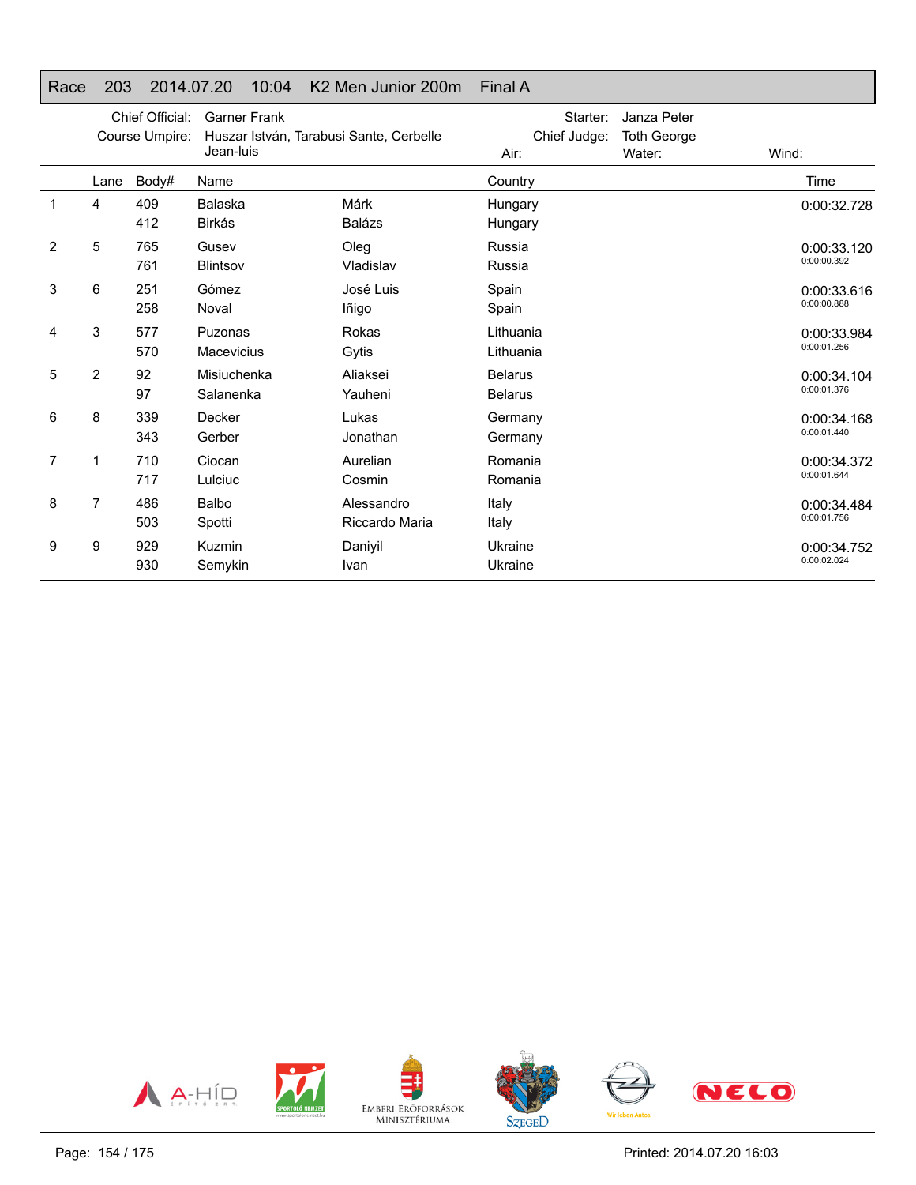## Race 203 2014.07.20 10:04 K2 Men Junior 200m Final A

Chief Official: Garner Frank
Course Umpire: Huszar István, Tarabusi Sante, Cerbelle Jean-luis
Starter: Janza Peter
Chief Judge: Toth George
Air:
Water:
Wind:

| | Lane | Body# | Name | | Country | Time |
|---|---|---|---|---|---|---|
| 1 | 4 | 409 | Balaska | Márk | Hungary | 0:00:32.728 |
| | | 412 | Birkás | Balázs | Hungary | |
| 2 | 5 | 765 | Gusev | Oleg | Russia | 0:00:33.120 |
| | | 761 | Blintsov | Vladislav | Russia | 0:00:00.392 |
| 3 | 6 | 251 | Gómez | José Luis | Spain | 0:00:33.616 |
| | | 258 | Noval | Iñigo | Spain | 0:00:00.888 |
| 4 | 3 | 577 | Puzonas | Rokas | Lithuania | 0:00:33.984 |
| | | 570 | Macevicius | Gytis | Lithuania | 0:00:01.256 |
| 5 | 2 | 92 | Misiuchenka | Aliaksei | Belarus | 0:00:34.104 |
| | | 97 | Salanenka | Yauheni | Belarus | 0:00:01.376 |
| 6 | 8 | 339 | Decker | Lukas | Germany | 0:00:34.168 |
| | | 343 | Gerber | Jonathan | Germany | 0:00:01.440 |
| 7 | 1 | 710 | Ciocan | Aurelian | Romania | 0:00:34.372 |
| | | 717 | Lulciuc | Cosmin | Romania | 0:00:01.644 |
| 8 | 7 | 486 | Balbo | Alessandro | Italy | 0:00:34.484 |
| | | 503 | Spotti | Riccardo Maria | Italy | 0:00:01.756 |
| 9 | 9 | 929 | Kuzmin | Daniyil | Ukraine | 0:00:34.752 |
| | | 930 | Semykin | Ivan | Ukraine | 0:00:02.024 |

Printed: 2014.07.20 16:03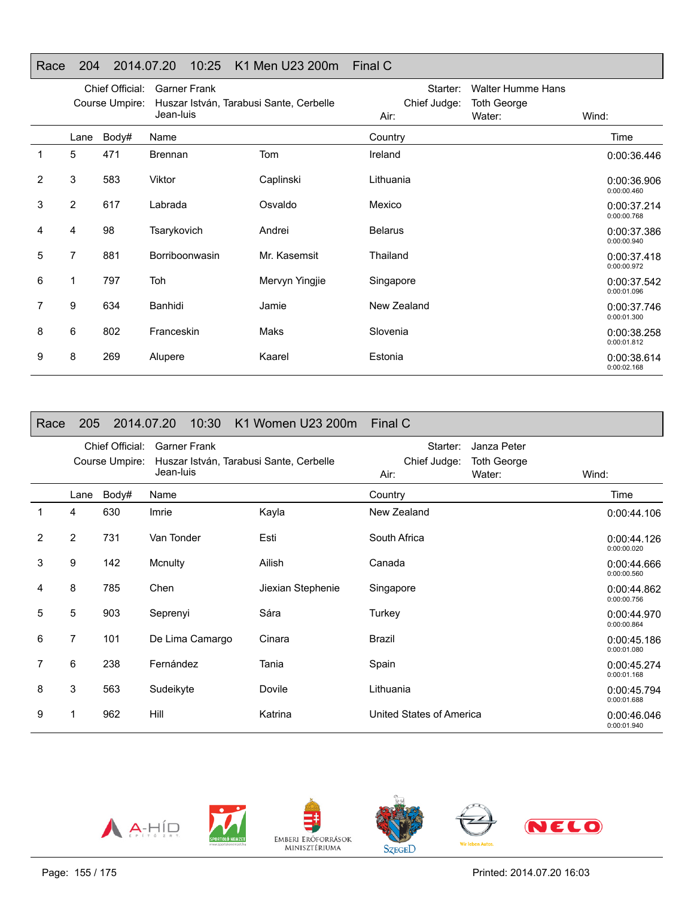## Race 204 2014.07.20 10:25 K1 Men U23 200m Final C

Chief Official: Garner Frank
Course Umpire: Huszar István, Tarabusi Sante, Cerbelle Jean-luis
Starter: Walter Humme Hans
Chief Judge: Toth George
Air: Water: Wind:

| | Lane | Body# | Name | | Country | Time |
|---|---|---|---|---|---|---|
| 1 | 5 | 471 | Brennan | Tom | Ireland | 0:00:36.446 |
| 2 | 3 | 583 | Viktor | Caplinski | Lithuania | 0:00:36.906 0:00:00.460 |
| 3 | 2 | 617 | Labrada | Osvaldo | Mexico | 0:00:37.214 0:00:00.768 |
| 4 | 4 | 98 | Tsarykovich | Andrei | Belarus | 0:00:37.386 0:00:00.940 |
| 5 | 7 | 881 | Borriboonwasin | Mr. Kasemsit | Thailand | 0:00:37.418 0:00:00.972 |
| 6 | 1 | 797 | Toh | Mervyn Yingjie | Singapore | 0:00:37.542 0:00:01.096 |
| 7 | 9 | 634 | Banhidi | Jamie | New Zealand | 0:00:37.746 0:00:01.300 |
| 8 | 6 | 802 | Franceskin | Maks | Slovenia | 0:00:38.258 0:00:01.812 |
| 9 | 8 | 269 | Alupere | Kaarel | Estonia | 0:00:38.614 0:00:02.168 |

## Race 205 2014.07.20 10:30 K1 Women U23 200m Final C

Chief Official: Garner Frank
Course Umpire: Huszar István, Tarabusi Sante, Cerbelle Jean-luis
Starter: Janza Peter
Chief Judge: Toth George
Air: Water: Wind:

| | Lane | Body# | Name | | Country | Time |
|---|---|---|---|---|---|---|
| 1 | 4 | 630 | Imrie | Kayla | New Zealand | 0:00:44.106 |
| 2 | 2 | 731 | Van Tonder | Esti | South Africa | 0:00:44.126 0:00:00.020 |
| 3 | 9 | 142 | Mcnulty | Ailish | Canada | 0:00:44.666 0:00:00.560 |
| 4 | 8 | 785 | Chen | Jiexian Stephenie | Singapore | 0:00:44.862 0:00:00.756 |
| 5 | 5 | 903 | Seprenyi | Sára | Turkey | 0:00:44.970 0:00:00.864 |
| 6 | 7 | 101 | De Lima Camargo | Cinara | Brazil | 0:00:45.186 0:00:01.080 |
| 7 | 6 | 238 | Fernández | Tania | Spain | 0:00:45.274 0:00:01.168 |
| 8 | 3 | 563 | Sudeikyte | Dovile | Lithuania | 0:00:45.794 0:00:01.688 |
| 9 | 1 | 962 | Hill | Katrina | United States of America | 0:00:46.046 0:00:01.940 |

Printed: 2014.07.20 16:03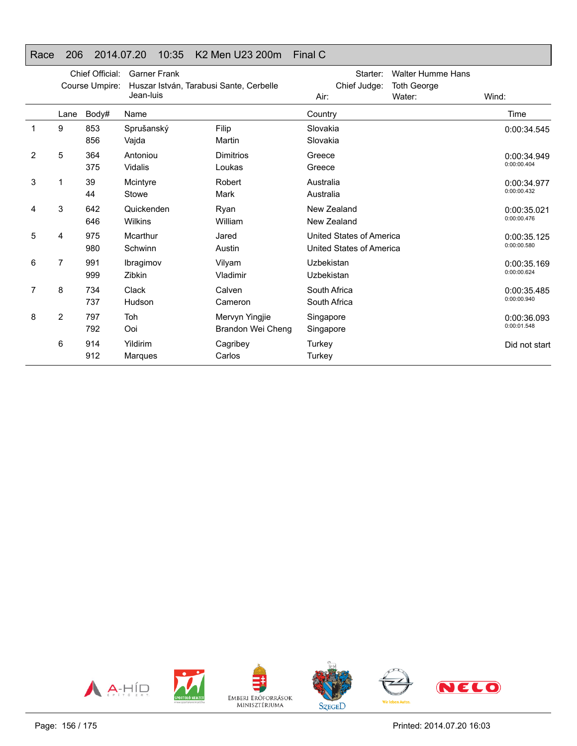# Race 206 2014.07.20 10:35 K2 Men U23 200m Final C

| | | | |
|---|---|---|---|
| Chief Official: | Garner Frank | Starter: | Walter Humme Hans |
| Course Umpire: | Huszar István, Tarabusi Sante, Cerbelle Jean-luis | Chief Judge: | Toth George |
| | | Air: | Water: Wind: |

| | Lane | Body# | Name | | Country | Time |
|---|---|---|---|---|---|---|
| 1 | 9 | 853 | Sprušanský | Filip | Slovakia | 0:00:34.545 |
| | | 856 | Vajda | Martin | Slovakia | |
| 2 | 5 | 364 | Antoniou | Dimitrios | Greece | 0:00:34.949 |
| | | 375 | Vidalis | Loukas | Greece | 0:00:00.404 |
| 3 | 1 | 39 | Mcintyre | Robert | Australia | 0:00:34.977 |
| | | 44 | Stowe | Mark | Australia | 0:00:00.432 |
| 4 | 3 | 642 | Quickenden | Ryan | New Zealand | 0:00:35.021 |
| | | 646 | Wilkins | William | New Zealand | 0:00:00.476 |
| 5 | 4 | 975 | Mcarthur | Jared | United States of America | 0:00:35.125 |
| | | 980 | Schwinn | Austin | United States of America | 0:00:00.580 |
| 6 | 7 | 991 | Ibragimov | Vilyam | Uzbekistan | 0:00:35.169 |
| | | 999 | Zibkin | Vladimir | Uzbekistan | 0:00:00.624 |
| 7 | 8 | 734 | Clack | Calven | South Africa | 0:00:35.485 |
| | | 737 | Hudson | Cameron | South Africa | 0:00:00.940 |
| 8 | 2 | 797 | Toh | Mervyn Yingjie | Singapore | 0:00:36.093 |
| | | 792 | Ooi | Brandon Wei Cheng | Singapore | 0:00:01.548 |
| | 6 | 914 | Yildirim | Cagribey | Turkey | Did not start |
| | | 912 | Marques | Carlos | Turkey | |

Printed: 2014.07.20 16:03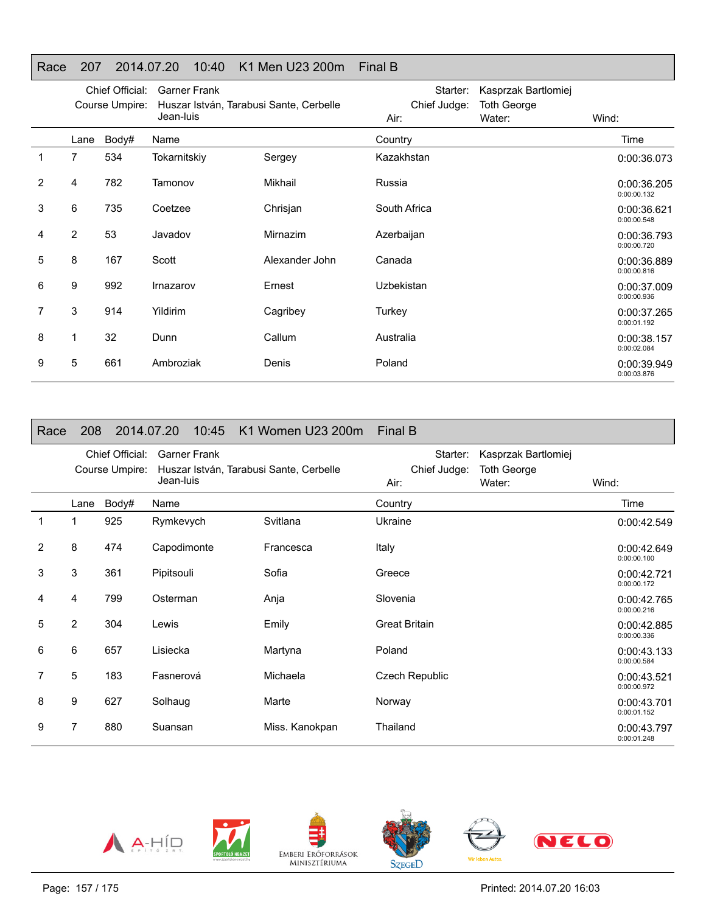## Race 207 2014.07.20 10:40 K1 Men U23 200m Final B

Chief Official: Garner Frank
Course Umpire: Huszar István, Tarabusi Sante, Cerbelle Jean-luis
Starter: Kasprzak Bartlomiej
Chief Judge: Toth George
Air:
Water:
Wind:

| | Lane | Body# | Name | | Country | Time |
|---|---|---|---|---|---|---|
| 1 | 7 | 534 | Tokarnitskiy | Sergey | Kazakhstan | 0:00:36.073 |
| 2 | 4 | 782 | Tamonov | Mikhail | Russia | 0:00:36.205<br>0:00:00.132 |
| 3 | 6 | 735 | Coetzee | Chrisjan | South Africa | 0:00:36.621<br>0:00:00.548 |
| 4 | 2 | 53 | Javadov | Mirnazim | Azerbaijan | 0:00:36.793<br>0:00:00.720 |
| 5 | 8 | 167 | Scott | Alexander John | Canada | 0:00:36.889<br>0:00:00.816 |
| 6 | 9 | 992 | Irnazarov | Ernest | Uzbekistan | 0:00:37.009<br>0:00:00.936 |
| 7 | 3 | 914 | Yildirim | Cagribey | Turkey | 0:00:37.265<br>0:00:01.192 |
| 8 | 1 | 32 | Dunn | Callum | Australia | 0:00:38.157<br>0:00:02.084 |
| 9 | 5 | 661 | Ambroziak | Denis | Poland | 0:00:39.949<br>0:00:03.876 |

## Race 208 2014.07.20 10:45 K1 Women U23 200m Final B

Chief Official: Garner Frank
Course Umpire: Huszar István, Tarabusi Sante, Cerbelle Jean-luis
Starter: Kasprzak Bartlomiej
Chief Judge: Toth George
Air:
Water:
Wind:

| | Lane | Body# | Name | | Country | Time |
|---|---|---|---|---|---|---|
| 1 | 1 | 925 | Rymkevych | Svitlana | Ukraine | 0:00:42.549 |
| 2 | 8 | 474 | Capodimonte | Francesca | Italy | 0:00:42.649<br>0:00:00.100 |
| 3 | 3 | 361 | Pipitsouli | Sofia | Greece | 0:00:42.721<br>0:00:00.172 |
| 4 | 4 | 799 | Osterman | Anja | Slovenia | 0:00:42.765<br>0:00:00.216 |
| 5 | 2 | 304 | Lewis | Emily | Great Britain | 0:00:42.885<br>0:00:00.336 |
| 6 | 6 | 657 | Lisiecka | Martyna | Poland | 0:00:43.133<br>0:00:00.584 |
| 7 | 5 | 183 | Fasnerová | Michaela | Czech Republic | 0:00:43.521<br>0:00:00.972 |
| 8 | 9 | 627 | Solhaug | Marte | Norway | 0:00:43.701<br>0:00:01.152 |
| 9 | 7 | 880 | Suansan | Miss. Kanokpan | Thailand | 0:00:43.797<br>0:00:01.248 |

Printed: 2014.07.20 16:03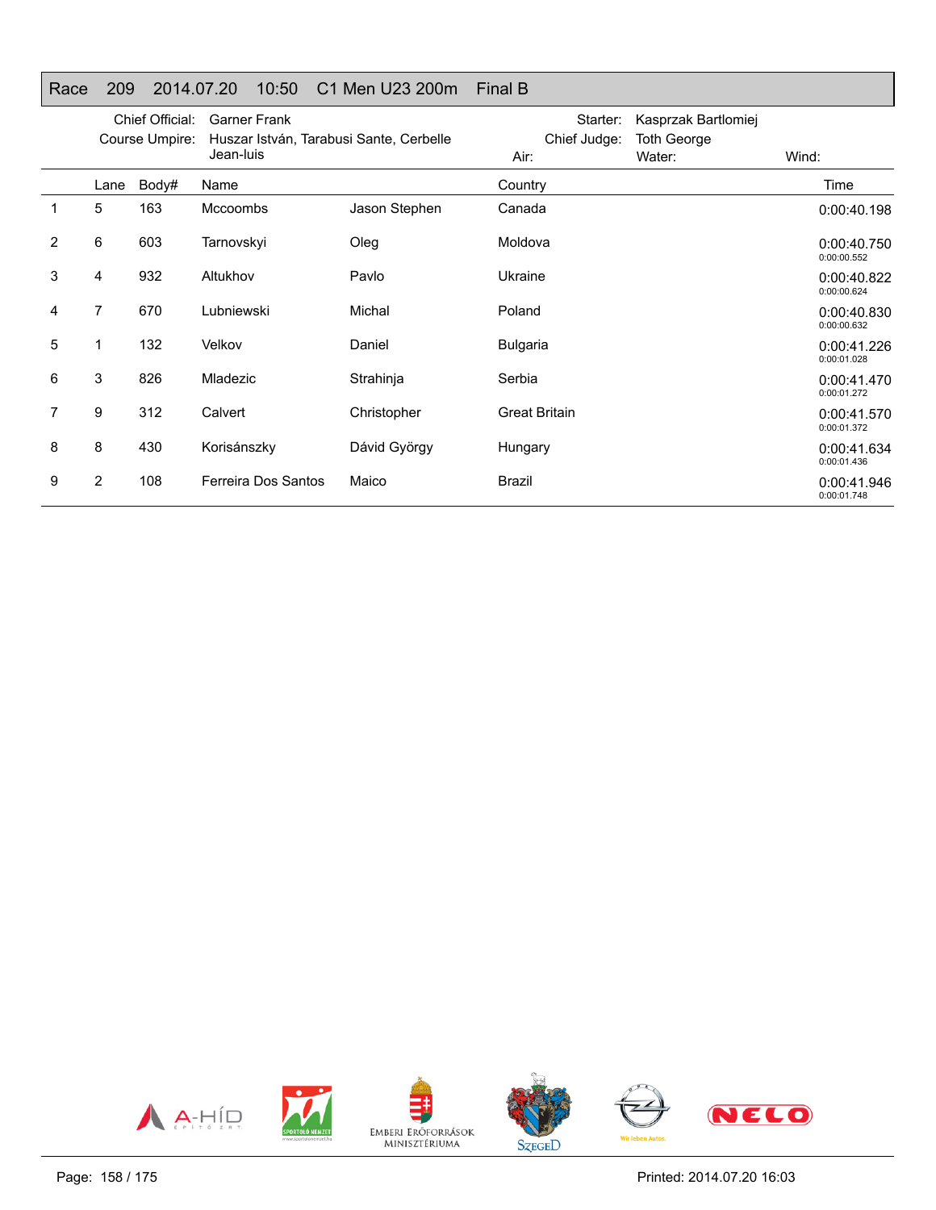# Race 209 2014.07.20 10:50 C1 Men U23 200m Final B

Chief Official: Garner Frank
Course Umpire: Huszar István, Tarabusi Sante, Cerbelle Jean-luis

Starter: Kasprzak Bartlomiej
Chief Judge: Toth George

Air:
Water:
Wind:

| | Lane | Body# | Name | | Country | Time |
|---|---|---|---|---|---|---|
| 1 | 5 | 163 | Mccoombs | Jason Stephen | Canada | 0:00:40.198 |
| 2 | 6 | 603 | Tarnovskyi | Oleg | Moldova | 0:00:40.750<br>0:00:00.552 |
| 3 | 4 | 932 | Altukhov | Pavlo | Ukraine | 0:00:40.822<br>0:00:00.624 |
| 4 | 7 | 670 | Lubniewski | Michal | Poland | 0:00:40.830<br>0:00:00.632 |
| 5 | 1 | 132 | Velkov | Daniel | Bulgaria | 0:00:41.226<br>0:00:01.028 |
| 6 | 3 | 826 | Mladezic | Strahinja | Serbia | 0:00:41.470<br>0:00:01.272 |
| 7 | 9 | 312 | Calvert | Christopher | Great Britain | 0:00:41.570<br>0:00:01.372 |
| 8 | 8 | 430 | Korisánszky | Dávid György | Hungary | 0:00:41.634<br>0:00:01.436 |
| 9 | 2 | 108 | Ferreira Dos Santos | Maico | Brazil | 0:00:41.946<br>0:00:01.748 |

Printed: 2014.07.20 16:03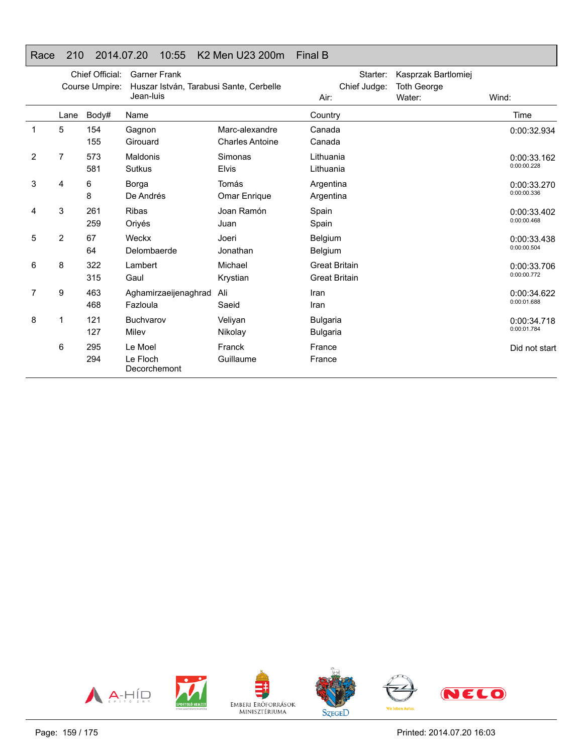## Race 210 2014.07.20 10:55 K2 Men U23 200m Final B

Chief Official: Garner Frank
Course Umpire: Huszar István, Tarabusi Sante, Cerbelle Jean-luis
Starter: Kasprzak Bartlomiej
Chief Judge: Toth George
Air:
Water:
Wind:

| | Lane | Body# | Name | | Country | Time |
|---|---|---|---|---|---|---|
| 1 | 5 | 154 | Gagnon | Marc-alexandre | Canada | 0:00:32.934 |
| | | 155 | Girouard | Charles Antoine | Canada | |
| 2 | 7 | 573 | Maldonis | Simonas | Lithuania | 0:00:33.162 |
| | | 581 | Sutkus | Elvis | Lithuania | 0:00:00.228 |
| 3 | 4 | 6 | Borga | Tomás | Argentina | 0:00:33.270 |
| | | 8 | De Andrés | Omar Enrique | Argentina | 0:00:00.336 |
| 4 | 3 | 261 | Ribas | Joan Ramón | Spain | 0:00:33.402 |
| | | 259 | Oriyés | Juan | Spain | 0:00:00.468 |
| 5 | 2 | 67 | Weckx | Joeri | Belgium | 0:00:33.438 |
| | | 64 | Delombaerde | Jonathan | Belgium | 0:00:00.504 |
| 6 | 8 | 322 | Lambert | Michael | Great Britain | 0:00:33.706 |
| | | 315 | Gaul | Krystian | Great Britain | 0:00:00.772 |
| 7 | 9 | 463 | Aghamirzaeijenaghrad | Ali | Iran | 0:00:34.622 |
| | | 468 | Fazloula | Saeid | Iran | 0:00:01.688 |
| 8 | 1 | 121 | Buchvarov | Veliyan | Bulgaria | 0:00:34.718 |
| | | 127 | Milev | Nikolay | Bulgaria | 0:00:01.784 |
| | 6 | 295 | Le Moel | Franck | France | Did not start |
| | | 294 | Le Floch Decorchemont | Guillaume | France | |

Printed: 2014.07.20 16:03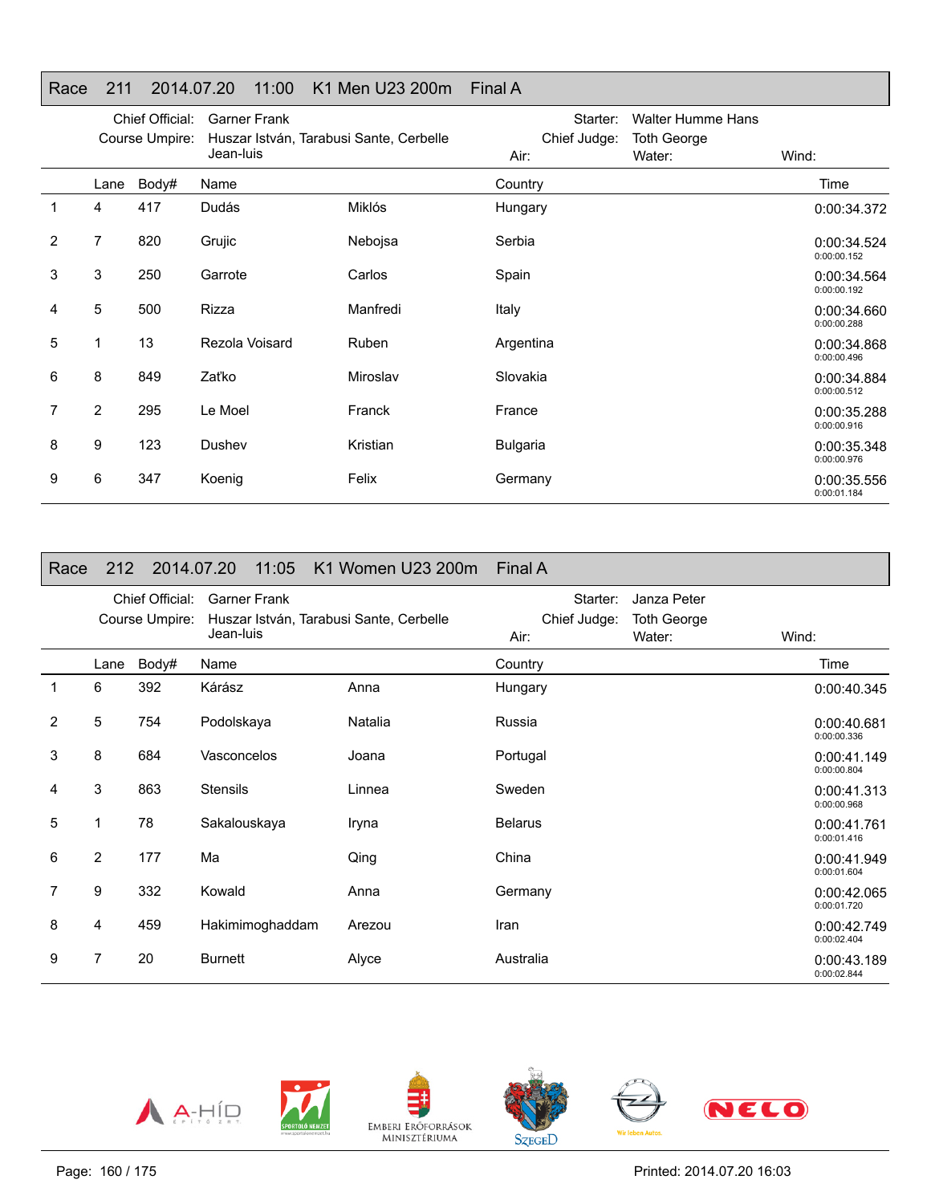## Race 211 2014.07.20 11:00 K1 Men U23 200m Final A

Chief Official: Garner Frank
Course Umpire: Huszar István, Tarabusi Sante, Cerbelle Jean-luis
Starter: Walter Humme Hans
Chief Judge: Toth George
Air:
Water:
Wind:

| | Lane | Body# | Name | | Country | Time |
|---|---|---|---|---|---|---|
| 1 | 4 | 417 | Dudás | Miklós | Hungary | 0:00:34.372 |
| 2 | 7 | 820 | Grujic | Nebojsa | Serbia | 0:00:34.524<br>0:00:00.152 |
| 3 | 3 | 250 | Garrote | Carlos | Spain | 0:00:34.564<br>0:00:00.192 |
| 4 | 5 | 500 | Rizza | Manfredi | Italy | 0:00:34.660<br>0:00:00.288 |
| 5 | 1 | 13 | Rezola Voisard | Ruben | Argentina | 0:00:34.868<br>0:00:00.496 |
| 6 | 8 | 849 | Zaťko | Miroslav | Slovakia | 0:00:34.884<br>0:00:00.512 |
| 7 | 2 | 295 | Le Moel | Franck | France | 0:00:35.288<br>0:00:00.916 |
| 8 | 9 | 123 | Dushev | Kristian | Bulgaria | 0:00:35.348<br>0:00:00.976 |
| 9 | 6 | 347 | Koenig | Felix | Germany | 0:00:35.556<br>0:00:01.184 |

## Race 212 2014.07.20 11:05 K1 Women U23 200m Final A

Chief Official: Garner Frank
Course Umpire: Huszar István, Tarabusi Sante, Cerbelle Jean-luis
Starter: Janza Peter
Chief Judge: Toth George
Air:
Water:
Wind:

| | Lane | Body# | Name | | Country | Time |
|---|---|---|---|---|---|---|
| 1 | 6 | 392 | Kárász | Anna | Hungary | 0:00:40.345 |
| 2 | 5 | 754 | Podolskaya | Natalia | Russia | 0:00:40.681<br>0:00:00.336 |
| 3 | 8 | 684 | Vasconcelos | Joana | Portugal | 0:00:41.149<br>0:00:00.804 |
| 4 | 3 | 863 | Stensils | Linnea | Sweden | 0:00:41.313<br>0:00:00.968 |
| 5 | 1 | 78 | Sakalouskaya | Iryna | Belarus | 0:00:41.761<br>0:00:01.416 |
| 6 | 2 | 177 | Ma | Qing | China | 0:00:41.949<br>0:00:01.604 |
| 7 | 9 | 332 | Kowald | Anna | Germany | 0:00:42.065<br>0:00:01.720 |
| 8 | 4 | 459 | Hakimimoghaddam | Arezou | Iran | 0:00:42.749<br>0:00:02.404 |
| 9 | 7 | 20 | Burnett | Alyce | Australia | 0:00:43.189<br>0:00:02.844 |

Printed: 2014.07.20 16:03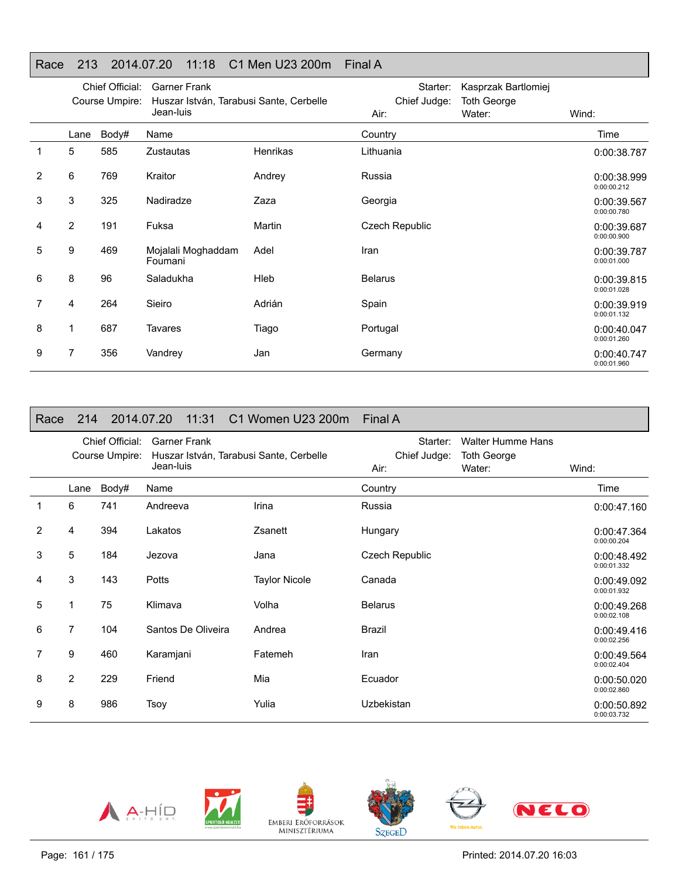## Race 213 2014.07.20 11:18 C1 Men U23 200m Final A

Chief Official: Garner Frank
Course Umpire: Huszar István, Tarabusi Sante, Cerbelle Jean-luis
Starter: Kasprzak Bartlomiej
Chief Judge: Toth George
Air:
Water:
Wind:

| | Lane | Body# | Name | | Country | Time |
|---|---|---|---|---|---|---|
| 1 | 5 | 585 | Zustautas | Henrikas | Lithuania | 0:00:38.787 |
| 2 | 6 | 769 | Kraitor | Andrey | Russia | 0:00:38.999 0:00:00.212 |
| 3 | 3 | 325 | Nadiradze | Zaza | Georgia | 0:00:39.567 0:00:00.780 |
| 4 | 2 | 191 | Fuksa | Martin | Czech Republic | 0:00:39.687 0:00:00.900 |
| 5 | 9 | 469 | Mojalali Moghaddam Foumani | Adel | Iran | 0:00:39.787 0:00:01.000 |
| 6 | 8 | 96 | Saladukha | Hleb | Belarus | 0:00:39.815 0:00:01.028 |
| 7 | 4 | 264 | Sieiro | Adrián | Spain | 0:00:39.919 0:00:01.132 |
| 8 | 1 | 687 | Tavares | Tiago | Portugal | 0:00:40.047 0:00:01.260 |
| 9 | 7 | 356 | Vandrey | Jan | Germany | 0:00:40.747 0:00:01.960 |

## Race 214 2014.07.20 11:31 C1 Women U23 200m Final A

Chief Official: Garner Frank
Course Umpire: Huszar István, Tarabusi Sante, Cerbelle Jean-luis
Starter: Walter Humme Hans
Chief Judge: Toth George
Air:
Water:
Wind:

| | Lane | Body# | Name | | Country | Time |
|---|---|---|---|---|---|---|
| 1 | 6 | 741 | Andreeva | Irina | Russia | 0:00:47.160 |
| 2 | 4 | 394 | Lakatos | Zsanett | Hungary | 0:00:47.364 0:00:00.204 |
| 3 | 5 | 184 | Jezova | Jana | Czech Republic | 0:00:48.492 0:00:01.332 |
| 4 | 3 | 143 | Potts | Taylor Nicole | Canada | 0:00:49.092 0:00:01.932 |
| 5 | 1 | 75 | Klimava | Volha | Belarus | 0:00:49.268 0:00:02.108 |
| 6 | 7 | 104 | Santos De Oliveira | Andrea | Brazil | 0:00:49.416 0:00:02.256 |
| 7 | 9 | 460 | Karamjani | Fatemeh | Iran | 0:00:49.564 0:00:02.404 |
| 8 | 2 | 229 | Friend | Mia | Ecuador | 0:00:50.020 0:00:02.860 |
| 9 | 8 | 986 | Tsoy | Yulia | Uzbekistan | 0:00:50.892 0:00:03.732 |

Printed: 2014.07.20 16:03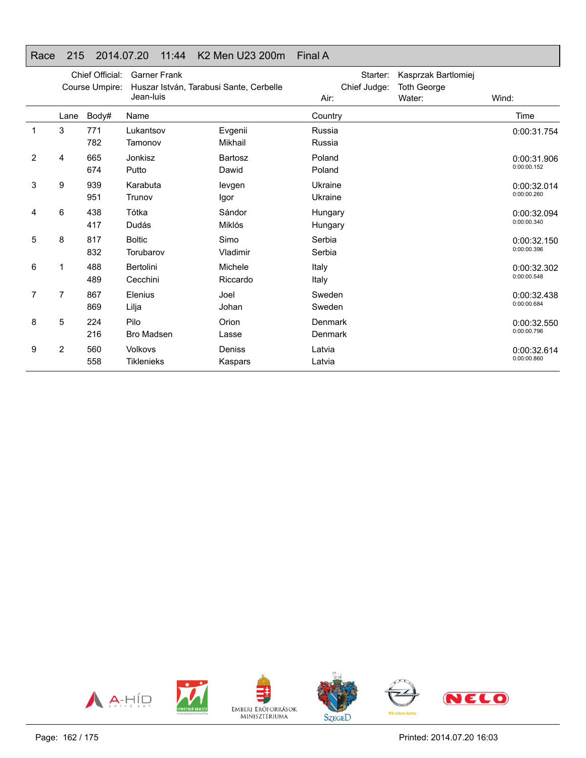## Race 215 2014.07.20 11:44 K2 Men U23 200m Final A

Chief Official: Garner Frank
Course Umpire: Huszar István, Tarabusi Sante, Cerbelle Jean-luis

Starter: Kasprzak Bartlomiej
Chief Judge: Toth George
Air:
Water:
Wind:

| | Lane | Body# | Name | | Country | Time |
|---|---|---|---|---|---|---|
| 1 | 3 | 771 | Lukantsov | Evgenii | Russia | 0:00:31.754 |
| | | 782 | Tamonov | Mikhail | Russia | |
| 2 | 4 | 665 | Jonkisz | Bartosz | Poland | 0:00:31.906 |
| | | 674 | Putto | Dawid | Poland | 0:00:00.152 |
| 3 | 9 | 939 | Karabuta | Ievgen | Ukraine | 0:00:32.014 |
| | | 951 | Trunov | Igor | Ukraine | 0:00:00.260 |
| 4 | 6 | 438 | Tótka | Sándor | Hungary | 0:00:32.094 |
| | | 417 | Dudás | Miklós | Hungary | 0:00:00.340 |
| 5 | 8 | 817 | Boltic | Simo | Serbia | 0:00:32.150 |
| | | 832 | Torubarov | Vladimir | Serbia | 0:00:00.396 |
| 6 | 1 | 488 | Bertolini | Michele | Italy | 0:00:32.302 |
| | | 489 | Cecchini | Riccardo | Italy | 0:00:00.548 |
| 7 | 7 | 867 | Elenius | Joel | Sweden | 0:00:32.438 |
| | | 869 | Lilja | Johan | Sweden | 0:00:00.684 |
| 8 | 5 | 224 | Pilo | Orion | Denmark | 0:00:32.550 |
| | | 216 | Bro Madsen | Lasse | Denmark | 0:00:00.796 |
| 9 | 2 | 560 | Volkovs | Deniss | Latvia | 0:00:32.614 |
| | | 558 | Tiklenieks | Kaspars | Latvia | 0:00:00.860 |

Printed: 2014.07.20 16:03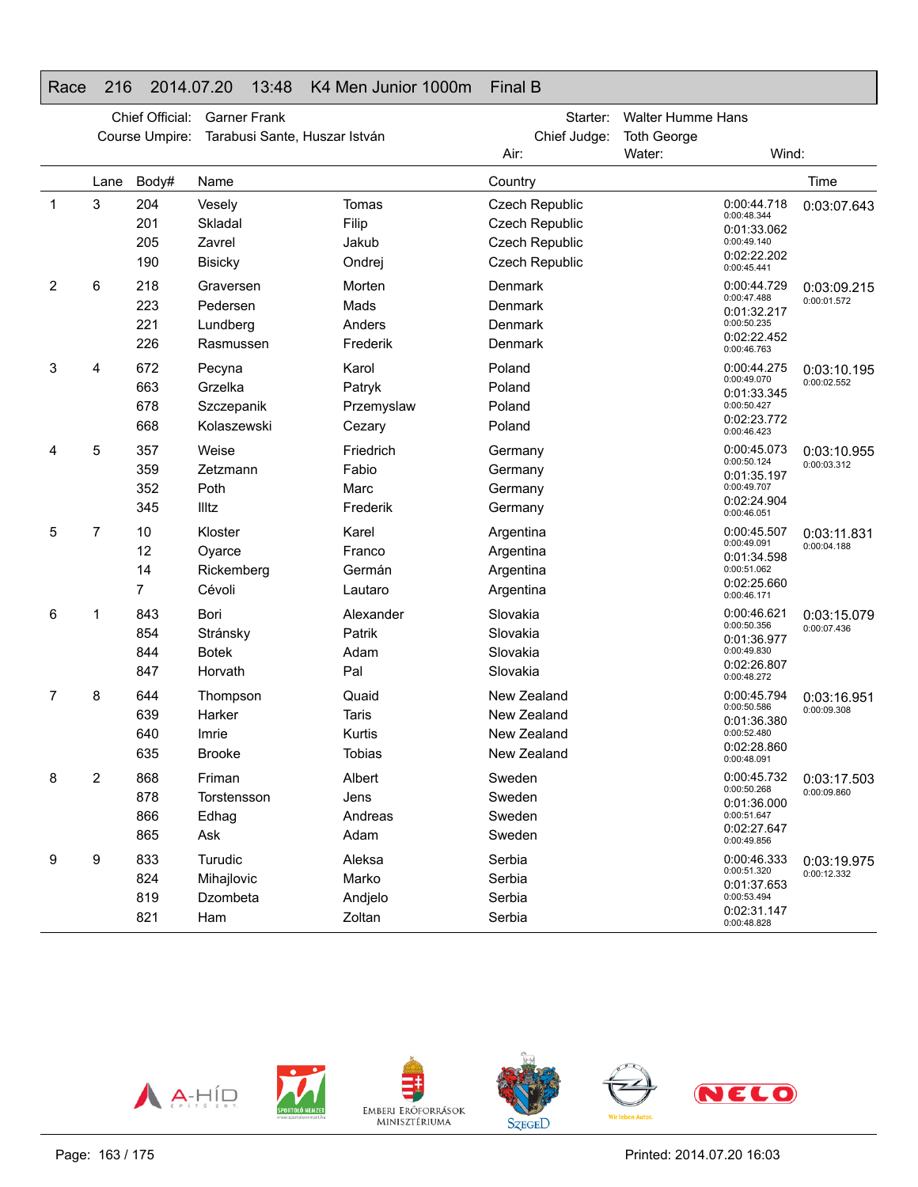# Race 216 2014.07.20 13:48 K4 Men Junior 1000m Final B

Chief Official: Garner Frank
Course Umpire: Tarabusi Sante, Huszar István
Starter: Walter Humme Hans
Chief Judge: Toth George
Air:
Water:
Wind:

| | Lane | Body# | Name | | Country | Splits | Time |
|---|---|---|---|---|---|---|---|
| 1 | 3 | 204 | Vesely | Tomas | Czech Republic | 0:00:44.718 / 0:00:48.344 | 0:03:07.643 |
| | | 201 | Skladal | Filip | Czech Republic | 0:01:33.062 / 0:00:49.140 | |
| | | 205 | Zavrel | Jakub | Czech Republic | 0:02:22.202 / 0:00:45.441 | |
| | | 190 | Bisicky | Ondrej | Czech Republic | | |
| 2 | 6 | 218 | Graversen | Morten | Denmark | 0:00:44.729 / 0:00:47.488 | 0:03:09.215 / 0:00:01.572 |
| | | 223 | Pedersen | Mads | Denmark | 0:01:32.217 / 0:00:50.235 | |
| | | 221 | Lundberg | Anders | Denmark | 0:02:22.452 / 0:00:46.763 | |
| | | 226 | Rasmussen | Frederik | Denmark | | |
| 3 | 4 | 672 | Pecyna | Karol | Poland | 0:00:44.275 / 0:00:49.070 | 0:03:10.195 / 0:00:02.552 |
| | | 663 | Grzelka | Patryk | Poland | 0:01:33.345 / 0:00:50.427 | |
| | | 678 | Szczepanik | Przemyslaw | Poland | 0:02:23.772 / 0:00:46.423 | |
| | | 668 | Kolaszewski | Cezary | Poland | | |
| 4 | 5 | 357 | Weise | Friedrich | Germany | 0:00:45.073 / 0:00:50.124 | 0:03:10.955 / 0:00:03.312 |
| | | 359 | Zetzmann | Fabio | Germany | 0:01:35.197 / 0:00:49.707 | |
| | | 352 | Poth | Marc | Germany | 0:02:24.904 / 0:00:46.051 | |
| | | 345 | Illtz | Frederik | Germany | | |
| 5 | 7 | 10 | Kloster | Karel | Argentina | 0:00:45.507 / 0:00:49.091 | 0:03:11.831 / 0:00:04.188 |
| | | 12 | Oyarce | Franco | Argentina | 0:01:34.598 / 0:00:51.062 | |
| | | 14 | Rickemberg | Germán | Argentina | 0:02:25.660 / 0:00:46.171 | |
| | | 7 | Cévoli | Lautaro | Argentina | | |
| 6 | 1 | 843 | Bori | Alexander | Slovakia | 0:00:46.621 / 0:00:50.356 | 0:03:15.079 / 0:00:07.436 |
| | | 854 | Stránsky | Patrik | Slovakia | 0:01:36.977 / 0:00:49.830 | |
| | | 844 | Botek | Adam | Slovakia | 0:02:26.807 / 0:00:48.272 | |
| | | 847 | Horvath | Pal | Slovakia | | |
| 7 | 8 | 644 | Thompson | Quaid | New Zealand | 0:00:45.794 / 0:00:50.586 | 0:03:16.951 / 0:00:09.308 |
| | | 639 | Harker | Taris | New Zealand | 0:01:36.380 / 0:00:52.480 | |
| | | 640 | Imrie | Kurtis | New Zealand | 0:02:28.860 / 0:00:48.091 | |
| | | 635 | Brooke | Tobias | New Zealand | | |
| 8 | 2 | 868 | Friman | Albert | Sweden | 0:00:45.732 / 0:00:50.268 | 0:03:17.503 / 0:00:09.860 |
| | | 878 | Torstensson | Jens | Sweden | 0:01:36.000 / 0:00:51.647 | |
| | | 866 | Edhag | Andreas | Sweden | 0:02:27.647 / 0:00:49.856 | |
| | | 865 | Ask | Adam | Sweden | | |
| 9 | 9 | 833 | Turudic | Aleksa | Serbia | 0:00:46.333 / 0:00:51.320 | 0:03:19.975 / 0:00:12.332 |
| | | 824 | Mihajlovic | Marko | Serbia | 0:01:37.653 / 0:00:53.494 | |
| | | 819 | Dzombeta | Andjelo | Serbia | 0:02:31.147 / 0:00:48.828 | |
| | | 821 | Ham | Zoltan | Serbia | | |

A-HÍD ÉPÍTŐ ZRT. · SPORTOLÓ NEMZET · EMBERI ERŐFORRÁSOK MINISZTÉRIUMA · SZEGED · OPEL Wir leben Autos. · NELO

Printed: 2014.07.20 16:03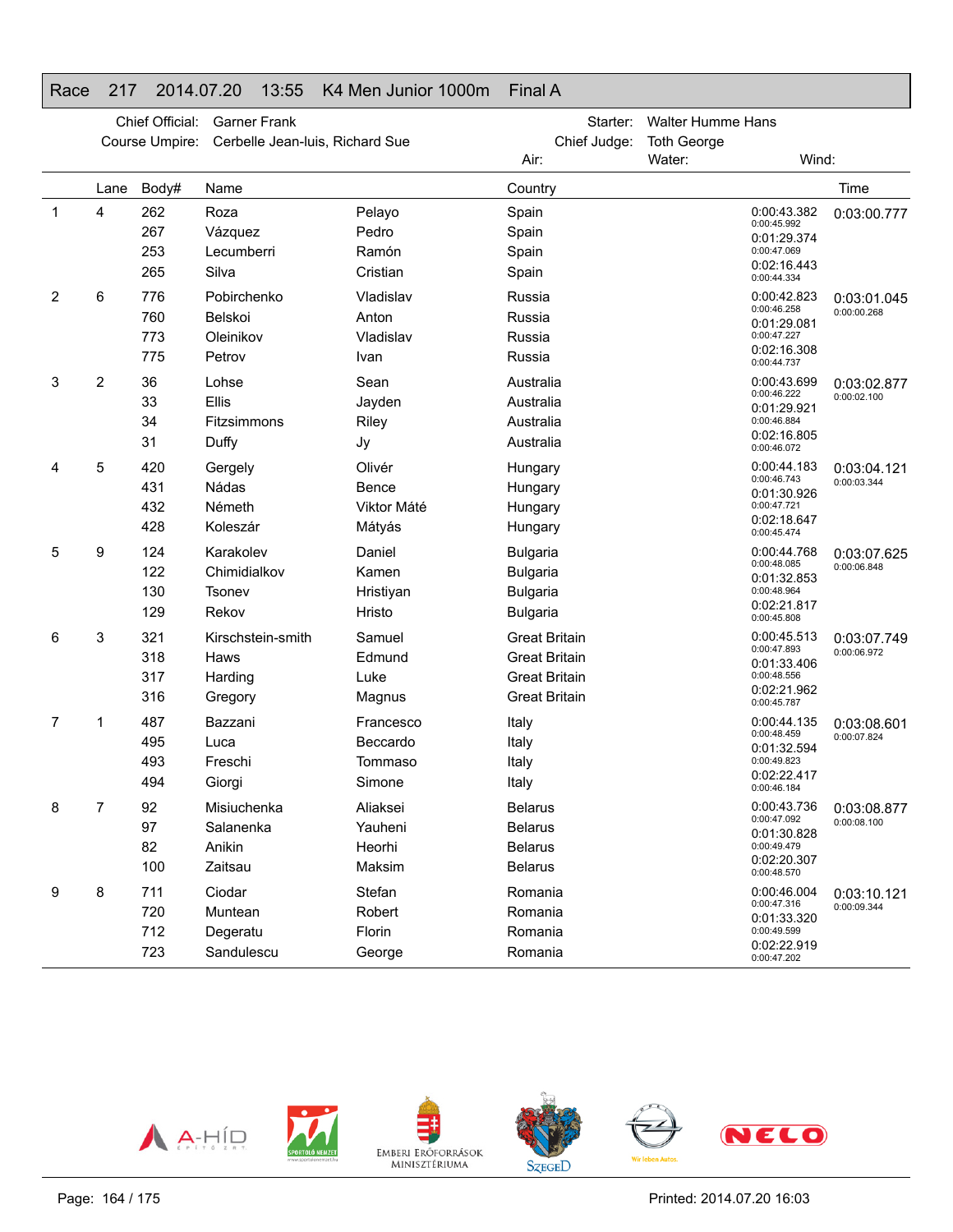# Race 217 2014.07.20 13:55 K4 Men Junior 1000m Final A

| | | | |
|---|---|---|---|
| Chief Official: | Garner Frank | Starter: | Walter Humme Hans |
| Course Umpire: | Cerbelle Jean-luis, Richard Sue | Chief Judge: | Toth George |
| | | Air: | Water: Wind: |

| | Lane | Body# | Name | | Country | Splits | Time |
|---|---|---|---|---|---|---|---|
| 1 | 4 | 262 | Roza | Pelayo | Spain | 0:00:43.382 | 0:03:00.777 |
| | | 267 | Vázquez | Pedro | Spain | 0:00:45.992 / 0:01:29.374 | |
| | | 253 | Lecumberri | Ramón | Spain | 0:00:47.069 / 0:02:16.443 | |
| | | 265 | Silva | Cristian | Spain | 0:00:44.334 | |
| 2 | 6 | 776 | Pobirchenko | Vladislav | Russia | 0:00:42.823 | 0:03:01.045 |
| | | 760 | Belskoi | Anton | Russia | 0:00:46.258 / 0:01:29.081 | 0:00:00.268 |
| | | 773 | Oleinikov | Vladislav | Russia | 0:00:47.227 / 0:02:16.308 | |
| | | 775 | Petrov | Ivan | Russia | 0:00:44.737 | |
| 3 | 2 | 36 | Lohse | Sean | Australia | 0:00:43.699 | 0:03:02.877 |
| | | 33 | Ellis | Jayden | Australia | 0:00:46.222 / 0:01:29.921 | 0:00:02.100 |
| | | 34 | Fitzsimmons | Riley | Australia | 0:00:46.884 / 0:02:16.805 | |
| | | 31 | Duffy | Jy | Australia | 0:00:46.072 | |
| 4 | 5 | 420 | Gergely | Olivér | Hungary | 0:00:44.183 | 0:03:04.121 |
| | | 431 | Nádas | Bence | Hungary | 0:00:46.743 / 0:01:30.926 | 0:00:03.344 |
| | | 432 | Németh | Viktor Máté | Hungary | 0:00:47.721 / 0:02:18.647 | |
| | | 428 | Koleszár | Mátyás | Hungary | 0:00:45.474 | |
| 5 | 9 | 124 | Karakolev | Daniel | Bulgaria | 0:00:44.768 | 0:03:07.625 |
| | | 122 | Chimidialkov | Kamen | Bulgaria | 0:00:48.085 / 0:01:32.853 | 0:00:06.848 |
| | | 130 | Tsonev | Hristiyan | Bulgaria | 0:00:48.964 / 0:02:21.817 | |
| | | 129 | Rekov | Hristo | Bulgaria | 0:00:45.808 | |
| 6 | 3 | 321 | Kirschstein-smith | Samuel | Great Britain | 0:00:45.513 | 0:03:07.749 |
| | | 318 | Haws | Edmund | Great Britain | 0:00:47.893 / 0:01:33.406 | 0:00:06.972 |
| | | 317 | Harding | Luke | Great Britain | 0:00:48.556 / 0:02:21.962 | |
| | | 316 | Gregory | Magnus | Great Britain | 0:00:45.787 | |
| 7 | 1 | 487 | Bazzani | Francesco | Italy | 0:00:44.135 | 0:03:08.601 |
| | | 495 | Luca | Beccardo | Italy | 0:00:48.459 / 0:01:32.594 | 0:00:07.824 |
| | | 493 | Freschi | Tommaso | Italy | 0:00:49.823 / 0:02:22.417 | |
| | | 494 | Giorgi | Simone | Italy | 0:00:46.184 | |
| 8 | 7 | 92 | Misiuchenka | Aliaksei | Belarus | 0:00:43.736 | 0:03:08.877 |
| | | 97 | Salanenka | Yauheni | Belarus | 0:00:47.092 / 0:01:30.828 | 0:00:08.100 |
| | | 82 | Anikin | Heorhi | Belarus | 0:00:49.479 / 0:02:20.307 | |
| | | 100 | Zaitsau | Maksim | Belarus | 0:00:48.570 | |
| 9 | 8 | 711 | Ciodar | Stefan | Romania | 0:00:46.004 | 0:03:10.121 |
| | | 720 | Muntean | Robert | Romania | 0:00:47.316 / 0:01:33.320 | 0:00:09.344 |
| | | 712 | Degeratu | Florin | Romania | 0:00:49.599 / 0:02:22.919 | |
| | | 723 | Sandulescu | George | Romania | 0:00:47.202 | |

Printed: 2014.07.20 16:03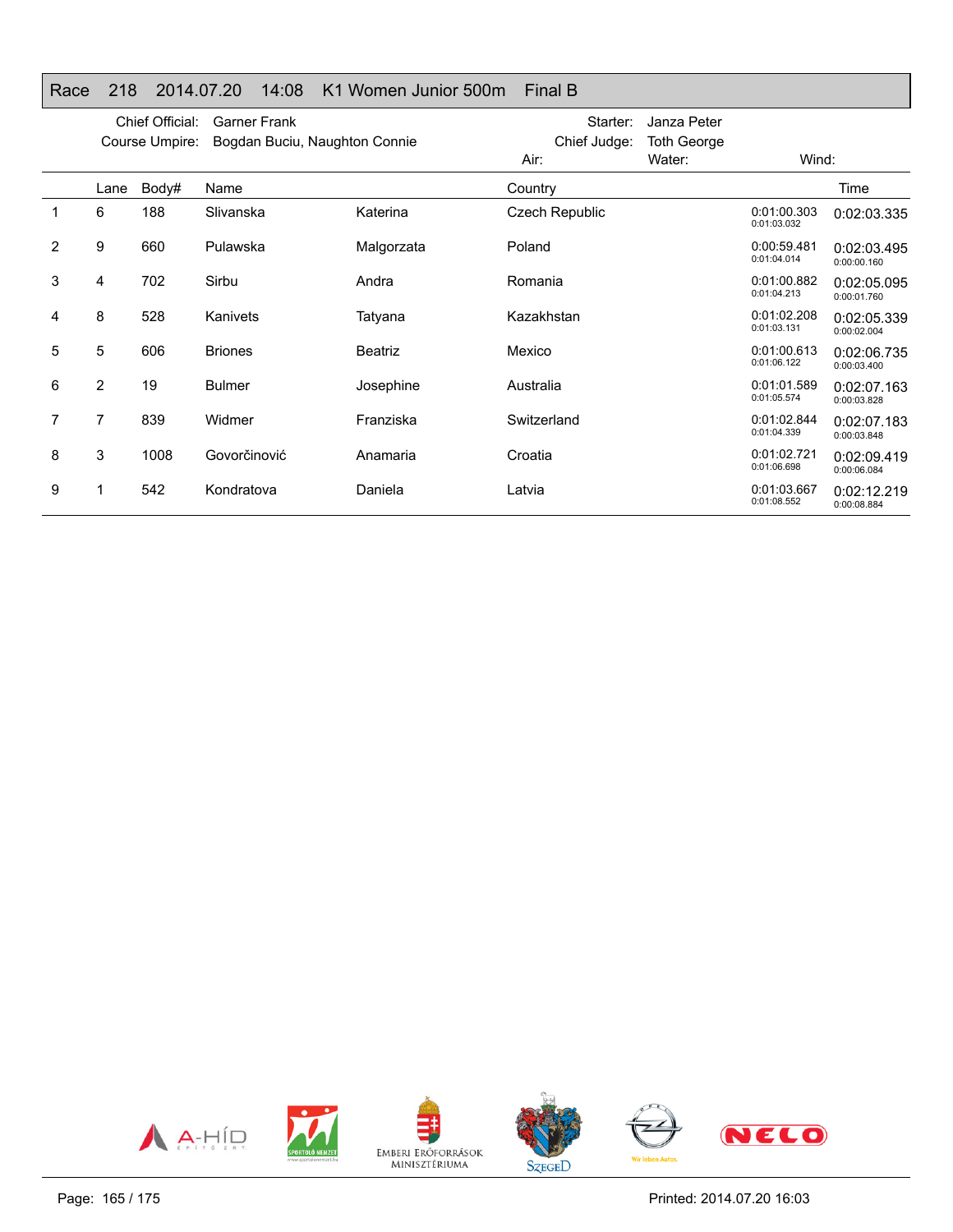## Race 218 2014.07.20 14:08 K1 Women Junior 500m Final B

Chief Official: Garner Frank
Course Umpire: Bogdan Buciu, Naughton Connie
Starter: Janza Peter
Chief Judge: Toth George
Air:
Water:
Wind:

| | Lane | Body# | Name | | Country | | Time |
|---|---|---|---|---|---|---|---|
| 1 | 6 | 188 | Slivanska | Katerina | Czech Republic | 0:01:00.303<br>0:01:03.032 | 0:02:03.335 |
| 2 | 9 | 660 | Pulawska | Malgorzata | Poland | 0:00:59.481<br>0:01:04.014 | 0:02:03.495<br>0:00:00.160 |
| 3 | 4 | 702 | Sirbu | Andra | Romania | 0:01:00.882<br>0:01:04.213 | 0:02:05.095<br>0:00:01.760 |
| 4 | 8 | 528 | Kanivets | Tatyana | Kazakhstan | 0:01:02.208<br>0:01:03.131 | 0:02:05.339<br>0:00:02.004 |
| 5 | 5 | 606 | Briones | Beatriz | Mexico | 0:01:00.613<br>0:01:06.122 | 0:02:06.735<br>0:00:03.400 |
| 6 | 2 | 19 | Bulmer | Josephine | Australia | 0:01:01.589<br>0:01:05.574 | 0:02:07.163<br>0:00:03.828 |
| 7 | 7 | 839 | Widmer | Franziska | Switzerland | 0:01:02.844<br>0:01:04.339 | 0:02:07.183<br>0:00:03.848 |
| 8 | 3 | 1008 | Govorčinović | Anamaria | Croatia | 0:01:02.721<br>0:01:06.698 | 0:02:09.419<br>0:00:06.084 |
| 9 | 1 | 542 | Kondratova | Daniela | Latvia | 0:01:03.667<br>0:01:08.552 | 0:02:12.219<br>0:00:08.884 |

Printed: 2014.07.20 16:03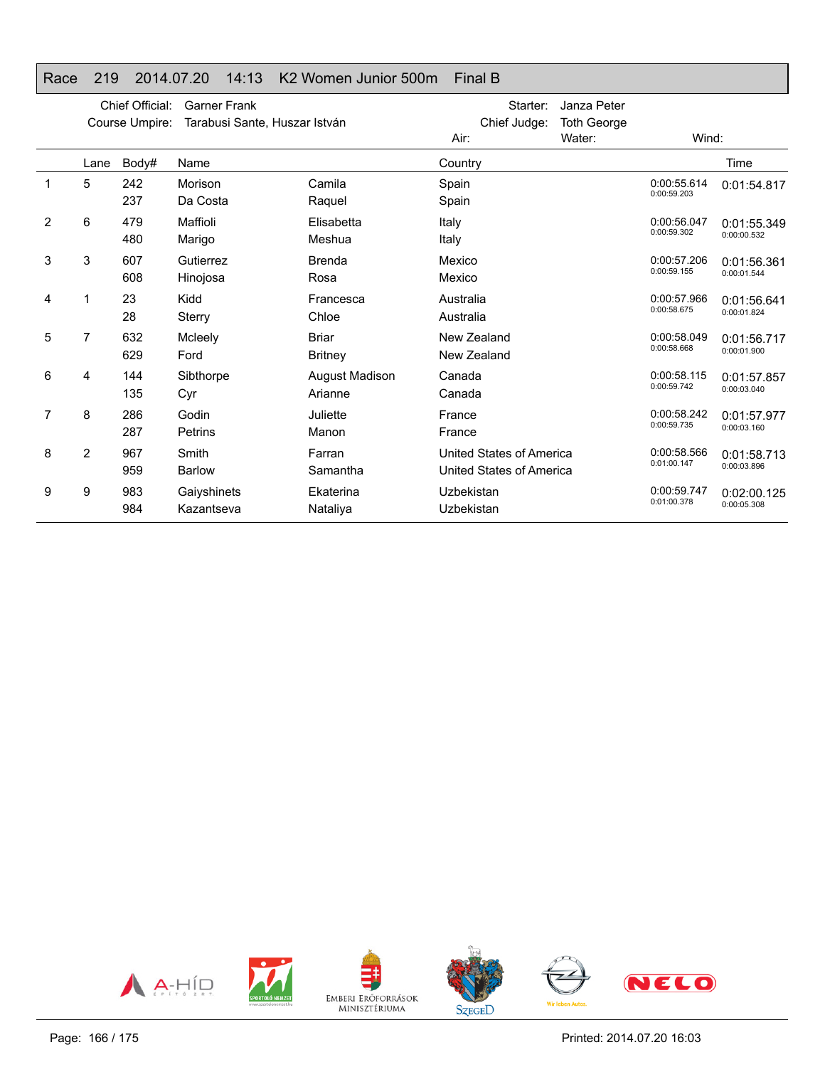## Race 219 2014.07.20 14:13 K2 Women Junior 500m Final B

Chief Official: Garner Frank
Course Umpire: Tarabusi Sante, Huszar István
Starter: Janza Peter
Chief Judge: Toth George
Air: Water: Wind:

| | Lane | Body# | Name | | Country | | Time |
|---|---|---|---|---|---|---|---|
| 1 | 5 | 242 | Morison | Camila | Spain | 0:00:55.614 | 0:01:54.817 |
| | | 237 | Da Costa | Raquel | Spain | 0:00:59.203 | |
| 2 | 6 | 479 | Maffioli | Elisabetta | Italy | 0:00:56.047 | 0:01:55.349 |
| | | 480 | Marigo | Meshua | Italy | 0:00:59.302 | 0:00:00.532 |
| 3 | 3 | 607 | Gutierrez | Brenda | Mexico | 0:00:57.206 | 0:01:56.361 |
| | | 608 | Hinojosa | Rosa | Mexico | 0:00:59.155 | 0:00:01.544 |
| 4 | 1 | 23 | Kidd | Francesca | Australia | 0:00:57.966 | 0:01:56.641 |
| | | 28 | Sterry | Chloe | Australia | 0:00:58.675 | 0:00:01.824 |
| 5 | 7 | 632 | Mcleely | Briar | New Zealand | 0:00:58.049 | 0:01:56.717 |
| | | 629 | Ford | Britney | New Zealand | 0:00:58.668 | 0:00:01.900 |
| 6 | 4 | 144 | Sibthorpe | August Madison | Canada | 0:00:58.115 | 0:01:57.857 |
| | | 135 | Cyr | Arianne | Canada | 0:00:59.742 | 0:00:03.040 |
| 7 | 8 | 286 | Godin | Juliette | France | 0:00:58.242 | 0:01:57.977 |
| | | 287 | Petrins | Manon | France | 0:00:59.735 | 0:00:03.160 |
| 8 | 2 | 967 | Smith | Farran | United States of America | 0:00:58.566 | 0:01:58.713 |
| | | 959 | Barlow | Samantha | United States of America | 0:01:00.147 | 0:00:03.896 |
| 9 | 9 | 983 | Gaiyshinets | Ekaterina | Uzbekistan | 0:00:59.747 | 0:02:00.125 |
| | | 984 | Kazantseva | Nataliya | Uzbekistan | 0:01:00.378 | 0:00:05.308 |

Printed: 2014.07.20 16:03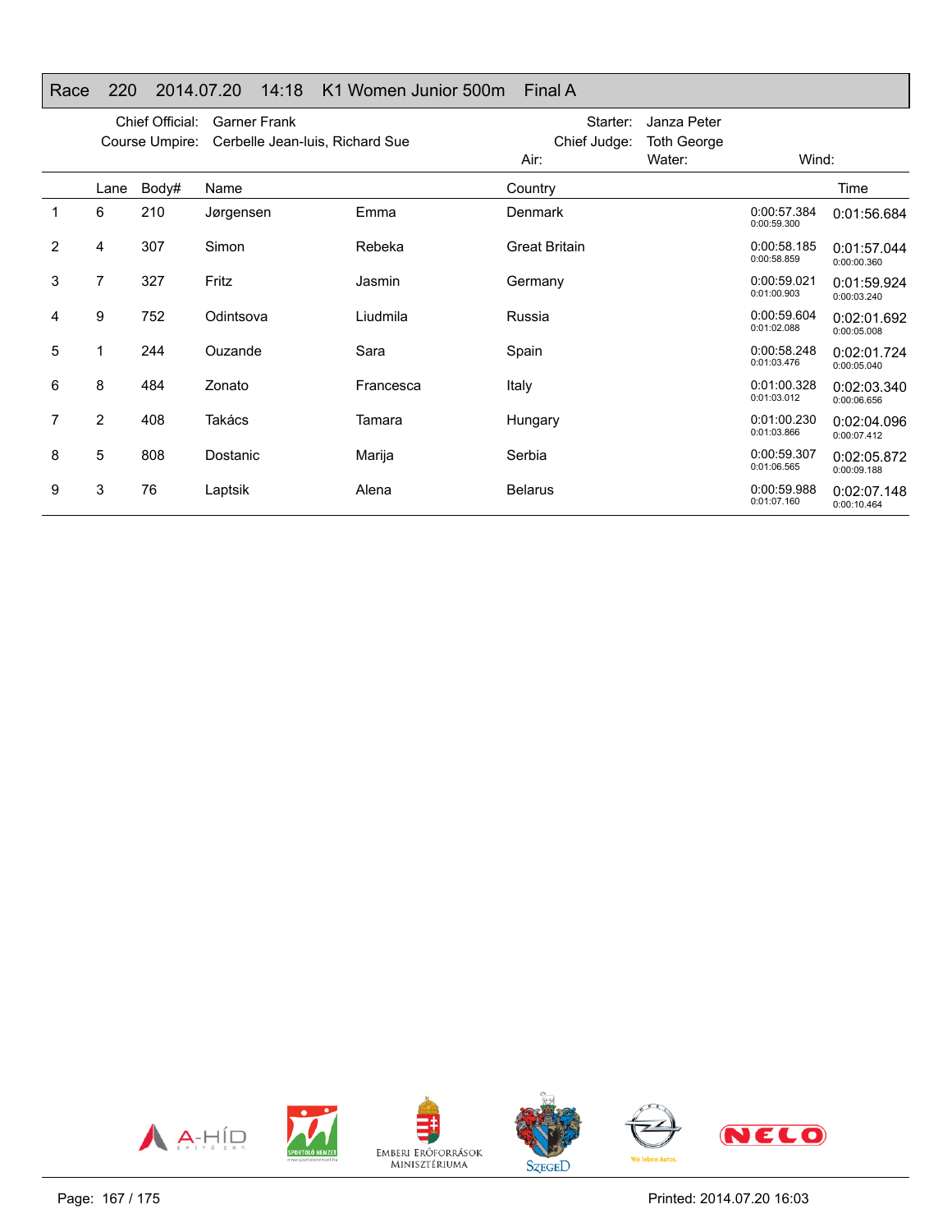## Race 220 2014.07.20 14:18 K1 Women Junior 500m Final A

Chief Official: Garner Frank
Course Umpire: Cerbelle Jean-luis, Richard Sue
Starter: Janza Peter
Chief Judge: Toth George
Air:
Water:
Wind:

| | Lane | Body# | Name | | Country | | Time |
|---|---|---|---|---|---|---|---|
| 1 | 6 | 210 | Jørgensen | Emma | Denmark | 0:00:57.384<br>0:00:59.300 | 0:01:56.684 |
| 2 | 4 | 307 | Simon | Rebeka | Great Britain | 0:00:58.185<br>0:00:58.859 | 0:01:57.044<br>0:00:00.360 |
| 3 | 7 | 327 | Fritz | Jasmin | Germany | 0:00:59.021<br>0:01:00.903 | 0:01:59.924<br>0:00:03.240 |
| 4 | 9 | 752 | Odintsova | Liudmila | Russia | 0:00:59.604<br>0:01:02.088 | 0:02:01.692<br>0:00:05.008 |
| 5 | 1 | 244 | Ouzande | Sara | Spain | 0:00:58.248<br>0:01:03.476 | 0:02:01.724<br>0:00:05.040 |
| 6 | 8 | 484 | Zonato | Francesca | Italy | 0:01:00.328<br>0:01:03.012 | 0:02:03.340<br>0:00:06.656 |
| 7 | 2 | 408 | Takács | Tamara | Hungary | 0:01:00.230<br>0:01:03.866 | 0:02:04.096<br>0:00:07.412 |
| 8 | 5 | 808 | Dostanic | Marija | Serbia | 0:00:59.307<br>0:01:06.565 | 0:02:05.872<br>0:00:09.188 |
| 9 | 3 | 76 | Laptsik | Alena | Belarus | 0:00:59.988<br>0:01:07.160 | 0:02:07.148<br>0:00:10.464 |

Printed: 2014.07.20 16:03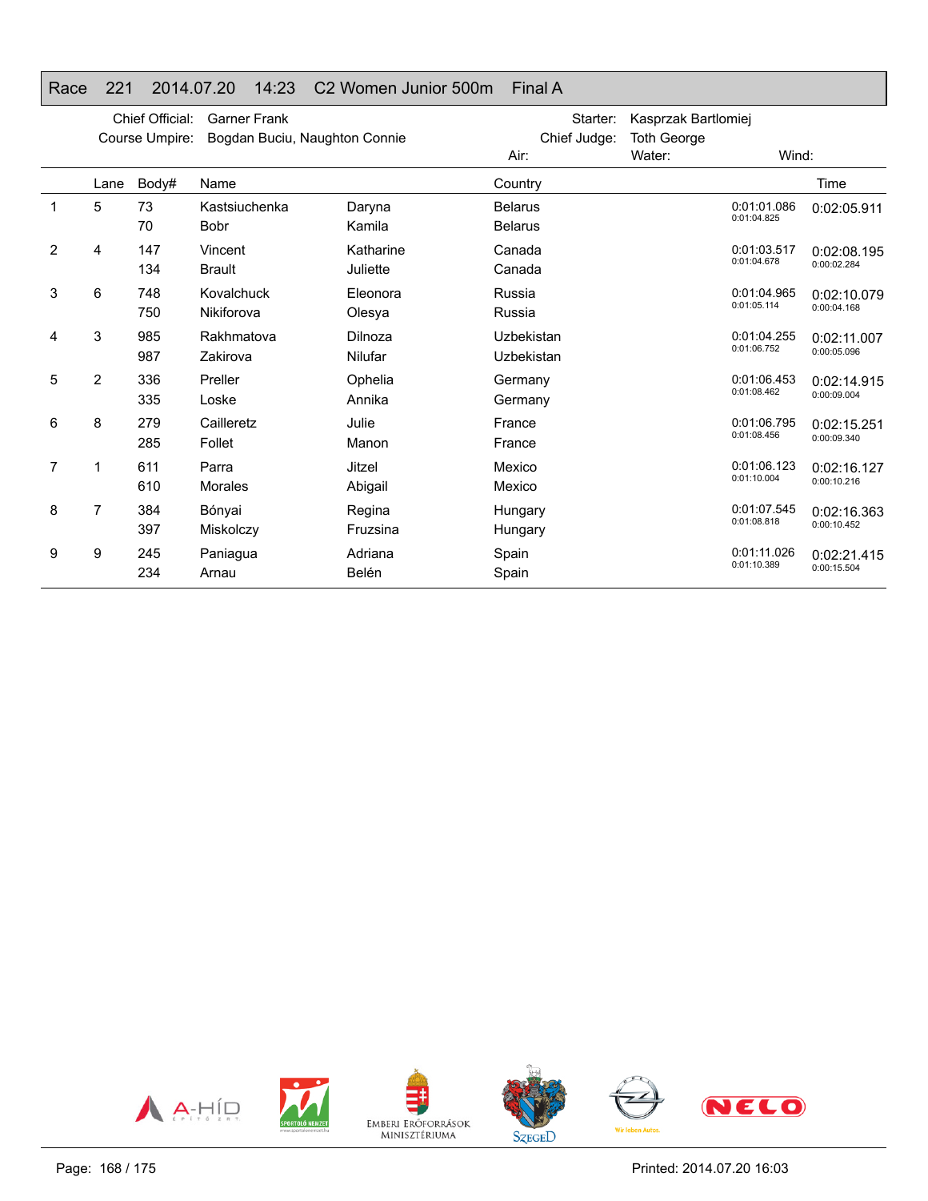# Race 221 2014.07.20 14:23 C2 Women Junior 500m Final A

Chief Official: Garner Frank
Course Umpire: Bogdan Buciu, Naughton Connie

Starter: Kasprzak Bartlomiej
Chief Judge: Toth George
Air: Water: Wind:

| | Lane | Body# | Name | | Country | | Time |
|---|---|---|---|---|---|---|---|
| 1 | 5 | 73 | Kastsiuchenka | Daryna | Belarus | 0:01:01.086 | 0:02:05.911 |
| | | 70 | Bobr | Kamila | Belarus | 0:01:04.825 | |
| 2 | 4 | 147 | Vincent | Katharine | Canada | 0:01:03.517 | 0:02:08.195 |
| | | 134 | Brault | Juliette | Canada | 0:01:04.678 | 0:00:02.284 |
| 3 | 6 | 748 | Kovalchuck | Eleonora | Russia | 0:01:04.965 | 0:02:10.079 |
| | | 750 | Nikiforova | Olesya | Russia | 0:01:05.114 | 0:00:04.168 |
| 4 | 3 | 985 | Rakhmatova | Dilnoza | Uzbekistan | 0:01:04.255 | 0:02:11.007 |
| | | 987 | Zakirova | Nilufar | Uzbekistan | 0:01:06.752 | 0:00:05.096 |
| 5 | 2 | 336 | Preller | Ophelia | Germany | 0:01:06.453 | 0:02:14.915 |
| | | 335 | Loske | Annika | Germany | 0:01:08.462 | 0:00:09.004 |
| 6 | 8 | 279 | Cailleretz | Julie | France | 0:01:06.795 | 0:02:15.251 |
| | | 285 | Follet | Manon | France | 0:01:08.456 | 0:00:09.340 |
| 7 | 1 | 611 | Parra | Jitzel | Mexico | 0:01:06.123 | 0:02:16.127 |
| | | 610 | Morales | Abigail | Mexico | 0:01:10.004 | 0:00:10.216 |
| 8 | 7 | 384 | Bónyai | Regina | Hungary | 0:01:07.545 | 0:02:16.363 |
| | | 397 | Miskolczy | Fruzsina | Hungary | 0:01:08.818 | 0:00:10.452 |
| 9 | 9 | 245 | Paniagua | Adriana | Spain | 0:01:11.026 | 0:02:21.415 |
| | | 234 | Arnau | Belén | Spain | 0:01:10.389 | 0:00:15.504 |

Printed: 2014.07.20 16:03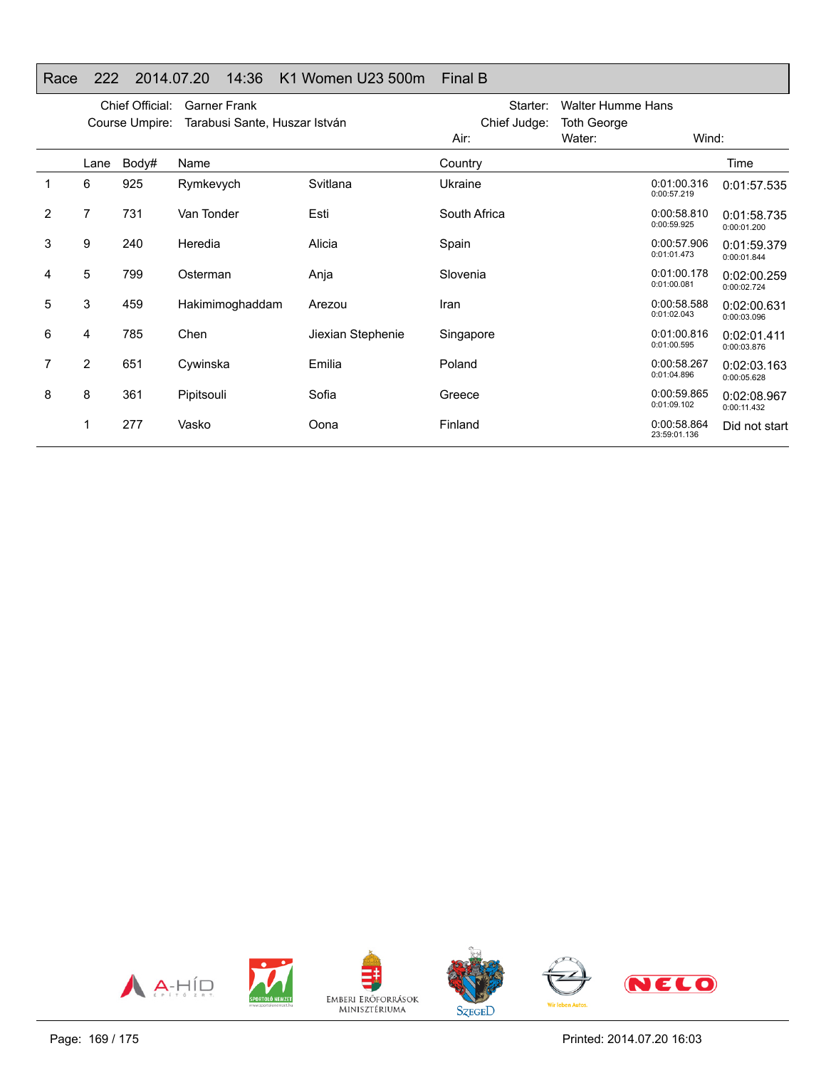## Race 222 2014.07.20 14:36 K1 Women U23 500m Final B

Chief Official: Garner Frank
Course Umpire: Tarabusi Sante, Huszar István

Starter: Walter Humme Hans
Chief Judge: Toth George
Air: Water: Wind:

| | Lane | Body# | Name | | Country | | Time |
|---|---|---|---|---|---|---|---|
| 1 | 6 | 925 | Rymkevych | Svitlana | Ukraine | 0:01:00.316<br>0:00:57.219 | 0:01:57.535 |
| 2 | 7 | 731 | Van Tonder | Esti | South Africa | 0:00:58.810<br>0:00:59.925 | 0:01:58.735<br>0:00:01.200 |
| 3 | 9 | 240 | Heredia | Alicia | Spain | 0:00:57.906<br>0:01:01.473 | 0:01:59.379<br>0:00:01.844 |
| 4 | 5 | 799 | Osterman | Anja | Slovenia | 0:01:00.178<br>0:01:00.081 | 0:02:00.259<br>0:00:02.724 |
| 5 | 3 | 459 | Hakimimoghaddam | Arezou | Iran | 0:00:58.588<br>0:01:02.043 | 0:02:00.631<br>0:00:03.096 |
| 6 | 4 | 785 | Chen | Jiexian Stephenie | Singapore | 0:01:00.816<br>0:01:00.595 | 0:02:01.411<br>0:00:03.876 |
| 7 | 2 | 651 | Cywinska | Emilia | Poland | 0:00:58.267<br>0:01:04.896 | 0:02:03.163<br>0:00:05.628 |
| 8 | 8 | 361 | Pipitsouli | Sofia | Greece | 0:00:59.865<br>0:01:09.102 | 0:02:08.967<br>0:00:11.432 |
| | 1 | 277 | Vasko | Oona | Finland | 0:00:58.864<br>23:59:01.136 | Did not start |

Printed: 2014.07.20 16:03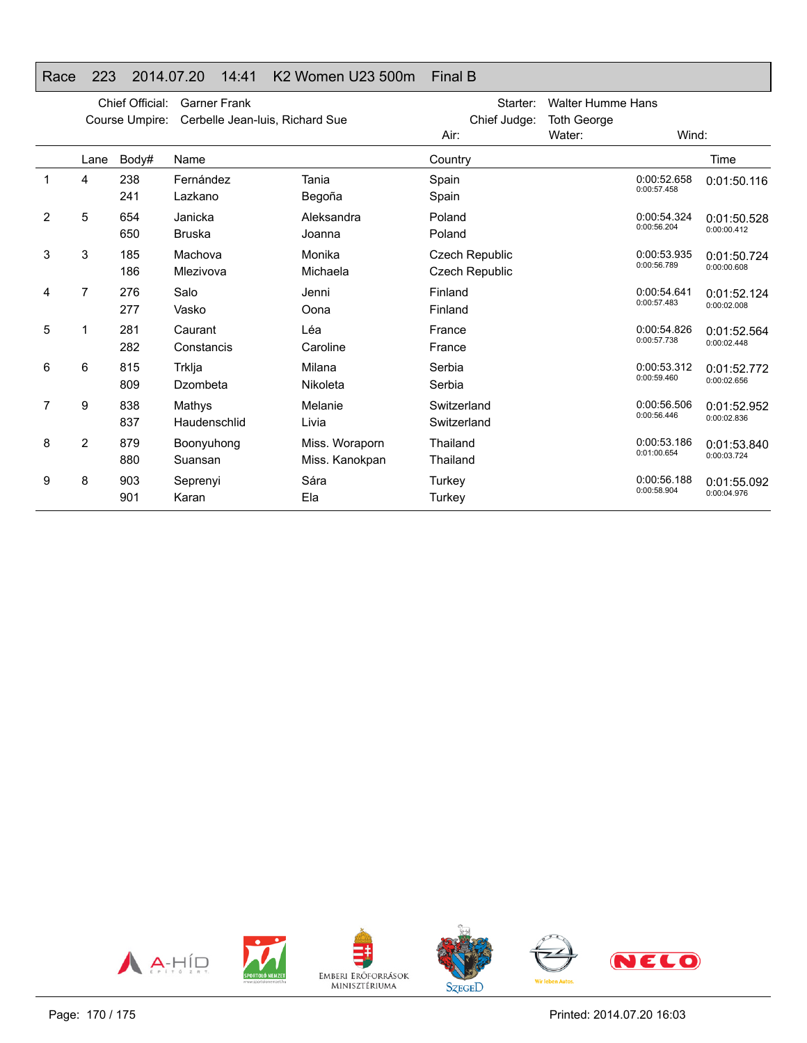## Race 223 2014.07.20 14:41 K2 Women U23 500m Final B

Chief Official: Garner Frank
Course Umpire: Cerbelle Jean-luis, Richard Sue
Starter: Walter Humme Hans
Chief Judge: Toth George
Air:
Water:
Wind:

| | Lane | Body# | Name | | Country | | Time |
|---|---|---|---|---|---|---|---|
| 1 | 4 | 238 | Fernández | Tania | Spain | 0:00:52.658 | 0:01:50.116 |
| | | 241 | Lazkano | Begoña | Spain | 0:00:57.458 | |
| 2 | 5 | 654 | Janicka | Aleksandra | Poland | 0:00:54.324 | 0:01:50.528 |
| | | 650 | Bruska | Joanna | Poland | 0:00:56.204 | 0:00:00.412 |
| 3 | 3 | 185 | Machova | Monika | Czech Republic | 0:00:53.935 | 0:01:50.724 |
| | | 186 | Mlezivova | Michaela | Czech Republic | 0:00:56.789 | 0:00:00.608 |
| 4 | 7 | 276 | Salo | Jenni | Finland | 0:00:54.641 | 0:01:52.124 |
| | | 277 | Vasko | Oona | Finland | 0:00:57.483 | 0:00:02.008 |
| 5 | 1 | 281 | Caurant | Léa | France | 0:00:54.826 | 0:01:52.564 |
| | | 282 | Constancis | Caroline | France | 0:00:57.738 | 0:00:02.448 |
| 6 | 6 | 815 | Trklja | Milana | Serbia | 0:00:53.312 | 0:01:52.772 |
| | | 809 | Dzombeta | Nikoleta | Serbia | 0:00:59.460 | 0:00:02.656 |
| 7 | 9 | 838 | Mathys | Melanie | Switzerland | 0:00:56.506 | 0:01:52.952 |
| | | 837 | Haudenschlid | Livia | Switzerland | 0:00:56.446 | 0:00:02.836 |
| 8 | 2 | 879 | Boonyuhong | Miss. Woraporn | Thailand | 0:00:53.186 | 0:01:53.840 |
| | | 880 | Suansan | Miss. Kanokpan | Thailand | 0:01:00.654 | 0:00:03.724 |
| 9 | 8 | 903 | Seprenyi | Sára | Turkey | 0:00:56.188 | 0:01:55.092 |
| | | 901 | Karan | Ela | Turkey | 0:00:58.904 | 0:00:04.976 |

Printed: 2014.07.20 16:03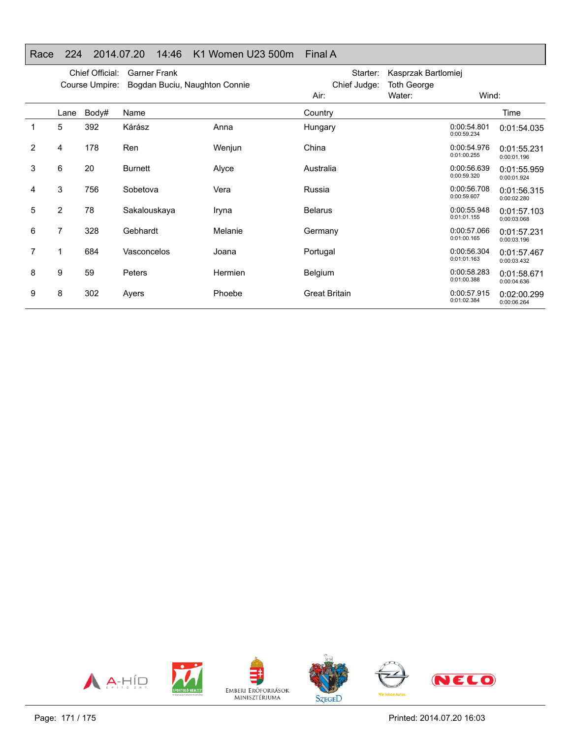## Race 224 2014.07.20 14:46 K1 Women U23 500m Final A

Chief Official: Garner Frank
Course Umpire: Bogdan Buciu, Naughton Connie
Starter: Kasprzak Bartlomiej
Chief Judge: Toth George
Air: Water: Wind:

| | Lane | Body# | Name | | Country | | Time |
|---|---|---|---|---|---|---|---|
| 1 | 5 | 392 | Kárász | Anna | Hungary | 0:00:54.801<br>0:00:59.234 | 0:01:54.035 |
| 2 | 4 | 178 | Ren | Wenjun | China | 0:00:54.976<br>0:01:00.255 | 0:01:55.231<br>0:00:01.196 |
| 3 | 6 | 20 | Burnett | Alyce | Australia | 0:00:56.639<br>0:00:59.320 | 0:01:55.959<br>0:00:01.924 |
| 4 | 3 | 756 | Sobetova | Vera | Russia | 0:00:56.708<br>0:00:59.607 | 0:01:56.315<br>0:00:02.280 |
| 5 | 2 | 78 | Sakalouskaya | Iryna | Belarus | 0:00:55.948<br>0:01:01.155 | 0:01:57.103<br>0:00:03.068 |
| 6 | 7 | 328 | Gebhardt | Melanie | Germany | 0:00:57.066<br>0:01:00.165 | 0:01:57.231<br>0:00:03.196 |
| 7 | 1 | 684 | Vasconcelos | Joana | Portugal | 0:00:56.304<br>0:01:01.163 | 0:01:57.467<br>0:00:03.432 |
| 8 | 9 | 59 | Peters | Hermien | Belgium | 0:00:58.283<br>0:01:00.388 | 0:01:58.671<br>0:00:04.636 |
| 9 | 8 | 302 | Ayers | Phoebe | Great Britain | 0:00:57.915<br>0:01:02.384 | 0:02:00.299<br>0:00:06.264 |

Printed: 2014.07.20 16:03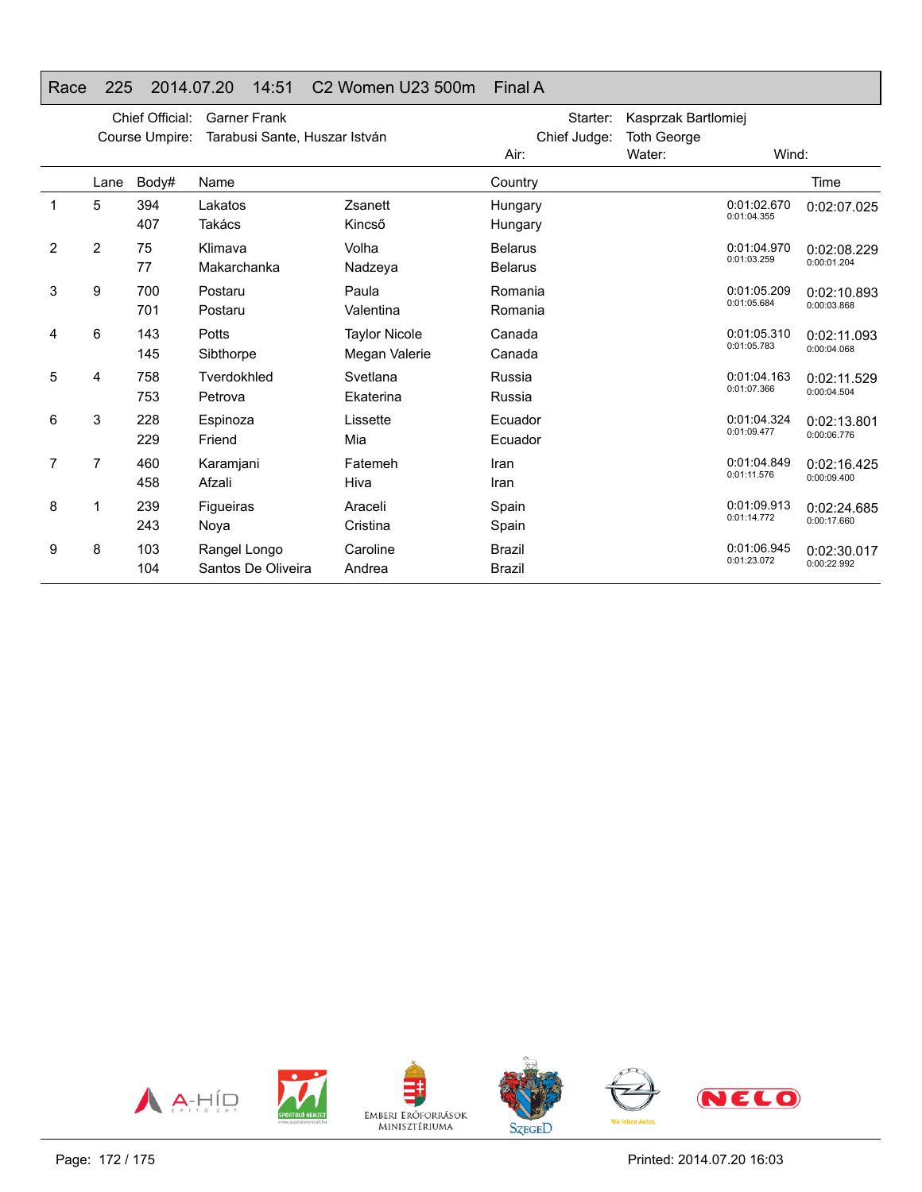## Race 225 2014.07.20 14:51 C2 Women U23 500m Final A

Chief Official: Garner Frank
Course Umpire: Tarabusi Sante, Huszar István

Starter: Kasprzak Bartlomiej
Chief Judge: Toth George
Air:
Water:
Wind:

| | Lane | Body# | Name | | Country | | Time |
|---|---|---|---|---|---|---|---|
| 1 | 5 | 394 | Lakatos | Zsanett | Hungary | 0:01:02.670 | 0:02:07.025 |
| | | 407 | Takács | Kincső | Hungary | 0:01:04.355 | |
| 2 | 2 | 75 | Klimava | Volha | Belarus | 0:01:04.970 | 0:02:08.229 |
| | | 77 | Makarchanka | Nadzeya | Belarus | 0:01:03.259 | 0:00:01.204 |
| 3 | 9 | 700 | Postaru | Paula | Romania | 0:01:05.209 | 0:02:10.893 |
| | | 701 | Postaru | Valentina | Romania | 0:01:05.684 | 0:00:03.868 |
| 4 | 6 | 143 | Potts | Taylor Nicole | Canada | 0:01:05.310 | 0:02:11.093 |
| | | 145 | Sibthorpe | Megan Valerie | Canada | 0:01:05.783 | 0:00:04.068 |
| 5 | 4 | 758 | Tverdokhled | Svetlana | Russia | 0:01:04.163 | 0:02:11.529 |
| | | 753 | Petrova | Ekaterina | Russia | 0:01:07.366 | 0:00:04.504 |
| 6 | 3 | 228 | Espinoza | Lissette | Ecuador | 0:01:04.324 | 0:02:13.801 |
| | | 229 | Friend | Mia | Ecuador | 0:01:09.477 | 0:00:06.776 |
| 7 | 7 | 460 | Karamjani | Fatemeh | Iran | 0:01:04.849 | 0:02:16.425 |
| | | 458 | Afzali | Hiva | Iran | 0:01:11.576 | 0:00:09.400 |
| 8 | 1 | 239 | Figueiras | Araceli | Spain | 0:01:09.913 | 0:02:24.685 |
| | | 243 | Noya | Cristina | Spain | 0:01:14.772 | 0:00:17.660 |
| 9 | 8 | 103 | Rangel Longo | Caroline | Brazil | 0:01:06.945 | 0:02:30.017 |
| | | 104 | Santos De Oliveira | Andrea | Brazil | 0:01:23.072 | 0:00:22.992 |

Printed: 2014.07.20 16:03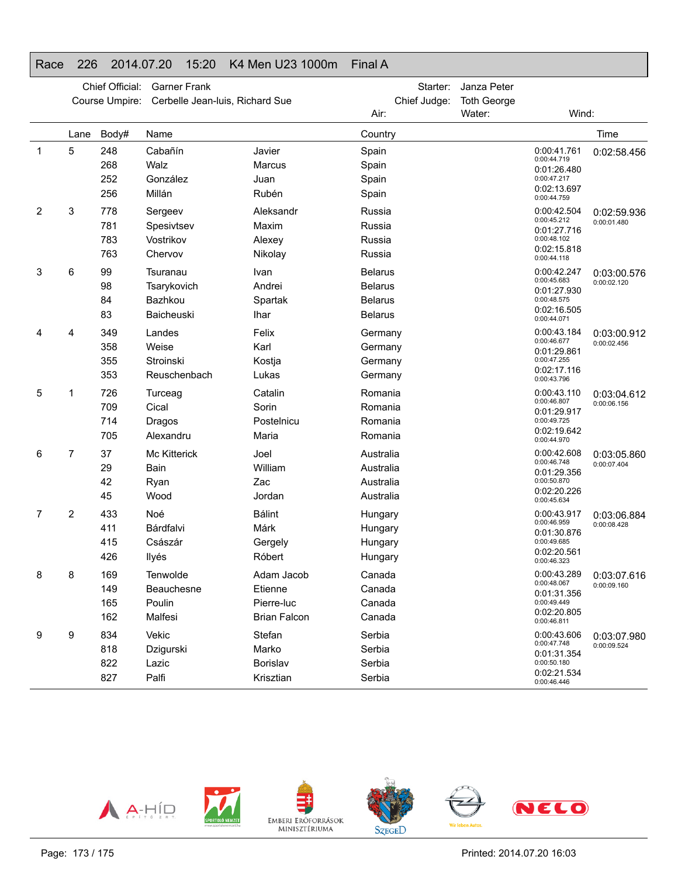# Race 226 2014.07.20 15:20 K4 Men U23 1000m Final A

Chief Official: Garner Frank
Course Umpire: Cerbelle Jean-luis, Richard Sue

Starter: Janza Peter
Chief Judge: Toth George

Air: Water: Wind:

| | Lane | Body# | Name | | Country | | Time |
|---|---|---|---|---|---|---|---|
| 1 | 5 | 248 | Cabañín | Javier | Spain | 0:00:41.761<br>0:00:44.719 | 0:02:58.456 |
| | | 268 | Walz | Marcus | Spain | 0:01:26.480<br>0:00:47.217 | |
| | | 252 | González | Juan | Spain | 0:02:13.697<br>0:00:44.759 | |
| | | 256 | Millán | Rubén | Spain | | |
| 2 | 3 | 778 | Sergeev | Aleksandr | Russia | 0:00:42.504<br>0:00:45.212 | 0:02:59.936<br>0:00:01.480 |
| | | 781 | Spesivtsev | Maxim | Russia | 0:01:27.716<br>0:00:48.102 | |
| | | 783 | Vostrikov | Alexey | Russia | 0:02:15.818<br>0:00:44.118 | |
| | | 763 | Chervov | Nikolay | Russia | | |
| 3 | 6 | 99 | Tsuranau | Ivan | Belarus | 0:00:42.247<br>0:00:45.683 | 0:03:00.576<br>0:00:02.120 |
| | | 98 | Tsarykovich | Andrei | Belarus | 0:01:27.930<br>0:00:48.575 | |
| | | 84 | Bazhkou | Spartak | Belarus | 0:02:16.505<br>0:00:44.071 | |
| | | 83 | Baicheuski | Ihar | Belarus | | |
| 4 | 4 | 349 | Landes | Felix | Germany | 0:00:43.184<br>0:00:46.677 | 0:03:00.912<br>0:00:02.456 |
| | | 358 | Weise | Karl | Germany | 0:01:29.861<br>0:00:47.255 | |
| | | 355 | Stroinski | Kostja | Germany | 0:02:17.116<br>0:00:43.796 | |
| | | 353 | Reuschenbach | Lukas | Germany | | |
| 5 | 1 | 726 | Turceag | Catalin | Romania | 0:00:43.110<br>0:00:46.807 | 0:03:04.612<br>0:00:06.156 |
| | | 709 | Cical | Sorin | Romania | 0:01:29.917<br>0:00:49.725 | |
| | | 714 | Dragos | Postelnicu | Romania | 0:02:19.642<br>0:00:44.970 | |
| | | 705 | Alexandru | Maria | Romania | | |
| 6 | 7 | 37 | Mc Kitterick | Joel | Australia | 0:00:42.608<br>0:00:46.748 | 0:03:05.860<br>0:00:07.404 |
| | | 29 | Bain | William | Australia | 0:01:29.356<br>0:00:50.870 | |
| | | 42 | Ryan | Zac | Australia | 0:02:20.226<br>0:00:45.634 | |
| | | 45 | Wood | Jordan | Australia | | |
| 7 | 2 | 433 | Noé | Bálint | Hungary | 0:00:43.917<br>0:00:46.959 | 0:03:06.884<br>0:00:08.428 |
| | | 411 | Bárdfalvi | Márk | Hungary | 0:01:30.876<br>0:00:49.685 | |
| | | 415 | Császár | Gergely | Hungary | 0:02:20.561<br>0:00:46.323 | |
| | | 426 | Ilyés | Róbert | Hungary | | |
| 8 | 8 | 169 | Tenwolde | Adam Jacob | Canada | 0:00:43.289<br>0:00:48.067 | 0:03:07.616<br>0:00:09.160 |
| | | 149 | Beauchesne | Etienne | Canada | 0:01:31.356<br>0:00:49.449 | |
| | | 165 | Poulin | Pierre-luc | Canada | 0:02:20.805<br>0:00:46.811 | |
| | | 162 | Malfesi | Brian Falcon | Canada | | |
| 9 | 9 | 834 | Vekic | Stefan | Serbia | 0:00:43.606<br>0:00:47.748 | 0:03:07.980<br>0:00:09.524 |
| | | 818 | Dzigurski | Marko | Serbia | 0:01:31.354<br>0:00:50.180 | |
| | | 822 | Lazic | Borislav | Serbia | 0:02:21.534<br>0:00:46.446 | |
| | | 827 | Palfi | Krisztian | Serbia | | |

Printed: 2014.07.20 16:03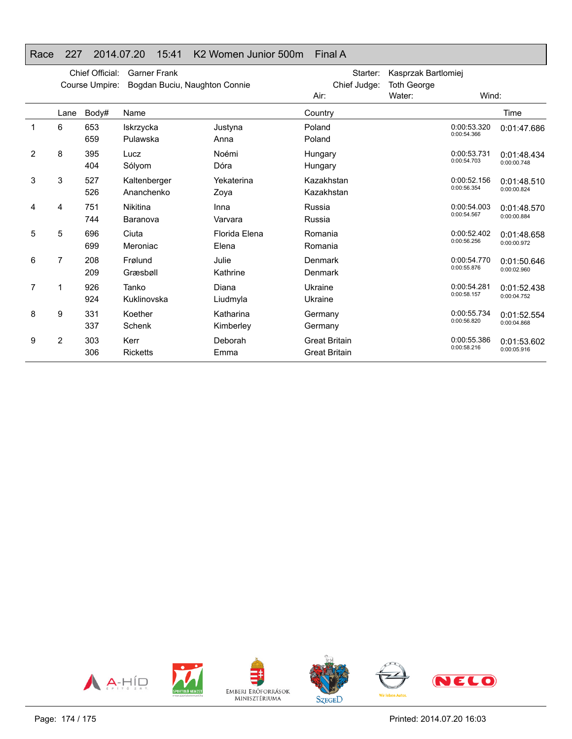# Race 227 2014.07.20 15:41 K2 Women Junior 500m Final A

Chief Official: Garner Frank
Course Umpire: Bogdan Buciu, Naughton Connie

Starter: Kasprzak Bartlomiej
Chief Judge: Toth George

Air: Water: Wind:

| | Lane | Body# | Name | | Country | | Time |
|---|---|---|---|---|---|---|---|
| 1 | 6 | 653 | Iskrzycka | Justyna | Poland | 0:00:53.320 | 0:01:47.686 |
| | | 659 | Pulawska | Anna | Poland | 0:00:54.366 | |
| 2 | 8 | 395 | Lucz | Noémi | Hungary | 0:00:53.731 | 0:01:48.434 |
| | | 404 | Sólyom | Dóra | Hungary | 0:00:54.703 | 0:00:00.748 |
| 3 | 3 | 527 | Kaltenberger | Yekaterina | Kazakhstan | 0:00:52.156 | 0:01:48.510 |
| | | 526 | Ananchenko | Zoya | Kazakhstan | 0:00:56.354 | 0:00:00.824 |
| 4 | 4 | 751 | Nikitina | Inna | Russia | 0:00:54.003 | 0:01:48.570 |
| | | 744 | Baranova | Varvara | Russia | 0:00:54.567 | 0:00:00.884 |
| 5 | 5 | 696 | Ciuta | Florida Elena | Romania | 0:00:52.402 | 0:01:48.658 |
| | | 699 | Meroniac | Elena | Romania | 0:00:56.256 | 0:00:00.972 |
| 6 | 7 | 208 | Frølund | Julie | Denmark | 0:00:54.770 | 0:01:50.646 |
| | | 209 | Græsbøll | Kathrine | Denmark | 0:00:55.876 | 0:00:02.960 |
| 7 | 1 | 926 | Tanko | Diana | Ukraine | 0:00:54.281 | 0:01:52.438 |
| | | 924 | Kuklinovska | Liudmyla | Ukraine | 0:00:58.157 | 0:00:04.752 |
| 8 | 9 | 331 | Koether | Katharina | Germany | 0:00:55.734 | 0:01:52.554 |
| | | 337 | Schenk | Kimberley | Germany | 0:00:56.820 | 0:00:04.868 |
| 9 | 2 | 303 | Kerr | Deborah | Great Britain | 0:00:55.386 | 0:01:53.602 |
| | | 306 | Ricketts | Emma | Great Britain | 0:00:58.216 | 0:00:05.916 |

Printed: 2014.07.20 16:03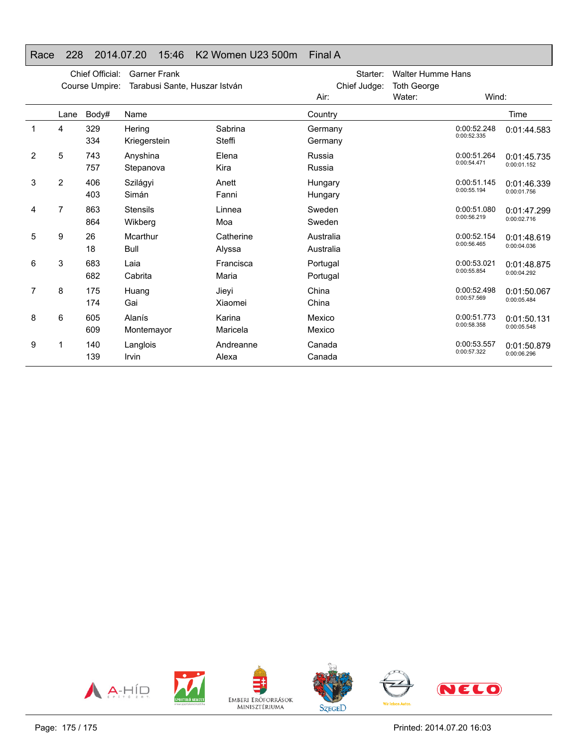# Race 228 2014.07.20 15:46 K2 Women U23 500m Final A

Chief Official: Garner Frank
Course Umpire: Tarabusi Sante, Huszar István
Starter: Walter Humme Hans
Chief Judge: Toth George
Air: Water: Wind:

| | Lane | Body# | Name | | Country | | Time |
|---|---|---|---|---|---|---|---|
| 1 | 4 | 329 | Hering | Sabrina | Germany | 0:00:52.248 | 0:01:44.583 |
| | | 334 | Kriegerstein | Steffi | Germany | 0:00:52.335 | |
| 2 | 5 | 743 | Anyshina | Elena | Russia | 0:00:51.264 | 0:01:45.735 |
| | | 757 | Stepanova | Kira | Russia | 0:00:54.471 | 0:00:01.152 |
| 3 | 2 | 406 | Szilágyi | Anett | Hungary | 0:00:51.145 | 0:01:46.339 |
| | | 403 | Simán | Fanni | Hungary | 0:00:55.194 | 0:00:01.756 |
| 4 | 7 | 863 | Stensils | Linnea | Sweden | 0:00:51.080 | 0:01:47.299 |
| | | 864 | Wikberg | Moa | Sweden | 0:00:56.219 | 0:00:02.716 |
| 5 | 9 | 26 | Mcarthur | Catherine | Australia | 0:00:52.154 | 0:01:48.619 |
| | | 18 | Bull | Alyssa | Australia | 0:00:56.465 | 0:00:04.036 |
| 6 | 3 | 683 | Laia | Francisca | Portugal | 0:00:53.021 | 0:01:48.875 |
| | | 682 | Cabrita | Maria | Portugal | 0:00:55.854 | 0:00:04.292 |
| 7 | 8 | 175 | Huang | Jieyi | China | 0:00:52.498 | 0:01:50.067 |
| | | 174 | Gai | Xiaomei | China | 0:00:57.569 | 0:00:05.484 |
| 8 | 6 | 605 | Alanís | Karina | Mexico | 0:00:51.773 | 0:01:50.131 |
| | | 609 | Montemayor | Maricela | Mexico | 0:00:58.358 | 0:00:05.548 |
| 9 | 1 | 140 | Langlois | Andreanne | Canada | 0:00:53.557 | 0:01:50.879 |
| | | 139 | Irvin | Alexa | Canada | 0:00:57.322 | 0:00:06.296 |

Printed: 2014.07.20 16:03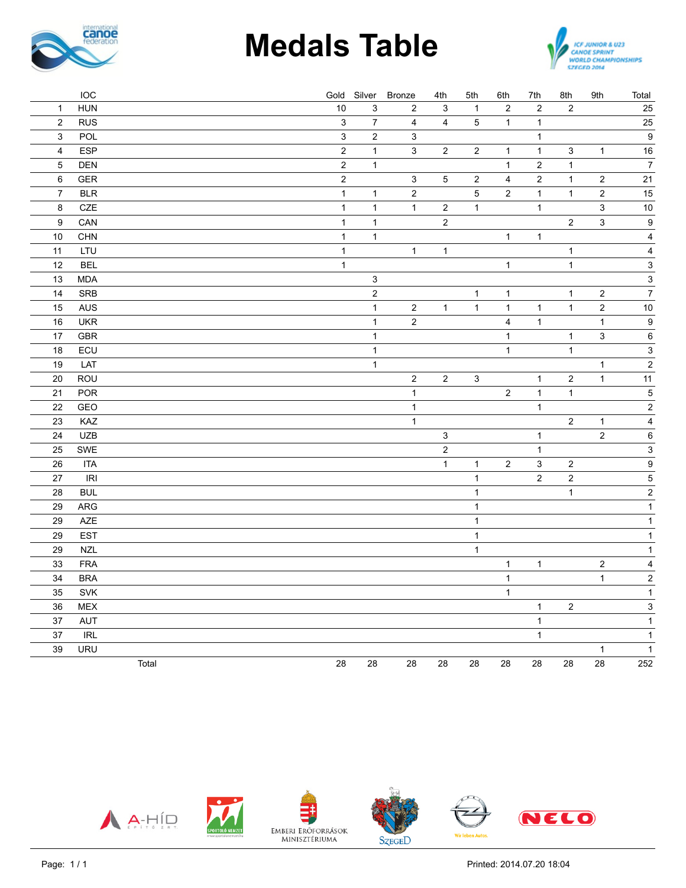# Medals Table

| | IOC | Gold | Silver | Bronze | 4th | 5th | 6th | 7th | 8th | 9th | Total |
|---|---|---|---|---|---|---|---|---|---|---|---|
| 1 | HUN | 10 | 3 | 2 | 3 | 1 | 2 | 2 | 2 | | 25 |
| 2 | RUS | 3 | 7 | 4 | 4 | 5 | 1 | 1 | | | 25 |
| 3 | POL | 3 | 2 | 3 | | | | 1 | | | 9 |
| 4 | ESP | 2 | 1 | 3 | 2 | 2 | 1 | 1 | 3 | 1 | 16 |
| 5 | DEN | 2 | 1 | | | | 1 | 2 | 1 | | 7 |
| 6 | GER | 2 | | 3 | 5 | 2 | 4 | 2 | 1 | 2 | 21 |
| 7 | BLR | 1 | 1 | 2 | | 5 | 2 | 1 | 1 | 2 | 15 |
| 8 | CZE | 1 | 1 | 1 | 2 | 1 | | 1 | | 3 | 10 |
| 9 | CAN | 1 | 1 | | 2 | | | | 2 | 3 | 9 |
| 10 | CHN | 1 | 1 | | | | 1 | 1 | | | 4 |
| 11 | LTU | 1 | | 1 | 1 | | | | 1 | | 4 |
| 12 | BEL | 1 | | | | | 1 | | 1 | | 3 |
| 13 | MDA | | 3 | | | | | | | | 3 |
| 14 | SRB | | 2 | | | 1 | 1 | | 1 | 2 | 7 |
| 15 | AUS | | 1 | 2 | 1 | 1 | 1 | 1 | 1 | 2 | 10 |
| 16 | UKR | | 1 | 2 | | | 4 | 1 | | 1 | 9 |
| 17 | GBR | | 1 | | | | 1 | | 1 | 3 | 6 |
| 18 | ECU | | 1 | | | | 1 | | 1 | | 3 |
| 19 | LAT | | 1 | | | | | | | 1 | 2 |
| 20 | ROU | | | 2 | 2 | 3 | | 1 | 2 | 1 | 11 |
| 21 | POR | | | 1 | | | 2 | 1 | 1 | | 5 |
| 22 | GEO | | | 1 | | | | 1 | | | 2 |
| 23 | KAZ | | | 1 | | | | | 2 | 1 | 4 |
| 24 | UZB | | | | 3 | | | 1 | | 2 | 6 |
| 25 | SWE | | | | 2 | | | 1 | | | 3 |
| 26 | ITA | | | | 1 | 1 | 2 | 3 | 2 | | 9 |
| 27 | IRI | | | | | 1 | | 2 | 2 | | 5 |
| 28 | BUL | | | | | 1 | | | 1 | | 2 |
| 29 | ARG | | | | | 1 | | | | | 1 |
| 29 | AZE | | | | | 1 | | | | | 1 |
| 29 | EST | | | | | 1 | | | | | 1 |
| 29 | NZL | | | | | 1 | | | | | 1 |
| 33 | FRA | | | | | | 1 | 1 | | 2 | 4 |
| 34 | BRA | | | | | | 1 | | | 1 | 2 |
| 35 | SVK | | | | | | 1 | | | | 1 |
| 36 | MEX | | | | | | | 1 | 2 | | 3 |
| 37 | AUT | | | | | | | 1 | | | 1 |
| 37 | IRL | | | | | | | 1 | | | 1 |
| 39 | URU | | | | | | | | | 1 | 1 |
| | Total | 28 | 28 | 28 | 28 | 28 | 28 | 28 | 28 | 28 | 252 |

Printed: 2014.07.20 18:04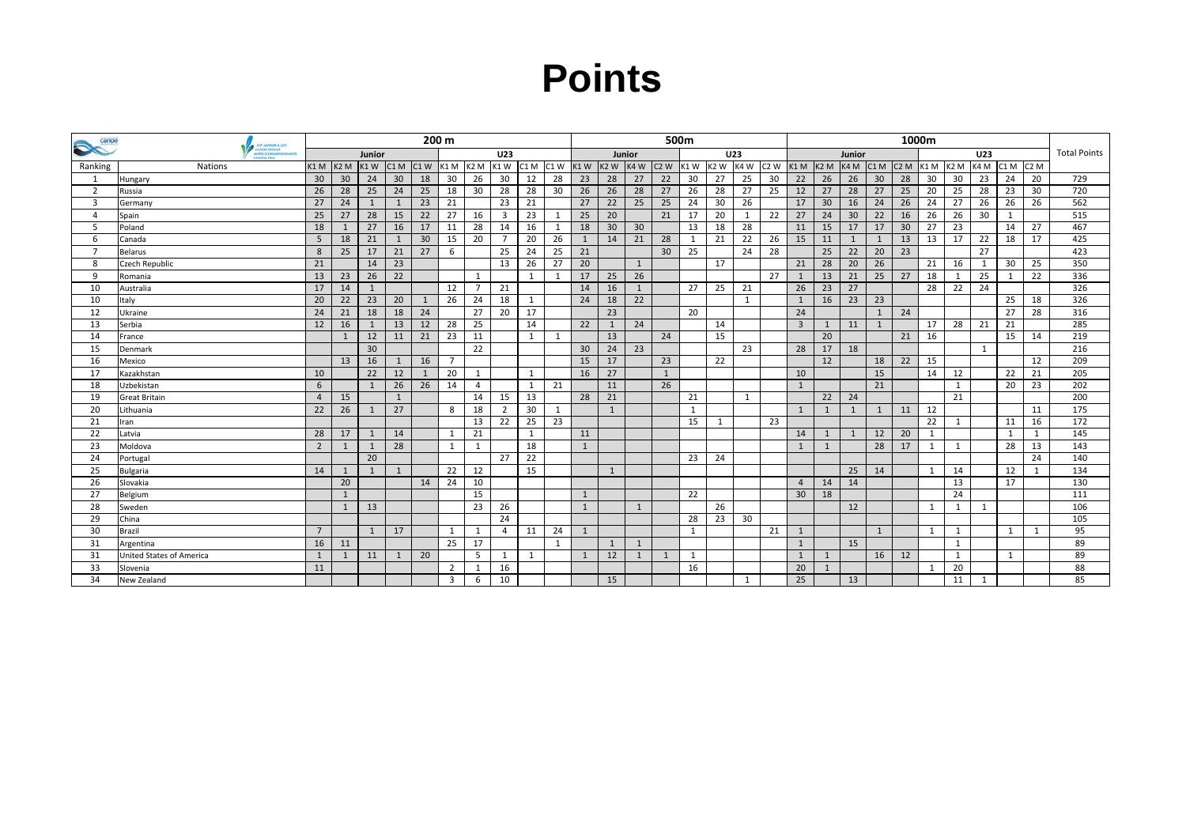# Points

| | | 200 m | | | | | | | | | | 500m | | | | | | | | 1000m | | | | | | | | | | |
|---|---|---|---|---|---|---|---|---|---|---|---|---|---|---|---|---|---|---|---|---|---|---|---|---|---|---|---|---|---|---|
| | | Junior | | | | | U23 | | | | | Junior | | | | U23 | | | | Junior | | | | | U23 | | | | | Total Points |
| Ranking | Nations | K1 M | K2 M | K1 W | C1 M | C1 W | K1 M | K2 M | K1 W | C1 M | C1 W | K1 W | K2 W | K4 W | C2 W | K1 W | K2 W | K4 W | C2 W | K1 M | K2 M | K4 M | C1 M | C2 M | K1 M | K2 M | K4 M | C1 M | C2 M | |
| 1 | Hungary | 30 | 30 | 24 | 30 | 18 | 30 | 26 | 30 | 12 | 28 | 23 | 28 | 27 | 22 | 30 | 27 | 25 | 30 | 22 | 26 | 26 | 30 | 28 | 30 | 30 | 23 | 24 | 20 | 729 |
| 2 | Russia | 26 | 28 | 25 | 24 | 25 | 18 | 30 | 28 | 28 | 30 | 26 | 26 | 28 | 27 | 26 | 28 | 27 | 25 | 12 | 27 | 28 | 27 | 25 | 20 | 25 | 28 | 23 | 30 | 720 |
| 3 | Germany | 27 | 24 | 1 | 1 | 23 | 21 | | 23 | 21 | | 27 | 22 | 25 | 25 | 24 | 30 | 26 | | 17 | 30 | 16 | 24 | 26 | 24 | 27 | 26 | 26 | 26 | 562 |
| 4 | Spain | 25 | 27 | 28 | 15 | 22 | 27 | 16 | 3 | 23 | 1 | 25 | 20 | | 21 | 17 | 20 | 1 | 22 | 27 | 24 | 30 | 22 | 16 | 26 | 26 | 30 | 1 | | 515 |
| 5 | Poland | 18 | 1 | 27 | 16 | 17 | 11 | 28 | 14 | 16 | 1 | 18 | 30 | 30 | | 13 | 18 | 28 | | 11 | 15 | 17 | 17 | 30 | 27 | 23 | | 14 | 27 | 467 |
| 6 | Canada | 5 | 18 | 21 | 1 | 30 | 15 | 20 | 7 | 20 | 26 | 1 | 14 | 21 | 28 | 1 | 21 | 22 | 26 | 15 | 11 | 1 | 1 | 13 | 13 | 17 | 22 | 18 | 17 | 425 |
| 7 | Belarus | 8 | 25 | 17 | 21 | 27 | 6 | | 25 | 24 | 25 | 21 | | | 30 | 25 | | 24 | 28 | | 25 | 22 | 20 | 23 | | | 27 | | | 423 |
| 8 | Czech Republic | 21 | | 14 | 23 | | | | 13 | 26 | 27 | 20 | | 1 | | | 17 | | | 21 | 28 | 20 | 26 | | 21 | 16 | 1 | 30 | 25 | 350 |
| 9 | Romania | 13 | 23 | 26 | 22 | | | 1 | | 1 | 1 | 17 | 25 | 26 | | | | | 27 | 1 | 13 | 21 | 25 | 27 | 18 | 1 | 25 | 1 | 22 | 336 |
| 10 | Australia | 17 | 14 | 1 | | | 12 | 7 | 21 | | | 14 | 16 | 1 | | 27 | 25 | 21 | | 26 | 23 | 27 | | | 28 | 22 | 24 | | | 326 |
| 10 | Italy | 20 | 22 | 23 | 20 | 1 | 26 | 24 | 18 | 1 | | 24 | 18 | 22 | | | | 1 | | 1 | 16 | 23 | 23 | | | | | 25 | 18 | 326 |
| 12 | Ukraine | 24 | 21 | 18 | 18 | 24 | | 27 | 20 | 17 | | | 23 | | | 20 | | | | 24 | | | 1 | 24 | | | | 27 | 28 | 316 |
| 13 | Serbia | 12 | 16 | 1 | 13 | 12 | 28 | 25 | | 14 | | 22 | 1 | 24 | | | 14 | | | 3 | 1 | 11 | 1 | | 17 | 28 | 21 | 21 | | 285 |
| 14 | France | | 1 | 12 | 11 | 21 | 23 | 11 | | 1 | 1 | | 13 | | 24 | | 15 | | | | 20 | | | 21 | 16 | | | 15 | 14 | 219 |
| 15 | Denmark | | | 30 | | | | 22 | | | | 30 | 24 | 23 | | | | 23 | | 28 | 17 | 18 | | | | | 1 | | | 216 |
| 16 | Mexico | | 13 | 16 | 1 | 16 | 7 | | | | | 15 | 17 | | 23 | | 22 | | | | 12 | | 18 | 22 | 15 | | | | 12 | 209 |
| 17 | Kazakhstan | 10 | | 22 | 12 | 1 | 20 | 1 | | 1 | | 16 | 27 | | 1 | | | | | 10 | | | 15 | | 14 | 12 | | 22 | 21 | 205 |
| 18 | Uzbekistan | 6 | | 1 | 26 | 26 | 14 | 4 | | 1 | 21 | | 11 | | 26 | | | | | 1 | | | 21 | | | 1 | | 20 | 23 | 202 |
| 19 | Great Britain | 4 | 15 | | 1 | | | 14 | 15 | 13 | | 28 | 21 | | | 21 | | 1 | | | 22 | 24 | | | | 21 | | | | 200 |
| 20 | Lithuania | 22 | 26 | 1 | 27 | | 8 | 18 | 2 | 30 | 1 | | 1 | | | 1 | | | | 1 | 1 | 1 | 1 | 11 | 12 | | | | 11 | 175 |
| 21 | Iran | | | | | | | 13 | 22 | 25 | 23 | | | | | 15 | 1 | | 23 | | | | | | 22 | 1 | | 11 | 16 | 172 |
| 22 | Latvia | 28 | 17 | 1 | 14 | | 1 | 21 | | 1 | | 11 | | | | | | | | 14 | 1 | 1 | 12 | 20 | 1 | | | 1 | 1 | 145 |
| 23 | Moldova | 2 | 1 | 1 | 28 | | 1 | 1 | | 18 | | 1 | | | | | | | | 1 | 1 | | 28 | 17 | 1 | 1 | | 28 | 13 | 143 |
| 24 | Portugal | | | 20 | | | | | 27 | 22 | | | | | | 23 | 24 | | | | | | | | | | | | 24 | 140 |
| 25 | Bulgaria | 14 | 1 | 1 | 1 | | 22 | 12 | | 15 | | | 1 | | | | | | | | | 25 | 14 | | 1 | 14 | | 12 | 1 | 134 |
| 26 | Slovakia | | 20 | | | 14 | 24 | 10 | | | | | | | | | | | | 4 | 14 | 14 | | | | 13 | | 17 | | 130 |
| 27 | Belgium | | | 1 | | | | | 15 | | | 1 | | | | 22 | | | | 30 | 18 | | | | | 24 | | | | 111 |
| 28 | Sweden | | 1 | 13 | | | | | 23 | 26 | | 1 | | 1 | | | 26 | | | | | 12 | | | 1 | 1 | 1 | | | 106 |
| 29 | China | | | | | | | | 24 | | | | | | | 28 | 23 | 30 | | | | | | | | | | | | 105 |
| 30 | Brazil | 7 | | 1 | 17 | | 1 | 1 | 4 | 11 | 24 | 1 | | | | 1 | | | 21 | 1 | | | 1 | | 1 | 1 | | 1 | 1 | 95 |
| 31 | Argentina | 16 | 11 | | | | 25 | 17 | | | 1 | | 1 | 1 | | | | | | 1 | | 15 | | | | 1 | | | | 89 |
| 31 | United States of America | 1 | 1 | 11 | 1 | 20 | | 5 | 1 | 1 | | 1 | 12 | 1 | 1 | 1 | | | | 1 | 1 | | 16 | 12 | | 1 | | 1 | | 89 |
| 33 | Slovenia | 11 | | | | | 2 | 1 | 16 | | | | | | | 16 | | | | 20 | 1 | | | | 1 | 20 | | | | 88 |
| 34 | New Zealand | | | | | | 3 | 6 | 10 | | | | 15 | | | | | 1 | | 25 | | 13 | | | | 11 | 1 | | | 85 |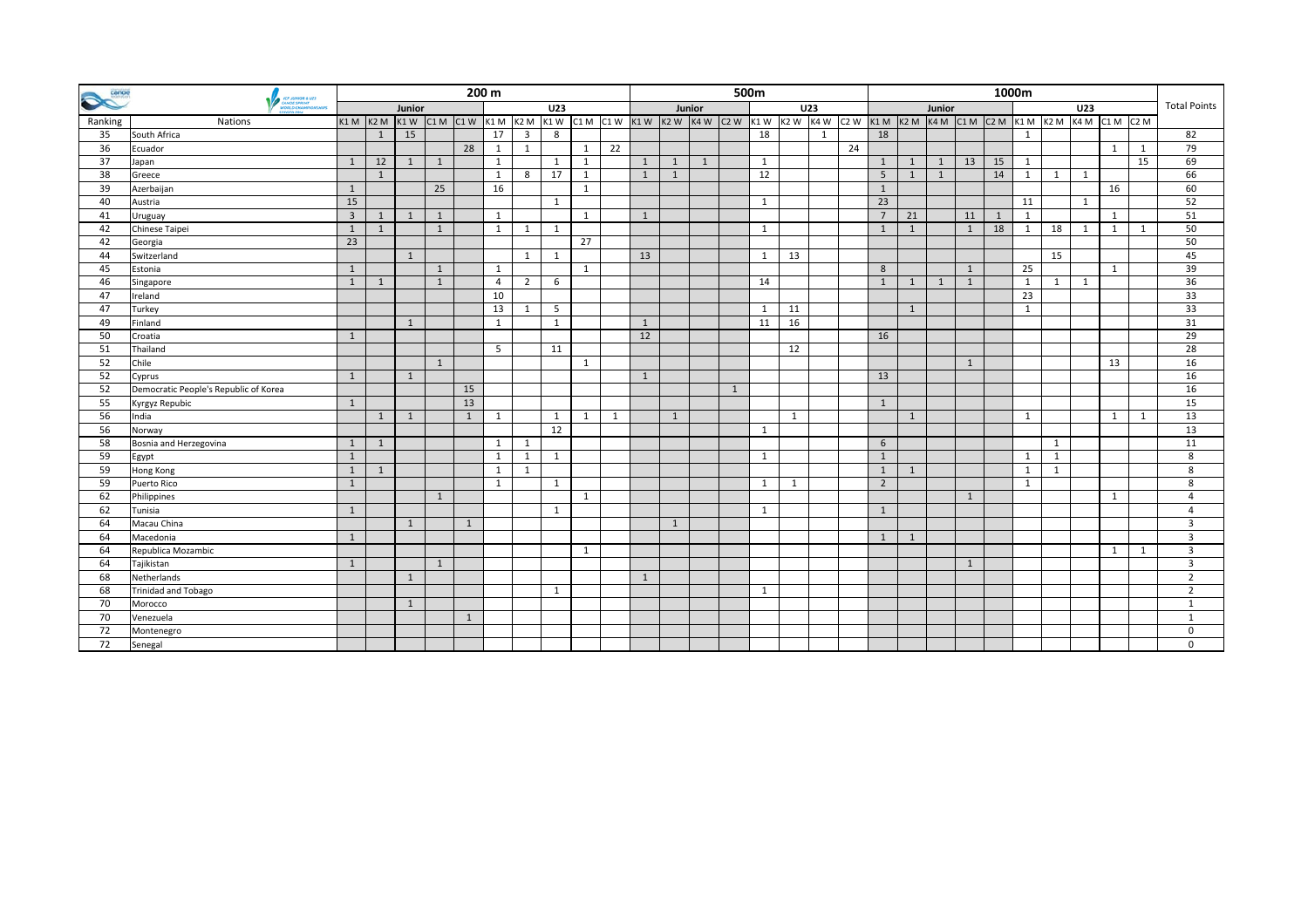| | | 200 m | | | | | | | | | | 500m | | | | | | | | 1000m | | | | | | | | | | |
|---|---|---|---|---|---|---|---|---|---|---|---|---|---|---|---|---|---|---|---|---|---|---|---|---|---|---|---|---|---|---|
| | | Junior | | | | | U23 | | | | | Junior | | | | U23 | | | | Junior | | | | | U23 | | | | | Total Points |
| Ranking | Nations | K1 M | K2 M | K1 W | C1 M | C1 W | K1 M | K2 M | K1 W | C1 M | C1 W | K1 W | K2 W | K4 W | C2 W | K1 W | K2 W | K4 W | C2 W | K1 M | K2 M | K4 M | C1 M | C2 M | K1 M | K2 M | K4 M | C1 M | C2 M | |
| 35 | South Africa | | 1 | 15 | | | 17 | 3 | 8 | | | | | | | 18 | | 1 | | 18 | | | | | 1 | | | | | 82 |
| 36 | Ecuador | | | | | 28 | 1 | 1 | | 1 | 22 | | | | | | | | 24 | | | | | | | | | 1 | 1 | 79 |
| 37 | Japan | 1 | 12 | 1 | 1 | | 1 | | 1 | 1 | | 1 | 1 | 1 | | 1 | | | | 1 | 1 | 1 | 13 | 15 | 1 | | | | 15 | 69 |
| 38 | Greece | | 1 | | | | 1 | 8 | 17 | 1 | | 1 | 1 | | | 12 | | | | 5 | 1 | 1 | | 14 | 1 | 1 | 1 | | | 66 |
| 39 | Azerbaijan | 1 | | | 25 | | 16 | | | 1 | | | | | | | | | | 1 | | | | | | | | 16 | | 60 |
| 40 | Austria | 15 | | | | | | | 1 | | | | | | | 1 | | | | 23 | | | | | 11 | | 1 | | | 52 |
| 41 | Uruguay | 3 | 1 | 1 | 1 | | 1 | | | 1 | | 1 | | | | | | | | 7 | 21 | | 11 | 1 | 1 | | | 1 | | 51 |
| 42 | Chinese Taipei | 1 | 1 | | 1 | | 1 | 1 | 1 | | | | | | | 1 | | | | 1 | 1 | | 1 | 18 | 1 | 18 | 1 | 1 | 1 | 50 |
| 42 | Georgia | 23 | | | | | | | | 27 | | | | | | | | | | | | | | | | | | | | 50 |
| 44 | Switzerland | | | 1 | | | | 1 | 1 | | | 13 | | | | 1 | 13 | | | | | | | | | 15 | | | | 45 |
| 45 | Estonia | 1 | | | 1 | | 1 | | | 1 | | | | | | | | | | 8 | | | 1 | | 25 | | | 1 | | 39 |
| 46 | Singapore | 1 | 1 | | 1 | | 4 | 2 | 6 | | | | | | | 14 | | | | 1 | 1 | 1 | 1 | | 1 | 1 | 1 | | | 36 |
| 47 | Ireland | | | | | | 10 | | | | | | | | | | | | | | | | | | 23 | | | | | 33 |
| 47 | Turkey | | | | | | 13 | 1 | 5 | | | | | | | 1 | 11 | | | | 1 | | | | 1 | | | | | 33 |
| 49 | Finland | | | 1 | | | 1 | | 1 | | | 1 | | | | 11 | 16 | | | | | | | | | | | | | 31 |
| 50 | Croatia | 1 | | | | | | | | | | 12 | | | | | | | | 16 | | | | | | | | | | 29 |
| 51 | Thailand | | | | | | 5 | | 11 | | | | | | | | 12 | | | | | | | | | | | | | 28 |
| 52 | Chile | | | | 1 | | | | | 1 | | | | | | | | | | | | | 1 | | | | | 13 | | 16 |
| 52 | Cyprus | 1 | | 1 | | | | | | | | 1 | | | | | | | | 13 | | | | | | | | | | 16 |
| 52 | Democratic People's Republic of Korea | | | | | 15 | | | | | | | | | 1 | | | | | | | | | | | | | | | 16 |
| 55 | Kyrgyz Repubic | 1 | | | | 13 | | | | | | | | | | | | | | 1 | | | | | | | | | | 15 |
| 56 | India | | 1 | 1 | | 1 | 1 | | 1 | 1 | 1 | | 1 | | | | 1 | | | | 1 | | | | 1 | | | 1 | 1 | 13 |
| 56 | Norway | | | | | | | | 12 | | | | | | | 1 | | | | | | | | | | | | | | 13 |
| 58 | Bosnia and Herzegovina | 1 | 1 | | | | 1 | 1 | | | | | | | | | | | | 6 | | | | | | 1 | | | | 11 |
| 59 | Egypt | 1 | | | | | 1 | 1 | 1 | | | | | | | 1 | | | | 1 | | | | | 1 | 1 | | | | 8 |
| 59 | Hong Kong | 1 | 1 | | | | 1 | 1 | | | | | | | | | | | | 1 | 1 | | | | 1 | 1 | | | | 8 |
| 59 | Puerto Rico | 1 | | | | | 1 | | 1 | | | | | | | 1 | 1 | | | 2 | | | | | 1 | | | | | 8 |
| 62 | Philippines | | | | 1 | | | | | 1 | | | | | | | | | | | | | 1 | | | | | 1 | | 4 |
| 62 | Tunisia | 1 | | | | | | | 1 | | | | | | | 1 | | | | 1 | | | | | | | | | | 4 |
| 64 | Macau China | | | 1 | | 1 | | | | | | | 1 | | | | | | | | | | | | | | | | | 3 |
| 64 | Macedonia | 1 | | | | | | | | | | | | | | | | | | 1 | 1 | | | | | | | | | 3 |
| 64 | Republica Mozambic | | | | | | | | | 1 | | | | | | | | | | | | | | | | | | 1 | 1 | 3 |
| 64 | Tajikistan | 1 | | | 1 | | | | | | | | | | | | | | | | | | 1 | | | | | | | 3 |
| 68 | Netherlands | | | 1 | | | | | | | | 1 | | | | | | | | | | | | | | | | | | 2 |
| 68 | Trinidad and Tobago | | | | | | | | 1 | | | | | | | 1 | | | | | | | | | | | | | | 2 |
| 70 | Morocco | | | 1 | | | | | | | | | | | | | | | | | | | | | | | | | | 1 |
| 70 | Venezuela | | | | | 1 | | | | | | | | | | | | | | | | | | | | | | | | 1 |
| 72 | Montenegro | | | | | | | | | | | | | | | | | | | | | | | | | | | | | 0 |
| 72 | Senegal | | | | | | | | | | | | | | | | | | | | | | | | | | | | | 0 |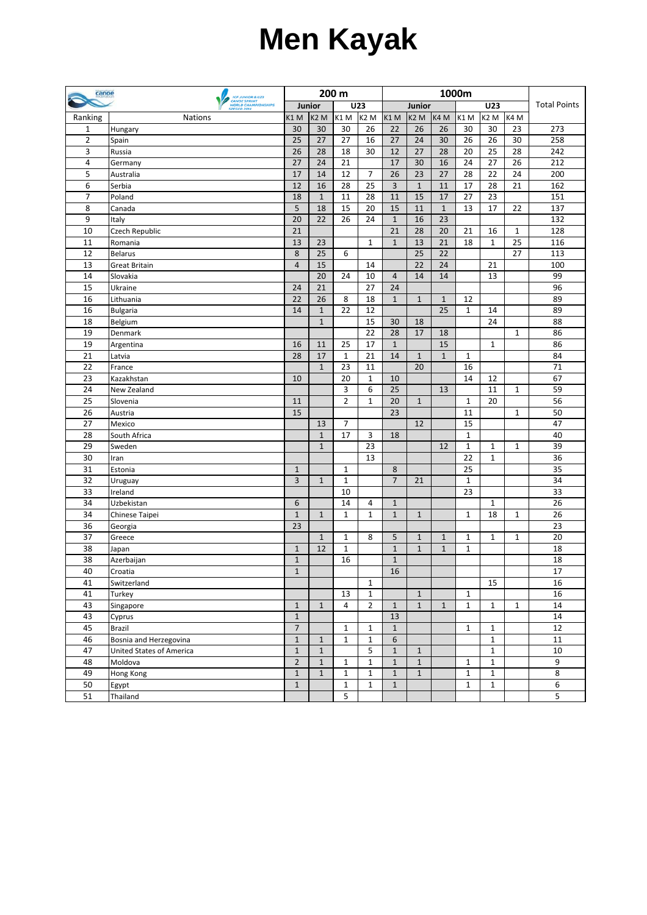# Men Kayak

| Ranking | Nations | 200 m Junior K1 M | 200 m Junior K2 M | 200 m U23 K1 M | 200 m U23 K2 M | 1000m Junior K1 M | 1000m Junior K2 M | 1000m Junior K4 M | 1000m U23 K1 M | 1000m U23 K2 M | 1000m U23 K4 M | Total Points |
|---|---|---|---|---|---|---|---|---|---|---|---|---|
| 1 | Hungary | 30 | 30 | 30 | 26 | 22 | 26 | 26 | 30 | 30 | 23 | 273 |
| 2 | Spain | 25 | 27 | 27 | 16 | 27 | 24 | 30 | 26 | 26 | 30 | 258 |
| 3 | Russia | 26 | 28 | 18 | 30 | 12 | 27 | 28 | 20 | 25 | 28 | 242 |
| 4 | Germany | 27 | 24 | 21 | | 17 | 30 | 16 | 24 | 27 | 26 | 212 |
| 5 | Australia | 17 | 14 | 12 | 7 | 26 | 23 | 27 | 28 | 22 | 24 | 200 |
| 6 | Serbia | 12 | 16 | 28 | 25 | 3 | 1 | 11 | 17 | 28 | 21 | 162 |
| 7 | Poland | 18 | 1 | 11 | 28 | 11 | 15 | 17 | 27 | 23 | | 151 |
| 8 | Canada | 5 | 18 | 15 | 20 | 15 | 11 | 1 | 13 | 17 | 22 | 137 |
| 9 | Italy | 20 | 22 | 26 | 24 | 1 | 16 | 23 | | | | 132 |
| 10 | Czech Republic | 21 | | | | 21 | 28 | 20 | 21 | 16 | 1 | 128 |
| 11 | Romania | 13 | 23 | | 1 | 1 | 13 | 21 | 18 | 1 | 25 | 116 |
| 12 | Belarus | 8 | 25 | 6 | | | 25 | 22 | | | 27 | 113 |
| 13 | Great Britain | 4 | 15 | | 14 | | 22 | 24 | | 21 | | 100 |
| 14 | Slovakia | | 20 | 24 | 10 | 4 | 14 | 14 | | 13 | | 99 |
| 15 | Ukraine | 24 | 21 | | 27 | 24 | | | | | | 96 |
| 16 | Lithuania | 22 | 26 | 8 | 18 | 1 | 1 | 1 | 12 | | | 89 |
| 16 | Bulgaria | 14 | 1 | 22 | 12 | | | 25 | 1 | 14 | | 89 |
| 18 | Belgium | | 1 | | 15 | 30 | 18 | | | 24 | | 88 |
| 19 | Denmark | | | | 22 | 28 | 17 | 18 | | | 1 | 86 |
| 19 | Argentina | 16 | 11 | 25 | 17 | 1 | | 15 | | 1 | | 86 |
| 21 | Latvia | 28 | 17 | 1 | 21 | 14 | 1 | 1 | 1 | | | 84 |
| 22 | France | | 1 | 23 | 11 | | 20 | | 16 | | | 71 |
| 23 | Kazakhstan | 10 | | 20 | 1 | 10 | | | 14 | 12 | | 67 |
| 24 | New Zealand | | | 3 | 6 | 25 | | 13 | | 11 | 1 | 59 |
| 25 | Slovenia | 11 | | 2 | 1 | 20 | 1 | | 1 | 20 | | 56 |
| 26 | Austria | 15 | | | | 23 | | | 11 | | 1 | 50 |
| 27 | Mexico | | 13 | 7 | | | 12 | | 15 | | | 47 |
| 28 | South Africa | | 1 | 17 | 3 | 18 | | | 1 | | | 40 |
| 29 | Sweden | | 1 | | 23 | | | 12 | 1 | 1 | 1 | 39 |
| 30 | Iran | | | | 13 | | | | 22 | 1 | | 36 |
| 31 | Estonia | 1 | | 1 | | 8 | | | 25 | | | 35 |
| 32 | Uruguay | 3 | 1 | 1 | | 7 | 21 | | 1 | | | 34 |
| 33 | Ireland | | | 10 | | | | | 23 | | | 33 |
| 34 | Uzbekistan | 6 | | 14 | 4 | 1 | | | | 1 | | 26 |
| 34 | Chinese Taipei | 1 | 1 | 1 | 1 | 1 | 1 | | 1 | 18 | 1 | 26 |
| 36 | Georgia | 23 | | | | | | | | | | 23 |
| 37 | Greece | | 1 | 1 | 8 | 5 | 1 | 1 | 1 | 1 | 1 | 20 |
| 38 | Japan | 1 | 12 | 1 | | 1 | 1 | 1 | 1 | | | 18 |
| 38 | Azerbaijan | 1 | | 16 | | 1 | | | | | | 18 |
| 40 | Croatia | 1 | | | | 16 | | | | | | 17 |
| 41 | Switzerland | | | | 1 | | | | | 15 | | 16 |
| 41 | Turkey | | | 13 | 1 | | 1 | | 1 | | | 16 |
| 43 | Singapore | 1 | 1 | 4 | 2 | 1 | 1 | 1 | 1 | 1 | 1 | 14 |
| 43 | Cyprus | 1 | | | | 13 | | | | | | 14 |
| 45 | Brazil | 7 | | 1 | 1 | 1 | | | 1 | 1 | | 12 |
| 46 | Bosnia and Herzegovina | 1 | 1 | 1 | 1 | 6 | | | | 1 | | 11 |
| 47 | United States of America | 1 | 1 | | 5 | 1 | 1 | | | 1 | | 10 |
| 48 | Moldova | 2 | 1 | 1 | 1 | 1 | 1 | | 1 | 1 | | 9 |
| 49 | Hong Kong | 1 | 1 | 1 | 1 | 1 | 1 | | 1 | 1 | | 8 |
| 50 | Egypt | 1 | | 1 | 1 | 1 | | | 1 | 1 | | 6 |
| 51 | Thailand | | | 5 | | | | | | | | 5 |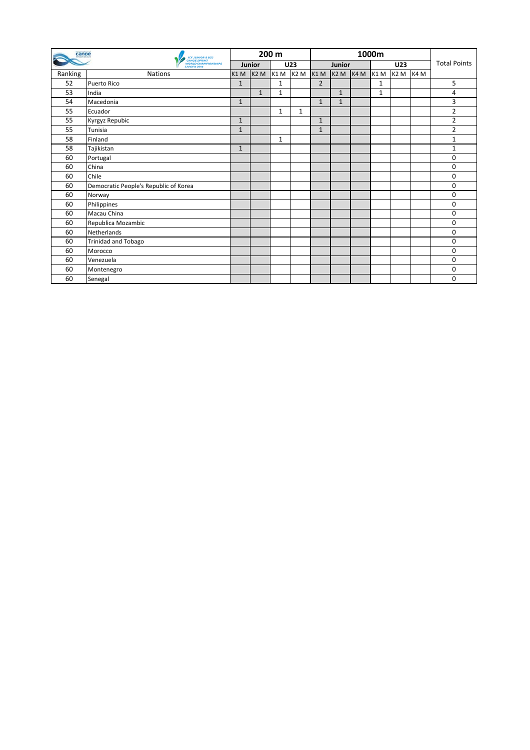| Ranking | Nations | 200 m | | | | 1000m | | | | | | Total Points |
|---|---|---|---|---|---|---|---|---|---|---|---|---|
| | | Junior | | U23 | | Junior | | | U23 | | | |
| | | K1 M | K2 M | K1 M | K2 M | K1 M | K2 M | K4 M | K1 M | K2 M | K4 M | |
| 52 | Puerto Rico | 1 | | 1 | | 2 | | | 1 | | | 5 |
| 53 | India | | 1 | 1 | | | 1 | | 1 | | | 4 |
| 54 | Macedonia | 1 | | | | 1 | 1 | | | | | 3 |
| 55 | Ecuador | | | 1 | 1 | | | | | | | 2 |
| 55 | Kyrgyz Repubic | 1 | | | | 1 | | | | | | 2 |
| 55 | Tunisia | 1 | | | | 1 | | | | | | 2 |
| 58 | Finland | | | 1 | | | | | | | | 1 |
| 58 | Tajikistan | 1 | | | | | | | | | | 1 |
| 60 | Portugal | | | | | | | | | | | 0 |
| 60 | China | | | | | | | | | | | 0 |
| 60 | Chile | | | | | | | | | | | 0 |
| 60 | Democratic People's Republic of Korea | | | | | | | | | | | 0 |
| 60 | Norway | | | | | | | | | | | 0 |
| 60 | Philippines | | | | | | | | | | | 0 |
| 60 | Macau China | | | | | | | | | | | 0 |
| 60 | Republica Mozambic | | | | | | | | | | | 0 |
| 60 | Netherlands | | | | | | | | | | | 0 |
| 60 | Trinidad and Tobago | | | | | | | | | | | 0 |
| 60 | Morocco | | | | | | | | | | | 0 |
| 60 | Venezuela | | | | | | | | | | | 0 |
| 60 | Montenegro | | | | | | | | | | | 0 |
| 60 | Senegal | | | | | | | | | | | 0 |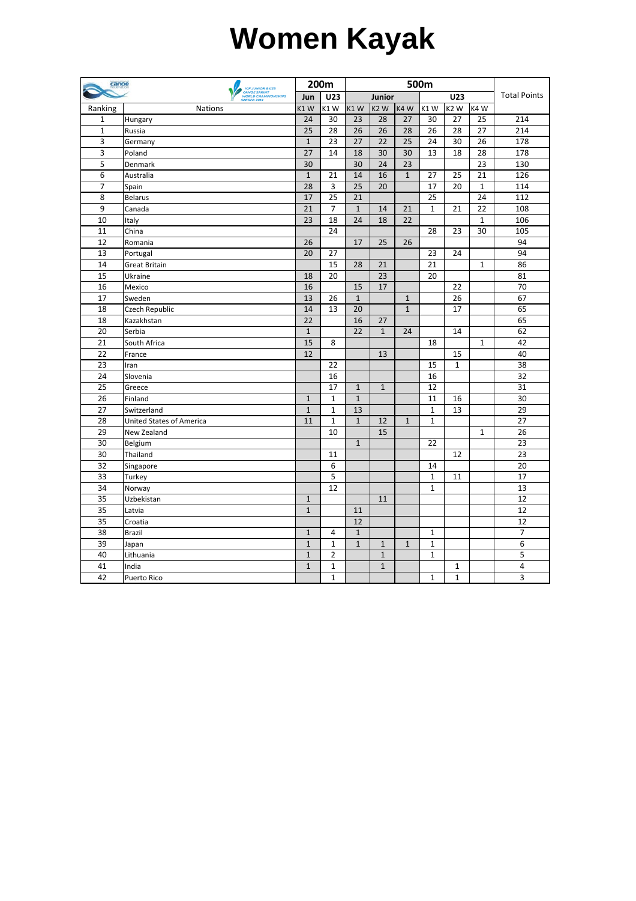# Women Kayak

| | | 200m | | 500m | | | | | | |
|---|---|---|---|---|---|---|---|---|---|---|
| | | Jun | U23 | Junior | | | U23 | | | Total Points |
| Ranking | Nations | K1 W | K1 W | K1 W | K2 W | K4 W | K1 W | K2 W | K4 W | |
| 1 | Hungary | 24 | 30 | 23 | 28 | 27 | 30 | 27 | 25 | 214 |
| 1 | Russia | 25 | 28 | 26 | 26 | 28 | 26 | 28 | 27 | 214 |
| 3 | Germany | 1 | 23 | 27 | 22 | 25 | 24 | 30 | 26 | 178 |
| 3 | Poland | 27 | 14 | 18 | 30 | 30 | 13 | 18 | 28 | 178 |
| 5 | Denmark | 30 | | 30 | 24 | 23 | | | 23 | 130 |
| 6 | Australia | 1 | 21 | 14 | 16 | 1 | 27 | 25 | 21 | 126 |
| 7 | Spain | 28 | 3 | 25 | 20 | | 17 | 20 | 1 | 114 |
| 8 | Belarus | 17 | 25 | 21 | | | 25 | | 24 | 112 |
| 9 | Canada | 21 | 7 | 1 | 14 | 21 | 1 | 21 | 22 | 108 |
| 10 | Italy | 23 | 18 | 24 | 18 | 22 | | | 1 | 106 |
| 11 | China | | 24 | | | | 28 | 23 | 30 | 105 |
| 12 | Romania | 26 | | 17 | 25 | 26 | | | | 94 |
| 13 | Portugal | 20 | 27 | | | | 23 | 24 | | 94 |
| 14 | Great Britain | | 15 | 28 | 21 | | 21 | | 1 | 86 |
| 15 | Ukraine | 18 | 20 | | 23 | | 20 | | | 81 |
| 16 | Mexico | 16 | | 15 | 17 | | | 22 | | 70 |
| 17 | Sweden | 13 | 26 | 1 | | 1 | | 26 | | 67 |
| 18 | Czech Republic | 14 | 13 | 20 | | 1 | | 17 | | 65 |
| 18 | Kazakhstan | 22 | | 16 | 27 | | | | | 65 |
| 20 | Serbia | 1 | | 22 | 1 | 24 | | 14 | | 62 |
| 21 | South Africa | 15 | 8 | | | | 18 | | 1 | 42 |
| 22 | France | 12 | | | 13 | | | 15 | | 40 |
| 23 | Iran | | 22 | | | | 15 | 1 | | 38 |
| 24 | Slovenia | | 16 | | | | 16 | | | 32 |
| 25 | Greece | | 17 | 1 | 1 | | 12 | | | 31 |
| 26 | Finland | 1 | 1 | 1 | | | 11 | 16 | | 30 |
| 27 | Switzerland | 1 | 1 | 13 | | | 1 | 13 | | 29 |
| 28 | United States of America | 11 | 1 | 1 | 12 | 1 | 1 | | | 27 |
| 29 | New Zealand | | 10 | | 15 | | | | 1 | 26 |
| 30 | Belgium | | | 1 | | | 22 | | | 23 |
| 30 | Thailand | | 11 | | | | | 12 | | 23 |
| 32 | Singapore | | 6 | | | | 14 | | | 20 |
| 33 | Turkey | | 5 | | | | 1 | 11 | | 17 |
| 34 | Norway | | 12 | | | | 1 | | | 13 |
| 35 | Uzbekistan | 1 | | | 11 | | | | | 12 |
| 35 | Latvia | 1 | | 11 | | | | | | 12 |
| 35 | Croatia | | | 12 | | | | | | 12 |
| 38 | Brazil | 1 | 4 | 1 | | | 1 | | | 7 |
| 39 | Japan | 1 | 1 | 1 | 1 | 1 | 1 | | | 6 |
| 40 | Lithuania | 1 | 2 | | 1 | | 1 | | | 5 |
| 41 | India | 1 | 1 | | 1 | | | 1 | | 4 |
| 42 | Puerto Rico | | 1 | | | | 1 | 1 | | 3 |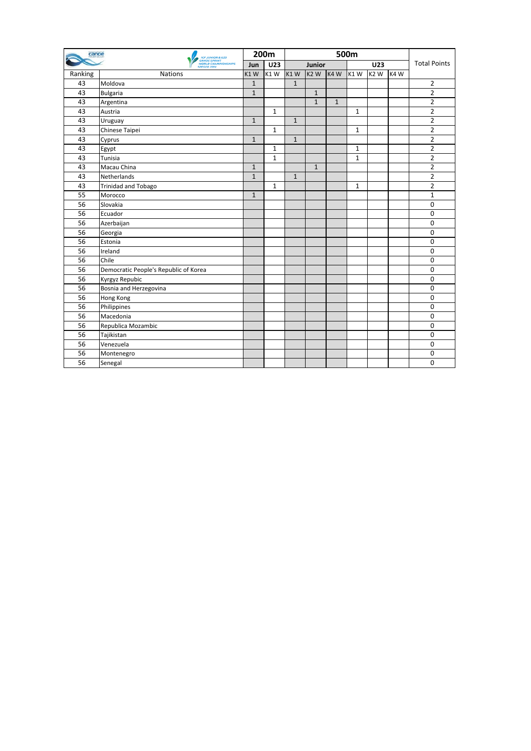| | | 200m | | 500m | | | | | | |
|---|---|---|---|---|---|---|---|---|---|---|
| | | Jun | U23 | Junior | | | U23 | | | Total Points |
| Ranking | Nations | K1 W | K1 W | K1 W | K2 W | K4 W | K1 W | K2 W | K4 W | |
| 43 | Moldova | 1 | | 1 | | | | | | 2 |
| 43 | Bulgaria | 1 | | | 1 | | | | | 2 |
| 43 | Argentina | | | | 1 | 1 | | | | 2 |
| 43 | Austria | | 1 | | | | 1 | | | 2 |
| 43 | Uruguay | 1 | | 1 | | | | | | 2 |
| 43 | Chinese Taipei | | 1 | | | | 1 | | | 2 |
| 43 | Cyprus | 1 | | 1 | | | | | | 2 |
| 43 | Egypt | | 1 | | | | 1 | | | 2 |
| 43 | Tunisia | | 1 | | | | 1 | | | 2 |
| 43 | Macau China | 1 | | | 1 | | | | | 2 |
| 43 | Netherlands | 1 | | 1 | | | | | | 2 |
| 43 | Trinidad and Tobago | | 1 | | | | 1 | | | 2 |
| 55 | Morocco | 1 | | | | | | | | 1 |
| 56 | Slovakia | | | | | | | | | 0 |
| 56 | Ecuador | | | | | | | | | 0 |
| 56 | Azerbaijan | | | | | | | | | 0 |
| 56 | Georgia | | | | | | | | | 0 |
| 56 | Estonia | | | | | | | | | 0 |
| 56 | Ireland | | | | | | | | | 0 |
| 56 | Chile | | | | | | | | | 0 |
| 56 | Democratic People's Republic of Korea | | | | | | | | | 0 |
| 56 | Kyrgyz Repubic | | | | | | | | | 0 |
| 56 | Bosnia and Herzegovina | | | | | | | | | 0 |
| 56 | Hong Kong | | | | | | | | | 0 |
| 56 | Philippines | | | | | | | | | 0 |
| 56 | Macedonia | | | | | | | | | 0 |
| 56 | Republica Mozambic | | | | | | | | | 0 |
| 56 | Tajikistan | | | | | | | | | 0 |
| 56 | Venezuela | | | | | | | | | 0 |
| 56 | Montenegro | | | | | | | | | 0 |
| 56 | Senegal | | | | | | | | | 0 |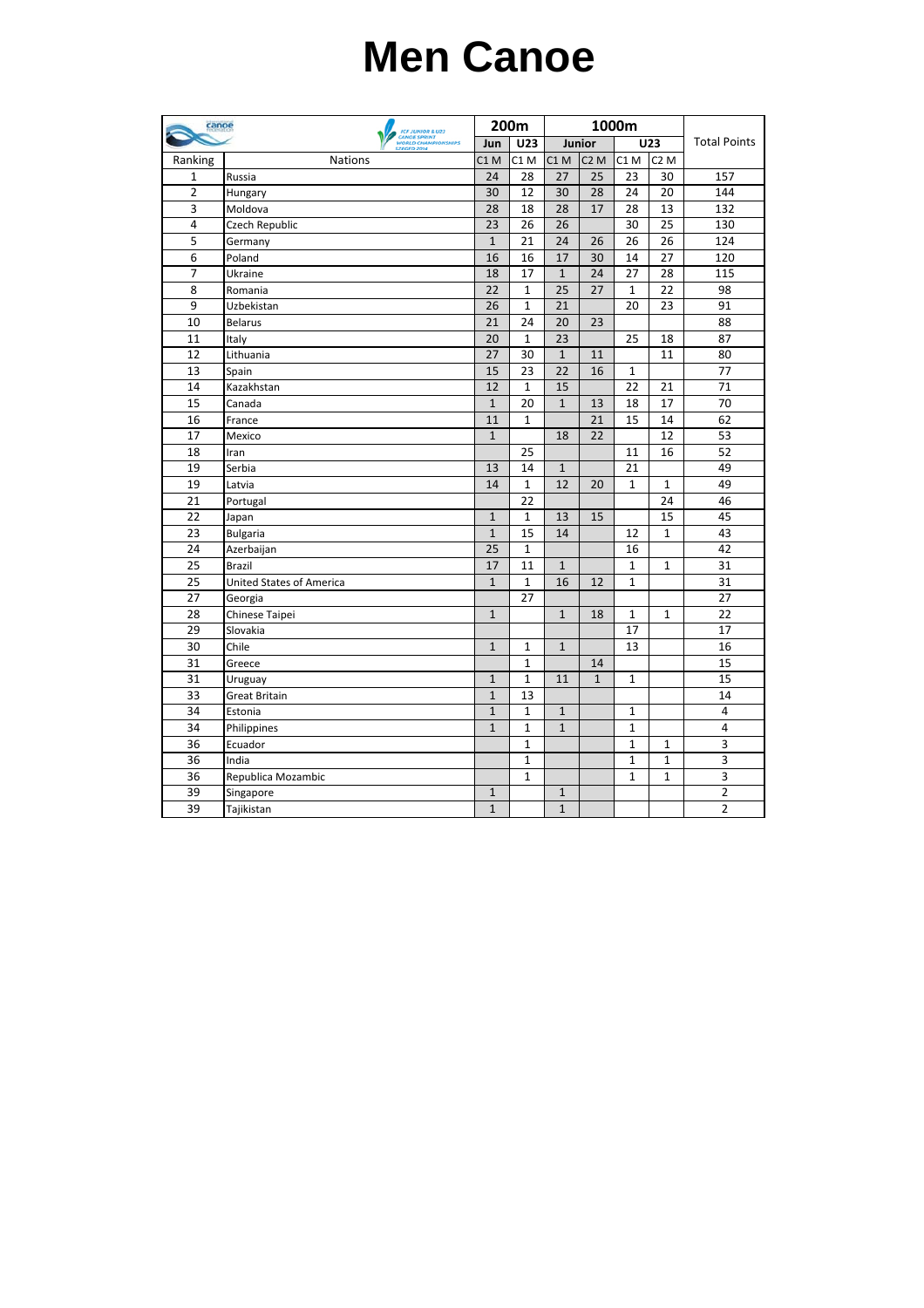# Men Canoe

| | | 200m | | 1000m | | | | |
|---|---|---|---|---|---|---|---|---|
| | | Jun | U23 | Junior | | U23 | | Total Points |
| Ranking | Nations | C1 M | C1 M | C1 M | C2 M | C1 M | C2 M | |
| 1 | Russia | 24 | 28 | 27 | 25 | 23 | 30 | 157 |
| 2 | Hungary | 30 | 12 | 30 | 28 | 24 | 20 | 144 |
| 3 | Moldova | 28 | 18 | 28 | 17 | 28 | 13 | 132 |
| 4 | Czech Republic | 23 | 26 | 26 | | 30 | 25 | 130 |
| 5 | Germany | 1 | 21 | 24 | 26 | 26 | 26 | 124 |
| 6 | Poland | 16 | 16 | 17 | 30 | 14 | 27 | 120 |
| 7 | Ukraine | 18 | 17 | 1 | 24 | 27 | 28 | 115 |
| 8 | Romania | 22 | 1 | 25 | 27 | 1 | 22 | 98 |
| 9 | Uzbekistan | 26 | 1 | 21 | | 20 | 23 | 91 |
| 10 | Belarus | 21 | 24 | 20 | 23 | | | 88 |
| 11 | Italy | 20 | 1 | 23 | | 25 | 18 | 87 |
| 12 | Lithuania | 27 | 30 | 1 | 11 | | 11 | 80 |
| 13 | Spain | 15 | 23 | 22 | 16 | 1 | | 77 |
| 14 | Kazakhstan | 12 | 1 | 15 | | 22 | 21 | 71 |
| 15 | Canada | 1 | 20 | 1 | 13 | 18 | 17 | 70 |
| 16 | France | 11 | 1 | | 21 | 15 | 14 | 62 |
| 17 | Mexico | 1 | | 18 | 22 | | 12 | 53 |
| 18 | Iran | | 25 | | | 11 | 16 | 52 |
| 19 | Serbia | 13 | 14 | 1 | | 21 | | 49 |
| 19 | Latvia | 14 | 1 | 12 | 20 | 1 | 1 | 49 |
| 21 | Portugal | | 22 | | | | 24 | 46 |
| 22 | Japan | 1 | 1 | 13 | 15 | | 15 | 45 |
| 23 | Bulgaria | 1 | 15 | 14 | | 12 | 1 | 43 |
| 24 | Azerbaijan | 25 | 1 | | | 16 | | 42 |
| 25 | Brazil | 17 | 11 | 1 | | 1 | 1 | 31 |
| 25 | United States of America | 1 | 1 | 16 | 12 | 1 | | 31 |
| 27 | Georgia | | 27 | | | | | 27 |
| 28 | Chinese Taipei | 1 | | 1 | 18 | 1 | 1 | 22 |
| 29 | Slovakia | | | | | 17 | | 17 |
| 30 | Chile | 1 | 1 | 1 | | 13 | | 16 |
| 31 | Greece | | 1 | | 14 | | | 15 |
| 31 | Uruguay | 1 | 1 | 11 | 1 | 1 | | 15 |
| 33 | Great Britain | 1 | 13 | | | | | 14 |
| 34 | Estonia | 1 | 1 | 1 | | 1 | | 4 |
| 34 | Philippines | 1 | 1 | 1 | | 1 | | 4 |
| 36 | Ecuador | | 1 | | | 1 | 1 | 3 |
| 36 | India | | 1 | | | 1 | 1 | 3 |
| 36 | Republica Mozambic | | 1 | | | 1 | 1 | 3 |
| 39 | Singapore | 1 | | 1 | | | | 2 |
| 39 | Tajikistan | 1 | | 1 | | | | 2 |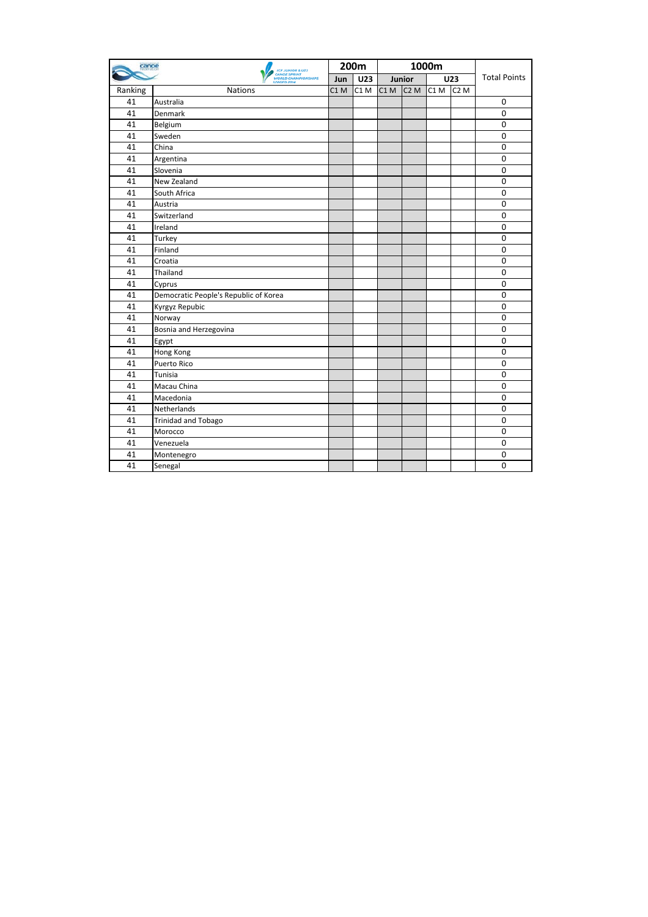| | | 200m | | 1000m | | | | Total Points |
|---|---|---|---|---|---|---|---|---|
| | | Jun | U23 | Junior | | U23 | | |
| Ranking | Nations | C1 M | C1 M | C1 M | C2 M | C1 M | C2 M | |
| 41 | Australia | | | | | | | 0 |
| 41 | Denmark | | | | | | | 0 |
| 41 | Belgium | | | | | | | 0 |
| 41 | Sweden | | | | | | | 0 |
| 41 | China | | | | | | | 0 |
| 41 | Argentina | | | | | | | 0 |
| 41 | Slovenia | | | | | | | 0 |
| 41 | New Zealand | | | | | | | 0 |
| 41 | South Africa | | | | | | | 0 |
| 41 | Austria | | | | | | | 0 |
| 41 | Switzerland | | | | | | | 0 |
| 41 | Ireland | | | | | | | 0 |
| 41 | Turkey | | | | | | | 0 |
| 41 | Finland | | | | | | | 0 |
| 41 | Croatia | | | | | | | 0 |
| 41 | Thailand | | | | | | | 0 |
| 41 | Cyprus | | | | | | | 0 |
| 41 | Democratic People's Republic of Korea | | | | | | | 0 |
| 41 | Kyrgyz Repubic | | | | | | | 0 |
| 41 | Norway | | | | | | | 0 |
| 41 | Bosnia and Herzegovina | | | | | | | 0 |
| 41 | Egypt | | | | | | | 0 |
| 41 | Hong Kong | | | | | | | 0 |
| 41 | Puerto Rico | | | | | | | 0 |
| 41 | Tunisia | | | | | | | 0 |
| 41 | Macau China | | | | | | | 0 |
| 41 | Macedonia | | | | | | | 0 |
| 41 | Netherlands | | | | | | | 0 |
| 41 | Trinidad and Tobago | | | | | | | 0 |
| 41 | Morocco | | | | | | | 0 |
| 41 | Venezuela | | | | | | | 0 |
| 41 | Montenegro | | | | | | | 0 |
| 41 | Senegal | | | | | | | 0 |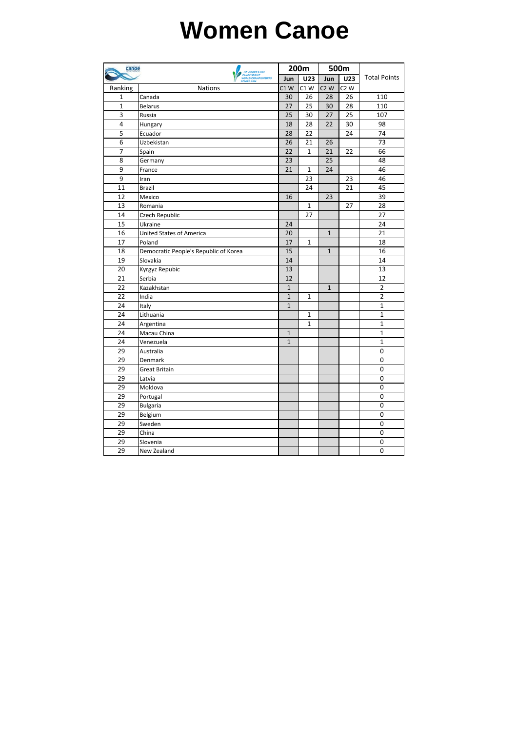# Women Canoe

| | | 200m | | 500m | | Total Points |
|---|---|---|---|---|---|---|
| | | Jun | U23 | Jun | U23 | |
| Ranking | Nations | C1 W | C1 W | C2 W | C2 W | |
| 1 | Canada | 30 | 26 | 28 | 26 | 110 |
| 1 | Belarus | 27 | 25 | 30 | 28 | 110 |
| 3 | Russia | 25 | 30 | 27 | 25 | 107 |
| 4 | Hungary | 18 | 28 | 22 | 30 | 98 |
| 5 | Ecuador | 28 | 22 | | 24 | 74 |
| 6 | Uzbekistan | 26 | 21 | 26 | | 73 |
| 7 | Spain | 22 | 1 | 21 | 22 | 66 |
| 8 | Germany | 23 | | 25 | | 48 |
| 9 | France | 21 | 1 | 24 | | 46 |
| 9 | Iran | | 23 | | 23 | 46 |
| 11 | Brazil | | 24 | | 21 | 45 |
| 12 | Mexico | 16 | | 23 | | 39 |
| 13 | Romania | | 1 | | 27 | 28 |
| 14 | Czech Republic | | 27 | | | 27 |
| 15 | Ukraine | 24 | | | | 24 |
| 16 | United States of America | 20 | | 1 | | 21 |
| 17 | Poland | 17 | 1 | | | 18 |
| 18 | Democratic People's Republic of Korea | 15 | | 1 | | 16 |
| 19 | Slovakia | 14 | | | | 14 |
| 20 | Kyrgyz Repubic | 13 | | | | 13 |
| 21 | Serbia | 12 | | | | 12 |
| 22 | Kazakhstan | 1 | | 1 | | 2 |
| 22 | India | 1 | 1 | | | 2 |
| 24 | Italy | 1 | | | | 1 |
| 24 | Lithuania | | 1 | | | 1 |
| 24 | Argentina | | 1 | | | 1 |
| 24 | Macau China | 1 | | | | 1 |
| 24 | Venezuela | 1 | | | | 1 |
| 29 | Australia | | | | | 0 |
| 29 | Denmark | | | | | 0 |
| 29 | Great Britain | | | | | 0 |
| 29 | Latvia | | | | | 0 |
| 29 | Moldova | | | | | 0 |
| 29 | Portugal | | | | | 0 |
| 29 | Bulgaria | | | | | 0 |
| 29 | Belgium | | | | | 0 |
| 29 | Sweden | | | | | 0 |
| 29 | China | | | | | 0 |
| 29 | Slovenia | | | | | 0 |
| 29 | New Zealand | | | | | 0 |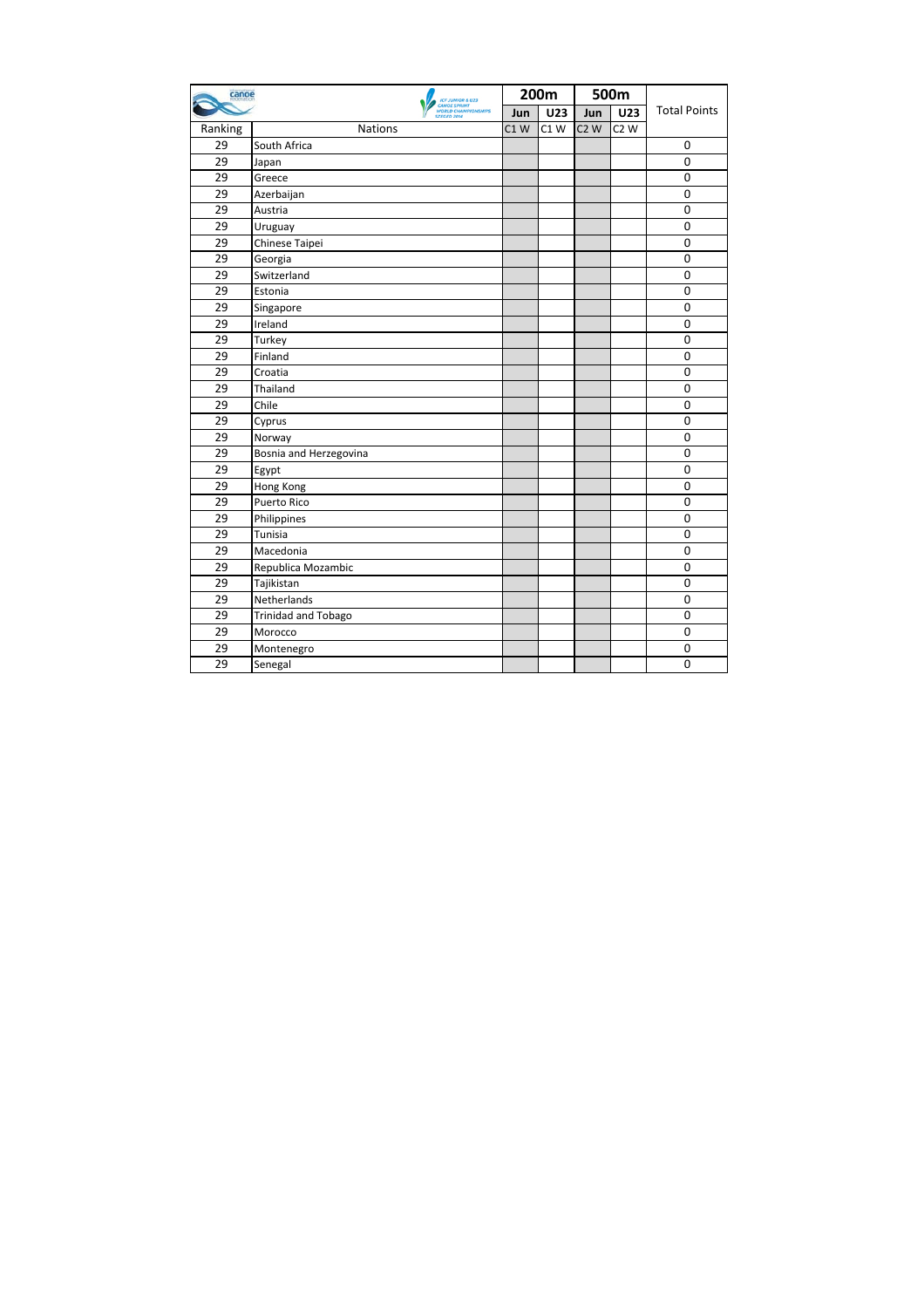| Ranking | Nations | 200m | | 500m | | Total Points |
|---|---|---|---|---|---|---|
| | | Jun | U23 | Jun | U23 | |
| | | C1 W | C1 W | C2 W | C2 W | |
| 29 | South Africa | | | | | 0 |
| 29 | Japan | | | | | 0 |
| 29 | Greece | | | | | 0 |
| 29 | Azerbaijan | | | | | 0 |
| 29 | Austria | | | | | 0 |
| 29 | Uruguay | | | | | 0 |
| 29 | Chinese Taipei | | | | | 0 |
| 29 | Georgia | | | | | 0 |
| 29 | Switzerland | | | | | 0 |
| 29 | Estonia | | | | | 0 |
| 29 | Singapore | | | | | 0 |
| 29 | Ireland | | | | | 0 |
| 29 | Turkey | | | | | 0 |
| 29 | Finland | | | | | 0 |
| 29 | Croatia | | | | | 0 |
| 29 | Thailand | | | | | 0 |
| 29 | Chile | | | | | 0 |
| 29 | Cyprus | | | | | 0 |
| 29 | Norway | | | | | 0 |
| 29 | Bosnia and Herzegovina | | | | | 0 |
| 29 | Egypt | | | | | 0 |
| 29 | Hong Kong | | | | | 0 |
| 29 | Puerto Rico | | | | | 0 |
| 29 | Philippines | | | | | 0 |
| 29 | Tunisia | | | | | 0 |
| 29 | Macedonia | | | | | 0 |
| 29 | Republica Mozambic | | | | | 0 |
| 29 | Tajikistan | | | | | 0 |
| 29 | Netherlands | | | | | 0 |
| 29 | Trinidad and Tobago | | | | | 0 |
| 29 | Morocco | | | | | 0 |
| 29 | Montenegro | | | | | 0 |
| 29 | Senegal | | | | | 0 |